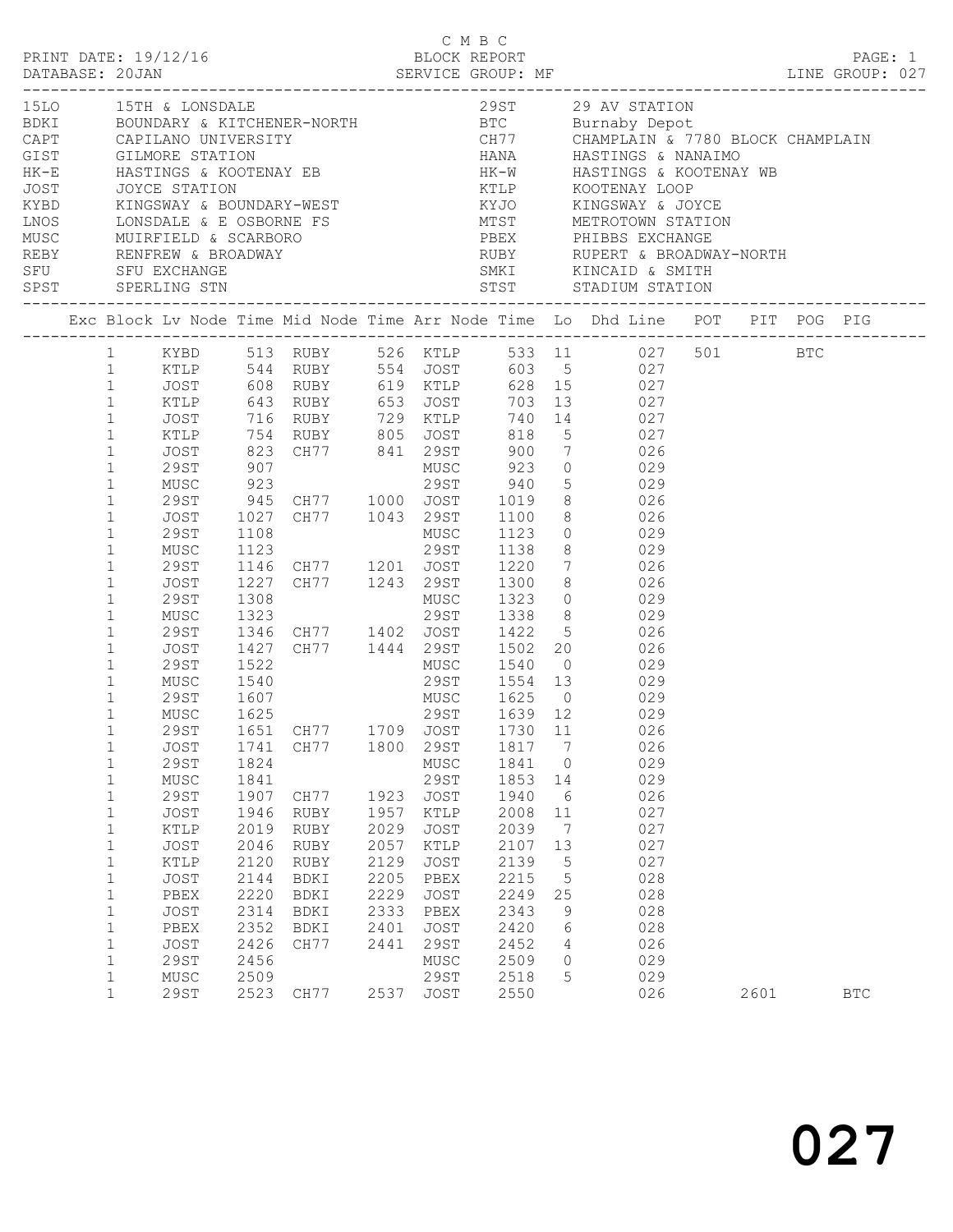C M B C

PRINT DATE: 19/12/16 BLOCK REPORT
DATABASE: 20JAN SERVICE GROUP: MF LINE GROUP: 027

| Code | Name | Code | Name |
|---|---|---|---|
| 15LO | 15TH & LONSDALE | 29ST | 29 AV STATION |
| BDKI | BOUNDARY & KITCHENER-NORTH | BTC | Burnaby Depot |
| CAPT | CAPILANO UNIVERSITY | CH77 | CHAMPLAIN & 7780 BLOCK CHAMPLAIN |
| GIST | GILMORE STATION | HANA | HASTINGS & NANAIMO |
| HK-E | HASTINGS & KOOTENAY EB | HK-W | HASTINGS & KOOTENAY WB |
| JOST | JOYCE STATION | KTLP | KOOTENAY LOOP |
| KYBD | KINGSWAY & BOUNDARY-WEST | KYJO | KINGSWAY & JOYCE |
| LNOS | LONSDALE & E OSBORNE FS | MTST | METROTOWN STATION |
| MUSC | MUIRFIELD & SCARBORO | PBEX | PHIBBS EXCHANGE |
| REBY | RENFREW & BROADWAY | RUBY | RUPERT & BROADWAY-NORTH |
| SFU | SFU EXCHANGE | SMKI | KINCAID & SMITH |
| SPST | SPERLING STN | STST | STADIUM STATION |

| Exc | Block | Lv Node | Time | Mid Node | Time | Arr Node | Time | Lo | Dhd | Line | POT | PIT | POG | PIG |
|---|---|---|---|---|---|---|---|---|---|---|---|---|---|---|
| | 1 | KYBD | 513 | RUBY | 526 | KTLP | 533 | 11 | | 027 | 501 | | BTC | |
| | 1 | KTLP | 544 | RUBY | 554 | JOST | 603 | 5 | | 027 | | | | |
| | 1 | JOST | 608 | RUBY | 619 | KTLP | 628 | 15 | | 027 | | | | |
| | 1 | KTLP | 643 | RUBY | 653 | JOST | 703 | 13 | | 027 | | | | |
| | 1 | JOST | 716 | RUBY | 729 | KTLP | 740 | 14 | | 027 | | | | |
| | 1 | KTLP | 754 | RUBY | 805 | JOST | 818 | 5 | | 027 | | | | |
| | 1 | JOST | 823 | CH77 | 841 | 29ST | 900 | 7 | | 026 | | | | |
| | 1 | 29ST | 907 | | | MUSC | 923 | 0 | | 029 | | | | |
| | 1 | MUSC | 923 | | | 29ST | 940 | 5 | | 029 | | | | |
| | 1 | 29ST | 945 | CH77 | 1000 | JOST | 1019 | 8 | | 026 | | | | |
| | 1 | JOST | 1027 | CH77 | 1043 | 29ST | 1100 | 8 | | 026 | | | | |
| | 1 | 29ST | 1108 | | | MUSC | 1123 | 0 | | 029 | | | | |
| | 1 | MUSC | 1123 | | | 29ST | 1138 | 8 | | 029 | | | | |
| | 1 | 29ST | 1146 | CH77 | 1201 | JOST | 1220 | 7 | | 026 | | | | |
| | 1 | JOST | 1227 | CH77 | 1243 | 29ST | 1300 | 8 | | 026 | | | | |
| | 1 | 29ST | 1308 | | | MUSC | 1323 | 0 | | 029 | | | | |
| | 1 | MUSC | 1323 | | | 29ST | 1338 | 8 | | 029 | | | | |
| | 1 | 29ST | 1346 | CH77 | 1402 | JOST | 1422 | 5 | | 026 | | | | |
| | 1 | JOST | 1427 | CH77 | 1444 | 29ST | 1502 | 20 | | 026 | | | | |
| | 1 | 29ST | 1522 | | | MUSC | 1540 | 0 | | 029 | | | | |
| | 1 | MUSC | 1540 | | | 29ST | 1554 | 13 | | 029 | | | | |
| | 1 | 29ST | 1607 | | | MUSC | 1625 | 0 | | 029 | | | | |
| | 1 | MUSC | 1625 | | | 29ST | 1639 | 12 | | 029 | | | | |
| | 1 | 29ST | 1651 | CH77 | 1709 | JOST | 1730 | 11 | | 026 | | | | |
| | 1 | JOST | 1741 | CH77 | 1800 | 29ST | 1817 | 7 | | 026 | | | | |
| | 1 | 29ST | 1824 | | | MUSC | 1841 | 0 | | 029 | | | | |
| | 1 | MUSC | 1841 | | | 29ST | 1853 | 14 | | 029 | | | | |
| | 1 | 29ST | 1907 | CH77 | 1923 | JOST | 1940 | 6 | | 026 | | | | |
| | 1 | JOST | 1946 | RUBY | 1957 | KTLP | 2008 | 11 | | 027 | | | | |
| | 1 | KTLP | 2019 | RUBY | 2029 | JOST | 2039 | 7 | | 027 | | | | |
| | 1 | JOST | 2046 | RUBY | 2057 | KTLP | 2107 | 13 | | 027 | | | | |
| | 1 | KTLP | 2120 | RUBY | 2129 | JOST | 2139 | 5 | | 027 | | | | |
| | 1 | JOST | 2144 | BDKI | 2205 | PBEX | 2215 | 5 | | 028 | | | | |
| | 1 | PBEX | 2220 | BDKI | 2229 | JOST | 2249 | 25 | | 028 | | | | |
| | 1 | JOST | 2314 | BDKI | 2333 | PBEX | 2343 | 9 | | 028 | | | | |
| | 1 | PBEX | 2352 | BDKI | 2401 | JOST | 2420 | 6 | | 028 | | | | |
| | 1 | JOST | 2426 | CH77 | 2441 | 29ST | 2452 | 4 | | 026 | | | | |
| | 1 | 29ST | 2456 | | | MUSC | 2509 | 0 | | 029 | | | | |
| | 1 | MUSC | 2509 | | | 29ST | 2518 | 5 | | 029 | | | | |
| | 1 | 29ST | 2523 | CH77 | 2537 | JOST | 2550 | | | 026 | | 2601 | | BTC |

027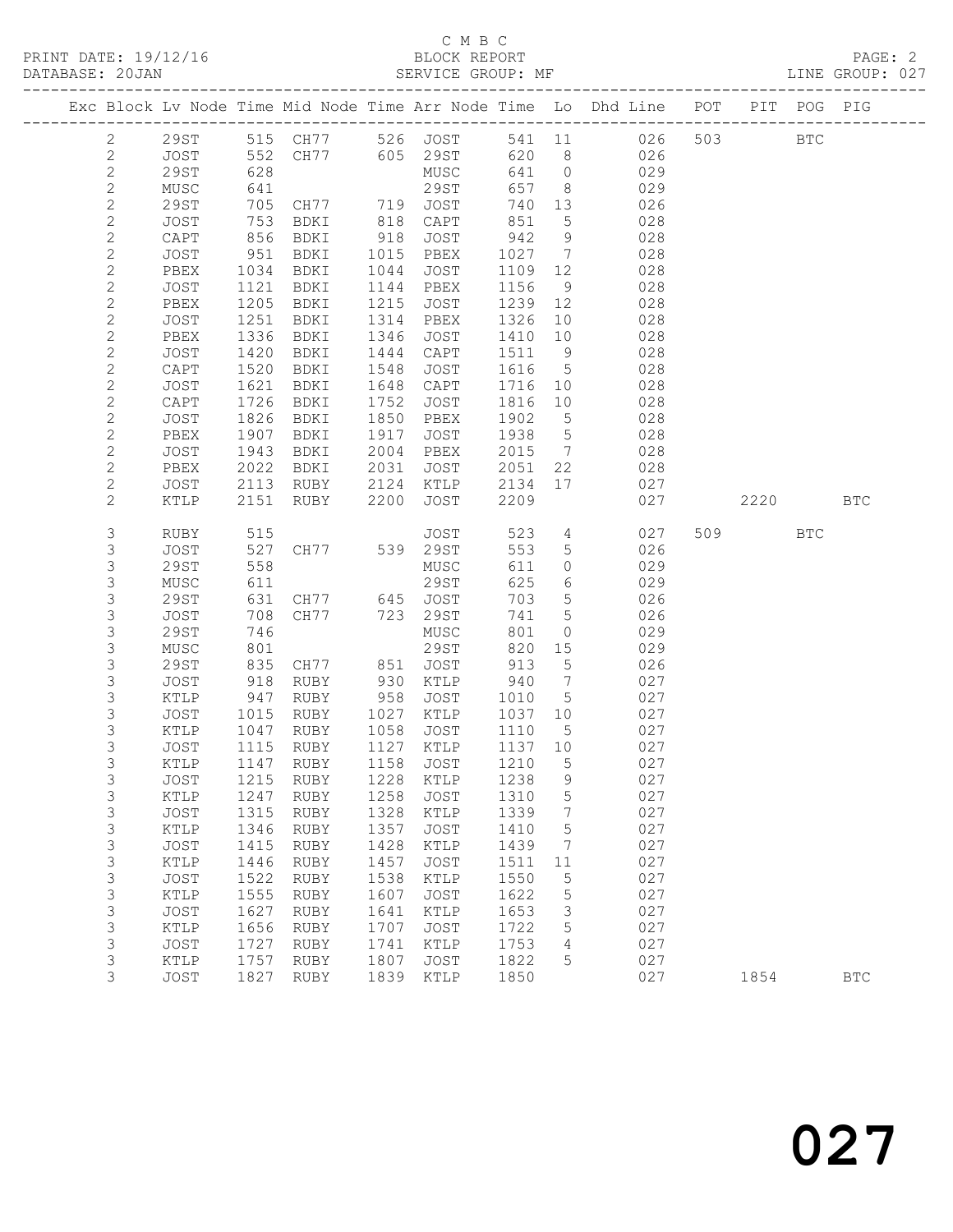C M B C

PRINT DATE: 19/12/16 BLOCK REPORT
DATABASE: 20JAN SERVICE GROUP: MF LINE GROUP: 027

| Exc | Block | Lv Node | Time | Mid Node | Time | Arr Node | Time | Lo | Dhd Line | POT | PIT | POG | PIG |
|---|---|---|---|---|---|---|---|---|---|---|---|---|---|
| | 2 | 29ST | 515 | CH77 | 526 | JOST | 541 | 11 | 026 | 503 | | BTC | |
| | 2 | JOST | 552 | CH77 | 605 | 29ST | 620 | 8 | 026 | | | | |
| | 2 | 29ST | 628 | | | MUSC | 641 | 0 | 029 | | | | |
| | 2 | MUSC | 641 | | | 29ST | 657 | 8 | 029 | | | | |
| | 2 | 29ST | 705 | CH77 | 719 | JOST | 740 | 13 | 026 | | | | |
| | 2 | JOST | 753 | BDKI | 818 | CAPT | 851 | 5 | 028 | | | | |
| | 2 | CAPT | 856 | BDKI | 918 | JOST | 942 | 9 | 028 | | | | |
| | 2 | JOST | 951 | BDKI | 1015 | PBEX | 1027 | 7 | 028 | | | | |
| | 2 | PBEX | 1034 | BDKI | 1044 | JOST | 1109 | 12 | 028 | | | | |
| | 2 | JOST | 1121 | BDKI | 1144 | PBEX | 1156 | 9 | 028 | | | | |
| | 2 | PBEX | 1205 | BDKI | 1215 | JOST | 1239 | 12 | 028 | | | | |
| | 2 | JOST | 1251 | BDKI | 1314 | PBEX | 1326 | 10 | 028 | | | | |
| | 2 | PBEX | 1336 | BDKI | 1346 | JOST | 1410 | 10 | 028 | | | | |
| | 2 | JOST | 1420 | BDKI | 1444 | CAPT | 1511 | 9 | 028 | | | | |
| | 2 | CAPT | 1520 | BDKI | 1548 | JOST | 1616 | 5 | 028 | | | | |
| | 2 | JOST | 1621 | BDKI | 1648 | CAPT | 1716 | 10 | 028 | | | | |
| | 2 | CAPT | 1726 | BDKI | 1752 | JOST | 1816 | 10 | 028 | | | | |
| | 2 | JOST | 1826 | BDKI | 1850 | PBEX | 1902 | 5 | 028 | | | | |
| | 2 | PBEX | 1907 | BDKI | 1917 | JOST | 1938 | 5 | 028 | | | | |
| | 2 | JOST | 1943 | BDKI | 2004 | PBEX | 2015 | 7 | 028 | | | | |
| | 2 | PBEX | 2022 | BDKI | 2031 | JOST | 2051 | 22 | 028 | | | | |
| | 2 | JOST | 2113 | RUBY | 2124 | KTLP | 2134 | 17 | 027 | | | | |
| | 2 | KTLP | 2151 | RUBY | 2200 | JOST | 2209 | | 027 | | 2220 | | BTC |
| | 3 | RUBY | 515 | | | JOST | 523 | 4 | 027 | 509 | | BTC | |
| | 3 | JOST | 527 | CH77 | 539 | 29ST | 553 | 5 | 026 | | | | |
| | 3 | 29ST | 558 | | | MUSC | 611 | 0 | 029 | | | | |
| | 3 | MUSC | 611 | | | 29ST | 625 | 6 | 029 | | | | |
| | 3 | 29ST | 631 | CH77 | 645 | JOST | 703 | 5 | 026 | | | | |
| | 3 | JOST | 708 | CH77 | 723 | 29ST | 741 | 5 | 026 | | | | |
| | 3 | 29ST | 746 | | | MUSC | 801 | 0 | 029 | | | | |
| | 3 | MUSC | 801 | | | 29ST | 820 | 15 | 029 | | | | |
| | 3 | 29ST | 835 | CH77 | 851 | JOST | 913 | 5 | 026 | | | | |
| | 3 | JOST | 918 | RUBY | 930 | KTLP | 940 | 7 | 027 | | | | |
| | 3 | KTLP | 947 | RUBY | 958 | JOST | 1010 | 5 | 027 | | | | |
| | 3 | JOST | 1015 | RUBY | 1027 | KTLP | 1037 | 10 | 027 | | | | |
| | 3 | KTLP | 1047 | RUBY | 1058 | JOST | 1110 | 5 | 027 | | | | |
| | 3 | JOST | 1115 | RUBY | 1127 | KTLP | 1137 | 10 | 027 | | | | |
| | 3 | KTLP | 1147 | RUBY | 1158 | JOST | 1210 | 5 | 027 | | | | |
| | 3 | JOST | 1215 | RUBY | 1228 | KTLP | 1238 | 9 | 027 | | | | |
| | 3 | KTLP | 1247 | RUBY | 1258 | JOST | 1310 | 5 | 027 | | | | |
| | 3 | JOST | 1315 | RUBY | 1328 | KTLP | 1339 | 7 | 027 | | | | |
| | 3 | KTLP | 1346 | RUBY | 1357 | JOST | 1410 | 5 | 027 | | | | |
| | 3 | JOST | 1415 | RUBY | 1428 | KTLP | 1439 | 7 | 027 | | | | |
| | 3 | KTLP | 1446 | RUBY | 1457 | JOST | 1511 | 11 | 027 | | | | |
| | 3 | JOST | 1522 | RUBY | 1538 | KTLP | 1550 | 5 | 027 | | | | |
| | 3 | KTLP | 1555 | RUBY | 1607 | JOST | 1622 | 5 | 027 | | | | |
| | 3 | JOST | 1627 | RUBY | 1641 | KTLP | 1653 | 3 | 027 | | | | |
| | 3 | KTLP | 1656 | RUBY | 1707 | JOST | 1722 | 5 | 027 | | | | |
| | 3 | JOST | 1727 | RUBY | 1741 | KTLP | 1753 | 4 | 027 | | | | |
| | 3 | KTLP | 1757 | RUBY | 1807 | JOST | 1822 | 5 | 027 | | | | |
| | 3 | JOST | 1827 | RUBY | 1839 | KTLP | 1850 | | 027 | | 1854 | | BTC |

# 027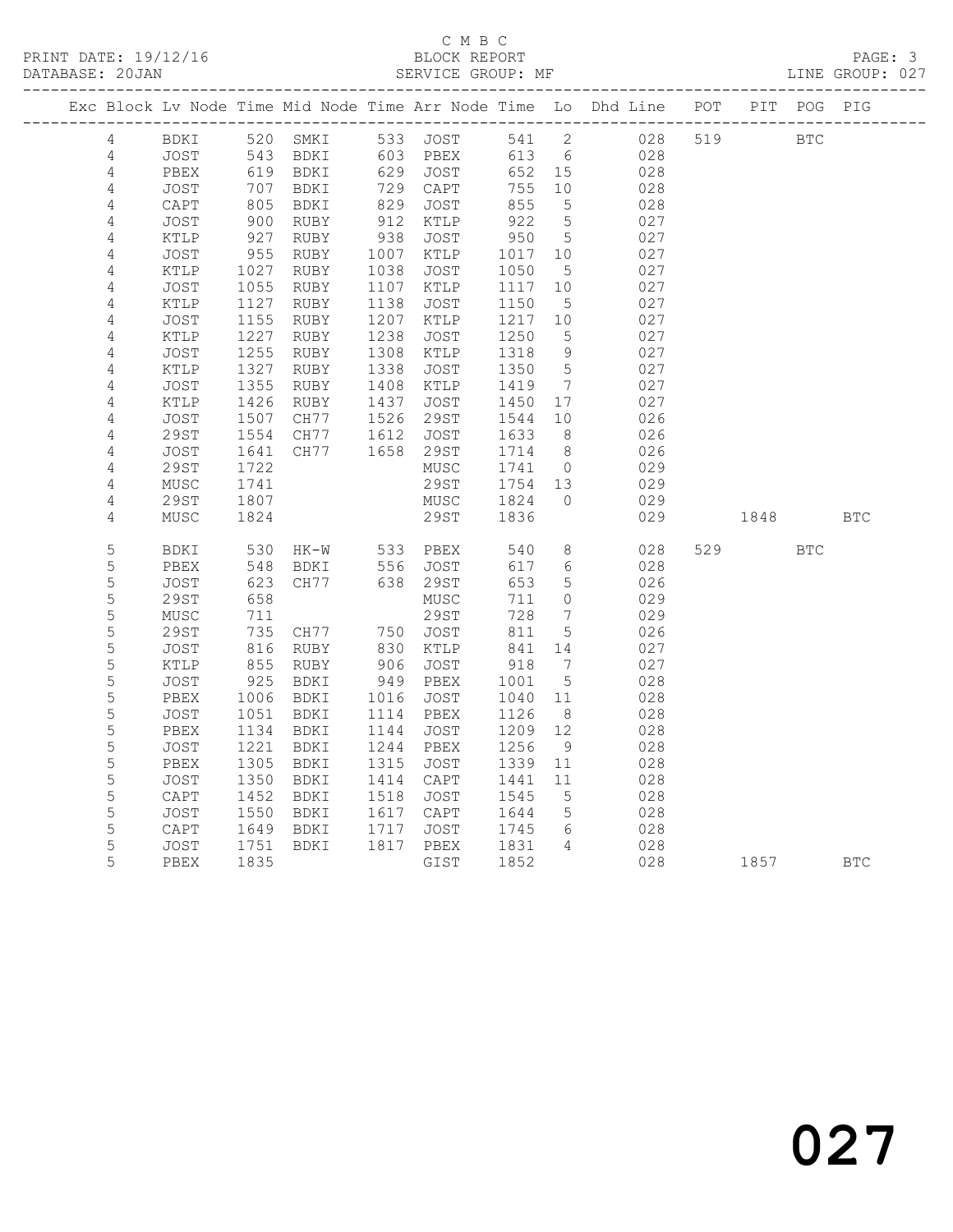C M B C
BLOCK REPORT
SERVICE GROUP: MF

PRINT DATE: 19/12/16
DATABASE: 20JAN

LINE GROUP: 027

| Exc | Block | Lv | Node | Time | Mid Node | Time | Arr Node | Time | Lo | Dhd Line | POT | PIT | POG | PIG |
|---|---|---|---|---|---|---|---|---|---|---|---|---|---|---|
| | 4 | | BDKI | 520 | SMKI | 533 | JOST | 541 | 2 | 028 | 519 | | BTC | |
| | 4 | | JOST | 543 | BDKI | 603 | PBEX | 613 | 6 | 028 | | | | |
| | 4 | | PBEX | 619 | BDKI | 629 | JOST | 652 | 15 | 028 | | | | |
| | 4 | | JOST | 707 | BDKI | 729 | CAPT | 755 | 10 | 028 | | | | |
| | 4 | | CAPT | 805 | BDKI | 829 | JOST | 855 | 5 | 028 | | | | |
| | 4 | | JOST | 900 | RUBY | 912 | KTLP | 922 | 5 | 027 | | | | |
| | 4 | | KTLP | 927 | RUBY | 938 | JOST | 950 | 5 | 027 | | | | |
| | 4 | | JOST | 955 | RUBY | 1007 | KTLP | 1017 | 10 | 027 | | | | |
| | 4 | | KTLP | 1027 | RUBY | 1038 | JOST | 1050 | 5 | 027 | | | | |
| | 4 | | JOST | 1055 | RUBY | 1107 | KTLP | 1117 | 10 | 027 | | | | |
| | 4 | | KTLP | 1127 | RUBY | 1138 | JOST | 1150 | 5 | 027 | | | | |
| | 4 | | JOST | 1155 | RUBY | 1207 | KTLP | 1217 | 10 | 027 | | | | |
| | 4 | | KTLP | 1227 | RUBY | 1238 | JOST | 1250 | 5 | 027 | | | | |
| | 4 | | JOST | 1255 | RUBY | 1308 | KTLP | 1318 | 9 | 027 | | | | |
| | 4 | | KTLP | 1327 | RUBY | 1338 | JOST | 1350 | 5 | 027 | | | | |
| | 4 | | JOST | 1355 | RUBY | 1408 | KTLP | 1419 | 7 | 027 | | | | |
| | 4 | | KTLP | 1426 | RUBY | 1437 | JOST | 1450 | 17 | 027 | | | | |
| | 4 | | JOST | 1507 | CH77 | 1526 | 29ST | 1544 | 10 | 026 | | | | |
| | 4 | | 29ST | 1554 | CH77 | 1612 | JOST | 1633 | 8 | 026 | | | | |
| | 4 | | JOST | 1641 | CH77 | 1658 | 29ST | 1714 | 8 | 026 | | | | |
| | 4 | | 29ST | 1722 | | | MUSC | 1741 | 0 | 029 | | | | |
| | 4 | | MUSC | 1741 | | | 29ST | 1754 | 13 | 029 | | | | |
| | 4 | | 29ST | 1807 | | | MUSC | 1824 | 0 | 029 | | | | |
| | 4 | | MUSC | 1824 | | | 29ST | 1836 | | 029 | | 1848 | | BTC |
| | 5 | | BDKI | 530 | HK-W | 533 | PBEX | 540 | 8 | 028 | 529 | | BTC | |
| | 5 | | PBEX | 548 | BDKI | 556 | JOST | 617 | 6 | 028 | | | | |
| | 5 | | JOST | 623 | CH77 | 638 | 29ST | 653 | 5 | 026 | | | | |
| | 5 | | 29ST | 658 | | | MUSC | 711 | 0 | 029 | | | | |
| | 5 | | MUSC | 711 | | | 29ST | 728 | 7 | 029 | | | | |
| | 5 | | 29ST | 735 | CH77 | 750 | JOST | 811 | 5 | 026 | | | | |
| | 5 | | JOST | 816 | RUBY | 830 | KTLP | 841 | 14 | 027 | | | | |
| | 5 | | KTLP | 855 | RUBY | 906 | JOST | 918 | 7 | 027 | | | | |
| | 5 | | JOST | 925 | BDKI | 949 | PBEX | 1001 | 5 | 028 | | | | |
| | 5 | | PBEX | 1006 | BDKI | 1016 | JOST | 1040 | 11 | 028 | | | | |
| | 5 | | JOST | 1051 | BDKI | 1114 | PBEX | 1126 | 8 | 028 | | | | |
| | 5 | | PBEX | 1134 | BDKI | 1144 | JOST | 1209 | 12 | 028 | | | | |
| | 5 | | JOST | 1221 | BDKI | 1244 | PBEX | 1256 | 9 | 028 | | | | |
| | 5 | | PBEX | 1305 | BDKI | 1315 | JOST | 1339 | 11 | 028 | | | | |
| | 5 | | JOST | 1350 | BDKI | 1414 | CAPT | 1441 | 11 | 028 | | | | |
| | 5 | | CAPT | 1452 | BDKI | 1518 | JOST | 1545 | 5 | 028 | | | | |
| | 5 | | JOST | 1550 | BDKI | 1617 | CAPT | 1644 | 5 | 028 | | | | |
| | 5 | | CAPT | 1649 | BDKI | 1717 | JOST | 1745 | 6 | 028 | | | | |
| | 5 | | JOST | 1751 | BDKI | 1817 | PBEX | 1831 | 4 | 028 | | | | |
| | 5 | | PBEX | 1835 | | | GIST | 1852 | | 028 | | 1857 | | BTC |

027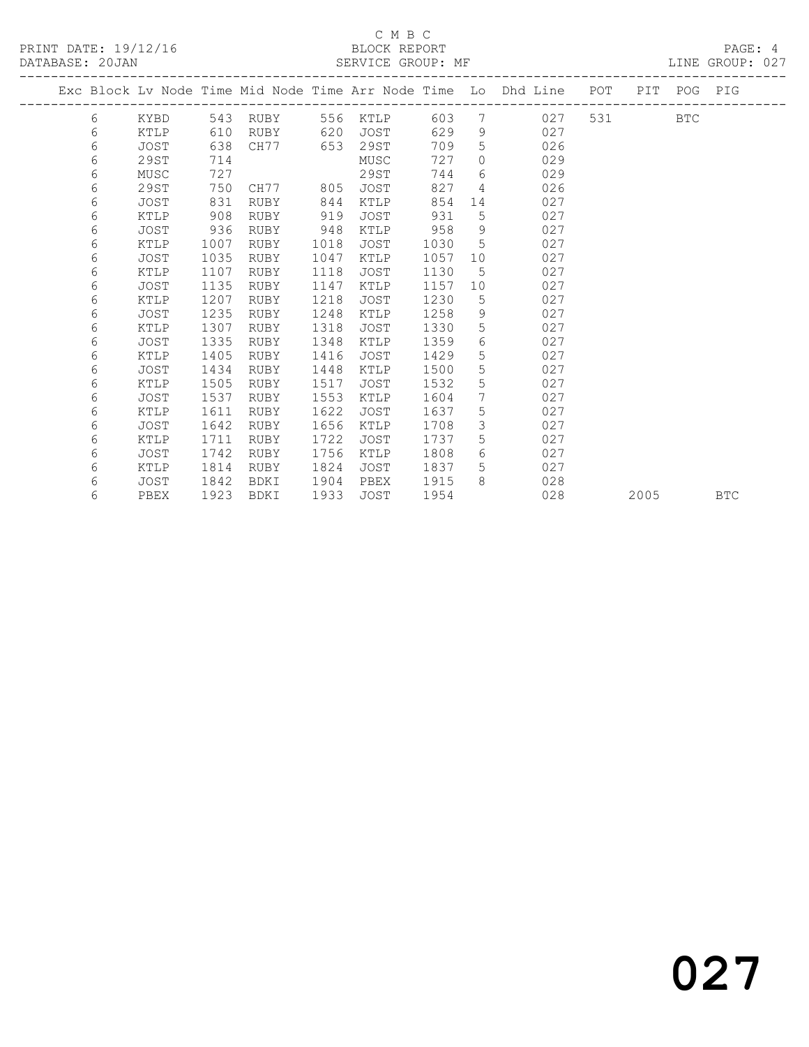C M B C

BLOCK REPORT

SERVICE GROUP: MF

PRINT DATE: 19/12/16

DATABASE: 20JAN

LINE GROUP: 027

| Exc | Block | Lv Node | Time | Mid Node | Time | Arr Node | Time | Lo | Dhd Line | POT | PIT | POG | PIG |
|---|---|---|---|---|---|---|---|---|---|---|---|---|---|
| | 6 | KYBD | 543 | RUBY | 556 | KTLP | 603 | 7 | 027 | 531 | | BTC | |
| | 6 | KTLP | 610 | RUBY | 620 | JOST | 629 | 9 | 027 | | | | |
| | 6 | JOST | 638 | CH77 | 653 | 29ST | 709 | 5 | 026 | | | | |
| | 6 | 29ST | 714 | | | MUSC | 727 | 0 | 029 | | | | |
| | 6 | MUSC | 727 | | | 29ST | 744 | 6 | 029 | | | | |
| | 6 | 29ST | 750 | CH77 | 805 | JOST | 827 | 4 | 026 | | | | |
| | 6 | JOST | 831 | RUBY | 844 | KTLP | 854 | 14 | 027 | | | | |
| | 6 | KTLP | 908 | RUBY | 919 | JOST | 931 | 5 | 027 | | | | |
| | 6 | JOST | 936 | RUBY | 948 | KTLP | 958 | 9 | 027 | | | | |
| | 6 | KTLP | 1007 | RUBY | 1018 | JOST | 1030 | 5 | 027 | | | | |
| | 6 | JOST | 1035 | RUBY | 1047 | KTLP | 1057 | 10 | 027 | | | | |
| | 6 | KTLP | 1107 | RUBY | 1118 | JOST | 1130 | 5 | 027 | | | | |
| | 6 | JOST | 1135 | RUBY | 1147 | KTLP | 1157 | 10 | 027 | | | | |
| | 6 | KTLP | 1207 | RUBY | 1218 | JOST | 1230 | 5 | 027 | | | | |
| | 6 | JOST | 1235 | RUBY | 1248 | KTLP | 1258 | 9 | 027 | | | | |
| | 6 | KTLP | 1307 | RUBY | 1318 | JOST | 1330 | 5 | 027 | | | | |
| | 6 | JOST | 1335 | RUBY | 1348 | KTLP | 1359 | 6 | 027 | | | | |
| | 6 | KTLP | 1405 | RUBY | 1416 | JOST | 1429 | 5 | 027 | | | | |
| | 6 | JOST | 1434 | RUBY | 1448 | KTLP | 1500 | 5 | 027 | | | | |
| | 6 | KTLP | 1505 | RUBY | 1517 | JOST | 1532 | 5 | 027 | | | | |
| | 6 | JOST | 1537 | RUBY | 1553 | KTLP | 1604 | 7 | 027 | | | | |
| | 6 | KTLP | 1611 | RUBY | 1622 | JOST | 1637 | 5 | 027 | | | | |
| | 6 | JOST | 1642 | RUBY | 1656 | KTLP | 1708 | 3 | 027 | | | | |
| | 6 | KTLP | 1711 | RUBY | 1722 | JOST | 1737 | 5 | 027 | | | | |
| | 6 | JOST | 1742 | RUBY | 1756 | KTLP | 1808 | 6 | 027 | | | | |
| | 6 | KTLP | 1814 | RUBY | 1824 | JOST | 1837 | 5 | 027 | | | | |
| | 6 | JOST | 1842 | BDKI | 1904 | PBEX | 1915 | 8 | 028 | | | | |
| | 6 | PBEX | 1923 | BDKI | 1933 | JOST | 1954 | | 028 | | 2005 | | BTC |

027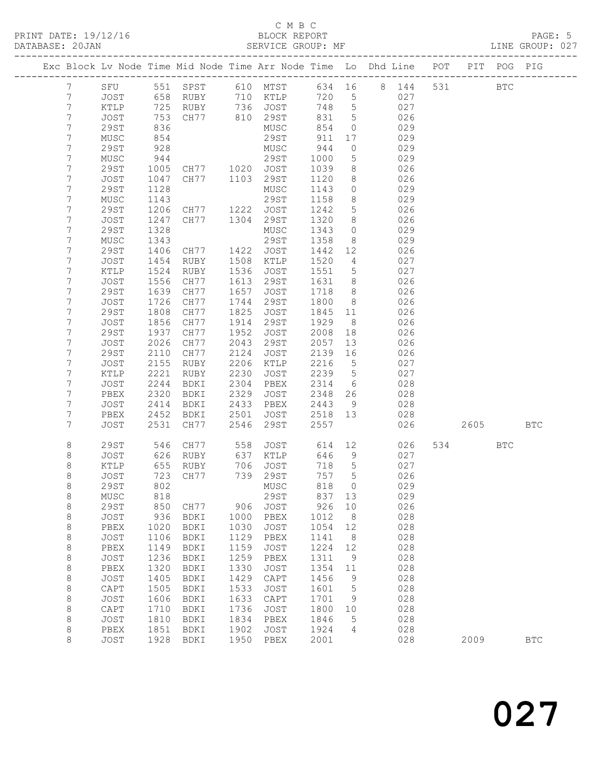C M B C

PRINT DATE: 19/12/16 BLOCK REPORT

DATABASE: 20JAN SERVICE GROUP: MF LINE GROUP: 027

| Exc | Block | Lv | Node | Time | Mid Node | Time | Arr Node | Time | Lo | Dhd Line | POT | PIT | POG | PIG |
|---|---|---|---|---|---|---|---|---|---|---|---|---|---|---|
| | 7 | | SFU | 551 | SPST | 610 | MTST | 634 | 16 | 8 144 | 531 | | BTC | |
| | 7 | | JOST | 658 | RUBY | 710 | KTLP | 720 | 5 | 027 | | | | |
| | 7 | | KTLP | 725 | RUBY | 736 | JOST | 748 | 5 | 027 | | | | |
| | 7 | | JOST | 753 | CH77 | 810 | 29ST | 831 | 5 | 026 | | | | |
| | 7 | | 29ST | 836 | | | MUSC | 854 | 0 | 029 | | | | |
| | 7 | | MUSC | 854 | | | 29ST | 911 | 17 | 029 | | | | |
| | 7 | | 29ST | 928 | | | MUSC | 944 | 0 | 029 | | | | |
| | 7 | | MUSC | 944 | | | 29ST | 1000 | 5 | 029 | | | | |
| | 7 | | 29ST | 1005 | CH77 | 1020 | JOST | 1039 | 8 | 026 | | | | |
| | 7 | | JOST | 1047 | CH77 | 1103 | 29ST | 1120 | 8 | 026 | | | | |
| | 7 | | 29ST | 1128 | | | MUSC | 1143 | 0 | 029 | | | | |
| | 7 | | MUSC | 1143 | | | 29ST | 1158 | 8 | 029 | | | | |
| | 7 | | 29ST | 1206 | CH77 | 1222 | JOST | 1242 | 5 | 026 | | | | |
| | 7 | | JOST | 1247 | CH77 | 1304 | 29ST | 1320 | 8 | 026 | | | | |
| | 7 | | 29ST | 1328 | | | MUSC | 1343 | 0 | 029 | | | | |
| | 7 | | MUSC | 1343 | | | 29ST | 1358 | 8 | 029 | | | | |
| | 7 | | 29ST | 1406 | CH77 | 1422 | JOST | 1442 | 12 | 026 | | | | |
| | 7 | | JOST | 1454 | RUBY | 1508 | KTLP | 1520 | 4 | 027 | | | | |
| | 7 | | KTLP | 1524 | RUBY | 1536 | JOST | 1551 | 5 | 027 | | | | |
| | 7 | | JOST | 1556 | CH77 | 1613 | 29ST | 1631 | 8 | 026 | | | | |
| | 7 | | 29ST | 1639 | CH77 | 1657 | JOST | 1718 | 8 | 026 | | | | |
| | 7 | | JOST | 1726 | CH77 | 1744 | 29ST | 1800 | 8 | 026 | | | | |
| | 7 | | 29ST | 1808 | CH77 | 1825 | JOST | 1845 | 11 | 026 | | | | |
| | 7 | | JOST | 1856 | CH77 | 1914 | 29ST | 1929 | 8 | 026 | | | | |
| | 7 | | 29ST | 1937 | CH77 | 1952 | JOST | 2008 | 18 | 026 | | | | |
| | 7 | | JOST | 2026 | CH77 | 2043 | 29ST | 2057 | 13 | 026 | | | | |
| | 7 | | 29ST | 2110 | CH77 | 2124 | JOST | 2139 | 16 | 026 | | | | |
| | 7 | | JOST | 2155 | RUBY | 2206 | KTLP | 2216 | 5 | 027 | | | | |
| | 7 | | KTLP | 2221 | RUBY | 2230 | JOST | 2239 | 5 | 027 | | | | |
| | 7 | | JOST | 2244 | BDKI | 2304 | PBEX | 2314 | 6 | 028 | | | | |
| | 7 | | PBEX | 2320 | BDKI | 2329 | JOST | 2348 | 26 | 028 | | | | |
| | 7 | | JOST | 2414 | BDKI | 2433 | PBEX | 2443 | 9 | 028 | | | | |
| | 7 | | PBEX | 2452 | BDKI | 2501 | JOST | 2518 | 13 | 028 | | | | |
| | 7 | | JOST | 2531 | CH77 | 2546 | 29ST | 2557 | | 026 | | 2605 | | BTC |
| | 8 | | 29ST | 546 | CH77 | 558 | JOST | 614 | 12 | 026 | 534 | | BTC | |
| | 8 | | JOST | 626 | RUBY | 637 | KTLP | 646 | 9 | 027 | | | | |
| | 8 | | KTLP | 655 | RUBY | 706 | JOST | 718 | 5 | 027 | | | | |
| | 8 | | JOST | 723 | CH77 | 739 | 29ST | 757 | 5 | 026 | | | | |
| | 8 | | 29ST | 802 | | | MUSC | 818 | 0 | 029 | | | | |
| | 8 | | MUSC | 818 | | | 29ST | 837 | 13 | 029 | | | | |
| | 8 | | 29ST | 850 | CH77 | 906 | JOST | 926 | 10 | 026 | | | | |
| | 8 | | JOST | 936 | BDKI | 1000 | PBEX | 1012 | 8 | 028 | | | | |
| | 8 | | PBEX | 1020 | BDKI | 1030 | JOST | 1054 | 12 | 028 | | | | |
| | 8 | | JOST | 1106 | BDKI | 1129 | PBEX | 1141 | 8 | 028 | | | | |
| | 8 | | PBEX | 1149 | BDKI | 1159 | JOST | 1224 | 12 | 028 | | | | |
| | 8 | | JOST | 1236 | BDKI | 1259 | PBEX | 1311 | 9 | 028 | | | | |
| | 8 | | PBEX | 1320 | BDKI | 1330 | JOST | 1354 | 11 | 028 | | | | |
| | 8 | | JOST | 1405 | BDKI | 1429 | CAPT | 1456 | 9 | 028 | | | | |
| | 8 | | CAPT | 1505 | BDKI | 1533 | JOST | 1601 | 5 | 028 | | | | |
| | 8 | | JOST | 1606 | BDKI | 1633 | CAPT | 1701 | 9 | 028 | | | | |
| | 8 | | CAPT | 1710 | BDKI | 1736 | JOST | 1800 | 10 | 028 | | | | |
| | 8 | | JOST | 1810 | BDKI | 1834 | PBEX | 1846 | 5 | 028 | | | | |
| | 8 | | PBEX | 1851 | BDKI | 1902 | JOST | 1924 | 4 | 028 | | | | |
| | 8 | | JOST | 1928 | BDKI | 1950 | PBEX | 2001 | | 028 | | 2009 | | BTC |

# 027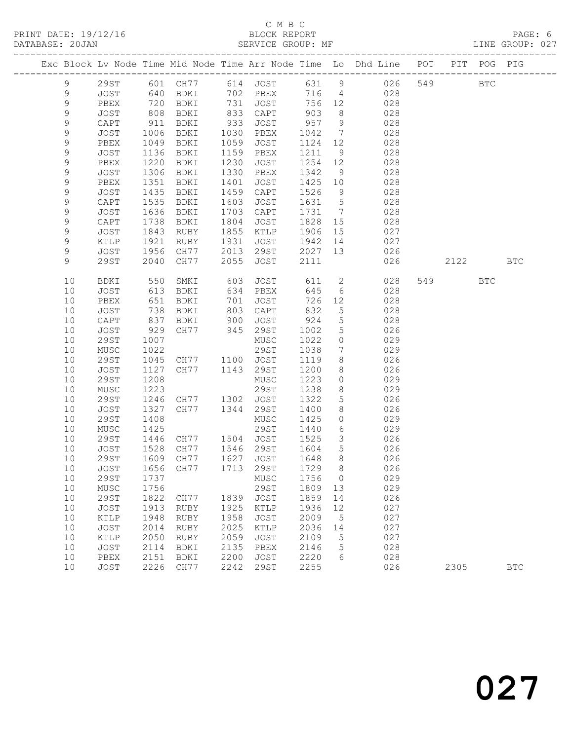C M B C

PRINT DATE: 19/12/16 BLOCK REPORT

DATABASE: 20JAN SERVICE GROUP: MF LINE GROUP: 027

| Exc | Block | Lv | Node | Time | Mid Node | Time | Arr Node | Time | Lo | Dhd Line | POT | PIT | POG | PIG |
|---|---|---|---|---|---|---|---|---|---|---|---|---|---|---|
| | 9 | | 29ST | 601 | CH77 | 614 | JOST | 631 | 9 | 026 | 549 | | BTC | |
| | 9 | | JOST | 640 | BDKI | 702 | PBEX | 716 | 4 | 028 | | | | |
| | 9 | | PBEX | 720 | BDKI | 731 | JOST | 756 | 12 | 028 | | | | |
| | 9 | | JOST | 808 | BDKI | 833 | CAPT | 903 | 8 | 028 | | | | |
| | 9 | | CAPT | 911 | BDKI | 933 | JOST | 957 | 9 | 028 | | | | |
| | 9 | | JOST | 1006 | BDKI | 1030 | PBEX | 1042 | 7 | 028 | | | | |
| | 9 | | PBEX | 1049 | BDKI | 1059 | JOST | 1124 | 12 | 028 | | | | |
| | 9 | | JOST | 1136 | BDKI | 1159 | PBEX | 1211 | 9 | 028 | | | | |
| | 9 | | PBEX | 1220 | BDKI | 1230 | JOST | 1254 | 12 | 028 | | | | |
| | 9 | | JOST | 1306 | BDKI | 1330 | PBEX | 1342 | 9 | 028 | | | | |
| | 9 | | PBEX | 1351 | BDKI | 1401 | JOST | 1425 | 10 | 028 | | | | |
| | 9 | | JOST | 1435 | BDKI | 1459 | CAPT | 1526 | 9 | 028 | | | | |
| | 9 | | CAPT | 1535 | BDKI | 1603 | JOST | 1631 | 5 | 028 | | | | |
| | 9 | | JOST | 1636 | BDKI | 1703 | CAPT | 1731 | 7 | 028 | | | | |
| | 9 | | CAPT | 1738 | BDKI | 1804 | JOST | 1828 | 15 | 028 | | | | |
| | 9 | | JOST | 1843 | RUBY | 1855 | KTLP | 1906 | 15 | 027 | | | | |
| | 9 | | KTLP | 1921 | RUBY | 1931 | JOST | 1942 | 14 | 027 | | | | |
| | 9 | | JOST | 1956 | CH77 | 2013 | 29ST | 2027 | 13 | 026 | | | | |
| | 9 | | 29ST | 2040 | CH77 | 2055 | JOST | 2111 | | 026 | | 2122 | | BTC |
| | 10 | | BDKI | 550 | SMKI | 603 | JOST | 611 | 2 | 028 | 549 | | BTC | |
| | 10 | | JOST | 613 | BDKI | 634 | PBEX | 645 | 6 | 028 | | | | |
| | 10 | | PBEX | 651 | BDKI | 701 | JOST | 726 | 12 | 028 | | | | |
| | 10 | | JOST | 738 | BDKI | 803 | CAPT | 832 | 5 | 028 | | | | |
| | 10 | | CAPT | 837 | BDKI | 900 | JOST | 924 | 5 | 028 | | | | |
| | 10 | | JOST | 929 | CH77 | 945 | 29ST | 1002 | 5 | 026 | | | | |
| | 10 | | 29ST | 1007 | | | MUSC | 1022 | 0 | 029 | | | | |
| | 10 | | MUSC | 1022 | | | 29ST | 1038 | 7 | 029 | | | | |
| | 10 | | 29ST | 1045 | CH77 | 1100 | JOST | 1119 | 8 | 026 | | | | |
| | 10 | | JOST | 1127 | CH77 | 1143 | 29ST | 1200 | 8 | 026 | | | | |
| | 10 | | 29ST | 1208 | | | MUSC | 1223 | 0 | 029 | | | | |
| | 10 | | MUSC | 1223 | | | 29ST | 1238 | 8 | 029 | | | | |
| | 10 | | 29ST | 1246 | CH77 | 1302 | JOST | 1322 | 5 | 026 | | | | |
| | 10 | | JOST | 1327 | CH77 | 1344 | 29ST | 1400 | 8 | 026 | | | | |
| | 10 | | 29ST | 1408 | | | MUSC | 1425 | 0 | 029 | | | | |
| | 10 | | MUSC | 1425 | | | 29ST | 1440 | 6 | 029 | | | | |
| | 10 | | 29ST | 1446 | CH77 | 1504 | JOST | 1525 | 3 | 026 | | | | |
| | 10 | | JOST | 1528 | CH77 | 1546 | 29ST | 1604 | 5 | 026 | | | | |
| | 10 | | 29ST | 1609 | CH77 | 1627 | JOST | 1648 | 8 | 026 | | | | |
| | 10 | | JOST | 1656 | CH77 | 1713 | 29ST | 1729 | 8 | 026 | | | | |
| | 10 | | 29ST | 1737 | | | MUSC | 1756 | 0 | 029 | | | | |
| | 10 | | MUSC | 1756 | | | 29ST | 1809 | 13 | 029 | | | | |
| | 10 | | 29ST | 1822 | CH77 | 1839 | JOST | 1859 | 14 | 026 | | | | |
| | 10 | | JOST | 1913 | RUBY | 1925 | KTLP | 1936 | 12 | 027 | | | | |
| | 10 | | KTLP | 1948 | RUBY | 1958 | JOST | 2009 | 5 | 027 | | | | |
| | 10 | | JOST | 2014 | RUBY | 2025 | KTLP | 2036 | 14 | 027 | | | | |
| | 10 | | KTLP | 2050 | RUBY | 2059 | JOST | 2109 | 5 | 027 | | | | |
| | 10 | | JOST | 2114 | BDKI | 2135 | PBEX | 2146 | 5 | 028 | | | | |
| | 10 | | PBEX | 2151 | BDKI | 2200 | JOST | 2220 | 6 | 028 | | | | |
| | 10 | | JOST | 2226 | CH77 | 2242 | 29ST | 2255 | | 026 | | 2305 | | BTC |

027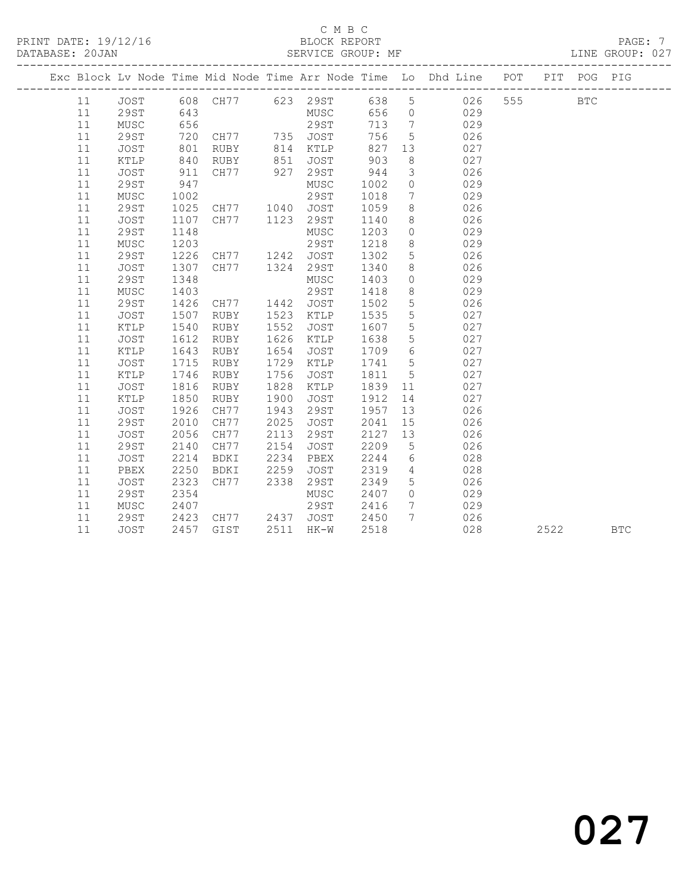C M B C
PRINT DATE: 19/12/16 BLOCK REPORT
DATABASE: 20JAN SERVICE GROUP: MF LINE GROUP: 027

| Exc | Block | Lv | Node | Time | Mid Node | Time | Arr Node | Time | Lo | Dhd Line | POT | PIT | POG | PIG |
|---|---|---|---|---|---|---|---|---|---|---|---|---|---|---|
| | 11 | | JOST | 608 | CH77 | 623 | 29ST | 638 | 5 | 026 | 555 | | BTC | |
| | 11 | | 29ST | 643 | | | MUSC | 656 | 0 | 029 | | | | |
| | 11 | | MUSC | 656 | | | 29ST | 713 | 7 | 029 | | | | |
| | 11 | | 29ST | 720 | CH77 | 735 | JOST | 756 | 5 | 026 | | | | |
| | 11 | | JOST | 801 | RUBY | 814 | KTLP | 827 | 13 | 027 | | | | |
| | 11 | | KTLP | 840 | RUBY | 851 | JOST | 903 | 8 | 027 | | | | |
| | 11 | | JOST | 911 | CH77 | 927 | 29ST | 944 | 3 | 026 | | | | |
| | 11 | | 29ST | 947 | | | MUSC | 1002 | 0 | 029 | | | | |
| | 11 | | MUSC | 1002 | | | 29ST | 1018 | 7 | 029 | | | | |
| | 11 | | 29ST | 1025 | CH77 | 1040 | JOST | 1059 | 8 | 026 | | | | |
| | 11 | | JOST | 1107 | CH77 | 1123 | 29ST | 1140 | 8 | 026 | | | | |
| | 11 | | 29ST | 1148 | | | MUSC | 1203 | 0 | 029 | | | | |
| | 11 | | MUSC | 1203 | | | 29ST | 1218 | 8 | 029 | | | | |
| | 11 | | 29ST | 1226 | CH77 | 1242 | JOST | 1302 | 5 | 026 | | | | |
| | 11 | | JOST | 1307 | CH77 | 1324 | 29ST | 1340 | 8 | 026 | | | | |
| | 11 | | 29ST | 1348 | | | MUSC | 1403 | 0 | 029 | | | | |
| | 11 | | MUSC | 1403 | | | 29ST | 1418 | 8 | 029 | | | | |
| | 11 | | 29ST | 1426 | CH77 | 1442 | JOST | 1502 | 5 | 026 | | | | |
| | 11 | | JOST | 1507 | RUBY | 1523 | KTLP | 1535 | 5 | 027 | | | | |
| | 11 | | KTLP | 1540 | RUBY | 1552 | JOST | 1607 | 5 | 027 | | | | |
| | 11 | | JOST | 1612 | RUBY | 1626 | KTLP | 1638 | 5 | 027 | | | | |
| | 11 | | KTLP | 1643 | RUBY | 1654 | JOST | 1709 | 6 | 027 | | | | |
| | 11 | | JOST | 1715 | RUBY | 1729 | KTLP | 1741 | 5 | 027 | | | | |
| | 11 | | KTLP | 1746 | RUBY | 1756 | JOST | 1811 | 5 | 027 | | | | |
| | 11 | | JOST | 1816 | RUBY | 1828 | KTLP | 1839 | 11 | 027 | | | | |
| | 11 | | KTLP | 1850 | RUBY | 1900 | JOST | 1912 | 14 | 027 | | | | |
| | 11 | | JOST | 1926 | CH77 | 1943 | 29ST | 1957 | 13 | 026 | | | | |
| | 11 | | 29ST | 2010 | CH77 | 2025 | JOST | 2041 | 15 | 026 | | | | |
| | 11 | | JOST | 2056 | CH77 | 2113 | 29ST | 2127 | 13 | 026 | | | | |
| | 11 | | 29ST | 2140 | CH77 | 2154 | JOST | 2209 | 5 | 026 | | | | |
| | 11 | | JOST | 2214 | BDKI | 2234 | PBEX | 2244 | 6 | 028 | | | | |
| | 11 | | PBEX | 2250 | BDKI | 2259 | JOST | 2319 | 4 | 028 | | | | |
| | 11 | | JOST | 2323 | CH77 | 2338 | 29ST | 2349 | 5 | 026 | | | | |
| | 11 | | 29ST | 2354 | | | MUSC | 2407 | 0 | 029 | | | | |
| | 11 | | MUSC | 2407 | | | 29ST | 2416 | 7 | 029 | | | | |
| | 11 | | 29ST | 2423 | CH77 | 2437 | JOST | 2450 | 7 | 026 | | | | |
| | 11 | | JOST | 2457 | GIST | 2511 | HK-W | 2518 | | 028 | | 2522 | | BTC |

027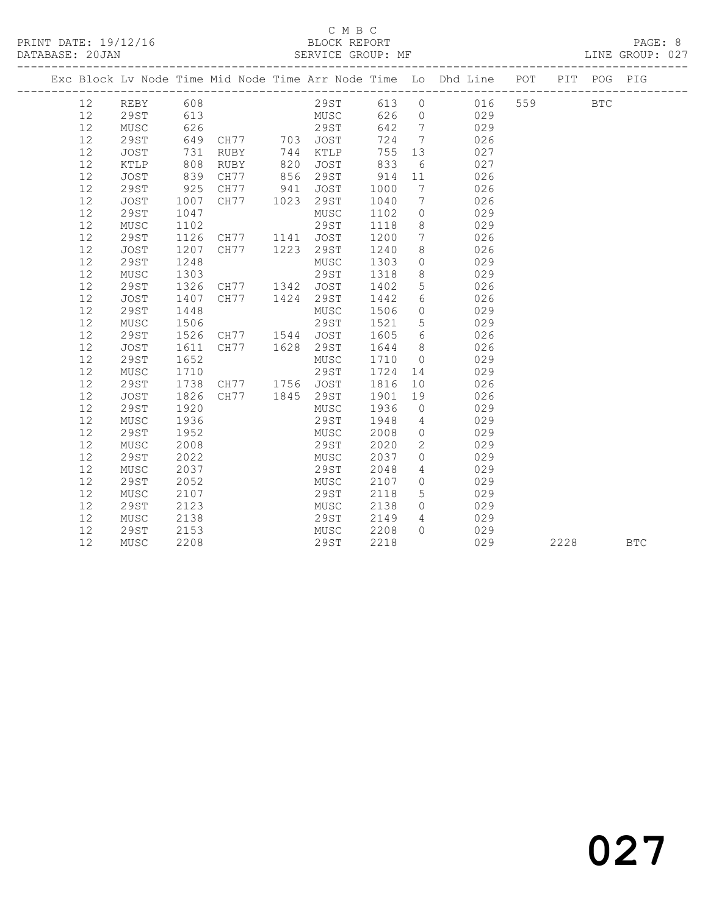C M B C

PRINT DATE: 19/12/16 BLOCK REPORT

DATABASE: 20JAN SERVICE GROUP: MF LINE GROUP: 027

| Exc | Block | Lv | Node | Time | Mid Node | Time | Arr Node | Time | Lo | Dhd Line | POT | PIT | POG | PIG |
|---|---|---|---|---|---|---|---|---|---|---|---|---|---|---|
| | 12 | | REBY | 608 | | | 29ST | 613 | 0 | 016 | 559 | | BTC | |
| | 12 | | 29ST | 613 | | | MUSC | 626 | 0 | 029 | | | | |
| | 12 | | MUSC | 626 | | | 29ST | 642 | 7 | 029 | | | | |
| | 12 | | 29ST | 649 | CH77 | 703 | JOST | 724 | 7 | 026 | | | | |
| | 12 | | JOST | 731 | RUBY | 744 | KTLP | 755 | 13 | 027 | | | | |
| | 12 | | KTLP | 808 | RUBY | 820 | JOST | 833 | 6 | 027 | | | | |
| | 12 | | JOST | 839 | CH77 | 856 | 29ST | 914 | 11 | 026 | | | | |
| | 12 | | 29ST | 925 | CH77 | 941 | JOST | 1000 | 7 | 026 | | | | |
| | 12 | | JOST | 1007 | CH77 | 1023 | 29ST | 1040 | 7 | 026 | | | | |
| | 12 | | 29ST | 1047 | | | MUSC | 1102 | 0 | 029 | | | | |
| | 12 | | MUSC | 1102 | | | 29ST | 1118 | 8 | 029 | | | | |
| | 12 | | 29ST | 1126 | CH77 | 1141 | JOST | 1200 | 7 | 026 | | | | |
| | 12 | | JOST | 1207 | CH77 | 1223 | 29ST | 1240 | 8 | 026 | | | | |
| | 12 | | 29ST | 1248 | | | MUSC | 1303 | 0 | 029 | | | | |
| | 12 | | MUSC | 1303 | | | 29ST | 1318 | 8 | 029 | | | | |
| | 12 | | 29ST | 1326 | CH77 | 1342 | JOST | 1402 | 5 | 026 | | | | |
| | 12 | | JOST | 1407 | CH77 | 1424 | 29ST | 1442 | 6 | 026 | | | | |
| | 12 | | 29ST | 1448 | | | MUSC | 1506 | 0 | 029 | | | | |
| | 12 | | MUSC | 1506 | | | 29ST | 1521 | 5 | 029 | | | | |
| | 12 | | 29ST | 1526 | CH77 | 1544 | JOST | 1605 | 6 | 026 | | | | |
| | 12 | | JOST | 1611 | CH77 | 1628 | 29ST | 1644 | 8 | 026 | | | | |
| | 12 | | 29ST | 1652 | | | MUSC | 1710 | 0 | 029 | | | | |
| | 12 | | MUSC | 1710 | | | 29ST | 1724 | 14 | 029 | | | | |
| | 12 | | 29ST | 1738 | CH77 | 1756 | JOST | 1816 | 10 | 026 | | | | |
| | 12 | | JOST | 1826 | CH77 | 1845 | 29ST | 1901 | 19 | 026 | | | | |
| | 12 | | 29ST | 1920 | | | MUSC | 1936 | 0 | 029 | | | | |
| | 12 | | MUSC | 1936 | | | 29ST | 1948 | 4 | 029 | | | | |
| | 12 | | 29ST | 1952 | | | MUSC | 2008 | 0 | 029 | | | | |
| | 12 | | MUSC | 2008 | | | 29ST | 2020 | 2 | 029 | | | | |
| | 12 | | 29ST | 2022 | | | MUSC | 2037 | 0 | 029 | | | | |
| | 12 | | MUSC | 2037 | | | 29ST | 2048 | 4 | 029 | | | | |
| | 12 | | 29ST | 2052 | | | MUSC | 2107 | 0 | 029 | | | | |
| | 12 | | MUSC | 2107 | | | 29ST | 2118 | 5 | 029 | | | | |
| | 12 | | 29ST | 2123 | | | MUSC | 2138 | 0 | 029 | | | | |
| | 12 | | MUSC | 2138 | | | 29ST | 2149 | 4 | 029 | | | | |
| | 12 | | 29ST | 2153 | | | MUSC | 2208 | 0 | 029 | | | | |
| | 12 | | MUSC | 2208 | | | 29ST | 2218 | | 029 | | 2228 | | BTC |

027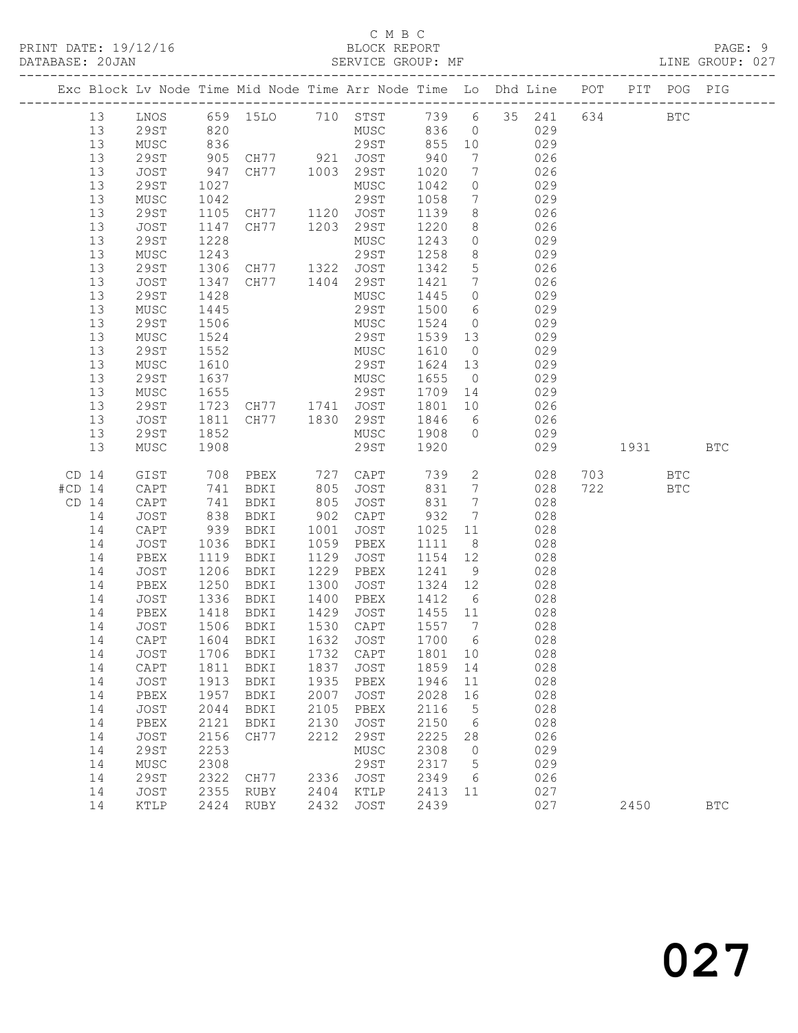C M B C

BLOCK REPORT

SERVICE GROUP: MF

PRINT DATE: 19/12/16
DATABASE: 20JAN

LINE GROUP: 027

| Exc | Block | Lv Node | Time | Mid Node | Time | Arr Node | Time | Lo | Dhd | Line | POT | PIT | POG | PIG |
|---|---|---|---|---|---|---|---|---|---|---|---|---|---|---|
| | 13 | LNOS | 659 | 15LO | 710 | STST | 739 | 6 | 35 | 241 | 634 | | BTC | |
| | 13 | 29ST | 820 | | | MUSC | 836 | 0 | | 029 | | | | |
| | 13 | MUSC | 836 | | | 29ST | 855 | 10 | | 029 | | | | |
| | 13 | 29ST | 905 | CH77 | 921 | JOST | 940 | 7 | | 026 | | | | |
| | 13 | JOST | 947 | CH77 | 1003 | 29ST | 1020 | 7 | | 026 | | | | |
| | 13 | 29ST | 1027 | | | MUSC | 1042 | 0 | | 029 | | | | |
| | 13 | MUSC | 1042 | | | 29ST | 1058 | 7 | | 029 | | | | |
| | 13 | 29ST | 1105 | CH77 | 1120 | JOST | 1139 | 8 | | 026 | | | | |
| | 13 | JOST | 1147 | CH77 | 1203 | 29ST | 1220 | 8 | | 026 | | | | |
| | 13 | 29ST | 1228 | | | MUSC | 1243 | 0 | | 029 | | | | |
| | 13 | MUSC | 1243 | | | 29ST | 1258 | 8 | | 029 | | | | |
| | 13 | 29ST | 1306 | CH77 | 1322 | JOST | 1342 | 5 | | 026 | | | | |
| | 13 | JOST | 1347 | CH77 | 1404 | 29ST | 1421 | 7 | | 026 | | | | |
| | 13 | 29ST | 1428 | | | MUSC | 1445 | 0 | | 029 | | | | |
| | 13 | MUSC | 1445 | | | 29ST | 1500 | 6 | | 029 | | | | |
| | 13 | 29ST | 1506 | | | MUSC | 1524 | 0 | | 029 | | | | |
| | 13 | MUSC | 1524 | | | 29ST | 1539 | 13 | | 029 | | | | |
| | 13 | 29ST | 1552 | | | MUSC | 1610 | 0 | | 029 | | | | |
| | 13 | MUSC | 1610 | | | 29ST | 1624 | 13 | | 029 | | | | |
| | 13 | 29ST | 1637 | | | MUSC | 1655 | 0 | | 029 | | | | |
| | 13 | MUSC | 1655 | | | 29ST | 1709 | 14 | | 029 | | | | |
| | 13 | 29ST | 1723 | CH77 | 1741 | JOST | 1801 | 10 | | 026 | | | | |
| | 13 | JOST | 1811 | CH77 | 1830 | 29ST | 1846 | 6 | | 026 | | | | |
| | 13 | 29ST | 1852 | | | MUSC | 1908 | 0 | | 029 | | | | |
| | 13 | MUSC | 1908 | | | 29ST | 1920 | | | 029 | | 1931 | | BTC |
| CD | 14 | GIST | 708 | PBEX | 727 | CAPT | 739 | 2 | | 028 | 703 | | BTC | |
| #CD | 14 | CAPT | 741 | BDKI | 805 | JOST | 831 | 7 | | 028 | 722 | | BTC | |
| CD | 14 | CAPT | 741 | BDKI | 805 | JOST | 831 | 7 | | 028 | | | | |
| | 14 | JOST | 838 | BDKI | 902 | CAPT | 932 | 7 | | 028 | | | | |
| | 14 | CAPT | 939 | BDKI | 1001 | JOST | 1025 | 11 | | 028 | | | | |
| | 14 | JOST | 1036 | BDKI | 1059 | PBEX | 1111 | 8 | | 028 | | | | |
| | 14 | PBEX | 1119 | BDKI | 1129 | JOST | 1154 | 12 | | 028 | | | | |
| | 14 | JOST | 1206 | BDKI | 1229 | PBEX | 1241 | 9 | | 028 | | | | |
| | 14 | PBEX | 1250 | BDKI | 1300 | JOST | 1324 | 12 | | 028 | | | | |
| | 14 | JOST | 1336 | BDKI | 1400 | PBEX | 1412 | 6 | | 028 | | | | |
| | 14 | PBEX | 1418 | BDKI | 1429 | JOST | 1455 | 11 | | 028 | | | | |
| | 14 | JOST | 1506 | BDKI | 1530 | CAPT | 1557 | 7 | | 028 | | | | |
| | 14 | CAPT | 1604 | BDKI | 1632 | JOST | 1700 | 6 | | 028 | | | | |
| | 14 | JOST | 1706 | BDKI | 1732 | CAPT | 1801 | 10 | | 028 | | | | |
| | 14 | CAPT | 1811 | BDKI | 1837 | JOST | 1859 | 14 | | 028 | | | | |
| | 14 | JOST | 1913 | BDKI | 1935 | PBEX | 1946 | 11 | | 028 | | | | |
| | 14 | PBEX | 1957 | BDKI | 2007 | JOST | 2028 | 16 | | 028 | | | | |
| | 14 | JOST | 2044 | BDKI | 2105 | PBEX | 2116 | 5 | | 028 | | | | |
| | 14 | PBEX | 2121 | BDKI | 2130 | JOST | 2150 | 6 | | 028 | | | | |
| | 14 | JOST | 2156 | CH77 | 2212 | 29ST | 2225 | 28 | | 026 | | | | |
| | 14 | 29ST | 2253 | | | MUSC | 2308 | 0 | | 029 | | | | |
| | 14 | MUSC | 2308 | | | 29ST | 2317 | 5 | | 029 | | | | |
| | 14 | 29ST | 2322 | CH77 | 2336 | JOST | 2349 | 6 | | 026 | | | | |
| | 14 | JOST | 2355 | RUBY | 2404 | KTLP | 2413 | 11 | | 027 | | | | |
| | 14 | KTLP | 2424 | RUBY | 2432 | JOST | 2439 | | | 027 | | 2450 | | BTC |

027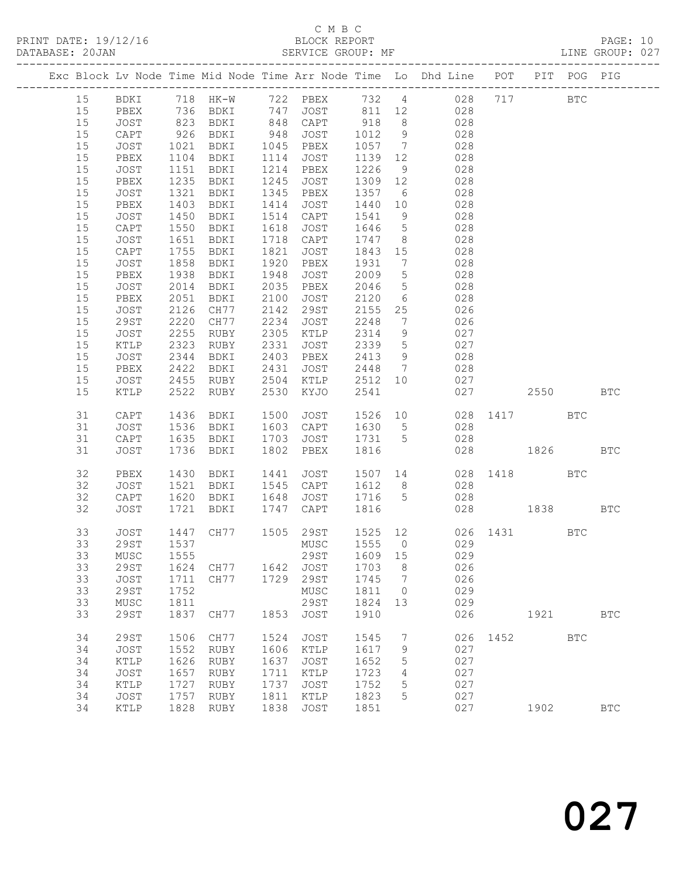C M B C

PRINT DATE: 19/12/16 BLOCK REPORT

DATABASE: 20JAN SERVICE GROUP: MF LINE GROUP: 027

| Exc | Block | Lv Node | Time | Mid Node | Time | Arr Node | Time | Lo | Dhd Line | POT | PIT | POG | PIG |
|---|---|---|---|---|---|---|---|---|---|---|---|---|---|
| | 15 | BDKI | 718 | HK-W | 722 | PBEX | 732 | 4 | 028 | 717 | | BTC | |
| | 15 | PBEX | 736 | BDKI | 747 | JOST | 811 | 12 | 028 | | | | |
| | 15 | JOST | 823 | BDKI | 848 | CAPT | 918 | 8 | 028 | | | | |
| | 15 | CAPT | 926 | BDKI | 948 | JOST | 1012 | 9 | 028 | | | | |
| | 15 | JOST | 1021 | BDKI | 1045 | PBEX | 1057 | 7 | 028 | | | | |
| | 15 | PBEX | 1104 | BDKI | 1114 | JOST | 1139 | 12 | 028 | | | | |
| | 15 | JOST | 1151 | BDKI | 1214 | PBEX | 1226 | 9 | 028 | | | | |
| | 15 | PBEX | 1235 | BDKI | 1245 | JOST | 1309 | 12 | 028 | | | | |
| | 15 | JOST | 1321 | BDKI | 1345 | PBEX | 1357 | 6 | 028 | | | | |
| | 15 | PBEX | 1403 | BDKI | 1414 | JOST | 1440 | 10 | 028 | | | | |
| | 15 | JOST | 1450 | BDKI | 1514 | CAPT | 1541 | 9 | 028 | | | | |
| | 15 | CAPT | 1550 | BDKI | 1618 | JOST | 1646 | 5 | 028 | | | | |
| | 15 | JOST | 1651 | BDKI | 1718 | CAPT | 1747 | 8 | 028 | | | | |
| | 15 | CAPT | 1755 | BDKI | 1821 | JOST | 1843 | 15 | 028 | | | | |
| | 15 | JOST | 1858 | BDKI | 1920 | PBEX | 1931 | 7 | 028 | | | | |
| | 15 | PBEX | 1938 | BDKI | 1948 | JOST | 2009 | 5 | 028 | | | | |
| | 15 | JOST | 2014 | BDKI | 2035 | PBEX | 2046 | 5 | 028 | | | | |
| | 15 | PBEX | 2051 | BDKI | 2100 | JOST | 2120 | 6 | 028 | | | | |
| | 15 | JOST | 2126 | CH77 | 2142 | 29ST | 2155 | 25 | 026 | | | | |
| | 15 | 29ST | 2220 | CH77 | 2234 | JOST | 2248 | 7 | 026 | | | | |
| | 15 | JOST | 2255 | RUBY | 2305 | KTLP | 2314 | 9 | 027 | | | | |
| | 15 | KTLP | 2323 | RUBY | 2331 | JOST | 2339 | 5 | 027 | | | | |
| | 15 | JOST | 2344 | BDKI | 2403 | PBEX | 2413 | 9 | 028 | | | | |
| | 15 | PBEX | 2422 | BDKI | 2431 | JOST | 2448 | 7 | 028 | | | | |
| | 15 | JOST | 2455 | RUBY | 2504 | KTLP | 2512 | 10 | 027 | | | | |
| | 15 | KTLP | 2522 | RUBY | 2530 | KYJO | 2541 | | 027 | | 2550 | | BTC |
| | 31 | CAPT | 1436 | BDKI | 1500 | JOST | 1526 | 10 | 028 | 1417 | | BTC | |
| | 31 | JOST | 1536 | BDKI | 1603 | CAPT | 1630 | 5 | 028 | | | | |
| | 31 | CAPT | 1635 | BDKI | 1703 | JOST | 1731 | 5 | 028 | | | | |
| | 31 | JOST | 1736 | BDKI | 1802 | PBEX | 1816 | | 028 | | 1826 | | BTC |
| | 32 | PBEX | 1430 | BDKI | 1441 | JOST | 1507 | 14 | 028 | 1418 | | BTC | |
| | 32 | JOST | 1521 | BDKI | 1545 | CAPT | 1612 | 8 | 028 | | | | |
| | 32 | CAPT | 1620 | BDKI | 1648 | JOST | 1716 | 5 | 028 | | | | |
| | 32 | JOST | 1721 | BDKI | 1747 | CAPT | 1816 | | 028 | | 1838 | | BTC |
| | 33 | JOST | 1447 | CH77 | 1505 | 29ST | 1525 | 12 | 026 | 1431 | | BTC | |
| | 33 | 29ST | 1537 | | | MUSC | 1555 | 0 | 029 | | | | |
| | 33 | MUSC | 1555 | | | 29ST | 1609 | 15 | 029 | | | | |
| | 33 | 29ST | 1624 | CH77 | 1642 | JOST | 1703 | 8 | 026 | | | | |
| | 33 | JOST | 1711 | CH77 | 1729 | 29ST | 1745 | 7 | 026 | | | | |
| | 33 | 29ST | 1752 | | | MUSC | 1811 | 0 | 029 | | | | |
| | 33 | MUSC | 1811 | | | 29ST | 1824 | 13 | 029 | | | | |
| | 33 | 29ST | 1837 | CH77 | 1853 | JOST | 1910 | | 026 | | 1921 | | BTC |
| | 34 | 29ST | 1506 | CH77 | 1524 | JOST | 1545 | 7 | 026 | 1452 | | BTC | |
| | 34 | JOST | 1552 | RUBY | 1606 | KTLP | 1617 | 9 | 027 | | | | |
| | 34 | KTLP | 1626 | RUBY | 1637 | JOST | 1652 | 5 | 027 | | | | |
| | 34 | JOST | 1657 | RUBY | 1711 | KTLP | 1723 | 4 | 027 | | | | |
| | 34 | KTLP | 1727 | RUBY | 1737 | JOST | 1752 | 5 | 027 | | | | |
| | 34 | JOST | 1757 | RUBY | 1811 | KTLP | 1823 | 5 | 027 | | | | |
| | 34 | KTLP | 1828 | RUBY | 1838 | JOST | 1851 | | 027 | | 1902 | | BTC |

# 027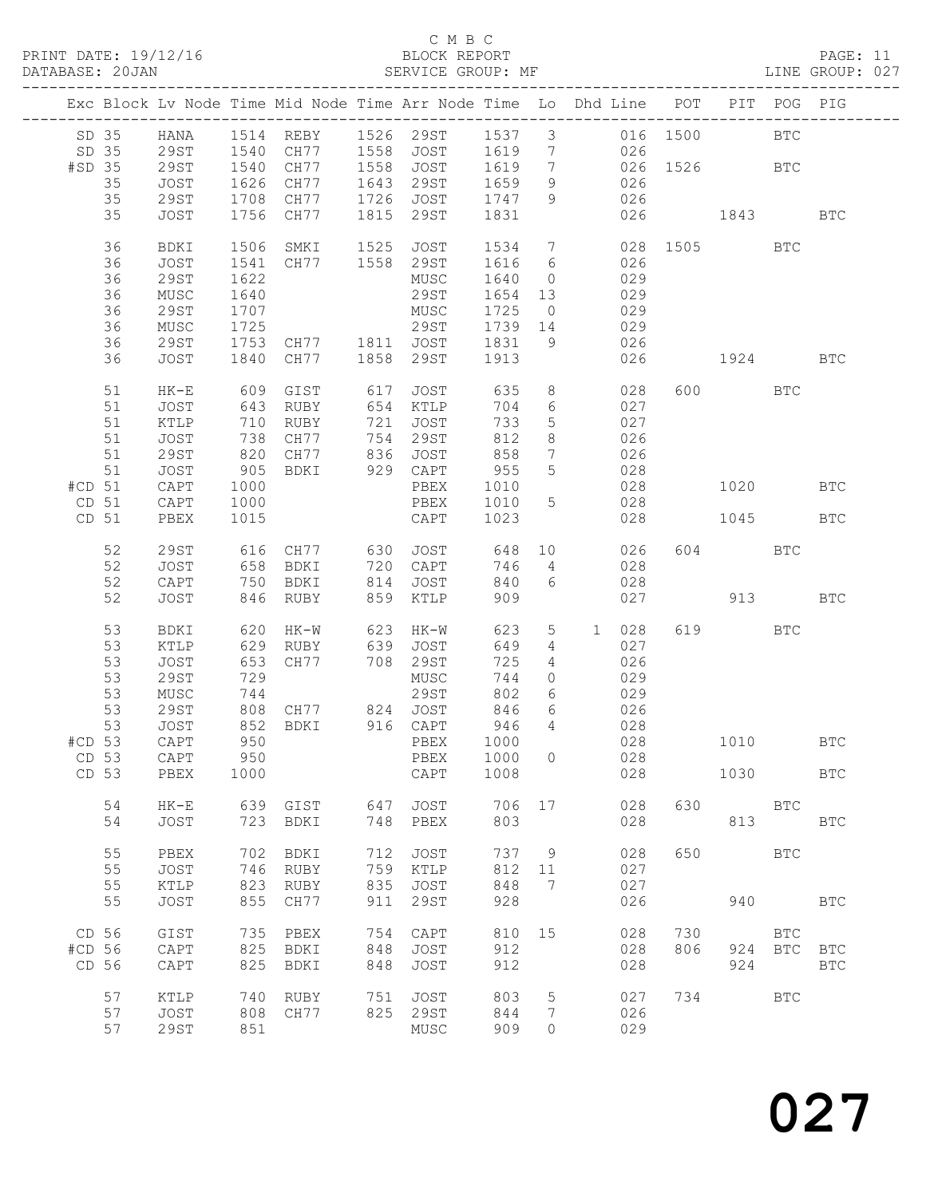C M B C
PRINT DATE: 19/12/16 BLOCK REPORT
DATABASE: 20JAN SERVICE GROUP: MF LINE GROUP: 027

| Exc | Block | Lv | Node | Time | Mid Node | Time | Arr Node | Time | Lo | Dhd Line | POT | PIT | POG | PIG |
|---|---|---|---|---|---|---|---|---|---|---|---|---|---|---|
| SD | 35 | | HANA | 1514 | REBY | 1526 | 29ST | 1537 | 3 | 016 | 1500 | | BTC | |
| SD | 35 | | 29ST | 1540 | CH77 | 1558 | JOST | 1619 | 7 | 026 | | | | |
| #SD | 35 | | 29ST | 1540 | CH77 | 1558 | JOST | 1619 | 7 | 026 | 1526 | | BTC | |
| | 35 | | JOST | 1626 | CH77 | 1643 | 29ST | 1659 | 9 | 026 | | | | |
| | 35 | | 29ST | 1708 | CH77 | 1726 | JOST | 1747 | 9 | 026 | | | | |
| | 35 | | JOST | 1756 | CH77 | 1815 | 29ST | 1831 | | 026 | | 1843 | | BTC |
| | 36 | | BDKI | 1506 | SMKI | 1525 | JOST | 1534 | 7 | 028 | 1505 | | BTC | |
| | 36 | | JOST | 1541 | CH77 | 1558 | 29ST | 1616 | 6 | 026 | | | | |
| | 36 | | 29ST | 1622 | | | MUSC | 1640 | 0 | 029 | | | | |
| | 36 | | MUSC | 1640 | | | 29ST | 1654 | 13 | 029 | | | | |
| | 36 | | 29ST | 1707 | | | MUSC | 1725 | 0 | 029 | | | | |
| | 36 | | MUSC | 1725 | | | 29ST | 1739 | 14 | 029 | | | | |
| | 36 | | 29ST | 1753 | CH77 | 1811 | JOST | 1831 | 9 | 026 | | | | |
| | 36 | | JOST | 1840 | CH77 | 1858 | 29ST | 1913 | | 026 | | 1924 | | BTC |
| | 51 | | HK-E | 609 | GIST | 617 | JOST | 635 | 8 | 028 | 600 | | BTC | |
| | 51 | | JOST | 643 | RUBY | 654 | KTLP | 704 | 6 | 027 | | | | |
| | 51 | | KTLP | 710 | RUBY | 721 | JOST | 733 | 5 | 027 | | | | |
| | 51 | | JOST | 738 | CH77 | 754 | 29ST | 812 | 8 | 026 | | | | |
| | 51 | | 29ST | 820 | CH77 | 836 | JOST | 858 | 7 | 026 | | | | |
| | 51 | | JOST | 905 | BDKI | 929 | CAPT | 955 | 5 | 028 | | | | |
| #CD | 51 | | CAPT | 1000 | | | PBEX | 1010 | | 028 | | 1020 | | BTC |
| CD | 51 | | CAPT | 1000 | | | PBEX | 1010 | 5 | 028 | | | | |
| CD | 51 | | PBEX | 1015 | | | CAPT | 1023 | | 028 | | 1045 | | BTC |
| | 52 | | 29ST | 616 | CH77 | 630 | JOST | 648 | 10 | 026 | 604 | | BTC | |
| | 52 | | JOST | 658 | BDKI | 720 | CAPT | 746 | 4 | 028 | | | | |
| | 52 | | CAPT | 750 | BDKI | 814 | JOST | 840 | 6 | 028 | | | | |
| | 52 | | JOST | 846 | RUBY | 859 | KTLP | 909 | | 027 | | 913 | | BTC |
| | 53 | | BDKI | 620 | HK-W | 623 | HK-W | 623 | 5 | 1 028 | 619 | | BTC | |
| | 53 | | KTLP | 629 | RUBY | 639 | JOST | 649 | 4 | 027 | | | | |
| | 53 | | JOST | 653 | CH77 | 708 | 29ST | 725 | 4 | 026 | | | | |
| | 53 | | 29ST | 729 | | | MUSC | 744 | 0 | 029 | | | | |
| | 53 | | MUSC | 744 | | | 29ST | 802 | 6 | 029 | | | | |
| | 53 | | 29ST | 808 | CH77 | 824 | JOST | 846 | 6 | 026 | | | | |
| | 53 | | JOST | 852 | BDKI | 916 | CAPT | 946 | 4 | 028 | | | | |
| #CD | 53 | | CAPT | 950 | | | PBEX | 1000 | | 028 | | 1010 | | BTC |
| CD | 53 | | CAPT | 950 | | | PBEX | 1000 | 0 | 028 | | | | |
| CD | 53 | | PBEX | 1000 | | | CAPT | 1008 | | 028 | | 1030 | | BTC |
| | 54 | | HK-E | 639 | GIST | 647 | JOST | 706 | 17 | 028 | 630 | | BTC | |
| | 54 | | JOST | 723 | BDKI | 748 | PBEX | 803 | | 028 | | 813 | | BTC |
| | 55 | | PBEX | 702 | BDKI | 712 | JOST | 737 | 9 | 028 | 650 | | BTC | |
| | 55 | | JOST | 746 | RUBY | 759 | KTLP | 812 | 11 | 027 | | | | |
| | 55 | | KTLP | 823 | RUBY | 835 | JOST | 848 | 7 | 027 | | | | |
| | 55 | | JOST | 855 | CH77 | 911 | 29ST | 928 | | 026 | | 940 | | BTC |
| CD | 56 | | GIST | 735 | PBEX | 754 | CAPT | 810 | 15 | 028 | 730 | | BTC | |
| #CD | 56 | | CAPT | 825 | BDKI | 848 | JOST | 912 | | 028 | 806 | 924 | BTC | BTC |
| CD | 56 | | CAPT | 825 | BDKI | 848 | JOST | 912 | | 028 | | 924 | | BTC |
| | 57 | | KTLP | 740 | RUBY | 751 | JOST | 803 | 5 | 027 | 734 | | BTC | |
| | 57 | | JOST | 808 | CH77 | 825 | 29ST | 844 | 7 | 026 | | | | |
| | 57 | | 29ST | 851 | | | MUSC | 909 | 0 | 029 | | | | |

027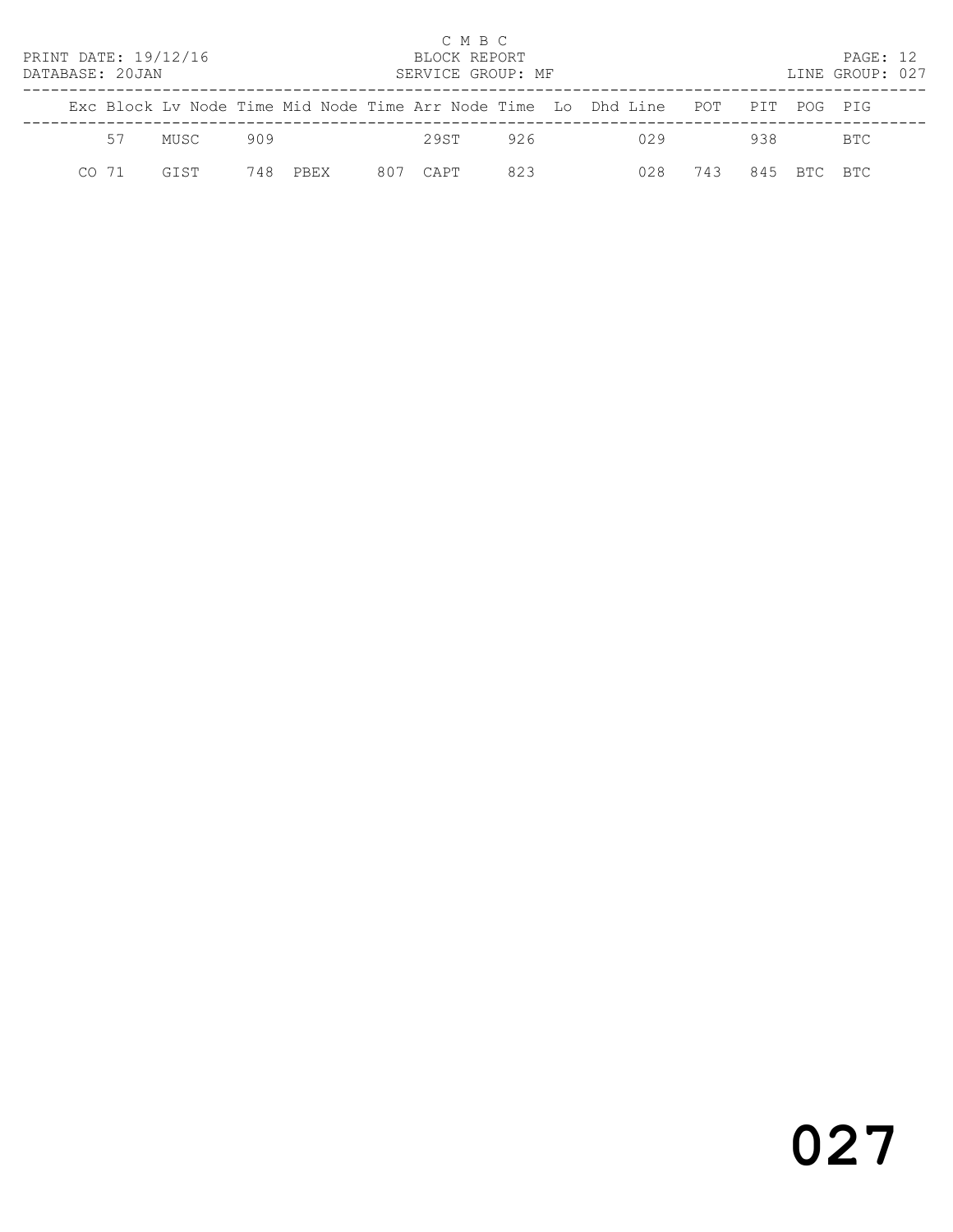C M B C
BLOCK REPORT
SERVICE GROUP: MF

PRINT DATE: 19/12/16
DATABASE: 20JAN

LINE GROUP: 027

| Exc | Block | Lv | Node | Time | Mid | Node | Time | Arr | Node | Time | Lo | Dhd | Line | POT | PIT | POG | PIG |
|---|---|---|---|---|---|---|---|---|---|---|---|---|---|---|---|---|---|
| | 57 | | MUSC | 909 | | | | | 29ST | 926 | | | 029 | | 938 | | BTC |
| CO | 71 | | GIST | 748 | | PBEX | 807 | | CAPT | 823 | | | 028 | 743 | 845 | BTC | BTC |

# 027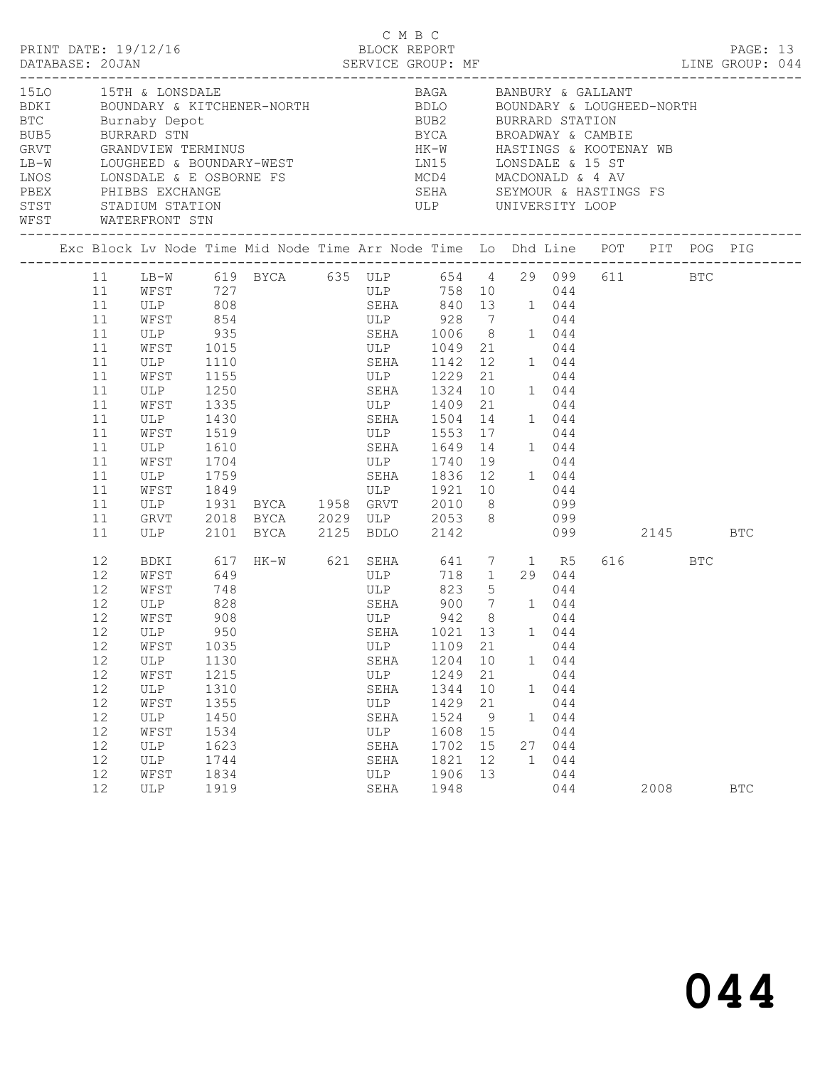C M B C

BLOCK REPORT

SERVICE GROUP: MF

PRINT DATE: 19/12/16
DATABASE: 20JAN
LINE GROUP: 044

| Code | Name | Code | Name |
|---|---|---|---|
| 15LO | 15TH & LONSDALE | BAGA | BANBURY & GALLANT |
| BDKI | BOUNDARY & KITCHENER-NORTH | BDLO | BOUNDARY & LOUGHEED-NORTH |
| BTC | Burnaby Depot | BUB2 | BURRARD STATION |
| BUB5 | BURRARD STN | BYCA | BROADWAY & CAMBIE |
| GRVT | GRANDVIEW TERMINUS | HK-W | HASTINGS & KOOTENAY WB |
| LB-W | LOUGHEED & BOUNDARY-WEST | LN15 | LONSDALE & 15 ST |
| LNOS | LONSDALE & E OSBORNE FS | MCD4 | MACDONALD & 4 AV |
| PBEX | PHIBBS EXCHANGE | SEHA | SEYMOUR & HASTINGS FS |
| STST | STADIUM STATION | ULP | UNIVERSITY LOOP |
| WFST | WATERFRONT STN | | |

| Exc | Block | Lv Node | Time | Mid Node | Time | Arr Node | Time | Lo | Dhd | Line | POT | PIT | POG | PIG |
|---|---|---|---|---|---|---|---|---|---|---|---|---|---|---|
| | 11 | LB-W | 619 | BYCA | 635 | ULP | 654 | 4 | 29 | 099 | 611 | | BTC | |
| | 11 | WFST | 727 | | | ULP | 758 | 10 | | 044 | | | | |
| | 11 | ULP | 808 | | | SEHA | 840 | 13 | 1 | 044 | | | | |
| | 11 | WFST | 854 | | | ULP | 928 | 7 | | 044 | | | | |
| | 11 | ULP | 935 | | | SEHA | 1006 | 8 | 1 | 044 | | | | |
| | 11 | WFST | 1015 | | | ULP | 1049 | 21 | | 044 | | | | |
| | 11 | ULP | 1110 | | | SEHA | 1142 | 12 | 1 | 044 | | | | |
| | 11 | WFST | 1155 | | | ULP | 1229 | 21 | | 044 | | | | |
| | 11 | ULP | 1250 | | | SEHA | 1324 | 10 | 1 | 044 | | | | |
| | 11 | WFST | 1335 | | | ULP | 1409 | 21 | | 044 | | | | |
| | 11 | ULP | 1430 | | | SEHA | 1504 | 14 | 1 | 044 | | | | |
| | 11 | WFST | 1519 | | | ULP | 1553 | 17 | | 044 | | | | |
| | 11 | ULP | 1610 | | | SEHA | 1649 | 14 | 1 | 044 | | | | |
| | 11 | WFST | 1704 | | | ULP | 1740 | 19 | | 044 | | | | |
| | 11 | ULP | 1759 | | | SEHA | 1836 | 12 | 1 | 044 | | | | |
| | 11 | WFST | 1849 | | | ULP | 1921 | 10 | | 044 | | | | |
| | 11 | ULP | 1931 | BYCA | 1958 | GRVT | 2010 | 8 | | 099 | | | | |
| | 11 | GRVT | 2018 | BYCA | 2029 | ULP | 2053 | 8 | | 099 | | | | |
| | 11 | ULP | 2101 | BYCA | 2125 | BDLO | 2142 | | | 099 | | 2145 | | BTC |
| | 12 | BDKI | 617 | HK-W | 621 | SEHA | 641 | 7 | 1 | R5 | 616 | | BTC | |
| | 12 | WFST | 649 | | | ULP | 718 | 1 | 29 | 044 | | | | |
| | 12 | WFST | 748 | | | ULP | 823 | 5 | | 044 | | | | |
| | 12 | ULP | 828 | | | SEHA | 900 | 7 | 1 | 044 | | | | |
| | 12 | WFST | 908 | | | ULP | 942 | 8 | | 044 | | | | |
| | 12 | ULP | 950 | | | SEHA | 1021 | 13 | 1 | 044 | | | | |
| | 12 | WFST | 1035 | | | ULP | 1109 | 21 | | 044 | | | | |
| | 12 | ULP | 1130 | | | SEHA | 1204 | 10 | 1 | 044 | | | | |
| | 12 | WFST | 1215 | | | ULP | 1249 | 21 | | 044 | | | | |
| | 12 | ULP | 1310 | | | SEHA | 1344 | 10 | 1 | 044 | | | | |
| | 12 | WFST | 1355 | | | ULP | 1429 | 21 | | 044 | | | | |
| | 12 | ULP | 1450 | | | SEHA | 1524 | 9 | 1 | 044 | | | | |
| | 12 | WFST | 1534 | | | ULP | 1608 | 15 | | 044 | | | | |
| | 12 | ULP | 1623 | | | SEHA | 1702 | 15 | 27 | 044 | | | | |
| | 12 | ULP | 1744 | | | SEHA | 1821 | 12 | 1 | 044 | | | | |
| | 12 | WFST | 1834 | | | ULP | 1906 | 13 | | 044 | | | | |
| | 12 | ULP | 1919 | | | SEHA | 1948 | | | 044 | | 2008 | | BTC |

044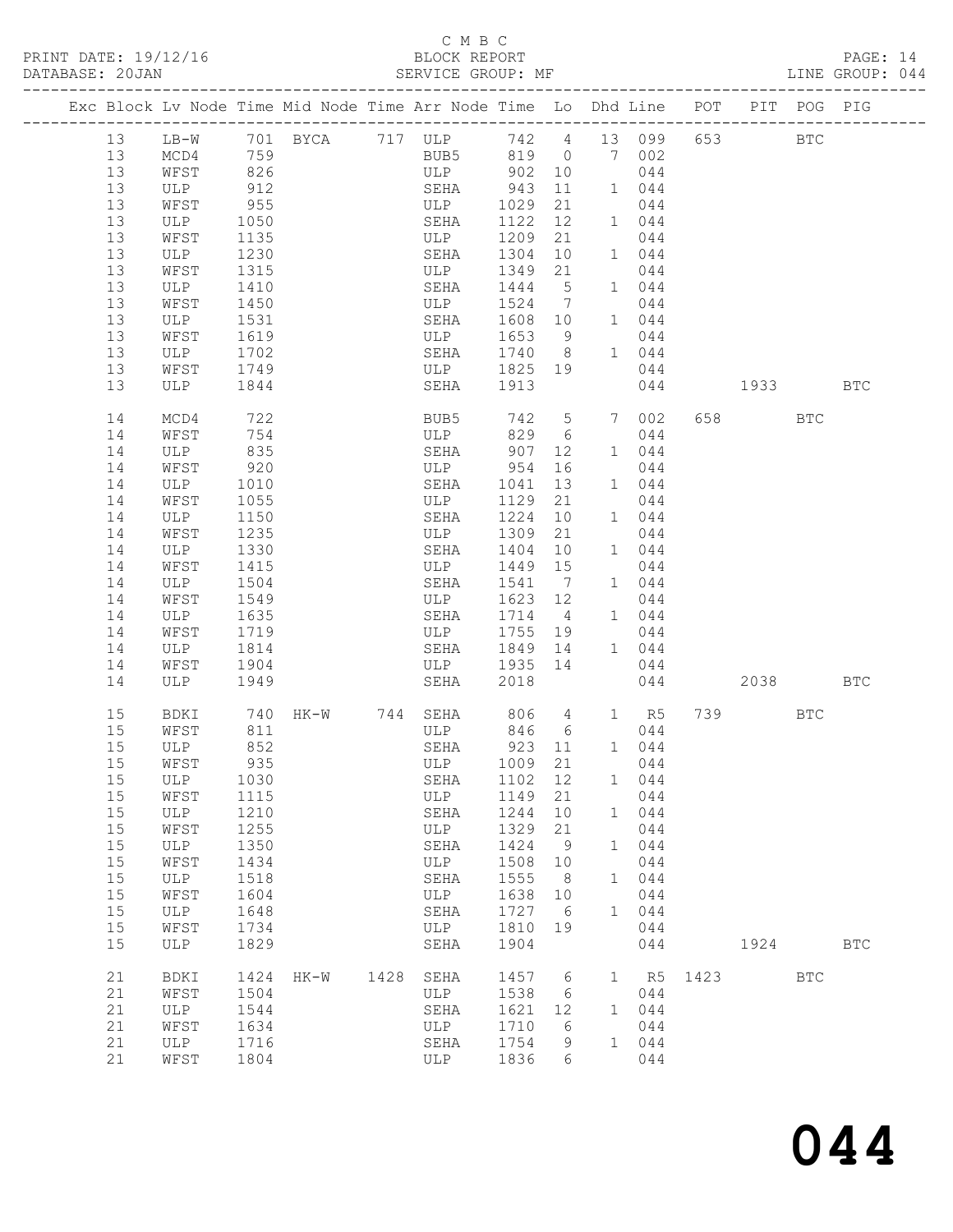C M B C
PRINT DATE: 19/12/16 BLOCK REPORT
DATABASE: 20JAN SERVICE GROUP: MF LINE GROUP: 044

| Exc | Block | Lv | Node | Time | Mid Node | Time | Arr Node | Time | Lo | Dhd | Line | POT | PIT | POG | PIG |
|---|---|---|---|---|---|---|---|---|---|---|---|---|---|---|---|
| | 13 | | LB-W | 701 | BYCA | 717 | ULP | 742 | 4 | 13 | 099 | 653 | | BTC | |
| | 13 | | MCD4 | 759 | | | BUB5 | 819 | 0 | 7 | 002 | | | | |
| | 13 | | WFST | 826 | | | ULP | 902 | 10 | | 044 | | | | |
| | 13 | | ULP | 912 | | | SEHA | 943 | 11 | 1 | 044 | | | | |
| | 13 | | WFST | 955 | | | ULP | 1029 | 21 | | 044 | | | | |
| | 13 | | ULP | 1050 | | | SEHA | 1122 | 12 | 1 | 044 | | | | |
| | 13 | | WFST | 1135 | | | ULP | 1209 | 21 | | 044 | | | | |
| | 13 | | ULP | 1230 | | | SEHA | 1304 | 10 | 1 | 044 | | | | |
| | 13 | | WFST | 1315 | | | ULP | 1349 | 21 | | 044 | | | | |
| | 13 | | ULP | 1410 | | | SEHA | 1444 | 5 | 1 | 044 | | | | |
| | 13 | | WFST | 1450 | | | ULP | 1524 | 7 | | 044 | | | | |
| | 13 | | ULP | 1531 | | | SEHA | 1608 | 10 | 1 | 044 | | | | |
| | 13 | | WFST | 1619 | | | ULP | 1653 | 9 | | 044 | | | | |
| | 13 | | ULP | 1702 | | | SEHA | 1740 | 8 | 1 | 044 | | | | |
| | 13 | | WFST | 1749 | | | ULP | 1825 | 19 | | 044 | | | | |
| | 13 | | ULP | 1844 | | | SEHA | 1913 | | | 044 | | 1933 | | BTC |
| | 14 | | MCD4 | 722 | | | BUB5 | 742 | 5 | 7 | 002 | 658 | | BTC | |
| | 14 | | WFST | 754 | | | ULP | 829 | 6 | | 044 | | | | |
| | 14 | | ULP | 835 | | | SEHA | 907 | 12 | 1 | 044 | | | | |
| | 14 | | WFST | 920 | | | ULP | 954 | 16 | | 044 | | | | |
| | 14 | | ULP | 1010 | | | SEHA | 1041 | 13 | 1 | 044 | | | | |
| | 14 | | WFST | 1055 | | | ULP | 1129 | 21 | | 044 | | | | |
| | 14 | | ULP | 1150 | | | SEHA | 1224 | 10 | 1 | 044 | | | | |
| | 14 | | WFST | 1235 | | | ULP | 1309 | 21 | | 044 | | | | |
| | 14 | | ULP | 1330 | | | SEHA | 1404 | 10 | 1 | 044 | | | | |
| | 14 | | WFST | 1415 | | | ULP | 1449 | 15 | | 044 | | | | |
| | 14 | | ULP | 1504 | | | SEHA | 1541 | 7 | 1 | 044 | | | | |
| | 14 | | WFST | 1549 | | | ULP | 1623 | 12 | | 044 | | | | |
| | 14 | | ULP | 1635 | | | SEHA | 1714 | 4 | 1 | 044 | | | | |
| | 14 | | WFST | 1719 | | | ULP | 1755 | 19 | | 044 | | | | |
| | 14 | | ULP | 1814 | | | SEHA | 1849 | 14 | 1 | 044 | | | | |
| | 14 | | WFST | 1904 | | | ULP | 1935 | 14 | | 044 | | | | |
| | 14 | | ULP | 1949 | | | SEHA | 2018 | | | 044 | | 2038 | | BTC |
| | 15 | | BDKI | 740 | HK-W | 744 | SEHA | 806 | 4 | 1 | R5 | 739 | | BTC | |
| | 15 | | WFST | 811 | | | ULP | 846 | 6 | | 044 | | | | |
| | 15 | | ULP | 852 | | | SEHA | 923 | 11 | 1 | 044 | | | | |
| | 15 | | WFST | 935 | | | ULP | 1009 | 21 | | 044 | | | | |
| | 15 | | ULP | 1030 | | | SEHA | 1102 | 12 | 1 | 044 | | | | |
| | 15 | | WFST | 1115 | | | ULP | 1149 | 21 | | 044 | | | | |
| | 15 | | ULP | 1210 | | | SEHA | 1244 | 10 | 1 | 044 | | | | |
| | 15 | | WFST | 1255 | | | ULP | 1329 | 21 | | 044 | | | | |
| | 15 | | ULP | 1350 | | | SEHA | 1424 | 9 | 1 | 044 | | | | |
| | 15 | | WFST | 1434 | | | ULP | 1508 | 10 | | 044 | | | | |
| | 15 | | ULP | 1518 | | | SEHA | 1555 | 8 | 1 | 044 | | | | |
| | 15 | | WFST | 1604 | | | ULP | 1638 | 10 | | 044 | | | | |
| | 15 | | ULP | 1648 | | | SEHA | 1727 | 6 | 1 | 044 | | | | |
| | 15 | | WFST | 1734 | | | ULP | 1810 | 19 | | 044 | | | | |
| | 15 | | ULP | 1829 | | | SEHA | 1904 | | | 044 | | 1924 | | BTC |
| | 21 | | BDKI | 1424 | HK-W | 1428 | SEHA | 1457 | 6 | 1 | R5 | 1423 | | BTC | |
| | 21 | | WFST | 1504 | | | ULP | 1538 | 6 | | 044 | | | | |
| | 21 | | ULP | 1544 | | | SEHA | 1621 | 12 | 1 | 044 | | | | |
| | 21 | | WFST | 1634 | | | ULP | 1710 | 6 | | 044 | | | | |
| | 21 | | ULP | 1716 | | | SEHA | 1754 | 9 | 1 | 044 | | | | |
| | 21 | | WFST | 1804 | | | ULP | 1836 | 6 | | 044 | | | | |

# 044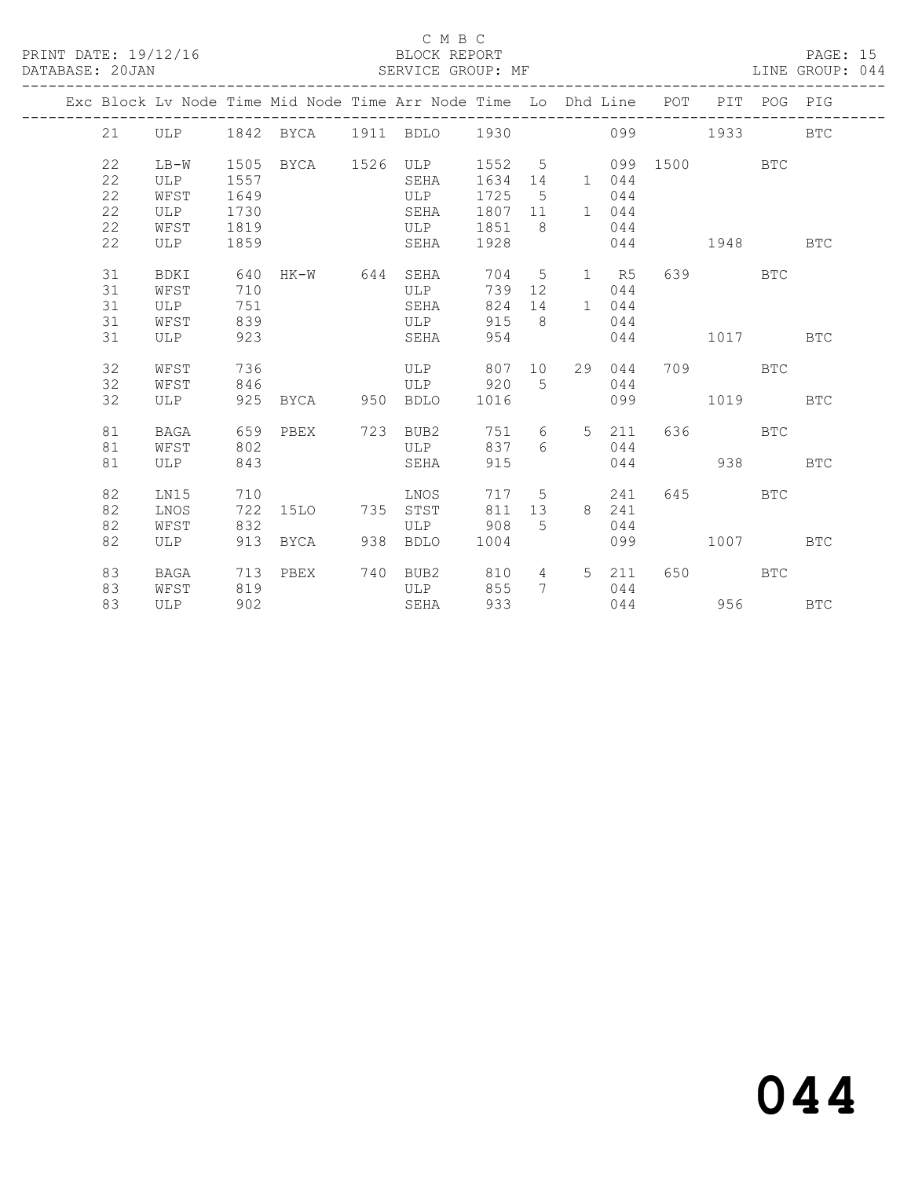C M B C

BLOCK REPORT

SERVICE GROUP: MF

LINE GROUP: 044

| Exc | Block | Lv Node | Time | Mid Node | Time | Arr Node | Time | Lo | Dhd | Line | POT | PIT | POG | PIG |
|---|---|---|---|---|---|---|---|---|---|---|---|---|---|---|
| | 21 | ULP | 1842 | BYCA | 1911 | BDLO | 1930 | | | 099 | | 1933 | | BTC |
| | 22 | LB-W | 1505 | BYCA | 1526 | ULP | 1552 | 5 | | 099 | 1500 | | BTC | |
| | 22 | ULP | 1557 | | | SEHA | 1634 | 14 | 1 | 044 | | | | |
| | 22 | WFST | 1649 | | | ULP | 1725 | 5 | | 044 | | | | |
| | 22 | ULP | 1730 | | | SEHA | 1807 | 11 | 1 | 044 | | | | |
| | 22 | WFST | 1819 | | | ULP | 1851 | 8 | | 044 | | | | |
| | 22 | ULP | 1859 | | | SEHA | 1928 | | | 044 | | 1948 | | BTC |
| | 31 | BDKI | 640 | HK-W | 644 | SEHA | 704 | 5 | 1 | R5 | 639 | | BTC | |
| | 31 | WFST | 710 | | | ULP | 739 | 12 | | 044 | | | | |
| | 31 | ULP | 751 | | | SEHA | 824 | 14 | 1 | 044 | | | | |
| | 31 | WFST | 839 | | | ULP | 915 | 8 | | 044 | | | | |
| | 31 | ULP | 923 | | | SEHA | 954 | | | 044 | | 1017 | | BTC |
| | 32 | WFST | 736 | | | ULP | 807 | 10 | 29 | 044 | 709 | | BTC | |
| | 32 | WFST | 846 | | | ULP | 920 | 5 | | 044 | | | | |
| | 32 | ULP | 925 | BYCA | 950 | BDLO | 1016 | | | 099 | | 1019 | | BTC |
| | 81 | BAGA | 659 | PBEX | 723 | BUB2 | 751 | 6 | 5 | 211 | 636 | | BTC | |
| | 81 | WFST | 802 | | | ULP | 837 | 6 | | 044 | | | | |
| | 81 | ULP | 843 | | | SEHA | 915 | | | 044 | | 938 | | BTC |
| | 82 | LN15 | 710 | | | LNOS | 717 | 5 | | 241 | 645 | | BTC | |
| | 82 | LNOS | 722 | 15LO | 735 | STST | 811 | 13 | 8 | 241 | | | | |
| | 82 | WFST | 832 | | | ULP | 908 | 5 | | 044 | | | | |
| | 82 | ULP | 913 | BYCA | 938 | BDLO | 1004 | | | 099 | | 1007 | | BTC |
| | 83 | BAGA | 713 | PBEX | 740 | BUB2 | 810 | 4 | 5 | 211 | 650 | | BTC | |
| | 83 | WFST | 819 | | | ULP | 855 | 7 | | 044 | | | | |
| | 83 | ULP | 902 | | | SEHA | 933 | | | 044 | | 956 | | BTC |

044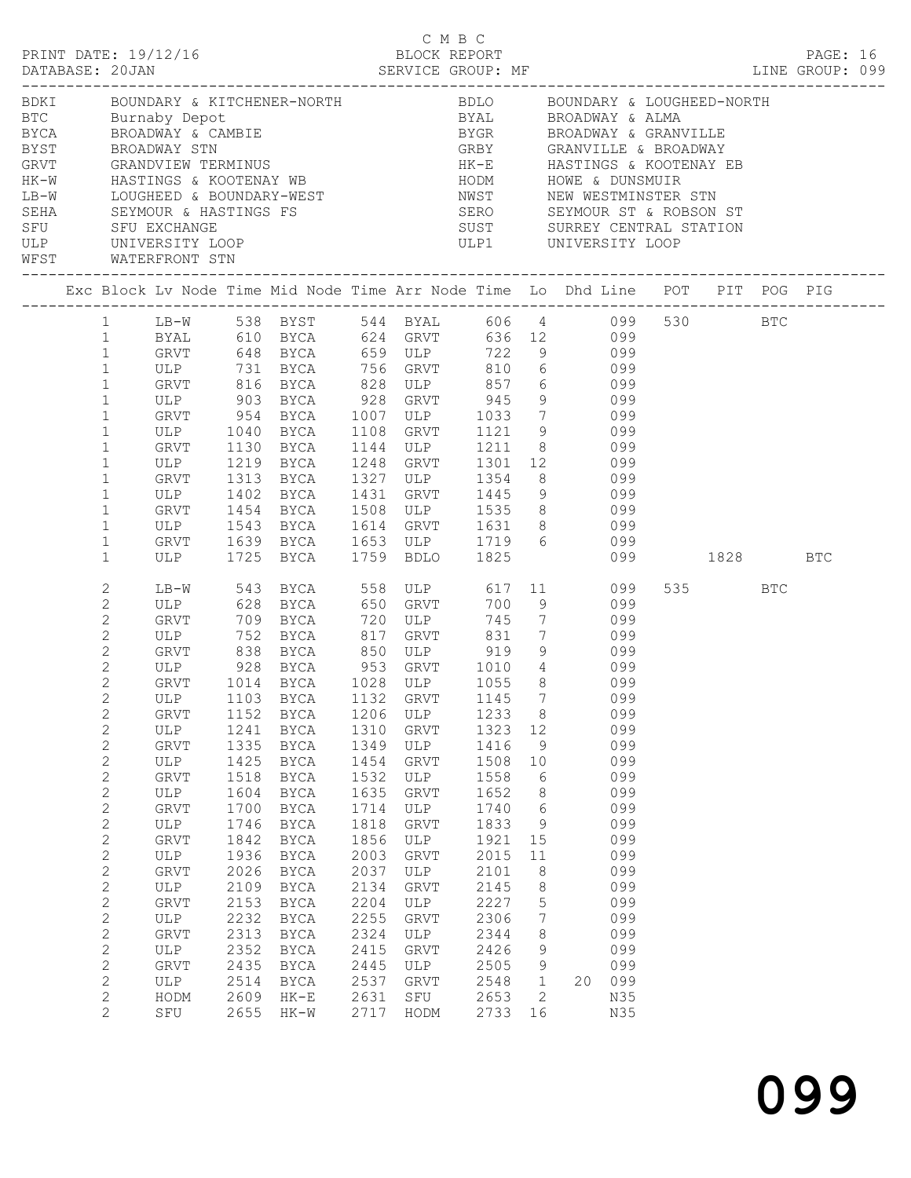C M B C

PRINT DATE: 19/12/16 BLOCK REPORT

DATABASE: 20JAN SERVICE GROUP: MF LINE GROUP: 099

| Code | Description | Code | Description |
|---|---|---|---|
| BDKI | BOUNDARY & KITCHENER-NORTH | BDLO | BOUNDARY & LOUGHEED-NORTH |
| BTC | Burnaby Depot | BYAL | BROADWAY & ALMA |
| BYCA | BROADWAY & CAMBIE | BYGR | BROADWAY & GRANVILLE |
| BYST | BROADWAY STN | GRBY | GRANVILLE & BROADWAY |
| GRVT | GRANDVIEW TERMINUS | HK-E | HASTINGS & KOOTENAY EB |
| HK-W | HASTINGS & KOOTENAY WB | HODM | HOWE & DUNSMUIR |
| LB-W | LOUGHEED & BOUNDARY-WEST | NWST | NEW WESTMINSTER STN |
| SEHA | SEYMOUR & HASTINGS FS | SERO | SEYMOUR ST & ROBSON ST |
| SFU | SFU EXCHANGE | SUST | SURREY CENTRAL STATION |
| ULP | UNIVERSITY LOOP | ULP1 | UNIVERSITY LOOP |
| WFST | WATERFRONT STN | | |

| Exc | Block | Lv Node | Time | Mid Node | Time | Arr Node | Time | Lo | Dhd | Line | POT | PIT | POG | PIG |
|---|---|---|---|---|---|---|---|---|---|---|---|---|---|---|
| | 1 | LB-W | 538 | BYST | 544 | BYAL | 606 | 4 | | 099 | 530 | | BTC | |
| | 1 | BYAL | 610 | BYCA | 624 | GRVT | 636 | 12 | | 099 | | | | |
| | 1 | GRVT | 648 | BYCA | 659 | ULP | 722 | 9 | | 099 | | | | |
| | 1 | ULP | 731 | BYCA | 756 | GRVT | 810 | 6 | | 099 | | | | |
| | 1 | GRVT | 816 | BYCA | 828 | ULP | 857 | 6 | | 099 | | | | |
| | 1 | ULP | 903 | BYCA | 928 | GRVT | 945 | 9 | | 099 | | | | |
| | 1 | GRVT | 954 | BYCA | 1007 | ULP | 1033 | 7 | | 099 | | | | |
| | 1 | ULP | 1040 | BYCA | 1108 | GRVT | 1121 | 9 | | 099 | | | | |
| | 1 | GRVT | 1130 | BYCA | 1144 | ULP | 1211 | 8 | | 099 | | | | |
| | 1 | ULP | 1219 | BYCA | 1248 | GRVT | 1301 | 12 | | 099 | | | | |
| | 1 | GRVT | 1313 | BYCA | 1327 | ULP | 1354 | 8 | | 099 | | | | |
| | 1 | ULP | 1402 | BYCA | 1431 | GRVT | 1445 | 9 | | 099 | | | | |
| | 1 | GRVT | 1454 | BYCA | 1508 | ULP | 1535 | 8 | | 099 | | | | |
| | 1 | ULP | 1543 | BYCA | 1614 | GRVT | 1631 | 8 | | 099 | | | | |
| | 1 | GRVT | 1639 | BYCA | 1653 | ULP | 1719 | 6 | | 099 | | | | |
| | 1 | ULP | 1725 | BYCA | 1759 | BDLO | 1825 | | | 099 | | 1828 | | BTC |
| | 2 | LB-W | 543 | BYCA | 558 | ULP | 617 | 11 | | 099 | 535 | | BTC | |
| | 2 | ULP | 628 | BYCA | 650 | GRVT | 700 | 9 | | 099 | | | | |
| | 2 | GRVT | 709 | BYCA | 720 | ULP | 745 | 7 | | 099 | | | | |
| | 2 | ULP | 752 | BYCA | 817 | GRVT | 831 | 7 | | 099 | | | | |
| | 2 | GRVT | 838 | BYCA | 850 | ULP | 919 | 9 | | 099 | | | | |
| | 2 | ULP | 928 | BYCA | 953 | GRVT | 1010 | 4 | | 099 | | | | |
| | 2 | GRVT | 1014 | BYCA | 1028 | ULP | 1055 | 8 | | 099 | | | | |
| | 2 | ULP | 1103 | BYCA | 1132 | GRVT | 1145 | 7 | | 099 | | | | |
| | 2 | GRVT | 1152 | BYCA | 1206 | ULP | 1233 | 8 | | 099 | | | | |
| | 2 | ULP | 1241 | BYCA | 1310 | GRVT | 1323 | 12 | | 099 | | | | |
| | 2 | GRVT | 1335 | BYCA | 1349 | ULP | 1416 | 9 | | 099 | | | | |
| | 2 | ULP | 1425 | BYCA | 1454 | GRVT | 1508 | 10 | | 099 | | | | |
| | 2 | GRVT | 1518 | BYCA | 1532 | ULP | 1558 | 6 | | 099 | | | | |
| | 2 | ULP | 1604 | BYCA | 1635 | GRVT | 1652 | 8 | | 099 | | | | |
| | 2 | GRVT | 1700 | BYCA | 1714 | ULP | 1740 | 6 | | 099 | | | | |
| | 2 | ULP | 1746 | BYCA | 1818 | GRVT | 1833 | 9 | | 099 | | | | |
| | 2 | GRVT | 1842 | BYCA | 1856 | ULP | 1921 | 15 | | 099 | | | | |
| | 2 | ULP | 1936 | BYCA | 2003 | GRVT | 2015 | 11 | | 099 | | | | |
| | 2 | GRVT | 2026 | BYCA | 2037 | ULP | 2101 | 8 | | 099 | | | | |
| | 2 | ULP | 2109 | BYCA | 2134 | GRVT | 2145 | 8 | | 099 | | | | |
| | 2 | GRVT | 2153 | BYCA | 2204 | ULP | 2227 | 5 | | 099 | | | | |
| | 2 | ULP | 2232 | BYCA | 2255 | GRVT | 2306 | 7 | | 099 | | | | |
| | 2 | GRVT | 2313 | BYCA | 2324 | ULP | 2344 | 8 | | 099 | | | | |
| | 2 | ULP | 2352 | BYCA | 2415 | GRVT | 2426 | 9 | | 099 | | | | |
| | 2 | GRVT | 2435 | BYCA | 2445 | ULP | 2505 | 9 | | 099 | | | | |
| | 2 | ULP | 2514 | BYCA | 2537 | GRVT | 2548 | 1 | 20 | 099 | | | | |
| | 2 | HODM | 2609 | HK-E | 2631 | SFU | 2653 | 2 | | N35 | | | | |
| | 2 | SFU | 2655 | HK-W | 2717 | HODM | 2733 | 16 | | N35 | | | | |

099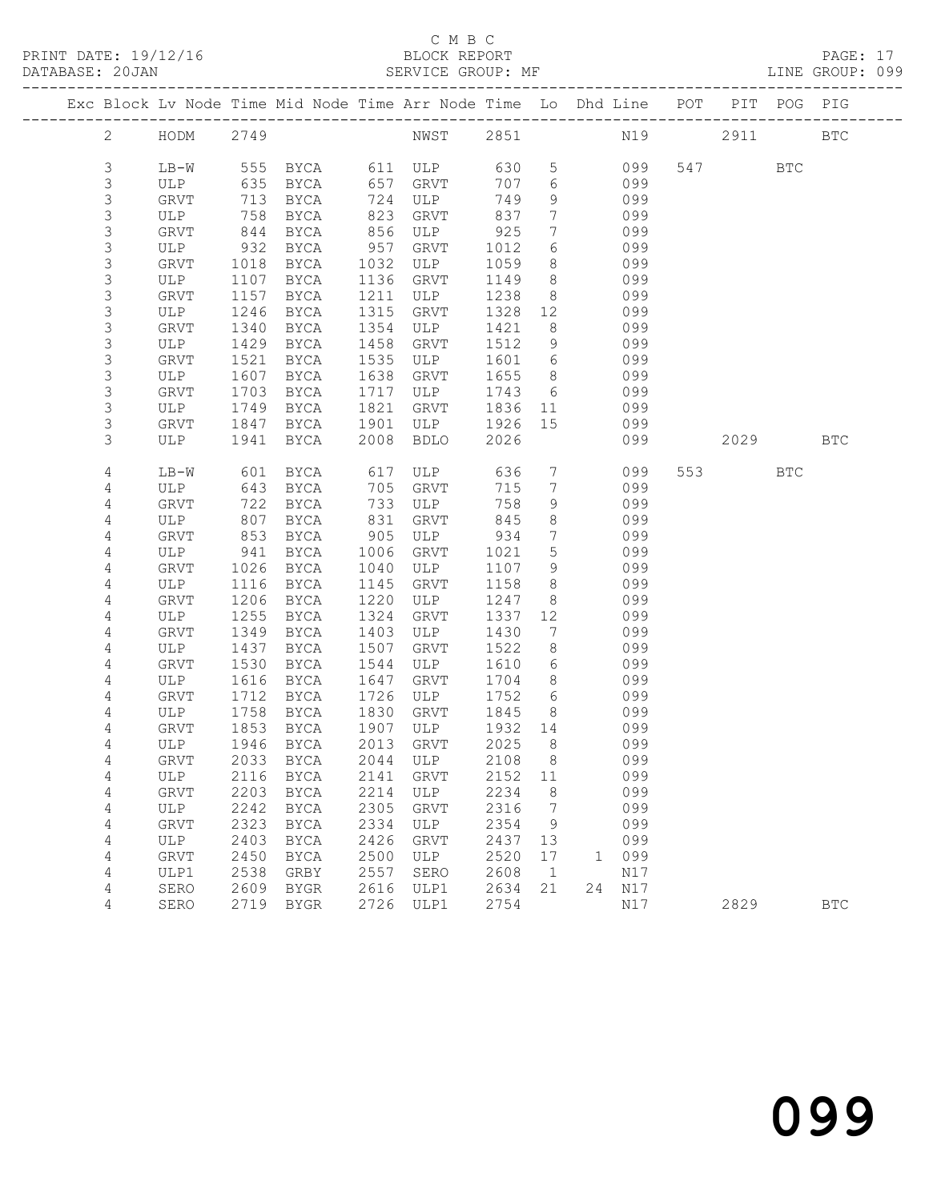C M B C
BLOCK REPORT
SERVICE GROUP: MF

PRINT DATE: 19/12/16
DATABASE: 20JAN
LINE GROUP: 099

| Exc | Block | Lv Node | Time | Mid Node | Time | Arr Node | Time | Lo | Dhd | Line | POT | PIT | POG | PIG |
|---|---|---|---|---|---|---|---|---|---|---|---|---|---|---|
| | 2 | HODM | 2749 | | | NWST | 2851 | | | N19 | | 2911 | | BTC |
| | 3 | LB-W | 555 | BYCA | 611 | ULP | 630 | 5 | | 099 | 547 | | BTC | |
| | 3 | ULP | 635 | BYCA | 657 | GRVT | 707 | 6 | | 099 | | | | |
| | 3 | GRVT | 713 | BYCA | 724 | ULP | 749 | 9 | | 099 | | | | |
| | 3 | ULP | 758 | BYCA | 823 | GRVT | 837 | 7 | | 099 | | | | |
| | 3 | GRVT | 844 | BYCA | 856 | ULP | 925 | 7 | | 099 | | | | |
| | 3 | ULP | 932 | BYCA | 957 | GRVT | 1012 | 6 | | 099 | | | | |
| | 3 | GRVT | 1018 | BYCA | 1032 | ULP | 1059 | 8 | | 099 | | | | |
| | 3 | ULP | 1107 | BYCA | 1136 | GRVT | 1149 | 8 | | 099 | | | | |
| | 3 | GRVT | 1157 | BYCA | 1211 | ULP | 1238 | 8 | | 099 | | | | |
| | 3 | ULP | 1246 | BYCA | 1315 | GRVT | 1328 | 12 | | 099 | | | | |
| | 3 | GRVT | 1340 | BYCA | 1354 | ULP | 1421 | 8 | | 099 | | | | |
| | 3 | ULP | 1429 | BYCA | 1458 | GRVT | 1512 | 9 | | 099 | | | | |
| | 3 | GRVT | 1521 | BYCA | 1535 | ULP | 1601 | 6 | | 099 | | | | |
| | 3 | ULP | 1607 | BYCA | 1638 | GRVT | 1655 | 8 | | 099 | | | | |
| | 3 | GRVT | 1703 | BYCA | 1717 | ULP | 1743 | 6 | | 099 | | | | |
| | 3 | ULP | 1749 | BYCA | 1821 | GRVT | 1836 | 11 | | 099 | | | | |
| | 3 | GRVT | 1847 | BYCA | 1901 | ULP | 1926 | 15 | | 099 | | | | |
| | 3 | ULP | 1941 | BYCA | 2008 | BDLO | 2026 | | | 099 | | 2029 | | BTC |
| | 4 | LB-W | 601 | BYCA | 617 | ULP | 636 | 7 | | 099 | 553 | | BTC | |
| | 4 | ULP | 643 | BYCA | 705 | GRVT | 715 | 7 | | 099 | | | | |
| | 4 | GRVT | 722 | BYCA | 733 | ULP | 758 | 9 | | 099 | | | | |
| | 4 | ULP | 807 | BYCA | 831 | GRVT | 845 | 8 | | 099 | | | | |
| | 4 | GRVT | 853 | BYCA | 905 | ULP | 934 | 7 | | 099 | | | | |
| | 4 | ULP | 941 | BYCA | 1006 | GRVT | 1021 | 5 | | 099 | | | | |
| | 4 | GRVT | 1026 | BYCA | 1040 | ULP | 1107 | 9 | | 099 | | | | |
| | 4 | ULP | 1116 | BYCA | 1145 | GRVT | 1158 | 8 | | 099 | | | | |
| | 4 | GRVT | 1206 | BYCA | 1220 | ULP | 1247 | 8 | | 099 | | | | |
| | 4 | ULP | 1255 | BYCA | 1324 | GRVT | 1337 | 12 | | 099 | | | | |
| | 4 | GRVT | 1349 | BYCA | 1403 | ULP | 1430 | 7 | | 099 | | | | |
| | 4 | ULP | 1437 | BYCA | 1507 | GRVT | 1522 | 8 | | 099 | | | | |
| | 4 | GRVT | 1530 | BYCA | 1544 | ULP | 1610 | 6 | | 099 | | | | |
| | 4 | ULP | 1616 | BYCA | 1647 | GRVT | 1704 | 8 | | 099 | | | | |
| | 4 | GRVT | 1712 | BYCA | 1726 | ULP | 1752 | 6 | | 099 | | | | |
| | 4 | ULP | 1758 | BYCA | 1830 | GRVT | 1845 | 8 | | 099 | | | | |
| | 4 | GRVT | 1853 | BYCA | 1907 | ULP | 1932 | 14 | | 099 | | | | |
| | 4 | ULP | 1946 | BYCA | 2013 | GRVT | 2025 | 8 | | 099 | | | | |
| | 4 | GRVT | 2033 | BYCA | 2044 | ULP | 2108 | 8 | | 099 | | | | |
| | 4 | ULP | 2116 | BYCA | 2141 | GRVT | 2152 | 11 | | 099 | | | | |
| | 4 | GRVT | 2203 | BYCA | 2214 | ULP | 2234 | 8 | | 099 | | | | |
| | 4 | ULP | 2242 | BYCA | 2305 | GRVT | 2316 | 7 | | 099 | | | | |
| | 4 | GRVT | 2323 | BYCA | 2334 | ULP | 2354 | 9 | | 099 | | | | |
| | 4 | ULP | 2403 | BYCA | 2426 | GRVT | 2437 | 13 | | 099 | | | | |
| | 4 | GRVT | 2450 | BYCA | 2500 | ULP | 2520 | 17 | 1 | 099 | | | | |
| | 4 | ULP1 | 2538 | GRBY | 2557 | SERO | 2608 | 1 | | N17 | | | | |
| | 4 | SERO | 2609 | BYGR | 2616 | ULP1 | 2634 | 21 | 24 | N17 | | | | |
| | 4 | SERO | 2719 | BYGR | 2726 | ULP1 | 2754 | | | N17 | | 2829 | | BTC |

099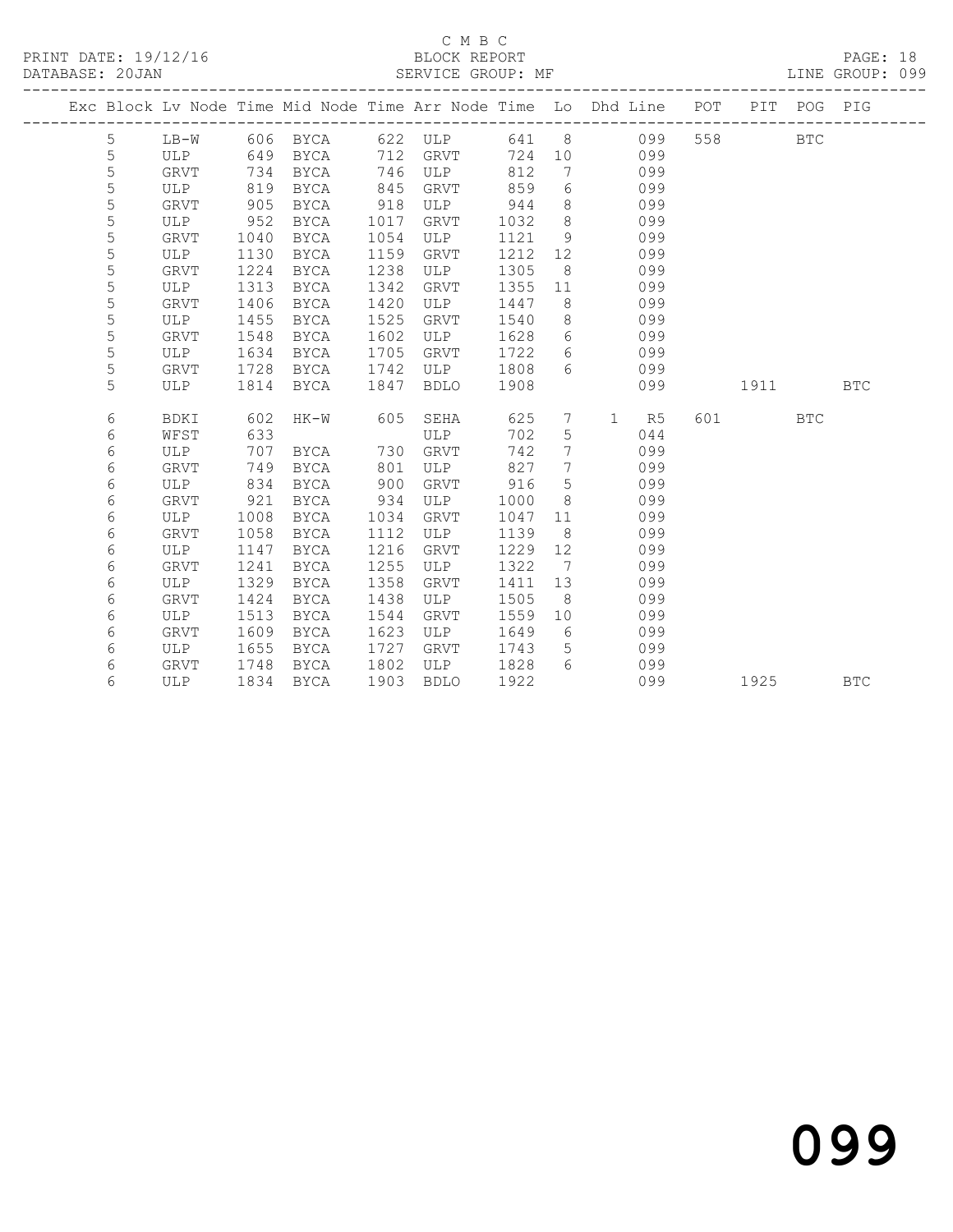C M B C

BLOCK REPORT

SERVICE GROUP: MF

PRINT DATE: 19/12/16

DATABASE: 20JAN

LINE GROUP: 099

| Exc | Block | Lv | Node | Time | Mid Node | Time | Arr Node | Time | Lo | Dhd | Line | POT | PIT | POG | PIG |
|---|---|---|---|---|---|---|---|---|---|---|---|---|---|---|---|
| | 5 | | LB-W | 606 | BYCA | 622 | ULP | 641 | 8 | | 099 | 558 | | BTC | |
| | 5 | | ULP | 649 | BYCA | 712 | GRVT | 724 | 10 | | 099 | | | | |
| | 5 | | GRVT | 734 | BYCA | 746 | ULP | 812 | 7 | | 099 | | | | |
| | 5 | | ULP | 819 | BYCA | 845 | GRVT | 859 | 6 | | 099 | | | | |
| | 5 | | GRVT | 905 | BYCA | 918 | ULP | 944 | 8 | | 099 | | | | |
| | 5 | | ULP | 952 | BYCA | 1017 | GRVT | 1032 | 8 | | 099 | | | | |
| | 5 | | GRVT | 1040 | BYCA | 1054 | ULP | 1121 | 9 | | 099 | | | | |
| | 5 | | ULP | 1130 | BYCA | 1159 | GRVT | 1212 | 12 | | 099 | | | | |
| | 5 | | GRVT | 1224 | BYCA | 1238 | ULP | 1305 | 8 | | 099 | | | | |
| | 5 | | ULP | 1313 | BYCA | 1342 | GRVT | 1355 | 11 | | 099 | | | | |
| | 5 | | GRVT | 1406 | BYCA | 1420 | ULP | 1447 | 8 | | 099 | | | | |
| | 5 | | ULP | 1455 | BYCA | 1525 | GRVT | 1540 | 8 | | 099 | | | | |
| | 5 | | GRVT | 1548 | BYCA | 1602 | ULP | 1628 | 6 | | 099 | | | | |
| | 5 | | ULP | 1634 | BYCA | 1705 | GRVT | 1722 | 6 | | 099 | | | | |
| | 5 | | GRVT | 1728 | BYCA | 1742 | ULP | 1808 | 6 | | 099 | | | | |
| | 5 | | ULP | 1814 | BYCA | 1847 | BDLO | 1908 | | | 099 | | 1911 | | BTC |
| | 6 | | BDKI | 602 | HK-W | 605 | SEHA | 625 | 7 | 1 | R5 | 601 | | BTC | |
| | 6 | | WFST | 633 | | | ULP | 702 | 5 | | 044 | | | | |
| | 6 | | ULP | 707 | BYCA | 730 | GRVT | 742 | 7 | | 099 | | | | |
| | 6 | | GRVT | 749 | BYCA | 801 | ULP | 827 | 7 | | 099 | | | | |
| | 6 | | ULP | 834 | BYCA | 900 | GRVT | 916 | 5 | | 099 | | | | |
| | 6 | | GRVT | 921 | BYCA | 934 | ULP | 1000 | 8 | | 099 | | | | |
| | 6 | | ULP | 1008 | BYCA | 1034 | GRVT | 1047 | 11 | | 099 | | | | |
| | 6 | | GRVT | 1058 | BYCA | 1112 | ULP | 1139 | 8 | | 099 | | | | |
| | 6 | | ULP | 1147 | BYCA | 1216 | GRVT | 1229 | 12 | | 099 | | | | |
| | 6 | | GRVT | 1241 | BYCA | 1255 | ULP | 1322 | 7 | | 099 | | | | |
| | 6 | | ULP | 1329 | BYCA | 1358 | GRVT | 1411 | 13 | | 099 | | | | |
| | 6 | | GRVT | 1424 | BYCA | 1438 | ULP | 1505 | 8 | | 099 | | | | |
| | 6 | | ULP | 1513 | BYCA | 1544 | GRVT | 1559 | 10 | | 099 | | | | |
| | 6 | | GRVT | 1609 | BYCA | 1623 | ULP | 1649 | 6 | | 099 | | | | |
| | 6 | | ULP | 1655 | BYCA | 1727 | GRVT | 1743 | 5 | | 099 | | | | |
| | 6 | | GRVT | 1748 | BYCA | 1802 | ULP | 1828 | 6 | | 099 | | | | |
| | 6 | | ULP | 1834 | BYCA | 1903 | BDLO | 1922 | | | 099 | | 1925 | | BTC |

099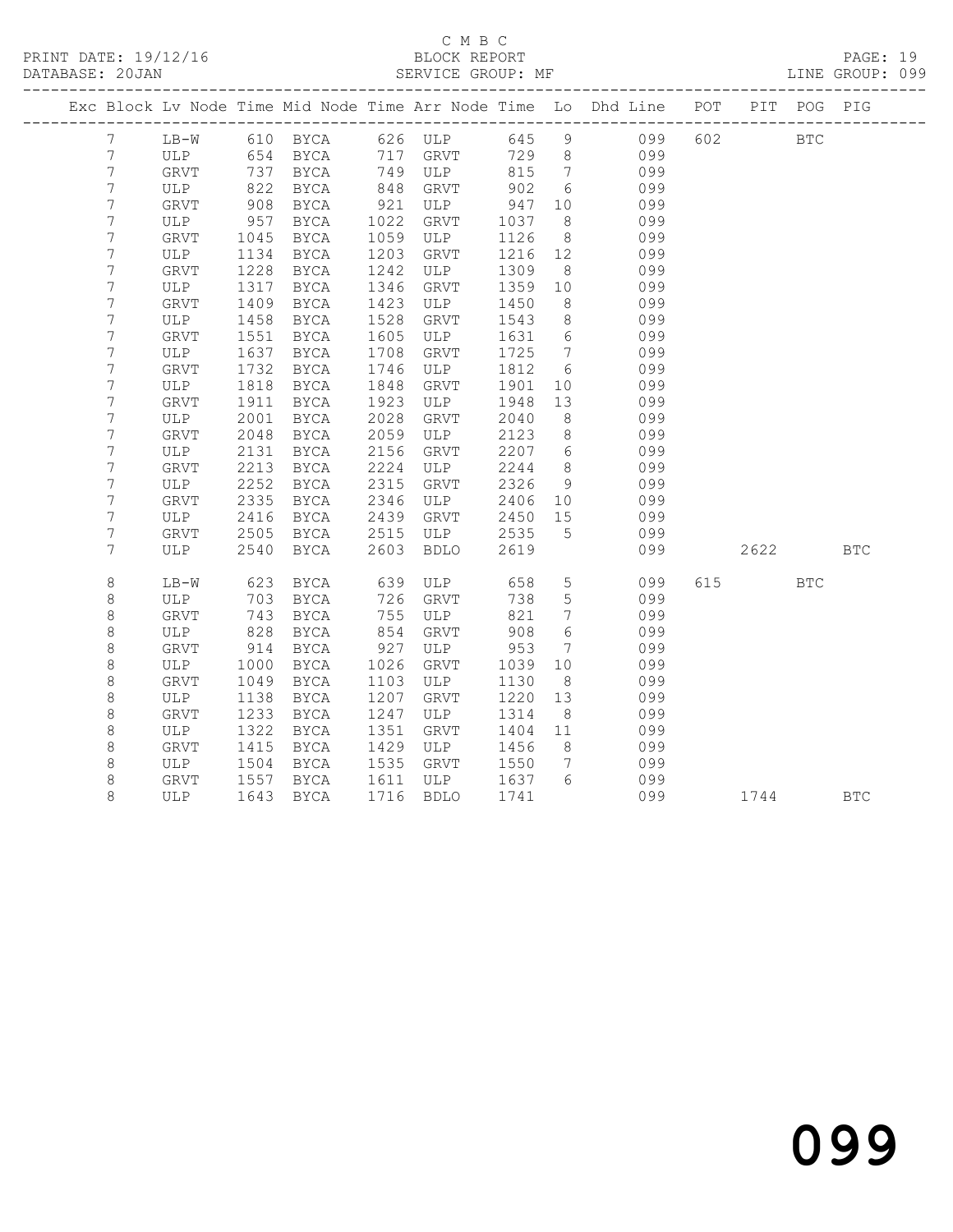C M B C

BLOCK REPORT

SERVICE GROUP: MF

PRINT DATE: 19/12/16

DATABASE: 20JAN

LINE GROUP: 099

| Exc | Block | Lv | Node | Time | Mid Node | Time | Arr Node | Time | Lo | Dhd Line | POT | PIT | POG | PIG |
|---|---|---|---|---|---|---|---|---|---|---|---|---|---|---|
| | 7 | | LB-W | 610 | BYCA | 626 | ULP | 645 | 9 | 099 | 602 | | BTC | |
| | 7 | | ULP | 654 | BYCA | 717 | GRVT | 729 | 8 | 099 | | | | |
| | 7 | | GRVT | 737 | BYCA | 749 | ULP | 815 | 7 | 099 | | | | |
| | 7 | | ULP | 822 | BYCA | 848 | GRVT | 902 | 6 | 099 | | | | |
| | 7 | | GRVT | 908 | BYCA | 921 | ULP | 947 | 10 | 099 | | | | |
| | 7 | | ULP | 957 | BYCA | 1022 | GRVT | 1037 | 8 | 099 | | | | |
| | 7 | | GRVT | 1045 | BYCA | 1059 | ULP | 1126 | 8 | 099 | | | | |
| | 7 | | ULP | 1134 | BYCA | 1203 | GRVT | 1216 | 12 | 099 | | | | |
| | 7 | | GRVT | 1228 | BYCA | 1242 | ULP | 1309 | 8 | 099 | | | | |
| | 7 | | ULP | 1317 | BYCA | 1346 | GRVT | 1359 | 10 | 099 | | | | |
| | 7 | | GRVT | 1409 | BYCA | 1423 | ULP | 1450 | 8 | 099 | | | | |
| | 7 | | ULP | 1458 | BYCA | 1528 | GRVT | 1543 | 8 | 099 | | | | |
| | 7 | | GRVT | 1551 | BYCA | 1605 | ULP | 1631 | 6 | 099 | | | | |
| | 7 | | ULP | 1637 | BYCA | 1708 | GRVT | 1725 | 7 | 099 | | | | |
| | 7 | | GRVT | 1732 | BYCA | 1746 | ULP | 1812 | 6 | 099 | | | | |
| | 7 | | ULP | 1818 | BYCA | 1848 | GRVT | 1901 | 10 | 099 | | | | |
| | 7 | | GRVT | 1911 | BYCA | 1923 | ULP | 1948 | 13 | 099 | | | | |
| | 7 | | ULP | 2001 | BYCA | 2028 | GRVT | 2040 | 8 | 099 | | | | |
| | 7 | | GRVT | 2048 | BYCA | 2059 | ULP | 2123 | 8 | 099 | | | | |
| | 7 | | ULP | 2131 | BYCA | 2156 | GRVT | 2207 | 6 | 099 | | | | |
| | 7 | | GRVT | 2213 | BYCA | 2224 | ULP | 2244 | 8 | 099 | | | | |
| | 7 | | ULP | 2252 | BYCA | 2315 | GRVT | 2326 | 9 | 099 | | | | |
| | 7 | | GRVT | 2335 | BYCA | 2346 | ULP | 2406 | 10 | 099 | | | | |
| | 7 | | ULP | 2416 | BYCA | 2439 | GRVT | 2450 | 15 | 099 | | | | |
| | 7 | | GRVT | 2505 | BYCA | 2515 | ULP | 2535 | 5 | 099 | | | | |
| | 7 | | ULP | 2540 | BYCA | 2603 | BDLO | 2619 | | 099 | | 2622 | | BTC |
| | 8 | | LB-W | 623 | BYCA | 639 | ULP | 658 | 5 | 099 | 615 | | BTC | |
| | 8 | | ULP | 703 | BYCA | 726 | GRVT | 738 | 5 | 099 | | | | |
| | 8 | | GRVT | 743 | BYCA | 755 | ULP | 821 | 7 | 099 | | | | |
| | 8 | | ULP | 828 | BYCA | 854 | GRVT | 908 | 6 | 099 | | | | |
| | 8 | | GRVT | 914 | BYCA | 927 | ULP | 953 | 7 | 099 | | | | |
| | 8 | | ULP | 1000 | BYCA | 1026 | GRVT | 1039 | 10 | 099 | | | | |
| | 8 | | GRVT | 1049 | BYCA | 1103 | ULP | 1130 | 8 | 099 | | | | |
| | 8 | | ULP | 1138 | BYCA | 1207 | GRVT | 1220 | 13 | 099 | | | | |
| | 8 | | GRVT | 1233 | BYCA | 1247 | ULP | 1314 | 8 | 099 | | | | |
| | 8 | | ULP | 1322 | BYCA | 1351 | GRVT | 1404 | 11 | 099 | | | | |
| | 8 | | GRVT | 1415 | BYCA | 1429 | ULP | 1456 | 8 | 099 | | | | |
| | 8 | | ULP | 1504 | BYCA | 1535 | GRVT | 1550 | 7 | 099 | | | | |
| | 8 | | GRVT | 1557 | BYCA | 1611 | ULP | 1637 | 6 | 099 | | | | |
| | 8 | | ULP | 1643 | BYCA | 1716 | BDLO | 1741 | | 099 | | 1744 | | BTC |

099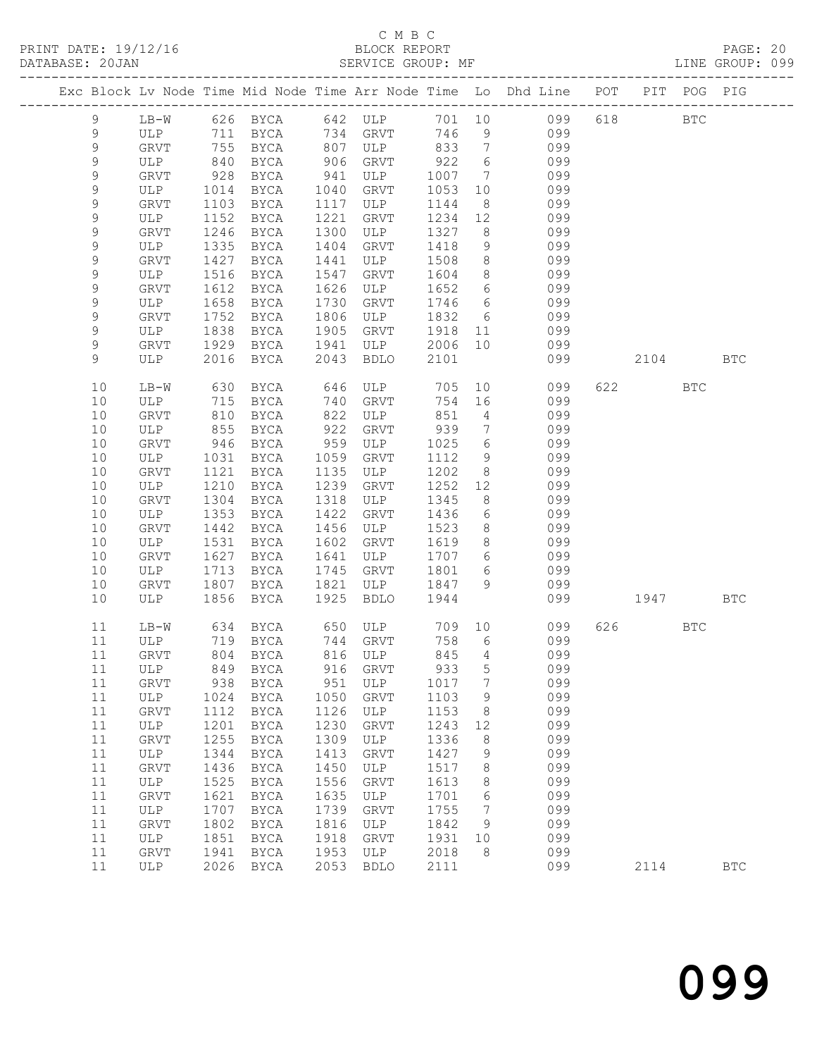C M B C
BLOCK REPORT
SERVICE GROUP: MF

PRINT DATE: 19/12/16
DATABASE: 20JAN

LINE GROUP: 099

| Exc | Block | Lv | Node | Time | Mid Node | Time | Arr Node | Time | Lo | Dhd Line | POT | PIT | POG | PIG |
|---|---|---|---|---|---|---|---|---|---|---|---|---|---|---|
| | 9 | | LB-W | 626 | BYCA | 642 | ULP | 701 | 10 | 099 | 618 | | BTC | |
| | 9 | | ULP | 711 | BYCA | 734 | GRVT | 746 | 9 | 099 | | | | |
| | 9 | | GRVT | 755 | BYCA | 807 | ULP | 833 | 7 | 099 | | | | |
| | 9 | | ULP | 840 | BYCA | 906 | GRVT | 922 | 6 | 099 | | | | |
| | 9 | | GRVT | 928 | BYCA | 941 | ULP | 1007 | 7 | 099 | | | | |
| | 9 | | ULP | 1014 | BYCA | 1040 | GRVT | 1053 | 10 | 099 | | | | |
| | 9 | | GRVT | 1103 | BYCA | 1117 | ULP | 1144 | 8 | 099 | | | | |
| | 9 | | ULP | 1152 | BYCA | 1221 | GRVT | 1234 | 12 | 099 | | | | |
| | 9 | | GRVT | 1246 | BYCA | 1300 | ULP | 1327 | 8 | 099 | | | | |
| | 9 | | ULP | 1335 | BYCA | 1404 | GRVT | 1418 | 9 | 099 | | | | |
| | 9 | | GRVT | 1427 | BYCA | 1441 | ULP | 1508 | 8 | 099 | | | | |
| | 9 | | ULP | 1516 | BYCA | 1547 | GRVT | 1604 | 8 | 099 | | | | |
| | 9 | | GRVT | 1612 | BYCA | 1626 | ULP | 1652 | 6 | 099 | | | | |
| | 9 | | ULP | 1658 | BYCA | 1730 | GRVT | 1746 | 6 | 099 | | | | |
| | 9 | | GRVT | 1752 | BYCA | 1806 | ULP | 1832 | 6 | 099 | | | | |
| | 9 | | ULP | 1838 | BYCA | 1905 | GRVT | 1918 | 11 | 099 | | | | |
| | 9 | | GRVT | 1929 | BYCA | 1941 | ULP | 2006 | 10 | 099 | | | | |
| | 9 | | ULP | 2016 | BYCA | 2043 | BDLO | 2101 | | 099 | | 2104 | | BTC |
| | 10 | | LB-W | 630 | BYCA | 646 | ULP | 705 | 10 | 099 | 622 | | BTC | |
| | 10 | | ULP | 715 | BYCA | 740 | GRVT | 754 | 16 | 099 | | | | |
| | 10 | | GRVT | 810 | BYCA | 822 | ULP | 851 | 4 | 099 | | | | |
| | 10 | | ULP | 855 | BYCA | 922 | GRVT | 939 | 7 | 099 | | | | |
| | 10 | | GRVT | 946 | BYCA | 959 | ULP | 1025 | 6 | 099 | | | | |
| | 10 | | ULP | 1031 | BYCA | 1059 | GRVT | 1112 | 9 | 099 | | | | |
| | 10 | | GRVT | 1121 | BYCA | 1135 | ULP | 1202 | 8 | 099 | | | | |
| | 10 | | ULP | 1210 | BYCA | 1239 | GRVT | 1252 | 12 | 099 | | | | |
| | 10 | | GRVT | 1304 | BYCA | 1318 | ULP | 1345 | 8 | 099 | | | | |
| | 10 | | ULP | 1353 | BYCA | 1422 | GRVT | 1436 | 6 | 099 | | | | |
| | 10 | | GRVT | 1442 | BYCA | 1456 | ULP | 1523 | 8 | 099 | | | | |
| | 10 | | ULP | 1531 | BYCA | 1602 | GRVT | 1619 | 8 | 099 | | | | |
| | 10 | | GRVT | 1627 | BYCA | 1641 | ULP | 1707 | 6 | 099 | | | | |
| | 10 | | ULP | 1713 | BYCA | 1745 | GRVT | 1801 | 6 | 099 | | | | |
| | 10 | | GRVT | 1807 | BYCA | 1821 | ULP | 1847 | 9 | 099 | | | | |
| | 10 | | ULP | 1856 | BYCA | 1925 | BDLO | 1944 | | 099 | | 1947 | | BTC |
| | 11 | | LB-W | 634 | BYCA | 650 | ULP | 709 | 10 | 099 | 626 | | BTC | |
| | 11 | | ULP | 719 | BYCA | 744 | GRVT | 758 | 6 | 099 | | | | |
| | 11 | | GRVT | 804 | BYCA | 816 | ULP | 845 | 4 | 099 | | | | |
| | 11 | | ULP | 849 | BYCA | 916 | GRVT | 933 | 5 | 099 | | | | |
| | 11 | | GRVT | 938 | BYCA | 951 | ULP | 1017 | 7 | 099 | | | | |
| | 11 | | ULP | 1024 | BYCA | 1050 | GRVT | 1103 | 9 | 099 | | | | |
| | 11 | | GRVT | 1112 | BYCA | 1126 | ULP | 1153 | 8 | 099 | | | | |
| | 11 | | ULP | 1201 | BYCA | 1230 | GRVT | 1243 | 12 | 099 | | | | |
| | 11 | | GRVT | 1255 | BYCA | 1309 | ULP | 1336 | 8 | 099 | | | | |
| | 11 | | ULP | 1344 | BYCA | 1413 | GRVT | 1427 | 9 | 099 | | | | |
| | 11 | | GRVT | 1436 | BYCA | 1450 | ULP | 1517 | 8 | 099 | | | | |
| | 11 | | ULP | 1525 | BYCA | 1556 | GRVT | 1613 | 8 | 099 | | | | |
| | 11 | | GRVT | 1621 | BYCA | 1635 | ULP | 1701 | 6 | 099 | | | | |
| | 11 | | ULP | 1707 | BYCA | 1739 | GRVT | 1755 | 7 | 099 | | | | |
| | 11 | | GRVT | 1802 | BYCA | 1816 | ULP | 1842 | 9 | 099 | | | | |
| | 11 | | ULP | 1851 | BYCA | 1918 | GRVT | 1931 | 10 | 099 | | | | |
| | 11 | | GRVT | 1941 | BYCA | 1953 | ULP | 2018 | 8 | 099 | | | | |
| | 11 | | ULP | 2026 | BYCA | 2053 | BDLO | 2111 | | 099 | | 2114 | | BTC |

099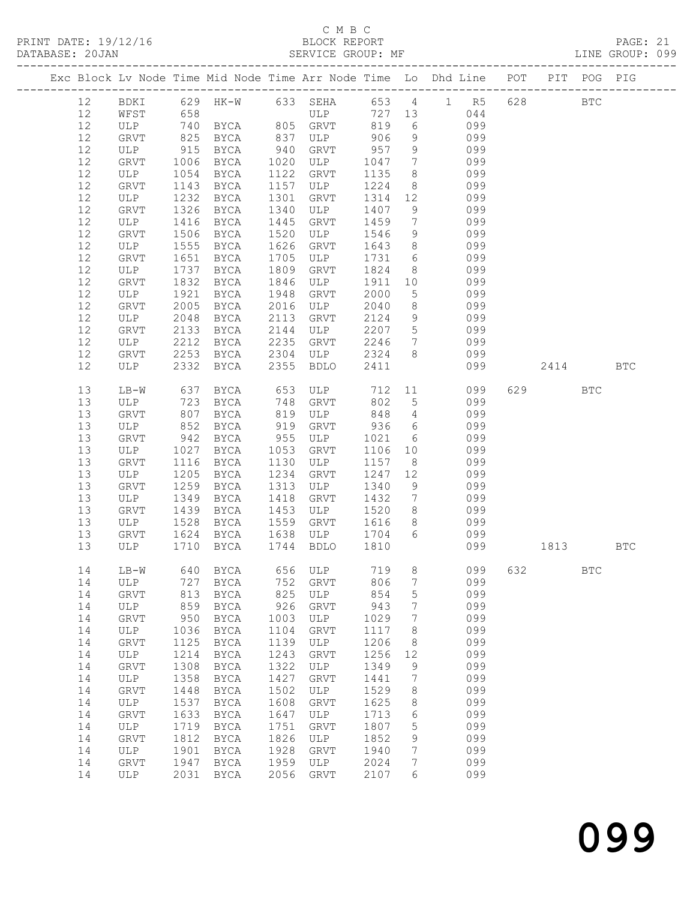C M B C
BLOCK REPORT
SERVICE GROUP: MF

PRINT DATE: 19/12/16
DATABASE: 20JAN
LINE GROUP: 099

| Exc | Block | Lv | Node | Time | Mid Node | Time | Arr Node | Time | Lo | Dhd | Line | POT | PIT | POG | PIG |
|---|---|---|---|---|---|---|---|---|---|---|---|---|---|---|---|
| | 12 | | BDKI | 629 | HK-W | 633 | SEHA | 653 | 4 | 1 | R5 | 628 | | BTC | |
| | 12 | | WFST | 658 | | | ULP | 727 | 13 | | 044 | | | | |
| | 12 | | ULP | 740 | BYCA | 805 | GRVT | 819 | 6 | | 099 | | | | |
| | 12 | | GRVT | 825 | BYCA | 837 | ULP | 906 | 9 | | 099 | | | | |
| | 12 | | ULP | 915 | BYCA | 940 | GRVT | 957 | 9 | | 099 | | | | |
| | 12 | | GRVT | 1006 | BYCA | 1020 | ULP | 1047 | 7 | | 099 | | | | |
| | 12 | | ULP | 1054 | BYCA | 1122 | GRVT | 1135 | 8 | | 099 | | | | |
| | 12 | | GRVT | 1143 | BYCA | 1157 | ULP | 1224 | 8 | | 099 | | | | |
| | 12 | | ULP | 1232 | BYCA | 1301 | GRVT | 1314 | 12 | | 099 | | | | |
| | 12 | | GRVT | 1326 | BYCA | 1340 | ULP | 1407 | 9 | | 099 | | | | |
| | 12 | | ULP | 1416 | BYCA | 1445 | GRVT | 1459 | 7 | | 099 | | | | |
| | 12 | | GRVT | 1506 | BYCA | 1520 | ULP | 1546 | 9 | | 099 | | | | |
| | 12 | | ULP | 1555 | BYCA | 1626 | GRVT | 1643 | 8 | | 099 | | | | |
| | 12 | | GRVT | 1651 | BYCA | 1705 | ULP | 1731 | 6 | | 099 | | | | |
| | 12 | | ULP | 1737 | BYCA | 1809 | GRVT | 1824 | 8 | | 099 | | | | |
| | 12 | | GRVT | 1832 | BYCA | 1846 | ULP | 1911 | 10 | | 099 | | | | |
| | 12 | | ULP | 1921 | BYCA | 1948 | GRVT | 2000 | 5 | | 099 | | | | |
| | 12 | | GRVT | 2005 | BYCA | 2016 | ULP | 2040 | 8 | | 099 | | | | |
| | 12 | | ULP | 2048 | BYCA | 2113 | GRVT | 2124 | 9 | | 099 | | | | |
| | 12 | | GRVT | 2133 | BYCA | 2144 | ULP | 2207 | 5 | | 099 | | | | |
| | 12 | | ULP | 2212 | BYCA | 2235 | GRVT | 2246 | 7 | | 099 | | | | |
| | 12 | | GRVT | 2253 | BYCA | 2304 | ULP | 2324 | 8 | | 099 | | | | |
| | 12 | | ULP | 2332 | BYCA | 2355 | BDLO | 2411 | | | 099 | | 2414 | | BTC |
| | 13 | | LB-W | 637 | BYCA | 653 | ULP | 712 | 11 | | 099 | 629 | | BTC | |
| | 13 | | ULP | 723 | BYCA | 748 | GRVT | 802 | 5 | | 099 | | | | |
| | 13 | | GRVT | 807 | BYCA | 819 | ULP | 848 | 4 | | 099 | | | | |
| | 13 | | ULP | 852 | BYCA | 919 | GRVT | 936 | 6 | | 099 | | | | |
| | 13 | | GRVT | 942 | BYCA | 955 | ULP | 1021 | 6 | | 099 | | | | |
| | 13 | | ULP | 1027 | BYCA | 1053 | GRVT | 1106 | 10 | | 099 | | | | |
| | 13 | | GRVT | 1116 | BYCA | 1130 | ULP | 1157 | 8 | | 099 | | | | |
| | 13 | | ULP | 1205 | BYCA | 1234 | GRVT | 1247 | 12 | | 099 | | | | |
| | 13 | | GRVT | 1259 | BYCA | 1313 | ULP | 1340 | 9 | | 099 | | | | |
| | 13 | | ULP | 1349 | BYCA | 1418 | GRVT | 1432 | 7 | | 099 | | | | |
| | 13 | | GRVT | 1439 | BYCA | 1453 | ULP | 1520 | 8 | | 099 | | | | |
| | 13 | | ULP | 1528 | BYCA | 1559 | GRVT | 1616 | 8 | | 099 | | | | |
| | 13 | | GRVT | 1624 | BYCA | 1638 | ULP | 1704 | 6 | | 099 | | | | |
| | 13 | | ULP | 1710 | BYCA | 1744 | BDLO | 1810 | | | 099 | | 1813 | | BTC |
| | 14 | | LB-W | 640 | BYCA | 656 | ULP | 719 | 8 | | 099 | 632 | | BTC | |
| | 14 | | ULP | 727 | BYCA | 752 | GRVT | 806 | 7 | | 099 | | | | |
| | 14 | | GRVT | 813 | BYCA | 825 | ULP | 854 | 5 | | 099 | | | | |
| | 14 | | ULP | 859 | BYCA | 926 | GRVT | 943 | 7 | | 099 | | | | |
| | 14 | | GRVT | 950 | BYCA | 1003 | ULP | 1029 | 7 | | 099 | | | | |
| | 14 | | ULP | 1036 | BYCA | 1104 | GRVT | 1117 | 8 | | 099 | | | | |
| | 14 | | GRVT | 1125 | BYCA | 1139 | ULP | 1206 | 8 | | 099 | | | | |
| | 14 | | ULP | 1214 | BYCA | 1243 | GRVT | 1256 | 12 | | 099 | | | | |
| | 14 | | GRVT | 1308 | BYCA | 1322 | ULP | 1349 | 9 | | 099 | | | | |
| | 14 | | ULP | 1358 | BYCA | 1427 | GRVT | 1441 | 7 | | 099 | | | | |
| | 14 | | GRVT | 1448 | BYCA | 1502 | ULP | 1529 | 8 | | 099 | | | | |
| | 14 | | ULP | 1537 | BYCA | 1608 | GRVT | 1625 | 8 | | 099 | | | | |
| | 14 | | GRVT | 1633 | BYCA | 1647 | ULP | 1713 | 6 | | 099 | | | | |
| | 14 | | ULP | 1719 | BYCA | 1751 | GRVT | 1807 | 5 | | 099 | | | | |
| | 14 | | GRVT | 1812 | BYCA | 1826 | ULP | 1852 | 9 | | 099 | | | | |
| | 14 | | ULP | 1901 | BYCA | 1928 | GRVT | 1940 | 7 | | 099 | | | | |
| | 14 | | GRVT | 1947 | BYCA | 1959 | ULP | 2024 | 7 | | 099 | | | | |
| | 14 | | ULP | 2031 | BYCA | 2056 | GRVT | 2107 | 6 | | 099 | | | | |

099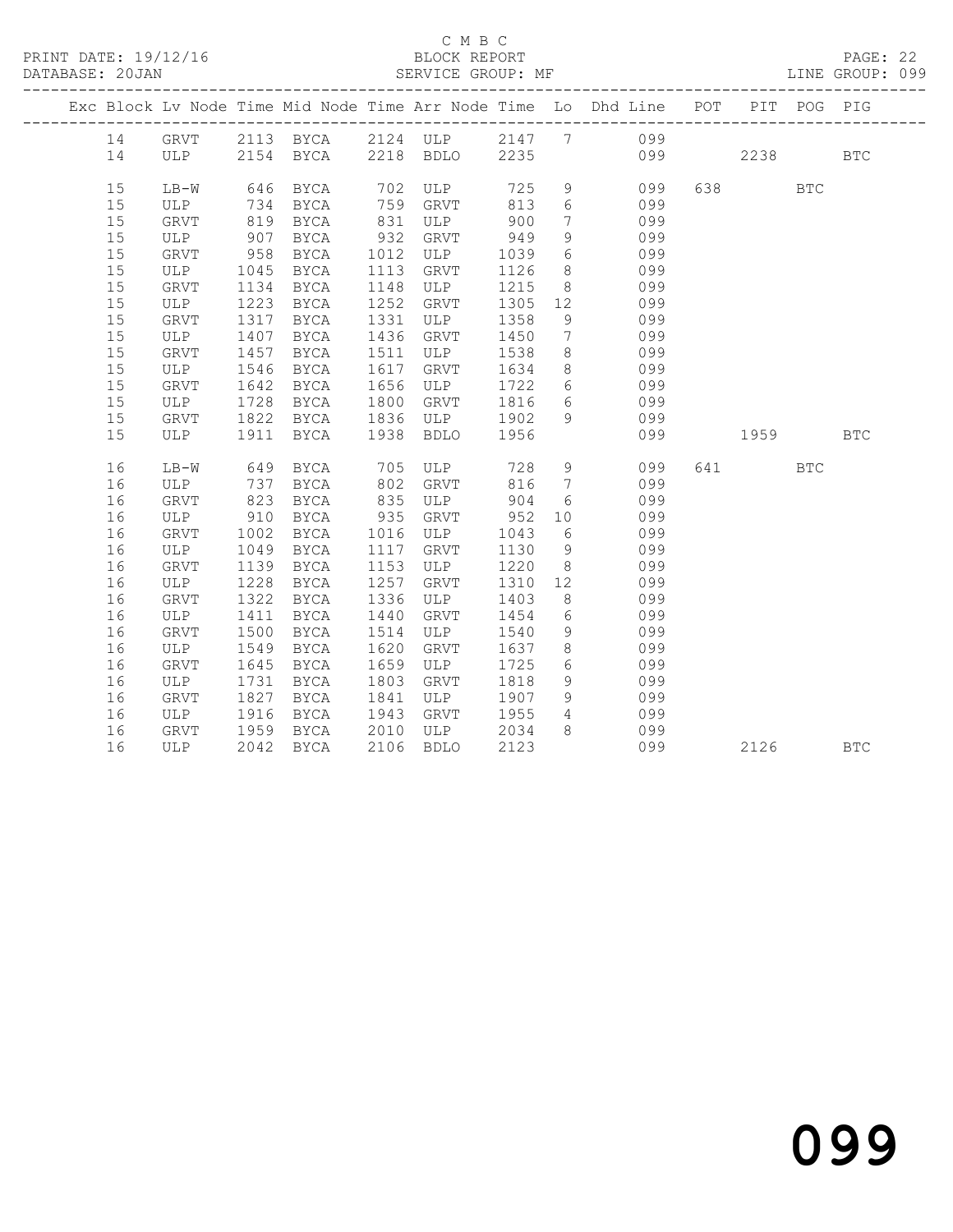C M B C
BLOCK REPORT
SERVICE GROUP: MF

PRINT DATE: 19/12/16
DATABASE: 20JAN
LINE GROUP: 099

| Exc | Block | Lv | Node | Time | Mid Node | Time | Arr Node | Time | Lo | Dhd Line | POT | PIT | POG | PIG |
|---|---|---|---|---|---|---|---|---|---|---|---|---|---|---|
| | 14 | | GRVT | 2113 | BYCA | 2124 | ULP | 2147 | 7 | 099 | | | | |
| | 14 | | ULP | 2154 | BYCA | 2218 | BDLO | 2235 | | 099 | | 2238 | | BTC |
| | 15 | | LB-W | 646 | BYCA | 702 | ULP | 725 | 9 | 099 | 638 | | BTC | |
| | 15 | | ULP | 734 | BYCA | 759 | GRVT | 813 | 6 | 099 | | | | |
| | 15 | | GRVT | 819 | BYCA | 831 | ULP | 900 | 7 | 099 | | | | |
| | 15 | | ULP | 907 | BYCA | 932 | GRVT | 949 | 9 | 099 | | | | |
| | 15 | | GRVT | 958 | BYCA | 1012 | ULP | 1039 | 6 | 099 | | | | |
| | 15 | | ULP | 1045 | BYCA | 1113 | GRVT | 1126 | 8 | 099 | | | | |
| | 15 | | GRVT | 1134 | BYCA | 1148 | ULP | 1215 | 8 | 099 | | | | |
| | 15 | | ULP | 1223 | BYCA | 1252 | GRVT | 1305 | 12 | 099 | | | | |
| | 15 | | GRVT | 1317 | BYCA | 1331 | ULP | 1358 | 9 | 099 | | | | |
| | 15 | | ULP | 1407 | BYCA | 1436 | GRVT | 1450 | 7 | 099 | | | | |
| | 15 | | GRVT | 1457 | BYCA | 1511 | ULP | 1538 | 8 | 099 | | | | |
| | 15 | | ULP | 1546 | BYCA | 1617 | GRVT | 1634 | 8 | 099 | | | | |
| | 15 | | GRVT | 1642 | BYCA | 1656 | ULP | 1722 | 6 | 099 | | | | |
| | 15 | | ULP | 1728 | BYCA | 1800 | GRVT | 1816 | 6 | 099 | | | | |
| | 15 | | GRVT | 1822 | BYCA | 1836 | ULP | 1902 | 9 | 099 | | | | |
| | 15 | | ULP | 1911 | BYCA | 1938 | BDLO | 1956 | | 099 | | 1959 | | BTC |
| | 16 | | LB-W | 649 | BYCA | 705 | ULP | 728 | 9 | 099 | 641 | | BTC | |
| | 16 | | ULP | 737 | BYCA | 802 | GRVT | 816 | 7 | 099 | | | | |
| | 16 | | GRVT | 823 | BYCA | 835 | ULP | 904 | 6 | 099 | | | | |
| | 16 | | ULP | 910 | BYCA | 935 | GRVT | 952 | 10 | 099 | | | | |
| | 16 | | GRVT | 1002 | BYCA | 1016 | ULP | 1043 | 6 | 099 | | | | |
| | 16 | | ULP | 1049 | BYCA | 1117 | GRVT | 1130 | 9 | 099 | | | | |
| | 16 | | GRVT | 1139 | BYCA | 1153 | ULP | 1220 | 8 | 099 | | | | |
| | 16 | | ULP | 1228 | BYCA | 1257 | GRVT | 1310 | 12 | 099 | | | | |
| | 16 | | GRVT | 1322 | BYCA | 1336 | ULP | 1403 | 8 | 099 | | | | |
| | 16 | | ULP | 1411 | BYCA | 1440 | GRVT | 1454 | 6 | 099 | | | | |
| | 16 | | GRVT | 1500 | BYCA | 1514 | ULP | 1540 | 9 | 099 | | | | |
| | 16 | | ULP | 1549 | BYCA | 1620 | GRVT | 1637 | 8 | 099 | | | | |
| | 16 | | GRVT | 1645 | BYCA | 1659 | ULP | 1725 | 6 | 099 | | | | |
| | 16 | | ULP | 1731 | BYCA | 1803 | GRVT | 1818 | 9 | 099 | | | | |
| | 16 | | GRVT | 1827 | BYCA | 1841 | ULP | 1907 | 9 | 099 | | | | |
| | 16 | | ULP | 1916 | BYCA | 1943 | GRVT | 1955 | 4 | 099 | | | | |
| | 16 | | GRVT | 1959 | BYCA | 2010 | ULP | 2034 | 8 | 099 | | | | |
| | 16 | | ULP | 2042 | BYCA | 2106 | BDLO | 2123 | | 099 | | 2126 | | BTC |

099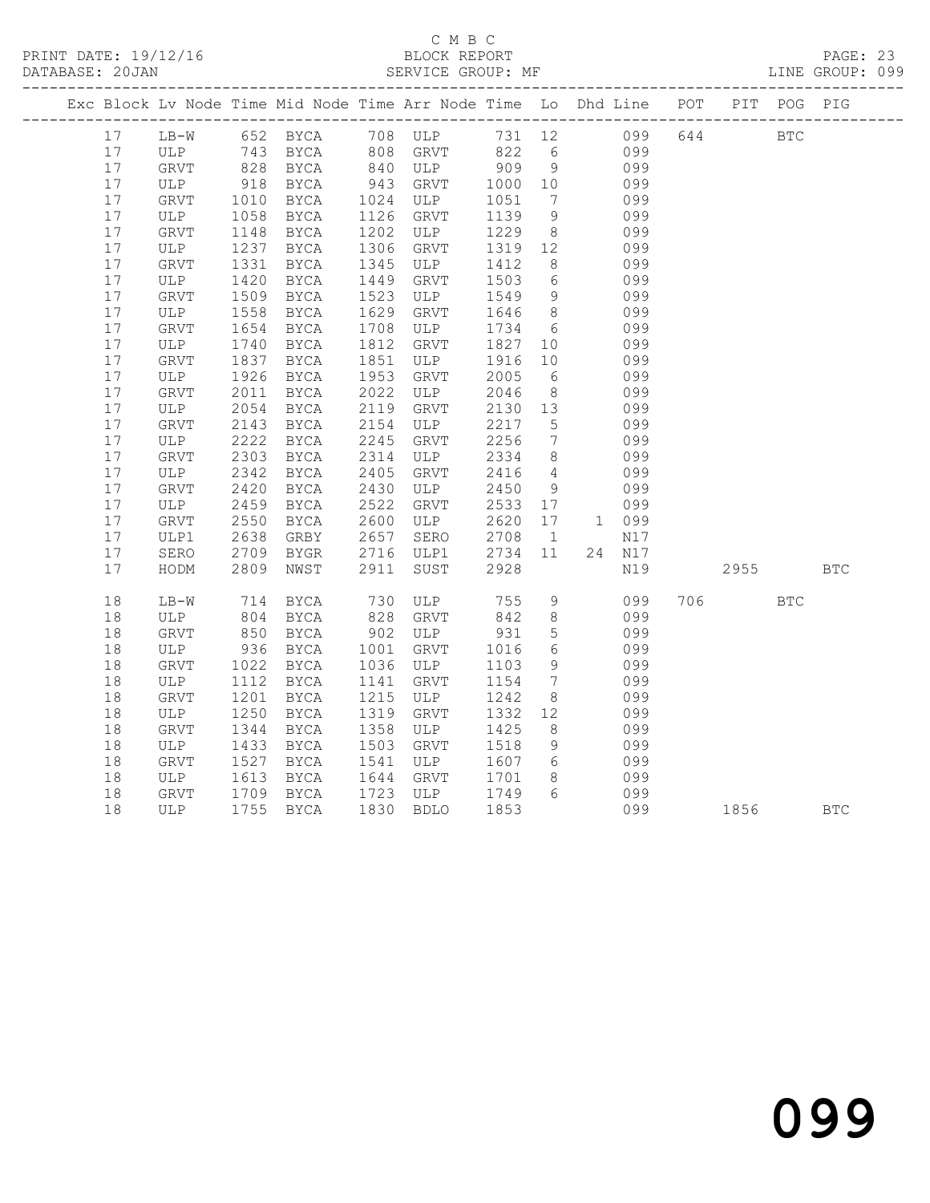C M B C
PRINT DATE: 19/12/16 BLOCK REPORT
DATABASE: 20JAN SERVICE GROUP: MF LINE GROUP: 099

| Exc | Block | Lv | Node | Time | Mid Node | Time | Arr Node | Time | Lo | Dhd | Line | POT | PIT | POG | PIG |
|---|---|---|---|---|---|---|---|---|---|---|---|---|---|---|---|
| | 17 | | LB-W | 652 | BYCA | 708 | ULP | 731 | 12 | | 099 | 644 | | BTC | |
| | 17 | | ULP | 743 | BYCA | 808 | GRVT | 822 | 6 | | 099 | | | | |
| | 17 | | GRVT | 828 | BYCA | 840 | ULP | 909 | 9 | | 099 | | | | |
| | 17 | | ULP | 918 | BYCA | 943 | GRVT | 1000 | 10 | | 099 | | | | |
| | 17 | | GRVT | 1010 | BYCA | 1024 | ULP | 1051 | 7 | | 099 | | | | |
| | 17 | | ULP | 1058 | BYCA | 1126 | GRVT | 1139 | 9 | | 099 | | | | |
| | 17 | | GRVT | 1148 | BYCA | 1202 | ULP | 1229 | 8 | | 099 | | | | |
| | 17 | | ULP | 1237 | BYCA | 1306 | GRVT | 1319 | 12 | | 099 | | | | |
| | 17 | | GRVT | 1331 | BYCA | 1345 | ULP | 1412 | 8 | | 099 | | | | |
| | 17 | | ULP | 1420 | BYCA | 1449 | GRVT | 1503 | 6 | | 099 | | | | |
| | 17 | | GRVT | 1509 | BYCA | 1523 | ULP | 1549 | 9 | | 099 | | | | |
| | 17 | | ULP | 1558 | BYCA | 1629 | GRVT | 1646 | 8 | | 099 | | | | |
| | 17 | | GRVT | 1654 | BYCA | 1708 | ULP | 1734 | 6 | | 099 | | | | |
| | 17 | | ULP | 1740 | BYCA | 1812 | GRVT | 1827 | 10 | | 099 | | | | |
| | 17 | | GRVT | 1837 | BYCA | 1851 | ULP | 1916 | 10 | | 099 | | | | |
| | 17 | | ULP | 1926 | BYCA | 1953 | GRVT | 2005 | 6 | | 099 | | | | |
| | 17 | | GRVT | 2011 | BYCA | 2022 | ULP | 2046 | 8 | | 099 | | | | |
| | 17 | | ULP | 2054 | BYCA | 2119 | GRVT | 2130 | 13 | | 099 | | | | |
| | 17 | | GRVT | 2143 | BYCA | 2154 | ULP | 2217 | 5 | | 099 | | | | |
| | 17 | | ULP | 2222 | BYCA | 2245 | GRVT | 2256 | 7 | | 099 | | | | |
| | 17 | | GRVT | 2303 | BYCA | 2314 | ULP | 2334 | 8 | | 099 | | | | |
| | 17 | | ULP | 2342 | BYCA | 2405 | GRVT | 2416 | 4 | | 099 | | | | |
| | 17 | | GRVT | 2420 | BYCA | 2430 | ULP | 2450 | 9 | | 099 | | | | |
| | 17 | | ULP | 2459 | BYCA | 2522 | GRVT | 2533 | 17 | | 099 | | | | |
| | 17 | | GRVT | 2550 | BYCA | 2600 | ULP | 2620 | 17 | 1 | 099 | | | | |
| | 17 | | ULP1 | 2638 | GRBY | 2657 | SERO | 2708 | 1 | | N17 | | | | |
| | 17 | | SERO | 2709 | BYGR | 2716 | ULP1 | 2734 | 11 | 24 | N17 | | | | |
| | 17 | | HODM | 2809 | NWST | 2911 | SUST | 2928 | | | N19 | | 2955 | | BTC |
| | 18 | | LB-W | 714 | BYCA | 730 | ULP | 755 | 9 | | 099 | 706 | | BTC | |
| | 18 | | ULP | 804 | BYCA | 828 | GRVT | 842 | 8 | | 099 | | | | |
| | 18 | | GRVT | 850 | BYCA | 902 | ULP | 931 | 5 | | 099 | | | | |
| | 18 | | ULP | 936 | BYCA | 1001 | GRVT | 1016 | 6 | | 099 | | | | |
| | 18 | | GRVT | 1022 | BYCA | 1036 | ULP | 1103 | 9 | | 099 | | | | |
| | 18 | | ULP | 1112 | BYCA | 1141 | GRVT | 1154 | 7 | | 099 | | | | |
| | 18 | | GRVT | 1201 | BYCA | 1215 | ULP | 1242 | 8 | | 099 | | | | |
| | 18 | | ULP | 1250 | BYCA | 1319 | GRVT | 1332 | 12 | | 099 | | | | |
| | 18 | | GRVT | 1344 | BYCA | 1358 | ULP | 1425 | 8 | | 099 | | | | |
| | 18 | | ULP | 1433 | BYCA | 1503 | GRVT | 1518 | 9 | | 099 | | | | |
| | 18 | | GRVT | 1527 | BYCA | 1541 | ULP | 1607 | 6 | | 099 | | | | |
| | 18 | | ULP | 1613 | BYCA | 1644 | GRVT | 1701 | 8 | | 099 | | | | |
| | 18 | | GRVT | 1709 | BYCA | 1723 | ULP | 1749 | 6 | | 099 | | | | |
| | 18 | | ULP | 1755 | BYCA | 1830 | BDLO | 1853 | | | 099 | | 1856 | | BTC |

099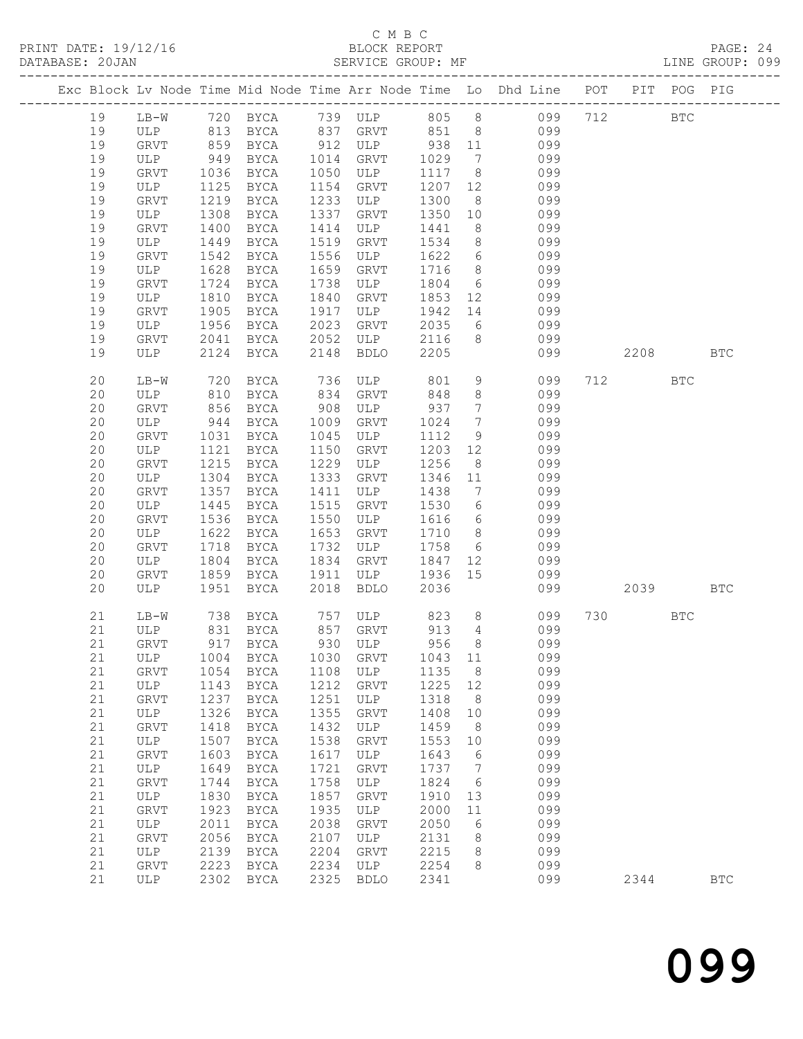C M B C
PRINT DATE: 19/12/16 BLOCK REPORT
DATABASE: 20JAN SERVICE GROUP: MF LINE GROUP: 099

| Exc | Block | Lv | Node | Time | Mid Node | Time | Arr Node | Time | Lo | Dhd Line | POT | PIT | POG | PIG |
|---|---|---|---|---|---|---|---|---|---|---|---|---|---|---|
| | 19 | | LB-W | 720 | BYCA | 739 | ULP | 805 | 8 | 099 | 712 | | BTC | |
| | 19 | | ULP | 813 | BYCA | 837 | GRVT | 851 | 8 | 099 | | | | |
| | 19 | | GRVT | 859 | BYCA | 912 | ULP | 938 | 11 | 099 | | | | |
| | 19 | | ULP | 949 | BYCA | 1014 | GRVT | 1029 | 7 | 099 | | | | |
| | 19 | | GRVT | 1036 | BYCA | 1050 | ULP | 1117 | 8 | 099 | | | | |
| | 19 | | ULP | 1125 | BYCA | 1154 | GRVT | 1207 | 12 | 099 | | | | |
| | 19 | | GRVT | 1219 | BYCA | 1233 | ULP | 1300 | 8 | 099 | | | | |
| | 19 | | ULP | 1308 | BYCA | 1337 | GRVT | 1350 | 10 | 099 | | | | |
| | 19 | | GRVT | 1400 | BYCA | 1414 | ULP | 1441 | 8 | 099 | | | | |
| | 19 | | ULP | 1449 | BYCA | 1519 | GRVT | 1534 | 8 | 099 | | | | |
| | 19 | | GRVT | 1542 | BYCA | 1556 | ULP | 1622 | 6 | 099 | | | | |
| | 19 | | ULP | 1628 | BYCA | 1659 | GRVT | 1716 | 8 | 099 | | | | |
| | 19 | | GRVT | 1724 | BYCA | 1738 | ULP | 1804 | 6 | 099 | | | | |
| | 19 | | ULP | 1810 | BYCA | 1840 | GRVT | 1853 | 12 | 099 | | | | |
| | 19 | | GRVT | 1905 | BYCA | 1917 | ULP | 1942 | 14 | 099 | | | | |
| | 19 | | ULP | 1956 | BYCA | 2023 | GRVT | 2035 | 6 | 099 | | | | |
| | 19 | | GRVT | 2041 | BYCA | 2052 | ULP | 2116 | 8 | 099 | | | | |
| | 19 | | ULP | 2124 | BYCA | 2148 | BDLO | 2205 | | 099 | | 2208 | | BTC |
| | 20 | | LB-W | 720 | BYCA | 736 | ULP | 801 | 9 | 099 | 712 | | BTC | |
| | 20 | | ULP | 810 | BYCA | 834 | GRVT | 848 | 8 | 099 | | | | |
| | 20 | | GRVT | 856 | BYCA | 908 | ULP | 937 | 7 | 099 | | | | |
| | 20 | | ULP | 944 | BYCA | 1009 | GRVT | 1024 | 7 | 099 | | | | |
| | 20 | | GRVT | 1031 | BYCA | 1045 | ULP | 1112 | 9 | 099 | | | | |
| | 20 | | ULP | 1121 | BYCA | 1150 | GRVT | 1203 | 12 | 099 | | | | |
| | 20 | | GRVT | 1215 | BYCA | 1229 | ULP | 1256 | 8 | 099 | | | | |
| | 20 | | ULP | 1304 | BYCA | 1333 | GRVT | 1346 | 11 | 099 | | | | |
| | 20 | | GRVT | 1357 | BYCA | 1411 | ULP | 1438 | 7 | 099 | | | | |
| | 20 | | ULP | 1445 | BYCA | 1515 | GRVT | 1530 | 6 | 099 | | | | |
| | 20 | | GRVT | 1536 | BYCA | 1550 | ULP | 1616 | 6 | 099 | | | | |
| | 20 | | ULP | 1622 | BYCA | 1653 | GRVT | 1710 | 8 | 099 | | | | |
| | 20 | | GRVT | 1718 | BYCA | 1732 | ULP | 1758 | 6 | 099 | | | | |
| | 20 | | ULP | 1804 | BYCA | 1834 | GRVT | 1847 | 12 | 099 | | | | |
| | 20 | | GRVT | 1859 | BYCA | 1911 | ULP | 1936 | 15 | 099 | | | | |
| | 20 | | ULP | 1951 | BYCA | 2018 | BDLO | 2036 | | 099 | | 2039 | | BTC |
| | 21 | | LB-W | 738 | BYCA | 757 | ULP | 823 | 8 | 099 | 730 | | BTC | |
| | 21 | | ULP | 831 | BYCA | 857 | GRVT | 913 | 4 | 099 | | | | |
| | 21 | | GRVT | 917 | BYCA | 930 | ULP | 956 | 8 | 099 | | | | |
| | 21 | | ULP | 1004 | BYCA | 1030 | GRVT | 1043 | 11 | 099 | | | | |
| | 21 | | GRVT | 1054 | BYCA | 1108 | ULP | 1135 | 8 | 099 | | | | |
| | 21 | | ULP | 1143 | BYCA | 1212 | GRVT | 1225 | 12 | 099 | | | | |
| | 21 | | GRVT | 1237 | BYCA | 1251 | ULP | 1318 | 8 | 099 | | | | |
| | 21 | | ULP | 1326 | BYCA | 1355 | GRVT | 1408 | 10 | 099 | | | | |
| | 21 | | GRVT | 1418 | BYCA | 1432 | ULP | 1459 | 8 | 099 | | | | |
| | 21 | | ULP | 1507 | BYCA | 1538 | GRVT | 1553 | 10 | 099 | | | | |
| | 21 | | GRVT | 1603 | BYCA | 1617 | ULP | 1643 | 6 | 099 | | | | |
| | 21 | | ULP | 1649 | BYCA | 1721 | GRVT | 1737 | 7 | 099 | | | | |
| | 21 | | GRVT | 1744 | BYCA | 1758 | ULP | 1824 | 6 | 099 | | | | |
| | 21 | | ULP | 1830 | BYCA | 1857 | GRVT | 1910 | 13 | 099 | | | | |
| | 21 | | GRVT | 1923 | BYCA | 1935 | ULP | 2000 | 11 | 099 | | | | |
| | 21 | | ULP | 2011 | BYCA | 2038 | GRVT | 2050 | 6 | 099 | | | | |
| | 21 | | GRVT | 2056 | BYCA | 2107 | ULP | 2131 | 8 | 099 | | | | |
| | 21 | | ULP | 2139 | BYCA | 2204 | GRVT | 2215 | 8 | 099 | | | | |
| | 21 | | GRVT | 2223 | BYCA | 2234 | ULP | 2254 | 8 | 099 | | | | |
| | 21 | | ULP | 2302 | BYCA | 2325 | BDLO | 2341 | | 099 | | 2344 | | BTC |

099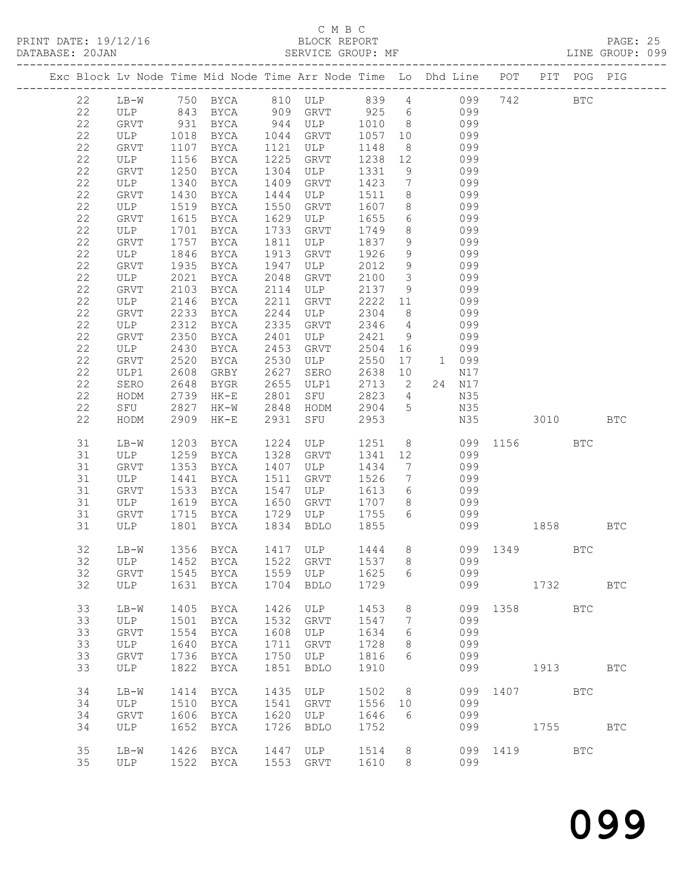C M B C
PRINT DATE: 19/12/16 BLOCK REPORT
DATABASE: 20JAN SERVICE GROUP: MF LINE GROUP: 099

| Exc | Block | Lv | Node | Time | Mid Node | Time | Arr Node | Time | Lo | Dhd | Line | POT | PIT | POG | PIG |
|---|---|---|---|---|---|---|---|---|---|---|---|---|---|---|---|
| | 22 | | LB-W | 750 | BYCA | 810 | ULP | 839 | 4 | | 099 | 742 | | BTC | |
| | 22 | | ULP | 843 | BYCA | 909 | GRVT | 925 | 6 | | 099 | | | | |
| | 22 | | GRVT | 931 | BYCA | 944 | ULP | 1010 | 8 | | 099 | | | | |
| | 22 | | ULP | 1018 | BYCA | 1044 | GRVT | 1057 | 10 | | 099 | | | | |
| | 22 | | GRVT | 1107 | BYCA | 1121 | ULP | 1148 | 8 | | 099 | | | | |
| | 22 | | ULP | 1156 | BYCA | 1225 | GRVT | 1238 | 12 | | 099 | | | | |
| | 22 | | GRVT | 1250 | BYCA | 1304 | ULP | 1331 | 9 | | 099 | | | | |
| | 22 | | ULP | 1340 | BYCA | 1409 | GRVT | 1423 | 7 | | 099 | | | | |
| | 22 | | GRVT | 1430 | BYCA | 1444 | ULP | 1511 | 8 | | 099 | | | | |
| | 22 | | ULP | 1519 | BYCA | 1550 | GRVT | 1607 | 8 | | 099 | | | | |
| | 22 | | GRVT | 1615 | BYCA | 1629 | ULP | 1655 | 6 | | 099 | | | | |
| | 22 | | ULP | 1701 | BYCA | 1733 | GRVT | 1749 | 8 | | 099 | | | | |
| | 22 | | GRVT | 1757 | BYCA | 1811 | ULP | 1837 | 9 | | 099 | | | | |
| | 22 | | ULP | 1846 | BYCA | 1913 | GRVT | 1926 | 9 | | 099 | | | | |
| | 22 | | GRVT | 1935 | BYCA | 1947 | ULP | 2012 | 9 | | 099 | | | | |
| | 22 | | ULP | 2021 | BYCA | 2048 | GRVT | 2100 | 3 | | 099 | | | | |
| | 22 | | GRVT | 2103 | BYCA | 2114 | ULP | 2137 | 9 | | 099 | | | | |
| | 22 | | ULP | 2146 | BYCA | 2211 | GRVT | 2222 | 11 | | 099 | | | | |
| | 22 | | GRVT | 2233 | BYCA | 2244 | ULP | 2304 | 8 | | 099 | | | | |
| | 22 | | ULP | 2312 | BYCA | 2335 | GRVT | 2346 | 4 | | 099 | | | | |
| | 22 | | GRVT | 2350 | BYCA | 2401 | ULP | 2421 | 9 | | 099 | | | | |
| | 22 | | ULP | 2430 | BYCA | 2453 | GRVT | 2504 | 16 | | 099 | | | | |
| | 22 | | GRVT | 2520 | BYCA | 2530 | ULP | 2550 | 17 | 1 | 099 | | | | |
| | 22 | | ULP1 | 2608 | GRBY | 2627 | SERO | 2638 | 10 | | N17 | | | | |
| | 22 | | SERO | 2648 | BYGR | 2655 | ULP1 | 2713 | 2 | 24 | N17 | | | | |
| | 22 | | HODM | 2739 | HK-E | 2801 | SFU | 2823 | 4 | | N35 | | | | |
| | 22 | | SFU | 2827 | HK-W | 2848 | HODM | 2904 | 5 | | N35 | | | | |
| | 22 | | HODM | 2909 | HK-E | 2931 | SFU | 2953 | | | N35 | | 3010 | | BTC |
| | 31 | | LB-W | 1203 | BYCA | 1224 | ULP | 1251 | 8 | | 099 | 1156 | | BTC | |
| | 31 | | ULP | 1259 | BYCA | 1328 | GRVT | 1341 | 12 | | 099 | | | | |
| | 31 | | GRVT | 1353 | BYCA | 1407 | ULP | 1434 | 7 | | 099 | | | | |
| | 31 | | ULP | 1441 | BYCA | 1511 | GRVT | 1526 | 7 | | 099 | | | | |
| | 31 | | GRVT | 1533 | BYCA | 1547 | ULP | 1613 | 6 | | 099 | | | | |
| | 31 | | ULP | 1619 | BYCA | 1650 | GRVT | 1707 | 8 | | 099 | | | | |
| | 31 | | GRVT | 1715 | BYCA | 1729 | ULP | 1755 | 6 | | 099 | | | | |
| | 31 | | ULP | 1801 | BYCA | 1834 | BDLO | 1855 | | | 099 | | 1858 | | BTC |
| | 32 | | LB-W | 1356 | BYCA | 1417 | ULP | 1444 | 8 | | 099 | 1349 | | BTC | |
| | 32 | | ULP | 1452 | BYCA | 1522 | GRVT | 1537 | 8 | | 099 | | | | |
| | 32 | | GRVT | 1545 | BYCA | 1559 | ULP | 1625 | 6 | | 099 | | | | |
| | 32 | | ULP | 1631 | BYCA | 1704 | BDLO | 1729 | | | 099 | | 1732 | | BTC |
| | 33 | | LB-W | 1405 | BYCA | 1426 | ULP | 1453 | 8 | | 099 | 1358 | | BTC | |
| | 33 | | ULP | 1501 | BYCA | 1532 | GRVT | 1547 | 7 | | 099 | | | | |
| | 33 | | GRVT | 1554 | BYCA | 1608 | ULP | 1634 | 6 | | 099 | | | | |
| | 33 | | ULP | 1640 | BYCA | 1711 | GRVT | 1728 | 8 | | 099 | | | | |
| | 33 | | GRVT | 1736 | BYCA | 1750 | ULP | 1816 | 6 | | 099 | | | | |
| | 33 | | ULP | 1822 | BYCA | 1851 | BDLO | 1910 | | | 099 | | 1913 | | BTC |
| | 34 | | LB-W | 1414 | BYCA | 1435 | ULP | 1502 | 8 | | 099 | 1407 | | BTC | |
| | 34 | | ULP | 1510 | BYCA | 1541 | GRVT | 1556 | 10 | | 099 | | | | |
| | 34 | | GRVT | 1606 | BYCA | 1620 | ULP | 1646 | 6 | | 099 | | | | |
| | 34 | | ULP | 1652 | BYCA | 1726 | BDLO | 1752 | | | 099 | | 1755 | | BTC |
| | 35 | | LB-W | 1426 | BYCA | 1447 | ULP | 1514 | 8 | | 099 | 1419 | | BTC | |
| | 35 | | ULP | 1522 | BYCA | 1553 | GRVT | 1610 | 8 | | 099 | | | | |

099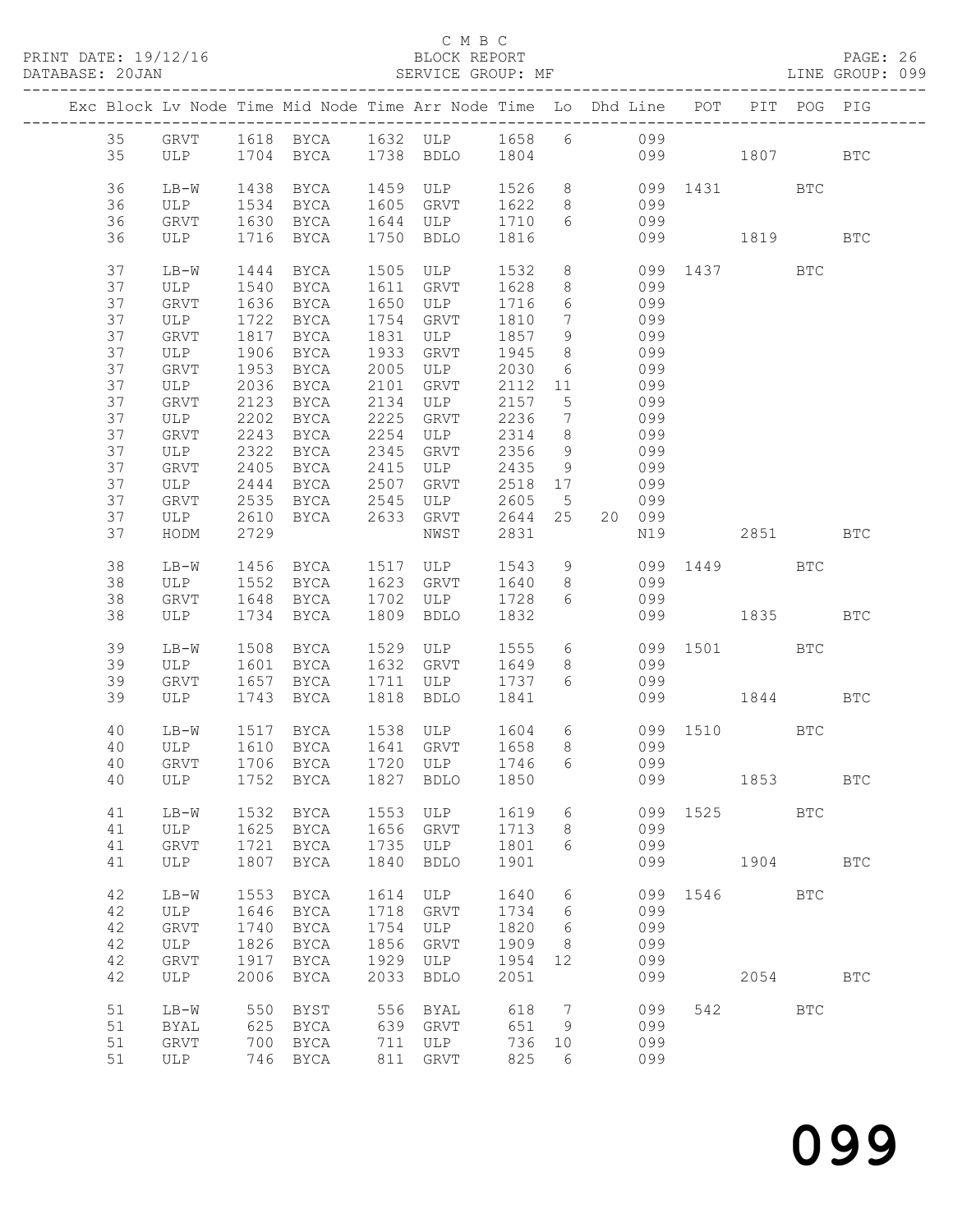C M B C

BLOCK REPORT

SERVICE GROUP: MF

PRINT DATE: 19/12/16
DATABASE: 20JAN

LINE GROUP: 099

| Exc | Block | Lv Node | Time | Mid Node | Time | Arr Node | Time | Lo | Dhd Line | POT | PIT | POG | PIG |
|---|---|---|---|---|---|---|---|---|---|---|---|---|---|
| | 35 | GRVT | 1618 | BYCA | 1632 | ULP | 1658 | 6 | 099 | | | | |
| | 35 | ULP | 1704 | BYCA | 1738 | BDLO | 1804 | | 099 | | 1807 | | BTC |
| | 36 | LB-W | 1438 | BYCA | 1459 | ULP | 1526 | 8 | 099 | 1431 | | BTC | |
| | 36 | ULP | 1534 | BYCA | 1605 | GRVT | 1622 | 8 | 099 | | | | |
| | 36 | GRVT | 1630 | BYCA | 1644 | ULP | 1710 | 6 | 099 | | | | |
| | 36 | ULP | 1716 | BYCA | 1750 | BDLO | 1816 | | 099 | | 1819 | | BTC |
| | 37 | LB-W | 1444 | BYCA | 1505 | ULP | 1532 | 8 | 099 | 1437 | | BTC | |
| | 37 | ULP | 1540 | BYCA | 1611 | GRVT | 1628 | 8 | 099 | | | | |
| | 37 | GRVT | 1636 | BYCA | 1650 | ULP | 1716 | 6 | 099 | | | | |
| | 37 | ULP | 1722 | BYCA | 1754 | GRVT | 1810 | 7 | 099 | | | | |
| | 37 | GRVT | 1817 | BYCA | 1831 | ULP | 1857 | 9 | 099 | | | | |
| | 37 | ULP | 1906 | BYCA | 1933 | GRVT | 1945 | 8 | 099 | | | | |
| | 37 | GRVT | 1953 | BYCA | 2005 | ULP | 2030 | 6 | 099 | | | | |
| | 37 | ULP | 2036 | BYCA | 2101 | GRVT | 2112 | 11 | 099 | | | | |
| | 37 | GRVT | 2123 | BYCA | 2134 | ULP | 2157 | 5 | 099 | | | | |
| | 37 | ULP | 2202 | BYCA | 2225 | GRVT | 2236 | 7 | 099 | | | | |
| | 37 | GRVT | 2243 | BYCA | 2254 | ULP | 2314 | 8 | 099 | | | | |
| | 37 | ULP | 2322 | BYCA | 2345 | GRVT | 2356 | 9 | 099 | | | | |
| | 37 | GRVT | 2405 | BYCA | 2415 | ULP | 2435 | 9 | 099 | | | | |
| | 37 | ULP | 2444 | BYCA | 2507 | GRVT | 2518 | 17 | 099 | | | | |
| | 37 | GRVT | 2535 | BYCA | 2545 | ULP | 2605 | 5 | 099 | | | | |
| | 37 | ULP | 2610 | BYCA | 2633 | GRVT | 2644 | 25 | 20 099 | | | | |
| | 37 | HODM | 2729 | | | NWST | 2831 | | N19 | | 2851 | | BTC |
| | 38 | LB-W | 1456 | BYCA | 1517 | ULP | 1543 | 9 | 099 | 1449 | | BTC | |
| | 38 | ULP | 1552 | BYCA | 1623 | GRVT | 1640 | 8 | 099 | | | | |
| | 38 | GRVT | 1648 | BYCA | 1702 | ULP | 1728 | 6 | 099 | | | | |
| | 38 | ULP | 1734 | BYCA | 1809 | BDLO | 1832 | | 099 | | 1835 | | BTC |
| | 39 | LB-W | 1508 | BYCA | 1529 | ULP | 1555 | 6 | 099 | 1501 | | BTC | |
| | 39 | ULP | 1601 | BYCA | 1632 | GRVT | 1649 | 8 | 099 | | | | |
| | 39 | GRVT | 1657 | BYCA | 1711 | ULP | 1737 | 6 | 099 | | | | |
| | 39 | ULP | 1743 | BYCA | 1818 | BDLO | 1841 | | 099 | | 1844 | | BTC |
| | 40 | LB-W | 1517 | BYCA | 1538 | ULP | 1604 | 6 | 099 | 1510 | | BTC | |
| | 40 | ULP | 1610 | BYCA | 1641 | GRVT | 1658 | 8 | 099 | | | | |
| | 40 | GRVT | 1706 | BYCA | 1720 | ULP | 1746 | 6 | 099 | | | | |
| | 40 | ULP | 1752 | BYCA | 1827 | BDLO | 1850 | | 099 | | 1853 | | BTC |
| | 41 | LB-W | 1532 | BYCA | 1553 | ULP | 1619 | 6 | 099 | 1525 | | BTC | |
| | 41 | ULP | 1625 | BYCA | 1656 | GRVT | 1713 | 8 | 099 | | | | |
| | 41 | GRVT | 1721 | BYCA | 1735 | ULP | 1801 | 6 | 099 | | | | |
| | 41 | ULP | 1807 | BYCA | 1840 | BDLO | 1901 | | 099 | | 1904 | | BTC |
| | 42 | LB-W | 1553 | BYCA | 1614 | ULP | 1640 | 6 | 099 | 1546 | | BTC | |
| | 42 | ULP | 1646 | BYCA | 1718 | GRVT | 1734 | 6 | 099 | | | | |
| | 42 | GRVT | 1740 | BYCA | 1754 | ULP | 1820 | 6 | 099 | | | | |
| | 42 | ULP | 1826 | BYCA | 1856 | GRVT | 1909 | 8 | 099 | | | | |
| | 42 | GRVT | 1917 | BYCA | 1929 | ULP | 1954 | 12 | 099 | | | | |
| | 42 | ULP | 2006 | BYCA | 2033 | BDLO | 2051 | | 099 | | 2054 | | BTC |
| | 51 | LB-W | 550 | BYST | 556 | BYAL | 618 | 7 | 099 | 542 | | BTC | |
| | 51 | BYAL | 625 | BYCA | 639 | GRVT | 651 | 9 | 099 | | | | |
| | 51 | GRVT | 700 | BYCA | 711 | ULP | 736 | 10 | 099 | | | | |
| | 51 | ULP | 746 | BYCA | 811 | GRVT | 825 | 6 | 099 | | | | |

099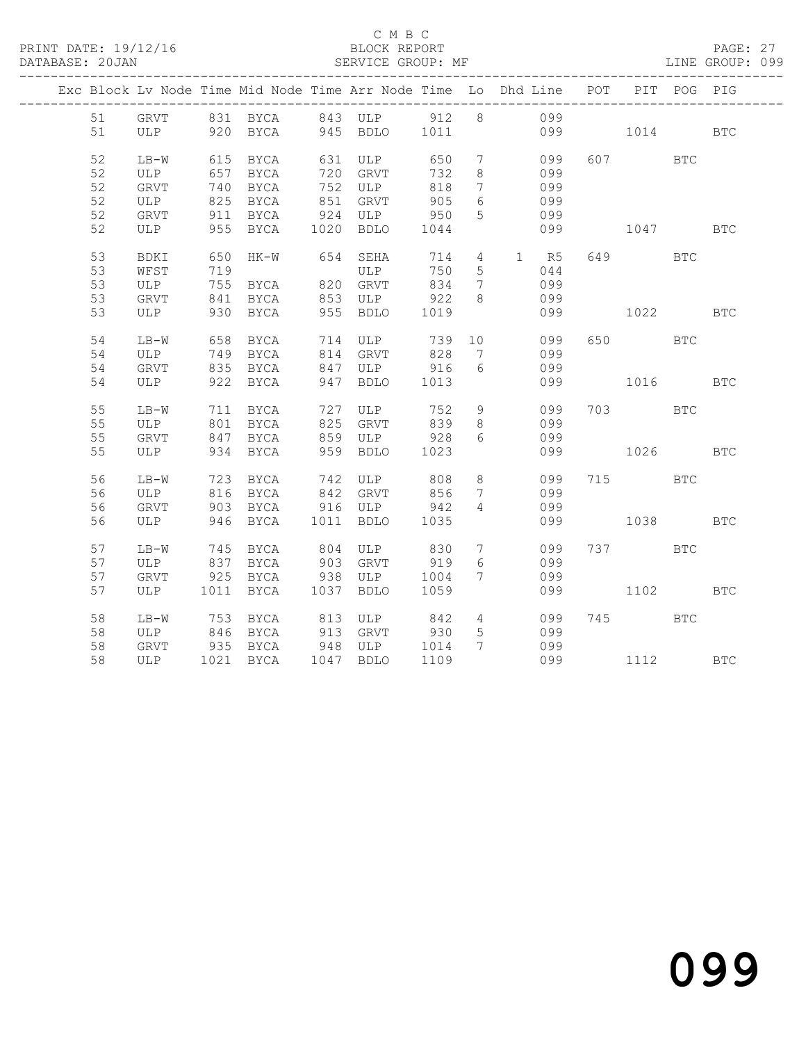C M B C

BLOCK REPORT

PRINT DATE: 19/12/16 DATABASE: 20JAN SERVICE GROUP: MF LINE GROUP: 099

| Exc | Block | Lv Node | Time | Mid Node | Time | Arr Node | Time | Lo | Dhd | Line | POT | PIT | POG | PIG |
|---|---|---|---|---|---|---|---|---|---|---|---|---|---|---|
| | 51 | GRVT | 831 | BYCA | 843 | ULP | 912 | 8 | | 099 | | | | |
| | 51 | ULP | 920 | BYCA | 945 | BDLO | 1011 | | | 099 | | 1014 | | BTC |
| | 52 | LB-W | 615 | BYCA | 631 | ULP | 650 | 7 | | 099 | 607 | | BTC | |
| | 52 | ULP | 657 | BYCA | 720 | GRVT | 732 | 8 | | 099 | | | | |
| | 52 | GRVT | 740 | BYCA | 752 | ULP | 818 | 7 | | 099 | | | | |
| | 52 | ULP | 825 | BYCA | 851 | GRVT | 905 | 6 | | 099 | | | | |
| | 52 | GRVT | 911 | BYCA | 924 | ULP | 950 | 5 | | 099 | | | | |
| | 52 | ULP | 955 | BYCA | 1020 | BDLO | 1044 | | | 099 | | 1047 | | BTC |
| | 53 | BDKI | 650 | HK-W | 654 | SEHA | 714 | 4 | 1 | R5 | 649 | | BTC | |
| | 53 | WFST | 719 | | | ULP | 750 | 5 | | 044 | | | | |
| | 53 | ULP | 755 | BYCA | 820 | GRVT | 834 | 7 | | 099 | | | | |
| | 53 | GRVT | 841 | BYCA | 853 | ULP | 922 | 8 | | 099 | | | | |
| | 53 | ULP | 930 | BYCA | 955 | BDLO | 1019 | | | 099 | | 1022 | | BTC |
| | 54 | LB-W | 658 | BYCA | 714 | ULP | 739 | 10 | | 099 | 650 | | BTC | |
| | 54 | ULP | 749 | BYCA | 814 | GRVT | 828 | 7 | | 099 | | | | |
| | 54 | GRVT | 835 | BYCA | 847 | ULP | 916 | 6 | | 099 | | | | |
| | 54 | ULP | 922 | BYCA | 947 | BDLO | 1013 | | | 099 | | 1016 | | BTC |
| | 55 | LB-W | 711 | BYCA | 727 | ULP | 752 | 9 | | 099 | 703 | | BTC | |
| | 55 | ULP | 801 | BYCA | 825 | GRVT | 839 | 8 | | 099 | | | | |
| | 55 | GRVT | 847 | BYCA | 859 | ULP | 928 | 6 | | 099 | | | | |
| | 55 | ULP | 934 | BYCA | 959 | BDLO | 1023 | | | 099 | | 1026 | | BTC |
| | 56 | LB-W | 723 | BYCA | 742 | ULP | 808 | 8 | | 099 | 715 | | BTC | |
| | 56 | ULP | 816 | BYCA | 842 | GRVT | 856 | 7 | | 099 | | | | |
| | 56 | GRVT | 903 | BYCA | 916 | ULP | 942 | 4 | | 099 | | | | |
| | 56 | ULP | 946 | BYCA | 1011 | BDLO | 1035 | | | 099 | | 1038 | | BTC |
| | 57 | LB-W | 745 | BYCA | 804 | ULP | 830 | 7 | | 099 | 737 | | BTC | |
| | 57 | ULP | 837 | BYCA | 903 | GRVT | 919 | 6 | | 099 | | | | |
| | 57 | GRVT | 925 | BYCA | 938 | ULP | 1004 | 7 | | 099 | | | | |
| | 57 | ULP | 1011 | BYCA | 1037 | BDLO | 1059 | | | 099 | | 1102 | | BTC |
| | 58 | LB-W | 753 | BYCA | 813 | ULP | 842 | 4 | | 099 | 745 | | BTC | |
| | 58 | ULP | 846 | BYCA | 913 | GRVT | 930 | 5 | | 099 | | | | |
| | 58 | GRVT | 935 | BYCA | 948 | ULP | 1014 | 7 | | 099 | | | | |
| | 58 | ULP | 1021 | BYCA | 1047 | BDLO | 1109 | | | 099 | | 1112 | | BTC |

099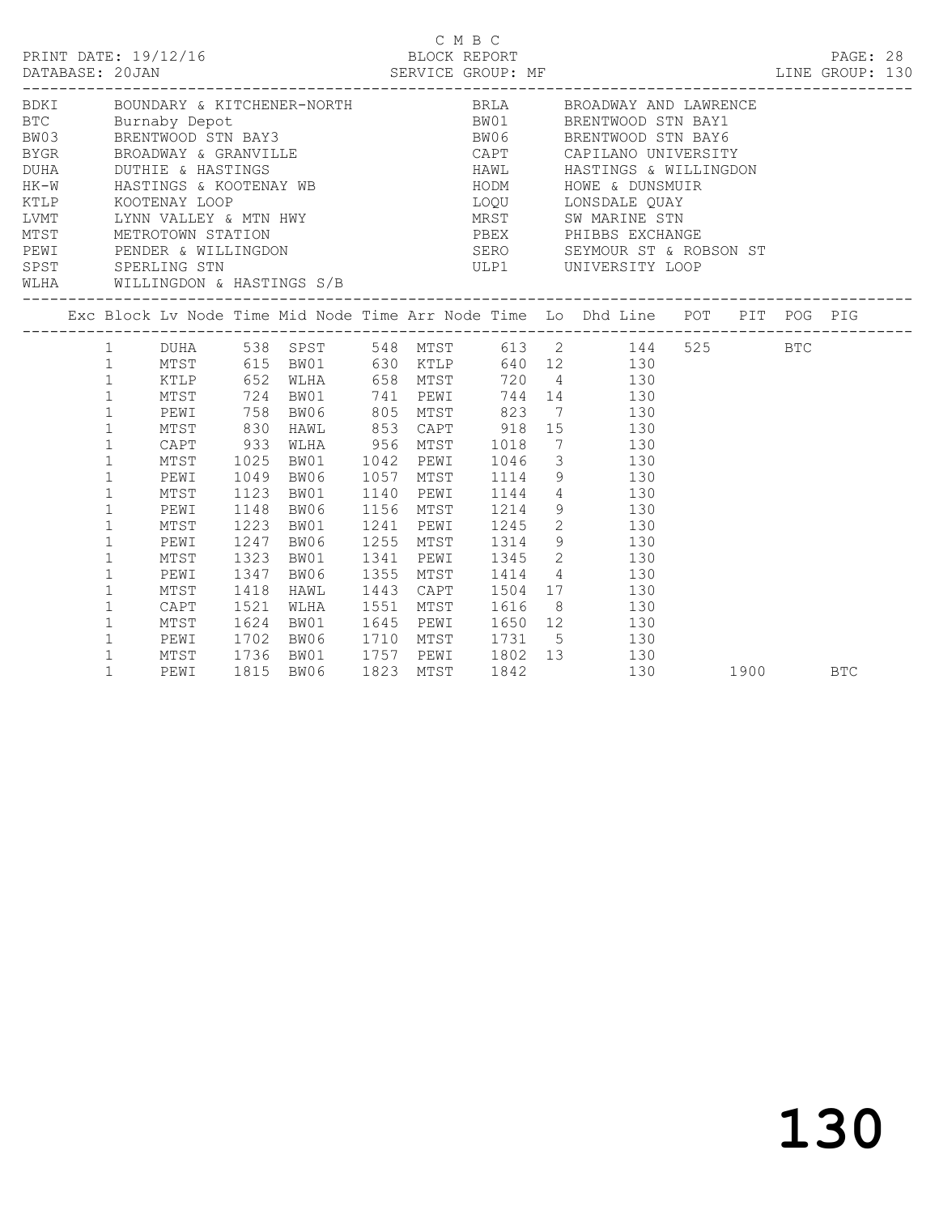C M B C
PRINT DATE: 19/12/16 BLOCK REPORT
DATABASE: 20JAN SERVICE GROUP: MF LINE GROUP: 130

| Code | Description | Code | Description |
|---|---|---|---|
| BDKI | BOUNDARY & KITCHENER-NORTH | BRLA | BROADWAY AND LAWRENCE |
| BTC | Burnaby Depot | BW01 | BRENTWOOD STN BAY1 |
| BW03 | BRENTWOOD STN BAY3 | BW06 | BRENTWOOD STN BAY6 |
| BYGR | BROADWAY & GRANVILLE | CAPT | CAPILANO UNIVERSITY |
| DUHA | DUTHIE & HASTINGS | HAWL | HASTINGS & WILLINGDON |
| HK-W | HASTINGS & KOOTENAY WB | HODM | HOWE & DUNSMUIR |
| KTLP | KOOTENAY LOOP | LOQU | LONSDALE QUAY |
| LVMT | LYNN VALLEY & MTN HWY | MRST | SW MARINE STN |
| MTST | METROTOWN STATION | PBEX | PHIBBS EXCHANGE |
| PEWI | PENDER & WILLINGDON | SERO | SEYMOUR ST & ROBSON ST |
| SPST | SPERLING STN | ULP1 | UNIVERSITY LOOP |
| WLHA | WILLINGDON & HASTINGS S/B | | |

| Exc | Block | Lv Node | Time | Mid Node | Time | Arr Node | Time | Lo | Dhd Line | POT | PIT | POG | PIG |
|---|---|---|---|---|---|---|---|---|---|---|---|---|---|
| | 1 | DUHA | 538 | SPST | 548 | MTST | 613 | 2 | 144 | 525 | | BTC | |
| | 1 | MTST | 615 | BW01 | 630 | KTLP | 640 | 12 | 130 | | | | |
| | 1 | KTLP | 652 | WLHA | 658 | MTST | 720 | 4 | 130 | | | | |
| | 1 | MTST | 724 | BW01 | 741 | PEWI | 744 | 14 | 130 | | | | |
| | 1 | PEWI | 758 | BW06 | 805 | MTST | 823 | 7 | 130 | | | | |
| | 1 | MTST | 830 | HAWL | 853 | CAPT | 918 | 15 | 130 | | | | |
| | 1 | CAPT | 933 | WLHA | 956 | MTST | 1018 | 7 | 130 | | | | |
| | 1 | MTST | 1025 | BW01 | 1042 | PEWI | 1046 | 3 | 130 | | | | |
| | 1 | PEWI | 1049 | BW06 | 1057 | MTST | 1114 | 9 | 130 | | | | |
| | 1 | MTST | 1123 | BW01 | 1140 | PEWI | 1144 | 4 | 130 | | | | |
| | 1 | PEWI | 1148 | BW06 | 1156 | MTST | 1214 | 9 | 130 | | | | |
| | 1 | MTST | 1223 | BW01 | 1241 | PEWI | 1245 | 2 | 130 | | | | |
| | 1 | PEWI | 1247 | BW06 | 1255 | MTST | 1314 | 9 | 130 | | | | |
| | 1 | MTST | 1323 | BW01 | 1341 | PEWI | 1345 | 2 | 130 | | | | |
| | 1 | PEWI | 1347 | BW06 | 1355 | MTST | 1414 | 4 | 130 | | | | |
| | 1 | MTST | 1418 | HAWL | 1443 | CAPT | 1504 | 17 | 130 | | | | |
| | 1 | CAPT | 1521 | WLHA | 1551 | MTST | 1616 | 8 | 130 | | | | |
| | 1 | MTST | 1624 | BW01 | 1645 | PEWI | 1650 | 12 | 130 | | | | |
| | 1 | PEWI | 1702 | BW06 | 1710 | MTST | 1731 | 5 | 130 | | | | |
| | 1 | MTST | 1736 | BW01 | 1757 | PEWI | 1802 | 13 | 130 | | | | |
| | 1 | PEWI | 1815 | BW06 | 1823 | MTST | 1842 | | 130 | | 1900 | | BTC |

130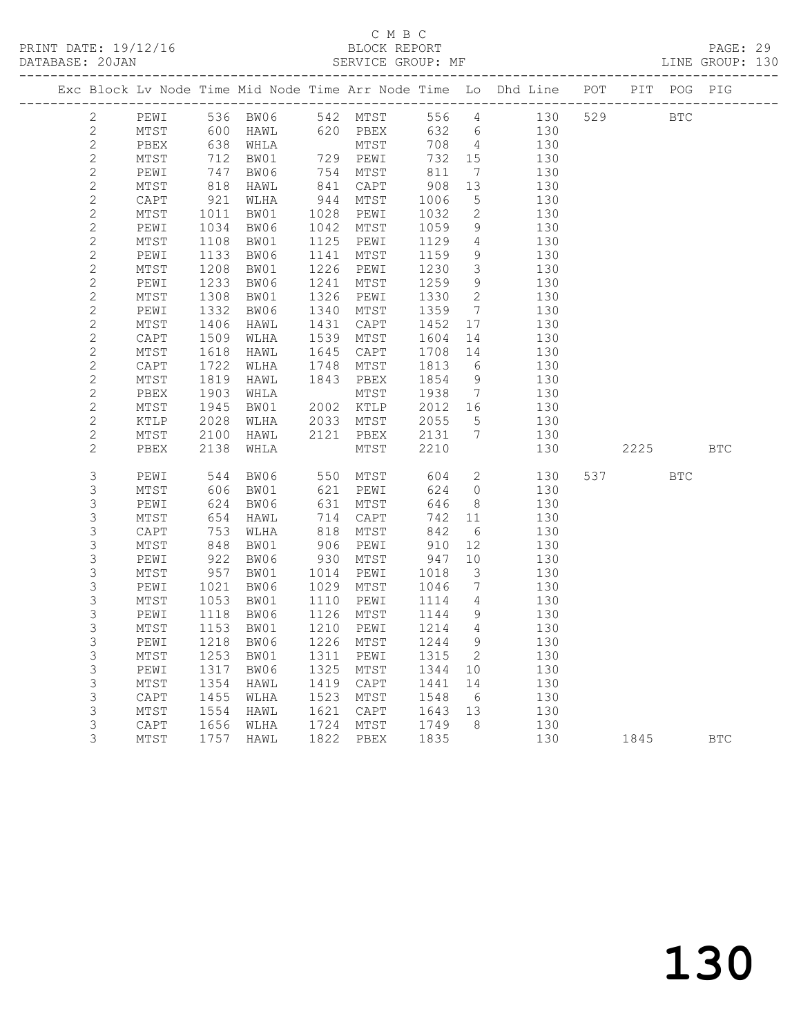C M B C

PRINT DATE: 19/12/16 BLOCK REPORT

DATABASE: 20JAN SERVICE GROUP: MF LINE GROUP: 130

| Exc | Block | Lv | Node | Time | Mid Node | Time | Arr Node | Time | Lo | Dhd Line | POT | PIT | POG | PIG |
|---|---|---|---|---|---|---|---|---|---|---|---|---|---|---|
| | 2 | | PEWI | 536 | BW06 | 542 | MTST | 556 | 4 | 130 | 529 | | BTC | |
| | 2 | | MTST | 600 | HAWL | 620 | PBEX | 632 | 6 | 130 | | | | |
| | 2 | | PBEX | 638 | WHLA | | MTST | 708 | 4 | 130 | | | | |
| | 2 | | MTST | 712 | BW01 | 729 | PEWI | 732 | 15 | 130 | | | | |
| | 2 | | PEWI | 747 | BW06 | 754 | MTST | 811 | 7 | 130 | | | | |
| | 2 | | MTST | 818 | HAWL | 841 | CAPT | 908 | 13 | 130 | | | | |
| | 2 | | CAPT | 921 | WLHA | 944 | MTST | 1006 | 5 | 130 | | | | |
| | 2 | | MTST | 1011 | BW01 | 1028 | PEWI | 1032 | 2 | 130 | | | | |
| | 2 | | PEWI | 1034 | BW06 | 1042 | MTST | 1059 | 9 | 130 | | | | |
| | 2 | | MTST | 1108 | BW01 | 1125 | PEWI | 1129 | 4 | 130 | | | | |
| | 2 | | PEWI | 1133 | BW06 | 1141 | MTST | 1159 | 9 | 130 | | | | |
| | 2 | | MTST | 1208 | BW01 | 1226 | PEWI | 1230 | 3 | 130 | | | | |
| | 2 | | PEWI | 1233 | BW06 | 1241 | MTST | 1259 | 9 | 130 | | | | |
| | 2 | | MTST | 1308 | BW01 | 1326 | PEWI | 1330 | 2 | 130 | | | | |
| | 2 | | PEWI | 1332 | BW06 | 1340 | MTST | 1359 | 7 | 130 | | | | |
| | 2 | | MTST | 1406 | HAWL | 1431 | CAPT | 1452 | 17 | 130 | | | | |
| | 2 | | CAPT | 1509 | WLHA | 1539 | MTST | 1604 | 14 | 130 | | | | |
| | 2 | | MTST | 1618 | HAWL | 1645 | CAPT | 1708 | 14 | 130 | | | | |
| | 2 | | CAPT | 1722 | WLHA | 1748 | MTST | 1813 | 6 | 130 | | | | |
| | 2 | | MTST | 1819 | HAWL | 1843 | PBEX | 1854 | 9 | 130 | | | | |
| | 2 | | PBEX | 1903 | WHLA | | MTST | 1938 | 7 | 130 | | | | |
| | 2 | | MTST | 1945 | BW01 | 2002 | KTLP | 2012 | 16 | 130 | | | | |
| | 2 | | KTLP | 2028 | WLHA | 2033 | MTST | 2055 | 5 | 130 | | | | |
| | 2 | | MTST | 2100 | HAWL | 2121 | PBEX | 2131 | 7 | 130 | | | | |
| | 2 | | PBEX | 2138 | WHLA | | MTST | 2210 | | 130 | | 2225 | | BTC |
| | 3 | | PEWI | 544 | BW06 | 550 | MTST | 604 | 2 | 130 | 537 | | BTC | |
| | 3 | | MTST | 606 | BW01 | 621 | PEWI | 624 | 0 | 130 | | | | |
| | 3 | | PEWI | 624 | BW06 | 631 | MTST | 646 | 8 | 130 | | | | |
| | 3 | | MTST | 654 | HAWL | 714 | CAPT | 742 | 11 | 130 | | | | |
| | 3 | | CAPT | 753 | WLHA | 818 | MTST | 842 | 6 | 130 | | | | |
| | 3 | | MTST | 848 | BW01 | 906 | PEWI | 910 | 12 | 130 | | | | |
| | 3 | | PEWI | 922 | BW06 | 930 | MTST | 947 | 10 | 130 | | | | |
| | 3 | | MTST | 957 | BW01 | 1014 | PEWI | 1018 | 3 | 130 | | | | |
| | 3 | | PEWI | 1021 | BW06 | 1029 | MTST | 1046 | 7 | 130 | | | | |
| | 3 | | MTST | 1053 | BW01 | 1110 | PEWI | 1114 | 4 | 130 | | | | |
| | 3 | | PEWI | 1118 | BW06 | 1126 | MTST | 1144 | 9 | 130 | | | | |
| | 3 | | MTST | 1153 | BW01 | 1210 | PEWI | 1214 | 4 | 130 | | | | |
| | 3 | | PEWI | 1218 | BW06 | 1226 | MTST | 1244 | 9 | 130 | | | | |
| | 3 | | MTST | 1253 | BW01 | 1311 | PEWI | 1315 | 2 | 130 | | | | |
| | 3 | | PEWI | 1317 | BW06 | 1325 | MTST | 1344 | 10 | 130 | | | | |
| | 3 | | MTST | 1354 | HAWL | 1419 | CAPT | 1441 | 14 | 130 | | | | |
| | 3 | | CAPT | 1455 | WLHA | 1523 | MTST | 1548 | 6 | 130 | | | | |
| | 3 | | MTST | 1554 | HAWL | 1621 | CAPT | 1643 | 13 | 130 | | | | |
| | 3 | | CAPT | 1656 | WLHA | 1724 | MTST | 1749 | 8 | 130 | | | | |
| | 3 | | MTST | 1757 | HAWL | 1822 | PBEX | 1835 | | 130 | | 1845 | | BTC |

130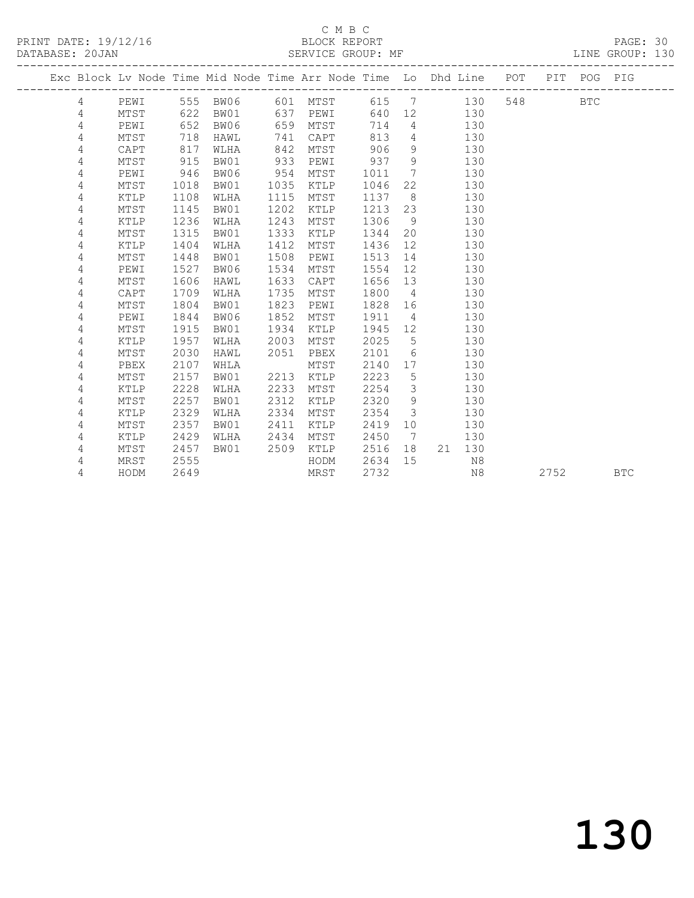C M B C

PRINT DATE: 19/12/16 BLOCK REPORT
DATABASE: 20JAN SERVICE GROUP: MF LINE GROUP: 130

| Exc | Block | Lv | Node | Time | Mid Node | Time | Arr Node | Time | Lo | Dhd | Line | POT | PIT | POG | PIG |
|---|---|---|---|---|---|---|---|---|---|---|---|---|---|---|---|
| | 4 | | PEWI | 555 | BW06 | 601 | MTST | 615 | 7 | | 130 | 548 | | BTC | |
| | 4 | | MTST | 622 | BW01 | 637 | PEWI | 640 | 12 | | 130 | | | | |
| | 4 | | PEWI | 652 | BW06 | 659 | MTST | 714 | 4 | | 130 | | | | |
| | 4 | | MTST | 718 | HAWL | 741 | CAPT | 813 | 4 | | 130 | | | | |
| | 4 | | CAPT | 817 | WLHA | 842 | MTST | 906 | 9 | | 130 | | | | |
| | 4 | | MTST | 915 | BW01 | 933 | PEWI | 937 | 9 | | 130 | | | | |
| | 4 | | PEWI | 946 | BW06 | 954 | MTST | 1011 | 7 | | 130 | | | | |
| | 4 | | MTST | 1018 | BW01 | 1035 | KTLP | 1046 | 22 | | 130 | | | | |
| | 4 | | KTLP | 1108 | WLHA | 1115 | MTST | 1137 | 8 | | 130 | | | | |
| | 4 | | MTST | 1145 | BW01 | 1202 | KTLP | 1213 | 23 | | 130 | | | | |
| | 4 | | KTLP | 1236 | WLHA | 1243 | MTST | 1306 | 9 | | 130 | | | | |
| | 4 | | MTST | 1315 | BW01 | 1333 | KTLP | 1344 | 20 | | 130 | | | | |
| | 4 | | KTLP | 1404 | WLHA | 1412 | MTST | 1436 | 12 | | 130 | | | | |
| | 4 | | MTST | 1448 | BW01 | 1508 | PEWI | 1513 | 14 | | 130 | | | | |
| | 4 | | PEWI | 1527 | BW06 | 1534 | MTST | 1554 | 12 | | 130 | | | | |
| | 4 | | MTST | 1606 | HAWL | 1633 | CAPT | 1656 | 13 | | 130 | | | | |
| | 4 | | CAPT | 1709 | WLHA | 1735 | MTST | 1800 | 4 | | 130 | | | | |
| | 4 | | MTST | 1804 | BW01 | 1823 | PEWI | 1828 | 16 | | 130 | | | | |
| | 4 | | PEWI | 1844 | BW06 | 1852 | MTST | 1911 | 4 | | 130 | | | | |
| | 4 | | MTST | 1915 | BW01 | 1934 | KTLP | 1945 | 12 | | 130 | | | | |
| | 4 | | KTLP | 1957 | WLHA | 2003 | MTST | 2025 | 5 | | 130 | | | | |
| | 4 | | MTST | 2030 | HAWL | 2051 | PBEX | 2101 | 6 | | 130 | | | | |
| | 4 | | PBEX | 2107 | WHLA | | MTST | 2140 | 17 | | 130 | | | | |
| | 4 | | MTST | 2157 | BW01 | 2213 | KTLP | 2223 | 5 | | 130 | | | | |
| | 4 | | KTLP | 2228 | WLHA | 2233 | MTST | 2254 | 3 | | 130 | | | | |
| | 4 | | MTST | 2257 | BW01 | 2312 | KTLP | 2320 | 9 | | 130 | | | | |
| | 4 | | KTLP | 2329 | WLHA | 2334 | MTST | 2354 | 3 | | 130 | | | | |
| | 4 | | MTST | 2357 | BW01 | 2411 | KTLP | 2419 | 10 | | 130 | | | | |
| | 4 | | KTLP | 2429 | WLHA | 2434 | MTST | 2450 | 7 | | 130 | | | | |
| | 4 | | MTST | 2457 | BW01 | 2509 | KTLP | 2516 | 18 | 21 | 130 | | | | |
| | 4 | | MRST | 2555 | | | HODM | 2634 | 15 | | N8 | | | | |
| | 4 | | HODM | 2649 | | | MRST | 2732 | | | N8 | | 2752 | | BTC |

130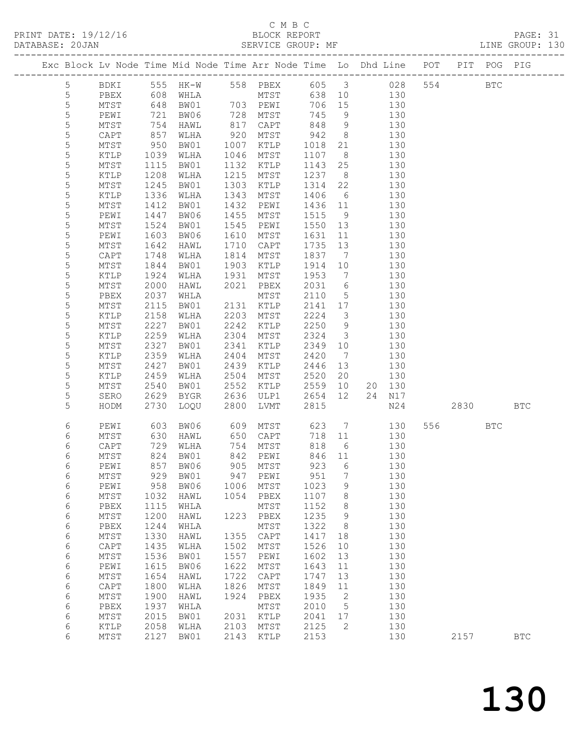C M B C

PRINT DATE: 19/12/16 BLOCK REPORT

DATABASE: 20JAN SERVICE GROUP: MF LINE GROUP: 130

| Exc | Block | Lv | Node | Time | Mid Node | Time | Arr Node | Time | Lo | Dhd Line | POT | PIT | POG | PIG |
|---|---|---|---|---|---|---|---|---|---|---|---|---|---|---|
| | 5 | | BDKI | 555 | HK-W | 558 | PBEX | 605 | 3 | 028 | 554 | | BTC | |
| | 5 | | PBEX | 608 | WHLA | | MTST | 638 | 10 | 130 | | | | |
| | 5 | | MTST | 648 | BW01 | 703 | PEWI | 706 | 15 | 130 | | | | |
| | 5 | | PEWI | 721 | BW06 | 728 | MTST | 745 | 9 | 130 | | | | |
| | 5 | | MTST | 754 | HAWL | 817 | CAPT | 848 | 9 | 130 | | | | |
| | 5 | | CAPT | 857 | WLHA | 920 | MTST | 942 | 8 | 130 | | | | |
| | 5 | | MTST | 950 | BW01 | 1007 | KTLP | 1018 | 21 | 130 | | | | |
| | 5 | | KTLP | 1039 | WLHA | 1046 | MTST | 1107 | 8 | 130 | | | | |
| | 5 | | MTST | 1115 | BW01 | 1132 | KTLP | 1143 | 25 | 130 | | | | |
| | 5 | | KTLP | 1208 | WLHA | 1215 | MTST | 1237 | 8 | 130 | | | | |
| | 5 | | MTST | 1245 | BW01 | 1303 | KTLP | 1314 | 22 | 130 | | | | |
| | 5 | | KTLP | 1336 | WLHA | 1343 | MTST | 1406 | 6 | 130 | | | | |
| | 5 | | MTST | 1412 | BW01 | 1432 | PEWI | 1436 | 11 | 130 | | | | |
| | 5 | | PEWI | 1447 | BW06 | 1455 | MTST | 1515 | 9 | 130 | | | | |
| | 5 | | MTST | 1524 | BW01 | 1545 | PEWI | 1550 | 13 | 130 | | | | |
| | 5 | | PEWI | 1603 | BW06 | 1610 | MTST | 1631 | 11 | 130 | | | | |
| | 5 | | MTST | 1642 | HAWL | 1710 | CAPT | 1735 | 13 | 130 | | | | |
| | 5 | | CAPT | 1748 | WLHA | 1814 | MTST | 1837 | 7 | 130 | | | | |
| | 5 | | MTST | 1844 | BW01 | 1903 | KTLP | 1914 | 10 | 130 | | | | |
| | 5 | | KTLP | 1924 | WLHA | 1931 | MTST | 1953 | 7 | 130 | | | | |
| | 5 | | MTST | 2000 | HAWL | 2021 | PBEX | 2031 | 6 | 130 | | | | |
| | 5 | | PBEX | 2037 | WHLA | | MTST | 2110 | 5 | 130 | | | | |
| | 5 | | MTST | 2115 | BW01 | 2131 | KTLP | 2141 | 17 | 130 | | | | |
| | 5 | | KTLP | 2158 | WLHA | 2203 | MTST | 2224 | 3 | 130 | | | | |
| | 5 | | MTST | 2227 | BW01 | 2242 | KTLP | 2250 | 9 | 130 | | | | |
| | 5 | | KTLP | 2259 | WLHA | 2304 | MTST | 2324 | 3 | 130 | | | | |
| | 5 | | MTST | 2327 | BW01 | 2341 | KTLP | 2349 | 10 | 130 | | | | |
| | 5 | | KTLP | 2359 | WLHA | 2404 | MTST | 2420 | 7 | 130 | | | | |
| | 5 | | MTST | 2427 | BW01 | 2439 | KTLP | 2446 | 13 | 130 | | | | |
| | 5 | | KTLP | 2459 | WLHA | 2504 | MTST | 2520 | 20 | 130 | | | | |
| | 5 | | MTST | 2540 | BW01 | 2552 | KTLP | 2559 | 10 | 20 130 | | | | |
| | 5 | | SERO | 2629 | BYGR | 2636 | ULP1 | 2654 | 12 | 24 N17 | | | | |
| | 5 | | HODM | 2730 | LOQU | 2800 | LVMT | 2815 | | N24 | | 2830 | | BTC |
| | 6 | | PEWI | 603 | BW06 | 609 | MTST | 623 | 7 | 130 | 556 | | BTC | |
| | 6 | | MTST | 630 | HAWL | 650 | CAPT | 718 | 11 | 130 | | | | |
| | 6 | | CAPT | 729 | WLHA | 754 | MTST | 818 | 6 | 130 | | | | |
| | 6 | | MTST | 824 | BW01 | 842 | PEWI | 846 | 11 | 130 | | | | |
| | 6 | | PEWI | 857 | BW06 | 905 | MTST | 923 | 6 | 130 | | | | |
| | 6 | | MTST | 929 | BW01 | 947 | PEWI | 951 | 7 | 130 | | | | |
| | 6 | | PEWI | 958 | BW06 | 1006 | MTST | 1023 | 9 | 130 | | | | |
| | 6 | | MTST | 1032 | HAWL | 1054 | PBEX | 1107 | 8 | 130 | | | | |
| | 6 | | PBEX | 1115 | WHLA | | MTST | 1152 | 8 | 130 | | | | |
| | 6 | | MTST | 1200 | HAWL | 1223 | PBEX | 1235 | 9 | 130 | | | | |
| | 6 | | PBEX | 1244 | WHLA | | MTST | 1322 | 8 | 130 | | | | |
| | 6 | | MTST | 1330 | HAWL | 1355 | CAPT | 1417 | 18 | 130 | | | | |
| | 6 | | CAPT | 1435 | WLHA | 1502 | MTST | 1526 | 10 | 130 | | | | |
| | 6 | | MTST | 1536 | BW01 | 1557 | PEWI | 1602 | 13 | 130 | | | | |
| | 6 | | PEWI | 1615 | BW06 | 1622 | MTST | 1643 | 11 | 130 | | | | |
| | 6 | | MTST | 1654 | HAWL | 1722 | CAPT | 1747 | 13 | 130 | | | | |
| | 6 | | CAPT | 1800 | WLHA | 1826 | MTST | 1849 | 11 | 130 | | | | |
| | 6 | | MTST | 1900 | HAWL | 1924 | PBEX | 1935 | 2 | 130 | | | | |
| | 6 | | PBEX | 1937 | WHLA | | MTST | 2010 | 5 | 130 | | | | |
| | 6 | | MTST | 2015 | BW01 | 2031 | KTLP | 2041 | 17 | 130 | | | | |
| | 6 | | KTLP | 2058 | WLHA | 2103 | MTST | 2125 | 2 | 130 | | | | |
| | 6 | | MTST | 2127 | BW01 | 2143 | KTLP | 2153 | | 130 | | 2157 | | BTC |

130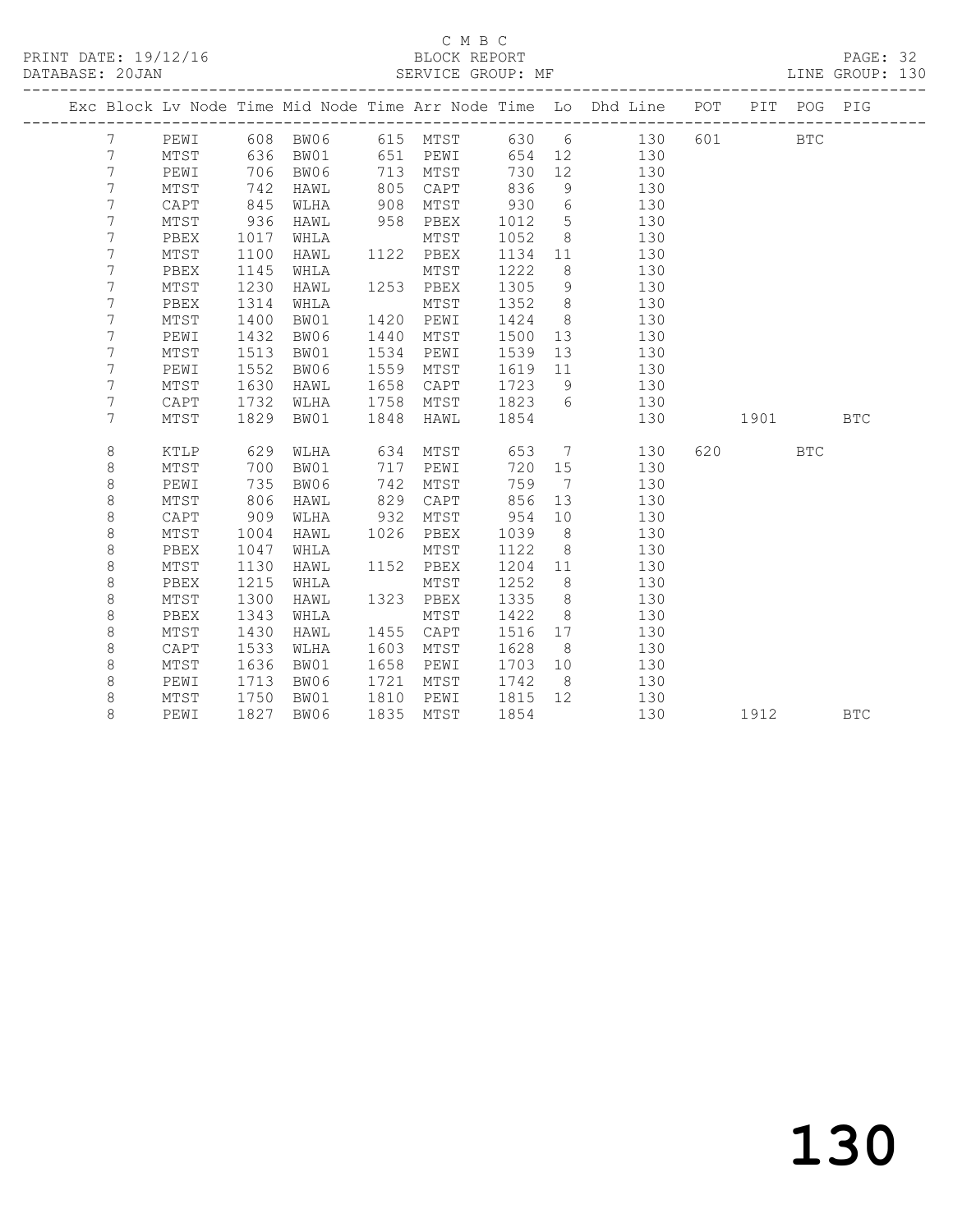C M B C
PRINT DATE: 19/12/16 BLOCK REPORT
DATABASE: 20JAN SERVICE GROUP: MF LINE GROUP: 130

| Exc | Block | Lv | Node | Time | Mid Node | Time | Arr Node | Time | Lo | Dhd Line | POT | PIT | POG | PIG |
|---|---|---|---|---|---|---|---|---|---|---|---|---|---|---|
| | 7 | | PEWI | 608 | BW06 | 615 | MTST | 630 | 6 | 130 | 601 | | BTC | |
| | 7 | | MTST | 636 | BW01 | 651 | PEWI | 654 | 12 | 130 | | | | |
| | 7 | | PEWI | 706 | BW06 | 713 | MTST | 730 | 12 | 130 | | | | |
| | 7 | | MTST | 742 | HAWL | 805 | CAPT | 836 | 9 | 130 | | | | |
| | 7 | | CAPT | 845 | WLHA | 908 | MTST | 930 | 6 | 130 | | | | |
| | 7 | | MTST | 936 | HAWL | 958 | PBEX | 1012 | 5 | 130 | | | | |
| | 7 | | PBEX | 1017 | WHLA | | MTST | 1052 | 8 | 130 | | | | |
| | 7 | | MTST | 1100 | HAWL | 1122 | PBEX | 1134 | 11 | 130 | | | | |
| | 7 | | PBEX | 1145 | WHLA | | MTST | 1222 | 8 | 130 | | | | |
| | 7 | | MTST | 1230 | HAWL | 1253 | PBEX | 1305 | 9 | 130 | | | | |
| | 7 | | PBEX | 1314 | WHLA | | MTST | 1352 | 8 | 130 | | | | |
| | 7 | | MTST | 1400 | BW01 | 1420 | PEWI | 1424 | 8 | 130 | | | | |
| | 7 | | PEWI | 1432 | BW06 | 1440 | MTST | 1500 | 13 | 130 | | | | |
| | 7 | | MTST | 1513 | BW01 | 1534 | PEWI | 1539 | 13 | 130 | | | | |
| | 7 | | PEWI | 1552 | BW06 | 1559 | MTST | 1619 | 11 | 130 | | | | |
| | 7 | | MTST | 1630 | HAWL | 1658 | CAPT | 1723 | 9 | 130 | | | | |
| | 7 | | CAPT | 1732 | WLHA | 1758 | MTST | 1823 | 6 | 130 | | | | |
| | 7 | | MTST | 1829 | BW01 | 1848 | HAWL | 1854 | | 130 | | 1901 | | BTC |
| | 8 | | KTLP | 629 | WLHA | 634 | MTST | 653 | 7 | 130 | 620 | | BTC | |
| | 8 | | MTST | 700 | BW01 | 717 | PEWI | 720 | 15 | 130 | | | | |
| | 8 | | PEWI | 735 | BW06 | 742 | MTST | 759 | 7 | 130 | | | | |
| | 8 | | MTST | 806 | HAWL | 829 | CAPT | 856 | 13 | 130 | | | | |
| | 8 | | CAPT | 909 | WLHA | 932 | MTST | 954 | 10 | 130 | | | | |
| | 8 | | MTST | 1004 | HAWL | 1026 | PBEX | 1039 | 8 | 130 | | | | |
| | 8 | | PBEX | 1047 | WHLA | | MTST | 1122 | 8 | 130 | | | | |
| | 8 | | MTST | 1130 | HAWL | 1152 | PBEX | 1204 | 11 | 130 | | | | |
| | 8 | | PBEX | 1215 | WHLA | | MTST | 1252 | 8 | 130 | | | | |
| | 8 | | MTST | 1300 | HAWL | 1323 | PBEX | 1335 | 8 | 130 | | | | |
| | 8 | | PBEX | 1343 | WHLA | | MTST | 1422 | 8 | 130 | | | | |
| | 8 | | MTST | 1430 | HAWL | 1455 | CAPT | 1516 | 17 | 130 | | | | |
| | 8 | | CAPT | 1533 | WLHA | 1603 | MTST | 1628 | 8 | 130 | | | | |
| | 8 | | MTST | 1636 | BW01 | 1658 | PEWI | 1703 | 10 | 130 | | | | |
| | 8 | | PEWI | 1713 | BW06 | 1721 | MTST | 1742 | 8 | 130 | | | | |
| | 8 | | MTST | 1750 | BW01 | 1810 | PEWI | 1815 | 12 | 130 | | | | |
| | 8 | | PEWI | 1827 | BW06 | 1835 | MTST | 1854 | | 130 | | 1912 | | BTC |

130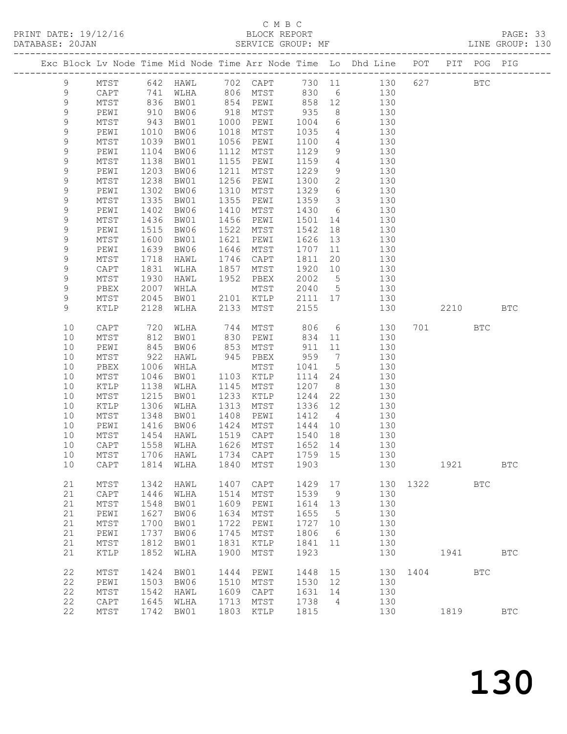C M B C
PRINT DATE: 19/12/16 BLOCK REPORT
DATABASE: 20JAN SERVICE GROUP: MF LINE GROUP: 130

| Exc | Block | Lv Node | Time | Mid Node | Time | Arr Node | Time | Lo | Dhd Line | POT | PIT | POG | PIG |
|---|---|---|---|---|---|---|---|---|---|---|---|---|---|
| | 9 | MTST | 642 | HAWL | 702 | CAPT | 730 | 11 | 130 | 627 | | BTC | |
| | 9 | CAPT | 741 | WLHA | 806 | MTST | 830 | 6 | 130 | | | | |
| | 9 | MTST | 836 | BW01 | 854 | PEWI | 858 | 12 | 130 | | | | |
| | 9 | PEWI | 910 | BW06 | 918 | MTST | 935 | 8 | 130 | | | | |
| | 9 | MTST | 943 | BW01 | 1000 | PEWI | 1004 | 6 | 130 | | | | |
| | 9 | PEWI | 1010 | BW06 | 1018 | MTST | 1035 | 4 | 130 | | | | |
| | 9 | MTST | 1039 | BW01 | 1056 | PEWI | 1100 | 4 | 130 | | | | |
| | 9 | PEWI | 1104 | BW06 | 1112 | MTST | 1129 | 9 | 130 | | | | |
| | 9 | MTST | 1138 | BW01 | 1155 | PEWI | 1159 | 4 | 130 | | | | |
| | 9 | PEWI | 1203 | BW06 | 1211 | MTST | 1229 | 9 | 130 | | | | |
| | 9 | MTST | 1238 | BW01 | 1256 | PEWI | 1300 | 2 | 130 | | | | |
| | 9 | PEWI | 1302 | BW06 | 1310 | MTST | 1329 | 6 | 130 | | | | |
| | 9 | MTST | 1335 | BW01 | 1355 | PEWI | 1359 | 3 | 130 | | | | |
| | 9 | PEWI | 1402 | BW06 | 1410 | MTST | 1430 | 6 | 130 | | | | |
| | 9 | MTST | 1436 | BW01 | 1456 | PEWI | 1501 | 14 | 130 | | | | |
| | 9 | PEWI | 1515 | BW06 | 1522 | MTST | 1542 | 18 | 130 | | | | |
| | 9 | MTST | 1600 | BW01 | 1621 | PEWI | 1626 | 13 | 130 | | | | |
| | 9 | PEWI | 1639 | BW06 | 1646 | MTST | 1707 | 11 | 130 | | | | |
| | 9 | MTST | 1718 | HAWL | 1746 | CAPT | 1811 | 20 | 130 | | | | |
| | 9 | CAPT | 1831 | WLHA | 1857 | MTST | 1920 | 10 | 130 | | | | |
| | 9 | MTST | 1930 | HAWL | 1952 | PBEX | 2002 | 5 | 130 | | | | |
| | 9 | PBEX | 2007 | WHLA | | MTST | 2040 | 5 | 130 | | | | |
| | 9 | MTST | 2045 | BW01 | 2101 | KTLP | 2111 | 17 | 130 | | | | |
| | 9 | KTLP | 2128 | WLHA | 2133 | MTST | 2155 | | 130 | | 2210 | | BTC |
| | 10 | CAPT | 720 | WLHA | 744 | MTST | 806 | 6 | 130 | 701 | | BTC | |
| | 10 | MTST | 812 | BW01 | 830 | PEWI | 834 | 11 | 130 | | | | |
| | 10 | PEWI | 845 | BW06 | 853 | MTST | 911 | 11 | 130 | | | | |
| | 10 | MTST | 922 | HAWL | 945 | PBEX | 959 | 7 | 130 | | | | |
| | 10 | PBEX | 1006 | WHLA | | MTST | 1041 | 5 | 130 | | | | |
| | 10 | MTST | 1046 | BW01 | 1103 | KTLP | 1114 | 24 | 130 | | | | |
| | 10 | KTLP | 1138 | WLHA | 1145 | MTST | 1207 | 8 | 130 | | | | |
| | 10 | MTST | 1215 | BW01 | 1233 | KTLP | 1244 | 22 | 130 | | | | |
| | 10 | KTLP | 1306 | WLHA | 1313 | MTST | 1336 | 12 | 130 | | | | |
| | 10 | MTST | 1348 | BW01 | 1408 | PEWI | 1412 | 4 | 130 | | | | |
| | 10 | PEWI | 1416 | BW06 | 1424 | MTST | 1444 | 10 | 130 | | | | |
| | 10 | MTST | 1454 | HAWL | 1519 | CAPT | 1540 | 18 | 130 | | | | |
| | 10 | CAPT | 1558 | WLHA | 1626 | MTST | 1652 | 14 | 130 | | | | |
| | 10 | MTST | 1706 | HAWL | 1734 | CAPT | 1759 | 15 | 130 | | | | |
| | 10 | CAPT | 1814 | WLHA | 1840 | MTST | 1903 | | 130 | | 1921 | | BTC |
| | 21 | MTST | 1342 | HAWL | 1407 | CAPT | 1429 | 17 | 130 | 1322 | | BTC | |
| | 21 | CAPT | 1446 | WLHA | 1514 | MTST | 1539 | 9 | 130 | | | | |
| | 21 | MTST | 1548 | BW01 | 1609 | PEWI | 1614 | 13 | 130 | | | | |
| | 21 | PEWI | 1627 | BW06 | 1634 | MTST | 1655 | 5 | 130 | | | | |
| | 21 | MTST | 1700 | BW01 | 1722 | PEWI | 1727 | 10 | 130 | | | | |
| | 21 | PEWI | 1737 | BW06 | 1745 | MTST | 1806 | 6 | 130 | | | | |
| | 21 | MTST | 1812 | BW01 | 1831 | KTLP | 1841 | 11 | 130 | | | | |
| | 21 | KTLP | 1852 | WLHA | 1900 | MTST | 1923 | | 130 | | 1941 | | BTC |
| | 22 | MTST | 1424 | BW01 | 1444 | PEWI | 1448 | 15 | 130 | 1404 | | BTC | |
| | 22 | PEWI | 1503 | BW06 | 1510 | MTST | 1530 | 12 | 130 | | | | |
| | 22 | MTST | 1542 | HAWL | 1609 | CAPT | 1631 | 14 | 130 | | | | |
| | 22 | CAPT | 1645 | WLHA | 1713 | MTST | 1738 | 4 | 130 | | | | |
| | 22 | MTST | 1742 | BW01 | 1803 | KTLP | 1815 | | 130 | | 1819 | | BTC |

# 130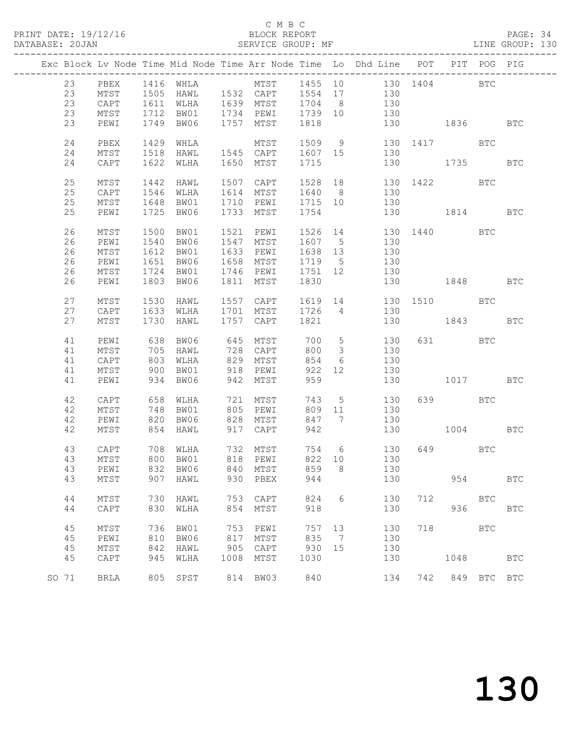C M B C

BLOCK REPORT

SERVICE GROUP: MF

PRINT DATE: 19/12/16
DATABASE: 20JAN
LINE GROUP: 130

| Exc | Block | Lv | Node | Time | Mid Node | Time | Arr Node | Time | Lo | Dhd Line | POT | PIT | POG | PIG |
|---|---|---|---|---|---|---|---|---|---|---|---|---|---|---|
| | 23 | | PBEX | 1416 | WHLA | | MTST | 1455 | 10 | 130 | 1404 | | BTC | |
| | 23 | | MTST | 1505 | HAWL | 1532 | CAPT | 1554 | 17 | 130 | | | | |
| | 23 | | CAPT | 1611 | WLHA | 1639 | MTST | 1704 | 8 | 130 | | | | |
| | 23 | | MTST | 1712 | BW01 | 1734 | PEWI | 1739 | 10 | 130 | | | | |
| | 23 | | PEWI | 1749 | BW06 | 1757 | MTST | 1818 | | 130 | | 1836 | | BTC |
| | 24 | | PBEX | 1429 | WHLA | | MTST | 1509 | 9 | 130 | 1417 | | BTC | |
| | 24 | | MTST | 1518 | HAWL | 1545 | CAPT | 1607 | 15 | 130 | | | | |
| | 24 | | CAPT | 1622 | WLHA | 1650 | MTST | 1715 | | 130 | | 1735 | | BTC |
| | 25 | | MTST | 1442 | HAWL | 1507 | CAPT | 1528 | 18 | 130 | 1422 | | BTC | |
| | 25 | | CAPT | 1546 | WLHA | 1614 | MTST | 1640 | 8 | 130 | | | | |
| | 25 | | MTST | 1648 | BW01 | 1710 | PEWI | 1715 | 10 | 130 | | | | |
| | 25 | | PEWI | 1725 | BW06 | 1733 | MTST | 1754 | | 130 | | 1814 | | BTC |
| | 26 | | MTST | 1500 | BW01 | 1521 | PEWI | 1526 | 14 | 130 | 1440 | | BTC | |
| | 26 | | PEWI | 1540 | BW06 | 1547 | MTST | 1607 | 5 | 130 | | | | |
| | 26 | | MTST | 1612 | BW01 | 1633 | PEWI | 1638 | 13 | 130 | | | | |
| | 26 | | PEWI | 1651 | BW06 | 1658 | MTST | 1719 | 5 | 130 | | | | |
| | 26 | | MTST | 1724 | BW01 | 1746 | PEWI | 1751 | 12 | 130 | | | | |
| | 26 | | PEWI | 1803 | BW06 | 1811 | MTST | 1830 | | 130 | | 1848 | | BTC |
| | 27 | | MTST | 1530 | HAWL | 1557 | CAPT | 1619 | 14 | 130 | 1510 | | BTC | |
| | 27 | | CAPT | 1633 | WLHA | 1701 | MTST | 1726 | 4 | 130 | | | | |
| | 27 | | MTST | 1730 | HAWL | 1757 | CAPT | 1821 | | 130 | | 1843 | | BTC |
| | 41 | | PEWI | 638 | BW06 | 645 | MTST | 700 | 5 | 130 | 631 | | BTC | |
| | 41 | | MTST | 705 | HAWL | 728 | CAPT | 800 | 3 | 130 | | | | |
| | 41 | | CAPT | 803 | WLHA | 829 | MTST | 854 | 6 | 130 | | | | |
| | 41 | | MTST | 900 | BW01 | 918 | PEWI | 922 | 12 | 130 | | | | |
| | 41 | | PEWI | 934 | BW06 | 942 | MTST | 959 | | 130 | | 1017 | | BTC |
| | 42 | | CAPT | 658 | WLHA | 721 | MTST | 743 | 5 | 130 | 639 | | BTC | |
| | 42 | | MTST | 748 | BW01 | 805 | PEWI | 809 | 11 | 130 | | | | |
| | 42 | | PEWI | 820 | BW06 | 828 | MTST | 847 | 7 | 130 | | | | |
| | 42 | | MTST | 854 | HAWL | 917 | CAPT | 942 | | 130 | | 1004 | | BTC |
| | 43 | | CAPT | 708 | WLHA | 732 | MTST | 754 | 6 | 130 | 649 | | BTC | |
| | 43 | | MTST | 800 | BW01 | 818 | PEWI | 822 | 10 | 130 | | | | |
| | 43 | | PEWI | 832 | BW06 | 840 | MTST | 859 | 8 | 130 | | | | |
| | 43 | | MTST | 907 | HAWL | 930 | PBEX | 944 | | 130 | | 954 | | BTC |
| | 44 | | MTST | 730 | HAWL | 753 | CAPT | 824 | 6 | 130 | 712 | | BTC | |
| | 44 | | CAPT | 830 | WLHA | 854 | MTST | 918 | | 130 | | 936 | | BTC |
| | 45 | | MTST | 736 | BW01 | 753 | PEWI | 757 | 13 | 130 | 718 | | BTC | |
| | 45 | | PEWI | 810 | BW06 | 817 | MTST | 835 | 7 | 130 | | | | |
| | 45 | | MTST | 842 | HAWL | 905 | CAPT | 930 | 15 | 130 | | | | |
| | 45 | | CAPT | 945 | WLHA | 1008 | MTST | 1030 | | 130 | | 1048 | | BTC |
| SO | 71 | | BRLA | 805 | SPST | 814 | BW03 | 840 | | 134 | 742 | 849 | BTC | BTC |

130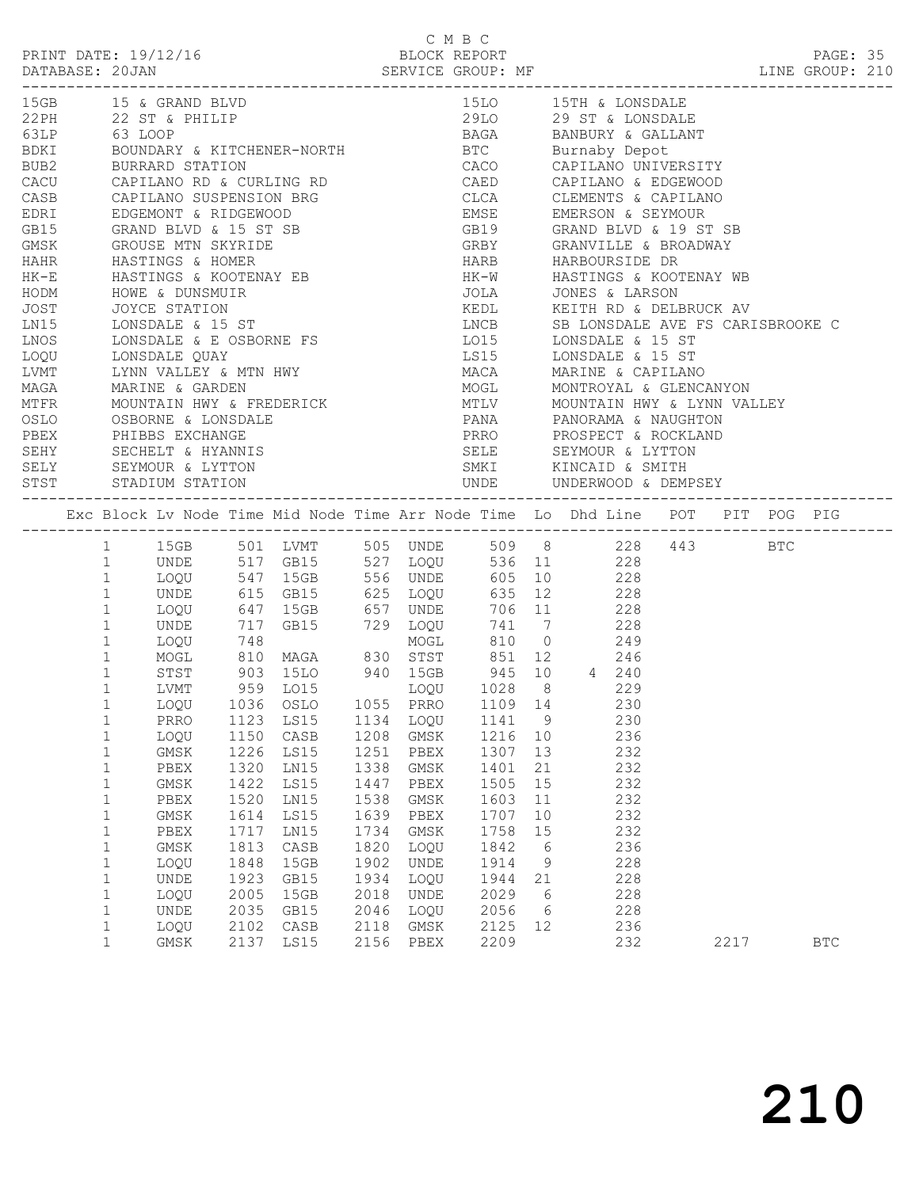C M B C

PRINT DATE: 19/12/16 BLOCK REPORT
DATABASE: 20JAN SERVICE GROUP: MF LINE GROUP: 210

| Code | Name | Code | Name |
|---|---|---|---|
| 15GB | 15 & GRAND BLVD | 15LO | 15TH & LONSDALE |
| 22PH | 22 ST & PHILIP | 29LO | 29 ST & LONSDALE |
| 63LP | 63 LOOP | BAGA | BANBURY & GALLANT |
| BDKI | BOUNDARY & KITCHENER-NORTH | BTC | Burnaby Depot |
| BUB2 | BURRARD STATION | CACO | CAPILANO UNIVERSITY |
| CACU | CAPILANO RD & CURLING RD | CAED | CAPILANO & EDGEWOOD |
| CASB | CAPILANO SUSPENSION BRG | CLCA | CLEMENTS & CAPILANO |
| EDRI | EDGEMONT & RIDGEWOOD | EMSE | EMERSON & SEYMOUR |
| GB15 | GRAND BLVD & 15 ST SB | GB19 | GRAND BLVD & 19 ST SB |
| GMSK | GROUSE MTN SKYRIDE | GRBY | GRANVILLE & BROADWAY |
| HAHR | HASTINGS & HOMER | HARB | HARBOURSIDE DR |
| HK-E | HASTINGS & KOOTENAY EB | HK-W | HASTINGS & KOOTENAY WB |
| HODM | HOWE & DUNSMUIR | JOLA | JONES & LARSON |
| JOST | JOYCE STATION | KEDL | KEITH RD & DELBRUCK AV |
| LN15 | LONSDALE & 15 ST | LNCB | SB LONSDALE AVE FS CARISBROOKE C |
| LNOS | LONSDALE & E OSBORNE FS | LO15 | LONSDALE & 15 ST |
| LOQU | LONSDALE QUAY | LS15 | LONSDALE & 15 ST |
| LVMT | LYNN VALLEY & MTN HWY | MACA | MARINE & CAPILANO |
| MAGA | MARINE & GARDEN | MOGL | MONTROYAL & GLENCANYON |
| MTFR | MOUNTAIN HWY & FREDERICK | MTLV | MOUNTAIN HWY & LYNN VALLEY |
| OSLO | OSBORNE & LONSDALE | PANA | PANORAMA & NAUGHTON |
| PBEX | PHIBBS EXCHANGE | PRRO | PROSPECT & ROCKLAND |
| SEHY | SECHELT & HYANNIS | SELE | SEYMOUR & LYTTON |
| SELY | SEYMOUR & LYTTON | SMKI | KINCAID & SMITH |
| STST | STADIUM STATION | UNDE | UNDERWOOD & DEMPSEY |

| Exc | Block | Lv Node | Time | Mid Node | Time | Arr Node | Time | Lo | Dhd | Line | POT | PIT | POG | PIG |
|---|---|---|---|---|---|---|---|---|---|---|---|---|---|---|
| | 1 | 15GB | 501 | LVMT | 505 | UNDE | 509 | 8 | | 228 | 443 | | BTC | |
| | 1 | UNDE | 517 | GB15 | 527 | LOQU | 536 | 11 | | 228 | | | | |
| | 1 | LOQU | 547 | 15GB | 556 | UNDE | 605 | 10 | | 228 | | | | |
| | 1 | UNDE | 615 | GB15 | 625 | LOQU | 635 | 12 | | 228 | | | | |
| | 1 | LOQU | 647 | 15GB | 657 | UNDE | 706 | 11 | | 228 | | | | |
| | 1 | UNDE | 717 | GB15 | 729 | LOQU | 741 | 7 | | 228 | | | | |
| | 1 | LOQU | 748 | | | MOGL | 810 | 0 | | 249 | | | | |
| | 1 | MOGL | 810 | MAGA | 830 | STST | 851 | 12 | | 246 | | | | |
| | 1 | STST | 903 | 15LO | 940 | 15GB | 945 | 10 | 4 | 240 | | | | |
| | 1 | LVMT | 959 | LO15 | | LOQU | 1028 | 8 | | 229 | | | | |
| | 1 | LOQU | 1036 | OSLO | 1055 | PRRO | 1109 | 14 | | 230 | | | | |
| | 1 | PRRO | 1123 | LS15 | 1134 | LOQU | 1141 | 9 | | 230 | | | | |
| | 1 | LOQU | 1150 | CASB | 1208 | GMSK | 1216 | 10 | | 236 | | | | |
| | 1 | GMSK | 1226 | LS15 | 1251 | PBEX | 1307 | 13 | | 232 | | | | |
| | 1 | PBEX | 1320 | LN15 | 1338 | GMSK | 1401 | 21 | | 232 | | | | |
| | 1 | GMSK | 1422 | LS15 | 1447 | PBEX | 1505 | 15 | | 232 | | | | |
| | 1 | PBEX | 1520 | LN15 | 1538 | GMSK | 1603 | 11 | | 232 | | | | |
| | 1 | GMSK | 1614 | LS15 | 1639 | PBEX | 1707 | 10 | | 232 | | | | |
| | 1 | PBEX | 1717 | LN15 | 1734 | GMSK | 1758 | 15 | | 232 | | | | |
| | 1 | GMSK | 1813 | CASB | 1820 | LOQU | 1842 | 6 | | 236 | | | | |
| | 1 | LOQU | 1848 | 15GB | 1902 | UNDE | 1914 | 9 | | 228 | | | | |
| | 1 | UNDE | 1923 | GB15 | 1934 | LOQU | 1944 | 21 | | 228 | | | | |
| | 1 | LOQU | 2005 | 15GB | 2018 | UNDE | 2029 | 6 | | 228 | | | | |
| | 1 | UNDE | 2035 | GB15 | 2046 | LOQU | 2056 | 6 | | 228 | | | | |
| | 1 | LOQU | 2102 | CASB | 2118 | GMSK | 2125 | 12 | | 236 | | | | |
| | 1 | GMSK | 2137 | LS15 | 2156 | PBEX | 2209 | | | 232 | | 2217 | | BTC |

210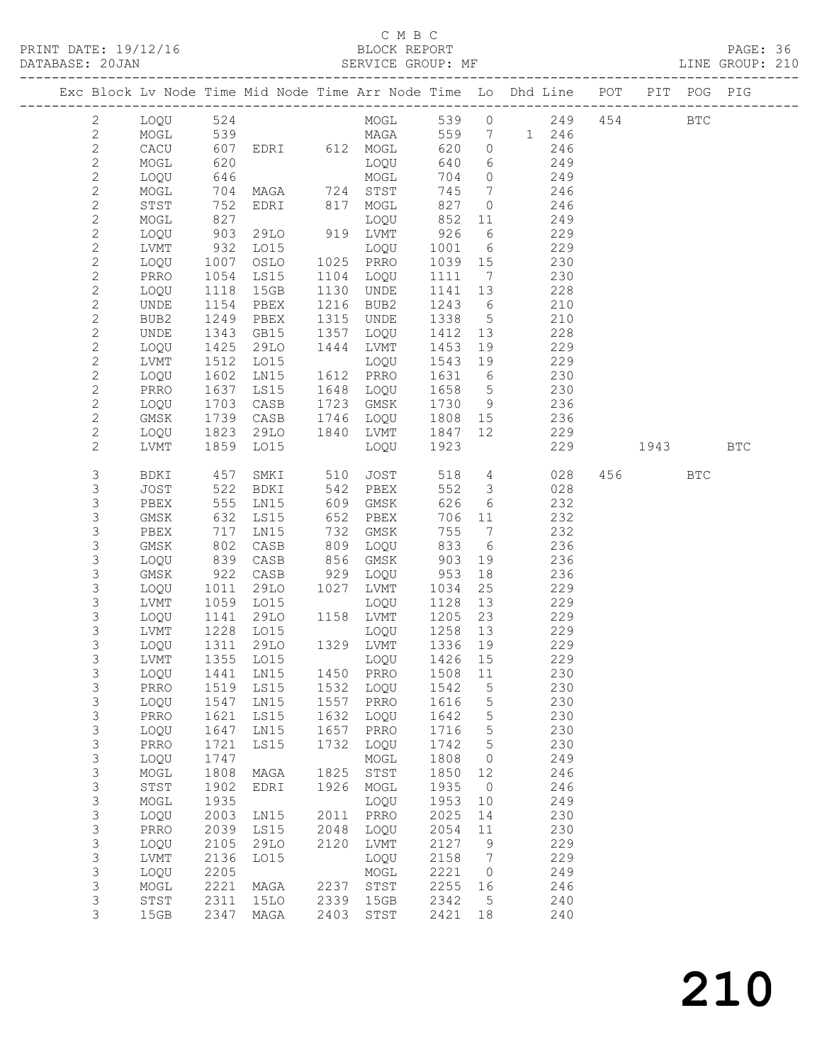C M B C

BLOCK REPORT

SERVICE GROUP: MF

PRINT DATE: 19/12/16
DATABASE: 20JAN

LINE GROUP: 210

| Exc | Block | Lv | Node | Time | Mid Node | Time | Arr Node | Time | Lo | Dhd | Line | POT | PIT | POG | PIG |
|---|---|---|---|---|---|---|---|---|---|---|---|---|---|---|---|
| | 2 | | LOQU | 524 | | | MOGL | 539 | 0 | | 249 | 454 | | BTC | |
| | 2 | | MOGL | 539 | | | MAGA | 559 | 7 | 1 | 246 | | | | |
| | 2 | | CACU | 607 | EDRI | 612 | MOGL | 620 | 0 | | 246 | | | | |
| | 2 | | MOGL | 620 | | | LOQU | 640 | 6 | | 249 | | | | |
| | 2 | | LOQU | 646 | | | MOGL | 704 | 0 | | 249 | | | | |
| | 2 | | MOGL | 704 | MAGA | 724 | STST | 745 | 7 | | 246 | | | | |
| | 2 | | STST | 752 | EDRI | 817 | MOGL | 827 | 0 | | 246 | | | | |
| | 2 | | MOGL | 827 | | | LOQU | 852 | 11 | | 249 | | | | |
| | 2 | | LOQU | 903 | 29LO | 919 | LVMT | 926 | 6 | | 229 | | | | |
| | 2 | | LVMT | 932 | LO15 | | LOQU | 1001 | 6 | | 229 | | | | |
| | 2 | | LOQU | 1007 | OSLO | 1025 | PRRO | 1039 | 15 | | 230 | | | | |
| | 2 | | PRRO | 1054 | LS15 | 1104 | LOQU | 1111 | 7 | | 230 | | | | |
| | 2 | | LOQU | 1118 | 15GB | 1130 | UNDE | 1141 | 13 | | 228 | | | | |
| | 2 | | UNDE | 1154 | PBEX | 1216 | BUB2 | 1243 | 6 | | 210 | | | | |
| | 2 | | BUB2 | 1249 | PBEX | 1315 | UNDE | 1338 | 5 | | 210 | | | | |
| | 2 | | UNDE | 1343 | GB15 | 1357 | LOQU | 1412 | 13 | | 228 | | | | |
| | 2 | | LOQU | 1425 | 29LO | 1444 | LVMT | 1453 | 19 | | 229 | | | | |
| | 2 | | LVMT | 1512 | LO15 | | LOQU | 1543 | 19 | | 229 | | | | |
| | 2 | | LOQU | 1602 | LN15 | 1612 | PRRO | 1631 | 6 | | 230 | | | | |
| | 2 | | PRRO | 1637 | LS15 | 1648 | LOQU | 1658 | 5 | | 230 | | | | |
| | 2 | | LOQU | 1703 | CASB | 1723 | GMSK | 1730 | 9 | | 236 | | | | |
| | 2 | | GMSK | 1739 | CASB | 1746 | LOQU | 1808 | 15 | | 236 | | | | |
| | 2 | | LOQU | 1823 | 29LO | 1840 | LVMT | 1847 | 12 | | 229 | | | | |
| | 2 | | LVMT | 1859 | LO15 | | LOQU | 1923 | | | 229 | | 1943 | | BTC |
| | 3 | | BDKI | 457 | SMKI | 510 | JOST | 518 | 4 | | 028 | 456 | | BTC | |
| | 3 | | JOST | 522 | BDKI | 542 | PBEX | 552 | 3 | | 028 | | | | |
| | 3 | | PBEX | 555 | LN15 | 609 | GMSK | 626 | 6 | | 232 | | | | |
| | 3 | | GMSK | 632 | LS15 | 652 | PBEX | 706 | 11 | | 232 | | | | |
| | 3 | | PBEX | 717 | LN15 | 732 | GMSK | 755 | 7 | | 232 | | | | |
| | 3 | | GMSK | 802 | CASB | 809 | LOQU | 833 | 6 | | 236 | | | | |
| | 3 | | LOQU | 839 | CASB | 856 | GMSK | 903 | 19 | | 236 | | | | |
| | 3 | | GMSK | 922 | CASB | 929 | LOQU | 953 | 18 | | 236 | | | | |
| | 3 | | LOQU | 1011 | 29LO | 1027 | LVMT | 1034 | 25 | | 229 | | | | |
| | 3 | | LVMT | 1059 | LO15 | | LOQU | 1128 | 13 | | 229 | | | | |
| | 3 | | LOQU | 1141 | 29LO | 1158 | LVMT | 1205 | 23 | | 229 | | | | |
| | 3 | | LVMT | 1228 | LO15 | | LOQU | 1258 | 13 | | 229 | | | | |
| | 3 | | LOQU | 1311 | 29LO | 1329 | LVMT | 1336 | 19 | | 229 | | | | |
| | 3 | | LVMT | 1355 | LO15 | | LOQU | 1426 | 15 | | 229 | | | | |
| | 3 | | LOQU | 1441 | LN15 | 1450 | PRRO | 1508 | 11 | | 230 | | | | |
| | 3 | | PRRO | 1519 | LS15 | 1532 | LOQU | 1542 | 5 | | 230 | | | | |
| | 3 | | LOQU | 1547 | LN15 | 1557 | PRRO | 1616 | 5 | | 230 | | | | |
| | 3 | | PRRO | 1621 | LS15 | 1632 | LOQU | 1642 | 5 | | 230 | | | | |
| | 3 | | LOQU | 1647 | LN15 | 1657 | PRRO | 1716 | 5 | | 230 | | | | |
| | 3 | | PRRO | 1721 | LS15 | 1732 | LOQU | 1742 | 5 | | 230 | | | | |
| | 3 | | LOQU | 1747 | | | MOGL | 1808 | 0 | | 249 | | | | |
| | 3 | | MOGL | 1808 | MAGA | 1825 | STST | 1850 | 12 | | 246 | | | | |
| | 3 | | STST | 1902 | EDRI | 1926 | MOGL | 1935 | 0 | | 246 | | | | |
| | 3 | | MOGL | 1935 | | | LOQU | 1953 | 10 | | 249 | | | | |
| | 3 | | LOQU | 2003 | LN15 | 2011 | PRRO | 2025 | 14 | | 230 | | | | |
| | 3 | | PRRO | 2039 | LS15 | 2048 | LOQU | 2054 | 11 | | 230 | | | | |
| | 3 | | LOQU | 2105 | 29LO | 2120 | LVMT | 2127 | 9 | | 229 | | | | |
| | 3 | | LVMT | 2136 | LO15 | | LOQU | 2158 | 7 | | 229 | | | | |
| | 3 | | LOQU | 2205 | | | MOGL | 2221 | 0 | | 249 | | | | |
| | 3 | | MOGL | 2221 | MAGA | 2237 | STST | 2255 | 16 | | 246 | | | | |
| | 3 | | STST | 2311 | 15LO | 2339 | 15GB | 2342 | 5 | | 240 | | | | |
| | 3 | | 15GB | 2347 | MAGA | 2403 | STST | 2421 | 18 | | 240 | | | | |

210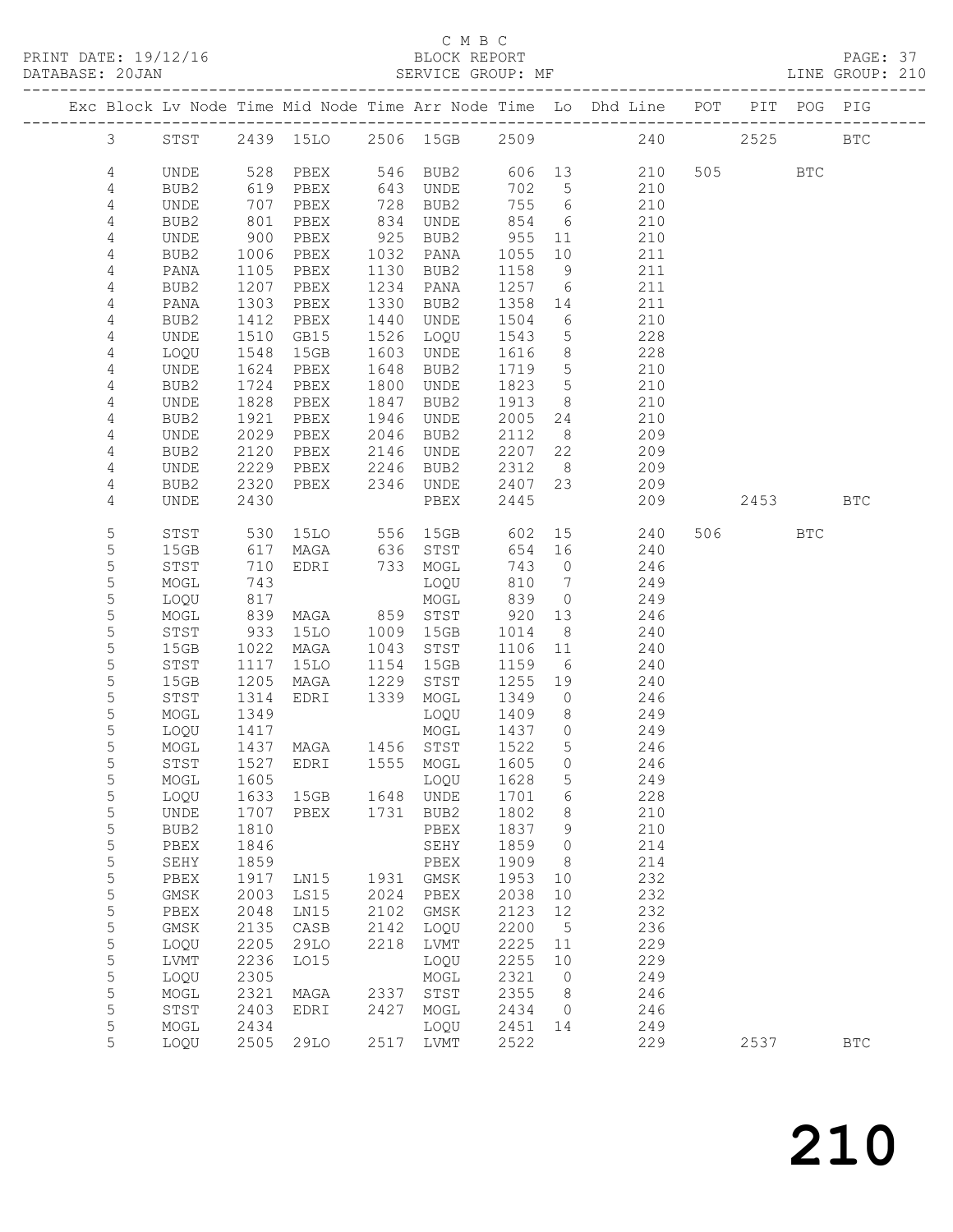C M B C

BLOCK REPORT

SERVICE GROUP: MF

| Exc | Block | Lv | Node | Time | Mid Node | Time | Arr Node | Time | Lo | Dhd Line | POT | PIT | POG | PIG |
|---|---|---|---|---|---|---|---|---|---|---|---|---|---|---|
| | 3 | | STST | 2439 | 15LO | 2506 | 15GB | 2509 | | 240 | | 2525 | | BTC |
| | 4 | | UNDE | 528 | PBEX | 546 | BUB2 | 606 | 13 | 210 | 505 | | BTC | |
| | 4 | | BUB2 | 619 | PBEX | 643 | UNDE | 702 | 5 | 210 | | | | |
| | 4 | | UNDE | 707 | PBEX | 728 | BUB2 | 755 | 6 | 210 | | | | |
| | 4 | | BUB2 | 801 | PBEX | 834 | UNDE | 854 | 6 | 210 | | | | |
| | 4 | | UNDE | 900 | PBEX | 925 | BUB2 | 955 | 11 | 210 | | | | |
| | 4 | | BUB2 | 1006 | PBEX | 1032 | PANA | 1055 | 10 | 211 | | | | |
| | 4 | | PANA | 1105 | PBEX | 1130 | BUB2 | 1158 | 9 | 211 | | | | |
| | 4 | | BUB2 | 1207 | PBEX | 1234 | PANA | 1257 | 6 | 211 | | | | |
| | 4 | | PANA | 1303 | PBEX | 1330 | BUB2 | 1358 | 14 | 211 | | | | |
| | 4 | | BUB2 | 1412 | PBEX | 1440 | UNDE | 1504 | 6 | 210 | | | | |
| | 4 | | UNDE | 1510 | GB15 | 1526 | LOQU | 1543 | 5 | 228 | | | | |
| | 4 | | LOQU | 1548 | 15GB | 1603 | UNDE | 1616 | 8 | 228 | | | | |
| | 4 | | UNDE | 1624 | PBEX | 1648 | BUB2 | 1719 | 5 | 210 | | | | |
| | 4 | | BUB2 | 1724 | PBEX | 1800 | UNDE | 1823 | 5 | 210 | | | | |
| | 4 | | UNDE | 1828 | PBEX | 1847 | BUB2 | 1913 | 8 | 210 | | | | |
| | 4 | | BUB2 | 1921 | PBEX | 1946 | UNDE | 2005 | 24 | 210 | | | | |
| | 4 | | UNDE | 2029 | PBEX | 2046 | BUB2 | 2112 | 8 | 209 | | | | |
| | 4 | | BUB2 | 2120 | PBEX | 2146 | UNDE | 2207 | 22 | 209 | | | | |
| | 4 | | UNDE | 2229 | PBEX | 2246 | BUB2 | 2312 | 8 | 209 | | | | |
| | 4 | | BUB2 | 2320 | PBEX | 2346 | UNDE | 2407 | 23 | 209 | | | | |
| | 4 | | UNDE | 2430 | | | PBEX | 2445 | | 209 | | 2453 | | BTC |
| | 5 | | STST | 530 | 15LO | 556 | 15GB | 602 | 15 | 240 | 506 | | BTC | |
| | 5 | | 15GB | 617 | MAGA | 636 | STST | 654 | 16 | 240 | | | | |
| | 5 | | STST | 710 | EDRI | 733 | MOGL | 743 | 0 | 246 | | | | |
| | 5 | | MOGL | 743 | | | LOQU | 810 | 7 | 249 | | | | |
| | 5 | | LOQU | 817 | | | MOGL | 839 | 0 | 249 | | | | |
| | 5 | | MOGL | 839 | MAGA | 859 | STST | 920 | 13 | 246 | | | | |
| | 5 | | STST | 933 | 15LO | 1009 | 15GB | 1014 | 8 | 240 | | | | |
| | 5 | | 15GB | 1022 | MAGA | 1043 | STST | 1106 | 11 | 240 | | | | |
| | 5 | | STST | 1117 | 15LO | 1154 | 15GB | 1159 | 6 | 240 | | | | |
| | 5 | | 15GB | 1205 | MAGA | 1229 | STST | 1255 | 19 | 240 | | | | |
| | 5 | | STST | 1314 | EDRI | 1339 | MOGL | 1349 | 0 | 246 | | | | |
| | 5 | | MOGL | 1349 | | | LOQU | 1409 | 8 | 249 | | | | |
| | 5 | | LOQU | 1417 | | | MOGL | 1437 | 0 | 249 | | | | |
| | 5 | | MOGL | 1437 | MAGA | 1456 | STST | 1522 | 5 | 246 | | | | |
| | 5 | | STST | 1527 | EDRI | 1555 | MOGL | 1605 | 0 | 246 | | | | |
| | 5 | | MOGL | 1605 | | | LOQU | 1628 | 5 | 249 | | | | |
| | 5 | | LOQU | 1633 | 15GB | 1648 | UNDE | 1701 | 6 | 228 | | | | |
| | 5 | | UNDE | 1707 | PBEX | 1731 | BUB2 | 1802 | 8 | 210 | | | | |
| | 5 | | BUB2 | 1810 | | | PBEX | 1837 | 9 | 210 | | | | |
| | 5 | | PBEX | 1846 | | | SEHY | 1859 | 0 | 214 | | | | |
| | 5 | | SEHY | 1859 | | | PBEX | 1909 | 8 | 214 | | | | |
| | 5 | | PBEX | 1917 | LN15 | 1931 | GMSK | 1953 | 10 | 232 | | | | |
| | 5 | | GMSK | 2003 | LS15 | 2024 | PBEX | 2038 | 10 | 232 | | | | |
| | 5 | | PBEX | 2048 | LN15 | 2102 | GMSK | 2123 | 12 | 232 | | | | |
| | 5 | | GMSK | 2135 | CASB | 2142 | LOQU | 2200 | 5 | 236 | | | | |
| | 5 | | LOQU | 2205 | 29LO | 2218 | LVMT | 2225 | 11 | 229 | | | | |
| | 5 | | LVMT | 2236 | LO15 | | LOQU | 2255 | 10 | 229 | | | | |
| | 5 | | LOQU | 2305 | | | MOGL | 2321 | 0 | 249 | | | | |
| | 5 | | MOGL | 2321 | MAGA | 2337 | STST | 2355 | 8 | 246 | | | | |
| | 5 | | STST | 2403 | EDRI | 2427 | MOGL | 2434 | 0 | 246 | | | | |
| | 5 | | MOGL | 2434 | | | LOQU | 2451 | 14 | 249 | | | | |
| | 5 | | LOQU | 2505 | 29LO | 2517 | LVMT | 2522 | | 229 | | 2537 | | BTC |

# 210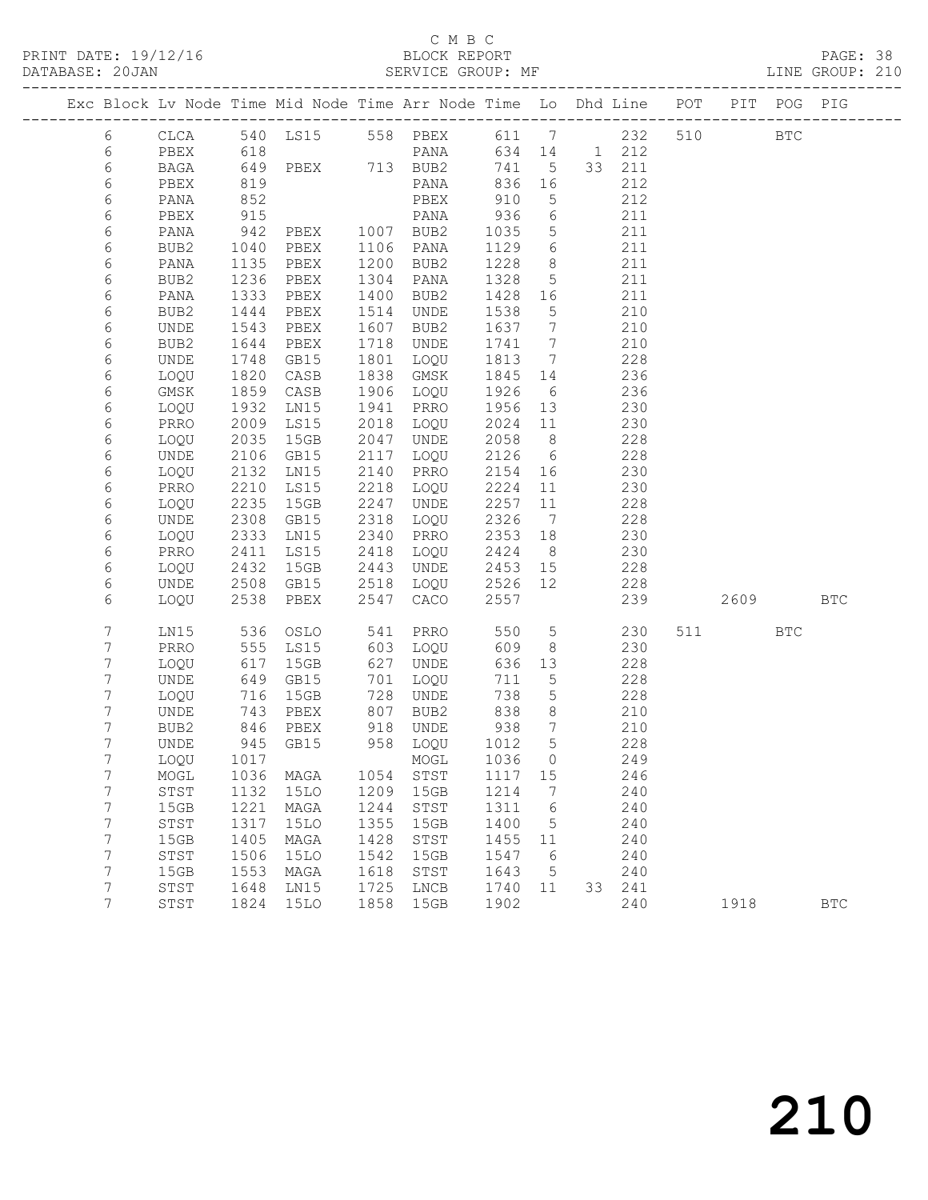C M B C

PRINT DATE: 19/12/16 BLOCK REPORT

DATABASE: 20JAN SERVICE GROUP: MF LINE GROUP: 210

| Exc | Block | Lv | Node | Time | Mid Node | Time | Arr Node | Time | Lo | Dhd | Line | POT | PIT | POG | PIG |
|---|---|---|---|---|---|---|---|---|---|---|---|---|---|---|---|
| | 6 | | CLCA | 540 | LS15 | 558 | PBEX | 611 | 7 | | 232 | 510 | | BTC | |
| | 6 | | PBEX | 618 | | | PANA | 634 | 14 | 1 | 212 | | | | |
| | 6 | | BAGA | 649 | PBEX | 713 | BUB2 | 741 | 5 | 33 | 211 | | | | |
| | 6 | | PBEX | 819 | | | PANA | 836 | 16 | | 212 | | | | |
| | 6 | | PANA | 852 | | | PBEX | 910 | 5 | | 212 | | | | |
| | 6 | | PBEX | 915 | | | PANA | 936 | 6 | | 211 | | | | |
| | 6 | | PANA | 942 | PBEX | 1007 | BUB2 | 1035 | 5 | | 211 | | | | |
| | 6 | | BUB2 | 1040 | PBEX | 1106 | PANA | 1129 | 6 | | 211 | | | | |
| | 6 | | PANA | 1135 | PBEX | 1200 | BUB2 | 1228 | 8 | | 211 | | | | |
| | 6 | | BUB2 | 1236 | PBEX | 1304 | PANA | 1328 | 5 | | 211 | | | | |
| | 6 | | PANA | 1333 | PBEX | 1400 | BUB2 | 1428 | 16 | | 211 | | | | |
| | 6 | | BUB2 | 1444 | PBEX | 1514 | UNDE | 1538 | 5 | | 210 | | | | |
| | 6 | | UNDE | 1543 | PBEX | 1607 | BUB2 | 1637 | 7 | | 210 | | | | |
| | 6 | | BUB2 | 1644 | PBEX | 1718 | UNDE | 1741 | 7 | | 210 | | | | |
| | 6 | | UNDE | 1748 | GB15 | 1801 | LOQU | 1813 | 7 | | 228 | | | | |
| | 6 | | LOQU | 1820 | CASB | 1838 | GMSK | 1845 | 14 | | 236 | | | | |
| | 6 | | GMSK | 1859 | CASB | 1906 | LOQU | 1926 | 6 | | 236 | | | | |
| | 6 | | LOQU | 1932 | LN15 | 1941 | PRRO | 1956 | 13 | | 230 | | | | |
| | 6 | | PRRO | 2009 | LS15 | 2018 | LOQU | 2024 | 11 | | 230 | | | | |
| | 6 | | LOQU | 2035 | 15GB | 2047 | UNDE | 2058 | 8 | | 228 | | | | |
| | 6 | | UNDE | 2106 | GB15 | 2117 | LOQU | 2126 | 6 | | 228 | | | | |
| | 6 | | LOQU | 2132 | LN15 | 2140 | PRRO | 2154 | 16 | | 230 | | | | |
| | 6 | | PRRO | 2210 | LS15 | 2218 | LOQU | 2224 | 11 | | 230 | | | | |
| | 6 | | LOQU | 2235 | 15GB | 2247 | UNDE | 2257 | 11 | | 228 | | | | |
| | 6 | | UNDE | 2308 | GB15 | 2318 | LOQU | 2326 | 7 | | 228 | | | | |
| | 6 | | LOQU | 2333 | LN15 | 2340 | PRRO | 2353 | 18 | | 230 | | | | |
| | 6 | | PRRO | 2411 | LS15 | 2418 | LOQU | 2424 | 8 | | 230 | | | | |
| | 6 | | LOQU | 2432 | 15GB | 2443 | UNDE | 2453 | 15 | | 228 | | | | |
| | 6 | | UNDE | 2508 | GB15 | 2518 | LOQU | 2526 | 12 | | 228 | | | | |
| | 6 | | LOQU | 2538 | PBEX | 2547 | CACO | 2557 | | | 239 | | 2609 | | BTC |
| | 7 | | LN15 | 536 | OSLO | 541 | PRRO | 550 | 5 | | 230 | 511 | | BTC | |
| | 7 | | PRRO | 555 | LS15 | 603 | LOQU | 609 | 8 | | 230 | | | | |
| | 7 | | LOQU | 617 | 15GB | 627 | UNDE | 636 | 13 | | 228 | | | | |
| | 7 | | UNDE | 649 | GB15 | 701 | LOQU | 711 | 5 | | 228 | | | | |
| | 7 | | LOQU | 716 | 15GB | 728 | UNDE | 738 | 5 | | 228 | | | | |
| | 7 | | UNDE | 743 | PBEX | 807 | BUB2 | 838 | 8 | | 210 | | | | |
| | 7 | | BUB2 | 846 | PBEX | 918 | UNDE | 938 | 7 | | 210 | | | | |
| | 7 | | UNDE | 945 | GB15 | 958 | LOQU | 1012 | 5 | | 228 | | | | |
| | 7 | | LOQU | 1017 | | | MOGL | 1036 | 0 | | 249 | | | | |
| | 7 | | MOGL | 1036 | MAGA | 1054 | STST | 1117 | 15 | | 246 | | | | |
| | 7 | | STST | 1132 | 15LO | 1209 | 15GB | 1214 | 7 | | 240 | | | | |
| | 7 | | 15GB | 1221 | MAGA | 1244 | STST | 1311 | 6 | | 240 | | | | |
| | 7 | | STST | 1317 | 15LO | 1355 | 15GB | 1400 | 5 | | 240 | | | | |
| | 7 | | 15GB | 1405 | MAGA | 1428 | STST | 1455 | 11 | | 240 | | | | |
| | 7 | | STST | 1506 | 15LO | 1542 | 15GB | 1547 | 6 | | 240 | | | | |
| | 7 | | 15GB | 1553 | MAGA | 1618 | STST | 1643 | 5 | | 240 | | | | |
| | 7 | | STST | 1648 | LN15 | 1725 | LNCB | 1740 | 11 | 33 | 241 | | | | |
| | 7 | | STST | 1824 | 15LO | 1858 | 15GB | 1902 | | | 240 | | 1918 | | BTC |

# 210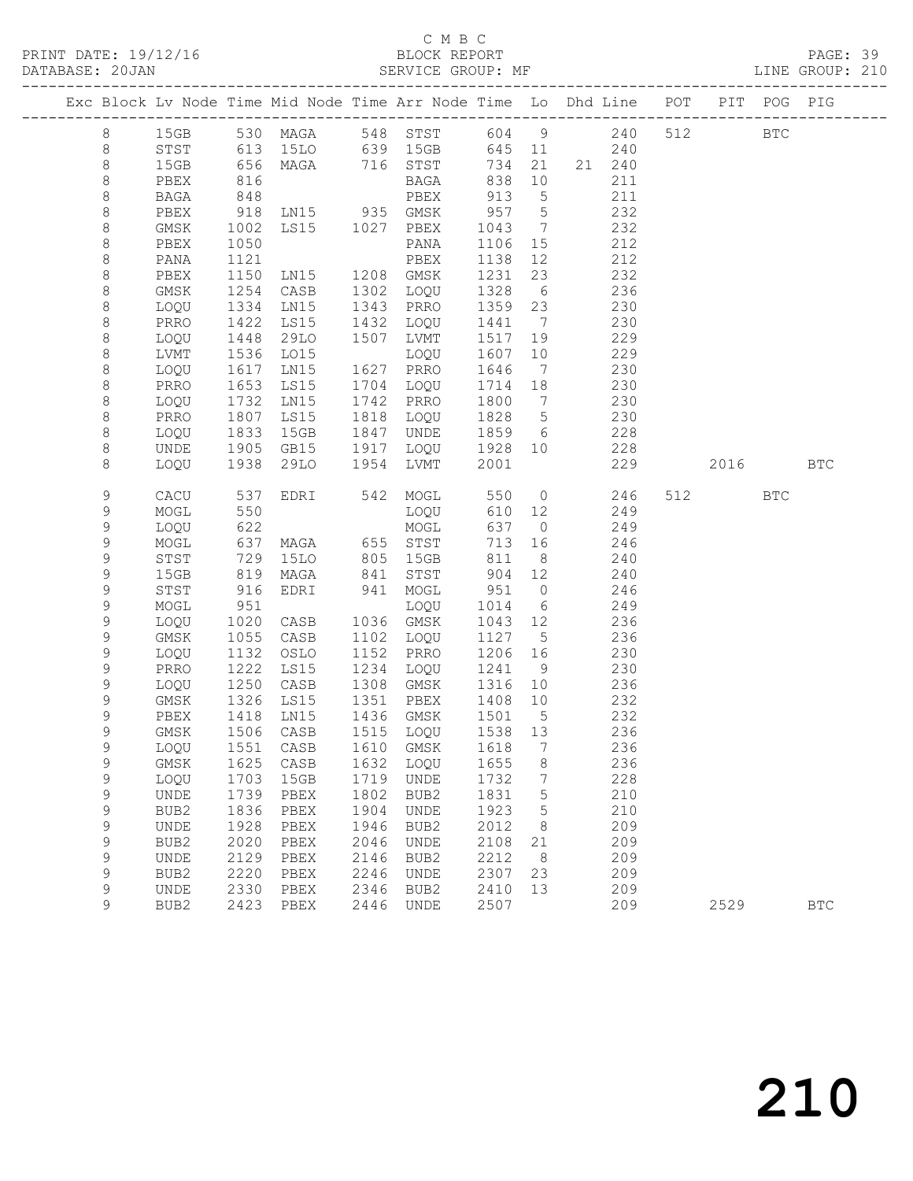C M B C

PRINT DATE: 19/12/16 BLOCK REPORT

DATABASE: 20JAN SERVICE GROUP: MF LINE GROUP: 210

| Exc | Block | Lv | Node | Time | Mid Node | Time | Arr Node | Time | Lo | Dhd Line | POT | PIT | POG | PIG |
|---|---|---|---|---|---|---|---|---|---|---|---|---|---|---|
| | 8 | | 15GB | 530 | MAGA | 548 | STST | 604 | 9 | 240 | 512 | | BTC | |
| | 8 | | STST | 613 | 15LO | 639 | 15GB | 645 | 11 | 240 | | | | |
| | 8 | | 15GB | 656 | MAGA | 716 | STST | 734 | 21 | 21 240 | | | | |
| | 8 | | PBEX | 816 | | | BAGA | 838 | 10 | 211 | | | | |
| | 8 | | BAGA | 848 | | | PBEX | 913 | 5 | 211 | | | | |
| | 8 | | PBEX | 918 | LN15 | 935 | GMSK | 957 | 5 | 232 | | | | |
| | 8 | | GMSK | 1002 | LS15 | 1027 | PBEX | 1043 | 7 | 232 | | | | |
| | 8 | | PBEX | 1050 | | | PANA | 1106 | 15 | 212 | | | | |
| | 8 | | PANA | 1121 | | | PBEX | 1138 | 12 | 212 | | | | |
| | 8 | | PBEX | 1150 | LN15 | 1208 | GMSK | 1231 | 23 | 232 | | | | |
| | 8 | | GMSK | 1254 | CASB | 1302 | LOQU | 1328 | 6 | 236 | | | | |
| | 8 | | LOQU | 1334 | LN15 | 1343 | PRRO | 1359 | 23 | 230 | | | | |
| | 8 | | PRRO | 1422 | LS15 | 1432 | LOQU | 1441 | 7 | 230 | | | | |
| | 8 | | LOQU | 1448 | 29LO | 1507 | LVMT | 1517 | 19 | 229 | | | | |
| | 8 | | LVMT | 1536 | LO15 | | LOQU | 1607 | 10 | 229 | | | | |
| | 8 | | LOQU | 1617 | LN15 | 1627 | PRRO | 1646 | 7 | 230 | | | | |
| | 8 | | PRRO | 1653 | LS15 | 1704 | LOQU | 1714 | 18 | 230 | | | | |
| | 8 | | LOQU | 1732 | LN15 | 1742 | PRRO | 1800 | 7 | 230 | | | | |
| | 8 | | PRRO | 1807 | LS15 | 1818 | LOQU | 1828 | 5 | 230 | | | | |
| | 8 | | LOQU | 1833 | 15GB | 1847 | UNDE | 1859 | 6 | 228 | | | | |
| | 8 | | UNDE | 1905 | GB15 | 1917 | LOQU | 1928 | 10 | 228 | | | | |
| | 8 | | LOQU | 1938 | 29LO | 1954 | LVMT | 2001 | | 229 | | 2016 | | BTC |
| | 9 | | CACU | 537 | EDRI | 542 | MOGL | 550 | 0 | 246 | 512 | | BTC | |
| | 9 | | MOGL | 550 | | | LOQU | 610 | 12 | 249 | | | | |
| | 9 | | LOQU | 622 | | | MOGL | 637 | 0 | 249 | | | | |
| | 9 | | MOGL | 637 | MAGA | 655 | STST | 713 | 16 | 246 | | | | |
| | 9 | | STST | 729 | 15LO | 805 | 15GB | 811 | 8 | 240 | | | | |
| | 9 | | 15GB | 819 | MAGA | 841 | STST | 904 | 12 | 240 | | | | |
| | 9 | | STST | 916 | EDRI | 941 | MOGL | 951 | 0 | 246 | | | | |
| | 9 | | MOGL | 951 | | | LOQU | 1014 | 6 | 249 | | | | |
| | 9 | | LOQU | 1020 | CASB | 1036 | GMSK | 1043 | 12 | 236 | | | | |
| | 9 | | GMSK | 1055 | CASB | 1102 | LOQU | 1127 | 5 | 236 | | | | |
| | 9 | | LOQU | 1132 | OSLO | 1152 | PRRO | 1206 | 16 | 230 | | | | |
| | 9 | | PRRO | 1222 | LS15 | 1234 | LOQU | 1241 | 9 | 230 | | | | |
| | 9 | | LOQU | 1250 | CASB | 1308 | GMSK | 1316 | 10 | 236 | | | | |
| | 9 | | GMSK | 1326 | LS15 | 1351 | PBEX | 1408 | 10 | 232 | | | | |
| | 9 | | PBEX | 1418 | LN15 | 1436 | GMSK | 1501 | 5 | 232 | | | | |
| | 9 | | GMSK | 1506 | CASB | 1515 | LOQU | 1538 | 13 | 236 | | | | |
| | 9 | | LOQU | 1551 | CASB | 1610 | GMSK | 1618 | 7 | 236 | | | | |
| | 9 | | GMSK | 1625 | CASB | 1632 | LOQU | 1655 | 8 | 236 | | | | |
| | 9 | | LOQU | 1703 | 15GB | 1719 | UNDE | 1732 | 7 | 228 | | | | |
| | 9 | | UNDE | 1739 | PBEX | 1802 | BUB2 | 1831 | 5 | 210 | | | | |
| | 9 | | BUB2 | 1836 | PBEX | 1904 | UNDE | 1923 | 5 | 210 | | | | |
| | 9 | | UNDE | 1928 | PBEX | 1946 | BUB2 | 2012 | 8 | 209 | | | | |
| | 9 | | BUB2 | 2020 | PBEX | 2046 | UNDE | 2108 | 21 | 209 | | | | |
| | 9 | | UNDE | 2129 | PBEX | 2146 | BUB2 | 2212 | 8 | 209 | | | | |
| | 9 | | BUB2 | 2220 | PBEX | 2246 | UNDE | 2307 | 23 | 209 | | | | |
| | 9 | | UNDE | 2330 | PBEX | 2346 | BUB2 | 2410 | 13 | 209 | | | | |
| | 9 | | BUB2 | 2423 | PBEX | 2446 | UNDE | 2507 | | 209 | | 2529 | | BTC |

# 210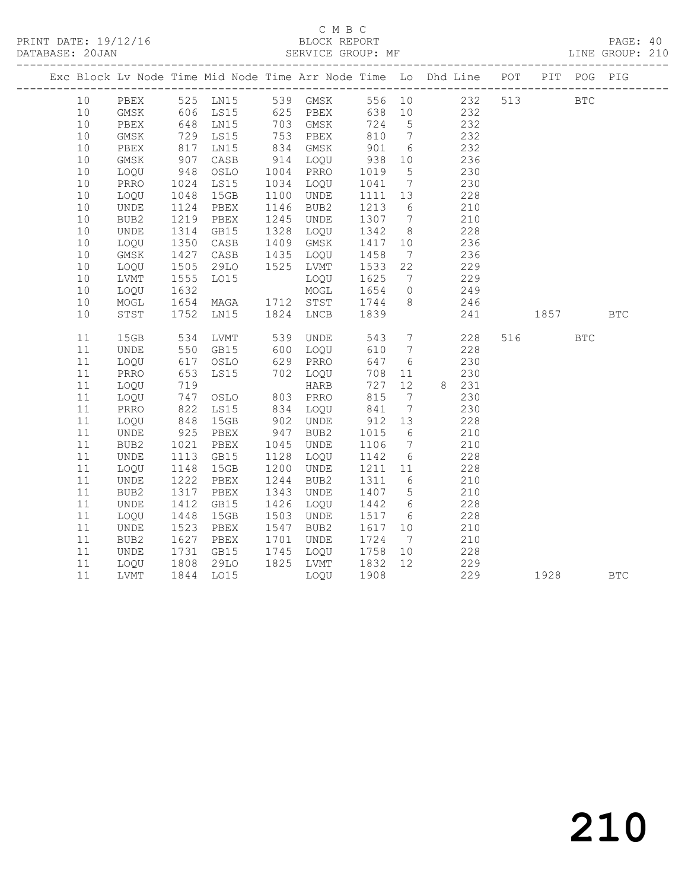C M B C
PRINT DATE: 19/12/16 BLOCK REPORT
DATABASE: 20JAN SERVICE GROUP: MF LINE GROUP: 210

| Exc | Block | Lv | Node | Time | Mid Node | Time | Arr Node | Time | Lo | Dhd | Line | POT | PIT | POG | PIG |
|---|---|---|---|---|---|---|---|---|---|---|---|---|---|---|---|
| | 10 | | PBEX | 525 | LN15 | 539 | GMSK | 556 | 10 | | 232 | 513 | | BTC | |
| | 10 | | GMSK | 606 | LS15 | 625 | PBEX | 638 | 10 | | 232 | | | | |
| | 10 | | PBEX | 648 | LN15 | 703 | GMSK | 724 | 5 | | 232 | | | | |
| | 10 | | GMSK | 729 | LS15 | 753 | PBEX | 810 | 7 | | 232 | | | | |
| | 10 | | PBEX | 817 | LN15 | 834 | GMSK | 901 | 6 | | 232 | | | | |
| | 10 | | GMSK | 907 | CASB | 914 | LOQU | 938 | 10 | | 236 | | | | |
| | 10 | | LOQU | 948 | OSLO | 1004 | PRRO | 1019 | 5 | | 230 | | | | |
| | 10 | | PRRO | 1024 | LS15 | 1034 | LOQU | 1041 | 7 | | 230 | | | | |
| | 10 | | LOQU | 1048 | 15GB | 1100 | UNDE | 1111 | 13 | | 228 | | | | |
| | 10 | | UNDE | 1124 | PBEX | 1146 | BUB2 | 1213 | 6 | | 210 | | | | |
| | 10 | | BUB2 | 1219 | PBEX | 1245 | UNDE | 1307 | 7 | | 210 | | | | |
| | 10 | | UNDE | 1314 | GB15 | 1328 | LOQU | 1342 | 8 | | 228 | | | | |
| | 10 | | LOQU | 1350 | CASB | 1409 | GMSK | 1417 | 10 | | 236 | | | | |
| | 10 | | GMSK | 1427 | CASB | 1435 | LOQU | 1458 | 7 | | 236 | | | | |
| | 10 | | LOQU | 1505 | 29LO | 1525 | LVMT | 1533 | 22 | | 229 | | | | |
| | 10 | | LVMT | 1555 | LO15 | | LOQU | 1625 | 7 | | 229 | | | | |
| | 10 | | LOQU | 1632 | | | MOGL | 1654 | 0 | | 249 | | | | |
| | 10 | | MOGL | 1654 | MAGA | 1712 | STST | 1744 | 8 | | 246 | | | | |
| | 10 | | STST | 1752 | LN15 | 1824 | LNCB | 1839 | | | 241 | | 1857 | | BTC |
| | 11 | | 15GB | 534 | LVMT | 539 | UNDE | 543 | 7 | | 228 | 516 | | BTC | |
| | 11 | | UNDE | 550 | GB15 | 600 | LOQU | 610 | 7 | | 228 | | | | |
| | 11 | | LOQU | 617 | OSLO | 629 | PRRO | 647 | 6 | | 230 | | | | |
| | 11 | | PRRO | 653 | LS15 | 702 | LOQU | 708 | 11 | | 230 | | | | |
| | 11 | | LOQU | 719 | | | HARB | 727 | 12 | 8 | 231 | | | | |
| | 11 | | LOQU | 747 | OSLO | 803 | PRRO | 815 | 7 | | 230 | | | | |
| | 11 | | PRRO | 822 | LS15 | 834 | LOQU | 841 | 7 | | 230 | | | | |
| | 11 | | LOQU | 848 | 15GB | 902 | UNDE | 912 | 13 | | 228 | | | | |
| | 11 | | UNDE | 925 | PBEX | 947 | BUB2 | 1015 | 6 | | 210 | | | | |
| | 11 | | BUB2 | 1021 | PBEX | 1045 | UNDE | 1106 | 7 | | 210 | | | | |
| | 11 | | UNDE | 1113 | GB15 | 1128 | LOQU | 1142 | 6 | | 228 | | | | |
| | 11 | | LOQU | 1148 | 15GB | 1200 | UNDE | 1211 | 11 | | 228 | | | | |
| | 11 | | UNDE | 1222 | PBEX | 1244 | BUB2 | 1311 | 6 | | 210 | | | | |
| | 11 | | BUB2 | 1317 | PBEX | 1343 | UNDE | 1407 | 5 | | 210 | | | | |
| | 11 | | UNDE | 1412 | GB15 | 1426 | LOQU | 1442 | 6 | | 228 | | | | |
| | 11 | | LOQU | 1448 | 15GB | 1503 | UNDE | 1517 | 6 | | 228 | | | | |
| | 11 | | UNDE | 1523 | PBEX | 1547 | BUB2 | 1617 | 10 | | 210 | | | | |
| | 11 | | BUB2 | 1627 | PBEX | 1701 | UNDE | 1724 | 7 | | 210 | | | | |
| | 11 | | UNDE | 1731 | GB15 | 1745 | LOQU | 1758 | 10 | | 228 | | | | |
| | 11 | | LOQU | 1808 | 29LO | 1825 | LVMT | 1832 | 12 | | 229 | | | | |
| | 11 | | LVMT | 1844 | LO15 | | LOQU | 1908 | | | 229 | | 1928 | | BTC |

210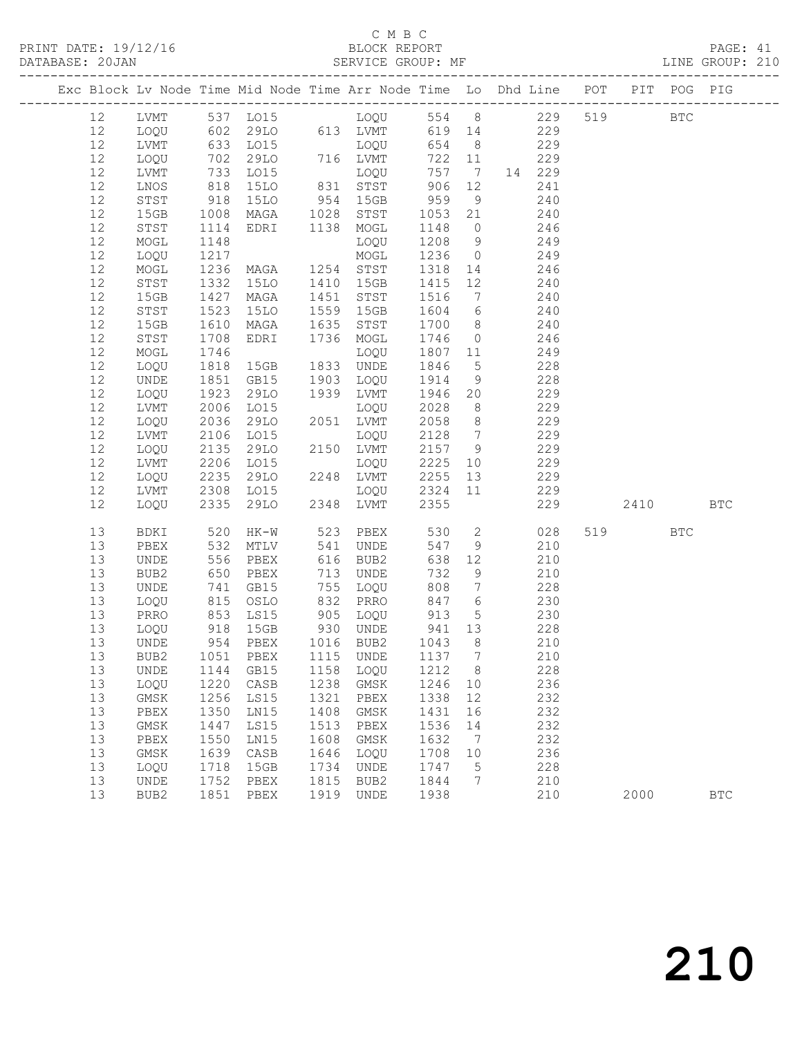C M B C
PRINT DATE: 19/12/16 BLOCK REPORT
DATABASE: 20JAN SERVICE GROUP: MF LINE GROUP: 210

| Exc | Block | Lv | Node | Time | Mid Node | Time | Arr Node | Time | Lo | Dhd | Line | POT | PIT | POG | PIG |
|---|---|---|---|---|---|---|---|---|---|---|---|---|---|---|---|
| | 12 | | LVMT | 537 | LO15 | | LOQU | 554 | 8 | | 229 | 519 | | BTC | |
| | 12 | | LOQU | 602 | 29LO | 613 | LVMT | 619 | 14 | | 229 | | | | |
| | 12 | | LVMT | 633 | LO15 | | LOQU | 654 | 8 | | 229 | | | | |
| | 12 | | LOQU | 702 | 29LO | 716 | LVMT | 722 | 11 | | 229 | | | | |
| | 12 | | LVMT | 733 | LO15 | | LOQU | 757 | 7 | 14 | 229 | | | | |
| | 12 | | LNOS | 818 | 15LO | 831 | STST | 906 | 12 | | 241 | | | | |
| | 12 | | STST | 918 | 15LO | 954 | 15GB | 959 | 9 | | 240 | | | | |
| | 12 | | 15GB | 1008 | MAGA | 1028 | STST | 1053 | 21 | | 240 | | | | |
| | 12 | | STST | 1114 | EDRI | 1138 | MOGL | 1148 | 0 | | 246 | | | | |
| | 12 | | MOGL | 1148 | | | LOQU | 1208 | 9 | | 249 | | | | |
| | 12 | | LOQU | 1217 | | | MOGL | 1236 | 0 | | 249 | | | | |
| | 12 | | MOGL | 1236 | MAGA | 1254 | STST | 1318 | 14 | | 246 | | | | |
| | 12 | | STST | 1332 | 15LO | 1410 | 15GB | 1415 | 12 | | 240 | | | | |
| | 12 | | 15GB | 1427 | MAGA | 1451 | STST | 1516 | 7 | | 240 | | | | |
| | 12 | | STST | 1523 | 15LO | 1559 | 15GB | 1604 | 6 | | 240 | | | | |
| | 12 | | 15GB | 1610 | MAGA | 1635 | STST | 1700 | 8 | | 240 | | | | |
| | 12 | | STST | 1708 | EDRI | 1736 | MOGL | 1746 | 0 | | 246 | | | | |
| | 12 | | MOGL | 1746 | | | LOQU | 1807 | 11 | | 249 | | | | |
| | 12 | | LOQU | 1818 | 15GB | 1833 | UNDE | 1846 | 5 | | 228 | | | | |
| | 12 | | UNDE | 1851 | GB15 | 1903 | LOQU | 1914 | 9 | | 228 | | | | |
| | 12 | | LOQU | 1923 | 29LO | 1939 | LVMT | 1946 | 20 | | 229 | | | | |
| | 12 | | LVMT | 2006 | LO15 | | LOQU | 2028 | 8 | | 229 | | | | |
| | 12 | | LOQU | 2036 | 29LO | 2051 | LVMT | 2058 | 8 | | 229 | | | | |
| | 12 | | LVMT | 2106 | LO15 | | LOQU | 2128 | 7 | | 229 | | | | |
| | 12 | | LOQU | 2135 | 29LO | 2150 | LVMT | 2157 | 9 | | 229 | | | | |
| | 12 | | LVMT | 2206 | LO15 | | LOQU | 2225 | 10 | | 229 | | | | |
| | 12 | | LOQU | 2235 | 29LO | 2248 | LVMT | 2255 | 13 | | 229 | | | | |
| | 12 | | LVMT | 2308 | LO15 | | LOQU | 2324 | 11 | | 229 | | | | |
| | 12 | | LOQU | 2335 | 29LO | 2348 | LVMT | 2355 | | | 229 | | 2410 | | BTC |
| | 13 | | BDKI | 520 | HK-W | 523 | PBEX | 530 | 2 | | 028 | 519 | | BTC | |
| | 13 | | PBEX | 532 | MTLV | 541 | UNDE | 547 | 9 | | 210 | | | | |
| | 13 | | UNDE | 556 | PBEX | 616 | BUB2 | 638 | 12 | | 210 | | | | |
| | 13 | | BUB2 | 650 | PBEX | 713 | UNDE | 732 | 9 | | 210 | | | | |
| | 13 | | UNDE | 741 | GB15 | 755 | LOQU | 808 | 7 | | 228 | | | | |
| | 13 | | LOQU | 815 | OSLO | 832 | PRRO | 847 | 6 | | 230 | | | | |
| | 13 | | PRRO | 853 | LS15 | 905 | LOQU | 913 | 5 | | 230 | | | | |
| | 13 | | LOQU | 918 | 15GB | 930 | UNDE | 941 | 13 | | 228 | | | | |
| | 13 | | UNDE | 954 | PBEX | 1016 | BUB2 | 1043 | 8 | | 210 | | | | |
| | 13 | | BUB2 | 1051 | PBEX | 1115 | UNDE | 1137 | 7 | | 210 | | | | |
| | 13 | | UNDE | 1144 | GB15 | 1158 | LOQU | 1212 | 8 | | 228 | | | | |
| | 13 | | LOQU | 1220 | CASB | 1238 | GMSK | 1246 | 10 | | 236 | | | | |
| | 13 | | GMSK | 1256 | LS15 | 1321 | PBEX | 1338 | 12 | | 232 | | | | |
| | 13 | | PBEX | 1350 | LN15 | 1408 | GMSK | 1431 | 16 | | 232 | | | | |
| | 13 | | GMSK | 1447 | LS15 | 1513 | PBEX | 1536 | 14 | | 232 | | | | |
| | 13 | | PBEX | 1550 | LN15 | 1608 | GMSK | 1632 | 7 | | 232 | | | | |
| | 13 | | GMSK | 1639 | CASB | 1646 | LOQU | 1708 | 10 | | 236 | | | | |
| | 13 | | LOQU | 1718 | 15GB | 1734 | UNDE | 1747 | 5 | | 228 | | | | |
| | 13 | | UNDE | 1752 | PBEX | 1815 | BUB2 | 1844 | 7 | | 210 | | | | |
| | 13 | | BUB2 | 1851 | PBEX | 1919 | UNDE | 1938 | | | 210 | | 2000 | | BTC |

210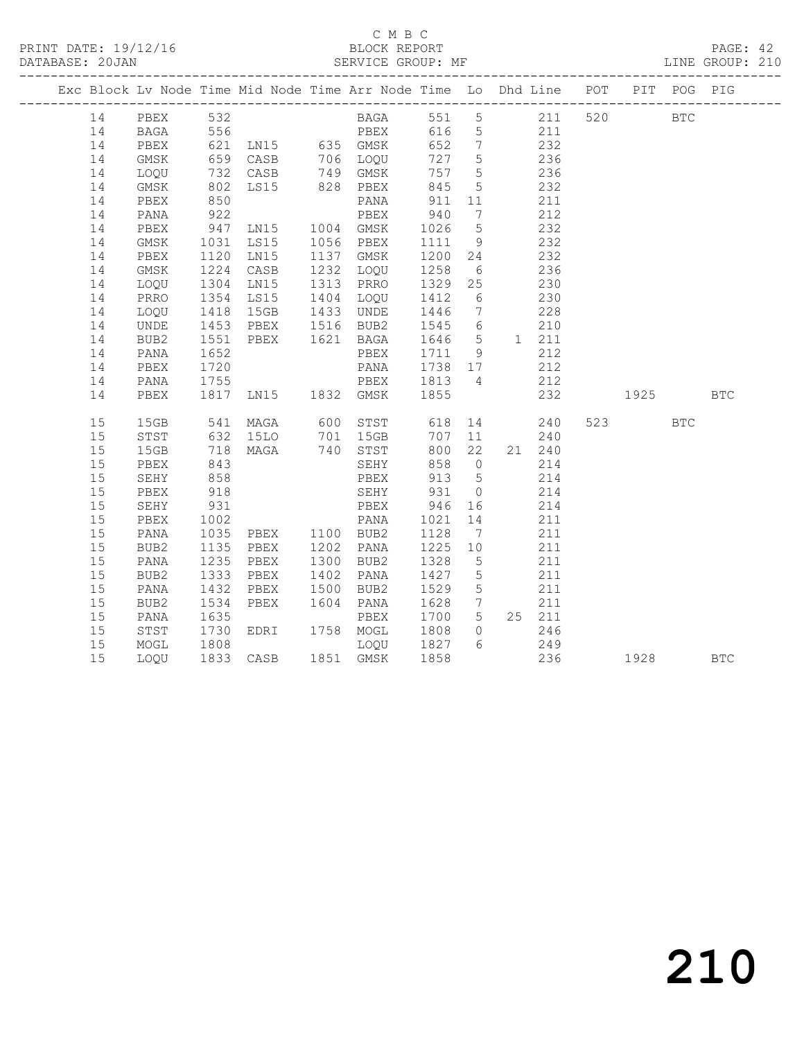C M B C

PRINT DATE: 19/12/16 BLOCK REPORT

DATABASE: 20JAN SERVICE GROUP: MF LINE GROUP: 210

| Exc | Block | Lv | Node | Time | Mid Node | Time | Arr Node | Time | Lo | Dhd | Line | POT | PIT | POG | PIG |
|---|---|---|---|---|---|---|---|---|---|---|---|---|---|---|---|
| | 14 | | PBEX | 532 | | | BAGA | 551 | 5 | | 211 | 520 | | BTC | |
| | 14 | | BAGA | 556 | | | PBEX | 616 | 5 | | 211 | | | | |
| | 14 | | PBEX | 621 | LN15 | 635 | GMSK | 652 | 7 | | 232 | | | | |
| | 14 | | GMSK | 659 | CASB | 706 | LOQU | 727 | 5 | | 236 | | | | |
| | 14 | | LOQU | 732 | CASB | 749 | GMSK | 757 | 5 | | 236 | | | | |
| | 14 | | GMSK | 802 | LS15 | 828 | PBEX | 845 | 5 | | 232 | | | | |
| | 14 | | PBEX | 850 | | | PANA | 911 | 11 | | 211 | | | | |
| | 14 | | PANA | 922 | | | PBEX | 940 | 7 | | 212 | | | | |
| | 14 | | PBEX | 947 | LN15 | 1004 | GMSK | 1026 | 5 | | 232 | | | | |
| | 14 | | GMSK | 1031 | LS15 | 1056 | PBEX | 1111 | 9 | | 232 | | | | |
| | 14 | | PBEX | 1120 | LN15 | 1137 | GMSK | 1200 | 24 | | 232 | | | | |
| | 14 | | GMSK | 1224 | CASB | 1232 | LOQU | 1258 | 6 | | 236 | | | | |
| | 14 | | LOQU | 1304 | LN15 | 1313 | PRRO | 1329 | 25 | | 230 | | | | |
| | 14 | | PRRO | 1354 | LS15 | 1404 | LOQU | 1412 | 6 | | 230 | | | | |
| | 14 | | LOQU | 1418 | 15GB | 1433 | UNDE | 1446 | 7 | | 228 | | | | |
| | 14 | | UNDE | 1453 | PBEX | 1516 | BUB2 | 1545 | 6 | | 210 | | | | |
| | 14 | | BUB2 | 1551 | PBEX | 1621 | BAGA | 1646 | 5 | 1 | 211 | | | | |
| | 14 | | PANA | 1652 | | | PBEX | 1711 | 9 | | 212 | | | | |
| | 14 | | PBEX | 1720 | | | PANA | 1738 | 17 | | 212 | | | | |
| | 14 | | PANA | 1755 | | | PBEX | 1813 | 4 | | 212 | | | | |
| | 14 | | PBEX | 1817 | LN15 | 1832 | GMSK | 1855 | | | 232 | | 1925 | | BTC |
| | 15 | | 15GB | 541 | MAGA | 600 | STST | 618 | 14 | | 240 | 523 | | BTC | |
| | 15 | | STST | 632 | 15LO | 701 | 15GB | 707 | 11 | | 240 | | | | |
| | 15 | | 15GB | 718 | MAGA | 740 | STST | 800 | 22 | 21 | 240 | | | | |
| | 15 | | PBEX | 843 | | | SEHY | 858 | 0 | | 214 | | | | |
| | 15 | | SEHY | 858 | | | PBEX | 913 | 5 | | 214 | | | | |
| | 15 | | PBEX | 918 | | | SEHY | 931 | 0 | | 214 | | | | |
| | 15 | | SEHY | 931 | | | PBEX | 946 | 16 | | 214 | | | | |
| | 15 | | PBEX | 1002 | | | PANA | 1021 | 14 | | 211 | | | | |
| | 15 | | PANA | 1035 | PBEX | 1100 | BUB2 | 1128 | 7 | | 211 | | | | |
| | 15 | | BUB2 | 1135 | PBEX | 1202 | PANA | 1225 | 10 | | 211 | | | | |
| | 15 | | PANA | 1235 | PBEX | 1300 | BUB2 | 1328 | 5 | | 211 | | | | |
| | 15 | | BUB2 | 1333 | PBEX | 1402 | PANA | 1427 | 5 | | 211 | | | | |
| | 15 | | PANA | 1432 | PBEX | 1500 | BUB2 | 1529 | 5 | | 211 | | | | |
| | 15 | | BUB2 | 1534 | PBEX | 1604 | PANA | 1628 | 7 | | 211 | | | | |
| | 15 | | PANA | 1635 | | | PBEX | 1700 | 5 | 25 | 211 | | | | |
| | 15 | | STST | 1730 | EDRI | 1758 | MOGL | 1808 | 0 | | 246 | | | | |
| | 15 | | MOGL | 1808 | | | LOQU | 1827 | 6 | | 249 | | | | |
| | 15 | | LOQU | 1833 | CASB | 1851 | GMSK | 1858 | | | 236 | | 1928 | | BTC |

210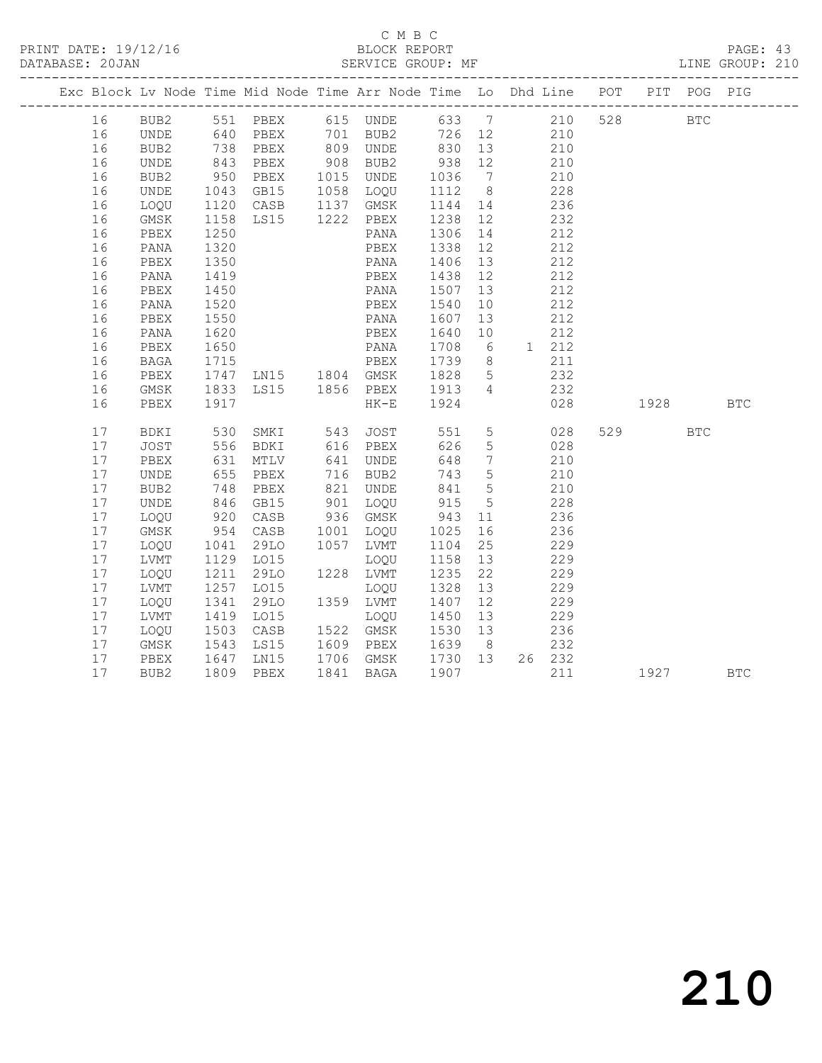C M B C

PRINT DATE: 19/12/16 BLOCK REPORT

DATABASE: 20JAN SERVICE GROUP: MF LINE GROUP: 210

| Exc | Block | Lv | Node | Time | Mid Node | Time | Arr Node | Time | Lo | Dhd | Line | POT | PIT | POG | PIG |
|---|---|---|---|---|---|---|---|---|---|---|---|---|---|---|---|
| | 16 | | BUB2 | 551 | PBEX | 615 | UNDE | 633 | 7 | | 210 | 528 | | BTC | |
| | 16 | | UNDE | 640 | PBEX | 701 | BUB2 | 726 | 12 | | 210 | | | | |
| | 16 | | BUB2 | 738 | PBEX | 809 | UNDE | 830 | 13 | | 210 | | | | |
| | 16 | | UNDE | 843 | PBEX | 908 | BUB2 | 938 | 12 | | 210 | | | | |
| | 16 | | BUB2 | 950 | PBEX | 1015 | UNDE | 1036 | 7 | | 210 | | | | |
| | 16 | | UNDE | 1043 | GB15 | 1058 | LOQU | 1112 | 8 | | 228 | | | | |
| | 16 | | LOQU | 1120 | CASB | 1137 | GMSK | 1144 | 14 | | 236 | | | | |
| | 16 | | GMSK | 1158 | LS15 | 1222 | PBEX | 1238 | 12 | | 232 | | | | |
| | 16 | | PBEX | 1250 | | | PANA | 1306 | 14 | | 212 | | | | |
| | 16 | | PANA | 1320 | | | PBEX | 1338 | 12 | | 212 | | | | |
| | 16 | | PBEX | 1350 | | | PANA | 1406 | 13 | | 212 | | | | |
| | 16 | | PANA | 1419 | | | PBEX | 1438 | 12 | | 212 | | | | |
| | 16 | | PBEX | 1450 | | | PANA | 1507 | 13 | | 212 | | | | |
| | 16 | | PANA | 1520 | | | PBEX | 1540 | 10 | | 212 | | | | |
| | 16 | | PBEX | 1550 | | | PANA | 1607 | 13 | | 212 | | | | |
| | 16 | | PANA | 1620 | | | PBEX | 1640 | 10 | | 212 | | | | |
| | 16 | | PBEX | 1650 | | | PANA | 1708 | 6 | 1 | 212 | | | | |
| | 16 | | BAGA | 1715 | | | PBEX | 1739 | 8 | | 211 | | | | |
| | 16 | | PBEX | 1747 | LN15 | 1804 | GMSK | 1828 | 5 | | 232 | | | | |
| | 16 | | GMSK | 1833 | LS15 | 1856 | PBEX | 1913 | 4 | | 232 | | | | |
| | 16 | | PBEX | 1917 | | | HK-E | 1924 | | | 028 | | 1928 | | BTC |
| | 17 | | BDKI | 530 | SMKI | 543 | JOST | 551 | 5 | | 028 | 529 | | BTC | |
| | 17 | | JOST | 556 | BDKI | 616 | PBEX | 626 | 5 | | 028 | | | | |
| | 17 | | PBEX | 631 | MTLV | 641 | UNDE | 648 | 7 | | 210 | | | | |
| | 17 | | UNDE | 655 | PBEX | 716 | BUB2 | 743 | 5 | | 210 | | | | |
| | 17 | | BUB2 | 748 | PBEX | 821 | UNDE | 841 | 5 | | 210 | | | | |
| | 17 | | UNDE | 846 | GB15 | 901 | LOQU | 915 | 5 | | 228 | | | | |
| | 17 | | LOQU | 920 | CASB | 936 | GMSK | 943 | 11 | | 236 | | | | |
| | 17 | | GMSK | 954 | CASB | 1001 | LOQU | 1025 | 16 | | 236 | | | | |
| | 17 | | LOQU | 1041 | 29LO | 1057 | LVMT | 1104 | 25 | | 229 | | | | |
| | 17 | | LVMT | 1129 | LO15 | | LOQU | 1158 | 13 | | 229 | | | | |
| | 17 | | LOQU | 1211 | 29LO | 1228 | LVMT | 1235 | 22 | | 229 | | | | |
| | 17 | | LVMT | 1257 | LO15 | | LOQU | 1328 | 13 | | 229 | | | | |
| | 17 | | LOQU | 1341 | 29LO | 1359 | LVMT | 1407 | 12 | | 229 | | | | |
| | 17 | | LVMT | 1419 | LO15 | | LOQU | 1450 | 13 | | 229 | | | | |
| | 17 | | LOQU | 1503 | CASB | 1522 | GMSK | 1530 | 13 | | 236 | | | | |
| | 17 | | GMSK | 1543 | LS15 | 1609 | PBEX | 1639 | 8 | | 232 | | | | |
| | 17 | | PBEX | 1647 | LN15 | 1706 | GMSK | 1730 | 13 | 26 | 232 | | | | |
| | 17 | | BUB2 | 1809 | PBEX | 1841 | BAGA | 1907 | | | 211 | | 1927 | | BTC |

210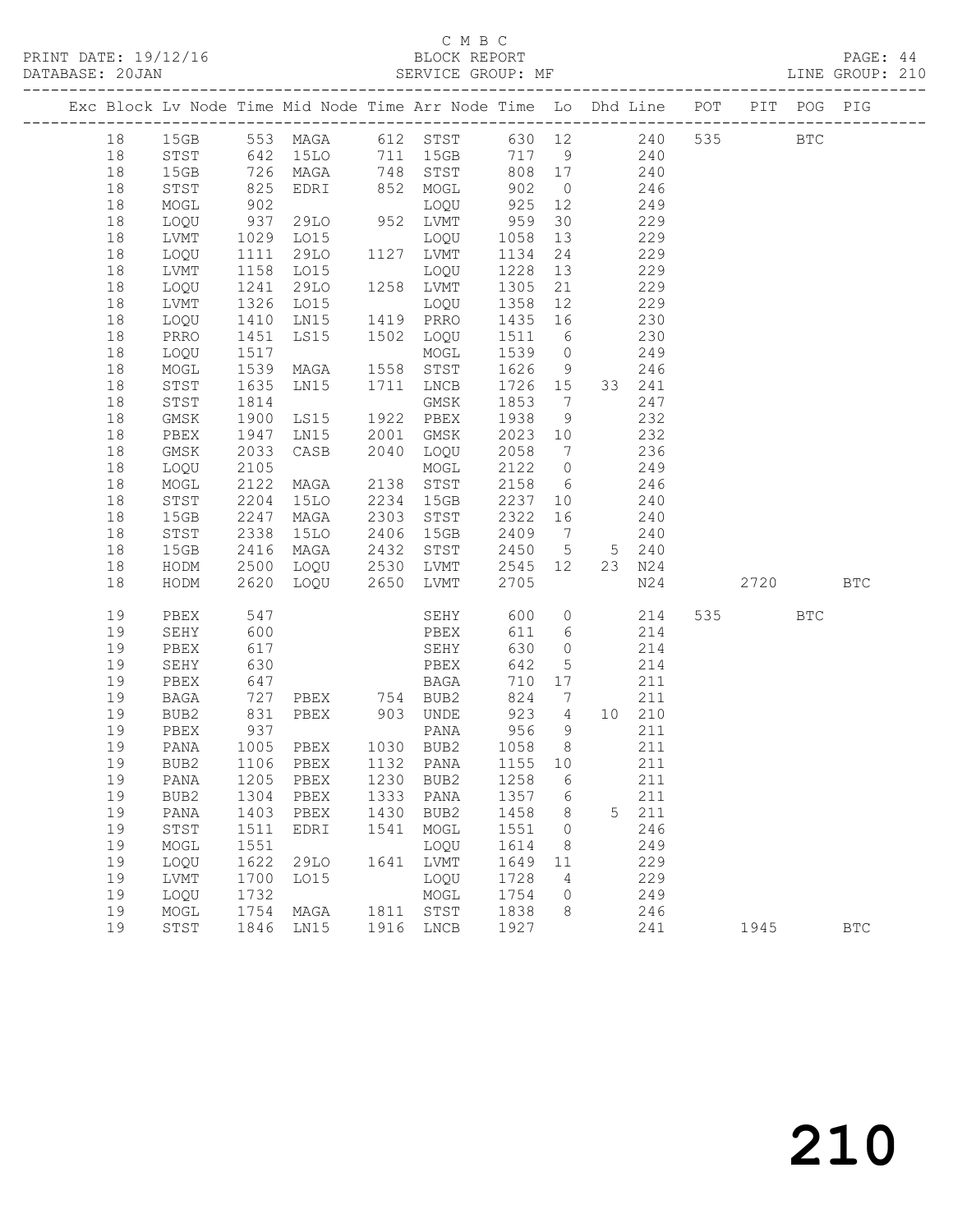C M B C

PRINT DATE: 19/12/16 BLOCK REPORT

DATABASE: 20JAN SERVICE GROUP: MF LINE GROUP: 210

| Exc | Block | Lv | Node | Time | Mid Node | Time | Arr Node | Time | Lo | Dhd | Line | POT | PIT | POG | PIG |
|---|---|---|---|---|---|---|---|---|---|---|---|---|---|---|---|
| | 18 | | 15GB | 553 | MAGA | 612 | STST | 630 | 12 | | 240 | 535 | | BTC | |
| | 18 | | STST | 642 | 15LO | 711 | 15GB | 717 | 9 | | 240 | | | | |
| | 18 | | 15GB | 726 | MAGA | 748 | STST | 808 | 17 | | 240 | | | | |
| | 18 | | STST | 825 | EDRI | 852 | MOGL | 902 | 0 | | 246 | | | | |
| | 18 | | MOGL | 902 | | | LOQU | 925 | 12 | | 249 | | | | |
| | 18 | | LOQU | 937 | 29LO | 952 | LVMT | 959 | 30 | | 229 | | | | |
| | 18 | | LVMT | 1029 | LO15 | | LOQU | 1058 | 13 | | 229 | | | | |
| | 18 | | LOQU | 1111 | 29LO | 1127 | LVMT | 1134 | 24 | | 229 | | | | |
| | 18 | | LVMT | 1158 | LO15 | | LOQU | 1228 | 13 | | 229 | | | | |
| | 18 | | LOQU | 1241 | 29LO | 1258 | LVMT | 1305 | 21 | | 229 | | | | |
| | 18 | | LVMT | 1326 | LO15 | | LOQU | 1358 | 12 | | 229 | | | | |
| | 18 | | LOQU | 1410 | LN15 | 1419 | PRRO | 1435 | 16 | | 230 | | | | |
| | 18 | | PRRO | 1451 | LS15 | 1502 | LOQU | 1511 | 6 | | 230 | | | | |
| | 18 | | LOQU | 1517 | | | MOGL | 1539 | 0 | | 249 | | | | |
| | 18 | | MOGL | 1539 | MAGA | 1558 | STST | 1626 | 9 | | 246 | | | | |
| | 18 | | STST | 1635 | LN15 | 1711 | LNCB | 1726 | 15 | 33 | 241 | | | | |
| | 18 | | STST | 1814 | | | GMSK | 1853 | 7 | | 247 | | | | |
| | 18 | | GMSK | 1900 | LS15 | 1922 | PBEX | 1938 | 9 | | 232 | | | | |
| | 18 | | PBEX | 1947 | LN15 | 2001 | GMSK | 2023 | 10 | | 232 | | | | |
| | 18 | | GMSK | 2033 | CASB | 2040 | LOQU | 2058 | 7 | | 236 | | | | |
| | 18 | | LOQU | 2105 | | | MOGL | 2122 | 0 | | 249 | | | | |
| | 18 | | MOGL | 2122 | MAGA | 2138 | STST | 2158 | 6 | | 246 | | | | |
| | 18 | | STST | 2204 | 15LO | 2234 | 15GB | 2237 | 10 | | 240 | | | | |
| | 18 | | 15GB | 2247 | MAGA | 2303 | STST | 2322 | 16 | | 240 | | | | |
| | 18 | | STST | 2338 | 15LO | 2406 | 15GB | 2409 | 7 | | 240 | | | | |
| | 18 | | 15GB | 2416 | MAGA | 2432 | STST | 2450 | 5 | 5 | 240 | | | | |
| | 18 | | HODM | 2500 | LOQU | 2530 | LVMT | 2545 | 12 | 23 | N24 | | | | |
| | 18 | | HODM | 2620 | LOQU | 2650 | LVMT | 2705 | | | N24 | | 2720 | | BTC |
| | 19 | | PBEX | 547 | | | SEHY | 600 | 0 | | 214 | 535 | | BTC | |
| | 19 | | SEHY | 600 | | | PBEX | 611 | 6 | | 214 | | | | |
| | 19 | | PBEX | 617 | | | SEHY | 630 | 0 | | 214 | | | | |
| | 19 | | SEHY | 630 | | | PBEX | 642 | 5 | | 214 | | | | |
| | 19 | | PBEX | 647 | | | BAGA | 710 | 17 | | 211 | | | | |
| | 19 | | BAGA | 727 | PBEX | 754 | BUB2 | 824 | 7 | | 211 | | | | |
| | 19 | | BUB2 | 831 | PBEX | 903 | UNDE | 923 | 4 | 10 | 210 | | | | |
| | 19 | | PBEX | 937 | | | PANA | 956 | 9 | | 211 | | | | |
| | 19 | | PANA | 1005 | PBEX | 1030 | BUB2 | 1058 | 8 | | 211 | | | | |
| | 19 | | BUB2 | 1106 | PBEX | 1132 | PANA | 1155 | 10 | | 211 | | | | |
| | 19 | | PANA | 1205 | PBEX | 1230 | BUB2 | 1258 | 6 | | 211 | | | | |
| | 19 | | BUB2 | 1304 | PBEX | 1333 | PANA | 1357 | 6 | | 211 | | | | |
| | 19 | | PANA | 1403 | PBEX | 1430 | BUB2 | 1458 | 8 | 5 | 211 | | | | |
| | 19 | | STST | 1511 | EDRI | 1541 | MOGL | 1551 | 0 | | 246 | | | | |
| | 19 | | MOGL | 1551 | | | LOQU | 1614 | 8 | | 249 | | | | |
| | 19 | | LOQU | 1622 | 29LO | 1641 | LVMT | 1649 | 11 | | 229 | | | | |
| | 19 | | LVMT | 1700 | LO15 | | LOQU | 1728 | 4 | | 229 | | | | |
| | 19 | | LOQU | 1732 | | | MOGL | 1754 | 0 | | 249 | | | | |
| | 19 | | MOGL | 1754 | MAGA | 1811 | STST | 1838 | 8 | | 246 | | | | |
| | 19 | | STST | 1846 | LN15 | 1916 | LNCB | 1927 | | | 241 | | 1945 | | BTC |

210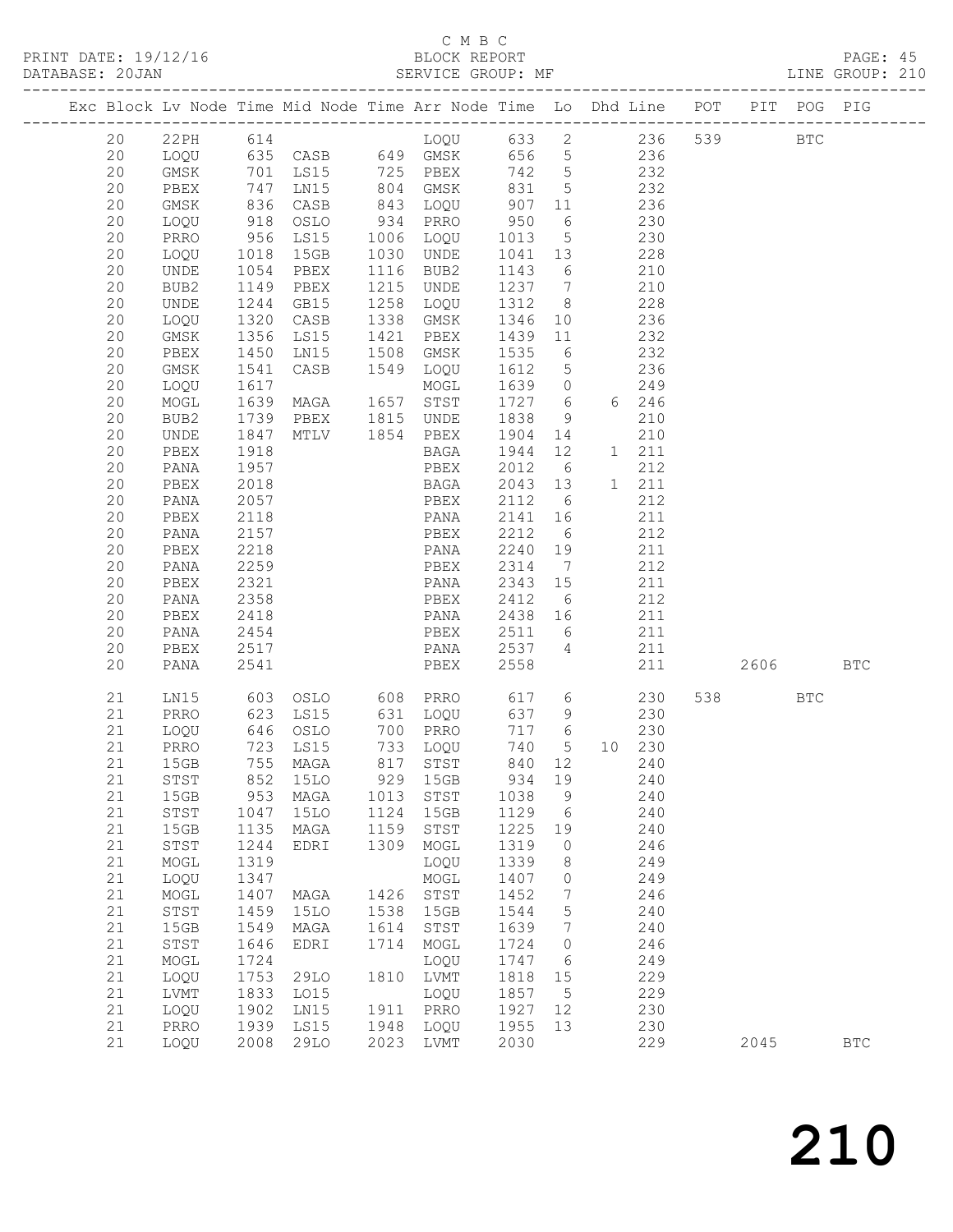C M B C

PRINT DATE: 19/12/16 BLOCK REPORT

DATABASE: 20JAN SERVICE GROUP: MF LINE GROUP: 210

| Exc | Block | Lv | Node | Time | Mid Node | Time | Arr Node | Time | Lo | Dhd | Line | POT | PIT | POG | PIG |
|---|---|---|---|---|---|---|---|---|---|---|---|---|---|---|---|
| | 20 | | 22PH | 614 | | | LOQU | 633 | 2 | | 236 | 539 | | BTC | |
| | 20 | | LOQU | 635 | CASB | 649 | GMSK | 656 | 5 | | 236 | | | | |
| | 20 | | GMSK | 701 | LS15 | 725 | PBEX | 742 | 5 | | 232 | | | | |
| | 20 | | PBEX | 747 | LN15 | 804 | GMSK | 831 | 5 | | 232 | | | | |
| | 20 | | GMSK | 836 | CASB | 843 | LOQU | 907 | 11 | | 236 | | | | |
| | 20 | | LOQU | 918 | OSLO | 934 | PRRO | 950 | 6 | | 230 | | | | |
| | 20 | | PRRO | 956 | LS15 | 1006 | LOQU | 1013 | 5 | | 230 | | | | |
| | 20 | | LOQU | 1018 | 15GB | 1030 | UNDE | 1041 | 13 | | 228 | | | | |
| | 20 | | UNDE | 1054 | PBEX | 1116 | BUB2 | 1143 | 6 | | 210 | | | | |
| | 20 | | BUB2 | 1149 | PBEX | 1215 | UNDE | 1237 | 7 | | 210 | | | | |
| | 20 | | UNDE | 1244 | GB15 | 1258 | LOQU | 1312 | 8 | | 228 | | | | |
| | 20 | | LOQU | 1320 | CASB | 1338 | GMSK | 1346 | 10 | | 236 | | | | |
| | 20 | | GMSK | 1356 | LS15 | 1421 | PBEX | 1439 | 11 | | 232 | | | | |
| | 20 | | PBEX | 1450 | LN15 | 1508 | GMSK | 1535 | 6 | | 232 | | | | |
| | 20 | | GMSK | 1541 | CASB | 1549 | LOQU | 1612 | 5 | | 236 | | | | |
| | 20 | | LOQU | 1617 | | | MOGL | 1639 | 0 | | 249 | | | | |
| | 20 | | MOGL | 1639 | MAGA | 1657 | STST | 1727 | 6 | 6 | 246 | | | | |
| | 20 | | BUB2 | 1739 | PBEX | 1815 | UNDE | 1838 | 9 | | 210 | | | | |
| | 20 | | UNDE | 1847 | MTLV | 1854 | PBEX | 1904 | 14 | | 210 | | | | |
| | 20 | | PBEX | 1918 | | | BAGA | 1944 | 12 | 1 | 211 | | | | |
| | 20 | | PANA | 1957 | | | PBEX | 2012 | 6 | | 212 | | | | |
| | 20 | | PBEX | 2018 | | | BAGA | 2043 | 13 | 1 | 211 | | | | |
| | 20 | | PANA | 2057 | | | PBEX | 2112 | 6 | | 212 | | | | |
| | 20 | | PBEX | 2118 | | | PANA | 2141 | 16 | | 211 | | | | |
| | 20 | | PANA | 2157 | | | PBEX | 2212 | 6 | | 212 | | | | |
| | 20 | | PBEX | 2218 | | | PANA | 2240 | 19 | | 211 | | | | |
| | 20 | | PANA | 2259 | | | PBEX | 2314 | 7 | | 212 | | | | |
| | 20 | | PBEX | 2321 | | | PANA | 2343 | 15 | | 211 | | | | |
| | 20 | | PANA | 2358 | | | PBEX | 2412 | 6 | | 212 | | | | |
| | 20 | | PBEX | 2418 | | | PANA | 2438 | 16 | | 211 | | | | |
| | 20 | | PANA | 2454 | | | PBEX | 2511 | 6 | | 211 | | | | |
| | 20 | | PBEX | 2517 | | | PANA | 2537 | 4 | | 211 | | | | |
| | 20 | | PANA | 2541 | | | PBEX | 2558 | | | 211 | | 2606 | | BTC |
| | 21 | | LN15 | 603 | OSLO | 608 | PRRO | 617 | 6 | | 230 | 538 | | BTC | |
| | 21 | | PRRO | 623 | LS15 | 631 | LOQU | 637 | 9 | | 230 | | | | |
| | 21 | | LOQU | 646 | OSLO | 700 | PRRO | 717 | 6 | | 230 | | | | |
| | 21 | | PRRO | 723 | LS15 | 733 | LOQU | 740 | 5 | 10 | 230 | | | | |
| | 21 | | 15GB | 755 | MAGA | 817 | STST | 840 | 12 | | 240 | | | | |
| | 21 | | STST | 852 | 15LO | 929 | 15GB | 934 | 19 | | 240 | | | | |
| | 21 | | 15GB | 953 | MAGA | 1013 | STST | 1038 | 9 | | 240 | | | | |
| | 21 | | STST | 1047 | 15LO | 1124 | 15GB | 1129 | 6 | | 240 | | | | |
| | 21 | | 15GB | 1135 | MAGA | 1159 | STST | 1225 | 19 | | 240 | | | | |
| | 21 | | STST | 1244 | EDRI | 1309 | MOGL | 1319 | 0 | | 246 | | | | |
| | 21 | | MOGL | 1319 | | | LOQU | 1339 | 8 | | 249 | | | | |
| | 21 | | LOQU | 1347 | | | MOGL | 1407 | 0 | | 249 | | | | |
| | 21 | | MOGL | 1407 | MAGA | 1426 | STST | 1452 | 7 | | 246 | | | | |
| | 21 | | STST | 1459 | 15LO | 1538 | 15GB | 1544 | 5 | | 240 | | | | |
| | 21 | | 15GB | 1549 | MAGA | 1614 | STST | 1639 | 7 | | 240 | | | | |
| | 21 | | STST | 1646 | EDRI | 1714 | MOGL | 1724 | 0 | | 246 | | | | |
| | 21 | | MOGL | 1724 | | | LOQU | 1747 | 6 | | 249 | | | | |
| | 21 | | LOQU | 1753 | 29LO | 1810 | LVMT | 1818 | 15 | | 229 | | | | |
| | 21 | | LVMT | 1833 | LO15 | | LOQU | 1857 | 5 | | 229 | | | | |
| | 21 | | LOQU | 1902 | LN15 | 1911 | PRRO | 1927 | 12 | | 230 | | | | |
| | 21 | | PRRO | 1939 | LS15 | 1948 | LOQU | 1955 | 13 | | 230 | | | | |
| | 21 | | LOQU | 2008 | 29LO | 2023 | LVMT | 2030 | | | 229 | | 2045 | | BTC |

210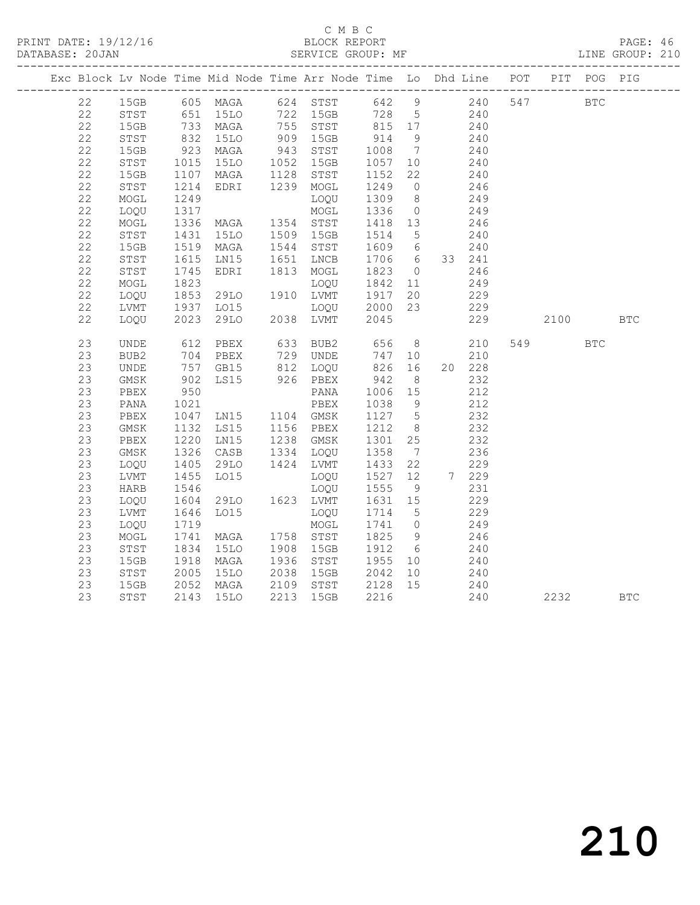C M B C

BLOCK REPORT

SERVICE GROUP: MF

PRINT DATE: 19/12/16
DATABASE: 20JAN
LINE GROUP: 210

| Exc | Block | Lv | Node | Time | Mid Node | Time | Arr Node | Time | Lo | Dhd | Line | POT | PIT | POG | PIG |
|---|---|---|---|---|---|---|---|---|---|---|---|---|---|---|---|
| | 22 | | 15GB | 605 | MAGA | 624 | STST | 642 | 9 | | 240 | 547 | | BTC | |
| | 22 | | STST | 651 | 15LO | 722 | 15GB | 728 | 5 | | 240 | | | | |
| | 22 | | 15GB | 733 | MAGA | 755 | STST | 815 | 17 | | 240 | | | | |
| | 22 | | STST | 832 | 15LO | 909 | 15GB | 914 | 9 | | 240 | | | | |
| | 22 | | 15GB | 923 | MAGA | 943 | STST | 1008 | 7 | | 240 | | | | |
| | 22 | | STST | 1015 | 15LO | 1052 | 15GB | 1057 | 10 | | 240 | | | | |
| | 22 | | 15GB | 1107 | MAGA | 1128 | STST | 1152 | 22 | | 240 | | | | |
| | 22 | | STST | 1214 | EDRI | 1239 | MOGL | 1249 | 0 | | 246 | | | | |
| | 22 | | MOGL | 1249 | | | LOQU | 1309 | 8 | | 249 | | | | |
| | 22 | | LOQU | 1317 | | | MOGL | 1336 | 0 | | 249 | | | | |
| | 22 | | MOGL | 1336 | MAGA | 1354 | STST | 1418 | 13 | | 246 | | | | |
| | 22 | | STST | 1431 | 15LO | 1509 | 15GB | 1514 | 5 | | 240 | | | | |
| | 22 | | 15GB | 1519 | MAGA | 1544 | STST | 1609 | 6 | | 240 | | | | |
| | 22 | | STST | 1615 | LN15 | 1651 | LNCB | 1706 | 6 | 33 | 241 | | | | |
| | 22 | | STST | 1745 | EDRI | 1813 | MOGL | 1823 | 0 | | 246 | | | | |
| | 22 | | MOGL | 1823 | | | LOQU | 1842 | 11 | | 249 | | | | |
| | 22 | | LOQU | 1853 | 29LO | 1910 | LVMT | 1917 | 20 | | 229 | | | | |
| | 22 | | LVMT | 1937 | LO15 | | LOQU | 2000 | 23 | | 229 | | | | |
| | 22 | | LOQU | 2023 | 29LO | 2038 | LVMT | 2045 | | | 229 | | 2100 | | BTC |
| | 23 | | UNDE | 612 | PBEX | 633 | BUB2 | 656 | 8 | | 210 | 549 | | BTC | |
| | 23 | | BUB2 | 704 | PBEX | 729 | UNDE | 747 | 10 | | 210 | | | | |
| | 23 | | UNDE | 757 | GB15 | 812 | LOQU | 826 | 16 | 20 | 228 | | | | |
| | 23 | | GMSK | 902 | LS15 | 926 | PBEX | 942 | 8 | | 232 | | | | |
| | 23 | | PBEX | 950 | | | PANA | 1006 | 15 | | 212 | | | | |
| | 23 | | PANA | 1021 | | | PBEX | 1038 | 9 | | 212 | | | | |
| | 23 | | PBEX | 1047 | LN15 | 1104 | GMSK | 1127 | 5 | | 232 | | | | |
| | 23 | | GMSK | 1132 | LS15 | 1156 | PBEX | 1212 | 8 | | 232 | | | | |
| | 23 | | PBEX | 1220 | LN15 | 1238 | GMSK | 1301 | 25 | | 232 | | | | |
| | 23 | | GMSK | 1326 | CASB | 1334 | LOQU | 1358 | 7 | | 236 | | | | |
| | 23 | | LOQU | 1405 | 29LO | 1424 | LVMT | 1433 | 22 | | 229 | | | | |
| | 23 | | LVMT | 1455 | LO15 | | LOQU | 1527 | 12 | 7 | 229 | | | | |
| | 23 | | HARB | 1546 | | | LOQU | 1555 | 9 | | 231 | | | | |
| | 23 | | LOQU | 1604 | 29LO | 1623 | LVMT | 1631 | 15 | | 229 | | | | |
| | 23 | | LVMT | 1646 | LO15 | | LOQU | 1714 | 5 | | 229 | | | | |
| | 23 | | LOQU | 1719 | | | MOGL | 1741 | 0 | | 249 | | | | |
| | 23 | | MOGL | 1741 | MAGA | 1758 | STST | 1825 | 9 | | 246 | | | | |
| | 23 | | STST | 1834 | 15LO | 1908 | 15GB | 1912 | 6 | | 240 | | | | |
| | 23 | | 15GB | 1918 | MAGA | 1936 | STST | 1955 | 10 | | 240 | | | | |
| | 23 | | STST | 2005 | 15LO | 2038 | 15GB | 2042 | 10 | | 240 | | | | |
| | 23 | | 15GB | 2052 | MAGA | 2109 | STST | 2128 | 15 | | 240 | | | | |
| | 23 | | STST | 2143 | 15LO | 2213 | 15GB | 2216 | | | 240 | | 2232 | | BTC |

210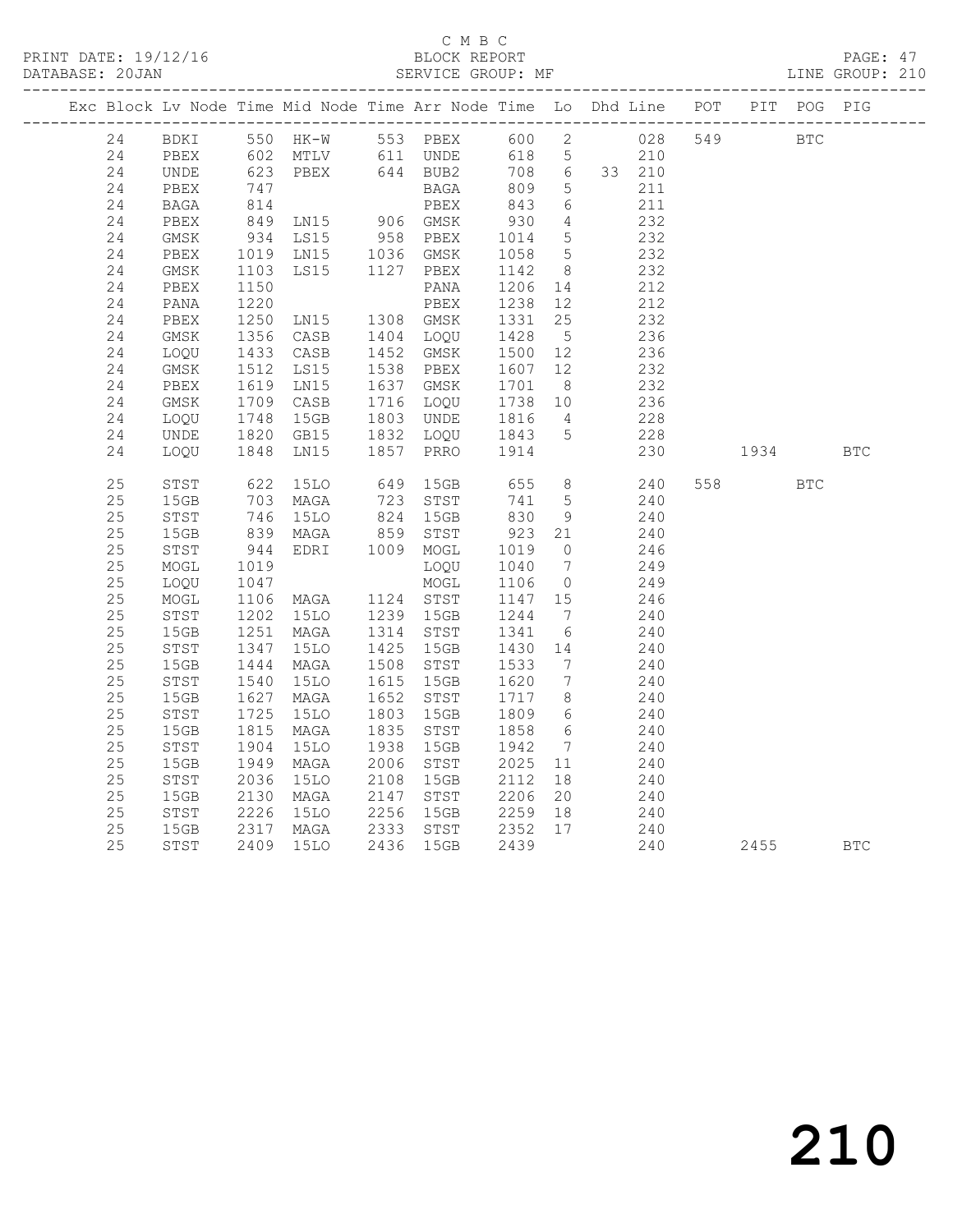C M B C
PRINT DATE: 19/12/16 BLOCK REPORT
DATABASE: 20JAN SERVICE GROUP: MF LINE GROUP: 210

| Exc | Block | Lv | Node | Time | Mid Node | Time | Arr Node | Time | Lo | Dhd | Line | POT | PIT | POG | PIG |
|---|---|---|---|---|---|---|---|---|---|---|---|---|---|---|---|
| | 24 | | BDKI | 550 | HK-W | 553 | PBEX | 600 | 2 | | 028 | 549 | | BTC | |
| | 24 | | PBEX | 602 | MTLV | 611 | UNDE | 618 | 5 | | 210 | | | | |
| | 24 | | UNDE | 623 | PBEX | 644 | BUB2 | 708 | 6 | 33 | 210 | | | | |
| | 24 | | PBEX | 747 | | | BAGA | 809 | 5 | | 211 | | | | |
| | 24 | | BAGA | 814 | | | PBEX | 843 | 6 | | 211 | | | | |
| | 24 | | PBEX | 849 | LN15 | 906 | GMSK | 930 | 4 | | 232 | | | | |
| | 24 | | GMSK | 934 | LS15 | 958 | PBEX | 1014 | 5 | | 232 | | | | |
| | 24 | | PBEX | 1019 | LN15 | 1036 | GMSK | 1058 | 5 | | 232 | | | | |
| | 24 | | GMSK | 1103 | LS15 | 1127 | PBEX | 1142 | 8 | | 232 | | | | |
| | 24 | | PBEX | 1150 | | | PANA | 1206 | 14 | | 212 | | | | |
| | 24 | | PANA | 1220 | | | PBEX | 1238 | 12 | | 212 | | | | |
| | 24 | | PBEX | 1250 | LN15 | 1308 | GMSK | 1331 | 25 | | 232 | | | | |
| | 24 | | GMSK | 1356 | CASB | 1404 | LOQU | 1428 | 5 | | 236 | | | | |
| | 24 | | LOQU | 1433 | CASB | 1452 | GMSK | 1500 | 12 | | 236 | | | | |
| | 24 | | GMSK | 1512 | LS15 | 1538 | PBEX | 1607 | 12 | | 232 | | | | |
| | 24 | | PBEX | 1619 | LN15 | 1637 | GMSK | 1701 | 8 | | 232 | | | | |
| | 24 | | GMSK | 1709 | CASB | 1716 | LOQU | 1738 | 10 | | 236 | | | | |
| | 24 | | LOQU | 1748 | 15GB | 1803 | UNDE | 1816 | 4 | | 228 | | | | |
| | 24 | | UNDE | 1820 | GB15 | 1832 | LOQU | 1843 | 5 | | 228 | | | | |
| | 24 | | LOQU | 1848 | LN15 | 1857 | PRRO | 1914 | | | 230 | | 1934 | | BTC |
| | 25 | | STST | 622 | 15LO | 649 | 15GB | 655 | 8 | | 240 | 558 | | BTC | |
| | 25 | | 15GB | 703 | MAGA | 723 | STST | 741 | 5 | | 240 | | | | |
| | 25 | | STST | 746 | 15LO | 824 | 15GB | 830 | 9 | | 240 | | | | |
| | 25 | | 15GB | 839 | MAGA | 859 | STST | 923 | 21 | | 240 | | | | |
| | 25 | | STST | 944 | EDRI | 1009 | MOGL | 1019 | 0 | | 246 | | | | |
| | 25 | | MOGL | 1019 | | | LOQU | 1040 | 7 | | 249 | | | | |
| | 25 | | LOQU | 1047 | | | MOGL | 1106 | 0 | | 249 | | | | |
| | 25 | | MOGL | 1106 | MAGA | 1124 | STST | 1147 | 15 | | 246 | | | | |
| | 25 | | STST | 1202 | 15LO | 1239 | 15GB | 1244 | 7 | | 240 | | | | |
| | 25 | | 15GB | 1251 | MAGA | 1314 | STST | 1341 | 6 | | 240 | | | | |
| | 25 | | STST | 1347 | 15LO | 1425 | 15GB | 1430 | 14 | | 240 | | | | |
| | 25 | | 15GB | 1444 | MAGA | 1508 | STST | 1533 | 7 | | 240 | | | | |
| | 25 | | STST | 1540 | 15LO | 1615 | 15GB | 1620 | 7 | | 240 | | | | |
| | 25 | | 15GB | 1627 | MAGA | 1652 | STST | 1717 | 8 | | 240 | | | | |
| | 25 | | STST | 1725 | 15LO | 1803 | 15GB | 1809 | 6 | | 240 | | | | |
| | 25 | | 15GB | 1815 | MAGA | 1835 | STST | 1858 | 6 | | 240 | | | | |
| | 25 | | STST | 1904 | 15LO | 1938 | 15GB | 1942 | 7 | | 240 | | | | |
| | 25 | | 15GB | 1949 | MAGA | 2006 | STST | 2025 | 11 | | 240 | | | | |
| | 25 | | STST | 2036 | 15LO | 2108 | 15GB | 2112 | 18 | | 240 | | | | |
| | 25 | | 15GB | 2130 | MAGA | 2147 | STST | 2206 | 20 | | 240 | | | | |
| | 25 | | STST | 2226 | 15LO | 2256 | 15GB | 2259 | 18 | | 240 | | | | |
| | 25 | | 15GB | 2317 | MAGA | 2333 | STST | 2352 | 17 | | 240 | | | | |
| | 25 | | STST | 2409 | 15LO | 2436 | 15GB | 2439 | | | 240 | | 2455 | | BTC |

210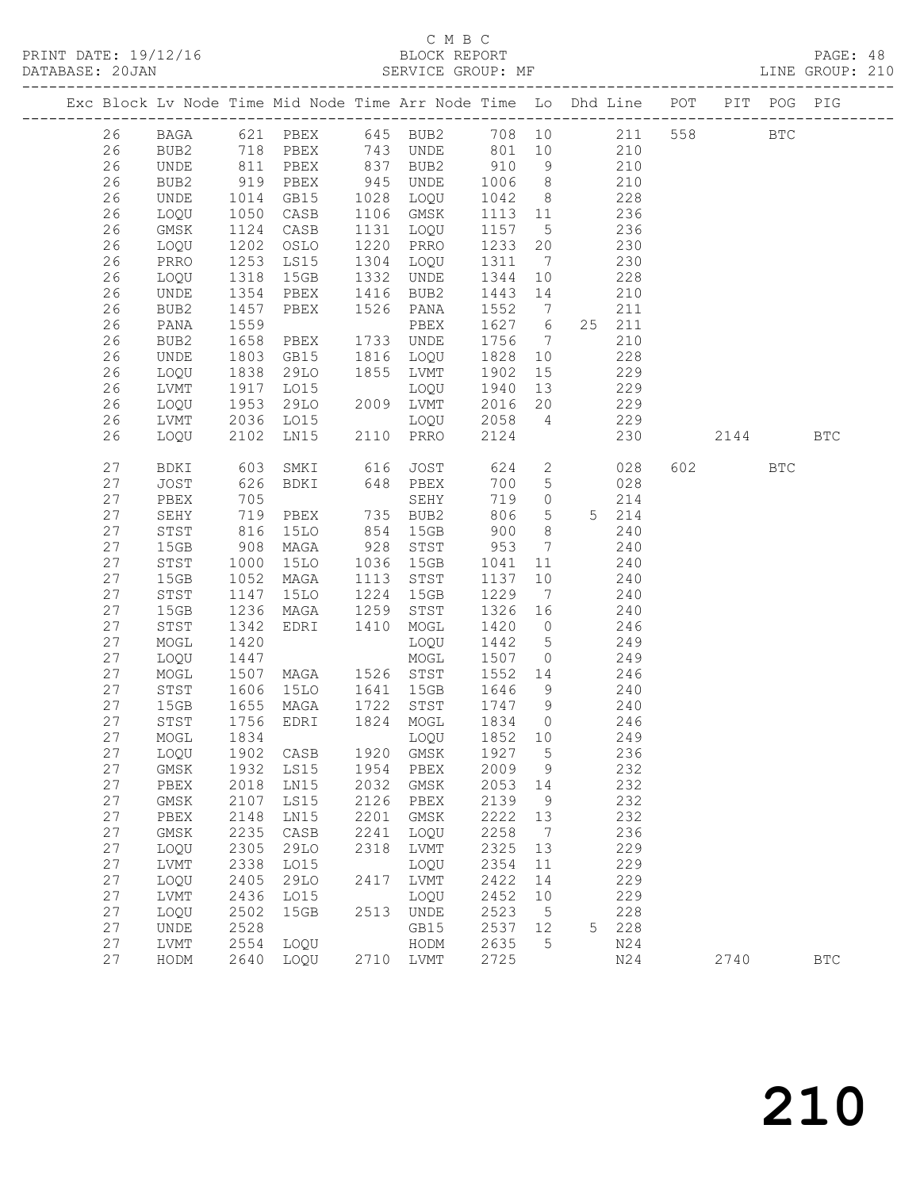C M B C

BLOCK REPORT

SERVICE GROUP: MF

PRINT DATE: 19/12/16
DATABASE: 20JAN

PAGE: 48
LINE GROUP: 210

| Exc | Block | Lv | Node | Time | Mid Node | Time | Arr Node | Time | Lo | Dhd | Line | POT | PIT | POG | PIG |
|---|---|---|---|---|---|---|---|---|---|---|---|---|---|---|---|
| | 26 | | BAGA | 621 | PBEX | 645 | BUB2 | 708 | 10 | | 211 | 558 | | BTC | |
| | 26 | | BUB2 | 718 | PBEX | 743 | UNDE | 801 | 10 | | 210 | | | | |
| | 26 | | UNDE | 811 | PBEX | 837 | BUB2 | 910 | 9 | | 210 | | | | |
| | 26 | | BUB2 | 919 | PBEX | 945 | UNDE | 1006 | 8 | | 210 | | | | |
| | 26 | | UNDE | 1014 | GB15 | 1028 | LOQU | 1042 | 8 | | 228 | | | | |
| | 26 | | LOQU | 1050 | CASB | 1106 | GMSK | 1113 | 11 | | 236 | | | | |
| | 26 | | GMSK | 1124 | CASB | 1131 | LOQU | 1157 | 5 | | 236 | | | | |
| | 26 | | LOQU | 1202 | OSLO | 1220 | PRRO | 1233 | 20 | | 230 | | | | |
| | 26 | | PRRO | 1253 | LS15 | 1304 | LOQU | 1311 | 7 | | 230 | | | | |
| | 26 | | LOQU | 1318 | 15GB | 1332 | UNDE | 1344 | 10 | | 228 | | | | |
| | 26 | | UNDE | 1354 | PBEX | 1416 | BUB2 | 1443 | 14 | | 210 | | | | |
| | 26 | | BUB2 | 1457 | PBEX | 1526 | PANA | 1552 | 7 | | 211 | | | | |
| | 26 | | PANA | 1559 | | | PBEX | 1627 | 6 | 25 | 211 | | | | |
| | 26 | | BUB2 | 1658 | PBEX | 1733 | UNDE | 1756 | 7 | | 210 | | | | |
| | 26 | | UNDE | 1803 | GB15 | 1816 | LOQU | 1828 | 10 | | 228 | | | | |
| | 26 | | LOQU | 1838 | 29LO | 1855 | LVMT | 1902 | 15 | | 229 | | | | |
| | 26 | | LVMT | 1917 | LO15 | | LOQU | 1940 | 13 | | 229 | | | | |
| | 26 | | LOQU | 1953 | 29LO | 2009 | LVMT | 2016 | 20 | | 229 | | | | |
| | 26 | | LVMT | 2036 | LO15 | | LOQU | 2058 | 4 | | 229 | | | | |
| | 26 | | LOQU | 2102 | LN15 | 2110 | PRRO | 2124 | | | 230 | | 2144 | | BTC |
| | 27 | | BDKI | 603 | SMKI | 616 | JOST | 624 | 2 | | 028 | 602 | | BTC | |
| | 27 | | JOST | 626 | BDKI | 648 | PBEX | 700 | 5 | | 028 | | | | |
| | 27 | | PBEX | 705 | | | SEHY | 719 | 0 | | 214 | | | | |
| | 27 | | SEHY | 719 | PBEX | 735 | BUB2 | 806 | 5 | 5 | 214 | | | | |
| | 27 | | STST | 816 | 15LO | 854 | 15GB | 900 | 8 | | 240 | | | | |
| | 27 | | 15GB | 908 | MAGA | 928 | STST | 953 | 7 | | 240 | | | | |
| | 27 | | STST | 1000 | 15LO | 1036 | 15GB | 1041 | 11 | | 240 | | | | |
| | 27 | | 15GB | 1052 | MAGA | 1113 | STST | 1137 | 10 | | 240 | | | | |
| | 27 | | STST | 1147 | 15LO | 1224 | 15GB | 1229 | 7 | | 240 | | | | |
| | 27 | | 15GB | 1236 | MAGA | 1259 | STST | 1326 | 16 | | 240 | | | | |
| | 27 | | STST | 1342 | EDRI | 1410 | MOGL | 1420 | 0 | | 246 | | | | |
| | 27 | | MOGL | 1420 | | | LOQU | 1442 | 5 | | 249 | | | | |
| | 27 | | LOQU | 1447 | | | MOGL | 1507 | 0 | | 249 | | | | |
| | 27 | | MOGL | 1507 | MAGA | 1526 | STST | 1552 | 14 | | 246 | | | | |
| | 27 | | STST | 1606 | 15LO | 1641 | 15GB | 1646 | 9 | | 240 | | | | |
| | 27 | | 15GB | 1655 | MAGA | 1722 | STST | 1747 | 9 | | 240 | | | | |
| | 27 | | STST | 1756 | EDRI | 1824 | MOGL | 1834 | 0 | | 246 | | | | |
| | 27 | | MOGL | 1834 | | | LOQU | 1852 | 10 | | 249 | | | | |
| | 27 | | LOQU | 1902 | CASB | 1920 | GMSK | 1927 | 5 | | 236 | | | | |
| | 27 | | GMSK | 1932 | LS15 | 1954 | PBEX | 2009 | 9 | | 232 | | | | |
| | 27 | | PBEX | 2018 | LN15 | 2032 | GMSK | 2053 | 14 | | 232 | | | | |
| | 27 | | GMSK | 2107 | LS15 | 2126 | PBEX | 2139 | 9 | | 232 | | | | |
| | 27 | | PBEX | 2148 | LN15 | 2201 | GMSK | 2222 | 13 | | 232 | | | | |
| | 27 | | GMSK | 2235 | CASB | 2241 | LOQU | 2258 | 7 | | 236 | | | | |
| | 27 | | LOQU | 2305 | 29LO | 2318 | LVMT | 2325 | 13 | | 229 | | | | |
| | 27 | | LVMT | 2338 | LO15 | | LOQU | 2354 | 11 | | 229 | | | | |
| | 27 | | LOQU | 2405 | 29LO | 2417 | LVMT | 2422 | 14 | | 229 | | | | |
| | 27 | | LVMT | 2436 | LO15 | | LOQU | 2452 | 10 | | 229 | | | | |
| | 27 | | LOQU | 2502 | 15GB | 2513 | UNDE | 2523 | 5 | | 228 | | | | |
| | 27 | | UNDE | 2528 | | | GB15 | 2537 | 12 | 5 | 228 | | | | |
| | 27 | | LVMT | 2554 | LOQU | | HODM | 2635 | 5 | | N24 | | | | |
| | 27 | | HODM | 2640 | LOQU | 2710 | LVMT | 2725 | | | N24 | | 2740 | | BTC |

210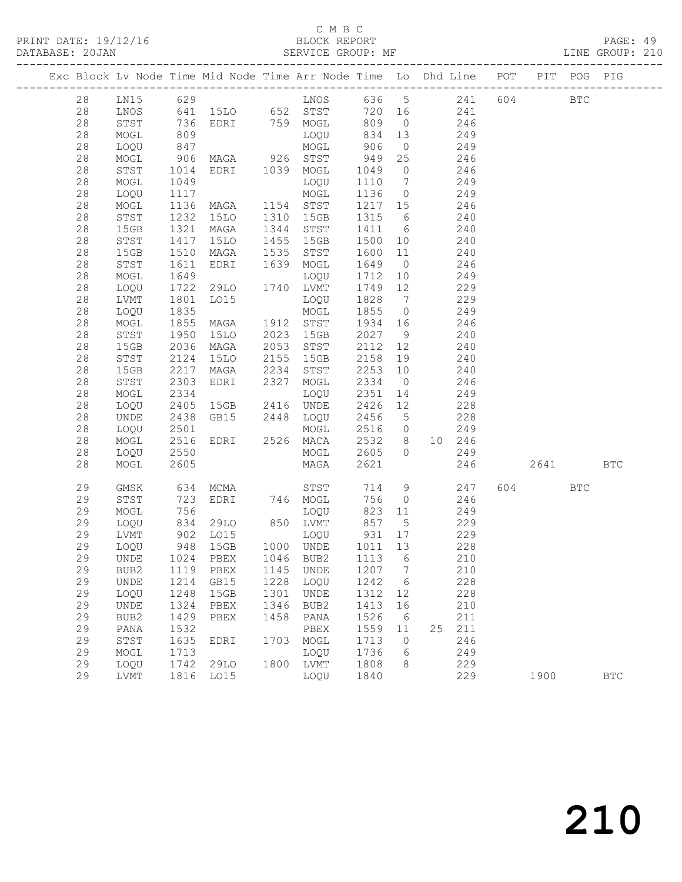C M B C
BLOCK REPORT
SERVICE GROUP: MF

PRINT DATE: 19/12/16
DATABASE: 20JAN

LINE GROUP: 210

| Exc | Block | Lv Node | Time | Mid Node | Time | Arr Node | Time | Lo | Dhd | Line | POT | PIT | POG | PIG |
|---|---|---|---|---|---|---|---|---|---|---|---|---|---|---|
| | 28 | LN15 | 629 | | | LNOS | 636 | 5 | | 241 | 604 | | BTC | |
| | 28 | LNOS | 641 | 15LO | 652 | STST | 720 | 16 | | 241 | | | | |
| | 28 | STST | 736 | EDRI | 759 | MOGL | 809 | 0 | | 246 | | | | |
| | 28 | MOGL | 809 | | | LOQU | 834 | 13 | | 249 | | | | |
| | 28 | LOQU | 847 | | | MOGL | 906 | 0 | | 249 | | | | |
| | 28 | MOGL | 906 | MAGA | 926 | STST | 949 | 25 | | 246 | | | | |
| | 28 | STST | 1014 | EDRI | 1039 | MOGL | 1049 | 0 | | 246 | | | | |
| | 28 | MOGL | 1049 | | | LOQU | 1110 | 7 | | 249 | | | | |
| | 28 | LOQU | 1117 | | | MOGL | 1136 | 0 | | 249 | | | | |
| | 28 | MOGL | 1136 | MAGA | 1154 | STST | 1217 | 15 | | 246 | | | | |
| | 28 | STST | 1232 | 15LO | 1310 | 15GB | 1315 | 6 | | 240 | | | | |
| | 28 | 15GB | 1321 | MAGA | 1344 | STST | 1411 | 6 | | 240 | | | | |
| | 28 | STST | 1417 | 15LO | 1455 | 15GB | 1500 | 10 | | 240 | | | | |
| | 28 | 15GB | 1510 | MAGA | 1535 | STST | 1600 | 11 | | 240 | | | | |
| | 28 | STST | 1611 | EDRI | 1639 | MOGL | 1649 | 0 | | 246 | | | | |
| | 28 | MOGL | 1649 | | | LOQU | 1712 | 10 | | 249 | | | | |
| | 28 | LOQU | 1722 | 29LO | 1740 | LVMT | 1749 | 12 | | 229 | | | | |
| | 28 | LVMT | 1801 | LO15 | | LOQU | 1828 | 7 | | 229 | | | | |
| | 28 | LOQU | 1835 | | | MOGL | 1855 | 0 | | 249 | | | | |
| | 28 | MOGL | 1855 | MAGA | 1912 | STST | 1934 | 16 | | 246 | | | | |
| | 28 | STST | 1950 | 15LO | 2023 | 15GB | 2027 | 9 | | 240 | | | | |
| | 28 | 15GB | 2036 | MAGA | 2053 | STST | 2112 | 12 | | 240 | | | | |
| | 28 | STST | 2124 | 15LO | 2155 | 15GB | 2158 | 19 | | 240 | | | | |
| | 28 | 15GB | 2217 | MAGA | 2234 | STST | 2253 | 10 | | 240 | | | | |
| | 28 | STST | 2303 | EDRI | 2327 | MOGL | 2334 | 0 | | 246 | | | | |
| | 28 | MOGL | 2334 | | | LOQU | 2351 | 14 | | 249 | | | | |
| | 28 | LOQU | 2405 | 15GB | 2416 | UNDE | 2426 | 12 | | 228 | | | | |
| | 28 | UNDE | 2438 | GB15 | 2448 | LOQU | 2456 | 5 | | 228 | | | | |
| | 28 | LOQU | 2501 | | | MOGL | 2516 | 0 | | 249 | | | | |
| | 28 | MOGL | 2516 | EDRI | 2526 | MACA | 2532 | 8 | 10 | 246 | | | | |
| | 28 | LOQU | 2550 | | | MOGL | 2605 | 0 | | 249 | | | | |
| | 28 | MOGL | 2605 | | | MAGA | 2621 | | | 246 | | 2641 | | BTC |
| | 29 | GMSK | 634 | MCMA | | STST | 714 | 9 | | 247 | 604 | | BTC | |
| | 29 | STST | 723 | EDRI | 746 | MOGL | 756 | 0 | | 246 | | | | |
| | 29 | MOGL | 756 | | | LOQU | 823 | 11 | | 249 | | | | |
| | 29 | LOQU | 834 | 29LO | 850 | LVMT | 857 | 5 | | 229 | | | | |
| | 29 | LVMT | 902 | LO15 | | LOQU | 931 | 17 | | 229 | | | | |
| | 29 | LOQU | 948 | 15GB | 1000 | UNDE | 1011 | 13 | | 228 | | | | |
| | 29 | UNDE | 1024 | PBEX | 1046 | BUB2 | 1113 | 6 | | 210 | | | | |
| | 29 | BUB2 | 1119 | PBEX | 1145 | UNDE | 1207 | 7 | | 210 | | | | |
| | 29 | UNDE | 1214 | GB15 | 1228 | LOQU | 1242 | 6 | | 228 | | | | |
| | 29 | LOQU | 1248 | 15GB | 1301 | UNDE | 1312 | 12 | | 228 | | | | |
| | 29 | UNDE | 1324 | PBEX | 1346 | BUB2 | 1413 | 16 | | 210 | | | | |
| | 29 | BUB2 | 1429 | PBEX | 1458 | PANA | 1526 | 6 | | 211 | | | | |
| | 29 | PANA | 1532 | | | PBEX | 1559 | 11 | 25 | 211 | | | | |
| | 29 | STST | 1635 | EDRI | 1703 | MOGL | 1713 | 0 | | 246 | | | | |
| | 29 | MOGL | 1713 | | | LOQU | 1736 | 6 | | 249 | | | | |
| | 29 | LOQU | 1742 | 29LO | 1800 | LVMT | 1808 | 8 | | 229 | | | | |
| | 29 | LVMT | 1816 | LO15 | | LOQU | 1840 | | | 229 | | 1900 | | BTC |

210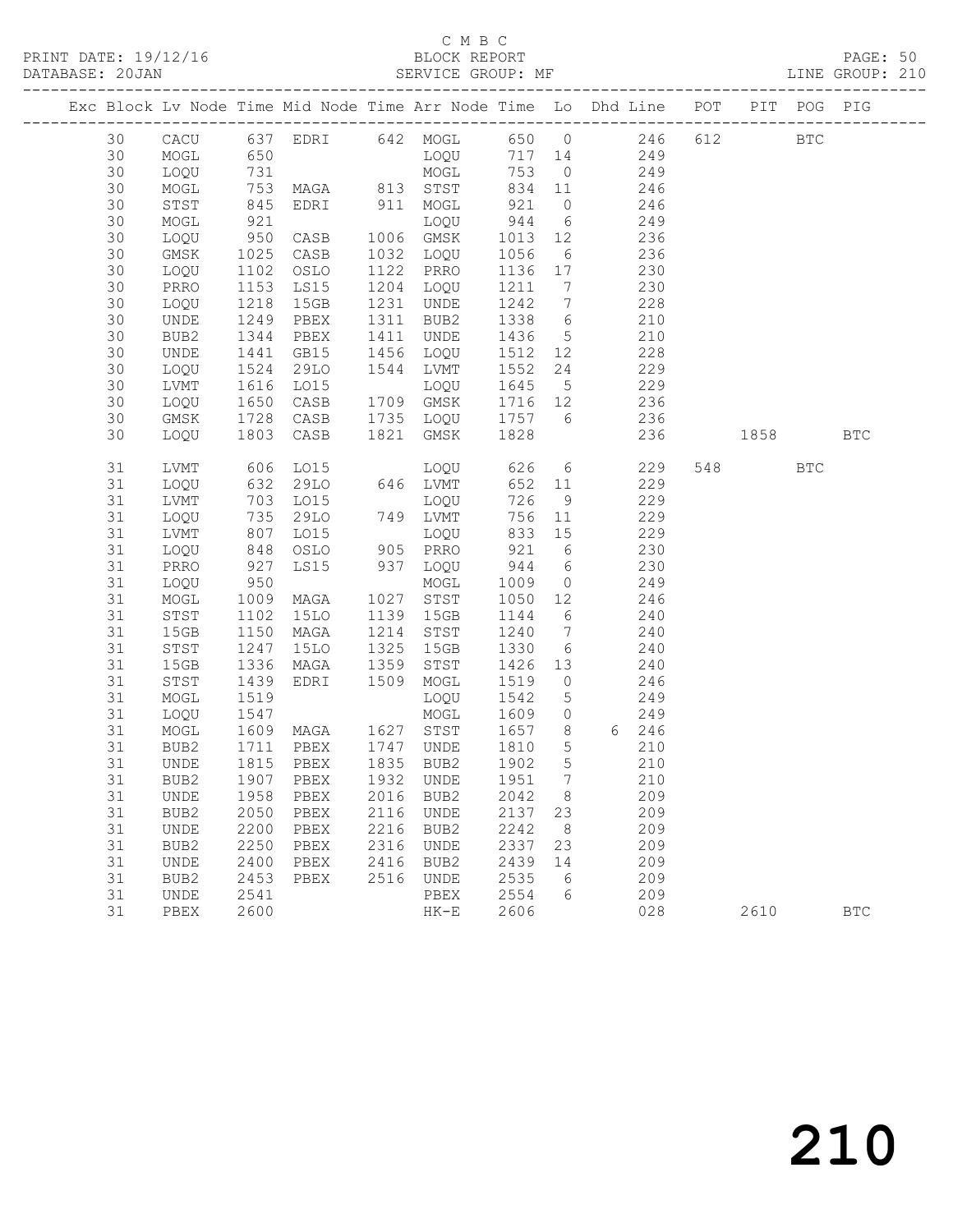C M B C
PRINT DATE: 19/12/16 BLOCK REPORT
DATABASE: 20JAN SERVICE GROUP: MF LINE GROUP: 210

| Exc | Block | Lv | Node | Time | Mid Node | Time | Arr Node | Time | Lo | Dhd | Line | POT | PIT | POG | PIG |
|---|---|---|---|---|---|---|---|---|---|---|---|---|---|---|---|
| | 30 | | CACU | 637 | EDRI | 642 | MOGL | 650 | 0 | | 246 | 612 | | BTC | |
| | 30 | | MOGL | 650 | | | LOQU | 717 | 14 | | 249 | | | | |
| | 30 | | LOQU | 731 | | | MOGL | 753 | 0 | | 249 | | | | |
| | 30 | | MOGL | 753 | MAGA | 813 | STST | 834 | 11 | | 246 | | | | |
| | 30 | | STST | 845 | EDRI | 911 | MOGL | 921 | 0 | | 246 | | | | |
| | 30 | | MOGL | 921 | | | LOQU | 944 | 6 | | 249 | | | | |
| | 30 | | LOQU | 950 | CASB | 1006 | GMSK | 1013 | 12 | | 236 | | | | |
| | 30 | | GMSK | 1025 | CASB | 1032 | LOQU | 1056 | 6 | | 236 | | | | |
| | 30 | | LOQU | 1102 | OSLO | 1122 | PRRO | 1136 | 17 | | 230 | | | | |
| | 30 | | PRRO | 1153 | LS15 | 1204 | LOQU | 1211 | 7 | | 230 | | | | |
| | 30 | | LOQU | 1218 | 15GB | 1231 | UNDE | 1242 | 7 | | 228 | | | | |
| | 30 | | UNDE | 1249 | PBEX | 1311 | BUB2 | 1338 | 6 | | 210 | | | | |
| | 30 | | BUB2 | 1344 | PBEX | 1411 | UNDE | 1436 | 5 | | 210 | | | | |
| | 30 | | UNDE | 1441 | GB15 | 1456 | LOQU | 1512 | 12 | | 228 | | | | |
| | 30 | | LOQU | 1524 | 29LO | 1544 | LVMT | 1552 | 24 | | 229 | | | | |
| | 30 | | LVMT | 1616 | LO15 | | LOQU | 1645 | 5 | | 229 | | | | |
| | 30 | | LOQU | 1650 | CASB | 1709 | GMSK | 1716 | 12 | | 236 | | | | |
| | 30 | | GMSK | 1728 | CASB | 1735 | LOQU | 1757 | 6 | | 236 | | | | |
| | 30 | | LOQU | 1803 | CASB | 1821 | GMSK | 1828 | | | 236 | | 1858 | | BTC |
| | 31 | | LVMT | 606 | LO15 | | LOQU | 626 | 6 | | 229 | 548 | | BTC | |
| | 31 | | LOQU | 632 | 29LO | 646 | LVMT | 652 | 11 | | 229 | | | | |
| | 31 | | LVMT | 703 | LO15 | | LOQU | 726 | 9 | | 229 | | | | |
| | 31 | | LOQU | 735 | 29LO | 749 | LVMT | 756 | 11 | | 229 | | | | |
| | 31 | | LVMT | 807 | LO15 | | LOQU | 833 | 15 | | 229 | | | | |
| | 31 | | LOQU | 848 | OSLO | 905 | PRRO | 921 | 6 | | 230 | | | | |
| | 31 | | PRRO | 927 | LS15 | 937 | LOQU | 944 | 6 | | 230 | | | | |
| | 31 | | LOQU | 950 | | | MOGL | 1009 | 0 | | 249 | | | | |
| | 31 | | MOGL | 1009 | MAGA | 1027 | STST | 1050 | 12 | | 246 | | | | |
| | 31 | | STST | 1102 | 15LO | 1139 | 15GB | 1144 | 6 | | 240 | | | | |
| | 31 | | 15GB | 1150 | MAGA | 1214 | STST | 1240 | 7 | | 240 | | | | |
| | 31 | | STST | 1247 | 15LO | 1325 | 15GB | 1330 | 6 | | 240 | | | | |
| | 31 | | 15GB | 1336 | MAGA | 1359 | STST | 1426 | 13 | | 240 | | | | |
| | 31 | | STST | 1439 | EDRI | 1509 | MOGL | 1519 | 0 | | 246 | | | | |
| | 31 | | MOGL | 1519 | | | LOQU | 1542 | 5 | | 249 | | | | |
| | 31 | | LOQU | 1547 | | | MOGL | 1609 | 0 | | 249 | | | | |
| | 31 | | MOGL | 1609 | MAGA | 1627 | STST | 1657 | 8 | 6 | 246 | | | | |
| | 31 | | BUB2 | 1711 | PBEX | 1747 | UNDE | 1810 | 5 | | 210 | | | | |
| | 31 | | UNDE | 1815 | PBEX | 1835 | BUB2 | 1902 | 5 | | 210 | | | | |
| | 31 | | BUB2 | 1907 | PBEX | 1932 | UNDE | 1951 | 7 | | 210 | | | | |
| | 31 | | UNDE | 1958 | PBEX | 2016 | BUB2 | 2042 | 8 | | 209 | | | | |
| | 31 | | BUB2 | 2050 | PBEX | 2116 | UNDE | 2137 | 23 | | 209 | | | | |
| | 31 | | UNDE | 2200 | PBEX | 2216 | BUB2 | 2242 | 8 | | 209 | | | | |
| | 31 | | BUB2 | 2250 | PBEX | 2316 | UNDE | 2337 | 23 | | 209 | | | | |
| | 31 | | UNDE | 2400 | PBEX | 2416 | BUB2 | 2439 | 14 | | 209 | | | | |
| | 31 | | BUB2 | 2453 | PBEX | 2516 | UNDE | 2535 | 6 | | 209 | | | | |
| | 31 | | UNDE | 2541 | | | PBEX | 2554 | 6 | | 209 | | | | |
| | 31 | | PBEX | 2600 | | | HK-E | 2606 | | | 028 | | 2610 | | BTC |

210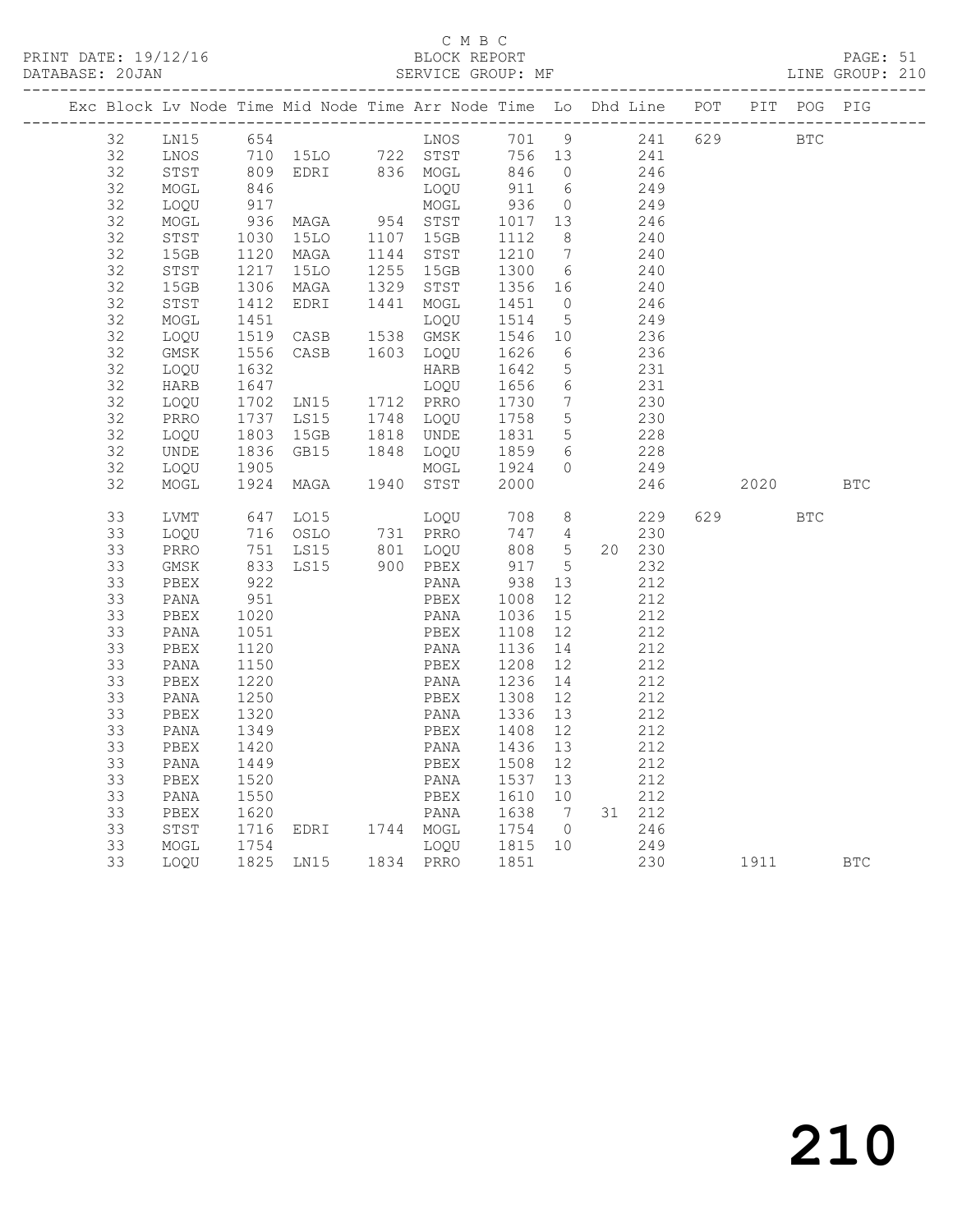C M B C

PRINT DATE: 19/12/16 BLOCK REPORT PAGE: 51
DATABASE: 20JAN SERVICE GROUP: MF LINE GROUP: 210

| Exc | Block | Lv | Node | Time | Mid Node | Time | Arr Node | Time | Lo | Dhd | Line | POT | PIT | POG | PIG |
|---|---|---|---|---|---|---|---|---|---|---|---|---|---|---|---|
| | 32 | | LN15 | 654 | | | LNOS | 701 | 9 | | 241 | 629 | | BTC | |
| | 32 | | LNOS | 710 | 15LO | 722 | STST | 756 | 13 | | 241 | | | | |
| | 32 | | STST | 809 | EDRI | 836 | MOGL | 846 | 0 | | 246 | | | | |
| | 32 | | MOGL | 846 | | | LOQU | 911 | 6 | | 249 | | | | |
| | 32 | | LOQU | 917 | | | MOGL | 936 | 0 | | 249 | | | | |
| | 32 | | MOGL | 936 | MAGA | 954 | STST | 1017 | 13 | | 246 | | | | |
| | 32 | | STST | 1030 | 15LO | 1107 | 15GB | 1112 | 8 | | 240 | | | | |
| | 32 | | 15GB | 1120 | MAGA | 1144 | STST | 1210 | 7 | | 240 | | | | |
| | 32 | | STST | 1217 | 15LO | 1255 | 15GB | 1300 | 6 | | 240 | | | | |
| | 32 | | 15GB | 1306 | MAGA | 1329 | STST | 1356 | 16 | | 240 | | | | |
| | 32 | | STST | 1412 | EDRI | 1441 | MOGL | 1451 | 0 | | 246 | | | | |
| | 32 | | MOGL | 1451 | | | LOQU | 1514 | 5 | | 249 | | | | |
| | 32 | | LOQU | 1519 | CASB | 1538 | GMSK | 1546 | 10 | | 236 | | | | |
| | 32 | | GMSK | 1556 | CASB | 1603 | LOQU | 1626 | 6 | | 236 | | | | |
| | 32 | | LOQU | 1632 | | | HARB | 1642 | 5 | | 231 | | | | |
| | 32 | | HARB | 1647 | | | LOQU | 1656 | 6 | | 231 | | | | |
| | 32 | | LOQU | 1702 | LN15 | 1712 | PRRO | 1730 | 7 | | 230 | | | | |
| | 32 | | PRRO | 1737 | LS15 | 1748 | LOQU | 1758 | 5 | | 230 | | | | |
| | 32 | | LOQU | 1803 | 15GB | 1818 | UNDE | 1831 | 5 | | 228 | | | | |
| | 32 | | UNDE | 1836 | GB15 | 1848 | LOQU | 1859 | 6 | | 228 | | | | |
| | 32 | | LOQU | 1905 | | | MOGL | 1924 | 0 | | 249 | | | | |
| | 32 | | MOGL | 1924 | MAGA | 1940 | STST | 2000 | | | 246 | | 2020 | | BTC |
| | 33 | | LVMT | 647 | LO15 | | LOQU | 708 | 8 | | 229 | 629 | | BTC | |
| | 33 | | LOQU | 716 | OSLO | 731 | PRRO | 747 | 4 | | 230 | | | | |
| | 33 | | PRRO | 751 | LS15 | 801 | LOQU | 808 | 5 | 20 | 230 | | | | |
| | 33 | | GMSK | 833 | LS15 | 900 | PBEX | 917 | 5 | | 232 | | | | |
| | 33 | | PBEX | 922 | | | PANA | 938 | 13 | | 212 | | | | |
| | 33 | | PANA | 951 | | | PBEX | 1008 | 12 | | 212 | | | | |
| | 33 | | PBEX | 1020 | | | PANA | 1036 | 15 | | 212 | | | | |
| | 33 | | PANA | 1051 | | | PBEX | 1108 | 12 | | 212 | | | | |
| | 33 | | PBEX | 1120 | | | PANA | 1136 | 14 | | 212 | | | | |
| | 33 | | PANA | 1150 | | | PBEX | 1208 | 12 | | 212 | | | | |
| | 33 | | PBEX | 1220 | | | PANA | 1236 | 14 | | 212 | | | | |
| | 33 | | PANA | 1250 | | | PBEX | 1308 | 12 | | 212 | | | | |
| | 33 | | PBEX | 1320 | | | PANA | 1336 | 13 | | 212 | | | | |
| | 33 | | PANA | 1349 | | | PBEX | 1408 | 12 | | 212 | | | | |
| | 33 | | PBEX | 1420 | | | PANA | 1436 | 13 | | 212 | | | | |
| | 33 | | PANA | 1449 | | | PBEX | 1508 | 12 | | 212 | | | | |
| | 33 | | PBEX | 1520 | | | PANA | 1537 | 13 | | 212 | | | | |
| | 33 | | PANA | 1550 | | | PBEX | 1610 | 10 | | 212 | | | | |
| | 33 | | PBEX | 1620 | | | PANA | 1638 | 7 | 31 | 212 | | | | |
| | 33 | | STST | 1716 | EDRI | 1744 | MOGL | 1754 | 0 | | 246 | | | | |
| | 33 | | MOGL | 1754 | | | LOQU | 1815 | 10 | | 249 | | | | |
| | 33 | | LOQU | 1825 | LN15 | 1834 | PRRO | 1851 | | | 230 | | 1911 | | BTC |

210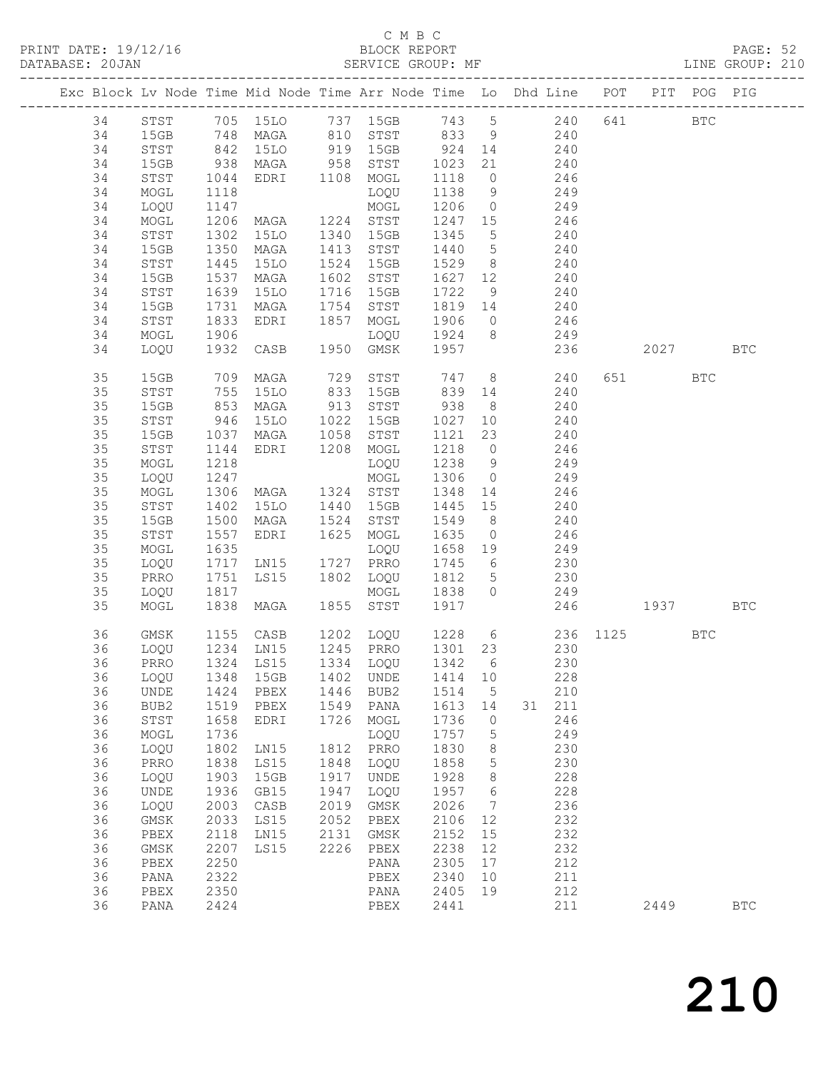C M B C
PRINT DATE: 19/12/16 BLOCK REPORT
DATABASE: 20JAN SERVICE GROUP: MF LINE GROUP: 210

| Exc | Block | Lv | Node | Time | Mid Node | Time | Arr Node | Time | Lo | Dhd Line | POT | PIT | POG | PIG |
|---|---|---|---|---|---|---|---|---|---|---|---|---|---|---|
| | 34 | | STST | 705 | 15LO | 737 | 15GB | 743 | 5 | 240 | 641 | | BTC | |
| | 34 | | 15GB | 748 | MAGA | 810 | STST | 833 | 9 | 240 | | | | |
| | 34 | | STST | 842 | 15LO | 919 | 15GB | 924 | 14 | 240 | | | | |
| | 34 | | 15GB | 938 | MAGA | 958 | STST | 1023 | 21 | 240 | | | | |
| | 34 | | STST | 1044 | EDRI | 1108 | MOGL | 1118 | 0 | 246 | | | | |
| | 34 | | MOGL | 1118 | | | LOQU | 1138 | 9 | 249 | | | | |
| | 34 | | LOQU | 1147 | | | MOGL | 1206 | 0 | 249 | | | | |
| | 34 | | MOGL | 1206 | MAGA | 1224 | STST | 1247 | 15 | 246 | | | | |
| | 34 | | STST | 1302 | 15LO | 1340 | 15GB | 1345 | 5 | 240 | | | | |
| | 34 | | 15GB | 1350 | MAGA | 1413 | STST | 1440 | 5 | 240 | | | | |
| | 34 | | STST | 1445 | 15LO | 1524 | 15GB | 1529 | 8 | 240 | | | | |
| | 34 | | 15GB | 1537 | MAGA | 1602 | STST | 1627 | 12 | 240 | | | | |
| | 34 | | STST | 1639 | 15LO | 1716 | 15GB | 1722 | 9 | 240 | | | | |
| | 34 | | 15GB | 1731 | MAGA | 1754 | STST | 1819 | 14 | 240 | | | | |
| | 34 | | STST | 1833 | EDRI | 1857 | MOGL | 1906 | 0 | 246 | | | | |
| | 34 | | MOGL | 1906 | | | LOQU | 1924 | 8 | 249 | | | | |
| | 34 | | LOQU | 1932 | CASB | 1950 | GMSK | 1957 | | 236 | | 2027 | | BTC |
| | 35 | | 15GB | 709 | MAGA | 729 | STST | 747 | 8 | 240 | 651 | | BTC | |
| | 35 | | STST | 755 | 15LO | 833 | 15GB | 839 | 14 | 240 | | | | |
| | 35 | | 15GB | 853 | MAGA | 913 | STST | 938 | 8 | 240 | | | | |
| | 35 | | STST | 946 | 15LO | 1022 | 15GB | 1027 | 10 | 240 | | | | |
| | 35 | | 15GB | 1037 | MAGA | 1058 | STST | 1121 | 23 | 240 | | | | |
| | 35 | | STST | 1144 | EDRI | 1208 | MOGL | 1218 | 0 | 246 | | | | |
| | 35 | | MOGL | 1218 | | | LOQU | 1238 | 9 | 249 | | | | |
| | 35 | | LOQU | 1247 | | | MOGL | 1306 | 0 | 249 | | | | |
| | 35 | | MOGL | 1306 | MAGA | 1324 | STST | 1348 | 14 | 246 | | | | |
| | 35 | | STST | 1402 | 15LO | 1440 | 15GB | 1445 | 15 | 240 | | | | |
| | 35 | | 15GB | 1500 | MAGA | 1524 | STST | 1549 | 8 | 240 | | | | |
| | 35 | | STST | 1557 | EDRI | 1625 | MOGL | 1635 | 0 | 246 | | | | |
| | 35 | | MOGL | 1635 | | | LOQU | 1658 | 19 | 249 | | | | |
| | 35 | | LOQU | 1717 | LN15 | 1727 | PRRO | 1745 | 6 | 230 | | | | |
| | 35 | | PRRO | 1751 | LS15 | 1802 | LOQU | 1812 | 5 | 230 | | | | |
| | 35 | | LOQU | 1817 | | | MOGL | 1838 | 0 | 249 | | | | |
| | 35 | | MOGL | 1838 | MAGA | 1855 | STST | 1917 | | 246 | | 1937 | | BTC |
| | 36 | | GMSK | 1155 | CASB | 1202 | LOQU | 1228 | 6 | 236 | 1125 | | BTC | |
| | 36 | | LOQU | 1234 | LN15 | 1245 | PRRO | 1301 | 23 | 230 | | | | |
| | 36 | | PRRO | 1324 | LS15 | 1334 | LOQU | 1342 | 6 | 230 | | | | |
| | 36 | | LOQU | 1348 | 15GB | 1402 | UNDE | 1414 | 10 | 228 | | | | |
| | 36 | | UNDE | 1424 | PBEX | 1446 | BUB2 | 1514 | 5 | 210 | | | | |
| | 36 | | BUB2 | 1519 | PBEX | 1549 | PANA | 1613 | 14 | 31 211 | | | | |
| | 36 | | STST | 1658 | EDRI | 1726 | MOGL | 1736 | 0 | 246 | | | | |
| | 36 | | MOGL | 1736 | | | LOQU | 1757 | 5 | 249 | | | | |
| | 36 | | LOQU | 1802 | LN15 | 1812 | PRRO | 1830 | 8 | 230 | | | | |
| | 36 | | PRRO | 1838 | LS15 | 1848 | LOQU | 1858 | 5 | 230 | | | | |
| | 36 | | LOQU | 1903 | 15GB | 1917 | UNDE | 1928 | 8 | 228 | | | | |
| | 36 | | UNDE | 1936 | GB15 | 1947 | LOQU | 1957 | 6 | 228 | | | | |
| | 36 | | LOQU | 2003 | CASB | 2019 | GMSK | 2026 | 7 | 236 | | | | |
| | 36 | | GMSK | 2033 | LS15 | 2052 | PBEX | 2106 | 12 | 232 | | | | |
| | 36 | | PBEX | 2118 | LN15 | 2131 | GMSK | 2152 | 15 | 232 | | | | |
| | 36 | | GMSK | 2207 | LS15 | 2226 | PBEX | 2238 | 12 | 232 | | | | |
| | 36 | | PBEX | 2250 | | | PANA | 2305 | 17 | 212 | | | | |
| | 36 | | PANA | 2322 | | | PBEX | 2340 | 10 | 211 | | | | |
| | 36 | | PBEX | 2350 | | | PANA | 2405 | 19 | 212 | | | | |
| | 36 | | PANA | 2424 | | | PBEX | 2441 | | 211 | | 2449 | | BTC |

210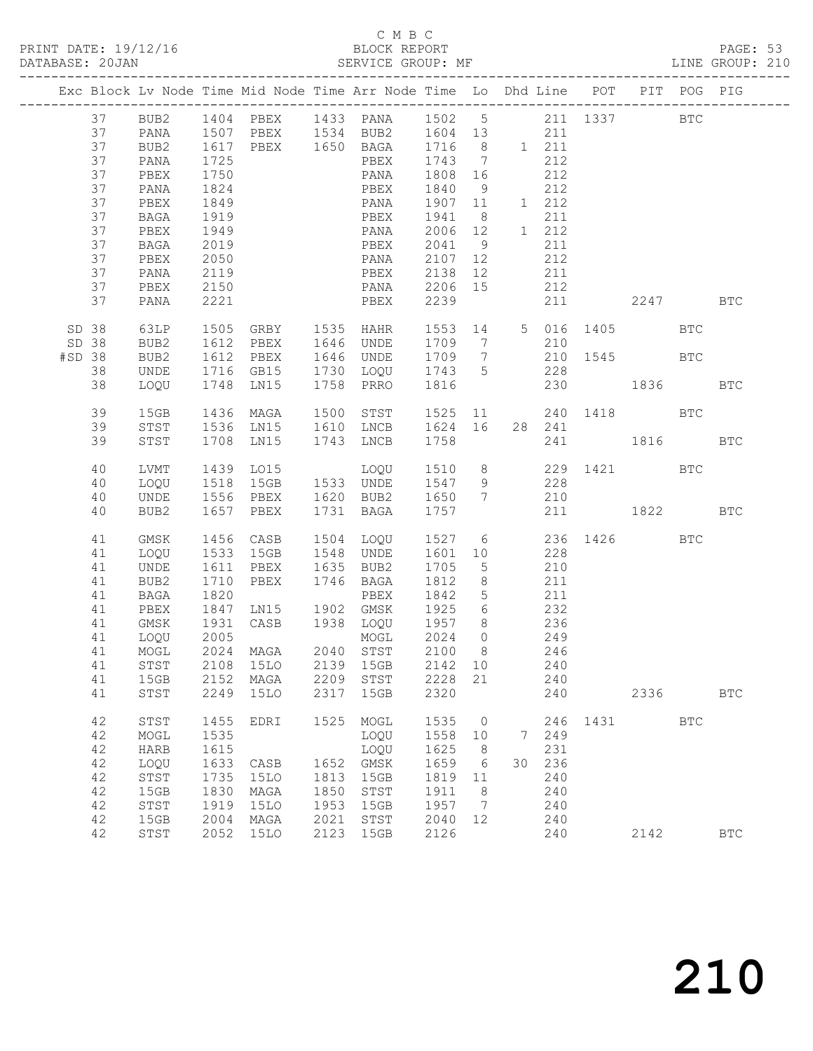C M B C
PRINT DATE: 19/12/16 BLOCK REPORT PAGE: 53
DATABASE: 20JAN SERVICE GROUP: MF LINE GROUP: 210

| Exc | Block | Lv | Node | Time | Mid Node | Time | Arr Node | Time | Lo | Dhd | Line | POT | PIT | POG | PIG |
|---|---|---|---|---|---|---|---|---|---|---|---|---|---|---|---|
| | 37 | | BUB2 | 1404 | PBEX | 1433 | PANA | 1502 | 5 | | 211 | 1337 | | BTC | |
| | 37 | | PANA | 1507 | PBEX | 1534 | BUB2 | 1604 | 13 | | 211 | | | | |
| | 37 | | BUB2 | 1617 | PBEX | 1650 | BAGA | 1716 | 8 | 1 | 211 | | | | |
| | 37 | | PANA | 1725 | | | PBEX | 1743 | 7 | | 212 | | | | |
| | 37 | | PBEX | 1750 | | | PANA | 1808 | 16 | | 212 | | | | |
| | 37 | | PANA | 1824 | | | PBEX | 1840 | 9 | | 212 | | | | |
| | 37 | | PBEX | 1849 | | | PANA | 1907 | 11 | 1 | 212 | | | | |
| | 37 | | BAGA | 1919 | | | PBEX | 1941 | 8 | | 211 | | | | |
| | 37 | | PBEX | 1949 | | | PANA | 2006 | 12 | 1 | 212 | | | | |
| | 37 | | BAGA | 2019 | | | PBEX | 2041 | 9 | | 211 | | | | |
| | 37 | | PBEX | 2050 | | | PANA | 2107 | 12 | | 212 | | | | |
| | 37 | | PANA | 2119 | | | PBEX | 2138 | 12 | | 211 | | | | |
| | 37 | | PBEX | 2150 | | | PANA | 2206 | 15 | | 212 | | | | |
| | 37 | | PANA | 2221 | | | PBEX | 2239 | | | 211 | | 2247 | | BTC |
| SD | 38 | | 63LP | 1505 | GRBY | 1535 | HAHR | 1553 | 14 | 5 | 016 | 1405 | | BTC | |
| SD | 38 | | BUB2 | 1612 | PBEX | 1646 | UNDE | 1709 | 7 | | 210 | | | | |
| #SD | 38 | | BUB2 | 1612 | PBEX | 1646 | UNDE | 1709 | 7 | | 210 | 1545 | | BTC | |
| | 38 | | UNDE | 1716 | GB15 | 1730 | LOQU | 1743 | 5 | | 228 | | | | |
| | 38 | | LOQU | 1748 | LN15 | 1758 | PRRO | 1816 | | | 230 | | 1836 | | BTC |
| | 39 | | 15GB | 1436 | MAGA | 1500 | STST | 1525 | 11 | | 240 | 1418 | | BTC | |
| | 39 | | STST | 1536 | LN15 | 1610 | LNCB | 1624 | 16 | 28 | 241 | | | | |
| | 39 | | STST | 1708 | LN15 | 1743 | LNCB | 1758 | | | 241 | | 1816 | | BTC |
| | 40 | | LVMT | 1439 | LO15 | | LOQU | 1510 | 8 | | 229 | 1421 | | BTC | |
| | 40 | | LOQU | 1518 | 15GB | 1533 | UNDE | 1547 | 9 | | 228 | | | | |
| | 40 | | UNDE | 1556 | PBEX | 1620 | BUB2 | 1650 | 7 | | 210 | | | | |
| | 40 | | BUB2 | 1657 | PBEX | 1731 | BAGA | 1757 | | | 211 | | 1822 | | BTC |
| | 41 | | GMSK | 1456 | CASB | 1504 | LOQU | 1527 | 6 | | 236 | 1426 | | BTC | |
| | 41 | | LOQU | 1533 | 15GB | 1548 | UNDE | 1601 | 10 | | 228 | | | | |
| | 41 | | UNDE | 1611 | PBEX | 1635 | BUB2 | 1705 | 5 | | 210 | | | | |
| | 41 | | BUB2 | 1710 | PBEX | 1746 | BAGA | 1812 | 8 | | 211 | | | | |
| | 41 | | BAGA | 1820 | | | PBEX | 1842 | 5 | | 211 | | | | |
| | 41 | | PBEX | 1847 | LN15 | 1902 | GMSK | 1925 | 6 | | 232 | | | | |
| | 41 | | GMSK | 1931 | CASB | 1938 | LOQU | 1957 | 8 | | 236 | | | | |
| | 41 | | LOQU | 2005 | | | MOGL | 2024 | 0 | | 249 | | | | |
| | 41 | | MOGL | 2024 | MAGA | 2040 | STST | 2100 | 8 | | 246 | | | | |
| | 41 | | STST | 2108 | 15LO | 2139 | 15GB | 2142 | 10 | | 240 | | | | |
| | 41 | | 15GB | 2152 | MAGA | 2209 | STST | 2228 | 21 | | 240 | | | | |
| | 41 | | STST | 2249 | 15LO | 2317 | 15GB | 2320 | | | 240 | | 2336 | | BTC |
| | 42 | | STST | 1455 | EDRI | 1525 | MOGL | 1535 | 0 | | 246 | 1431 | | BTC | |
| | 42 | | MOGL | 1535 | | | LOQU | 1558 | 10 | 7 | 249 | | | | |
| | 42 | | HARB | 1615 | | | LOQU | 1625 | 8 | | 231 | | | | |
| | 42 | | LOQU | 1633 | CASB | 1652 | GMSK | 1659 | 6 | 30 | 236 | | | | |
| | 42 | | STST | 1735 | 15LO | 1813 | 15GB | 1819 | 11 | | 240 | | | | |
| | 42 | | 15GB | 1830 | MAGA | 1850 | STST | 1911 | 8 | | 240 | | | | |
| | 42 | | STST | 1919 | 15LO | 1953 | 15GB | 1957 | 7 | | 240 | | | | |
| | 42 | | 15GB | 2004 | MAGA | 2021 | STST | 2040 | 12 | | 240 | | | | |
| | 42 | | STST | 2052 | 15LO | 2123 | 15GB | 2126 | | | 240 | | 2142 | | BTC |

210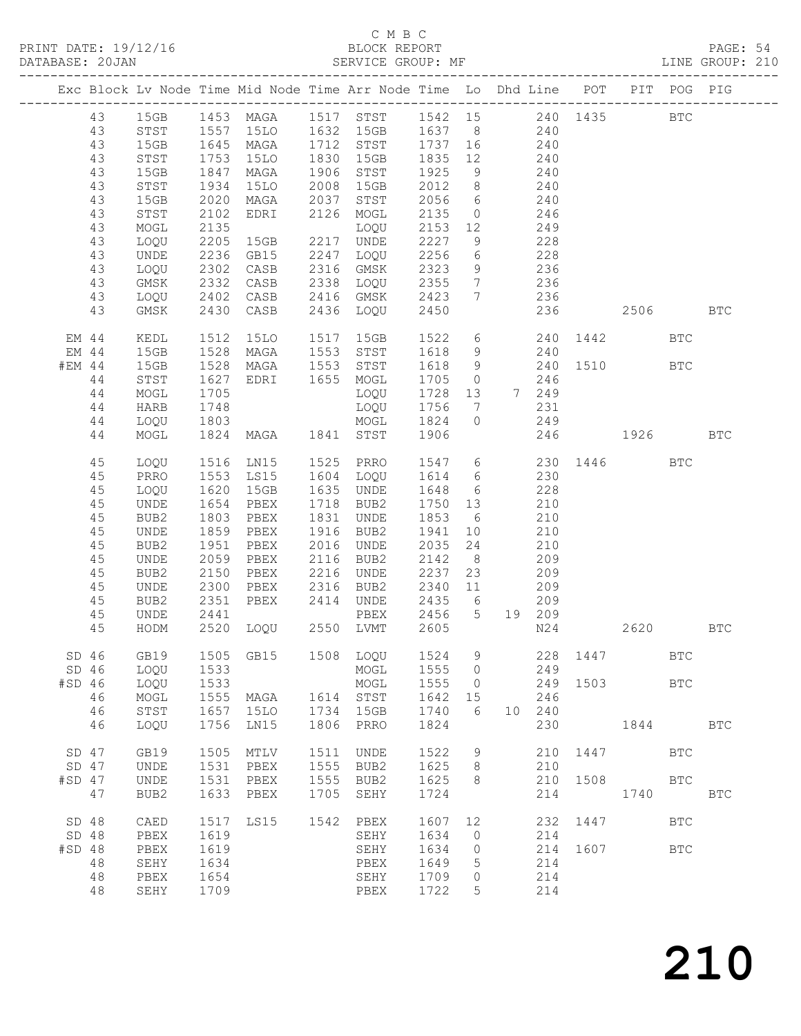C M B C
BLOCK REPORT
SERVICE GROUP: MF

PRINT DATE: 19/12/16
DATABASE: 20JAN
LINE GROUP: 210

| Exc | Block | Lv | Node | Time | Mid Node | Time | Arr Node | Time | Lo | Dhd | Line | POT | PIT | POG | PIG |
|---|---|---|---|---|---|---|---|---|---|---|---|---|---|---|---|
| | 43 | | 15GB | 1453 | MAGA | 1517 | STST | 1542 | 15 | | 240 | 1435 | | BTC | |
| | 43 | | STST | 1557 | 15LO | 1632 | 15GB | 1637 | 8 | | 240 | | | | |
| | 43 | | 15GB | 1645 | MAGA | 1712 | STST | 1737 | 16 | | 240 | | | | |
| | 43 | | STST | 1753 | 15LO | 1830 | 15GB | 1835 | 12 | | 240 | | | | |
| | 43 | | 15GB | 1847 | MAGA | 1906 | STST | 1925 | 9 | | 240 | | | | |
| | 43 | | STST | 1934 | 15LO | 2008 | 15GB | 2012 | 8 | | 240 | | | | |
| | 43 | | 15GB | 2020 | MAGA | 2037 | STST | 2056 | 6 | | 240 | | | | |
| | 43 | | STST | 2102 | EDRI | 2126 | MOGL | 2135 | 0 | | 246 | | | | |
| | 43 | | MOGL | 2135 | | | LOQU | 2153 | 12 | | 249 | | | | |
| | 43 | | LOQU | 2205 | 15GB | 2217 | UNDE | 2227 | 9 | | 228 | | | | |
| | 43 | | UNDE | 2236 | GB15 | 2247 | LOQU | 2256 | 6 | | 228 | | | | |
| | 43 | | LOQU | 2302 | CASB | 2316 | GMSK | 2323 | 9 | | 236 | | | | |
| | 43 | | GMSK | 2332 | CASB | 2338 | LOQU | 2355 | 7 | | 236 | | | | |
| | 43 | | LOQU | 2402 | CASB | 2416 | GMSK | 2423 | 7 | | 236 | | | | |
| | 43 | | GMSK | 2430 | CASB | 2436 | LOQU | 2450 | | | 236 | | 2506 | | BTC |
| EM | 44 | | KEDL | 1512 | 15LO | 1517 | 15GB | 1522 | 6 | | 240 | 1442 | | BTC | |
| EM | 44 | | 15GB | 1528 | MAGA | 1553 | STST | 1618 | 9 | | 240 | | | | |
| #EM | 44 | | 15GB | 1528 | MAGA | 1553 | STST | 1618 | 9 | | 240 | 1510 | | BTC | |
| | 44 | | STST | 1627 | EDRI | 1655 | MOGL | 1705 | 0 | | 246 | | | | |
| | 44 | | MOGL | 1705 | | | LOQU | 1728 | 13 | 7 | 249 | | | | |
| | 44 | | HARB | 1748 | | | LOQU | 1756 | 7 | | 231 | | | | |
| | 44 | | LOQU | 1803 | | | MOGL | 1824 | 0 | | 249 | | | | |
| | 44 | | MOGL | 1824 | MAGA | 1841 | STST | 1906 | | | 246 | | 1926 | | BTC |
| | 45 | | LOQU | 1516 | LN15 | 1525 | PRRO | 1547 | 6 | | 230 | 1446 | | BTC | |
| | 45 | | PRRO | 1553 | LS15 | 1604 | LOQU | 1614 | 6 | | 230 | | | | |
| | 45 | | LOQU | 1620 | 15GB | 1635 | UNDE | 1648 | 6 | | 228 | | | | |
| | 45 | | UNDE | 1654 | PBEX | 1718 | BUB2 | 1750 | 13 | | 210 | | | | |
| | 45 | | BUB2 | 1803 | PBEX | 1831 | UNDE | 1853 | 6 | | 210 | | | | |
| | 45 | | UNDE | 1859 | PBEX | 1916 | BUB2 | 1941 | 10 | | 210 | | | | |
| | 45 | | BUB2 | 1951 | PBEX | 2016 | UNDE | 2035 | 24 | | 210 | | | | |
| | 45 | | UNDE | 2059 | PBEX | 2116 | BUB2 | 2142 | 8 | | 209 | | | | |
| | 45 | | BUB2 | 2150 | PBEX | 2216 | UNDE | 2237 | 23 | | 209 | | | | |
| | 45 | | UNDE | 2300 | PBEX | 2316 | BUB2 | 2340 | 11 | | 209 | | | | |
| | 45 | | BUB2 | 2351 | PBEX | 2414 | UNDE | 2435 | 6 | | 209 | | | | |
| | 45 | | UNDE | 2441 | | | PBEX | 2456 | 5 | 19 | 209 | | | | |
| | 45 | | HODM | 2520 | LOQU | 2550 | LVMT | 2605 | | | N24 | | 2620 | | BTC |
| SD | 46 | | GB19 | 1505 | GB15 | 1508 | LOQU | 1524 | 9 | | 228 | 1447 | | BTC | |
| SD | 46 | | LOQU | 1533 | | | MOGL | 1555 | 0 | | 249 | | | | |
| #SD | 46 | | LOQU | 1533 | | | MOGL | 1555 | 0 | | 249 | 1503 | | BTC | |
| | 46 | | MOGL | 1555 | MAGA | 1614 | STST | 1642 | 15 | | 246 | | | | |
| | 46 | | STST | 1657 | 15LO | 1734 | 15GB | 1740 | 6 | 10 | 240 | | | | |
| | 46 | | LOQU | 1756 | LN15 | 1806 | PRRO | 1824 | | | 230 | | 1844 | | BTC |
| SD | 47 | | GB19 | 1505 | MTLV | 1511 | UNDE | 1522 | 9 | | 210 | 1447 | | BTC | |
| SD | 47 | | UNDE | 1531 | PBEX | 1555 | BUB2 | 1625 | 8 | | 210 | | | | |
| #SD | 47 | | UNDE | 1531 | PBEX | 1555 | BUB2 | 1625 | 8 | | 210 | 1508 | | BTC | |
| | 47 | | BUB2 | 1633 | PBEX | 1705 | SEHY | 1724 | | | 214 | | 1740 | | BTC |
| SD | 48 | | CAED | 1517 | LS15 | 1542 | PBEX | 1607 | 12 | | 232 | 1447 | | BTC | |
| SD | 48 | | PBEX | 1619 | | | SEHY | 1634 | 0 | | 214 | | | | |
| #SD | 48 | | PBEX | 1619 | | | SEHY | 1634 | 0 | | 214 | 1607 | | BTC | |
| | 48 | | SEHY | 1634 | | | PBEX | 1649 | 5 | | 214 | | | | |
| | 48 | | PBEX | 1654 | | | SEHY | 1709 | 0 | | 214 | | | | |
| | 48 | | SEHY | 1709 | | | PBEX | 1722 | 5 | | 214 | | | | |

210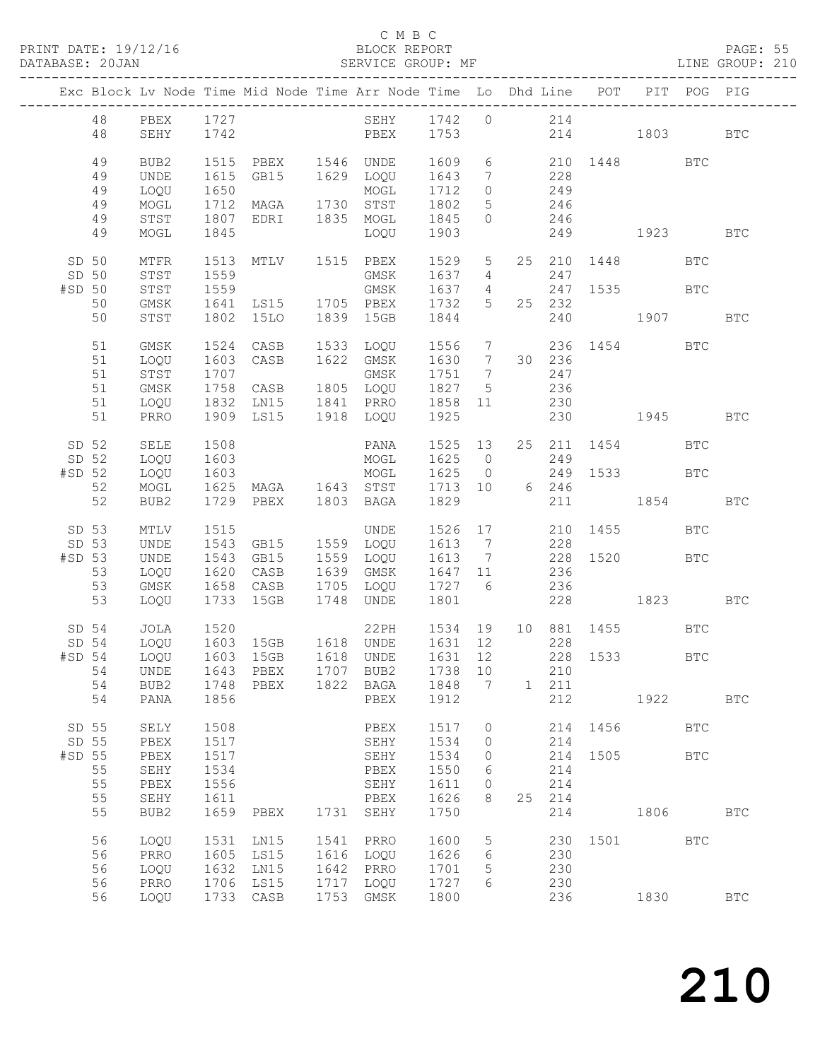C M B C
PRINT DATE: 19/12/16 BLOCK REPORT PAGE: 55
DATABASE: 20JAN SERVICE GROUP: MF LINE GROUP: 210

| Exc | Block | Lv | Node | Time | Mid Node | Time | Arr Node | Time | Lo | Dhd | Line | POT | PIT | POG | PIG |
|---|---|---|---|---|---|---|---|---|---|---|---|---|---|---|---|
| | 48 | | PBEX | 1727 | | | SEHY | 1742 | 0 | | 214 | | | | |
| | 48 | | SEHY | 1742 | | | PBEX | 1753 | | | 214 | | 1803 | | BTC |
| | 49 | | BUB2 | 1515 | PBEX | 1546 | UNDE | 1609 | 6 | | 210 | 1448 | | BTC | |
| | 49 | | UNDE | 1615 | GB15 | 1629 | LOQU | 1643 | 7 | | 228 | | | | |
| | 49 | | LOQU | 1650 | | | MOGL | 1712 | 0 | | 249 | | | | |
| | 49 | | MOGL | 1712 | MAGA | 1730 | STST | 1802 | 5 | | 246 | | | | |
| | 49 | | STST | 1807 | EDRI | 1835 | MOGL | 1845 | 0 | | 246 | | | | |
| | 49 | | MOGL | 1845 | | | LOQU | 1903 | | | 249 | | 1923 | | BTC |
| SD | 50 | | MTFR | 1513 | MTLV | 1515 | PBEX | 1529 | 5 | 25 | 210 | 1448 | | BTC | |
| SD | 50 | | STST | 1559 | | | GMSK | 1637 | 4 | | 247 | | | | |
| #SD | 50 | | STST | 1559 | | | GMSK | 1637 | 4 | | 247 | 1535 | | BTC | |
| | 50 | | GMSK | 1641 | LS15 | 1705 | PBEX | 1732 | 5 | 25 | 232 | | | | |
| | 50 | | STST | 1802 | 15LO | 1839 | 15GB | 1844 | | | 240 | | 1907 | | BTC |
| | 51 | | GMSK | 1524 | CASB | 1533 | LOQU | 1556 | 7 | | 236 | 1454 | | BTC | |
| | 51 | | LOQU | 1603 | CASB | 1622 | GMSK | 1630 | 7 | 30 | 236 | | | | |
| | 51 | | STST | 1707 | | | GMSK | 1751 | 7 | | 247 | | | | |
| | 51 | | GMSK | 1758 | CASB | 1805 | LOQU | 1827 | 5 | | 236 | | | | |
| | 51 | | LOQU | 1832 | LN15 | 1841 | PRRO | 1858 | 11 | | 230 | | | | |
| | 51 | | PRRO | 1909 | LS15 | 1918 | LOQU | 1925 | | | 230 | | 1945 | | BTC |
| SD | 52 | | SELE | 1508 | | | PANA | 1525 | 13 | 25 | 211 | 1454 | | BTC | |
| SD | 52 | | LOQU | 1603 | | | MOGL | 1625 | 0 | | 249 | | | | |
| #SD | 52 | | LOQU | 1603 | | | MOGL | 1625 | 0 | | 249 | 1533 | | BTC | |
| | 52 | | MOGL | 1625 | MAGA | 1643 | STST | 1713 | 10 | 6 | 246 | | | | |
| | 52 | | BUB2 | 1729 | PBEX | 1803 | BAGA | 1829 | | | 211 | | 1854 | | BTC |
| SD | 53 | | MTLV | 1515 | | | UNDE | 1526 | 17 | | 210 | 1455 | | BTC | |
| SD | 53 | | UNDE | 1543 | GB15 | 1559 | LOQU | 1613 | 7 | | 228 | | | | |
| #SD | 53 | | UNDE | 1543 | GB15 | 1559 | LOQU | 1613 | 7 | | 228 | 1520 | | BTC | |
| | 53 | | LOQU | 1620 | CASB | 1639 | GMSK | 1647 | 11 | | 236 | | | | |
| | 53 | | GMSK | 1658 | CASB | 1705 | LOQU | 1727 | 6 | | 236 | | | | |
| | 53 | | LOQU | 1733 | 15GB | 1748 | UNDE | 1801 | | | 228 | | 1823 | | BTC |
| SD | 54 | | JOLA | 1520 | | | 22PH | 1534 | 19 | 10 | 881 | 1455 | | BTC | |
| SD | 54 | | LOQU | 1603 | 15GB | 1618 | UNDE | 1631 | 12 | | 228 | | | | |
| #SD | 54 | | LOQU | 1603 | 15GB | 1618 | UNDE | 1631 | 12 | | 228 | 1533 | | BTC | |
| | 54 | | UNDE | 1643 | PBEX | 1707 | BUB2 | 1738 | 10 | | 210 | | | | |
| | 54 | | BUB2 | 1748 | PBEX | 1822 | BAGA | 1848 | 7 | 1 | 211 | | | | |
| | 54 | | PANA | 1856 | | | PBEX | 1912 | | | 212 | | 1922 | | BTC |
| SD | 55 | | SELY | 1508 | | | PBEX | 1517 | 0 | | 214 | 1456 | | BTC | |
| SD | 55 | | PBEX | 1517 | | | SEHY | 1534 | 0 | | 214 | | | | |
| #SD | 55 | | PBEX | 1517 | | | SEHY | 1534 | 0 | | 214 | 1505 | | BTC | |
| | 55 | | SEHY | 1534 | | | PBEX | 1550 | 6 | | 214 | | | | |
| | 55 | | PBEX | 1556 | | | SEHY | 1611 | 0 | | 214 | | | | |
| | 55 | | SEHY | 1611 | | | PBEX | 1626 | 8 | 25 | 214 | | | | |
| | 55 | | BUB2 | 1659 | PBEX | 1731 | SEHY | 1750 | | | 214 | | 1806 | | BTC |
| | 56 | | LOQU | 1531 | LN15 | 1541 | PRRO | 1600 | 5 | | 230 | 1501 | | BTC | |
| | 56 | | PRRO | 1605 | LS15 | 1616 | LOQU | 1626 | 6 | | 230 | | | | |
| | 56 | | LOQU | 1632 | LN15 | 1642 | PRRO | 1701 | 5 | | 230 | | | | |
| | 56 | | PRRO | 1706 | LS15 | 1717 | LOQU | 1727 | 6 | | 230 | | | | |
| | 56 | | LOQU | 1733 | CASB | 1753 | GMSK | 1800 | | | 236 | | 1830 | | BTC |

210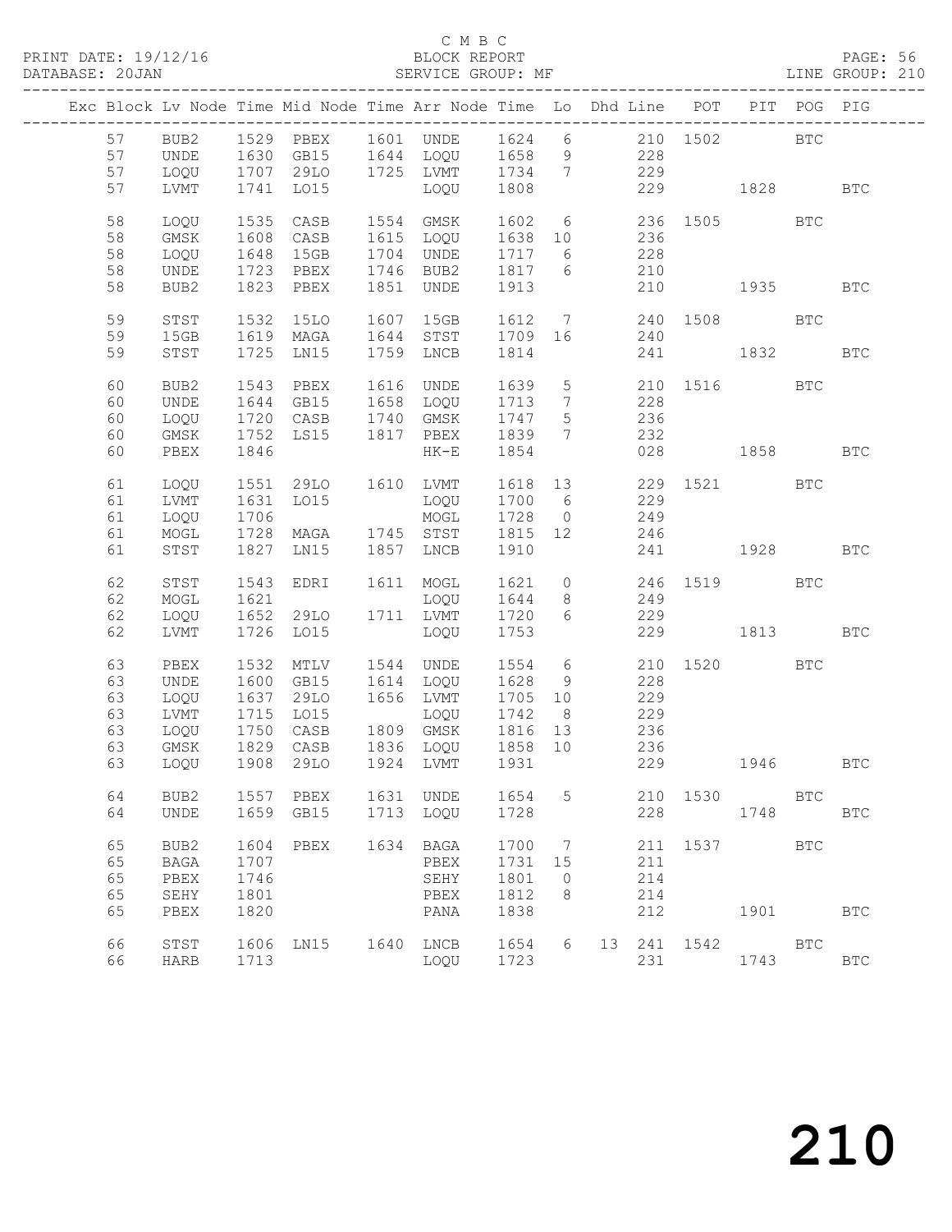C M B C
PRINT DATE: 19/12/16 BLOCK REPORT PAGE: 56
DATABASE: 20JAN SERVICE GROUP: MF LINE GROUP: 210

| Exc | Block | Lv | Node | Time | Mid Node | Time | Arr Node | Time | Lo | Dhd | Line | POT | PIT | POG | PIG |
|---|---|---|---|---|---|---|---|---|---|---|---|---|---|---|---|
| | 57 | | BUB2 | 1529 | PBEX | 1601 | UNDE | 1624 | 6 | | 210 | 1502 | | BTC | |
| | 57 | | UNDE | 1630 | GB15 | 1644 | LOQU | 1658 | 9 | | 228 | | | | |
| | 57 | | LOQU | 1707 | 29LO | 1725 | LVMT | 1734 | 7 | | 229 | | | | |
| | 57 | | LVMT | 1741 | LO15 | | LOQU | 1808 | | | 229 | | 1828 | | BTC |
| | 58 | | LOQU | 1535 | CASB | 1554 | GMSK | 1602 | 6 | | 236 | 1505 | | BTC | |
| | 58 | | GMSK | 1608 | CASB | 1615 | LOQU | 1638 | 10 | | 236 | | | | |
| | 58 | | LOQU | 1648 | 15GB | 1704 | UNDE | 1717 | 6 | | 228 | | | | |
| | 58 | | UNDE | 1723 | PBEX | 1746 | BUB2 | 1817 | 6 | | 210 | | | | |
| | 58 | | BUB2 | 1823 | PBEX | 1851 | UNDE | 1913 | | | 210 | | 1935 | | BTC |
| | 59 | | STST | 1532 | 15LO | 1607 | 15GB | 1612 | 7 | | 240 | 1508 | | BTC | |
| | 59 | | 15GB | 1619 | MAGA | 1644 | STST | 1709 | 16 | | 240 | | | | |
| | 59 | | STST | 1725 | LN15 | 1759 | LNCB | 1814 | | | 241 | | 1832 | | BTC |
| | 60 | | BUB2 | 1543 | PBEX | 1616 | UNDE | 1639 | 5 | | 210 | 1516 | | BTC | |
| | 60 | | UNDE | 1644 | GB15 | 1658 | LOQU | 1713 | 7 | | 228 | | | | |
| | 60 | | LOQU | 1720 | CASB | 1740 | GMSK | 1747 | 5 | | 236 | | | | |
| | 60 | | GMSK | 1752 | LS15 | 1817 | PBEX | 1839 | 7 | | 232 | | | | |
| | 60 | | PBEX | 1846 | | | HK-E | 1854 | | | 028 | | 1858 | | BTC |
| | 61 | | LOQU | 1551 | 29LO | 1610 | LVMT | 1618 | 13 | | 229 | 1521 | | BTC | |
| | 61 | | LVMT | 1631 | LO15 | | LOQU | 1700 | 6 | | 229 | | | | |
| | 61 | | LOQU | 1706 | | | MOGL | 1728 | 0 | | 249 | | | | |
| | 61 | | MOGL | 1728 | MAGA | 1745 | STST | 1815 | 12 | | 246 | | | | |
| | 61 | | STST | 1827 | LN15 | 1857 | LNCB | 1910 | | | 241 | | 1928 | | BTC |
| | 62 | | STST | 1543 | EDRI | 1611 | MOGL | 1621 | 0 | | 246 | 1519 | | BTC | |
| | 62 | | MOGL | 1621 | | | LOQU | 1644 | 8 | | 249 | | | | |
| | 62 | | LOQU | 1652 | 29LO | 1711 | LVMT | 1720 | 6 | | 229 | | | | |
| | 62 | | LVMT | 1726 | LO15 | | LOQU | 1753 | | | 229 | | 1813 | | BTC |
| | 63 | | PBEX | 1532 | MTLV | 1544 | UNDE | 1554 | 6 | | 210 | 1520 | | BTC | |
| | 63 | | UNDE | 1600 | GB15 | 1614 | LOQU | 1628 | 9 | | 228 | | | | |
| | 63 | | LOQU | 1637 | 29LO | 1656 | LVMT | 1705 | 10 | | 229 | | | | |
| | 63 | | LVMT | 1715 | LO15 | | LOQU | 1742 | 8 | | 229 | | | | |
| | 63 | | LOQU | 1750 | CASB | 1809 | GMSK | 1816 | 13 | | 236 | | | | |
| | 63 | | GMSK | 1829 | CASB | 1836 | LOQU | 1858 | 10 | | 236 | | | | |
| | 63 | | LOQU | 1908 | 29LO | 1924 | LVMT | 1931 | | | 229 | | 1946 | | BTC |
| | 64 | | BUB2 | 1557 | PBEX | 1631 | UNDE | 1654 | 5 | | 210 | 1530 | | BTC | |
| | 64 | | UNDE | 1659 | GB15 | 1713 | LOQU | 1728 | | | 228 | | 1748 | | BTC |
| | 65 | | BUB2 | 1604 | PBEX | 1634 | BAGA | 1700 | 7 | | 211 | 1537 | | BTC | |
| | 65 | | BAGA | 1707 | | | PBEX | 1731 | 15 | | 211 | | | | |
| | 65 | | PBEX | 1746 | | | SEHY | 1801 | 0 | | 214 | | | | |
| | 65 | | SEHY | 1801 | | | PBEX | 1812 | 8 | | 214 | | | | |
| | 65 | | PBEX | 1820 | | | PANA | 1838 | | | 212 | | 1901 | | BTC |
| | 66 | | STST | 1606 | LN15 | 1640 | LNCB | 1654 | 6 | 13 | 241 | 1542 | | BTC | |
| | 66 | | HARB | 1713 | | | LOQU | 1723 | | | 231 | | 1743 | | BTC |

210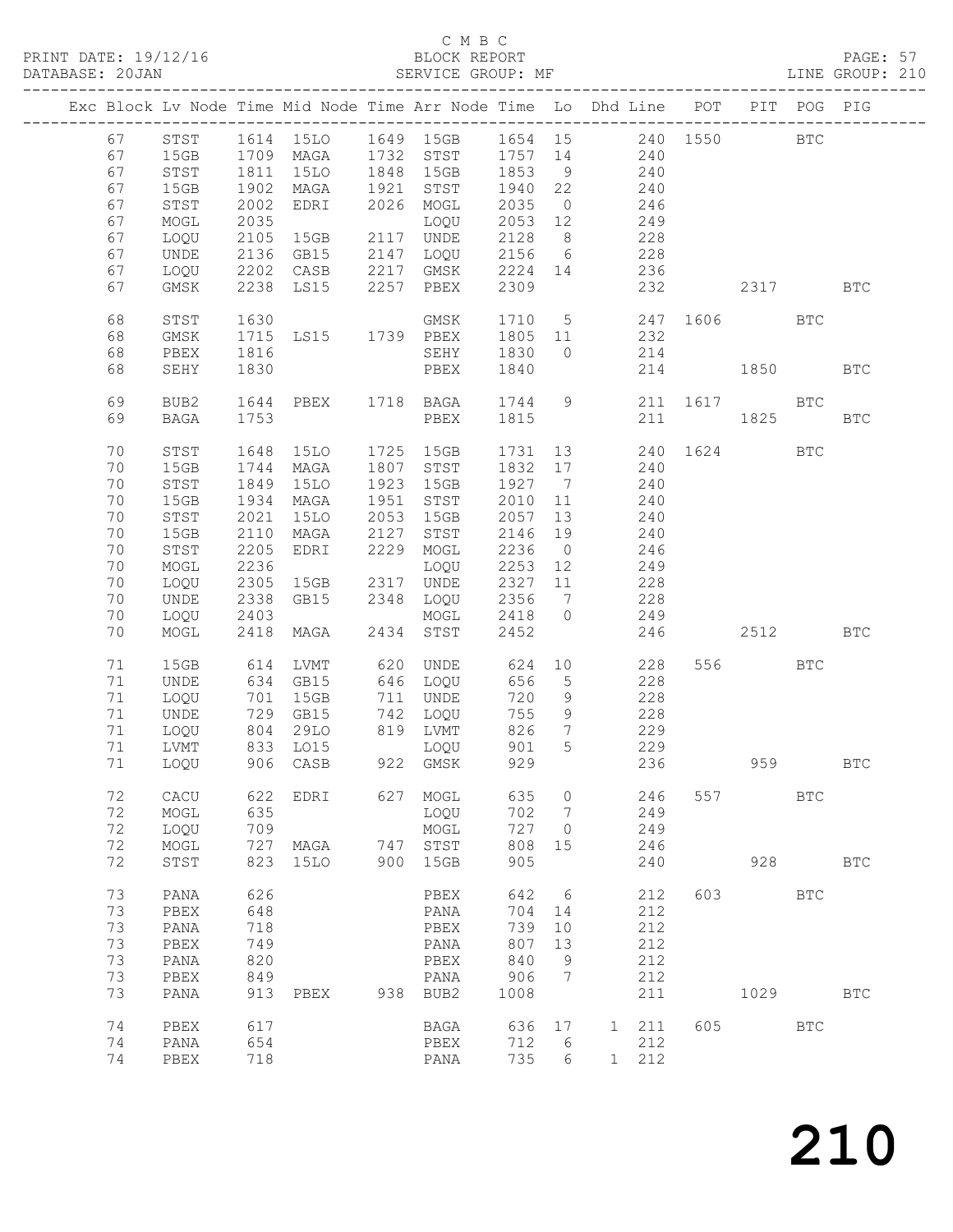C M B C

PRINT DATE: 19/12/16 BLOCK REPORT
DATABASE: 20JAN SERVICE GROUP: MF LINE GROUP: 210

| Exc | Block | Lv | Node | Time | Mid Node | Time | Arr Node | Time | Lo | Dhd Line | POT | PIT | POG | PIG |
|---|---|---|---|---|---|---|---|---|---|---|---|---|---|---|
| | 67 | | STST | 1614 | 15LO | 1649 | 15GB | 1654 | 15 | 240 | 1550 | | BTC | |
| | 67 | | 15GB | 1709 | MAGA | 1732 | STST | 1757 | 14 | 240 | | | | |
| | 67 | | STST | 1811 | 15LO | 1848 | 15GB | 1853 | 9 | 240 | | | | |
| | 67 | | 15GB | 1902 | MAGA | 1921 | STST | 1940 | 22 | 240 | | | | |
| | 67 | | STST | 2002 | EDRI | 2026 | MOGL | 2035 | 0 | 246 | | | | |
| | 67 | | MOGL | 2035 | | | LOQU | 2053 | 12 | 249 | | | | |
| | 67 | | LOQU | 2105 | 15GB | 2117 | UNDE | 2128 | 8 | 228 | | | | |
| | 67 | | UNDE | 2136 | GB15 | 2147 | LOQU | 2156 | 6 | 228 | | | | |
| | 67 | | LOQU | 2202 | CASB | 2217 | GMSK | 2224 | 14 | 236 | | | | |
| | 67 | | GMSK | 2238 | LS15 | 2257 | PBEX | 2309 | | 232 | | 2317 | | BTC |
| | 68 | | STST | 1630 | | | GMSK | 1710 | 5 | 247 | 1606 | | BTC | |
| | 68 | | GMSK | 1715 | LS15 | 1739 | PBEX | 1805 | 11 | 232 | | | | |
| | 68 | | PBEX | 1816 | | | SEHY | 1830 | 0 | 214 | | | | |
| | 68 | | SEHY | 1830 | | | PBEX | 1840 | | 214 | | 1850 | | BTC |
| | 69 | | BUB2 | 1644 | PBEX | 1718 | BAGA | 1744 | 9 | 211 | 1617 | | BTC | |
| | 69 | | BAGA | 1753 | | | PBEX | 1815 | | 211 | | 1825 | | BTC |
| | 70 | | STST | 1648 | 15LO | 1725 | 15GB | 1731 | 13 | 240 | 1624 | | BTC | |
| | 70 | | 15GB | 1744 | MAGA | 1807 | STST | 1832 | 17 | 240 | | | | |
| | 70 | | STST | 1849 | 15LO | 1923 | 15GB | 1927 | 7 | 240 | | | | |
| | 70 | | 15GB | 1934 | MAGA | 1951 | STST | 2010 | 11 | 240 | | | | |
| | 70 | | STST | 2021 | 15LO | 2053 | 15GB | 2057 | 13 | 240 | | | | |
| | 70 | | 15GB | 2110 | MAGA | 2127 | STST | 2146 | 19 | 240 | | | | |
| | 70 | | STST | 2205 | EDRI | 2229 | MOGL | 2236 | 0 | 246 | | | | |
| | 70 | | MOGL | 2236 | | | LOQU | 2253 | 12 | 249 | | | | |
| | 70 | | LOQU | 2305 | 15GB | 2317 | UNDE | 2327 | 11 | 228 | | | | |
| | 70 | | UNDE | 2338 | GB15 | 2348 | LOQU | 2356 | 7 | 228 | | | | |
| | 70 | | LOQU | 2403 | | | MOGL | 2418 | 0 | 249 | | | | |
| | 70 | | MOGL | 2418 | MAGA | 2434 | STST | 2452 | | 246 | | 2512 | | BTC |
| | 71 | | 15GB | 614 | LVMT | 620 | UNDE | 624 | 10 | 228 | 556 | | BTC | |
| | 71 | | UNDE | 634 | GB15 | 646 | LOQU | 656 | 5 | 228 | | | | |
| | 71 | | LOQU | 701 | 15GB | 711 | UNDE | 720 | 9 | 228 | | | | |
| | 71 | | UNDE | 729 | GB15 | 742 | LOQU | 755 | 9 | 228 | | | | |
| | 71 | | LOQU | 804 | 29LO | 819 | LVMT | 826 | 7 | 229 | | | | |
| | 71 | | LVMT | 833 | LO15 | | LOQU | 901 | 5 | 229 | | | | |
| | 71 | | LOQU | 906 | CASB | 922 | GMSK | 929 | | 236 | | 959 | | BTC |
| | 72 | | CACU | 622 | EDRI | 627 | MOGL | 635 | 0 | 246 | 557 | | BTC | |
| | 72 | | MOGL | 635 | | | LOQU | 702 | 7 | 249 | | | | |
| | 72 | | LOQU | 709 | | | MOGL | 727 | 0 | 249 | | | | |
| | 72 | | MOGL | 727 | MAGA | 747 | STST | 808 | 15 | 246 | | | | |
| | 72 | | STST | 823 | 15LO | 900 | 15GB | 905 | | 240 | | 928 | | BTC |
| | 73 | | PANA | 626 | | | PBEX | 642 | 6 | 212 | 603 | | BTC | |
| | 73 | | PBEX | 648 | | | PANA | 704 | 14 | 212 | | | | |
| | 73 | | PANA | 718 | | | PBEX | 739 | 10 | 212 | | | | |
| | 73 | | PBEX | 749 | | | PANA | 807 | 13 | 212 | | | | |
| | 73 | | PANA | 820 | | | PBEX | 840 | 9 | 212 | | | | |
| | 73 | | PBEX | 849 | | | PANA | 906 | 7 | 212 | | | | |
| | 73 | | PANA | 913 | PBEX | 938 | BUB2 | 1008 | | 211 | | 1029 | | BTC |
| | 74 | | PBEX | 617 | | | BAGA | 636 | 17 | 1 211 | 605 | | BTC | |
| | 74 | | PANA | 654 | | | PBEX | 712 | 6 | 212 | | | | |
| | 74 | | PBEX | 718 | | | PANA | 735 | 6 | 1 212 | | | | |

210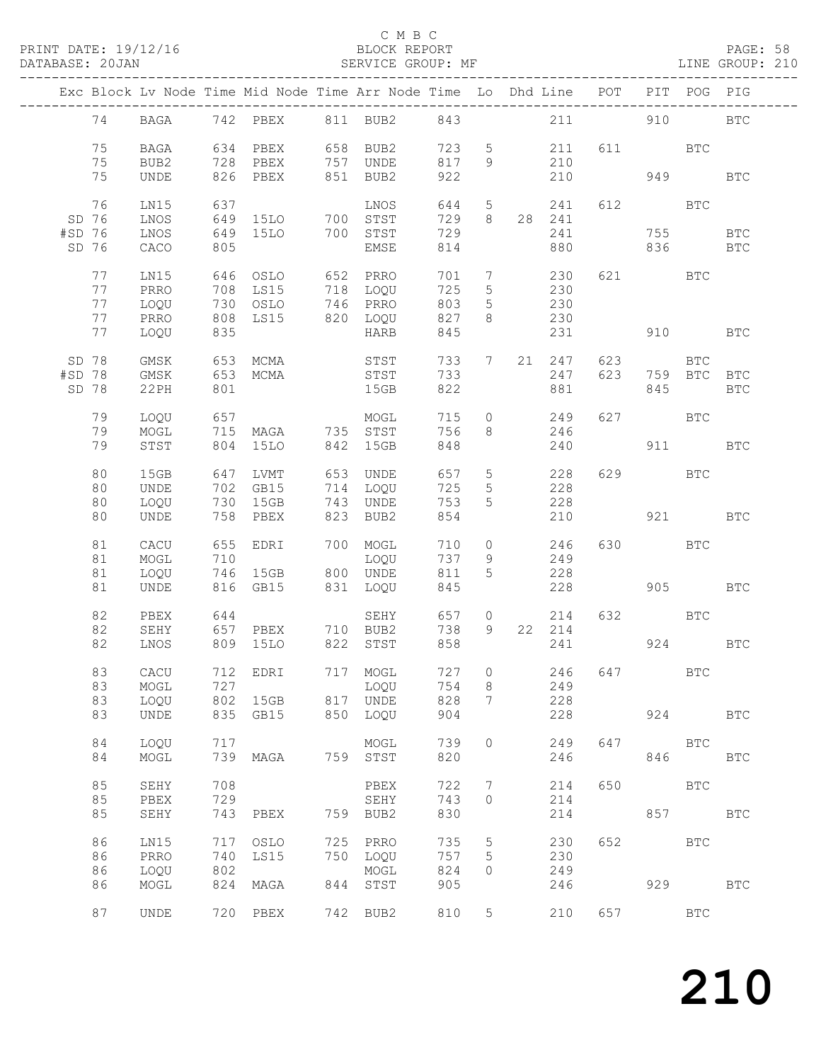C M B C

PRINT DATE: 19/12/16 BLOCK REPORT

DATABASE: 20JAN SERVICE GROUP: MF LINE GROUP: 210

| Exc | Block | Lv | Node | Time | Mid Node | Time | Arr Node | Time | Lo | Dhd | Line | POT | PIT | POG | PIG |
|---|---|---|---|---|---|---|---|---|---|---|---|---|---|---|---|
| | 74 | | BAGA | 742 | PBEX | 811 | BUB2 | 843 | | | 211 | | 910 | | BTC |
| | 75 | | BAGA | 634 | PBEX | 658 | BUB2 | 723 | 5 | | 211 | 611 | | BTC | |
| | 75 | | BUB2 | 728 | PBEX | 757 | UNDE | 817 | 9 | | 210 | | | | |
| | 75 | | UNDE | 826 | PBEX | 851 | BUB2 | 922 | | | 210 | | 949 | | BTC |
| | 76 | | LN15 | 637 | | | LNOS | 644 | 5 | | 241 | 612 | | BTC | |
| SD | 76 | | LNOS | 649 | 15LO | 700 | STST | 729 | 8 | 28 | 241 | | | | |
| #SD | 76 | | LNOS | 649 | 15LO | 700 | STST | 729 | | | 241 | | 755 | | BTC |
| SD | 76 | | CACO | 805 | | | EMSE | 814 | | | 880 | | 836 | | BTC |
| | 77 | | LN15 | 646 | OSLO | 652 | PRRO | 701 | 7 | | 230 | 621 | | BTC | |
| | 77 | | PRRO | 708 | LS15 | 718 | LOQU | 725 | 5 | | 230 | | | | |
| | 77 | | LOQU | 730 | OSLO | 746 | PRRO | 803 | 5 | | 230 | | | | |
| | 77 | | PRRO | 808 | LS15 | 820 | LOQU | 827 | 8 | | 230 | | | | |
| | 77 | | LOQU | 835 | | | HARB | 845 | | | 231 | | 910 | | BTC |
| SD | 78 | | GMSK | 653 | MCMA | | STST | 733 | 7 | 21 | 247 | 623 | | BTC | |
| #SD | 78 | | GMSK | 653 | MCMA | | STST | 733 | | | 247 | 623 | 759 | BTC | BTC |
| SD | 78 | | 22PH | 801 | | | 15GB | 822 | | | 881 | | 845 | | BTC |
| | 79 | | LOQU | 657 | | | MOGL | 715 | 0 | | 249 | 627 | | BTC | |
| | 79 | | MOGL | 715 | MAGA | 735 | STST | 756 | 8 | | 246 | | | | |
| | 79 | | STST | 804 | 15LO | 842 | 15GB | 848 | | | 240 | | 911 | | BTC |
| | 80 | | 15GB | 647 | LVMT | 653 | UNDE | 657 | 5 | | 228 | 629 | | BTC | |
| | 80 | | UNDE | 702 | GB15 | 714 | LOQU | 725 | 5 | | 228 | | | | |
| | 80 | | LOQU | 730 | 15GB | 743 | UNDE | 753 | 5 | | 228 | | | | |
| | 80 | | UNDE | 758 | PBEX | 823 | BUB2 | 854 | | | 210 | | 921 | | BTC |
| | 81 | | CACU | 655 | EDRI | 700 | MOGL | 710 | 0 | | 246 | 630 | | BTC | |
| | 81 | | MOGL | 710 | | | LOQU | 737 | 9 | | 249 | | | | |
| | 81 | | LOQU | 746 | 15GB | 800 | UNDE | 811 | 5 | | 228 | | | | |
| | 81 | | UNDE | 816 | GB15 | 831 | LOQU | 845 | | | 228 | | 905 | | BTC |
| | 82 | | PBEX | 644 | | | SEHY | 657 | 0 | | 214 | 632 | | BTC | |
| | 82 | | SEHY | 657 | PBEX | 710 | BUB2 | 738 | 9 | 22 | 214 | | | | |
| | 82 | | LNOS | 809 | 15LO | 822 | STST | 858 | | | 241 | | 924 | | BTC |
| | 83 | | CACU | 712 | EDRI | 717 | MOGL | 727 | 0 | | 246 | 647 | | BTC | |
| | 83 | | MOGL | 727 | | | LOQU | 754 | 8 | | 249 | | | | |
| | 83 | | LOQU | 802 | 15GB | 817 | UNDE | 828 | 7 | | 228 | | | | |
| | 83 | | UNDE | 835 | GB15 | 850 | LOQU | 904 | | | 228 | | 924 | | BTC |
| | 84 | | LOQU | 717 | | | MOGL | 739 | 0 | | 249 | 647 | | BTC | |
| | 84 | | MOGL | 739 | MAGA | 759 | STST | 820 | | | 246 | | 846 | | BTC |
| | 85 | | SEHY | 708 | | | PBEX | 722 | 7 | | 214 | 650 | | BTC | |
| | 85 | | PBEX | 729 | | | SEHY | 743 | 0 | | 214 | | | | |
| | 85 | | SEHY | 743 | PBEX | 759 | BUB2 | 830 | | | 214 | | 857 | | BTC |
| | 86 | | LN15 | 717 | OSLO | 725 | PRRO | 735 | 5 | | 230 | 652 | | BTC | |
| | 86 | | PRRO | 740 | LS15 | 750 | LOQU | 757 | 5 | | 230 | | | | |
| | 86 | | LOQU | 802 | | | MOGL | 824 | 0 | | 249 | | | | |
| | 86 | | MOGL | 824 | MAGA | 844 | STST | 905 | | | 246 | | 929 | | BTC |
| | 87 | | UNDE | 720 | PBEX | 742 | BUB2 | 810 | 5 | | 210 | 657 | | BTC | |

210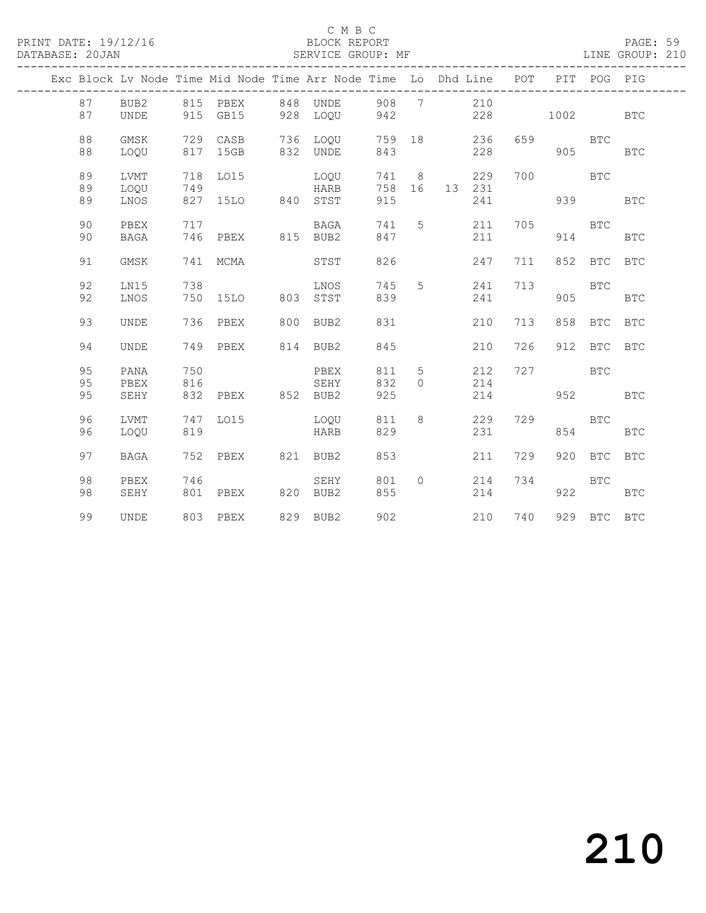C M B C

PRINT DATE: 19/12/16 BLOCK REPORT PAGE: 59
DATABASE: 20JAN SERVICE GROUP: MF LINE GROUP: 210

| Exc | Block | Lv | Node | Time | Mid Node | Time | Arr Node | Time | Lo | Dhd | Line | POT | PIT | POG | PIG |
|---|---|---|---|---|---|---|---|---|---|---|---|---|---|---|---|
| | 87 | | BUB2 | 815 | PBEX | 848 | UNDE | 908 | 7 | | 210 | | | | |
| | 87 | | UNDE | 915 | GB15 | 928 | LOQU | 942 | | | 228 | | 1002 | | BTC |
| | 88 | | GMSK | 729 | CASB | 736 | LOQU | 759 | 18 | | 236 | 659 | | BTC | |
| | 88 | | LOQU | 817 | 15GB | 832 | UNDE | 843 | | | 228 | | 905 | | BTC |
| | 89 | | LVMT | 718 | LO15 | | LOQU | 741 | 8 | | 229 | 700 | | BTC | |
| | 89 | | LOQU | 749 | | | HARB | 758 | 16 | 13 | 231 | | | | |
| | 89 | | LNOS | 827 | 15LO | 840 | STST | 915 | | | 241 | | 939 | | BTC |
| | 90 | | PBEX | 717 | | | BAGA | 741 | 5 | | 211 | 705 | | BTC | |
| | 90 | | BAGA | 746 | PBEX | 815 | BUB2 | 847 | | | 211 | | 914 | | BTC |
| | 91 | | GMSK | 741 | MCMA | | STST | 826 | | | 247 | 711 | 852 | BTC | BTC |
| | 92 | | LN15 | 738 | | | LNOS | 745 | 5 | | 241 | 713 | | BTC | |
| | 92 | | LNOS | 750 | 15LO | 803 | STST | 839 | | | 241 | | 905 | | BTC |
| | 93 | | UNDE | 736 | PBEX | 800 | BUB2 | 831 | | | 210 | 713 | 858 | BTC | BTC |
| | 94 | | UNDE | 749 | PBEX | 814 | BUB2 | 845 | | | 210 | 726 | 912 | BTC | BTC |
| | 95 | | PANA | 750 | | | PBEX | 811 | 5 | | 212 | 727 | | BTC | |
| | 95 | | PBEX | 816 | | | SEHY | 832 | 0 | | 214 | | | | |
| | 95 | | SEHY | 832 | PBEX | 852 | BUB2 | 925 | | | 214 | | 952 | | BTC |
| | 96 | | LVMT | 747 | LO15 | | LOQU | 811 | 8 | | 229 | 729 | | BTC | |
| | 96 | | LOQU | 819 | | | HARB | 829 | | | 231 | | 854 | | BTC |
| | 97 | | BAGA | 752 | PBEX | 821 | BUB2 | 853 | | | 211 | 729 | 920 | BTC | BTC |
| | 98 | | PBEX | 746 | | | SEHY | 801 | 0 | | 214 | 734 | | BTC | |
| | 98 | | SEHY | 801 | PBEX | 820 | BUB2 | 855 | | | 214 | | 922 | | BTC |
| | 99 | | UNDE | 803 | PBEX | 829 | BUB2 | 902 | | | 210 | 740 | 929 | BTC | BTC |

210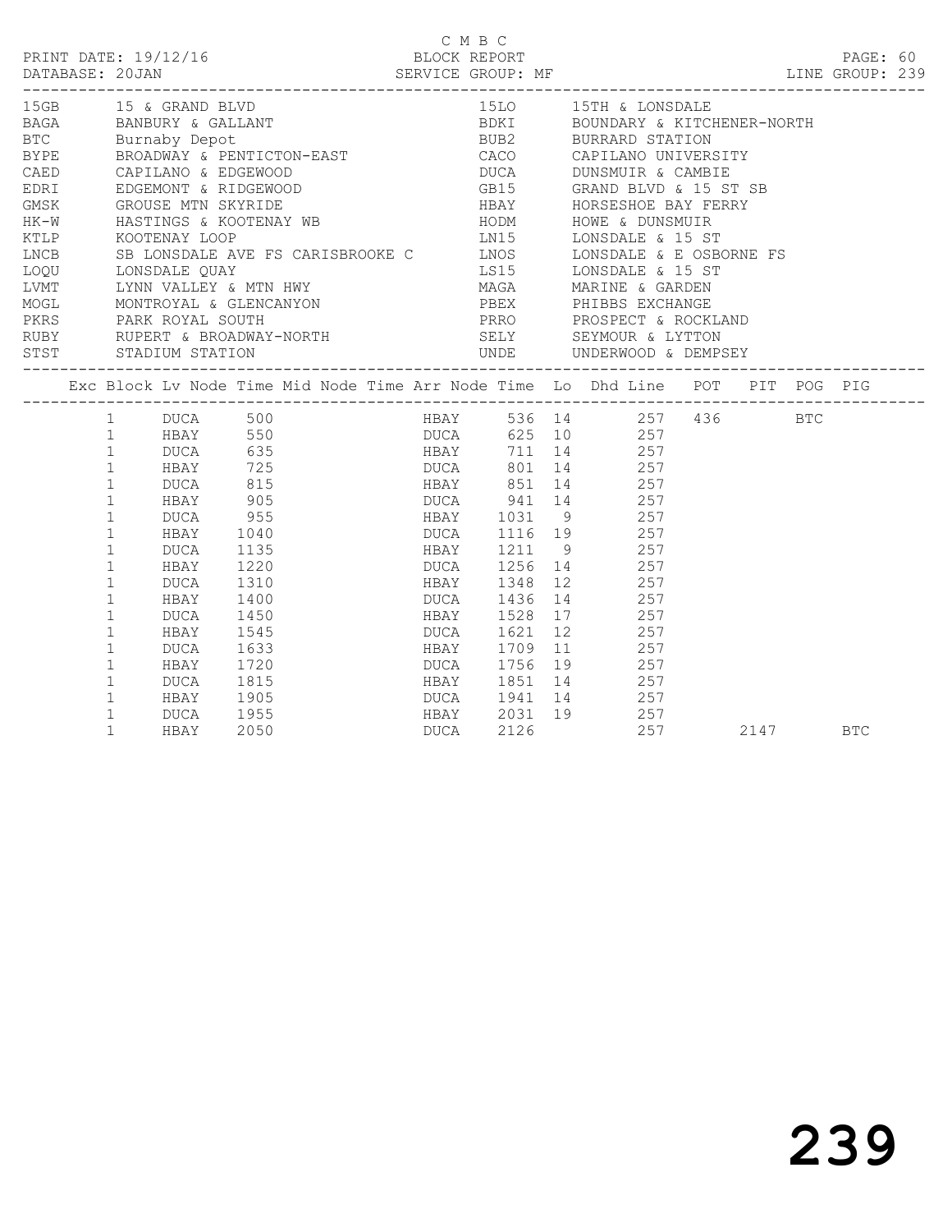C M B C

PRINT DATE: 19/12/16 BLOCK REPORT

DATABASE: 20JAN SERVICE GROUP: MF LINE GROUP: 239

| Code | Description | Code | Description |
|---|---|---|---|
| 15GB | 15 & GRAND BLVD | 15LO | 15TH & LONSDALE |
| BAGA | BANBURY & GALLANT | BDKI | BOUNDARY & KITCHENER-NORTH |
| BTC | Burnaby Depot | BUB2 | BURRARD STATION |
| BYPE | BROADWAY & PENTICTON-EAST | CACO | CAPILANO UNIVERSITY |
| CAED | CAPILANO & EDGEWOOD | DUCA | DUNSMUIR & CAMBIE |
| EDRI | EDGEMONT & RIDGEWOOD | GB15 | GRAND BLVD & 15 ST SB |
| GMSK | GROUSE MTN SKYRIDE | HBAY | HORSESHOE BAY FERRY |
| HK-W | HASTINGS & KOOTENAY WB | HODM | HOWE & DUNSMUIR |
| KTLP | KOOTENAY LOOP | LN15 | LONSDALE & 15 ST |
| LNCB | SB LONSDALE AVE FS CARISBROOKE C | LNOS | LONSDALE & E OSBORNE FS |
| LOQU | LONSDALE QUAY | LS15 | LONSDALE & 15 ST |
| LVMT | LYNN VALLEY & MTN HWY | MAGA | MARINE & GARDEN |
| MOGL | MONTROYAL & GLENCANYON | PBEX | PHIBBS EXCHANGE |
| PKRS | PARK ROYAL SOUTH | PRRO | PROSPECT & ROCKLAND |
| RUBY | RUPERT & BROADWAY-NORTH | SELY | SEYMOUR & LYTTON |
| STST | STADIUM STATION | UNDE | UNDERWOOD & DEMPSEY |

| Exc | Block | Lv Node | Time | Mid Node | Time | Arr Node | Time | Lo | Dhd Line | POT | PIT | POG | PIG |
|---|---|---|---|---|---|---|---|---|---|---|---|---|---|
| | 1 | DUCA | 500 | | | HBAY | 536 | 14 | 257 | 436 | | BTC | |
| | 1 | HBAY | 550 | | | DUCA | 625 | 10 | 257 | | | | |
| | 1 | DUCA | 635 | | | HBAY | 711 | 14 | 257 | | | | |
| | 1 | HBAY | 725 | | | DUCA | 801 | 14 | 257 | | | | |
| | 1 | DUCA | 815 | | | HBAY | 851 | 14 | 257 | | | | |
| | 1 | HBAY | 905 | | | DUCA | 941 | 14 | 257 | | | | |
| | 1 | DUCA | 955 | | | HBAY | 1031 | 9 | 257 | | | | |
| | 1 | HBAY | 1040 | | | DUCA | 1116 | 19 | 257 | | | | |
| | 1 | DUCA | 1135 | | | HBAY | 1211 | 9 | 257 | | | | |
| | 1 | HBAY | 1220 | | | DUCA | 1256 | 14 | 257 | | | | |
| | 1 | DUCA | 1310 | | | HBAY | 1348 | 12 | 257 | | | | |
| | 1 | HBAY | 1400 | | | DUCA | 1436 | 14 | 257 | | | | |
| | 1 | DUCA | 1450 | | | HBAY | 1528 | 17 | 257 | | | | |
| | 1 | HBAY | 1545 | | | DUCA | 1621 | 12 | 257 | | | | |
| | 1 | DUCA | 1633 | | | HBAY | 1709 | 11 | 257 | | | | |
| | 1 | HBAY | 1720 | | | DUCA | 1756 | 19 | 257 | | | | |
| | 1 | DUCA | 1815 | | | HBAY | 1851 | 14 | 257 | | | | |
| | 1 | HBAY | 1905 | | | DUCA | 1941 | 14 | 257 | | | | |
| | 1 | DUCA | 1955 | | | HBAY | 2031 | 19 | 257 | | | | |
| | 1 | HBAY | 2050 | | | DUCA | 2126 | | 257 | | 2147 | | BTC |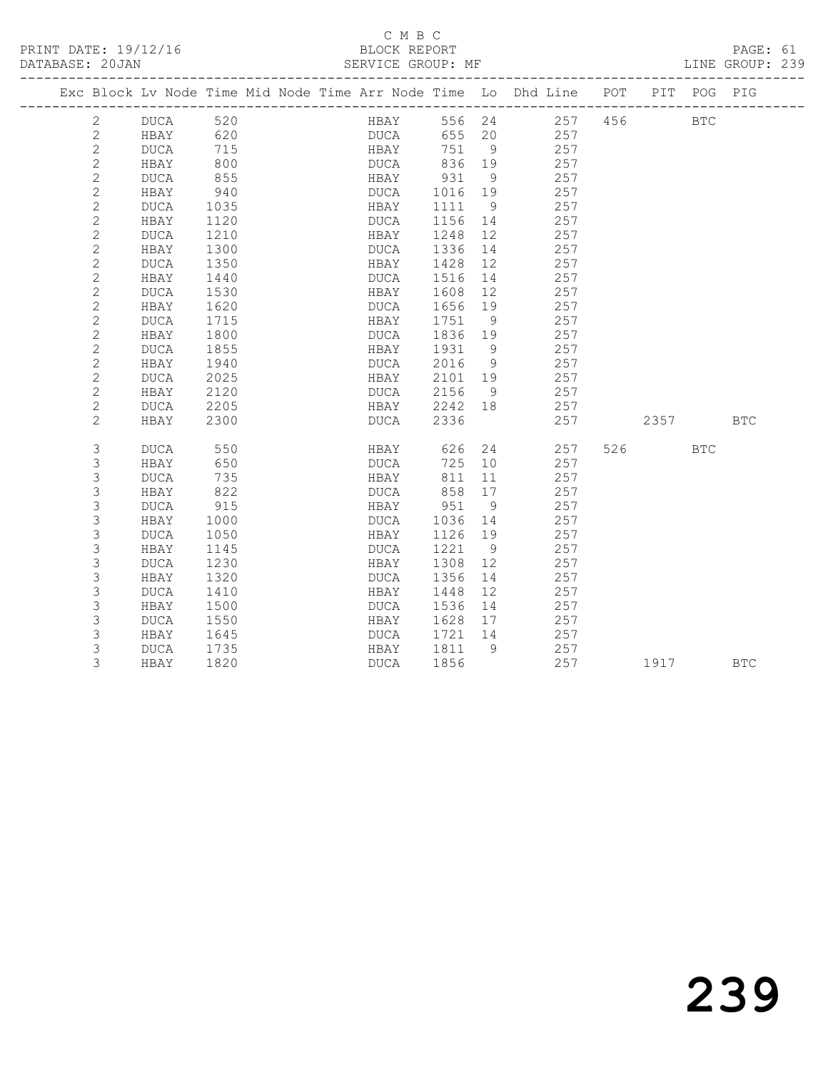C M B C

PRINT DATE: 19/12/16 BLOCK REPORT
DATABASE: 20JAN SERVICE GROUP: MF LINE GROUP: 239

| Exc | Block | Lv | Node | Time | Mid | Node | Time | Arr | Node | Time | Lo | Dhd | Line | POT | PIT | POG | PIG |
|---|---|---|---|---|---|---|---|---|---|---|---|---|---|---|---|---|---|
| | 2 | | DUCA | 520 | | | | | HBAY | 556 | 24 | | 257 | 456 | | BTC | |
| | 2 | | HBAY | 620 | | | | | DUCA | 655 | 20 | | 257 | | | | |
| | 2 | | DUCA | 715 | | | | | HBAY | 751 | 9 | | 257 | | | | |
| | 2 | | HBAY | 800 | | | | | DUCA | 836 | 19 | | 257 | | | | |
| | 2 | | DUCA | 855 | | | | | HBAY | 931 | 9 | | 257 | | | | |
| | 2 | | HBAY | 940 | | | | | DUCA | 1016 | 19 | | 257 | | | | |
| | 2 | | DUCA | 1035 | | | | | HBAY | 1111 | 9 | | 257 | | | | |
| | 2 | | HBAY | 1120 | | | | | DUCA | 1156 | 14 | | 257 | | | | |
| | 2 | | DUCA | 1210 | | | | | HBAY | 1248 | 12 | | 257 | | | | |
| | 2 | | HBAY | 1300 | | | | | DUCA | 1336 | 14 | | 257 | | | | |
| | 2 | | DUCA | 1350 | | | | | HBAY | 1428 | 12 | | 257 | | | | |
| | 2 | | HBAY | 1440 | | | | | DUCA | 1516 | 14 | | 257 | | | | |
| | 2 | | DUCA | 1530 | | | | | HBAY | 1608 | 12 | | 257 | | | | |
| | 2 | | HBAY | 1620 | | | | | DUCA | 1656 | 19 | | 257 | | | | |
| | 2 | | DUCA | 1715 | | | | | HBAY | 1751 | 9 | | 257 | | | | |
| | 2 | | HBAY | 1800 | | | | | DUCA | 1836 | 19 | | 257 | | | | |
| | 2 | | DUCA | 1855 | | | | | HBAY | 1931 | 9 | | 257 | | | | |
| | 2 | | HBAY | 1940 | | | | | DUCA | 2016 | 9 | | 257 | | | | |
| | 2 | | DUCA | 2025 | | | | | HBAY | 2101 | 19 | | 257 | | | | |
| | 2 | | HBAY | 2120 | | | | | DUCA | 2156 | 9 | | 257 | | | | |
| | 2 | | DUCA | 2205 | | | | | HBAY | 2242 | 18 | | 257 | | | | |
| | 2 | | HBAY | 2300 | | | | | DUCA | 2336 | | | 257 | | 2357 | | BTC |
| | 3 | | DUCA | 550 | | | | | HBAY | 626 | 24 | | 257 | 526 | | BTC | |
| | 3 | | HBAY | 650 | | | | | DUCA | 725 | 10 | | 257 | | | | |
| | 3 | | DUCA | 735 | | | | | HBAY | 811 | 11 | | 257 | | | | |
| | 3 | | HBAY | 822 | | | | | DUCA | 858 | 17 | | 257 | | | | |
| | 3 | | DUCA | 915 | | | | | HBAY | 951 | 9 | | 257 | | | | |
| | 3 | | HBAY | 1000 | | | | | DUCA | 1036 | 14 | | 257 | | | | |
| | 3 | | DUCA | 1050 | | | | | HBAY | 1126 | 19 | | 257 | | | | |
| | 3 | | HBAY | 1145 | | | | | DUCA | 1221 | 9 | | 257 | | | | |
| | 3 | | DUCA | 1230 | | | | | HBAY | 1308 | 12 | | 257 | | | | |
| | 3 | | HBAY | 1320 | | | | | DUCA | 1356 | 14 | | 257 | | | | |
| | 3 | | DUCA | 1410 | | | | | HBAY | 1448 | 12 | | 257 | | | | |
| | 3 | | HBAY | 1500 | | | | | DUCA | 1536 | 14 | | 257 | | | | |
| | 3 | | DUCA | 1550 | | | | | HBAY | 1628 | 17 | | 257 | | | | |
| | 3 | | HBAY | 1645 | | | | | DUCA | 1721 | 14 | | 257 | | | | |
| | 3 | | DUCA | 1735 | | | | | HBAY | 1811 | 9 | | 257 | | | | |
| | 3 | | HBAY | 1820 | | | | | DUCA | 1856 | | | 257 | | 1917 | | BTC |

# 239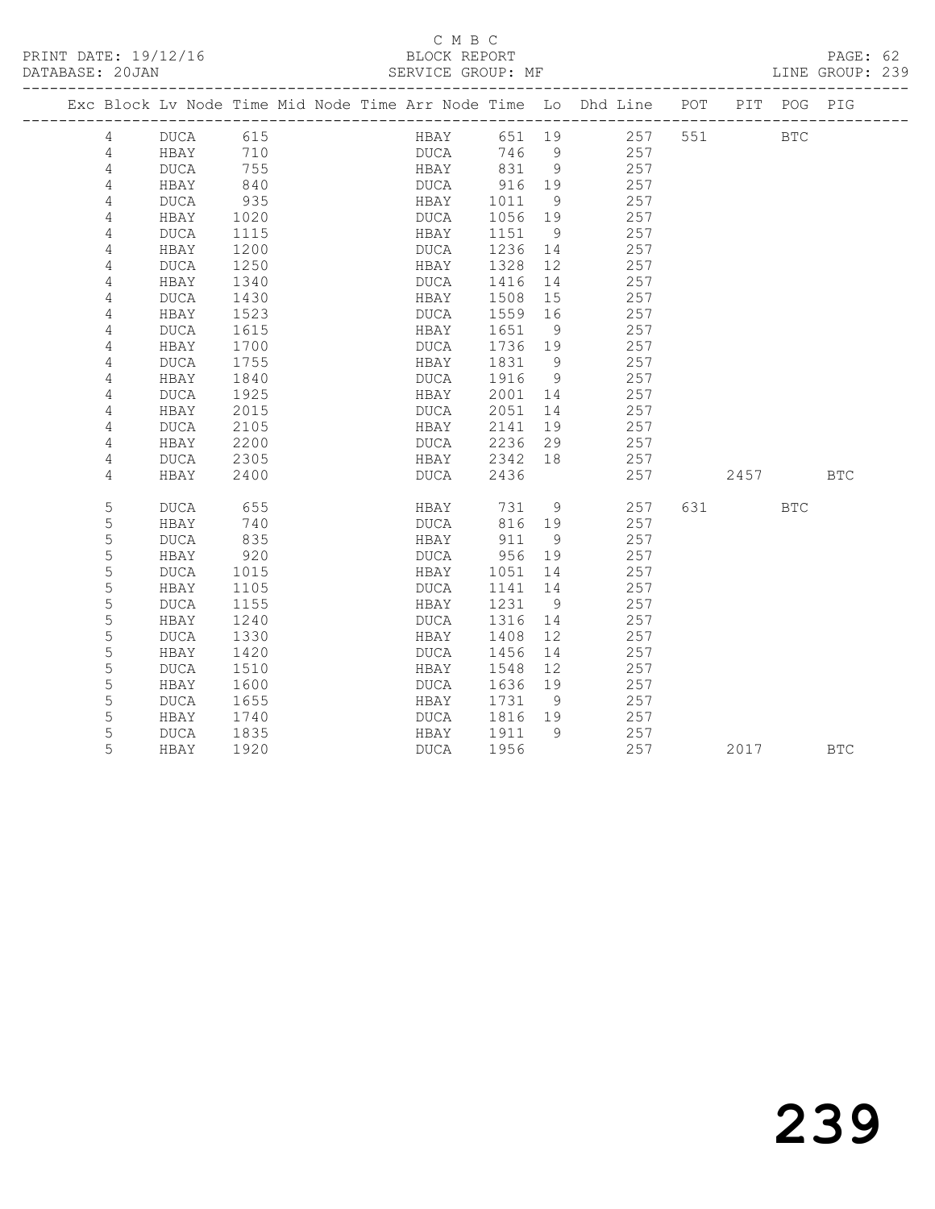C M B C

PRINT DATE: 19/12/16 BLOCK REPORT

DATABASE: 20JAN SERVICE GROUP: MF LINE GROUP: 239

| Exc | Block | Lv | Node | Time | Mid | Node | Time | Arr | Node | Time | Lo | Dhd | Line | POT | PIT | POG | PIG |
|---|---|---|---|---|---|---|---|---|---|---|---|---|---|---|---|---|---|
| | 4 | | DUCA | 615 | | | | | HBAY | 651 | 19 | | 257 | 551 | | BTC | |
| | 4 | | HBAY | 710 | | | | | DUCA | 746 | 9 | | 257 | | | | |
| | 4 | | DUCA | 755 | | | | | HBAY | 831 | 9 | | 257 | | | | |
| | 4 | | HBAY | 840 | | | | | DUCA | 916 | 19 | | 257 | | | | |
| | 4 | | DUCA | 935 | | | | | HBAY | 1011 | 9 | | 257 | | | | |
| | 4 | | HBAY | 1020 | | | | | DUCA | 1056 | 19 | | 257 | | | | |
| | 4 | | DUCA | 1115 | | | | | HBAY | 1151 | 9 | | 257 | | | | |
| | 4 | | HBAY | 1200 | | | | | DUCA | 1236 | 14 | | 257 | | | | |
| | 4 | | DUCA | 1250 | | | | | HBAY | 1328 | 12 | | 257 | | | | |
| | 4 | | HBAY | 1340 | | | | | DUCA | 1416 | 14 | | 257 | | | | |
| | 4 | | DUCA | 1430 | | | | | HBAY | 1508 | 15 | | 257 | | | | |
| | 4 | | HBAY | 1523 | | | | | DUCA | 1559 | 16 | | 257 | | | | |
| | 4 | | DUCA | 1615 | | | | | HBAY | 1651 | 9 | | 257 | | | | |
| | 4 | | HBAY | 1700 | | | | | DUCA | 1736 | 19 | | 257 | | | | |
| | 4 | | DUCA | 1755 | | | | | HBAY | 1831 | 9 | | 257 | | | | |
| | 4 | | HBAY | 1840 | | | | | DUCA | 1916 | 9 | | 257 | | | | |
| | 4 | | DUCA | 1925 | | | | | HBAY | 2001 | 14 | | 257 | | | | |
| | 4 | | HBAY | 2015 | | | | | DUCA | 2051 | 14 | | 257 | | | | |
| | 4 | | DUCA | 2105 | | | | | HBAY | 2141 | 19 | | 257 | | | | |
| | 4 | | HBAY | 2200 | | | | | DUCA | 2236 | 29 | | 257 | | | | |
| | 4 | | DUCA | 2305 | | | | | HBAY | 2342 | 18 | | 257 | | | | |
| | 4 | | HBAY | 2400 | | | | | DUCA | 2436 | | | 257 | | 2457 | | BTC |
| | 5 | | DUCA | 655 | | | | | HBAY | 731 | 9 | | 257 | 631 | | BTC | |
| | 5 | | HBAY | 740 | | | | | DUCA | 816 | 19 | | 257 | | | | |
| | 5 | | DUCA | 835 | | | | | HBAY | 911 | 9 | | 257 | | | | |
| | 5 | | HBAY | 920 | | | | | DUCA | 956 | 19 | | 257 | | | | |
| | 5 | | DUCA | 1015 | | | | | HBAY | 1051 | 14 | | 257 | | | | |
| | 5 | | HBAY | 1105 | | | | | DUCA | 1141 | 14 | | 257 | | | | |
| | 5 | | DUCA | 1155 | | | | | HBAY | 1231 | 9 | | 257 | | | | |
| | 5 | | HBAY | 1240 | | | | | DUCA | 1316 | 14 | | 257 | | | | |
| | 5 | | DUCA | 1330 | | | | | HBAY | 1408 | 12 | | 257 | | | | |
| | 5 | | HBAY | 1420 | | | | | DUCA | 1456 | 14 | | 257 | | | | |
| | 5 | | DUCA | 1510 | | | | | HBAY | 1548 | 12 | | 257 | | | | |
| | 5 | | HBAY | 1600 | | | | | DUCA | 1636 | 19 | | 257 | | | | |
| | 5 | | DUCA | 1655 | | | | | HBAY | 1731 | 9 | | 257 | | | | |
| | 5 | | HBAY | 1740 | | | | | DUCA | 1816 | 19 | | 257 | | | | |
| | 5 | | DUCA | 1835 | | | | | HBAY | 1911 | 9 | | 257 | | | | |
| | 5 | | HBAY | 1920 | | | | | DUCA | 1956 | | | 257 | | 2017 | | BTC |

239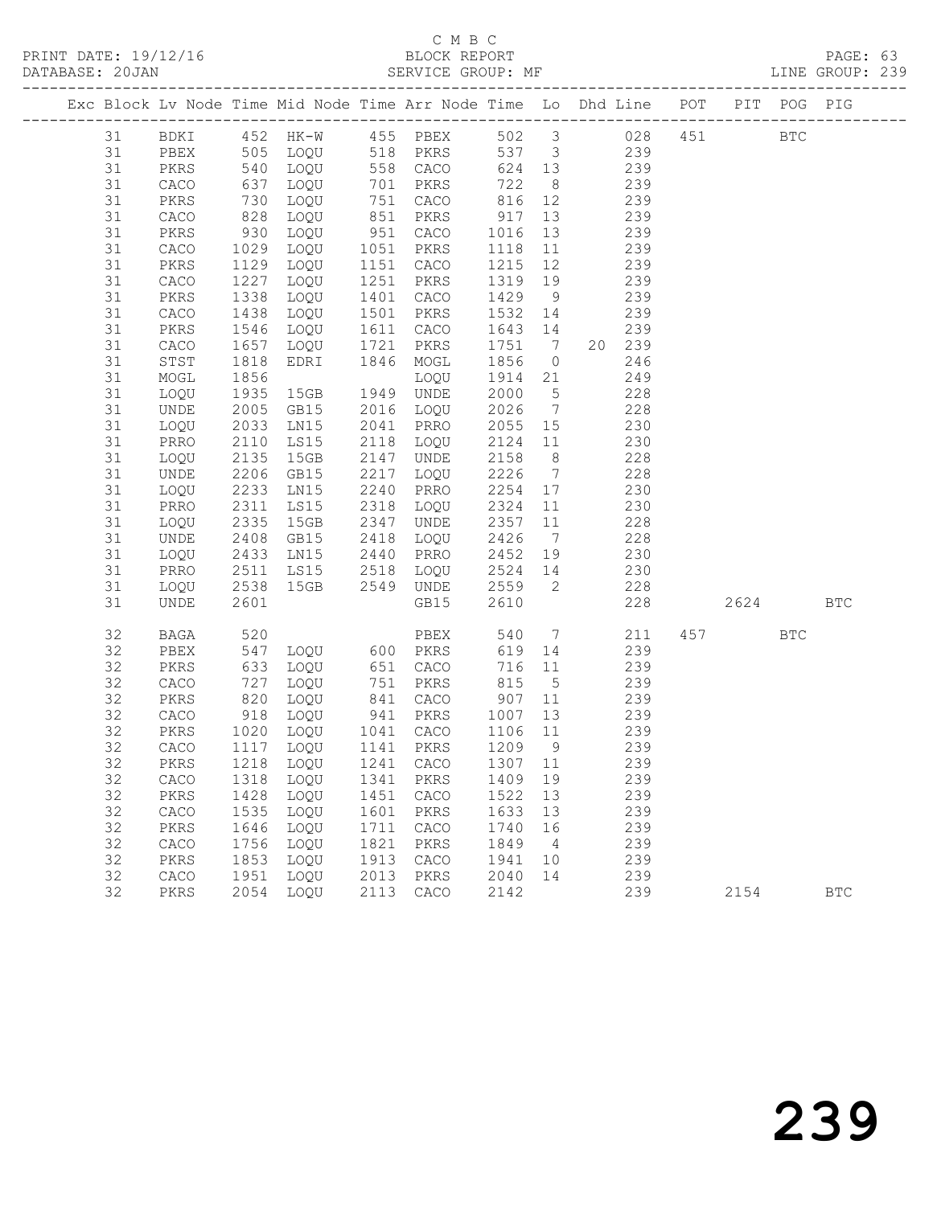C M B C
PRINT DATE: 19/12/16 BLOCK REPORT PAGE: 63
DATABASE: 20JAN SERVICE GROUP: MF LINE GROUP: 239

| Exc | Block | Lv | Node | Time | Mid Node | Time | Arr Node | Time | Lo | Dhd | Line | POT | PIT | POG | PIG |
|---|---|---|---|---|---|---|---|---|---|---|---|---|---|---|---|
| | 31 | | BDKI | 452 | HK-W | 455 | PBEX | 502 | 3 | | 028 | 451 | | BTC | |
| | 31 | | PBEX | 505 | LOQU | 518 | PKRS | 537 | 3 | | 239 | | | | |
| | 31 | | PKRS | 540 | LOQU | 558 | CACO | 624 | 13 | | 239 | | | | |
| | 31 | | CACO | 637 | LOQU | 701 | PKRS | 722 | 8 | | 239 | | | | |
| | 31 | | PKRS | 730 | LOQU | 751 | CACO | 816 | 12 | | 239 | | | | |
| | 31 | | CACO | 828 | LOQU | 851 | PKRS | 917 | 13 | | 239 | | | | |
| | 31 | | PKRS | 930 | LOQU | 951 | CACO | 1016 | 13 | | 239 | | | | |
| | 31 | | CACO | 1029 | LOQU | 1051 | PKRS | 1118 | 11 | | 239 | | | | |
| | 31 | | PKRS | 1129 | LOQU | 1151 | CACO | 1215 | 12 | | 239 | | | | |
| | 31 | | CACO | 1227 | LOQU | 1251 | PKRS | 1319 | 19 | | 239 | | | | |
| | 31 | | PKRS | 1338 | LOQU | 1401 | CACO | 1429 | 9 | | 239 | | | | |
| | 31 | | CACO | 1438 | LOQU | 1501 | PKRS | 1532 | 14 | | 239 | | | | |
| | 31 | | PKRS | 1546 | LOQU | 1611 | CACO | 1643 | 14 | | 239 | | | | |
| | 31 | | CACO | 1657 | LOQU | 1721 | PKRS | 1751 | 7 | 20 | 239 | | | | |
| | 31 | | STST | 1818 | EDRI | 1846 | MOGL | 1856 | 0 | | 246 | | | | |
| | 31 | | MOGL | 1856 | | | LOQU | 1914 | 21 | | 249 | | | | |
| | 31 | | LOQU | 1935 | 15GB | 1949 | UNDE | 2000 | 5 | | 228 | | | | |
| | 31 | | UNDE | 2005 | GB15 | 2016 | LOQU | 2026 | 7 | | 228 | | | | |
| | 31 | | LOQU | 2033 | LN15 | 2041 | PRRO | 2055 | 15 | | 230 | | | | |
| | 31 | | PRRO | 2110 | LS15 | 2118 | LOQU | 2124 | 11 | | 230 | | | | |
| | 31 | | LOQU | 2135 | 15GB | 2147 | UNDE | 2158 | 8 | | 228 | | | | |
| | 31 | | UNDE | 2206 | GB15 | 2217 | LOQU | 2226 | 7 | | 228 | | | | |
| | 31 | | LOQU | 2233 | LN15 | 2240 | PRRO | 2254 | 17 | | 230 | | | | |
| | 31 | | PRRO | 2311 | LS15 | 2318 | LOQU | 2324 | 11 | | 230 | | | | |
| | 31 | | LOQU | 2335 | 15GB | 2347 | UNDE | 2357 | 11 | | 228 | | | | |
| | 31 | | UNDE | 2408 | GB15 | 2418 | LOQU | 2426 | 7 | | 228 | | | | |
| | 31 | | LOQU | 2433 | LN15 | 2440 | PRRO | 2452 | 19 | | 230 | | | | |
| | 31 | | PRRO | 2511 | LS15 | 2518 | LOQU | 2524 | 14 | | 230 | | | | |
| | 31 | | LOQU | 2538 | 15GB | 2549 | UNDE | 2559 | 2 | | 228 | | | | |
| | 31 | | UNDE | 2601 | | | GB15 | 2610 | | | 228 | | 2624 | | BTC |
| | 32 | | BAGA | 520 | | | PBEX | 540 | 7 | | 211 | 457 | | BTC | |
| | 32 | | PBEX | 547 | LOQU | 600 | PKRS | 619 | 14 | | 239 | | | | |
| | 32 | | PKRS | 633 | LOQU | 651 | CACO | 716 | 11 | | 239 | | | | |
| | 32 | | CACO | 727 | LOQU | 751 | PKRS | 815 | 5 | | 239 | | | | |
| | 32 | | PKRS | 820 | LOQU | 841 | CACO | 907 | 11 | | 239 | | | | |
| | 32 | | CACO | 918 | LOQU | 941 | PKRS | 1007 | 13 | | 239 | | | | |
| | 32 | | PKRS | 1020 | LOQU | 1041 | CACO | 1106 | 11 | | 239 | | | | |
| | 32 | | CACO | 1117 | LOQU | 1141 | PKRS | 1209 | 9 | | 239 | | | | |
| | 32 | | PKRS | 1218 | LOQU | 1241 | CACO | 1307 | 11 | | 239 | | | | |
| | 32 | | CACO | 1318 | LOQU | 1341 | PKRS | 1409 | 19 | | 239 | | | | |
| | 32 | | PKRS | 1428 | LOQU | 1451 | CACO | 1522 | 13 | | 239 | | | | |
| | 32 | | CACO | 1535 | LOQU | 1601 | PKRS | 1633 | 13 | | 239 | | | | |
| | 32 | | PKRS | 1646 | LOQU | 1711 | CACO | 1740 | 16 | | 239 | | | | |
| | 32 | | CACO | 1756 | LOQU | 1821 | PKRS | 1849 | 4 | | 239 | | | | |
| | 32 | | PKRS | 1853 | LOQU | 1913 | CACO | 1941 | 10 | | 239 | | | | |
| | 32 | | CACO | 1951 | LOQU | 2013 | PKRS | 2040 | 14 | | 239 | | | | |
| | 32 | | PKRS | 2054 | LOQU | 2113 | CACO | 2142 | | | 239 | | 2154 | | BTC |

239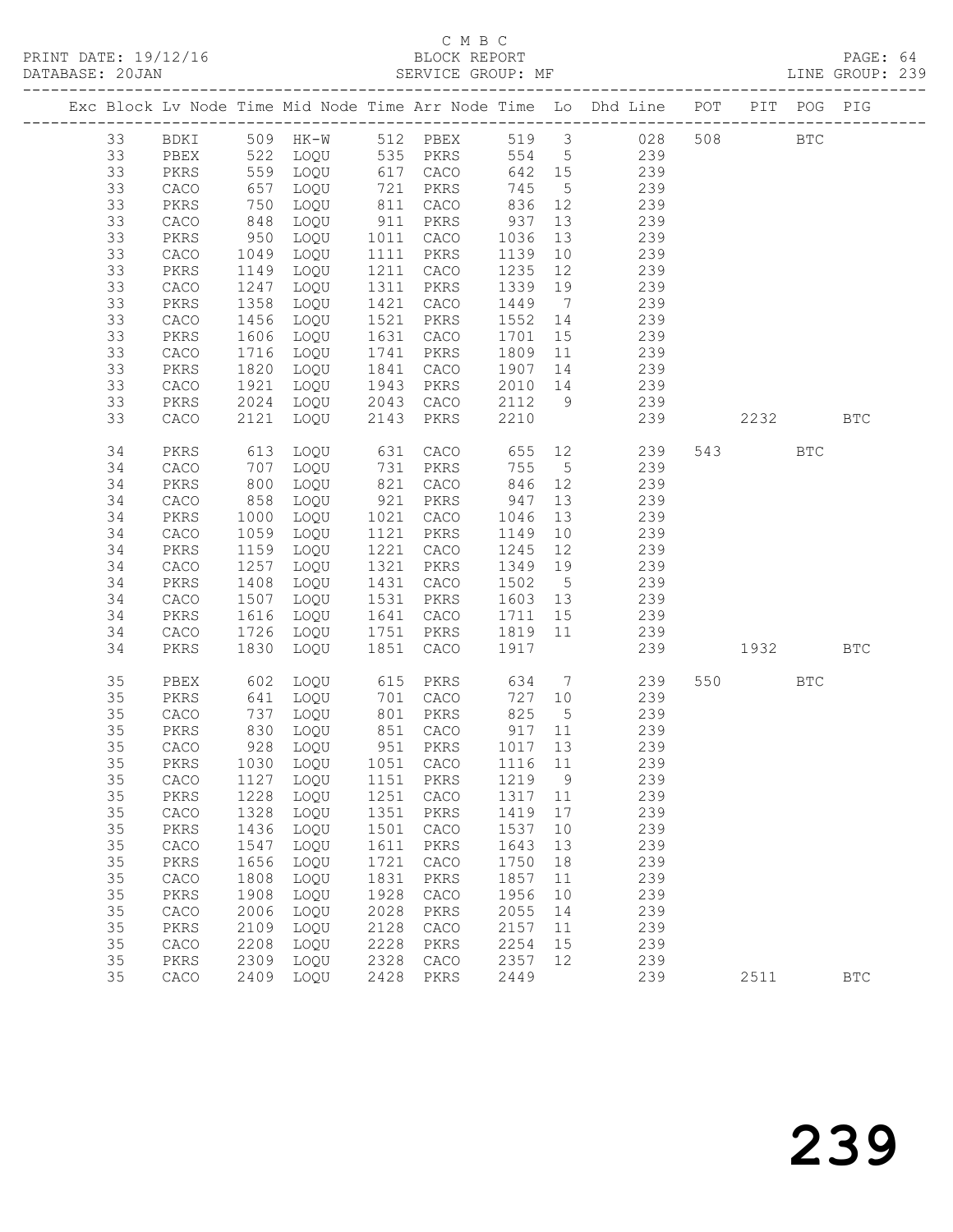C M B C
PRINT DATE: 19/12/16 BLOCK REPORT
DATABASE: 20JAN SERVICE GROUP: MF LINE GROUP: 239

| Exc | Block | Lv | Node | Time | Mid Node | Time | Arr Node | Time | Lo | Dhd Line | POT | PIT | POG | PIG |
|---|---|---|---|---|---|---|---|---|---|---|---|---|---|---|
| | 33 | | BDKI | 509 | HK-W | 512 | PBEX | 519 | 3 | 028 | 508 | | BTC | |
| | 33 | | PBEX | 522 | LOQU | 535 | PKRS | 554 | 5 | 239 | | | | |
| | 33 | | PKRS | 559 | LOQU | 617 | CACO | 642 | 15 | 239 | | | | |
| | 33 | | CACO | 657 | LOQU | 721 | PKRS | 745 | 5 | 239 | | | | |
| | 33 | | PKRS | 750 | LOQU | 811 | CACO | 836 | 12 | 239 | | | | |
| | 33 | | CACO | 848 | LOQU | 911 | PKRS | 937 | 13 | 239 | | | | |
| | 33 | | PKRS | 950 | LOQU | 1011 | CACO | 1036 | 13 | 239 | | | | |
| | 33 | | CACO | 1049 | LOQU | 1111 | PKRS | 1139 | 10 | 239 | | | | |
| | 33 | | PKRS | 1149 | LOQU | 1211 | CACO | 1235 | 12 | 239 | | | | |
| | 33 | | CACO | 1247 | LOQU | 1311 | PKRS | 1339 | 19 | 239 | | | | |
| | 33 | | PKRS | 1358 | LOQU | 1421 | CACO | 1449 | 7 | 239 | | | | |
| | 33 | | CACO | 1456 | LOQU | 1521 | PKRS | 1552 | 14 | 239 | | | | |
| | 33 | | PKRS | 1606 | LOQU | 1631 | CACO | 1701 | 15 | 239 | | | | |
| | 33 | | CACO | 1716 | LOQU | 1741 | PKRS | 1809 | 11 | 239 | | | | |
| | 33 | | PKRS | 1820 | LOQU | 1841 | CACO | 1907 | 14 | 239 | | | | |
| | 33 | | CACO | 1921 | LOQU | 1943 | PKRS | 2010 | 14 | 239 | | | | |
| | 33 | | PKRS | 2024 | LOQU | 2043 | CACO | 2112 | 9 | 239 | | | | |
| | 33 | | CACO | 2121 | LOQU | 2143 | PKRS | 2210 | | 239 | | 2232 | | BTC |
| | 34 | | PKRS | 613 | LOQU | 631 | CACO | 655 | 12 | 239 | 543 | | BTC | |
| | 34 | | CACO | 707 | LOQU | 731 | PKRS | 755 | 5 | 239 | | | | |
| | 34 | | PKRS | 800 | LOQU | 821 | CACO | 846 | 12 | 239 | | | | |
| | 34 | | CACO | 858 | LOQU | 921 | PKRS | 947 | 13 | 239 | | | | |
| | 34 | | PKRS | 1000 | LOQU | 1021 | CACO | 1046 | 13 | 239 | | | | |
| | 34 | | CACO | 1059 | LOQU | 1121 | PKRS | 1149 | 10 | 239 | | | | |
| | 34 | | PKRS | 1159 | LOQU | 1221 | CACO | 1245 | 12 | 239 | | | | |
| | 34 | | CACO | 1257 | LOQU | 1321 | PKRS | 1349 | 19 | 239 | | | | |
| | 34 | | PKRS | 1408 | LOQU | 1431 | CACO | 1502 | 5 | 239 | | | | |
| | 34 | | CACO | 1507 | LOQU | 1531 | PKRS | 1603 | 13 | 239 | | | | |
| | 34 | | PKRS | 1616 | LOQU | 1641 | CACO | 1711 | 15 | 239 | | | | |
| | 34 | | CACO | 1726 | LOQU | 1751 | PKRS | 1819 | 11 | 239 | | | | |
| | 34 | | PKRS | 1830 | LOQU | 1851 | CACO | 1917 | | 239 | | 1932 | | BTC |
| | 35 | | PBEX | 602 | LOQU | 615 | PKRS | 634 | 7 | 239 | 550 | | BTC | |
| | 35 | | PKRS | 641 | LOQU | 701 | CACO | 727 | 10 | 239 | | | | |
| | 35 | | CACO | 737 | LOQU | 801 | PKRS | 825 | 5 | 239 | | | | |
| | 35 | | PKRS | 830 | LOQU | 851 | CACO | 917 | 11 | 239 | | | | |
| | 35 | | CACO | 928 | LOQU | 951 | PKRS | 1017 | 13 | 239 | | | | |
| | 35 | | PKRS | 1030 | LOQU | 1051 | CACO | 1116 | 11 | 239 | | | | |
| | 35 | | CACO | 1127 | LOQU | 1151 | PKRS | 1219 | 9 | 239 | | | | |
| | 35 | | PKRS | 1228 | LOQU | 1251 | CACO | 1317 | 11 | 239 | | | | |
| | 35 | | CACO | 1328 | LOQU | 1351 | PKRS | 1419 | 17 | 239 | | | | |
| | 35 | | PKRS | 1436 | LOQU | 1501 | CACO | 1537 | 10 | 239 | | | | |
| | 35 | | CACO | 1547 | LOQU | 1611 | PKRS | 1643 | 13 | 239 | | | | |
| | 35 | | PKRS | 1656 | LOQU | 1721 | CACO | 1750 | 18 | 239 | | | | |
| | 35 | | CACO | 1808 | LOQU | 1831 | PKRS | 1857 | 11 | 239 | | | | |
| | 35 | | PKRS | 1908 | LOQU | 1928 | CACO | 1956 | 10 | 239 | | | | |
| | 35 | | CACO | 2006 | LOQU | 2028 | PKRS | 2055 | 14 | 239 | | | | |
| | 35 | | PKRS | 2109 | LOQU | 2128 | CACO | 2157 | 11 | 239 | | | | |
| | 35 | | CACO | 2208 | LOQU | 2228 | PKRS | 2254 | 15 | 239 | | | | |
| | 35 | | PKRS | 2309 | LOQU | 2328 | CACO | 2357 | 12 | 239 | | | | |
| | 35 | | CACO | 2409 | LOQU | 2428 | PKRS | 2449 | | 239 | | 2511 | | BTC |

239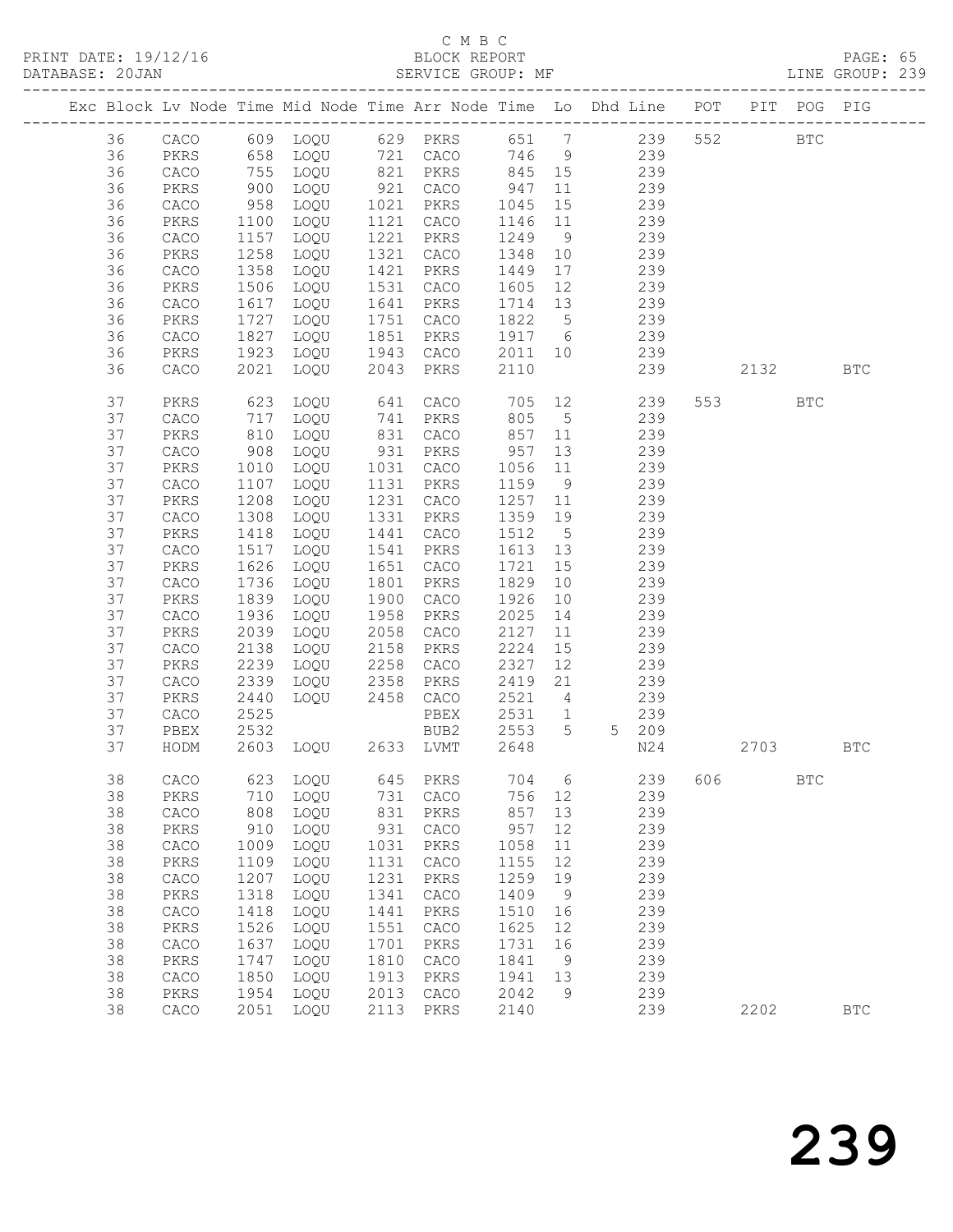C M B C

PRINT DATE: 19/12/16 BLOCK REPORT

DATABASE: 20JAN SERVICE GROUP: MF LINE GROUP: 239

| Exc | Block | Lv Node | Time | Mid Node | Time | Arr Node | Time | Lo | Dhd Line | POT | PIT | POG | PIG |
|---|---|---|---|---|---|---|---|---|---|---|---|---|---|
| | 36 | CACO | 609 | LOQU | 629 | PKRS | 651 | 7 | 239 | 552 | | BTC | |
| | 36 | PKRS | 658 | LOQU | 721 | CACO | 746 | 9 | 239 | | | | |
| | 36 | CACO | 755 | LOQU | 821 | PKRS | 845 | 15 | 239 | | | | |
| | 36 | PKRS | 900 | LOQU | 921 | CACO | 947 | 11 | 239 | | | | |
| | 36 | CACO | 958 | LOQU | 1021 | PKRS | 1045 | 15 | 239 | | | | |
| | 36 | PKRS | 1100 | LOQU | 1121 | CACO | 1146 | 11 | 239 | | | | |
| | 36 | CACO | 1157 | LOQU | 1221 | PKRS | 1249 | 9 | 239 | | | | |
| | 36 | PKRS | 1258 | LOQU | 1321 | CACO | 1348 | 10 | 239 | | | | |
| | 36 | CACO | 1358 | LOQU | 1421 | PKRS | 1449 | 17 | 239 | | | | |
| | 36 | PKRS | 1506 | LOQU | 1531 | CACO | 1605 | 12 | 239 | | | | |
| | 36 | CACO | 1617 | LOQU | 1641 | PKRS | 1714 | 13 | 239 | | | | |
| | 36 | PKRS | 1727 | LOQU | 1751 | CACO | 1822 | 5 | 239 | | | | |
| | 36 | CACO | 1827 | LOQU | 1851 | PKRS | 1917 | 6 | 239 | | | | |
| | 36 | PKRS | 1923 | LOQU | 1943 | CACO | 2011 | 10 | 239 | | | | |
| | 36 | CACO | 2021 | LOQU | 2043 | PKRS | 2110 | | 239 | | 2132 | | BTC |
| | 37 | PKRS | 623 | LOQU | 641 | CACO | 705 | 12 | 239 | 553 | | BTC | |
| | 37 | CACO | 717 | LOQU | 741 | PKRS | 805 | 5 | 239 | | | | |
| | 37 | PKRS | 810 | LOQU | 831 | CACO | 857 | 11 | 239 | | | | |
| | 37 | CACO | 908 | LOQU | 931 | PKRS | 957 | 13 | 239 | | | | |
| | 37 | PKRS | 1010 | LOQU | 1031 | CACO | 1056 | 11 | 239 | | | | |
| | 37 | CACO | 1107 | LOQU | 1131 | PKRS | 1159 | 9 | 239 | | | | |
| | 37 | PKRS | 1208 | LOQU | 1231 | CACO | 1257 | 11 | 239 | | | | |
| | 37 | CACO | 1308 | LOQU | 1331 | PKRS | 1359 | 19 | 239 | | | | |
| | 37 | PKRS | 1418 | LOQU | 1441 | CACO | 1512 | 5 | 239 | | | | |
| | 37 | CACO | 1517 | LOQU | 1541 | PKRS | 1613 | 13 | 239 | | | | |
| | 37 | PKRS | 1626 | LOQU | 1651 | CACO | 1721 | 15 | 239 | | | | |
| | 37 | CACO | 1736 | LOQU | 1801 | PKRS | 1829 | 10 | 239 | | | | |
| | 37 | PKRS | 1839 | LOQU | 1900 | CACO | 1926 | 10 | 239 | | | | |
| | 37 | CACO | 1936 | LOQU | 1958 | PKRS | 2025 | 14 | 239 | | | | |
| | 37 | PKRS | 2039 | LOQU | 2058 | CACO | 2127 | 11 | 239 | | | | |
| | 37 | CACO | 2138 | LOQU | 2158 | PKRS | 2224 | 15 | 239 | | | | |
| | 37 | PKRS | 2239 | LOQU | 2258 | CACO | 2327 | 12 | 239 | | | | |
| | 37 | CACO | 2339 | LOQU | 2358 | PKRS | 2419 | 21 | 239 | | | | |
| | 37 | PKRS | 2440 | LOQU | 2458 | CACO | 2521 | 4 | 239 | | | | |
| | 37 | CACO | 2525 | | | PBEX | 2531 | 1 | 239 | | | | |
| | 37 | PBEX | 2532 | | | BUB2 | 2553 | 5 | 5 209 | | | | |
| | 37 | HODM | 2603 | LOQU | 2633 | LVMT | 2648 | | N24 | | 2703 | | BTC |
| | 38 | CACO | 623 | LOQU | 645 | PKRS | 704 | 6 | 239 | 606 | | BTC | |
| | 38 | PKRS | 710 | LOQU | 731 | CACO | 756 | 12 | 239 | | | | |
| | 38 | CACO | 808 | LOQU | 831 | PKRS | 857 | 13 | 239 | | | | |
| | 38 | PKRS | 910 | LOQU | 931 | CACO | 957 | 12 | 239 | | | | |
| | 38 | CACO | 1009 | LOQU | 1031 | PKRS | 1058 | 11 | 239 | | | | |
| | 38 | PKRS | 1109 | LOQU | 1131 | CACO | 1155 | 12 | 239 | | | | |
| | 38 | CACO | 1207 | LOQU | 1231 | PKRS | 1259 | 19 | 239 | | | | |
| | 38 | PKRS | 1318 | LOQU | 1341 | CACO | 1409 | 9 | 239 | | | | |
| | 38 | CACO | 1418 | LOQU | 1441 | PKRS | 1510 | 16 | 239 | | | | |
| | 38 | PKRS | 1526 | LOQU | 1551 | CACO | 1625 | 12 | 239 | | | | |
| | 38 | CACO | 1637 | LOQU | 1701 | PKRS | 1731 | 16 | 239 | | | | |
| | 38 | PKRS | 1747 | LOQU | 1810 | CACO | 1841 | 9 | 239 | | | | |
| | 38 | CACO | 1850 | LOQU | 1913 | PKRS | 1941 | 13 | 239 | | | | |
| | 38 | PKRS | 1954 | LOQU | 2013 | CACO | 2042 | 9 | 239 | | | | |
| | 38 | CACO | 2051 | LOQU | 2113 | PKRS | 2140 | | 239 | | 2202 | | BTC |

239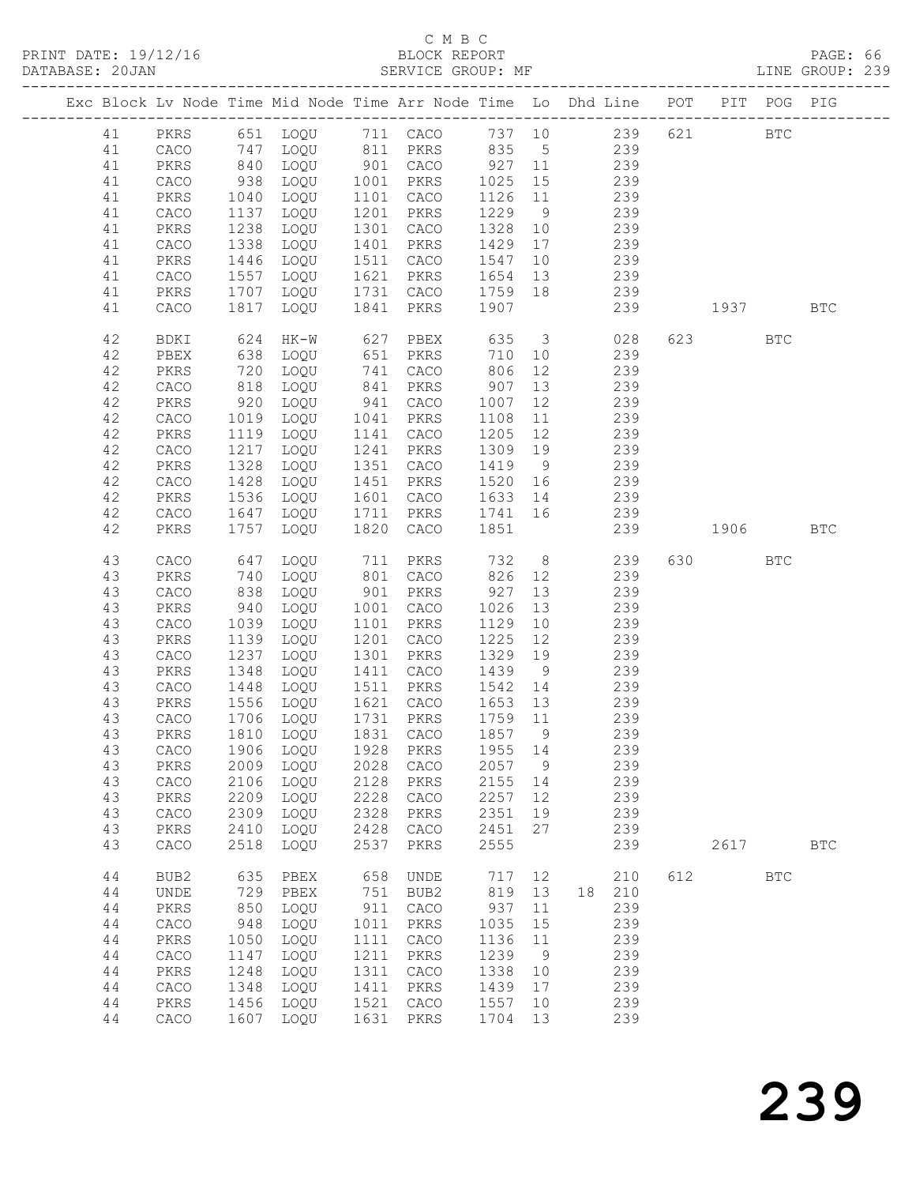C M B C

PRINT DATE: 19/12/16 BLOCK REPORT PAGE: 66

DATABASE: 20JAN SERVICE GROUP: MF LINE GROUP: 239

| Exc | Block | Lv | Node | Time | Mid Node | Time | Arr Node | Time | Lo | Dhd | Line | POT | PIT | POG | PIG |
|---|---|---|---|---|---|---|---|---|---|---|---|---|---|---|---|
| | 41 | | PKRS | 651 | LOQU | 711 | CACO | 737 | 10 | | 239 | 621 | | BTC | |
| | 41 | | CACO | 747 | LOQU | 811 | PKRS | 835 | 5 | | 239 | | | | |
| | 41 | | PKRS | 840 | LOQU | 901 | CACO | 927 | 11 | | 239 | | | | |
| | 41 | | CACO | 938 | LOQU | 1001 | PKRS | 1025 | 15 | | 239 | | | | |
| | 41 | | PKRS | 1040 | LOQU | 1101 | CACO | 1126 | 11 | | 239 | | | | |
| | 41 | | CACO | 1137 | LOQU | 1201 | PKRS | 1229 | 9 | | 239 | | | | |
| | 41 | | PKRS | 1238 | LOQU | 1301 | CACO | 1328 | 10 | | 239 | | | | |
| | 41 | | CACO | 1338 | LOQU | 1401 | PKRS | 1429 | 17 | | 239 | | | | |
| | 41 | | PKRS | 1446 | LOQU | 1511 | CACO | 1547 | 10 | | 239 | | | | |
| | 41 | | CACO | 1557 | LOQU | 1621 | PKRS | 1654 | 13 | | 239 | | | | |
| | 41 | | PKRS | 1707 | LOQU | 1731 | CACO | 1759 | 18 | | 239 | | | | |
| | 41 | | CACO | 1817 | LOQU | 1841 | PKRS | 1907 | | | 239 | | 1937 | | BTC |
| | 42 | | BDKI | 624 | HK-W | 627 | PBEX | 635 | 3 | | 028 | 623 | | BTC | |
| | 42 | | PBEX | 638 | LOQU | 651 | PKRS | 710 | 10 | | 239 | | | | |
| | 42 | | PKRS | 720 | LOQU | 741 | CACO | 806 | 12 | | 239 | | | | |
| | 42 | | CACO | 818 | LOQU | 841 | PKRS | 907 | 13 | | 239 | | | | |
| | 42 | | PKRS | 920 | LOQU | 941 | CACO | 1007 | 12 | | 239 | | | | |
| | 42 | | CACO | 1019 | LOQU | 1041 | PKRS | 1108 | 11 | | 239 | | | | |
| | 42 | | PKRS | 1119 | LOQU | 1141 | CACO | 1205 | 12 | | 239 | | | | |
| | 42 | | CACO | 1217 | LOQU | 1241 | PKRS | 1309 | 19 | | 239 | | | | |
| | 42 | | PKRS | 1328 | LOQU | 1351 | CACO | 1419 | 9 | | 239 | | | | |
| | 42 | | CACO | 1428 | LOQU | 1451 | PKRS | 1520 | 16 | | 239 | | | | |
| | 42 | | PKRS | 1536 | LOQU | 1601 | CACO | 1633 | 14 | | 239 | | | | |
| | 42 | | CACO | 1647 | LOQU | 1711 | PKRS | 1741 | 16 | | 239 | | | | |
| | 42 | | PKRS | 1757 | LOQU | 1820 | CACO | 1851 | | | 239 | | 1906 | | BTC |
| | 43 | | CACO | 647 | LOQU | 711 | PKRS | 732 | 8 | | 239 | 630 | | BTC | |
| | 43 | | PKRS | 740 | LOQU | 801 | CACO | 826 | 12 | | 239 | | | | |
| | 43 | | CACO | 838 | LOQU | 901 | PKRS | 927 | 13 | | 239 | | | | |
| | 43 | | PKRS | 940 | LOQU | 1001 | CACO | 1026 | 13 | | 239 | | | | |
| | 43 | | CACO | 1039 | LOQU | 1101 | PKRS | 1129 | 10 | | 239 | | | | |
| | 43 | | PKRS | 1139 | LOQU | 1201 | CACO | 1225 | 12 | | 239 | | | | |
| | 43 | | CACO | 1237 | LOQU | 1301 | PKRS | 1329 | 19 | | 239 | | | | |
| | 43 | | PKRS | 1348 | LOQU | 1411 | CACO | 1439 | 9 | | 239 | | | | |
| | 43 | | CACO | 1448 | LOQU | 1511 | PKRS | 1542 | 14 | | 239 | | | | |
| | 43 | | PKRS | 1556 | LOQU | 1621 | CACO | 1653 | 13 | | 239 | | | | |
| | 43 | | CACO | 1706 | LOQU | 1731 | PKRS | 1759 | 11 | | 239 | | | | |
| | 43 | | PKRS | 1810 | LOQU | 1831 | CACO | 1857 | 9 | | 239 | | | | |
| | 43 | | CACO | 1906 | LOQU | 1928 | PKRS | 1955 | 14 | | 239 | | | | |
| | 43 | | PKRS | 2009 | LOQU | 2028 | CACO | 2057 | 9 | | 239 | | | | |
| | 43 | | CACO | 2106 | LOQU | 2128 | PKRS | 2155 | 14 | | 239 | | | | |
| | 43 | | PKRS | 2209 | LOQU | 2228 | CACO | 2257 | 12 | | 239 | | | | |
| | 43 | | CACO | 2309 | LOQU | 2328 | PKRS | 2351 | 19 | | 239 | | | | |
| | 43 | | PKRS | 2410 | LOQU | 2428 | CACO | 2451 | 27 | | 239 | | | | |
| | 43 | | CACO | 2518 | LOQU | 2537 | PKRS | 2555 | | | 239 | | 2617 | | BTC |
| | 44 | | BUB2 | 635 | PBEX | 658 | UNDE | 717 | 12 | | 210 | 612 | | BTC | |
| | 44 | | UNDE | 729 | PBEX | 751 | BUB2 | 819 | 13 | 18 | 210 | | | | |
| | 44 | | PKRS | 850 | LOQU | 911 | CACO | 937 | 11 | | 239 | | | | |
| | 44 | | CACO | 948 | LOQU | 1011 | PKRS | 1035 | 15 | | 239 | | | | |
| | 44 | | PKRS | 1050 | LOQU | 1111 | CACO | 1136 | 11 | | 239 | | | | |
| | 44 | | CACO | 1147 | LOQU | 1211 | PKRS | 1239 | 9 | | 239 | | | | |
| | 44 | | PKRS | 1248 | LOQU | 1311 | CACO | 1338 | 10 | | 239 | | | | |
| | 44 | | CACO | 1348 | LOQU | 1411 | PKRS | 1439 | 17 | | 239 | | | | |
| | 44 | | PKRS | 1456 | LOQU | 1521 | CACO | 1557 | 10 | | 239 | | | | |
| | 44 | | CACO | 1607 | LOQU | 1631 | PKRS | 1704 | 13 | | 239 | | | | |

239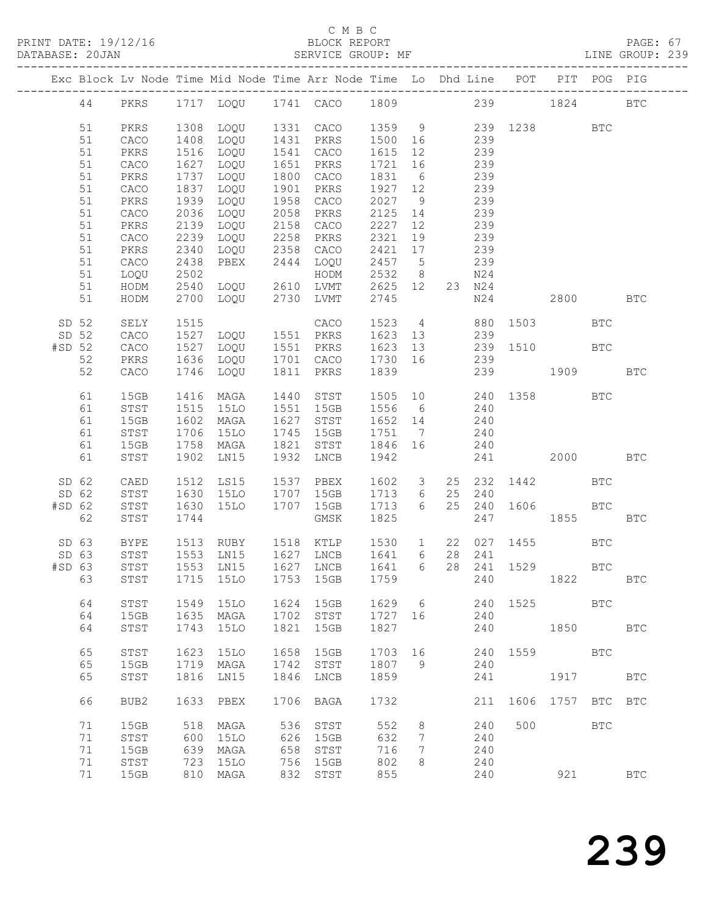C M B C

BLOCK REPORT

SERVICE GROUP: MF

| Exc | Block | Lv | Node | Time | Mid Node | Time | Arr Node | Time | Lo | Dhd | Line | POT | PIT | POG | PIG |
|---|---|---|---|---|---|---|---|---|---|---|---|---|---|---|---|
| | 44 | | PKRS | 1717 | LOQU | 1741 | CACO | 1809 | | | 239 | | 1824 | | BTC |
| | 51 | | PKRS | 1308 | LOQU | 1331 | CACO | 1359 | 9 | | 239 | 1238 | | BTC | |
| | 51 | | CACO | 1408 | LOQU | 1431 | PKRS | 1500 | 16 | | 239 | | | | |
| | 51 | | PKRS | 1516 | LOQU | 1541 | CACO | 1615 | 12 | | 239 | | | | |
| | 51 | | CACO | 1627 | LOQU | 1651 | PKRS | 1721 | 16 | | 239 | | | | |
| | 51 | | PKRS | 1737 | LOQU | 1800 | CACO | 1831 | 6 | | 239 | | | | |
| | 51 | | CACO | 1837 | LOQU | 1901 | PKRS | 1927 | 12 | | 239 | | | | |
| | 51 | | PKRS | 1939 | LOQU | 1958 | CACO | 2027 | 9 | | 239 | | | | |
| | 51 | | CACO | 2036 | LOQU | 2058 | PKRS | 2125 | 14 | | 239 | | | | |
| | 51 | | PKRS | 2139 | LOQU | 2158 | CACO | 2227 | 12 | | 239 | | | | |
| | 51 | | CACO | 2239 | LOQU | 2258 | PKRS | 2321 | 19 | | 239 | | | | |
| | 51 | | PKRS | 2340 | LOQU | 2358 | CACO | 2421 | 17 | | 239 | | | | |
| | 51 | | CACO | 2438 | PBEX | 2444 | LOQU | 2457 | 5 | | 239 | | | | |
| | 51 | | LOQU | 2502 | | | HODM | 2532 | 8 | | N24 | | | | |
| | 51 | | HODM | 2540 | LOQU | 2610 | LVMT | 2625 | 12 | 23 | N24 | | | | |
| | 51 | | HODM | 2700 | LOQU | 2730 | LVMT | 2745 | | | N24 | | 2800 | | BTC |
| SD | 52 | | SELY | 1515 | | | CACO | 1523 | 4 | | 880 | 1503 | | BTC | |
| SD | 52 | | CACO | 1527 | LOQU | 1551 | PKRS | 1623 | 13 | | 239 | | | | |
| #SD | 52 | | CACO | 1527 | LOQU | 1551 | PKRS | 1623 | 13 | | 239 | 1510 | | BTC | |
| | 52 | | PKRS | 1636 | LOQU | 1701 | CACO | 1730 | 16 | | 239 | | | | |
| | 52 | | CACO | 1746 | LOQU | 1811 | PKRS | 1839 | | | 239 | | 1909 | | BTC |
| | 61 | | 15GB | 1416 | MAGA | 1440 | STST | 1505 | 10 | | 240 | 1358 | | BTC | |
| | 61 | | STST | 1515 | 15LO | 1551 | 15GB | 1556 | 6 | | 240 | | | | |
| | 61 | | 15GB | 1602 | MAGA | 1627 | STST | 1652 | 14 | | 240 | | | | |
| | 61 | | STST | 1706 | 15LO | 1745 | 15GB | 1751 | 7 | | 240 | | | | |
| | 61 | | 15GB | 1758 | MAGA | 1821 | STST | 1846 | 16 | | 240 | | | | |
| | 61 | | STST | 1902 | LN15 | 1932 | LNCB | 1942 | | | 241 | | 2000 | | BTC |
| SD | 62 | | CAED | 1512 | LS15 | 1537 | PBEX | 1602 | 3 | 25 | 232 | 1442 | | BTC | |
| SD | 62 | | STST | 1630 | 15LO | 1707 | 15GB | 1713 | 6 | 25 | 240 | | | | |
| #SD | 62 | | STST | 1630 | 15LO | 1707 | 15GB | 1713 | 6 | 25 | 240 | 1606 | | BTC | |
| | 62 | | STST | 1744 | | | GMSK | 1825 | | | 247 | | 1855 | | BTC |
| SD | 63 | | BYPE | 1513 | RUBY | 1518 | KTLP | 1530 | 1 | 22 | 027 | 1455 | | BTC | |
| SD | 63 | | STST | 1553 | LN15 | 1627 | LNCB | 1641 | 6 | 28 | 241 | | | | |
| #SD | 63 | | STST | 1553 | LN15 | 1627 | LNCB | 1641 | 6 | 28 | 241 | 1529 | | BTC | |
| | 63 | | STST | 1715 | 15LO | 1753 | 15GB | 1759 | | | 240 | | 1822 | | BTC |
| | 64 | | STST | 1549 | 15LO | 1624 | 15GB | 1629 | 6 | | 240 | 1525 | | BTC | |
| | 64 | | 15GB | 1635 | MAGA | 1702 | STST | 1727 | 16 | | 240 | | | | |
| | 64 | | STST | 1743 | 15LO | 1821 | 15GB | 1827 | | | 240 | | 1850 | | BTC |
| | 65 | | STST | 1623 | 15LO | 1658 | 15GB | 1703 | 16 | | 240 | 1559 | | BTC | |
| | 65 | | 15GB | 1719 | MAGA | 1742 | STST | 1807 | 9 | | 240 | | | | |
| | 65 | | STST | 1816 | LN15 | 1846 | LNCB | 1859 | | | 241 | | 1917 | | BTC |
| | 66 | | BUB2 | 1633 | PBEX | 1706 | BAGA | 1732 | | | 211 | 1606 | 1757 | BTC | BTC |
| | 71 | | 15GB | 518 | MAGA | 536 | STST | 552 | 8 | | 240 | 500 | | BTC | |
| | 71 | | STST | 600 | 15LO | 626 | 15GB | 632 | 7 | | 240 | | | | |
| | 71 | | 15GB | 639 | MAGA | 658 | STST | 716 | 7 | | 240 | | | | |
| | 71 | | STST | 723 | 15LO | 756 | 15GB | 802 | 8 | | 240 | | | | |
| | 71 | | 15GB | 810 | MAGA | 832 | STST | 855 | | | 240 | | 921 | | BTC |

239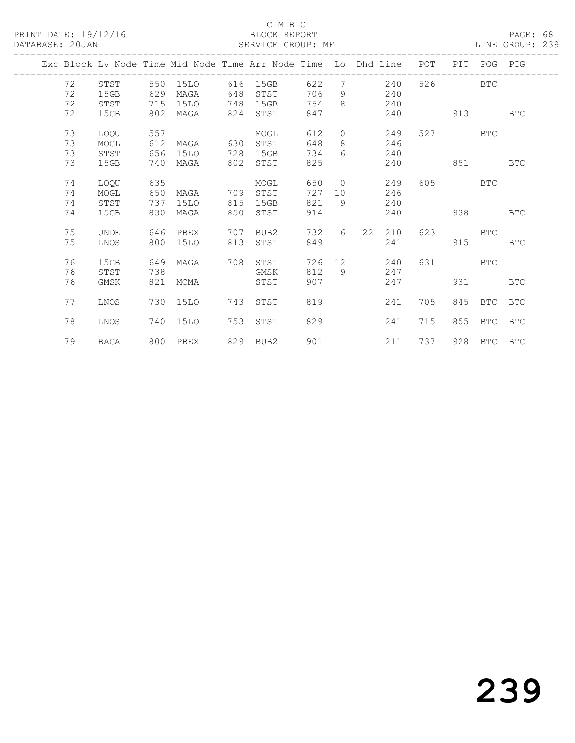C M B C
BLOCK REPORT
SERVICE GROUP: MF

PRINT DATE: 19/12/16
DATABASE: 20JAN

LINE GROUP: 239

| Exc | Block | Lv | Node | Time | Mid Node | Time | Arr Node | Time | Lo | Dhd | Line | POT | PIT | POG | PIG |
|---|---|---|---|---|---|---|---|---|---|---|---|---|---|---|---|
| | 72 | | STST | 550 | 15LO | 616 | 15GB | 622 | 7 | | 240 | 526 | | BTC | |
| | 72 | | 15GB | 629 | MAGA | 648 | STST | 706 | 9 | | 240 | | | | |
| | 72 | | STST | 715 | 15LO | 748 | 15GB | 754 | 8 | | 240 | | | | |
| | 72 | | 15GB | 802 | MAGA | 824 | STST | 847 | | | 240 | | 913 | | BTC |
| | 73 | | LOQU | 557 | | | MOGL | 612 | 0 | | 249 | 527 | | BTC | |
| | 73 | | MOGL | 612 | MAGA | 630 | STST | 648 | 8 | | 246 | | | | |
| | 73 | | STST | 656 | 15LO | 728 | 15GB | 734 | 6 | | 240 | | | | |
| | 73 | | 15GB | 740 | MAGA | 802 | STST | 825 | | | 240 | | 851 | | BTC |
| | 74 | | LOQU | 635 | | | MOGL | 650 | 0 | | 249 | 605 | | BTC | |
| | 74 | | MOGL | 650 | MAGA | 709 | STST | 727 | 10 | | 246 | | | | |
| | 74 | | STST | 737 | 15LO | 815 | 15GB | 821 | 9 | | 240 | | | | |
| | 74 | | 15GB | 830 | MAGA | 850 | STST | 914 | | | 240 | | 938 | | BTC |
| | 75 | | UNDE | 646 | PBEX | 707 | BUB2 | 732 | 6 | 22 | 210 | 623 | | BTC | |
| | 75 | | LNOS | 800 | 15LO | 813 | STST | 849 | | | 241 | | 915 | | BTC |
| | 76 | | 15GB | 649 | MAGA | 708 | STST | 726 | 12 | | 240 | 631 | | BTC | |
| | 76 | | STST | 738 | | | GMSK | 812 | 9 | | 247 | | | | |
| | 76 | | GMSK | 821 | MCMA | | STST | 907 | | | 247 | | 931 | | BTC |
| | 77 | | LNOS | 730 | 15LO | 743 | STST | 819 | | | 241 | 705 | 845 | BTC | BTC |
| | 78 | | LNOS | 740 | 15LO | 753 | STST | 829 | | | 241 | 715 | 855 | BTC | BTC |
| | 79 | | BAGA | 800 | PBEX | 829 | BUB2 | 901 | | | 211 | 737 | 928 | BTC | BTC |

239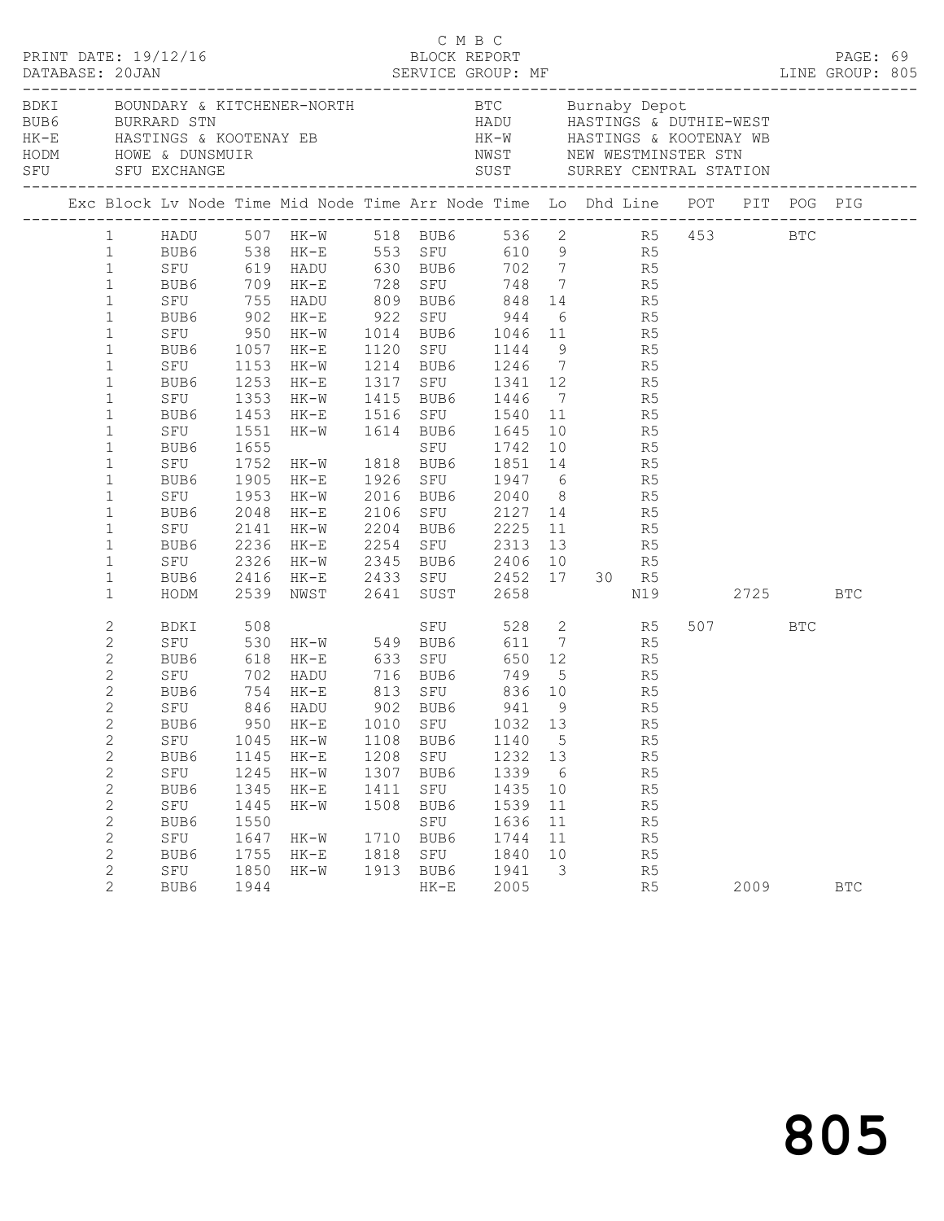C M B C

PRINT DATE: 19/12/16 BLOCK REPORT
DATABASE: 20JAN SERVICE GROUP: MF LINE GROUP: 805

| Code | Name | Code | Name |
|---|---|---|---|
| BDKI | BOUNDARY & KITCHENER-NORTH | BTC | Burnaby Depot |
| BUB6 | BURRARD STN | HADU | HASTINGS & DUTHIE-WEST |
| HK-E | HASTINGS & KOOTENAY EB | HK-W | HASTINGS & KOOTENAY WB |
| HODM | HOWE & DUNSMUIR | NWST | NEW WESTMINSTER STN |
| SFU | SFU EXCHANGE | SUST | SURREY CENTRAL STATION |

| Exc | Block | Lv Node | Time | Mid Node | Time | Arr Node | Time | Lo | Dhd | Line | POT | PIT | POG | PIG |
|---|---|---|---|---|---|---|---|---|---|---|---|---|---|---|
| | 1 | HADU | 507 | HK-W | 518 | BUB6 | 536 | 2 | | R5 | 453 | | BTC | |
| | 1 | BUB6 | 538 | HK-E | 553 | SFU | 610 | 9 | | R5 | | | | |
| | 1 | SFU | 619 | HADU | 630 | BUB6 | 702 | 7 | | R5 | | | | |
| | 1 | BUB6 | 709 | HK-E | 728 | SFU | 748 | 7 | | R5 | | | | |
| | 1 | SFU | 755 | HADU | 809 | BUB6 | 848 | 14 | | R5 | | | | |
| | 1 | BUB6 | 902 | HK-E | 922 | SFU | 944 | 6 | | R5 | | | | |
| | 1 | SFU | 950 | HK-W | 1014 | BUB6 | 1046 | 11 | | R5 | | | | |
| | 1 | BUB6 | 1057 | HK-E | 1120 | SFU | 1144 | 9 | | R5 | | | | |
| | 1 | SFU | 1153 | HK-W | 1214 | BUB6 | 1246 | 7 | | R5 | | | | |
| | 1 | BUB6 | 1253 | HK-E | 1317 | SFU | 1341 | 12 | | R5 | | | | |
| | 1 | SFU | 1353 | HK-W | 1415 | BUB6 | 1446 | 7 | | R5 | | | | |
| | 1 | BUB6 | 1453 | HK-E | 1516 | SFU | 1540 | 11 | | R5 | | | | |
| | 1 | SFU | 1551 | HK-W | 1614 | BUB6 | 1645 | 10 | | R5 | | | | |
| | 1 | BUB6 | 1655 | | | SFU | 1742 | 10 | | R5 | | | | |
| | 1 | SFU | 1752 | HK-W | 1818 | BUB6 | 1851 | 14 | | R5 | | | | |
| | 1 | BUB6 | 1905 | HK-E | 1926 | SFU | 1947 | 6 | | R5 | | | | |
| | 1 | SFU | 1953 | HK-W | 2016 | BUB6 | 2040 | 8 | | R5 | | | | |
| | 1 | BUB6 | 2048 | HK-E | 2106 | SFU | 2127 | 14 | | R5 | | | | |
| | 1 | SFU | 2141 | HK-W | 2204 | BUB6 | 2225 | 11 | | R5 | | | | |
| | 1 | BUB6 | 2236 | HK-E | 2254 | SFU | 2313 | 13 | | R5 | | | | |
| | 1 | SFU | 2326 | HK-W | 2345 | BUB6 | 2406 | 10 | | R5 | | | | |
| | 1 | BUB6 | 2416 | HK-E | 2433 | SFU | 2452 | 17 | 30 | R5 | | | | |
| | 1 | HODM | 2539 | NWST | 2641 | SUST | 2658 | | | N19 | | 2725 | | BTC |
| | 2 | BDKI | 508 | | | SFU | 528 | 2 | | R5 | 507 | | BTC | |
| | 2 | SFU | 530 | HK-W | 549 | BUB6 | 611 | 7 | | R5 | | | | |
| | 2 | BUB6 | 618 | HK-E | 633 | SFU | 650 | 12 | | R5 | | | | |
| | 2 | SFU | 702 | HADU | 716 | BUB6 | 749 | 5 | | R5 | | | | |
| | 2 | BUB6 | 754 | HK-E | 813 | SFU | 836 | 10 | | R5 | | | | |
| | 2 | SFU | 846 | HADU | 902 | BUB6 | 941 | 9 | | R5 | | | | |
| | 2 | BUB6 | 950 | HK-E | 1010 | SFU | 1032 | 13 | | R5 | | | | |
| | 2 | SFU | 1045 | HK-W | 1108 | BUB6 | 1140 | 5 | | R5 | | | | |
| | 2 | BUB6 | 1145 | HK-E | 1208 | SFU | 1232 | 13 | | R5 | | | | |
| | 2 | SFU | 1245 | HK-W | 1307 | BUB6 | 1339 | 6 | | R5 | | | | |
| | 2 | BUB6 | 1345 | HK-E | 1411 | SFU | 1435 | 10 | | R5 | | | | |
| | 2 | SFU | 1445 | HK-W | 1508 | BUB6 | 1539 | 11 | | R5 | | | | |
| | 2 | BUB6 | 1550 | | | SFU | 1636 | 11 | | R5 | | | | |
| | 2 | SFU | 1647 | HK-W | 1710 | BUB6 | 1744 | 11 | | R5 | | | | |
| | 2 | BUB6 | 1755 | HK-E | 1818 | SFU | 1840 | 10 | | R5 | | | | |
| | 2 | SFU | 1850 | HK-W | 1913 | BUB6 | 1941 | 3 | | R5 | | | | |
| | 2 | BUB6 | 1944 | | | HK-E | 2005 | | | R5 | | 2009 | | BTC |

805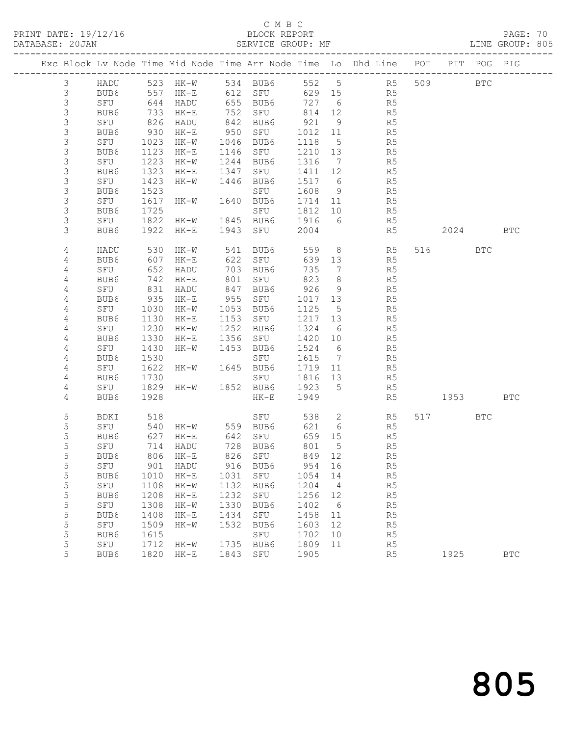C M B C
BLOCK REPORT
SERVICE GROUP: MF

PRINT DATE: 19/12/16
DATABASE: 20JAN
LINE GROUP: 805

| Exc | Block | Lv | Node | Time | Mid Node | Time | Arr Node | Time | Lo | Dhd Line | POT | PIT | POG | PIG |
|---|---|---|---|---|---|---|---|---|---|---|---|---|---|---|
| | 3 | | HADU | 523 | HK-W | 534 | BUB6 | 552 | 5 | R5 | 509 | | BTC | |
| | 3 | | BUB6 | 557 | HK-E | 612 | SFU | 629 | 15 | R5 | | | | |
| | 3 | | SFU | 644 | HADU | 655 | BUB6 | 727 | 6 | R5 | | | | |
| | 3 | | BUB6 | 733 | HK-E | 752 | SFU | 814 | 12 | R5 | | | | |
| | 3 | | SFU | 826 | HADU | 842 | BUB6 | 921 | 9 | R5 | | | | |
| | 3 | | BUB6 | 930 | HK-E | 950 | SFU | 1012 | 11 | R5 | | | | |
| | 3 | | SFU | 1023 | HK-W | 1046 | BUB6 | 1118 | 5 | R5 | | | | |
| | 3 | | BUB6 | 1123 | HK-E | 1146 | SFU | 1210 | 13 | R5 | | | | |
| | 3 | | SFU | 1223 | HK-W | 1244 | BUB6 | 1316 | 7 | R5 | | | | |
| | 3 | | BUB6 | 1323 | HK-E | 1347 | SFU | 1411 | 12 | R5 | | | | |
| | 3 | | SFU | 1423 | HK-W | 1446 | BUB6 | 1517 | 6 | R5 | | | | |
| | 3 | | BUB6 | 1523 | | | SFU | 1608 | 9 | R5 | | | | |
| | 3 | | SFU | 1617 | HK-W | 1640 | BUB6 | 1714 | 11 | R5 | | | | |
| | 3 | | BUB6 | 1725 | | | SFU | 1812 | 10 | R5 | | | | |
| | 3 | | SFU | 1822 | HK-W | 1845 | BUB6 | 1916 | 6 | R5 | | | | |
| | 3 | | BUB6 | 1922 | HK-E | 1943 | SFU | 2004 | | R5 | | 2024 | | BTC |
| | 4 | | HADU | 530 | HK-W | 541 | BUB6 | 559 | 8 | R5 | 516 | | BTC | |
| | 4 | | BUB6 | 607 | HK-E | 622 | SFU | 639 | 13 | R5 | | | | |
| | 4 | | SFU | 652 | HADU | 703 | BUB6 | 735 | 7 | R5 | | | | |
| | 4 | | BUB6 | 742 | HK-E | 801 | SFU | 823 | 8 | R5 | | | | |
| | 4 | | SFU | 831 | HADU | 847 | BUB6 | 926 | 9 | R5 | | | | |
| | 4 | | BUB6 | 935 | HK-E | 955 | SFU | 1017 | 13 | R5 | | | | |
| | 4 | | SFU | 1030 | HK-W | 1053 | BUB6 | 1125 | 5 | R5 | | | | |
| | 4 | | BUB6 | 1130 | HK-E | 1153 | SFU | 1217 | 13 | R5 | | | | |
| | 4 | | SFU | 1230 | HK-W | 1252 | BUB6 | 1324 | 6 | R5 | | | | |
| | 4 | | BUB6 | 1330 | HK-E | 1356 | SFU | 1420 | 10 | R5 | | | | |
| | 4 | | SFU | 1430 | HK-W | 1453 | BUB6 | 1524 | 6 | R5 | | | | |
| | 4 | | BUB6 | 1530 | | | SFU | 1615 | 7 | R5 | | | | |
| | 4 | | SFU | 1622 | HK-W | 1645 | BUB6 | 1719 | 11 | R5 | | | | |
| | 4 | | BUB6 | 1730 | | | SFU | 1816 | 13 | R5 | | | | |
| | 4 | | SFU | 1829 | HK-W | 1852 | BUB6 | 1923 | 5 | R5 | | | | |
| | 4 | | BUB6 | 1928 | | | HK-E | 1949 | | R5 | | 1953 | | BTC |
| | 5 | | BDKI | 518 | | | SFU | 538 | 2 | R5 | 517 | | BTC | |
| | 5 | | SFU | 540 | HK-W | 559 | BUB6 | 621 | 6 | R5 | | | | |
| | 5 | | BUB6 | 627 | HK-E | 642 | SFU | 659 | 15 | R5 | | | | |
| | 5 | | SFU | 714 | HADU | 728 | BUB6 | 801 | 5 | R5 | | | | |
| | 5 | | BUB6 | 806 | HK-E | 826 | SFU | 849 | 12 | R5 | | | | |
| | 5 | | SFU | 901 | HADU | 916 | BUB6 | 954 | 16 | R5 | | | | |
| | 5 | | BUB6 | 1010 | HK-E | 1031 | SFU | 1054 | 14 | R5 | | | | |
| | 5 | | SFU | 1108 | HK-W | 1132 | BUB6 | 1204 | 4 | R5 | | | | |
| | 5 | | BUB6 | 1208 | HK-E | 1232 | SFU | 1256 | 12 | R5 | | | | |
| | 5 | | SFU | 1308 | HK-W | 1330 | BUB6 | 1402 | 6 | R5 | | | | |
| | 5 | | BUB6 | 1408 | HK-E | 1434 | SFU | 1458 | 11 | R5 | | | | |
| | 5 | | SFU | 1509 | HK-W | 1532 | BUB6 | 1603 | 12 | R5 | | | | |
| | 5 | | BUB6 | 1615 | | | SFU | 1702 | 10 | R5 | | | | |
| | 5 | | SFU | 1712 | HK-W | 1735 | BUB6 | 1809 | 11 | R5 | | | | |
| | 5 | | BUB6 | 1820 | HK-E | 1843 | SFU | 1905 | | R5 | | 1925 | | BTC |

805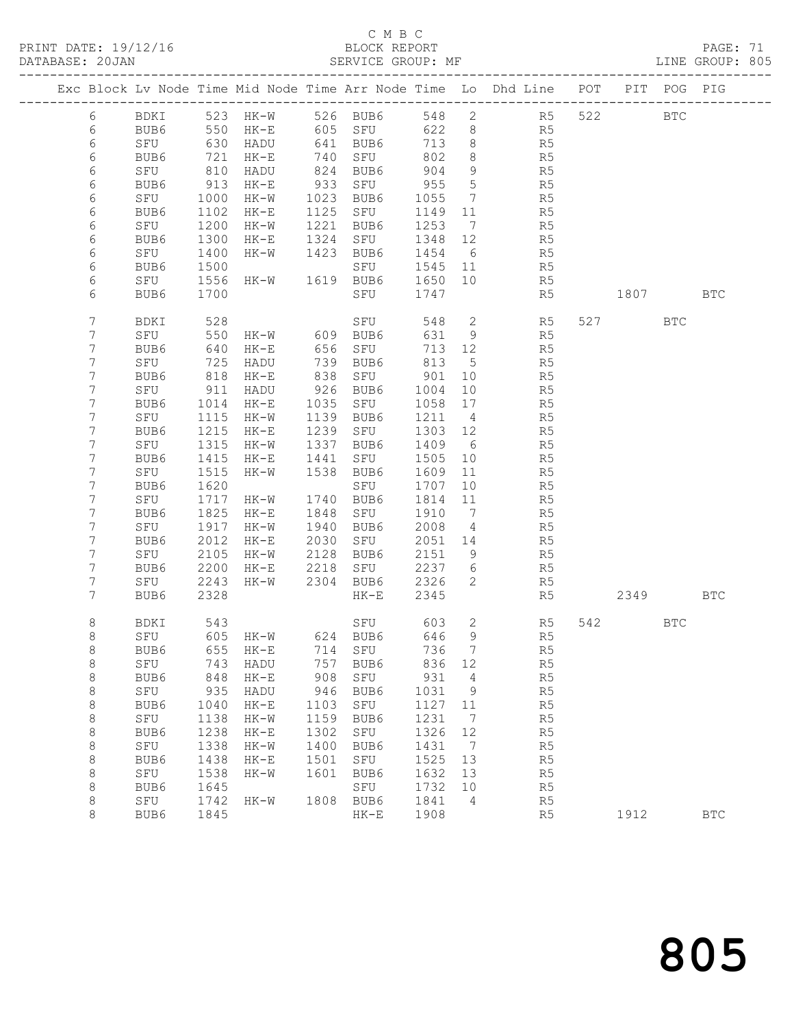C M B C
PRINT DATE: 19/12/16 BLOCK REPORT
DATABASE: 20JAN SERVICE GROUP: MF LINE GROUP: 805

| Exc | Block | Lv | Node | Time | Mid Node | Time | Arr Node | Time | Lo | Dhd Line | POT | PIT | POG | PIG |
|---|---|---|---|---|---|---|---|---|---|---|---|---|---|---|
| | 6 | | BDKI | 523 | HK-W | 526 | BUB6 | 548 | 2 | R5 | 522 | | BTC | |
| | 6 | | BUB6 | 550 | HK-E | 605 | SFU | 622 | 8 | R5 | | | | |
| | 6 | | SFU | 630 | HADU | 641 | BUB6 | 713 | 8 | R5 | | | | |
| | 6 | | BUB6 | 721 | HK-E | 740 | SFU | 802 | 8 | R5 | | | | |
| | 6 | | SFU | 810 | HADU | 824 | BUB6 | 904 | 9 | R5 | | | | |
| | 6 | | BUB6 | 913 | HK-E | 933 | SFU | 955 | 5 | R5 | | | | |
| | 6 | | SFU | 1000 | HK-W | 1023 | BUB6 | 1055 | 7 | R5 | | | | |
| | 6 | | BUB6 | 1102 | HK-E | 1125 | SFU | 1149 | 11 | R5 | | | | |
| | 6 | | SFU | 1200 | HK-W | 1221 | BUB6 | 1253 | 7 | R5 | | | | |
| | 6 | | BUB6 | 1300 | HK-E | 1324 | SFU | 1348 | 12 | R5 | | | | |
| | 6 | | SFU | 1400 | HK-W | 1423 | BUB6 | 1454 | 6 | R5 | | | | |
| | 6 | | BUB6 | 1500 | | | SFU | 1545 | 11 | R5 | | | | |
| | 6 | | SFU | 1556 | HK-W | 1619 | BUB6 | 1650 | 10 | R5 | | | | |
| | 6 | | BUB6 | 1700 | | | SFU | 1747 | | R5 | | 1807 | | BTC |
| | 7 | | BDKI | 528 | | | SFU | 548 | 2 | R5 | 527 | | BTC | |
| | 7 | | SFU | 550 | HK-W | 609 | BUB6 | 631 | 9 | R5 | | | | |
| | 7 | | BUB6 | 640 | HK-E | 656 | SFU | 713 | 12 | R5 | | | | |
| | 7 | | SFU | 725 | HADU | 739 | BUB6 | 813 | 5 | R5 | | | | |
| | 7 | | BUB6 | 818 | HK-E | 838 | SFU | 901 | 10 | R5 | | | | |
| | 7 | | SFU | 911 | HADU | 926 | BUB6 | 1004 | 10 | R5 | | | | |
| | 7 | | BUB6 | 1014 | HK-E | 1035 | SFU | 1058 | 17 | R5 | | | | |
| | 7 | | SFU | 1115 | HK-W | 1139 | BUB6 | 1211 | 4 | R5 | | | | |
| | 7 | | BUB6 | 1215 | HK-E | 1239 | SFU | 1303 | 12 | R5 | | | | |
| | 7 | | SFU | 1315 | HK-W | 1337 | BUB6 | 1409 | 6 | R5 | | | | |
| | 7 | | BUB6 | 1415 | HK-E | 1441 | SFU | 1505 | 10 | R5 | | | | |
| | 7 | | SFU | 1515 | HK-W | 1538 | BUB6 | 1609 | 11 | R5 | | | | |
| | 7 | | BUB6 | 1620 | | | SFU | 1707 | 10 | R5 | | | | |
| | 7 | | SFU | 1717 | HK-W | 1740 | BUB6 | 1814 | 11 | R5 | | | | |
| | 7 | | BUB6 | 1825 | HK-E | 1848 | SFU | 1910 | 7 | R5 | | | | |
| | 7 | | SFU | 1917 | HK-W | 1940 | BUB6 | 2008 | 4 | R5 | | | | |
| | 7 | | BUB6 | 2012 | HK-E | 2030 | SFU | 2051 | 14 | R5 | | | | |
| | 7 | | SFU | 2105 | HK-W | 2128 | BUB6 | 2151 | 9 | R5 | | | | |
| | 7 | | BUB6 | 2200 | HK-E | 2218 | SFU | 2237 | 6 | R5 | | | | |
| | 7 | | SFU | 2243 | HK-W | 2304 | BUB6 | 2326 | 2 | R5 | | | | |
| | 7 | | BUB6 | 2328 | | | HK-E | 2345 | | R5 | | 2349 | | BTC |
| | 8 | | BDKI | 543 | | | SFU | 603 | 2 | R5 | 542 | | BTC | |
| | 8 | | SFU | 605 | HK-W | 624 | BUB6 | 646 | 9 | R5 | | | | |
| | 8 | | BUB6 | 655 | HK-E | 714 | SFU | 736 | 7 | R5 | | | | |
| | 8 | | SFU | 743 | HADU | 757 | BUB6 | 836 | 12 | R5 | | | | |
| | 8 | | BUB6 | 848 | HK-E | 908 | SFU | 931 | 4 | R5 | | | | |
| | 8 | | SFU | 935 | HADU | 946 | BUB6 | 1031 | 9 | R5 | | | | |
| | 8 | | BUB6 | 1040 | HK-E | 1103 | SFU | 1127 | 11 | R5 | | | | |
| | 8 | | SFU | 1138 | HK-W | 1159 | BUB6 | 1231 | 7 | R5 | | | | |
| | 8 | | BUB6 | 1238 | HK-E | 1302 | SFU | 1326 | 12 | R5 | | | | |
| | 8 | | SFU | 1338 | HK-W | 1400 | BUB6 | 1431 | 7 | R5 | | | | |
| | 8 | | BUB6 | 1438 | HK-E | 1501 | SFU | 1525 | 13 | R5 | | | | |
| | 8 | | SFU | 1538 | HK-W | 1601 | BUB6 | 1632 | 13 | R5 | | | | |
| | 8 | | BUB6 | 1645 | | | SFU | 1732 | 10 | R5 | | | | |
| | 8 | | SFU | 1742 | HK-W | 1808 | BUB6 | 1841 | 4 | R5 | | | | |
| | 8 | | BUB6 | 1845 | | | HK-E | 1908 | | R5 | | 1912 | | BTC |

805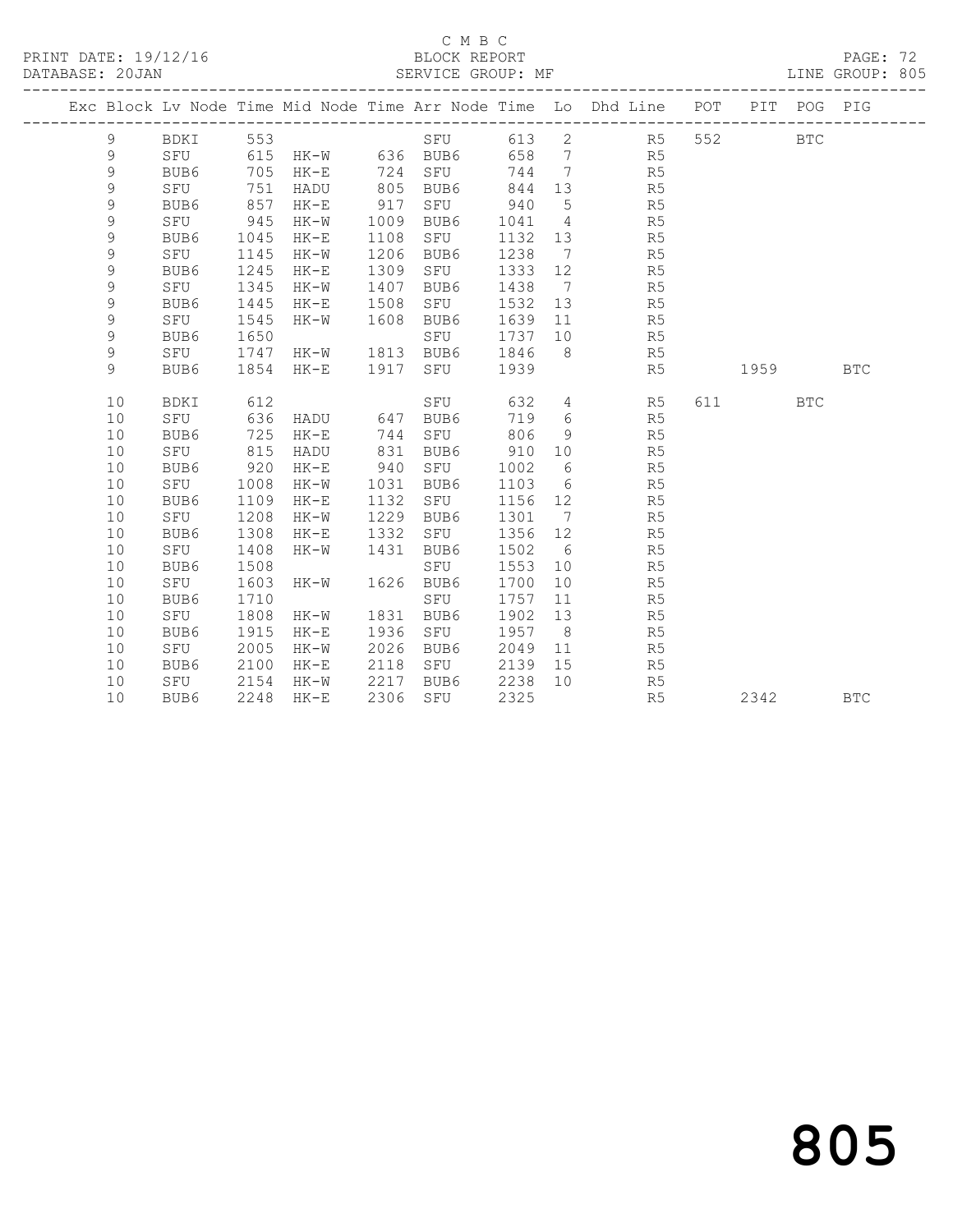C M B C

BLOCK REPORT

SERVICE GROUP: MF

LINE GROUP: 805

PRINT DATE: 19/12/16

DATABASE: 20JAN

| Exc | Block | Lv | Node | Time | Mid Node | Time | Arr Node | Time | Lo | Dhd Line | POT | PIT | POG | PIG |
|---|---|---|---|---|---|---|---|---|---|---|---|---|---|---|
| | 9 | | BDKI | 553 | | | SFU | 613 | 2 | R5 | 552 | | BTC | |
| | 9 | | SFU | 615 | HK-W | 636 | BUB6 | 658 | 7 | R5 | | | | |
| | 9 | | BUB6 | 705 | HK-E | 724 | SFU | 744 | 7 | R5 | | | | |
| | 9 | | SFU | 751 | HADU | 805 | BUB6 | 844 | 13 | R5 | | | | |
| | 9 | | BUB6 | 857 | HK-E | 917 | SFU | 940 | 5 | R5 | | | | |
| | 9 | | SFU | 945 | HK-W | 1009 | BUB6 | 1041 | 4 | R5 | | | | |
| | 9 | | BUB6 | 1045 | HK-E | 1108 | SFU | 1132 | 13 | R5 | | | | |
| | 9 | | SFU | 1145 | HK-W | 1206 | BUB6 | 1238 | 7 | R5 | | | | |
| | 9 | | BUB6 | 1245 | HK-E | 1309 | SFU | 1333 | 12 | R5 | | | | |
| | 9 | | SFU | 1345 | HK-W | 1407 | BUB6 | 1438 | 7 | R5 | | | | |
| | 9 | | BUB6 | 1445 | HK-E | 1508 | SFU | 1532 | 13 | R5 | | | | |
| | 9 | | SFU | 1545 | HK-W | 1608 | BUB6 | 1639 | 11 | R5 | | | | |
| | 9 | | BUB6 | 1650 | | | SFU | 1737 | 10 | R5 | | | | |
| | 9 | | SFU | 1747 | HK-W | 1813 | BUB6 | 1846 | 8 | R5 | | | | |
| | 9 | | BUB6 | 1854 | HK-E | 1917 | SFU | 1939 | | R5 | | 1959 | | BTC |
| | 10 | | BDKI | 612 | | | SFU | 632 | 4 | R5 | 611 | | BTC | |
| | 10 | | SFU | 636 | HADU | 647 | BUB6 | 719 | 6 | R5 | | | | |
| | 10 | | BUB6 | 725 | HK-E | 744 | SFU | 806 | 9 | R5 | | | | |
| | 10 | | SFU | 815 | HADU | 831 | BUB6 | 910 | 10 | R5 | | | | |
| | 10 | | BUB6 | 920 | HK-E | 940 | SFU | 1002 | 6 | R5 | | | | |
| | 10 | | SFU | 1008 | HK-W | 1031 | BUB6 | 1103 | 6 | R5 | | | | |
| | 10 | | BUB6 | 1109 | HK-E | 1132 | SFU | 1156 | 12 | R5 | | | | |
| | 10 | | SFU | 1208 | HK-W | 1229 | BUB6 | 1301 | 7 | R5 | | | | |
| | 10 | | BUB6 | 1308 | HK-E | 1332 | SFU | 1356 | 12 | R5 | | | | |
| | 10 | | SFU | 1408 | HK-W | 1431 | BUB6 | 1502 | 6 | R5 | | | | |
| | 10 | | BUB6 | 1508 | | | SFU | 1553 | 10 | R5 | | | | |
| | 10 | | SFU | 1603 | HK-W | 1626 | BUB6 | 1700 | 10 | R5 | | | | |
| | 10 | | BUB6 | 1710 | | | SFU | 1757 | 11 | R5 | | | | |
| | 10 | | SFU | 1808 | HK-W | 1831 | BUB6 | 1902 | 13 | R5 | | | | |
| | 10 | | BUB6 | 1915 | HK-E | 1936 | SFU | 1957 | 8 | R5 | | | | |
| | 10 | | SFU | 2005 | HK-W | 2026 | BUB6 | 2049 | 11 | R5 | | | | |
| | 10 | | BUB6 | 2100 | HK-E | 2118 | SFU | 2139 | 15 | R5 | | | | |
| | 10 | | SFU | 2154 | HK-W | 2217 | BUB6 | 2238 | 10 | R5 | | | | |
| | 10 | | BUB6 | 2248 | HK-E | 2306 | SFU | 2325 | | R5 | | 2342 | | BTC |

805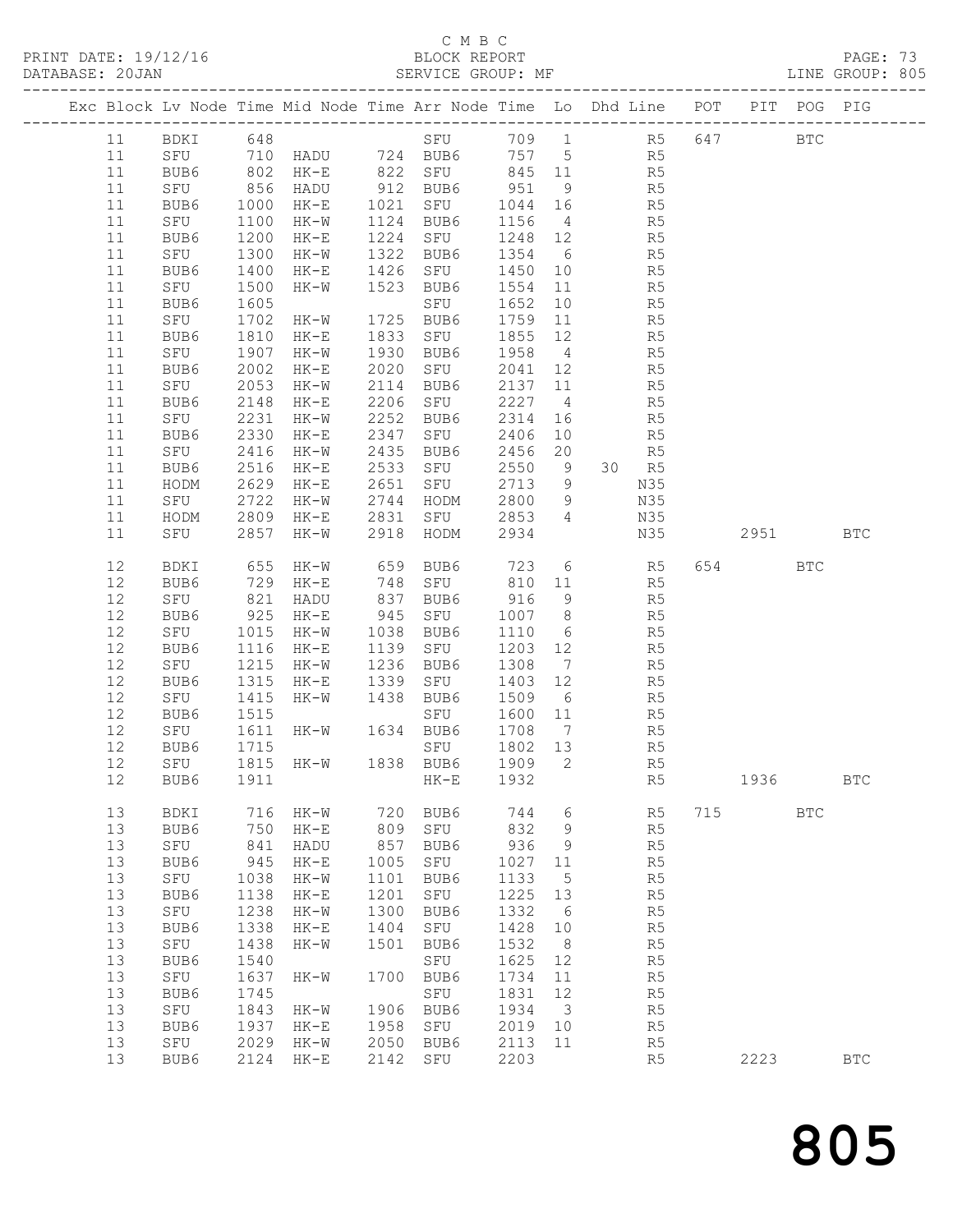C M B C

BLOCK REPORT

SERVICE GROUP: MF

LINE GROUP: 805

| Exc | Block | Lv | Node | Time | Mid Node | Time | Arr Node | Time | Lo | Dhd Line | POT | PIT | POG | PIG |
|---|---|---|---|---|---|---|---|---|---|---|---|---|---|---|
| | 11 | | BDKI | 648 | | | SFU | 709 | 1 | R5 | 647 | | BTC | |
| | 11 | | SFU | 710 | HADU | 724 | BUB6 | 757 | 5 | R5 | | | | |
| | 11 | | BUB6 | 802 | HK-E | 822 | SFU | 845 | 11 | R5 | | | | |
| | 11 | | SFU | 856 | HADU | 912 | BUB6 | 951 | 9 | R5 | | | | |
| | 11 | | BUB6 | 1000 | HK-E | 1021 | SFU | 1044 | 16 | R5 | | | | |
| | 11 | | SFU | 1100 | HK-W | 1124 | BUB6 | 1156 | 4 | R5 | | | | |
| | 11 | | BUB6 | 1200 | HK-E | 1224 | SFU | 1248 | 12 | R5 | | | | |
| | 11 | | SFU | 1300 | HK-W | 1322 | BUB6 | 1354 | 6 | R5 | | | | |
| | 11 | | BUB6 | 1400 | HK-E | 1426 | SFU | 1450 | 10 | R5 | | | | |
| | 11 | | SFU | 1500 | HK-W | 1523 | BUB6 | 1554 | 11 | R5 | | | | |
| | 11 | | BUB6 | 1605 | | | SFU | 1652 | 10 | R5 | | | | |
| | 11 | | SFU | 1702 | HK-W | 1725 | BUB6 | 1759 | 11 | R5 | | | | |
| | 11 | | BUB6 | 1810 | HK-E | 1833 | SFU | 1855 | 12 | R5 | | | | |
| | 11 | | SFU | 1907 | HK-W | 1930 | BUB6 | 1958 | 4 | R5 | | | | |
| | 11 | | BUB6 | 2002 | HK-E | 2020 | SFU | 2041 | 12 | R5 | | | | |
| | 11 | | SFU | 2053 | HK-W | 2114 | BUB6 | 2137 | 11 | R5 | | | | |
| | 11 | | BUB6 | 2148 | HK-E | 2206 | SFU | 2227 | 4 | R5 | | | | |
| | 11 | | SFU | 2231 | HK-W | 2252 | BUB6 | 2314 | 16 | R5 | | | | |
| | 11 | | BUB6 | 2330 | HK-E | 2347 | SFU | 2406 | 10 | R5 | | | | |
| | 11 | | SFU | 2416 | HK-W | 2435 | BUB6 | 2456 | 20 | R5 | | | | |
| | 11 | | BUB6 | 2516 | HK-E | 2533 | SFU | 2550 | 9 | 30 R5 | | | | |
| | 11 | | HODM | 2629 | HK-E | 2651 | SFU | 2713 | 9 | N35 | | | | |
| | 11 | | SFU | 2722 | HK-W | 2744 | HODM | 2800 | 9 | N35 | | | | |
| | 11 | | HODM | 2809 | HK-E | 2831 | SFU | 2853 | 4 | N35 | | | | |
| | 11 | | SFU | 2857 | HK-W | 2918 | HODM | 2934 | | N35 | | 2951 | | BTC |
| | 12 | | BDKI | 655 | HK-W | 659 | BUB6 | 723 | 6 | R5 | 654 | | BTC | |
| | 12 | | BUB6 | 729 | HK-E | 748 | SFU | 810 | 11 | R5 | | | | |
| | 12 | | SFU | 821 | HADU | 837 | BUB6 | 916 | 9 | R5 | | | | |
| | 12 | | BUB6 | 925 | HK-E | 945 | SFU | 1007 | 8 | R5 | | | | |
| | 12 | | SFU | 1015 | HK-W | 1038 | BUB6 | 1110 | 6 | R5 | | | | |
| | 12 | | BUB6 | 1116 | HK-E | 1139 | SFU | 1203 | 12 | R5 | | | | |
| | 12 | | SFU | 1215 | HK-W | 1236 | BUB6 | 1308 | 7 | R5 | | | | |
| | 12 | | BUB6 | 1315 | HK-E | 1339 | SFU | 1403 | 12 | R5 | | | | |
| | 12 | | SFU | 1415 | HK-W | 1438 | BUB6 | 1509 | 6 | R5 | | | | |
| | 12 | | BUB6 | 1515 | | | SFU | 1600 | 11 | R5 | | | | |
| | 12 | | SFU | 1611 | HK-W | 1634 | BUB6 | 1708 | 7 | R5 | | | | |
| | 12 | | BUB6 | 1715 | | | SFU | 1802 | 13 | R5 | | | | |
| | 12 | | SFU | 1815 | HK-W | 1838 | BUB6 | 1909 | 2 | R5 | | | | |
| | 12 | | BUB6 | 1911 | | | HK-E | 1932 | | R5 | | 1936 | | BTC |
| | 13 | | BDKI | 716 | HK-W | 720 | BUB6 | 744 | 6 | R5 | 715 | | BTC | |
| | 13 | | BUB6 | 750 | HK-E | 809 | SFU | 832 | 9 | R5 | | | | |
| | 13 | | SFU | 841 | HADU | 857 | BUB6 | 936 | 9 | R5 | | | | |
| | 13 | | BUB6 | 945 | HK-E | 1005 | SFU | 1027 | 11 | R5 | | | | |
| | 13 | | SFU | 1038 | HK-W | 1101 | BUB6 | 1133 | 5 | R5 | | | | |
| | 13 | | BUB6 | 1138 | HK-E | 1201 | SFU | 1225 | 13 | R5 | | | | |
| | 13 | | SFU | 1238 | HK-W | 1300 | BUB6 | 1332 | 6 | R5 | | | | |
| | 13 | | BUB6 | 1338 | HK-E | 1404 | SFU | 1428 | 10 | R5 | | | | |
| | 13 | | SFU | 1438 | HK-W | 1501 | BUB6 | 1532 | 8 | R5 | | | | |
| | 13 | | BUB6 | 1540 | | | SFU | 1625 | 12 | R5 | | | | |
| | 13 | | SFU | 1637 | HK-W | 1700 | BUB6 | 1734 | 11 | R5 | | | | |
| | 13 | | BUB6 | 1745 | | | SFU | 1831 | 12 | R5 | | | | |
| | 13 | | SFU | 1843 | HK-W | 1906 | BUB6 | 1934 | 3 | R5 | | | | |
| | 13 | | BUB6 | 1937 | HK-E | 1958 | SFU | 2019 | 10 | R5 | | | | |
| | 13 | | SFU | 2029 | HK-W | 2050 | BUB6 | 2113 | 11 | R5 | | | | |
| | 13 | | BUB6 | 2124 | HK-E | 2142 | SFU | 2203 | | R5 | | 2223 | | BTC |

805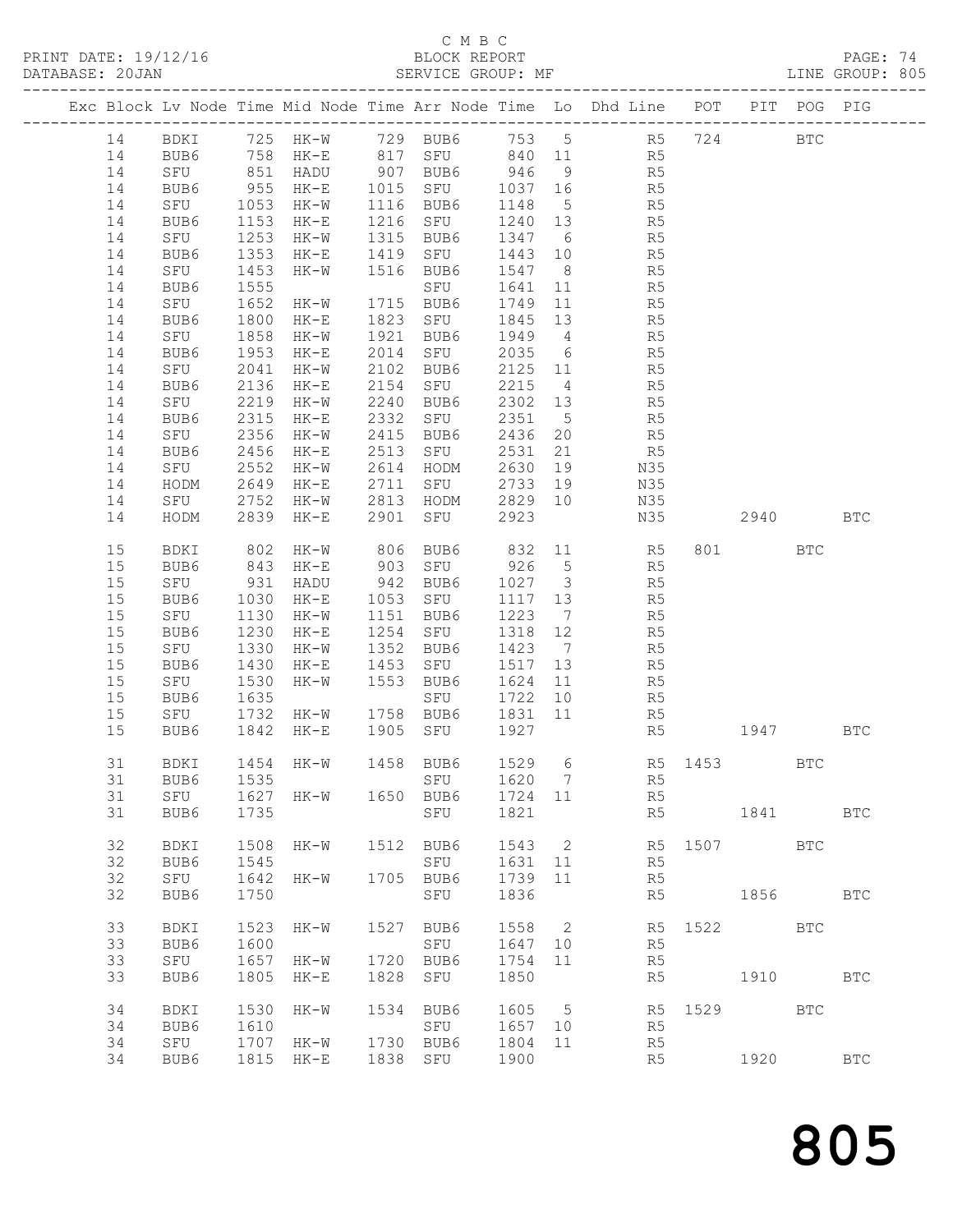C M B C
PRINT DATE: 19/12/16 BLOCK REPORT
DATABASE: 20JAN SERVICE GROUP: MF LINE GROUP: 805

| Exc | Block | Lv | Node | Time | Mid Node | Time | Arr Node | Time | Lo | Dhd Line | POT | PIT | POG | PIG |
|---|---|---|---|---|---|---|---|---|---|---|---|---|---|---|
| | 14 | | BDKI | 725 | HK-W | 729 | BUB6 | 753 | 5 | R5 | 724 | | BTC | |
| | 14 | | BUB6 | 758 | HK-E | 817 | SFU | 840 | 11 | R5 | | | | |
| | 14 | | SFU | 851 | HADU | 907 | BUB6 | 946 | 9 | R5 | | | | |
| | 14 | | BUB6 | 955 | HK-E | 1015 | SFU | 1037 | 16 | R5 | | | | |
| | 14 | | SFU | 1053 | HK-W | 1116 | BUB6 | 1148 | 5 | R5 | | | | |
| | 14 | | BUB6 | 1153 | HK-E | 1216 | SFU | 1240 | 13 | R5 | | | | |
| | 14 | | SFU | 1253 | HK-W | 1315 | BUB6 | 1347 | 6 | R5 | | | | |
| | 14 | | BUB6 | 1353 | HK-E | 1419 | SFU | 1443 | 10 | R5 | | | | |
| | 14 | | SFU | 1453 | HK-W | 1516 | BUB6 | 1547 | 8 | R5 | | | | |
| | 14 | | BUB6 | 1555 | | | SFU | 1641 | 11 | R5 | | | | |
| | 14 | | SFU | 1652 | HK-W | 1715 | BUB6 | 1749 | 11 | R5 | | | | |
| | 14 | | BUB6 | 1800 | HK-E | 1823 | SFU | 1845 | 13 | R5 | | | | |
| | 14 | | SFU | 1858 | HK-W | 1921 | BUB6 | 1949 | 4 | R5 | | | | |
| | 14 | | BUB6 | 1953 | HK-E | 2014 | SFU | 2035 | 6 | R5 | | | | |
| | 14 | | SFU | 2041 | HK-W | 2102 | BUB6 | 2125 | 11 | R5 | | | | |
| | 14 | | BUB6 | 2136 | HK-E | 2154 | SFU | 2215 | 4 | R5 | | | | |
| | 14 | | SFU | 2219 | HK-W | 2240 | BUB6 | 2302 | 13 | R5 | | | | |
| | 14 | | BUB6 | 2315 | HK-E | 2332 | SFU | 2351 | 5 | R5 | | | | |
| | 14 | | SFU | 2356 | HK-W | 2415 | BUB6 | 2436 | 20 | R5 | | | | |
| | 14 | | BUB6 | 2456 | HK-E | 2513 | SFU | 2531 | 21 | R5 | | | | |
| | 14 | | SFU | 2552 | HK-W | 2614 | HODM | 2630 | 19 | N35 | | | | |
| | 14 | | HODM | 2649 | HK-E | 2711 | SFU | 2733 | 19 | N35 | | | | |
| | 14 | | SFU | 2752 | HK-W | 2813 | HODM | 2829 | 10 | N35 | | | | |
| | 14 | | HODM | 2839 | HK-E | 2901 | SFU | 2923 | | N35 | | 2940 | | BTC |
| | 15 | | BDKI | 802 | HK-W | 806 | BUB6 | 832 | 11 | R5 | 801 | | BTC | |
| | 15 | | BUB6 | 843 | HK-E | 903 | SFU | 926 | 5 | R5 | | | | |
| | 15 | | SFU | 931 | HADU | 942 | BUB6 | 1027 | 3 | R5 | | | | |
| | 15 | | BUB6 | 1030 | HK-E | 1053 | SFU | 1117 | 13 | R5 | | | | |
| | 15 | | SFU | 1130 | HK-W | 1151 | BUB6 | 1223 | 7 | R5 | | | | |
| | 15 | | BUB6 | 1230 | HK-E | 1254 | SFU | 1318 | 12 | R5 | | | | |
| | 15 | | SFU | 1330 | HK-W | 1352 | BUB6 | 1423 | 7 | R5 | | | | |
| | 15 | | BUB6 | 1430 | HK-E | 1453 | SFU | 1517 | 13 | R5 | | | | |
| | 15 | | SFU | 1530 | HK-W | 1553 | BUB6 | 1624 | 11 | R5 | | | | |
| | 15 | | BUB6 | 1635 | | | SFU | 1722 | 10 | R5 | | | | |
| | 15 | | SFU | 1732 | HK-W | 1758 | BUB6 | 1831 | 11 | R5 | | | | |
| | 15 | | BUB6 | 1842 | HK-E | 1905 | SFU | 1927 | | R5 | | 1947 | | BTC |
| | 31 | | BDKI | 1454 | HK-W | 1458 | BUB6 | 1529 | 6 | R5 | 1453 | | BTC | |
| | 31 | | BUB6 | 1535 | | | SFU | 1620 | 7 | R5 | | | | |
| | 31 | | SFU | 1627 | HK-W | 1650 | BUB6 | 1724 | 11 | R5 | | | | |
| | 31 | | BUB6 | 1735 | | | SFU | 1821 | | R5 | | 1841 | | BTC |
| | 32 | | BDKI | 1508 | HK-W | 1512 | BUB6 | 1543 | 2 | R5 | 1507 | | BTC | |
| | 32 | | BUB6 | 1545 | | | SFU | 1631 | 11 | R5 | | | | |
| | 32 | | SFU | 1642 | HK-W | 1705 | BUB6 | 1739 | 11 | R5 | | | | |
| | 32 | | BUB6 | 1750 | | | SFU | 1836 | | R5 | | 1856 | | BTC |
| | 33 | | BDKI | 1523 | HK-W | 1527 | BUB6 | 1558 | 2 | R5 | 1522 | | BTC | |
| | 33 | | BUB6 | 1600 | | | SFU | 1647 | 10 | R5 | | | | |
| | 33 | | SFU | 1657 | HK-W | 1720 | BUB6 | 1754 | 11 | R5 | | | | |
| | 33 | | BUB6 | 1805 | HK-E | 1828 | SFU | 1850 | | R5 | | 1910 | | BTC |
| | 34 | | BDKI | 1530 | HK-W | 1534 | BUB6 | 1605 | 5 | R5 | 1529 | | BTC | |
| | 34 | | BUB6 | 1610 | | | SFU | 1657 | 10 | R5 | | | | |
| | 34 | | SFU | 1707 | HK-W | 1730 | BUB6 | 1804 | 11 | R5 | | | | |
| | 34 | | BUB6 | 1815 | HK-E | 1838 | SFU | 1900 | | R5 | | 1920 | | BTC |

805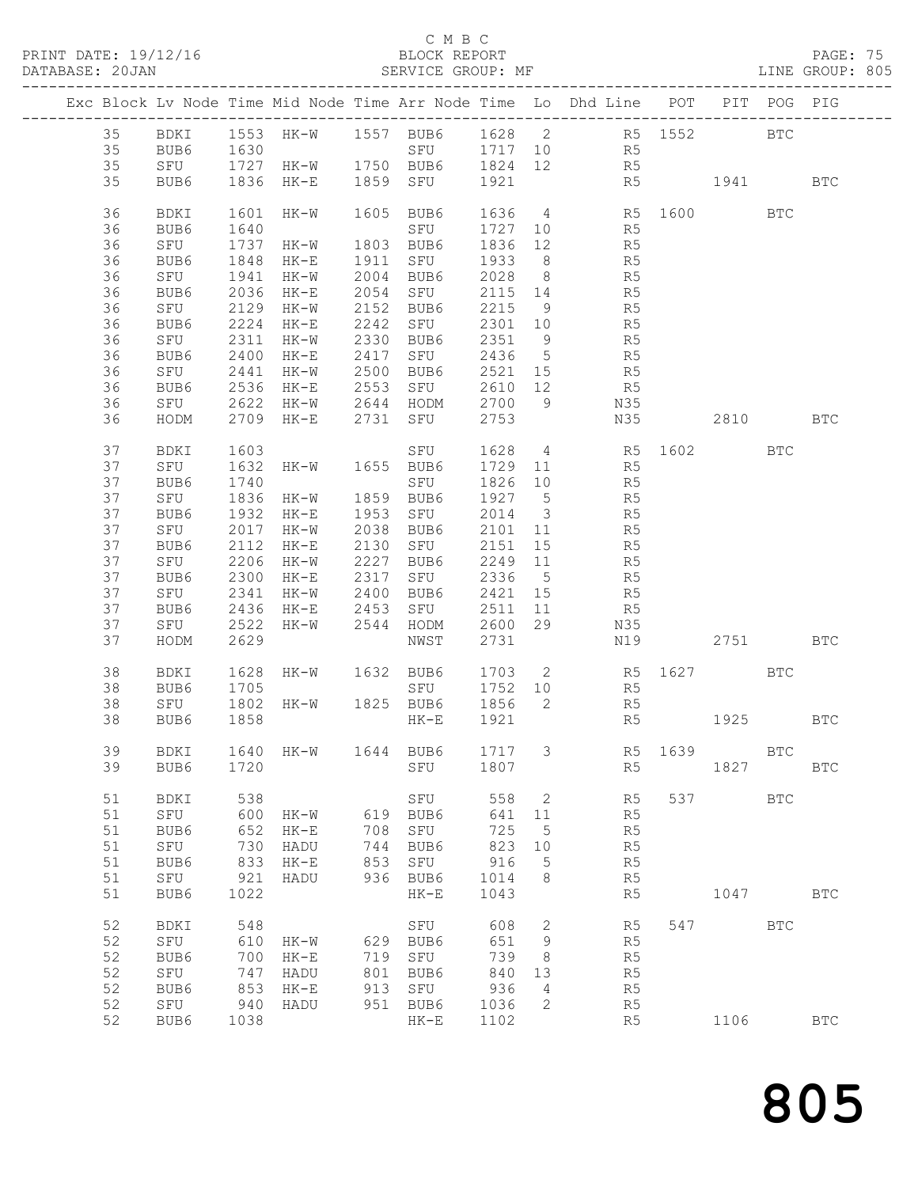C M B C
PRINT DATE: 19/12/16 BLOCK REPORT
DATABASE: 20JAN SERVICE GROUP: MF LINE GROUP: 805

| Exc | Block | Lv | Node | Time | Mid Node | Time | Arr Node | Time | Lo | Dhd Line | POT | PIT | POG | PIG |
|---|---|---|---|---|---|---|---|---|---|---|---|---|---|---|
| | 35 | | BDKI | 1553 | HK-W | 1557 | BUB6 | 1628 | 2 | R5 | 1552 | | BTC | |
| | 35 | | BUB6 | 1630 | | | SFU | 1717 | 10 | R5 | | | | |
| | 35 | | SFU | 1727 | HK-W | 1750 | BUB6 | 1824 | 12 | R5 | | | | |
| | 35 | | BUB6 | 1836 | HK-E | 1859 | SFU | 1921 | | R5 | | 1941 | | BTC |
| | 36 | | BDKI | 1601 | HK-W | 1605 | BUB6 | 1636 | 4 | R5 | 1600 | | BTC | |
| | 36 | | BUB6 | 1640 | | | SFU | 1727 | 10 | R5 | | | | |
| | 36 | | SFU | 1737 | HK-W | 1803 | BUB6 | 1836 | 12 | R5 | | | | |
| | 36 | | BUB6 | 1848 | HK-E | 1911 | SFU | 1933 | 8 | R5 | | | | |
| | 36 | | SFU | 1941 | HK-W | 2004 | BUB6 | 2028 | 8 | R5 | | | | |
| | 36 | | BUB6 | 2036 | HK-E | 2054 | SFU | 2115 | 14 | R5 | | | | |
| | 36 | | SFU | 2129 | HK-W | 2152 | BUB6 | 2215 | 9 | R5 | | | | |
| | 36 | | BUB6 | 2224 | HK-E | 2242 | SFU | 2301 | 10 | R5 | | | | |
| | 36 | | SFU | 2311 | HK-W | 2330 | BUB6 | 2351 | 9 | R5 | | | | |
| | 36 | | BUB6 | 2400 | HK-E | 2417 | SFU | 2436 | 5 | R5 | | | | |
| | 36 | | SFU | 2441 | HK-W | 2500 | BUB6 | 2521 | 15 | R5 | | | | |
| | 36 | | BUB6 | 2536 | HK-E | 2553 | SFU | 2610 | 12 | R5 | | | | |
| | 36 | | SFU | 2622 | HK-W | 2644 | HODM | 2700 | 9 | N35 | | | | |
| | 36 | | HODM | 2709 | HK-E | 2731 | SFU | 2753 | | N35 | | 2810 | | BTC |
| | 37 | | BDKI | 1603 | | | SFU | 1628 | 4 | R5 | 1602 | | BTC | |
| | 37 | | SFU | 1632 | HK-W | 1655 | BUB6 | 1729 | 11 | R5 | | | | |
| | 37 | | BUB6 | 1740 | | | SFU | 1826 | 10 | R5 | | | | |
| | 37 | | SFU | 1836 | HK-W | 1859 | BUB6 | 1927 | 5 | R5 | | | | |
| | 37 | | BUB6 | 1932 | HK-E | 1953 | SFU | 2014 | 3 | R5 | | | | |
| | 37 | | SFU | 2017 | HK-W | 2038 | BUB6 | 2101 | 11 | R5 | | | | |
| | 37 | | BUB6 | 2112 | HK-E | 2130 | SFU | 2151 | 15 | R5 | | | | |
| | 37 | | SFU | 2206 | HK-W | 2227 | BUB6 | 2249 | 11 | R5 | | | | |
| | 37 | | BUB6 | 2300 | HK-E | 2317 | SFU | 2336 | 5 | R5 | | | | |
| | 37 | | SFU | 2341 | HK-W | 2400 | BUB6 | 2421 | 15 | R5 | | | | |
| | 37 | | BUB6 | 2436 | HK-E | 2453 | SFU | 2511 | 11 | R5 | | | | |
| | 37 | | SFU | 2522 | HK-W | 2544 | HODM | 2600 | 29 | N35 | | | | |
| | 37 | | HODM | 2629 | | | NWST | 2731 | | N19 | | 2751 | | BTC |
| | 38 | | BDKI | 1628 | HK-W | 1632 | BUB6 | 1703 | 2 | R5 | 1627 | | BTC | |
| | 38 | | BUB6 | 1705 | | | SFU | 1752 | 10 | R5 | | | | |
| | 38 | | SFU | 1802 | HK-W | 1825 | BUB6 | 1856 | 2 | R5 | | | | |
| | 38 | | BUB6 | 1858 | | | HK-E | 1921 | | R5 | | 1925 | | BTC |
| | 39 | | BDKI | 1640 | HK-W | 1644 | BUB6 | 1717 | 3 | R5 | 1639 | | BTC | |
| | 39 | | BUB6 | 1720 | | | SFU | 1807 | | R5 | | 1827 | | BTC |
| | 51 | | BDKI | 538 | | | SFU | 558 | 2 | R5 | 537 | | BTC | |
| | 51 | | SFU | 600 | HK-W | 619 | BUB6 | 641 | 11 | R5 | | | | |
| | 51 | | BUB6 | 652 | HK-E | 708 | SFU | 725 | 5 | R5 | | | | |
| | 51 | | SFU | 730 | HADU | 744 | BUB6 | 823 | 10 | R5 | | | | |
| | 51 | | BUB6 | 833 | HK-E | 853 | SFU | 916 | 5 | R5 | | | | |
| | 51 | | SFU | 921 | HADU | 936 | BUB6 | 1014 | 8 | R5 | | | | |
| | 51 | | BUB6 | 1022 | | | HK-E | 1043 | | R5 | | 1047 | | BTC |
| | 52 | | BDKI | 548 | | | SFU | 608 | 2 | R5 | 547 | | BTC | |
| | 52 | | SFU | 610 | HK-W | 629 | BUB6 | 651 | 9 | R5 | | | | |
| | 52 | | BUB6 | 700 | HK-E | 719 | SFU | 739 | 8 | R5 | | | | |
| | 52 | | SFU | 747 | HADU | 801 | BUB6 | 840 | 13 | R5 | | | | |
| | 52 | | BUB6 | 853 | HK-E | 913 | SFU | 936 | 4 | R5 | | | | |
| | 52 | | SFU | 940 | HADU | 951 | BUB6 | 1036 | 2 | R5 | | | | |
| | 52 | | BUB6 | 1038 | | | HK-E | 1102 | | R5 | | 1106 | | BTC |

805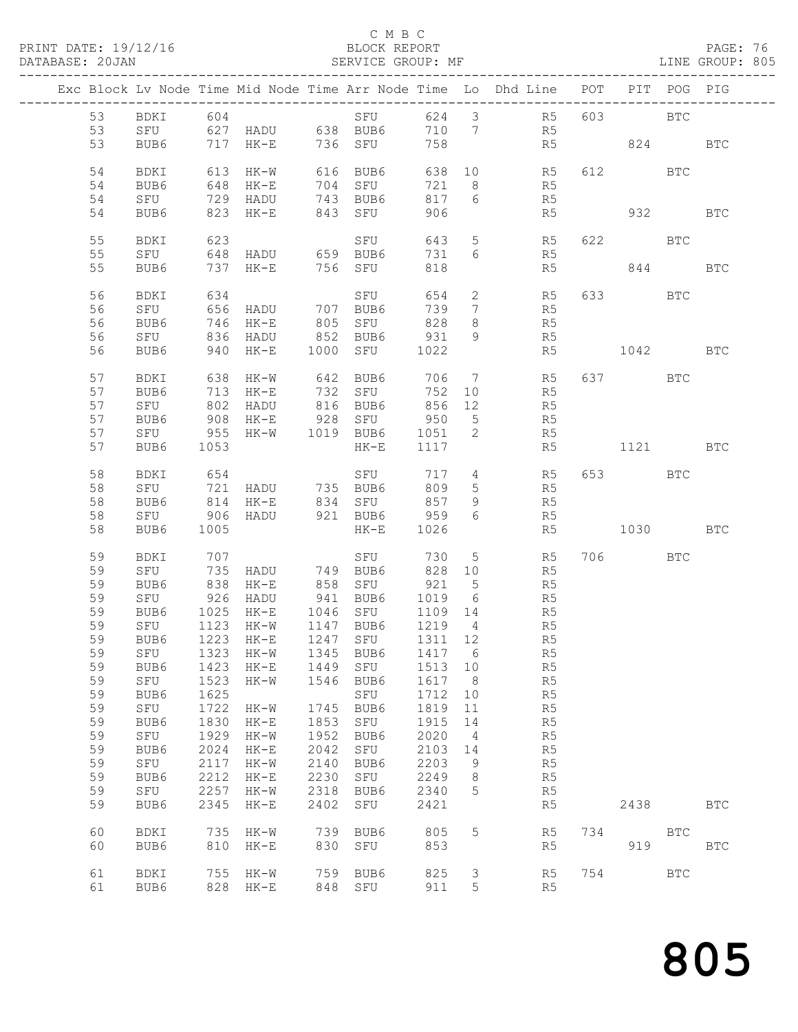C M B C
BLOCK REPORT
SERVICE GROUP: MF

| Exc | Block | Lv | Node | Time | Mid Node | Time | Arr Node | Time | Lo | Dhd Line | POT | PIT | POG | PIG |
|---|---|---|---|---|---|---|---|---|---|---|---|---|---|---|
| | 53 | | BDKI | 604 | | | SFU | 624 | 3 | R5 | 603 | | BTC | |
| | 53 | | SFU | 627 | HADU | 638 | BUB6 | 710 | 7 | R5 | | | | |
| | 53 | | BUB6 | 717 | HK-E | 736 | SFU | 758 | | R5 | | 824 | | BTC |
| | 54 | | BDKI | 613 | HK-W | 616 | BUB6 | 638 | 10 | R5 | 612 | | BTC | |
| | 54 | | BUB6 | 648 | HK-E | 704 | SFU | 721 | 8 | R5 | | | | |
| | 54 | | SFU | 729 | HADU | 743 | BUB6 | 817 | 6 | R5 | | | | |
| | 54 | | BUB6 | 823 | HK-E | 843 | SFU | 906 | | R5 | | 932 | | BTC |
| | 55 | | BDKI | 623 | | | SFU | 643 | 5 | R5 | 622 | | BTC | |
| | 55 | | SFU | 648 | HADU | 659 | BUB6 | 731 | 6 | R5 | | | | |
| | 55 | | BUB6 | 737 | HK-E | 756 | SFU | 818 | | R5 | | 844 | | BTC |
| | 56 | | BDKI | 634 | | | SFU | 654 | 2 | R5 | 633 | | BTC | |
| | 56 | | SFU | 656 | HADU | 707 | BUB6 | 739 | 7 | R5 | | | | |
| | 56 | | BUB6 | 746 | HK-E | 805 | SFU | 828 | 8 | R5 | | | | |
| | 56 | | SFU | 836 | HADU | 852 | BUB6 | 931 | 9 | R5 | | | | |
| | 56 | | BUB6 | 940 | HK-E | 1000 | SFU | 1022 | | R5 | | 1042 | | BTC |
| | 57 | | BDKI | 638 | HK-W | 642 | BUB6 | 706 | 7 | R5 | 637 | | BTC | |
| | 57 | | BUB6 | 713 | HK-E | 732 | SFU | 752 | 10 | R5 | | | | |
| | 57 | | SFU | 802 | HADU | 816 | BUB6 | 856 | 12 | R5 | | | | |
| | 57 | | BUB6 | 908 | HK-E | 928 | SFU | 950 | 5 | R5 | | | | |
| | 57 | | SFU | 955 | HK-W | 1019 | BUB6 | 1051 | 2 | R5 | | | | |
| | 57 | | BUB6 | 1053 | | | HK-E | 1117 | | R5 | | 1121 | | BTC |
| | 58 | | BDKI | 654 | | | SFU | 717 | 4 | R5 | 653 | | BTC | |
| | 58 | | SFU | 721 | HADU | 735 | BUB6 | 809 | 5 | R5 | | | | |
| | 58 | | BUB6 | 814 | HK-E | 834 | SFU | 857 | 9 | R5 | | | | |
| | 58 | | SFU | 906 | HADU | 921 | BUB6 | 959 | 6 | R5 | | | | |
| | 58 | | BUB6 | 1005 | | | HK-E | 1026 | | R5 | | 1030 | | BTC |
| | 59 | | BDKI | 707 | | | SFU | 730 | 5 | R5 | 706 | | BTC | |
| | 59 | | SFU | 735 | HADU | 749 | BUB6 | 828 | 10 | R5 | | | | |
| | 59 | | BUB6 | 838 | HK-E | 858 | SFU | 921 | 5 | R5 | | | | |
| | 59 | | SFU | 926 | HADU | 941 | BUB6 | 1019 | 6 | R5 | | | | |
| | 59 | | BUB6 | 1025 | HK-E | 1046 | SFU | 1109 | 14 | R5 | | | | |
| | 59 | | SFU | 1123 | HK-W | 1147 | BUB6 | 1219 | 4 | R5 | | | | |
| | 59 | | BUB6 | 1223 | HK-E | 1247 | SFU | 1311 | 12 | R5 | | | | |
| | 59 | | SFU | 1323 | HK-W | 1345 | BUB6 | 1417 | 6 | R5 | | | | |
| | 59 | | BUB6 | 1423 | HK-E | 1449 | SFU | 1513 | 10 | R5 | | | | |
| | 59 | | SFU | 1523 | HK-W | 1546 | BUB6 | 1617 | 8 | R5 | | | | |
| | 59 | | BUB6 | 1625 | | | SFU | 1712 | 10 | R5 | | | | |
| | 59 | | SFU | 1722 | HK-W | 1745 | BUB6 | 1819 | 11 | R5 | | | | |
| | 59 | | BUB6 | 1830 | HK-E | 1853 | SFU | 1915 | 14 | R5 | | | | |
| | 59 | | SFU | 1929 | HK-W | 1952 | BUB6 | 2020 | 4 | R5 | | | | |
| | 59 | | BUB6 | 2024 | HK-E | 2042 | SFU | 2103 | 14 | R5 | | | | |
| | 59 | | SFU | 2117 | HK-W | 2140 | BUB6 | 2203 | 9 | R5 | | | | |
| | 59 | | BUB6 | 2212 | HK-E | 2230 | SFU | 2249 | 8 | R5 | | | | |
| | 59 | | SFU | 2257 | HK-W | 2318 | BUB6 | 2340 | 5 | R5 | | | | |
| | 59 | | BUB6 | 2345 | HK-E | 2402 | SFU | 2421 | | R5 | | 2438 | | BTC |
| | 60 | | BDKI | 735 | HK-W | 739 | BUB6 | 805 | 5 | R5 | 734 | | BTC | |
| | 60 | | BUB6 | 810 | HK-E | 830 | SFU | 853 | | R5 | | 919 | | BTC |
| | 61 | | BDKI | 755 | HK-W | 759 | BUB6 | 825 | 3 | R5 | 754 | | BTC | |
| | 61 | | BUB6 | 828 | HK-E | 848 | SFU | 911 | 5 | R5 | | | | |

805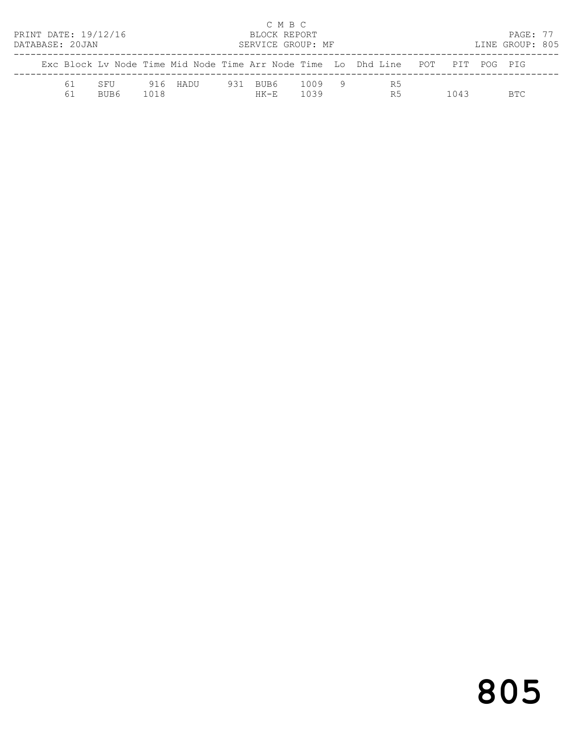C M B C

BLOCK REPORT

SERVICE GROUP: MF

LINE GROUP: 805

| Exc | Block | Lv Node | Time | Mid Node | Time | Arr Node | Time | Lo | Dhd | Line | POT | PIT | POG | PIG |
|---|---|---|---|---|---|---|---|---|---|---|---|---|---|---|
| | 61 | SFU | 916 | HADU | 931 | BUB6 | 1009 | 9 | | R5 | | | | |
| | 61 | BUB6 | 1018 | | | HK-E | 1039 | | | R5 | | 1043 | | BTC |

# 805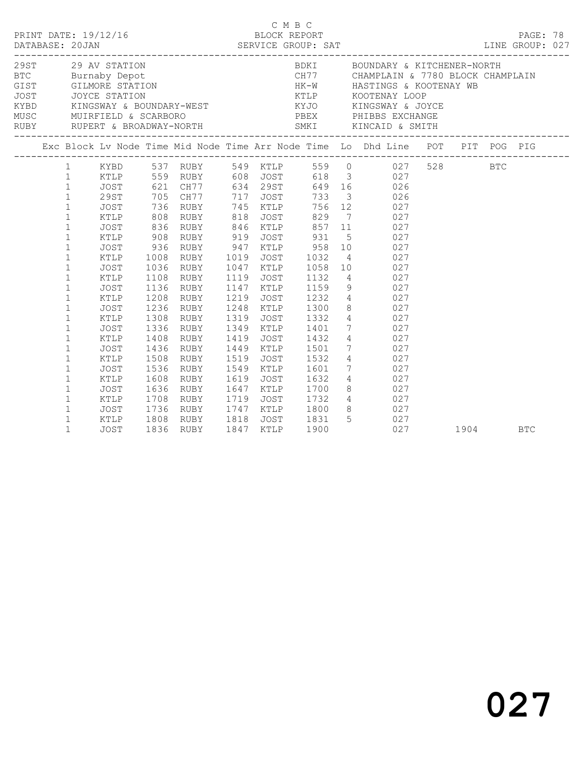C M B C

PRINT DATE: 19/12/16 BLOCK REPORT
DATABASE: 20JAN SERVICE GROUP: SAT LINE GROUP: 027

| Code | Name | Code | Name |
|---|---|---|---|
| 29ST | 29 AV STATION | BDKI | BOUNDARY & KITCHENER-NORTH |
| BTC | Burnaby Depot | CH77 | CHAMPLAIN & 7780 BLOCK CHAMPLAIN |
| GIST | GILMORE STATION | HK-W | HASTINGS & KOOTENAY WB |
| JOST | JOYCE STATION | KTLP | KOOTENAY LOOP |
| KYBD | KINGSWAY & BOUNDARY-WEST | KYJO | KINGSWAY & JOYCE |
| MUSC | MUIRFIELD & SCARBORO | PBEX | PHIBBS EXCHANGE |
| RUBY | RUPERT & BROADWAY-NORTH | SMKI | KINCAID & SMITH |

| Exc | Block | Lv Node | Time | Mid Node | Time | Arr Node | Time | Lo | Dhd Line | POT | PIT | POG | PIG |
|---|---|---|---|---|---|---|---|---|---|---|---|---|---|
| | 1 | KYBD | 537 | RUBY | 549 | KTLP | 559 | 0 | 027 | 528 | | BTC | |
| | 1 | KTLP | 559 | RUBY | 608 | JOST | 618 | 3 | 027 | | | | |
| | 1 | JOST | 621 | CH77 | 634 | 29ST | 649 | 16 | 026 | | | | |
| | 1 | 29ST | 705 | CH77 | 717 | JOST | 733 | 3 | 026 | | | | |
| | 1 | JOST | 736 | RUBY | 745 | KTLP | 756 | 12 | 027 | | | | |
| | 1 | KTLP | 808 | RUBY | 818 | JOST | 829 | 7 | 027 | | | | |
| | 1 | JOST | 836 | RUBY | 846 | KTLP | 857 | 11 | 027 | | | | |
| | 1 | KTLP | 908 | RUBY | 919 | JOST | 931 | 5 | 027 | | | | |
| | 1 | JOST | 936 | RUBY | 947 | KTLP | 958 | 10 | 027 | | | | |
| | 1 | KTLP | 1008 | RUBY | 1019 | JOST | 1032 | 4 | 027 | | | | |
| | 1 | JOST | 1036 | RUBY | 1047 | KTLP | 1058 | 10 | 027 | | | | |
| | 1 | KTLP | 1108 | RUBY | 1119 | JOST | 1132 | 4 | 027 | | | | |
| | 1 | JOST | 1136 | RUBY | 1147 | KTLP | 1159 | 9 | 027 | | | | |
| | 1 | KTLP | 1208 | RUBY | 1219 | JOST | 1232 | 4 | 027 | | | | |
| | 1 | JOST | 1236 | RUBY | 1248 | KTLP | 1300 | 8 | 027 | | | | |
| | 1 | KTLP | 1308 | RUBY | 1319 | JOST | 1332 | 4 | 027 | | | | |
| | 1 | JOST | 1336 | RUBY | 1349 | KTLP | 1401 | 7 | 027 | | | | |
| | 1 | KTLP | 1408 | RUBY | 1419 | JOST | 1432 | 4 | 027 | | | | |
| | 1 | JOST | 1436 | RUBY | 1449 | KTLP | 1501 | 7 | 027 | | | | |
| | 1 | KTLP | 1508 | RUBY | 1519 | JOST | 1532 | 4 | 027 | | | | |
| | 1 | JOST | 1536 | RUBY | 1549 | KTLP | 1601 | 7 | 027 | | | | |
| | 1 | KTLP | 1608 | RUBY | 1619 | JOST | 1632 | 4 | 027 | | | | |
| | 1 | JOST | 1636 | RUBY | 1647 | KTLP | 1700 | 8 | 027 | | | | |
| | 1 | KTLP | 1708 | RUBY | 1719 | JOST | 1732 | 4 | 027 | | | | |
| | 1 | JOST | 1736 | RUBY | 1747 | KTLP | 1800 | 8 | 027 | | | | |
| | 1 | KTLP | 1808 | RUBY | 1818 | JOST | 1831 | 5 | 027 | | | | |
| | 1 | JOST | 1836 | RUBY | 1847 | KTLP | 1900 | | 027 | | 1904 | | BTC |

027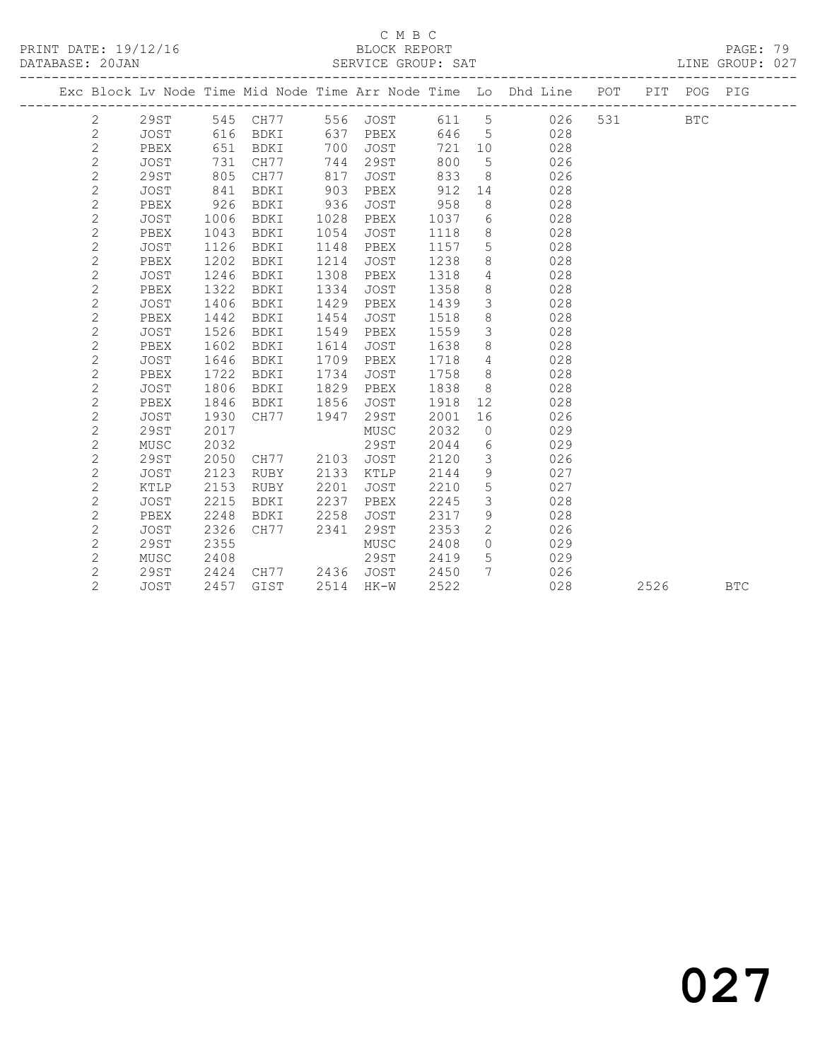C M B C
PRINT DATE: 19/12/16 BLOCK REPORT
DATABASE: 20JAN SERVICE GROUP: SAT LINE GROUP: 027

| Exc | Block | Lv | Node | Time | Mid Node | Time | Arr Node | Time | Lo | Dhd Line | POT | PIT | POG | PIG |
|---|---|---|---|---|---|---|---|---|---|---|---|---|---|---|
| | 2 | | 29ST | 545 | CH77 | 556 | JOST | 611 | 5 | 026 | 531 | | BTC | |
| | 2 | | JOST | 616 | BDKI | 637 | PBEX | 646 | 5 | 028 | | | | |
| | 2 | | PBEX | 651 | BDKI | 700 | JOST | 721 | 10 | 028 | | | | |
| | 2 | | JOST | 731 | CH77 | 744 | 29ST | 800 | 5 | 026 | | | | |
| | 2 | | 29ST | 805 | CH77 | 817 | JOST | 833 | 8 | 026 | | | | |
| | 2 | | JOST | 841 | BDKI | 903 | PBEX | 912 | 14 | 028 | | | | |
| | 2 | | PBEX | 926 | BDKI | 936 | JOST | 958 | 8 | 028 | | | | |
| | 2 | | JOST | 1006 | BDKI | 1028 | PBEX | 1037 | 6 | 028 | | | | |
| | 2 | | PBEX | 1043 | BDKI | 1054 | JOST | 1118 | 8 | 028 | | | | |
| | 2 | | JOST | 1126 | BDKI | 1148 | PBEX | 1157 | 5 | 028 | | | | |
| | 2 | | PBEX | 1202 | BDKI | 1214 | JOST | 1238 | 8 | 028 | | | | |
| | 2 | | JOST | 1246 | BDKI | 1308 | PBEX | 1318 | 4 | 028 | | | | |
| | 2 | | PBEX | 1322 | BDKI | 1334 | JOST | 1358 | 8 | 028 | | | | |
| | 2 | | JOST | 1406 | BDKI | 1429 | PBEX | 1439 | 3 | 028 | | | | |
| | 2 | | PBEX | 1442 | BDKI | 1454 | JOST | 1518 | 8 | 028 | | | | |
| | 2 | | JOST | 1526 | BDKI | 1549 | PBEX | 1559 | 3 | 028 | | | | |
| | 2 | | PBEX | 1602 | BDKI | 1614 | JOST | 1638 | 8 | 028 | | | | |
| | 2 | | JOST | 1646 | BDKI | 1709 | PBEX | 1718 | 4 | 028 | | | | |
| | 2 | | PBEX | 1722 | BDKI | 1734 | JOST | 1758 | 8 | 028 | | | | |
| | 2 | | JOST | 1806 | BDKI | 1829 | PBEX | 1838 | 8 | 028 | | | | |
| | 2 | | PBEX | 1846 | BDKI | 1856 | JOST | 1918 | 12 | 028 | | | | |
| | 2 | | JOST | 1930 | CH77 | 1947 | 29ST | 2001 | 16 | 026 | | | | |
| | 2 | | 29ST | 2017 | | | MUSC | 2032 | 0 | 029 | | | | |
| | 2 | | MUSC | 2032 | | | 29ST | 2044 | 6 | 029 | | | | |
| | 2 | | 29ST | 2050 | CH77 | 2103 | JOST | 2120 | 3 | 026 | | | | |
| | 2 | | JOST | 2123 | RUBY | 2133 | KTLP | 2144 | 9 | 027 | | | | |
| | 2 | | KTLP | 2153 | RUBY | 2201 | JOST | 2210 | 5 | 027 | | | | |
| | 2 | | JOST | 2215 | BDKI | 2237 | PBEX | 2245 | 3 | 028 | | | | |
| | 2 | | PBEX | 2248 | BDKI | 2258 | JOST | 2317 | 9 | 028 | | | | |
| | 2 | | JOST | 2326 | CH77 | 2341 | 29ST | 2353 | 2 | 026 | | | | |
| | 2 | | 29ST | 2355 | | | MUSC | 2408 | 0 | 029 | | | | |
| | 2 | | MUSC | 2408 | | | 29ST | 2419 | 5 | 029 | | | | |
| | 2 | | 29ST | 2424 | CH77 | 2436 | JOST | 2450 | 7 | 026 | | | | |
| | 2 | | JOST | 2457 | GIST | 2514 | HK-W | 2522 | | 028 | | 2526 | | BTC |

027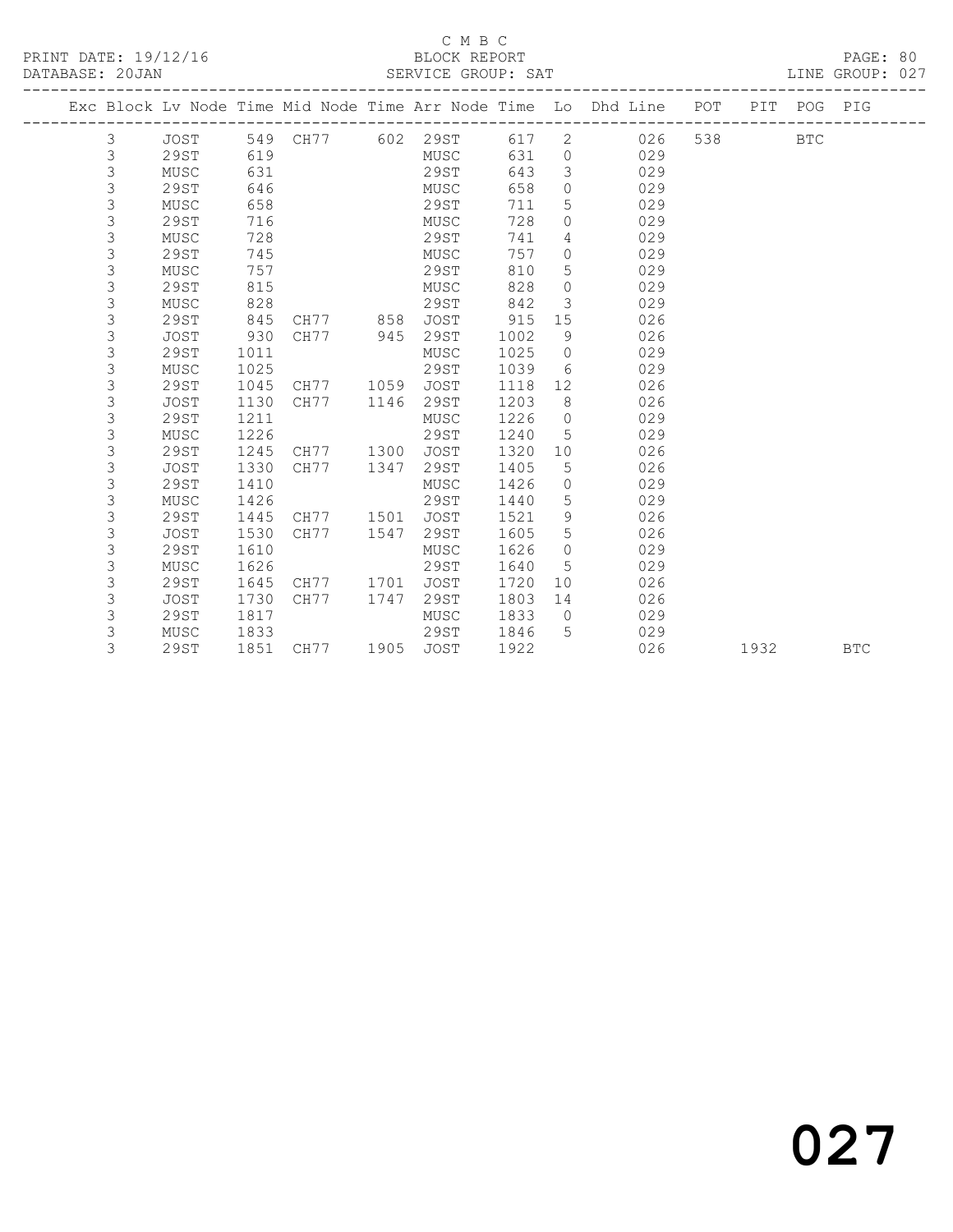C M B C

PRINT DATE: 19/12/16 BLOCK REPORT

DATABASE: 20JAN SERVICE GROUP: SAT LINE GROUP: 027

| Exc | Block | Lv Node | Time | Mid Node | Time | Arr Node | Time | Lo | Dhd Line | POT | PIT | POG | PIG |
|---|---|---|---|---|---|---|---|---|---|---|---|---|---|
| | 3 | JOST | 549 | CH77 | 602 | 29ST | 617 | 2 | 026 | 538 | | BTC | |
| | 3 | 29ST | 619 | | | MUSC | 631 | 0 | 029 | | | | |
| | 3 | MUSC | 631 | | | 29ST | 643 | 3 | 029 | | | | |
| | 3 | 29ST | 646 | | | MUSC | 658 | 0 | 029 | | | | |
| | 3 | MUSC | 658 | | | 29ST | 711 | 5 | 029 | | | | |
| | 3 | 29ST | 716 | | | MUSC | 728 | 0 | 029 | | | | |
| | 3 | MUSC | 728 | | | 29ST | 741 | 4 | 029 | | | | |
| | 3 | 29ST | 745 | | | MUSC | 757 | 0 | 029 | | | | |
| | 3 | MUSC | 757 | | | 29ST | 810 | 5 | 029 | | | | |
| | 3 | 29ST | 815 | | | MUSC | 828 | 0 | 029 | | | | |
| | 3 | MUSC | 828 | | | 29ST | 842 | 3 | 029 | | | | |
| | 3 | 29ST | 845 | CH77 | 858 | JOST | 915 | 15 | 026 | | | | |
| | 3 | JOST | 930 | CH77 | 945 | 29ST | 1002 | 9 | 026 | | | | |
| | 3 | 29ST | 1011 | | | MUSC | 1025 | 0 | 029 | | | | |
| | 3 | MUSC | 1025 | | | 29ST | 1039 | 6 | 029 | | | | |
| | 3 | 29ST | 1045 | CH77 | 1059 | JOST | 1118 | 12 | 026 | | | | |
| | 3 | JOST | 1130 | CH77 | 1146 | 29ST | 1203 | 8 | 026 | | | | |
| | 3 | 29ST | 1211 | | | MUSC | 1226 | 0 | 029 | | | | |
| | 3 | MUSC | 1226 | | | 29ST | 1240 | 5 | 029 | | | | |
| | 3 | 29ST | 1245 | CH77 | 1300 | JOST | 1320 | 10 | 026 | | | | |
| | 3 | JOST | 1330 | CH77 | 1347 | 29ST | 1405 | 5 | 026 | | | | |
| | 3 | 29ST | 1410 | | | MUSC | 1426 | 0 | 029 | | | | |
| | 3 | MUSC | 1426 | | | 29ST | 1440 | 5 | 029 | | | | |
| | 3 | 29ST | 1445 | CH77 | 1501 | JOST | 1521 | 9 | 026 | | | | |
| | 3 | JOST | 1530 | CH77 | 1547 | 29ST | 1605 | 5 | 026 | | | | |
| | 3 | 29ST | 1610 | | | MUSC | 1626 | 0 | 029 | | | | |
| | 3 | MUSC | 1626 | | | 29ST | 1640 | 5 | 029 | | | | |
| | 3 | 29ST | 1645 | CH77 | 1701 | JOST | 1720 | 10 | 026 | | | | |
| | 3 | JOST | 1730 | CH77 | 1747 | 29ST | 1803 | 14 | 026 | | | | |
| | 3 | 29ST | 1817 | | | MUSC | 1833 | 0 | 029 | | | | |
| | 3 | MUSC | 1833 | | | 29ST | 1846 | 5 | 029 | | | | |
| | 3 | 29ST | 1851 | CH77 | 1905 | JOST | 1922 | | 026 | | 1932 | | BTC |

027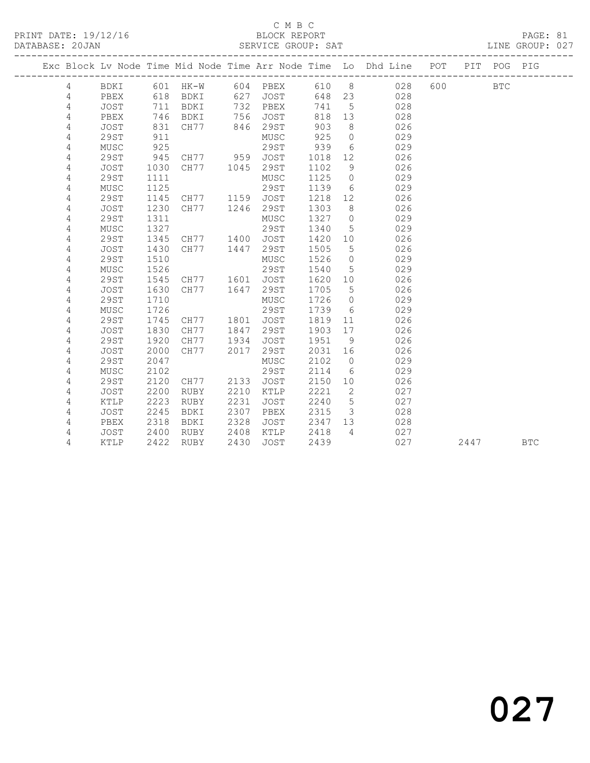C M B C
BLOCK REPORT
SERVICE GROUP: SAT

PRINT DATE: 19/12/16
DATABASE: 20JAN
LINE GROUP: 027

| Exc | Block | Lv | Node | Time | Mid Node | Time | Arr Node | Time | Lo | Dhd Line | POT | PIT | POG | PIG |
|---|---|---|---|---|---|---|---|---|---|---|---|---|---|---|
| | 4 | | BDKI | 601 | HK-W | 604 | PBEX | 610 | 8 | 028 | 600 | | BTC | |
| | 4 | | PBEX | 618 | BDKI | 627 | JOST | 648 | 23 | 028 | | | | |
| | 4 | | JOST | 711 | BDKI | 732 | PBEX | 741 | 5 | 028 | | | | |
| | 4 | | PBEX | 746 | BDKI | 756 | JOST | 818 | 13 | 028 | | | | |
| | 4 | | JOST | 831 | CH77 | 846 | 29ST | 903 | 8 | 026 | | | | |
| | 4 | | 29ST | 911 | | | MUSC | 925 | 0 | 029 | | | | |
| | 4 | | MUSC | 925 | | | 29ST | 939 | 6 | 029 | | | | |
| | 4 | | 29ST | 945 | CH77 | 959 | JOST | 1018 | 12 | 026 | | | | |
| | 4 | | JOST | 1030 | CH77 | 1045 | 29ST | 1102 | 9 | 026 | | | | |
| | 4 | | 29ST | 1111 | | | MUSC | 1125 | 0 | 029 | | | | |
| | 4 | | MUSC | 1125 | | | 29ST | 1139 | 6 | 029 | | | | |
| | 4 | | 29ST | 1145 | CH77 | 1159 | JOST | 1218 | 12 | 026 | | | | |
| | 4 | | JOST | 1230 | CH77 | 1246 | 29ST | 1303 | 8 | 026 | | | | |
| | 4 | | 29ST | 1311 | | | MUSC | 1327 | 0 | 029 | | | | |
| | 4 | | MUSC | 1327 | | | 29ST | 1340 | 5 | 029 | | | | |
| | 4 | | 29ST | 1345 | CH77 | 1400 | JOST | 1420 | 10 | 026 | | | | |
| | 4 | | JOST | 1430 | CH77 | 1447 | 29ST | 1505 | 5 | 026 | | | | |
| | 4 | | 29ST | 1510 | | | MUSC | 1526 | 0 | 029 | | | | |
| | 4 | | MUSC | 1526 | | | 29ST | 1540 | 5 | 029 | | | | |
| | 4 | | 29ST | 1545 | CH77 | 1601 | JOST | 1620 | 10 | 026 | | | | |
| | 4 | | JOST | 1630 | CH77 | 1647 | 29ST | 1705 | 5 | 026 | | | | |
| | 4 | | 29ST | 1710 | | | MUSC | 1726 | 0 | 029 | | | | |
| | 4 | | MUSC | 1726 | | | 29ST | 1739 | 6 | 029 | | | | |
| | 4 | | 29ST | 1745 | CH77 | 1801 | JOST | 1819 | 11 | 026 | | | | |
| | 4 | | JOST | 1830 | CH77 | 1847 | 29ST | 1903 | 17 | 026 | | | | |
| | 4 | | 29ST | 1920 | CH77 | 1934 | JOST | 1951 | 9 | 026 | | | | |
| | 4 | | JOST | 2000 | CH77 | 2017 | 29ST | 2031 | 16 | 026 | | | | |
| | 4 | | 29ST | 2047 | | | MUSC | 2102 | 0 | 029 | | | | |
| | 4 | | MUSC | 2102 | | | 29ST | 2114 | 6 | 029 | | | | |
| | 4 | | 29ST | 2120 | CH77 | 2133 | JOST | 2150 | 10 | 026 | | | | |
| | 4 | | JOST | 2200 | RUBY | 2210 | KTLP | 2221 | 2 | 027 | | | | |
| | 4 | | KTLP | 2223 | RUBY | 2231 | JOST | 2240 | 5 | 027 | | | | |
| | 4 | | JOST | 2245 | BDKI | 2307 | PBEX | 2315 | 3 | 028 | | | | |
| | 4 | | PBEX | 2318 | BDKI | 2328 | JOST | 2347 | 13 | 028 | | | | |
| | 4 | | JOST | 2400 | RUBY | 2408 | KTLP | 2418 | 4 | 027 | | | | |
| | 4 | | KTLP | 2422 | RUBY | 2430 | JOST | 2439 | | 027 | | 2447 | | BTC |

027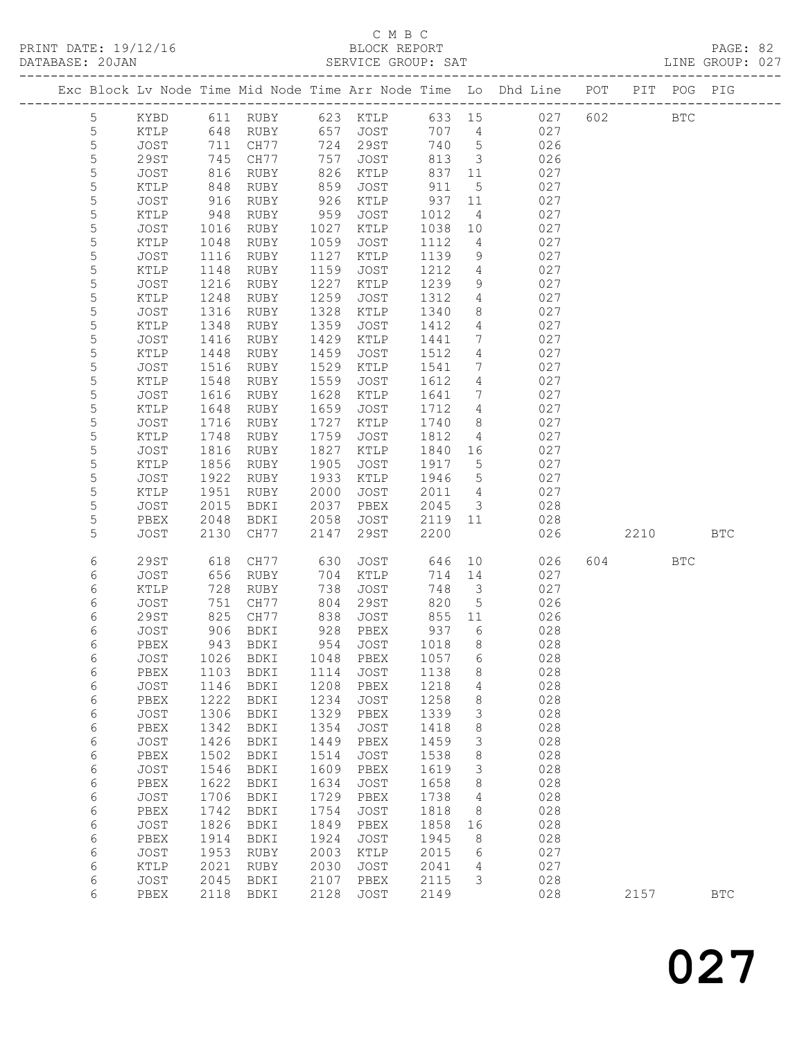C M B C

PRINT DATE: 19/12/16 BLOCK REPORT

DATABASE: 20JAN SERVICE GROUP: SAT LINE GROUP: 027

| Exc | Block | Lv | Node | Time | Mid Node | Time | Arr Node | Time | Lo | Dhd Line | POT | PIT | POG | PIG |
|---|---|---|---|---|---|---|---|---|---|---|---|---|---|---|
| | 5 | | KYBD | 611 | RUBY | 623 | KTLP | 633 | 15 | 027 | 602 | | BTC | |
| | 5 | | KTLP | 648 | RUBY | 657 | JOST | 707 | 4 | 027 | | | | |
| | 5 | | JOST | 711 | CH77 | 724 | 29ST | 740 | 5 | 026 | | | | |
| | 5 | | 29ST | 745 | CH77 | 757 | JOST | 813 | 3 | 026 | | | | |
| | 5 | | JOST | 816 | RUBY | 826 | KTLP | 837 | 11 | 027 | | | | |
| | 5 | | KTLP | 848 | RUBY | 859 | JOST | 911 | 5 | 027 | | | | |
| | 5 | | JOST | 916 | RUBY | 926 | KTLP | 937 | 11 | 027 | | | | |
| | 5 | | KTLP | 948 | RUBY | 959 | JOST | 1012 | 4 | 027 | | | | |
| | 5 | | JOST | 1016 | RUBY | 1027 | KTLP | 1038 | 10 | 027 | | | | |
| | 5 | | KTLP | 1048 | RUBY | 1059 | JOST | 1112 | 4 | 027 | | | | |
| | 5 | | JOST | 1116 | RUBY | 1127 | KTLP | 1139 | 9 | 027 | | | | |
| | 5 | | KTLP | 1148 | RUBY | 1159 | JOST | 1212 | 4 | 027 | | | | |
| | 5 | | JOST | 1216 | RUBY | 1227 | KTLP | 1239 | 9 | 027 | | | | |
| | 5 | | KTLP | 1248 | RUBY | 1259 | JOST | 1312 | 4 | 027 | | | | |
| | 5 | | JOST | 1316 | RUBY | 1328 | KTLP | 1340 | 8 | 027 | | | | |
| | 5 | | KTLP | 1348 | RUBY | 1359 | JOST | 1412 | 4 | 027 | | | | |
| | 5 | | JOST | 1416 | RUBY | 1429 | KTLP | 1441 | 7 | 027 | | | | |
| | 5 | | KTLP | 1448 | RUBY | 1459 | JOST | 1512 | 4 | 027 | | | | |
| | 5 | | JOST | 1516 | RUBY | 1529 | KTLP | 1541 | 7 | 027 | | | | |
| | 5 | | KTLP | 1548 | RUBY | 1559 | JOST | 1612 | 4 | 027 | | | | |
| | 5 | | JOST | 1616 | RUBY | 1628 | KTLP | 1641 | 7 | 027 | | | | |
| | 5 | | KTLP | 1648 | RUBY | 1659 | JOST | 1712 | 4 | 027 | | | | |
| | 5 | | JOST | 1716 | RUBY | 1727 | KTLP | 1740 | 8 | 027 | | | | |
| | 5 | | KTLP | 1748 | RUBY | 1759 | JOST | 1812 | 4 | 027 | | | | |
| | 5 | | JOST | 1816 | RUBY | 1827 | KTLP | 1840 | 16 | 027 | | | | |
| | 5 | | KTLP | 1856 | RUBY | 1905 | JOST | 1917 | 5 | 027 | | | | |
| | 5 | | JOST | 1922 | RUBY | 1933 | KTLP | 1946 | 5 | 027 | | | | |
| | 5 | | KTLP | 1951 | RUBY | 2000 | JOST | 2011 | 4 | 027 | | | | |
| | 5 | | JOST | 2015 | BDKI | 2037 | PBEX | 2045 | 3 | 028 | | | | |
| | 5 | | PBEX | 2048 | BDKI | 2058 | JOST | 2119 | 11 | 028 | | | | |
| | 5 | | JOST | 2130 | CH77 | 2147 | 29ST | 2200 | | 026 | | 2210 | | BTC |
| | 6 | | 29ST | 618 | CH77 | 630 | JOST | 646 | 10 | 026 | 604 | | BTC | |
| | 6 | | JOST | 656 | RUBY | 704 | KTLP | 714 | 14 | 027 | | | | |
| | 6 | | KTLP | 728 | RUBY | 738 | JOST | 748 | 3 | 027 | | | | |
| | 6 | | JOST | 751 | CH77 | 804 | 29ST | 820 | 5 | 026 | | | | |
| | 6 | | 29ST | 825 | CH77 | 838 | JOST | 855 | 11 | 026 | | | | |
| | 6 | | JOST | 906 | BDKI | 928 | PBEX | 937 | 6 | 028 | | | | |
| | 6 | | PBEX | 943 | BDKI | 954 | JOST | 1018 | 8 | 028 | | | | |
| | 6 | | JOST | 1026 | BDKI | 1048 | PBEX | 1057 | 6 | 028 | | | | |
| | 6 | | PBEX | 1103 | BDKI | 1114 | JOST | 1138 | 8 | 028 | | | | |
| | 6 | | JOST | 1146 | BDKI | 1208 | PBEX | 1218 | 4 | 028 | | | | |
| | 6 | | PBEX | 1222 | BDKI | 1234 | JOST | 1258 | 8 | 028 | | | | |
| | 6 | | JOST | 1306 | BDKI | 1329 | PBEX | 1339 | 3 | 028 | | | | |
| | 6 | | PBEX | 1342 | BDKI | 1354 | JOST | 1418 | 8 | 028 | | | | |
| | 6 | | JOST | 1426 | BDKI | 1449 | PBEX | 1459 | 3 | 028 | | | | |
| | 6 | | PBEX | 1502 | BDKI | 1514 | JOST | 1538 | 8 | 028 | | | | |
| | 6 | | JOST | 1546 | BDKI | 1609 | PBEX | 1619 | 3 | 028 | | | | |
| | 6 | | PBEX | 1622 | BDKI | 1634 | JOST | 1658 | 8 | 028 | | | | |
| | 6 | | JOST | 1706 | BDKI | 1729 | PBEX | 1738 | 4 | 028 | | | | |
| | 6 | | PBEX | 1742 | BDKI | 1754 | JOST | 1818 | 8 | 028 | | | | |
| | 6 | | JOST | 1826 | BDKI | 1849 | PBEX | 1858 | 16 | 028 | | | | |
| | 6 | | PBEX | 1914 | BDKI | 1924 | JOST | 1945 | 8 | 028 | | | | |
| | 6 | | JOST | 1953 | RUBY | 2003 | KTLP | 2015 | 6 | 027 | | | | |
| | 6 | | KTLP | 2021 | RUBY | 2030 | JOST | 2041 | 4 | 027 | | | | |
| | 6 | | JOST | 2045 | BDKI | 2107 | PBEX | 2115 | 3 | 028 | | | | |
| | 6 | | PBEX | 2118 | BDKI | 2128 | JOST | 2149 | | 028 | | 2157 | | BTC |

027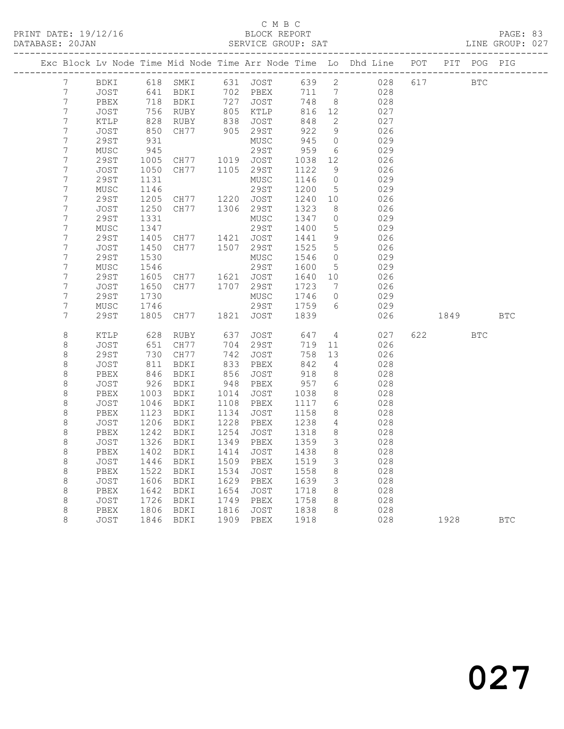C M B C

PRINT DATE: 19/12/16 BLOCK REPORT

DATABASE: 20JAN SERVICE GROUP: SAT LINE GROUP: 027

| Exc | Block | Lv | Node | Time | Mid Node | Time | Arr Node | Time | Lo | Dhd Line | POT | PIT | POG | PIG |
|---|---|---|---|---|---|---|---|---|---|---|---|---|---|---|
| | 7 | | BDKI | 618 | SMKI | 631 | JOST | 639 | 2 | 028 | 617 | | BTC | |
| | 7 | | JOST | 641 | BDKI | 702 | PBEX | 711 | 7 | 028 | | | | |
| | 7 | | PBEX | 718 | BDKI | 727 | JOST | 748 | 8 | 028 | | | | |
| | 7 | | JOST | 756 | RUBY | 805 | KTLP | 816 | 12 | 027 | | | | |
| | 7 | | KTLP | 828 | RUBY | 838 | JOST | 848 | 2 | 027 | | | | |
| | 7 | | JOST | 850 | CH77 | 905 | 29ST | 922 | 9 | 026 | | | | |
| | 7 | | 29ST | 931 | | | MUSC | 945 | 0 | 029 | | | | |
| | 7 | | MUSC | 945 | | | 29ST | 959 | 6 | 029 | | | | |
| | 7 | | 29ST | 1005 | CH77 | 1019 | JOST | 1038 | 12 | 026 | | | | |
| | 7 | | JOST | 1050 | CH77 | 1105 | 29ST | 1122 | 9 | 026 | | | | |
| | 7 | | 29ST | 1131 | | | MUSC | 1146 | 0 | 029 | | | | |
| | 7 | | MUSC | 1146 | | | 29ST | 1200 | 5 | 029 | | | | |
| | 7 | | 29ST | 1205 | CH77 | 1220 | JOST | 1240 | 10 | 026 | | | | |
| | 7 | | JOST | 1250 | CH77 | 1306 | 29ST | 1323 | 8 | 026 | | | | |
| | 7 | | 29ST | 1331 | | | MUSC | 1347 | 0 | 029 | | | | |
| | 7 | | MUSC | 1347 | | | 29ST | 1400 | 5 | 029 | | | | |
| | 7 | | 29ST | 1405 | CH77 | 1421 | JOST | 1441 | 9 | 026 | | | | |
| | 7 | | JOST | 1450 | CH77 | 1507 | 29ST | 1525 | 5 | 026 | | | | |
| | 7 | | 29ST | 1530 | | | MUSC | 1546 | 0 | 029 | | | | |
| | 7 | | MUSC | 1546 | | | 29ST | 1600 | 5 | 029 | | | | |
| | 7 | | 29ST | 1605 | CH77 | 1621 | JOST | 1640 | 10 | 026 | | | | |
| | 7 | | JOST | 1650 | CH77 | 1707 | 29ST | 1723 | 7 | 026 | | | | |
| | 7 | | 29ST | 1730 | | | MUSC | 1746 | 0 | 029 | | | | |
| | 7 | | MUSC | 1746 | | | 29ST | 1759 | 6 | 029 | | | | |
| | 7 | | 29ST | 1805 | CH77 | 1821 | JOST | 1839 | | 026 | | 1849 | | BTC |
| | 8 | | KTLP | 628 | RUBY | 637 | JOST | 647 | 4 | 027 | 622 | | BTC | |
| | 8 | | JOST | 651 | CH77 | 704 | 29ST | 719 | 11 | 026 | | | | |
| | 8 | | 29ST | 730 | CH77 | 742 | JOST | 758 | 13 | 026 | | | | |
| | 8 | | JOST | 811 | BDKI | 833 | PBEX | 842 | 4 | 028 | | | | |
| | 8 | | PBEX | 846 | BDKI | 856 | JOST | 918 | 8 | 028 | | | | |
| | 8 | | JOST | 926 | BDKI | 948 | PBEX | 957 | 6 | 028 | | | | |
| | 8 | | PBEX | 1003 | BDKI | 1014 | JOST | 1038 | 8 | 028 | | | | |
| | 8 | | JOST | 1046 | BDKI | 1108 | PBEX | 1117 | 6 | 028 | | | | |
| | 8 | | PBEX | 1123 | BDKI | 1134 | JOST | 1158 | 8 | 028 | | | | |
| | 8 | | JOST | 1206 | BDKI | 1228 | PBEX | 1238 | 4 | 028 | | | | |
| | 8 | | PBEX | 1242 | BDKI | 1254 | JOST | 1318 | 8 | 028 | | | | |
| | 8 | | JOST | 1326 | BDKI | 1349 | PBEX | 1359 | 3 | 028 | | | | |
| | 8 | | PBEX | 1402 | BDKI | 1414 | JOST | 1438 | 8 | 028 | | | | |
| | 8 | | JOST | 1446 | BDKI | 1509 | PBEX | 1519 | 3 | 028 | | | | |
| | 8 | | PBEX | 1522 | BDKI | 1534 | JOST | 1558 | 8 | 028 | | | | |
| | 8 | | JOST | 1606 | BDKI | 1629 | PBEX | 1639 | 3 | 028 | | | | |
| | 8 | | PBEX | 1642 | BDKI | 1654 | JOST | 1718 | 8 | 028 | | | | |
| | 8 | | JOST | 1726 | BDKI | 1749 | PBEX | 1758 | 8 | 028 | | | | |
| | 8 | | PBEX | 1806 | BDKI | 1816 | JOST | 1838 | 8 | 028 | | | | |
| | 8 | | JOST | 1846 | BDKI | 1909 | PBEX | 1918 | | 028 | | 1928 | | BTC |

027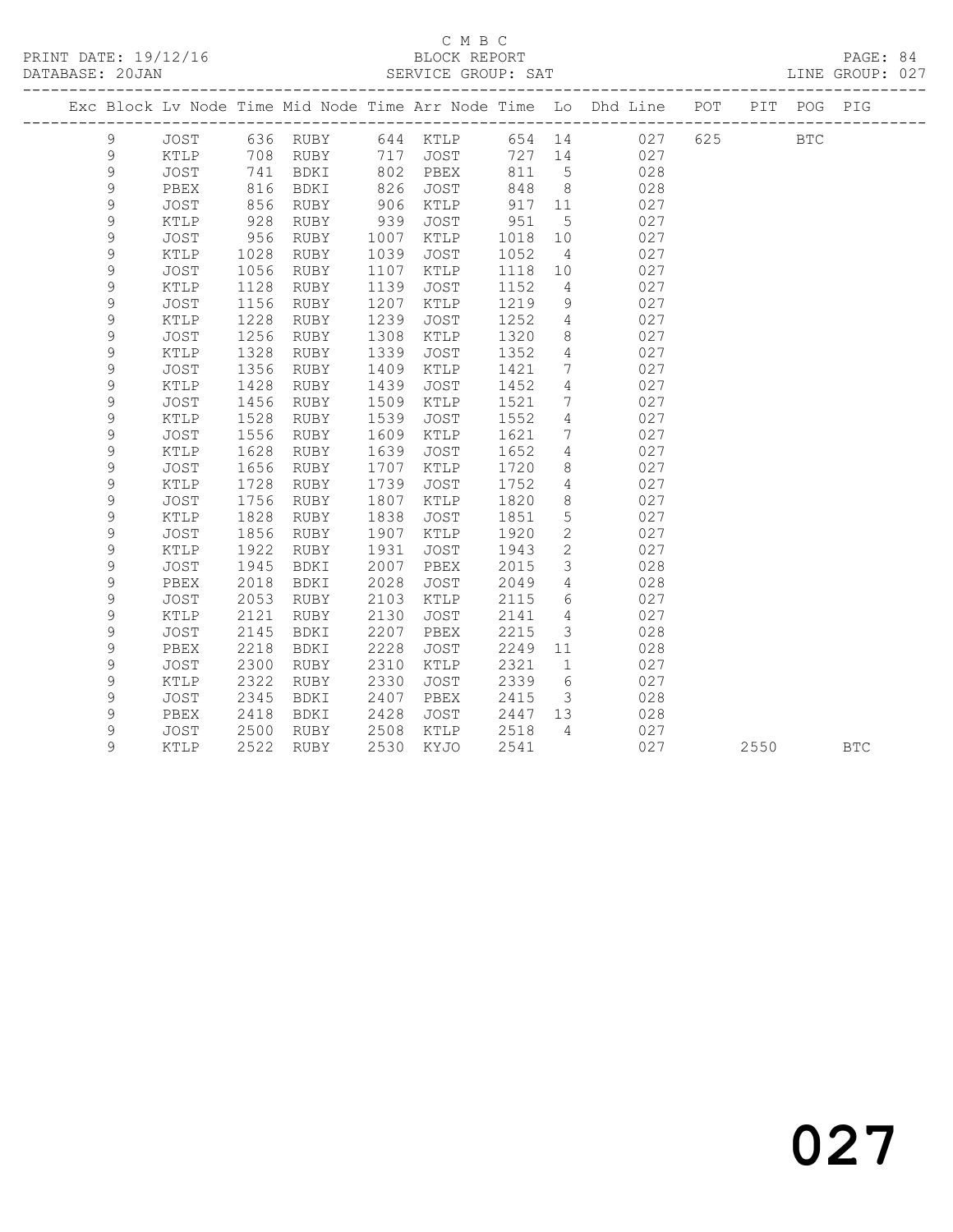C M B C

PRINT DATE: 19/12/16 BLOCK REPORT

DATABASE: 20JAN SERVICE GROUP: SAT LINE GROUP: 027

| Exc | Block | Lv | Node | Time | Mid Node | Time | Arr Node | Time | Lo | Dhd Line | POT | PIT | POG | PIG |
|---|---|---|---|---|---|---|---|---|---|---|---|---|---|---|
| | 9 | | JOST | 636 | RUBY | 644 | KTLP | 654 | 14 | 027 | 625 | | BTC | |
| | 9 | | KTLP | 708 | RUBY | 717 | JOST | 727 | 14 | 027 | | | | |
| | 9 | | JOST | 741 | BDKI | 802 | PBEX | 811 | 5 | 028 | | | | |
| | 9 | | PBEX | 816 | BDKI | 826 | JOST | 848 | 8 | 028 | | | | |
| | 9 | | JOST | 856 | RUBY | 906 | KTLP | 917 | 11 | 027 | | | | |
| | 9 | | KTLP | 928 | RUBY | 939 | JOST | 951 | 5 | 027 | | | | |
| | 9 | | JOST | 956 | RUBY | 1007 | KTLP | 1018 | 10 | 027 | | | | |
| | 9 | | KTLP | 1028 | RUBY | 1039 | JOST | 1052 | 4 | 027 | | | | |
| | 9 | | JOST | 1056 | RUBY | 1107 | KTLP | 1118 | 10 | 027 | | | | |
| | 9 | | KTLP | 1128 | RUBY | 1139 | JOST | 1152 | 4 | 027 | | | | |
| | 9 | | JOST | 1156 | RUBY | 1207 | KTLP | 1219 | 9 | 027 | | | | |
| | 9 | | KTLP | 1228 | RUBY | 1239 | JOST | 1252 | 4 | 027 | | | | |
| | 9 | | JOST | 1256 | RUBY | 1308 | KTLP | 1320 | 8 | 027 | | | | |
| | 9 | | KTLP | 1328 | RUBY | 1339 | JOST | 1352 | 4 | 027 | | | | |
| | 9 | | JOST | 1356 | RUBY | 1409 | KTLP | 1421 | 7 | 027 | | | | |
| | 9 | | KTLP | 1428 | RUBY | 1439 | JOST | 1452 | 4 | 027 | | | | |
| | 9 | | JOST | 1456 | RUBY | 1509 | KTLP | 1521 | 7 | 027 | | | | |
| | 9 | | KTLP | 1528 | RUBY | 1539 | JOST | 1552 | 4 | 027 | | | | |
| | 9 | | JOST | 1556 | RUBY | 1609 | KTLP | 1621 | 7 | 027 | | | | |
| | 9 | | KTLP | 1628 | RUBY | 1639 | JOST | 1652 | 4 | 027 | | | | |
| | 9 | | JOST | 1656 | RUBY | 1707 | KTLP | 1720 | 8 | 027 | | | | |
| | 9 | | KTLP | 1728 | RUBY | 1739 | JOST | 1752 | 4 | 027 | | | | |
| | 9 | | JOST | 1756 | RUBY | 1807 | KTLP | 1820 | 8 | 027 | | | | |
| | 9 | | KTLP | 1828 | RUBY | 1838 | JOST | 1851 | 5 | 027 | | | | |
| | 9 | | JOST | 1856 | RUBY | 1907 | KTLP | 1920 | 2 | 027 | | | | |
| | 9 | | KTLP | 1922 | RUBY | 1931 | JOST | 1943 | 2 | 027 | | | | |
| | 9 | | JOST | 1945 | BDKI | 2007 | PBEX | 2015 | 3 | 028 | | | | |
| | 9 | | PBEX | 2018 | BDKI | 2028 | JOST | 2049 | 4 | 028 | | | | |
| | 9 | | JOST | 2053 | RUBY | 2103 | KTLP | 2115 | 6 | 027 | | | | |
| | 9 | | KTLP | 2121 | RUBY | 2130 | JOST | 2141 | 4 | 027 | | | | |
| | 9 | | JOST | 2145 | BDKI | 2207 | PBEX | 2215 | 3 | 028 | | | | |
| | 9 | | PBEX | 2218 | BDKI | 2228 | JOST | 2249 | 11 | 028 | | | | |
| | 9 | | JOST | 2300 | RUBY | 2310 | KTLP | 2321 | 1 | 027 | | | | |
| | 9 | | KTLP | 2322 | RUBY | 2330 | JOST | 2339 | 6 | 027 | | | | |
| | 9 | | JOST | 2345 | BDKI | 2407 | PBEX | 2415 | 3 | 028 | | | | |
| | 9 | | PBEX | 2418 | BDKI | 2428 | JOST | 2447 | 13 | 028 | | | | |
| | 9 | | JOST | 2500 | RUBY | 2508 | KTLP | 2518 | 4 | 027 | | | | |
| | 9 | | KTLP | 2522 | RUBY | 2530 | KYJO | 2541 | | 027 | | 2550 | | BTC |

027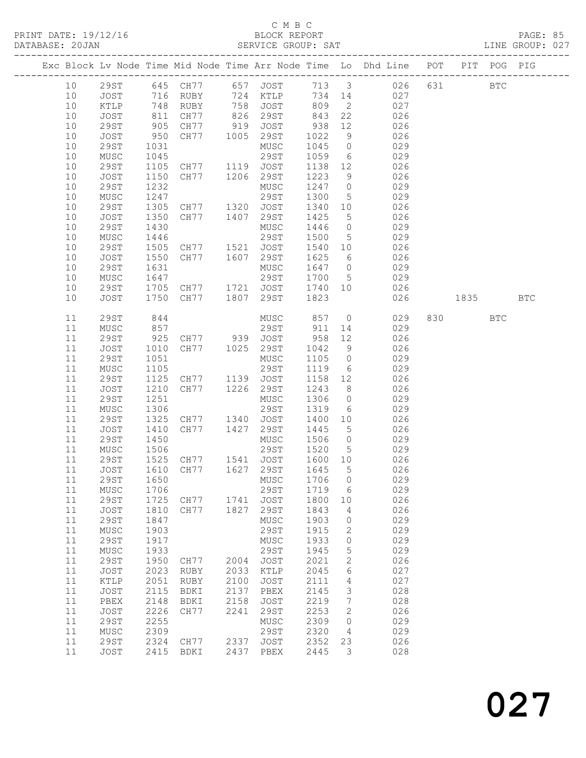C M B C
BLOCK REPORT
SERVICE GROUP: SAT

PRINT DATE: 19/12/16
DATABASE: 20JAN

LINE GROUP: 027

| Exc | Block | Lv | Node | Time | Mid Node | Time | Arr Node | Time | Lo | Dhd Line | POT | PIT | POG | PIG |
|---|---|---|---|---|---|---|---|---|---|---|---|---|---|---|
| | 10 | | 29ST | 645 | CH77 | 657 | JOST | 713 | 3 | 026 | 631 | | BTC | |
| | 10 | | JOST | 716 | RUBY | 724 | KTLP | 734 | 14 | 027 | | | | |
| | 10 | | KTLP | 748 | RUBY | 758 | JOST | 809 | 2 | 027 | | | | |
| | 10 | | JOST | 811 | CH77 | 826 | 29ST | 843 | 22 | 026 | | | | |
| | 10 | | 29ST | 905 | CH77 | 919 | JOST | 938 | 12 | 026 | | | | |
| | 10 | | JOST | 950 | CH77 | 1005 | 29ST | 1022 | 9 | 026 | | | | |
| | 10 | | 29ST | 1031 | | | MUSC | 1045 | 0 | 029 | | | | |
| | 10 | | MUSC | 1045 | | | 29ST | 1059 | 6 | 029 | | | | |
| | 10 | | 29ST | 1105 | CH77 | 1119 | JOST | 1138 | 12 | 026 | | | | |
| | 10 | | JOST | 1150 | CH77 | 1206 | 29ST | 1223 | 9 | 026 | | | | |
| | 10 | | 29ST | 1232 | | | MUSC | 1247 | 0 | 029 | | | | |
| | 10 | | MUSC | 1247 | | | 29ST | 1300 | 5 | 029 | | | | |
| | 10 | | 29ST | 1305 | CH77 | 1320 | JOST | 1340 | 10 | 026 | | | | |
| | 10 | | JOST | 1350 | CH77 | 1407 | 29ST | 1425 | 5 | 026 | | | | |
| | 10 | | 29ST | 1430 | | | MUSC | 1446 | 0 | 029 | | | | |
| | 10 | | MUSC | 1446 | | | 29ST | 1500 | 5 | 029 | | | | |
| | 10 | | 29ST | 1505 | CH77 | 1521 | JOST | 1540 | 10 | 026 | | | | |
| | 10 | | JOST | 1550 | CH77 | 1607 | 29ST | 1625 | 6 | 026 | | | | |
| | 10 | | 29ST | 1631 | | | MUSC | 1647 | 0 | 029 | | | | |
| | 10 | | MUSC | 1647 | | | 29ST | 1700 | 5 | 029 | | | | |
| | 10 | | 29ST | 1705 | CH77 | 1721 | JOST | 1740 | 10 | 026 | | | | |
| | 10 | | JOST | 1750 | CH77 | 1807 | 29ST | 1823 | | 026 | | 1835 | | BTC |
| | 11 | | 29ST | 844 | | | MUSC | 857 | 0 | 029 | 830 | | BTC | |
| | 11 | | MUSC | 857 | | | 29ST | 911 | 14 | 029 | | | | |
| | 11 | | 29ST | 925 | CH77 | 939 | JOST | 958 | 12 | 026 | | | | |
| | 11 | | JOST | 1010 | CH77 | 1025 | 29ST | 1042 | 9 | 026 | | | | |
| | 11 | | 29ST | 1051 | | | MUSC | 1105 | 0 | 029 | | | | |
| | 11 | | MUSC | 1105 | | | 29ST | 1119 | 6 | 029 | | | | |
| | 11 | | 29ST | 1125 | CH77 | 1139 | JOST | 1158 | 12 | 026 | | | | |
| | 11 | | JOST | 1210 | CH77 | 1226 | 29ST | 1243 | 8 | 026 | | | | |
| | 11 | | 29ST | 1251 | | | MUSC | 1306 | 0 | 029 | | | | |
| | 11 | | MUSC | 1306 | | | 29ST | 1319 | 6 | 029 | | | | |
| | 11 | | 29ST | 1325 | CH77 | 1340 | JOST | 1400 | 10 | 026 | | | | |
| | 11 | | JOST | 1410 | CH77 | 1427 | 29ST | 1445 | 5 | 026 | | | | |
| | 11 | | 29ST | 1450 | | | MUSC | 1506 | 0 | 029 | | | | |
| | 11 | | MUSC | 1506 | | | 29ST | 1520 | 5 | 029 | | | | |
| | 11 | | 29ST | 1525 | CH77 | 1541 | JOST | 1600 | 10 | 026 | | | | |
| | 11 | | JOST | 1610 | CH77 | 1627 | 29ST | 1645 | 5 | 026 | | | | |
| | 11 | | 29ST | 1650 | | | MUSC | 1706 | 0 | 029 | | | | |
| | 11 | | MUSC | 1706 | | | 29ST | 1719 | 6 | 029 | | | | |
| | 11 | | 29ST | 1725 | CH77 | 1741 | JOST | 1800 | 10 | 026 | | | | |
| | 11 | | JOST | 1810 | CH77 | 1827 | 29ST | 1843 | 4 | 026 | | | | |
| | 11 | | 29ST | 1847 | | | MUSC | 1903 | 0 | 029 | | | | |
| | 11 | | MUSC | 1903 | | | 29ST | 1915 | 2 | 029 | | | | |
| | 11 | | 29ST | 1917 | | | MUSC | 1933 | 0 | 029 | | | | |
| | 11 | | MUSC | 1933 | | | 29ST | 1945 | 5 | 029 | | | | |
| | 11 | | 29ST | 1950 | CH77 | 2004 | JOST | 2021 | 2 | 026 | | | | |
| | 11 | | JOST | 2023 | RUBY | 2033 | KTLP | 2045 | 6 | 027 | | | | |
| | 11 | | KTLP | 2051 | RUBY | 2100 | JOST | 2111 | 4 | 027 | | | | |
| | 11 | | JOST | 2115 | BDKI | 2137 | PBEX | 2145 | 3 | 028 | | | | |
| | 11 | | PBEX | 2148 | BDKI | 2158 | JOST | 2219 | 7 | 028 | | | | |
| | 11 | | JOST | 2226 | CH77 | 2241 | 29ST | 2253 | 2 | 026 | | | | |
| | 11 | | 29ST | 2255 | | | MUSC | 2309 | 0 | 029 | | | | |
| | 11 | | MUSC | 2309 | | | 29ST | 2320 | 4 | 029 | | | | |
| | 11 | | 29ST | 2324 | CH77 | 2337 | JOST | 2352 | 23 | 026 | | | | |
| | 11 | | JOST | 2415 | BDKI | 2437 | PBEX | 2445 | 3 | 028 | | | | |

027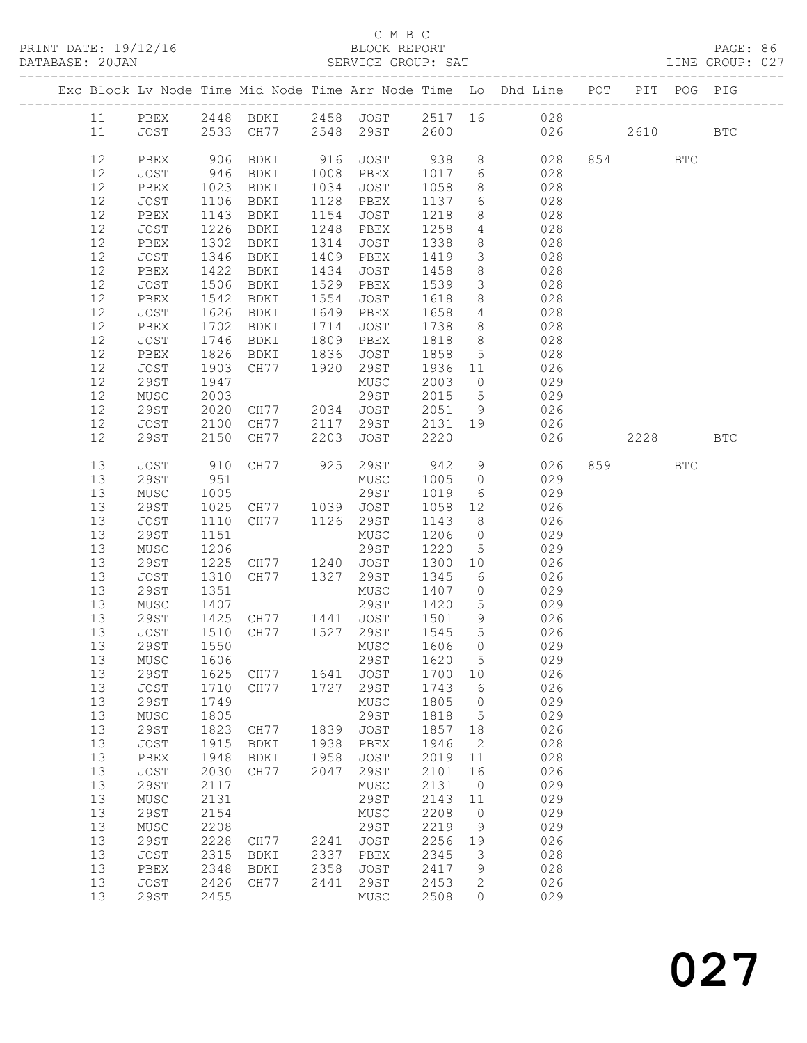C M B C
BLOCK REPORT
SERVICE GROUP: SAT

PRINT DATE: 19/12/16
DATABASE: 20JAN
LINE GROUP: 027

| Exc | Block | Lv Node | Time | Mid Node | Time | Arr Node | Time | Lo | Dhd Line | POT | PIT | POG | PIG |
|---|---|---|---|---|---|---|---|---|---|---|---|---|---|
| | 11 | PBEX | 2448 | BDKI | 2458 | JOST | 2517 | 16 | 028 | | | | |
| | 11 | JOST | 2533 | CH77 | 2548 | 29ST | 2600 | | 026 | | 2610 | | BTC |
| | 12 | PBEX | 906 | BDKI | 916 | JOST | 938 | 8 | 028 | 854 | | BTC | |
| | 12 | JOST | 946 | BDKI | 1008 | PBEX | 1017 | 6 | 028 | | | | |
| | 12 | PBEX | 1023 | BDKI | 1034 | JOST | 1058 | 8 | 028 | | | | |
| | 12 | JOST | 1106 | BDKI | 1128 | PBEX | 1137 | 6 | 028 | | | | |
| | 12 | PBEX | 1143 | BDKI | 1154 | JOST | 1218 | 8 | 028 | | | | |
| | 12 | JOST | 1226 | BDKI | 1248 | PBEX | 1258 | 4 | 028 | | | | |
| | 12 | PBEX | 1302 | BDKI | 1314 | JOST | 1338 | 8 | 028 | | | | |
| | 12 | JOST | 1346 | BDKI | 1409 | PBEX | 1419 | 3 | 028 | | | | |
| | 12 | PBEX | 1422 | BDKI | 1434 | JOST | 1458 | 8 | 028 | | | | |
| | 12 | JOST | 1506 | BDKI | 1529 | PBEX | 1539 | 3 | 028 | | | | |
| | 12 | PBEX | 1542 | BDKI | 1554 | JOST | 1618 | 8 | 028 | | | | |
| | 12 | JOST | 1626 | BDKI | 1649 | PBEX | 1658 | 4 | 028 | | | | |
| | 12 | PBEX | 1702 | BDKI | 1714 | JOST | 1738 | 8 | 028 | | | | |
| | 12 | JOST | 1746 | BDKI | 1809 | PBEX | 1818 | 8 | 028 | | | | |
| | 12 | PBEX | 1826 | BDKI | 1836 | JOST | 1858 | 5 | 028 | | | | |
| | 12 | JOST | 1903 | CH77 | 1920 | 29ST | 1936 | 11 | 026 | | | | |
| | 12 | 29ST | 1947 | | | MUSC | 2003 | 0 | 029 | | | | |
| | 12 | MUSC | 2003 | | | 29ST | 2015 | 5 | 029 | | | | |
| | 12 | 29ST | 2020 | CH77 | 2034 | JOST | 2051 | 9 | 026 | | | | |
| | 12 | JOST | 2100 | CH77 | 2117 | 29ST | 2131 | 19 | 026 | | | | |
| | 12 | 29ST | 2150 | CH77 | 2203 | JOST | 2220 | | 026 | | 2228 | | BTC |
| | 13 | JOST | 910 | CH77 | 925 | 29ST | 942 | 9 | 026 | 859 | | BTC | |
| | 13 | 29ST | 951 | | | MUSC | 1005 | 0 | 029 | | | | |
| | 13 | MUSC | 1005 | | | 29ST | 1019 | 6 | 029 | | | | |
| | 13 | 29ST | 1025 | CH77 | 1039 | JOST | 1058 | 12 | 026 | | | | |
| | 13 | JOST | 1110 | CH77 | 1126 | 29ST | 1143 | 8 | 026 | | | | |
| | 13 | 29ST | 1151 | | | MUSC | 1206 | 0 | 029 | | | | |
| | 13 | MUSC | 1206 | | | 29ST | 1220 | 5 | 029 | | | | |
| | 13 | 29ST | 1225 | CH77 | 1240 | JOST | 1300 | 10 | 026 | | | | |
| | 13 | JOST | 1310 | CH77 | 1327 | 29ST | 1345 | 6 | 026 | | | | |
| | 13 | 29ST | 1351 | | | MUSC | 1407 | 0 | 029 | | | | |
| | 13 | MUSC | 1407 | | | 29ST | 1420 | 5 | 029 | | | | |
| | 13 | 29ST | 1425 | CH77 | 1441 | JOST | 1501 | 9 | 026 | | | | |
| | 13 | JOST | 1510 | CH77 | 1527 | 29ST | 1545 | 5 | 026 | | | | |
| | 13 | 29ST | 1550 | | | MUSC | 1606 | 0 | 029 | | | | |
| | 13 | MUSC | 1606 | | | 29ST | 1620 | 5 | 029 | | | | |
| | 13 | 29ST | 1625 | CH77 | 1641 | JOST | 1700 | 10 | 026 | | | | |
| | 13 | JOST | 1710 | CH77 | 1727 | 29ST | 1743 | 6 | 026 | | | | |
| | 13 | 29ST | 1749 | | | MUSC | 1805 | 0 | 029 | | | | |
| | 13 | MUSC | 1805 | | | 29ST | 1818 | 5 | 029 | | | | |
| | 13 | 29ST | 1823 | CH77 | 1839 | JOST | 1857 | 18 | 026 | | | | |
| | 13 | JOST | 1915 | BDKI | 1938 | PBEX | 1946 | 2 | 028 | | | | |
| | 13 | PBEX | 1948 | BDKI | 1958 | JOST | 2019 | 11 | 028 | | | | |
| | 13 | JOST | 2030 | CH77 | 2047 | 29ST | 2101 | 16 | 026 | | | | |
| | 13 | 29ST | 2117 | | | MUSC | 2131 | 0 | 029 | | | | |
| | 13 | MUSC | 2131 | | | 29ST | 2143 | 11 | 029 | | | | |
| | 13 | 29ST | 2154 | | | MUSC | 2208 | 0 | 029 | | | | |
| | 13 | MUSC | 2208 | | | 29ST | 2219 | 9 | 029 | | | | |
| | 13 | 29ST | 2228 | CH77 | 2241 | JOST | 2256 | 19 | 026 | | | | |
| | 13 | JOST | 2315 | BDKI | 2337 | PBEX | 2345 | 3 | 028 | | | | |
| | 13 | PBEX | 2348 | BDKI | 2358 | JOST | 2417 | 9 | 028 | | | | |
| | 13 | JOST | 2426 | CH77 | 2441 | 29ST | 2453 | 2 | 026 | | | | |
| | 13 | 29ST | 2455 | | | MUSC | 2508 | 0 | 029 | | | | |

# 027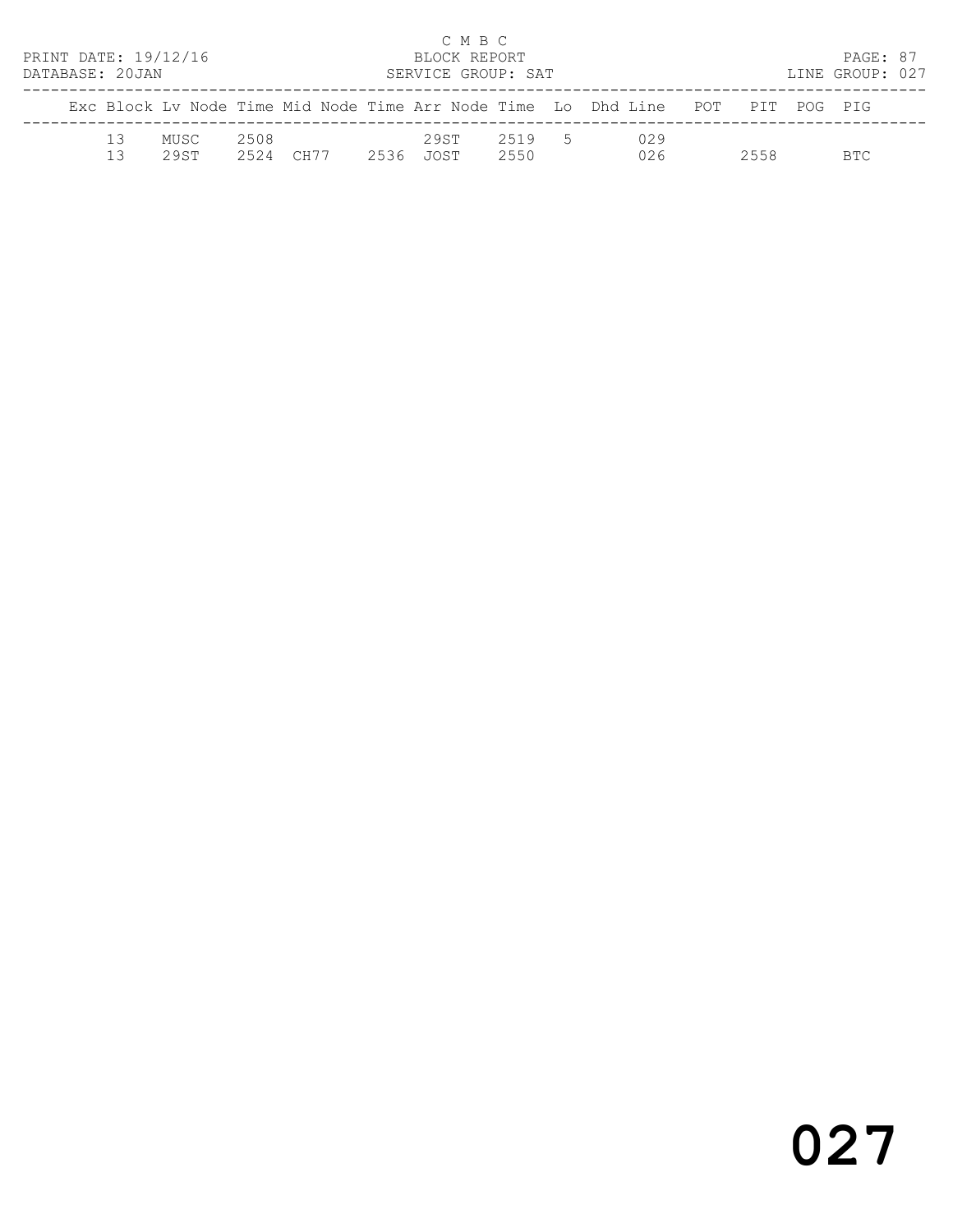C M B C
BLOCK REPORT
SERVICE GROUP: SAT

PRINT DATE: 19/12/16
DATABASE: 20JAN

LINE GROUP: 027

| Exc | Block | Lv Node | Time | Mid Node | Time | Arr Node | Time | Lo | Dhd | Line | POT | PIT | POG | PIG |
|---|---|---|---|---|---|---|---|---|---|---|---|---|---|---|
| | 13 | MUSC | 2508 | | | 29ST | 2519 | 5 | | 029 | | | | |
| | 13 | 29ST | 2524 | CH77 | 2536 | JOST | 2550 | | | 026 | | 2558 | | BTC |

027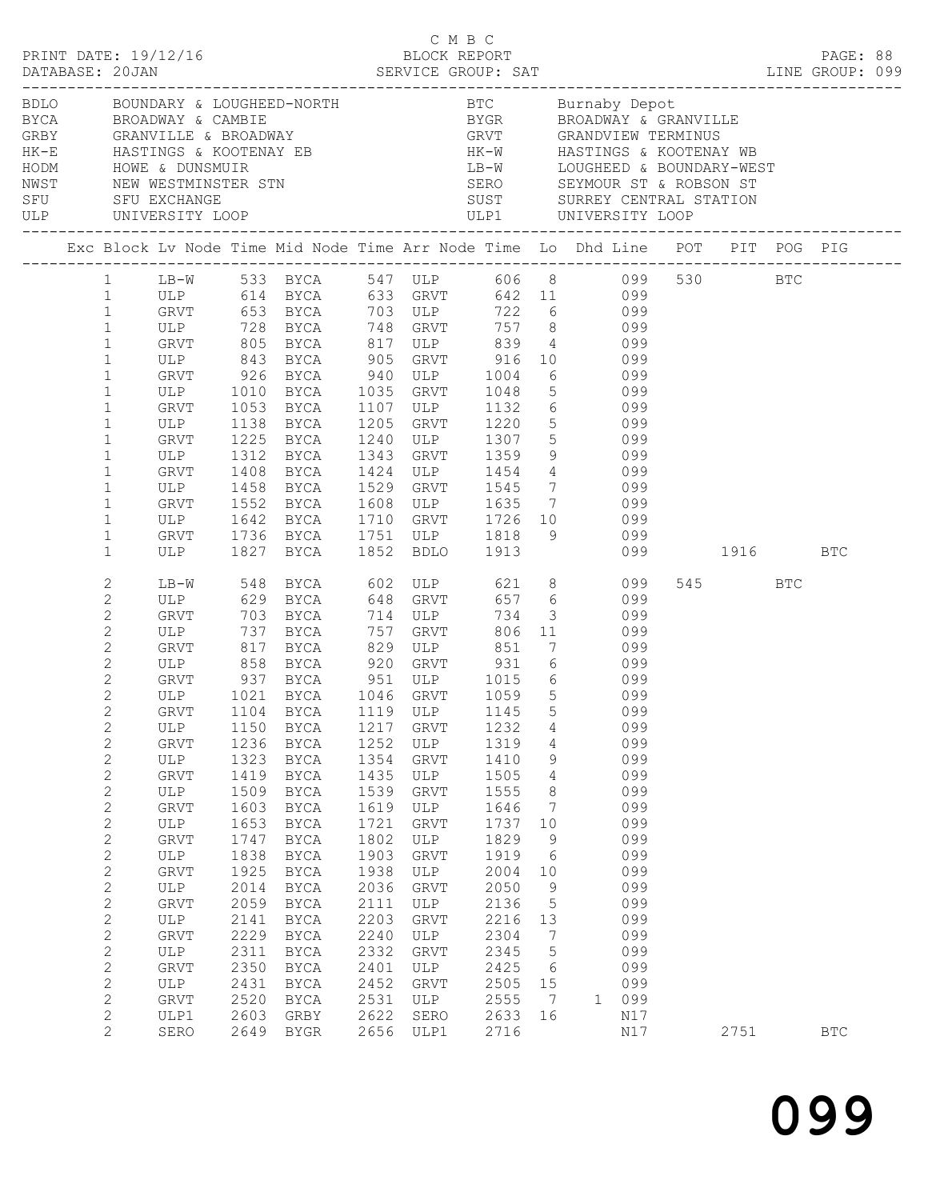C M B C

PRINT DATE: 19/12/16 BLOCK REPORT

DATABASE: 20JAN SERVICE GROUP: SAT LINE GROUP: 099

| Code | Description | Code | Description |
|---|---|---|---|
| BDLO | BOUNDARY & LOUGHEED-NORTH | BTC | Burnaby Depot |
| BYCA | BROADWAY & CAMBIE | BYGR | BROADWAY & GRANVILLE |
| GRBY | GRANVILLE & BROADWAY | GRVT | GRANDVIEW TERMINUS |
| HK-E | HASTINGS & KOOTENAY EB | HK-W | HASTINGS & KOOTENAY WB |
| HODM | HOWE & DUNSMUIR | LB-W | LOUGHEED & BOUNDARY-WEST |
| NWST | NEW WESTMINSTER STN | SERO | SEYMOUR ST & ROBSON ST |
| SFU | SFU EXCHANGE | SUST | SURREY CENTRAL STATION |
| ULP | UNIVERSITY LOOP | ULP1 | UNIVERSITY LOOP |

| Exc | Block | Lv Node | Time | Mid Node | Time | Arr Node | Time | Lo | Dhd | Line | POT | PIT | POG | PIG |
|---|---|---|---|---|---|---|---|---|---|---|---|---|---|---|
| | 1 | LB-W | 533 | BYCA | 547 | ULP | 606 | 8 | | 099 | 530 | | BTC | |
| | 1 | ULP | 614 | BYCA | 633 | GRVT | 642 | 11 | | 099 | | | | |
| | 1 | GRVT | 653 | BYCA | 703 | ULP | 722 | 6 | | 099 | | | | |
| | 1 | ULP | 728 | BYCA | 748 | GRVT | 757 | 8 | | 099 | | | | |
| | 1 | GRVT | 805 | BYCA | 817 | ULP | 839 | 4 | | 099 | | | | |
| | 1 | ULP | 843 | BYCA | 905 | GRVT | 916 | 10 | | 099 | | | | |
| | 1 | GRVT | 926 | BYCA | 940 | ULP | 1004 | 6 | | 099 | | | | |
| | 1 | ULP | 1010 | BYCA | 1035 | GRVT | 1048 | 5 | | 099 | | | | |
| | 1 | GRVT | 1053 | BYCA | 1107 | ULP | 1132 | 6 | | 099 | | | | |
| | 1 | ULP | 1138 | BYCA | 1205 | GRVT | 1220 | 5 | | 099 | | | | |
| | 1 | GRVT | 1225 | BYCA | 1240 | ULP | 1307 | 5 | | 099 | | | | |
| | 1 | ULP | 1312 | BYCA | 1343 | GRVT | 1359 | 9 | | 099 | | | | |
| | 1 | GRVT | 1408 | BYCA | 1424 | ULP | 1454 | 4 | | 099 | | | | |
| | 1 | ULP | 1458 | BYCA | 1529 | GRVT | 1545 | 7 | | 099 | | | | |
| | 1 | GRVT | 1552 | BYCA | 1608 | ULP | 1635 | 7 | | 099 | | | | |
| | 1 | ULP | 1642 | BYCA | 1710 | GRVT | 1726 | 10 | | 099 | | | | |
| | 1 | GRVT | 1736 | BYCA | 1751 | ULP | 1818 | 9 | | 099 | | | | |
| | 1 | ULP | 1827 | BYCA | 1852 | BDLO | 1913 | | | 099 | | 1916 | | BTC |
| | 2 | LB-W | 548 | BYCA | 602 | ULP | 621 | 8 | | 099 | 545 | | BTC | |
| | 2 | ULP | 629 | BYCA | 648 | GRVT | 657 | 6 | | 099 | | | | |
| | 2 | GRVT | 703 | BYCA | 714 | ULP | 734 | 3 | | 099 | | | | |
| | 2 | ULP | 737 | BYCA | 757 | GRVT | 806 | 11 | | 099 | | | | |
| | 2 | GRVT | 817 | BYCA | 829 | ULP | 851 | 7 | | 099 | | | | |
| | 2 | ULP | 858 | BYCA | 920 | GRVT | 931 | 6 | | 099 | | | | |
| | 2 | GRVT | 937 | BYCA | 951 | ULP | 1015 | 6 | | 099 | | | | |
| | 2 | ULP | 1021 | BYCA | 1046 | GRVT | 1059 | 5 | | 099 | | | | |
| | 2 | GRVT | 1104 | BYCA | 1119 | ULP | 1145 | 5 | | 099 | | | | |
| | 2 | ULP | 1150 | BYCA | 1217 | GRVT | 1232 | 4 | | 099 | | | | |
| | 2 | GRVT | 1236 | BYCA | 1252 | ULP | 1319 | 4 | | 099 | | | | |
| | 2 | ULP | 1323 | BYCA | 1354 | GRVT | 1410 | 9 | | 099 | | | | |
| | 2 | GRVT | 1419 | BYCA | 1435 | ULP | 1505 | 4 | | 099 | | | | |
| | 2 | ULP | 1509 | BYCA | 1539 | GRVT | 1555 | 8 | | 099 | | | | |
| | 2 | GRVT | 1603 | BYCA | 1619 | ULP | 1646 | 7 | | 099 | | | | |
| | 2 | ULP | 1653 | BYCA | 1721 | GRVT | 1737 | 10 | | 099 | | | | |
| | 2 | GRVT | 1747 | BYCA | 1802 | ULP | 1829 | 9 | | 099 | | | | |
| | 2 | ULP | 1838 | BYCA | 1903 | GRVT | 1919 | 6 | | 099 | | | | |
| | 2 | GRVT | 1925 | BYCA | 1938 | ULP | 2004 | 10 | | 099 | | | | |
| | 2 | ULP | 2014 | BYCA | 2036 | GRVT | 2050 | 9 | | 099 | | | | |
| | 2 | GRVT | 2059 | BYCA | 2111 | ULP | 2136 | 5 | | 099 | | | | |
| | 2 | ULP | 2141 | BYCA | 2203 | GRVT | 2216 | 13 | | 099 | | | | |
| | 2 | GRVT | 2229 | BYCA | 2240 | ULP | 2304 | 7 | | 099 | | | | |
| | 2 | ULP | 2311 | BYCA | 2332 | GRVT | 2345 | 5 | | 099 | | | | |
| | 2 | GRVT | 2350 | BYCA | 2401 | ULP | 2425 | 6 | | 099 | | | | |
| | 2 | ULP | 2431 | BYCA | 2452 | GRVT | 2505 | 15 | | 099 | | | | |
| | 2 | GRVT | 2520 | BYCA | 2531 | ULP | 2555 | 7 | 1 | 099 | | | | |
| | 2 | ULP1 | 2603 | GRBY | 2622 | SERO | 2633 | 16 | | N17 | | | | |
| | 2 | SERO | 2649 | BYGR | 2656 | ULP1 | 2716 | | | N17 | | 2751 | | BTC |

099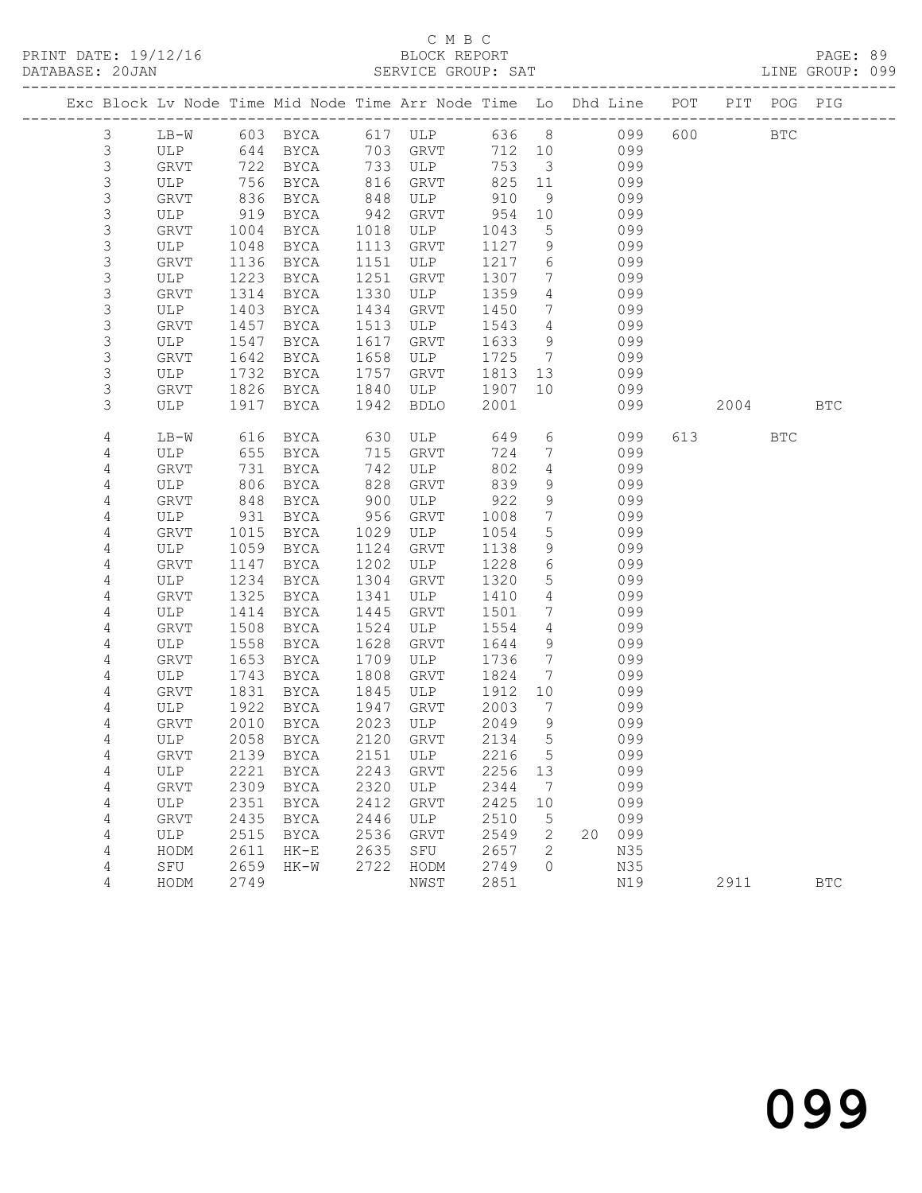C M B C

BLOCK REPORT

SERVICE GROUP: SAT

| Exc | Block | Lv | Node | Time | Mid Node | Time | Arr Node | Time | Lo | Dhd | Line | POT | PIT | POG | PIG |
|---|---|---|---|---|---|---|---|---|---|---|---|---|---|---|---|
| | 3 | | LB-W | 603 | BYCA | 617 | ULP | 636 | 8 | | 099 | 600 | | BTC | |
| | 3 | | ULP | 644 | BYCA | 703 | GRVT | 712 | 10 | | 099 | | | | |
| | 3 | | GRVT | 722 | BYCA | 733 | ULP | 753 | 3 | | 099 | | | | |
| | 3 | | ULP | 756 | BYCA | 816 | GRVT | 825 | 11 | | 099 | | | | |
| | 3 | | GRVT | 836 | BYCA | 848 | ULP | 910 | 9 | | 099 | | | | |
| | 3 | | ULP | 919 | BYCA | 942 | GRVT | 954 | 10 | | 099 | | | | |
| | 3 | | GRVT | 1004 | BYCA | 1018 | ULP | 1043 | 5 | | 099 | | | | |
| | 3 | | ULP | 1048 | BYCA | 1113 | GRVT | 1127 | 9 | | 099 | | | | |
| | 3 | | GRVT | 1136 | BYCA | 1151 | ULP | 1217 | 6 | | 099 | | | | |
| | 3 | | ULP | 1223 | BYCA | 1251 | GRVT | 1307 | 7 | | 099 | | | | |
| | 3 | | GRVT | 1314 | BYCA | 1330 | ULP | 1359 | 4 | | 099 | | | | |
| | 3 | | ULP | 1403 | BYCA | 1434 | GRVT | 1450 | 7 | | 099 | | | | |
| | 3 | | GRVT | 1457 | BYCA | 1513 | ULP | 1543 | 4 | | 099 | | | | |
| | 3 | | ULP | 1547 | BYCA | 1617 | GRVT | 1633 | 9 | | 099 | | | | |
| | 3 | | GRVT | 1642 | BYCA | 1658 | ULP | 1725 | 7 | | 099 | | | | |
| | 3 | | ULP | 1732 | BYCA | 1757 | GRVT | 1813 | 13 | | 099 | | | | |
| | 3 | | GRVT | 1826 | BYCA | 1840 | ULP | 1907 | 10 | | 099 | | | | |
| | 3 | | ULP | 1917 | BYCA | 1942 | BDLO | 2001 | | | 099 | | 2004 | | BTC |
| | 4 | | LB-W | 616 | BYCA | 630 | ULP | 649 | 6 | | 099 | 613 | | BTC | |
| | 4 | | ULP | 655 | BYCA | 715 | GRVT | 724 | 7 | | 099 | | | | |
| | 4 | | GRVT | 731 | BYCA | 742 | ULP | 802 | 4 | | 099 | | | | |
| | 4 | | ULP | 806 | BYCA | 828 | GRVT | 839 | 9 | | 099 | | | | |
| | 4 | | GRVT | 848 | BYCA | 900 | ULP | 922 | 9 | | 099 | | | | |
| | 4 | | ULP | 931 | BYCA | 956 | GRVT | 1008 | 7 | | 099 | | | | |
| | 4 | | GRVT | 1015 | BYCA | 1029 | ULP | 1054 | 5 | | 099 | | | | |
| | 4 | | ULP | 1059 | BYCA | 1124 | GRVT | 1138 | 9 | | 099 | | | | |
| | 4 | | GRVT | 1147 | BYCA | 1202 | ULP | 1228 | 6 | | 099 | | | | |
| | 4 | | ULP | 1234 | BYCA | 1304 | GRVT | 1320 | 5 | | 099 | | | | |
| | 4 | | GRVT | 1325 | BYCA | 1341 | ULP | 1410 | 4 | | 099 | | | | |
| | 4 | | ULP | 1414 | BYCA | 1445 | GRVT | 1501 | 7 | | 099 | | | | |
| | 4 | | GRVT | 1508 | BYCA | 1524 | ULP | 1554 | 4 | | 099 | | | | |
| | 4 | | ULP | 1558 | BYCA | 1628 | GRVT | 1644 | 9 | | 099 | | | | |
| | 4 | | GRVT | 1653 | BYCA | 1709 | ULP | 1736 | 7 | | 099 | | | | |
| | 4 | | ULP | 1743 | BYCA | 1808 | GRVT | 1824 | 7 | | 099 | | | | |
| | 4 | | GRVT | 1831 | BYCA | 1845 | ULP | 1912 | 10 | | 099 | | | | |
| | 4 | | ULP | 1922 | BYCA | 1947 | GRVT | 2003 | 7 | | 099 | | | | |
| | 4 | | GRVT | 2010 | BYCA | 2023 | ULP | 2049 | 9 | | 099 | | | | |
| | 4 | | ULP | 2058 | BYCA | 2120 | GRVT | 2134 | 5 | | 099 | | | | |
| | 4 | | GRVT | 2139 | BYCA | 2151 | ULP | 2216 | 5 | | 099 | | | | |
| | 4 | | ULP | 2221 | BYCA | 2243 | GRVT | 2256 | 13 | | 099 | | | | |
| | 4 | | GRVT | 2309 | BYCA | 2320 | ULP | 2344 | 7 | | 099 | | | | |
| | 4 | | ULP | 2351 | BYCA | 2412 | GRVT | 2425 | 10 | | 099 | | | | |
| | 4 | | GRVT | 2435 | BYCA | 2446 | ULP | 2510 | 5 | | 099 | | | | |
| | 4 | | ULP | 2515 | BYCA | 2536 | GRVT | 2549 | 2 | 20 | 099 | | | | |
| | 4 | | HODM | 2611 | HK-E | 2635 | SFU | 2657 | 2 | | N35 | | | | |
| | 4 | | SFU | 2659 | HK-W | 2722 | HODM | 2749 | 0 | | N35 | | | | |
| | 4 | | HODM | 2749 | | | NWST | 2851 | | | N19 | | 2911 | | BTC |

099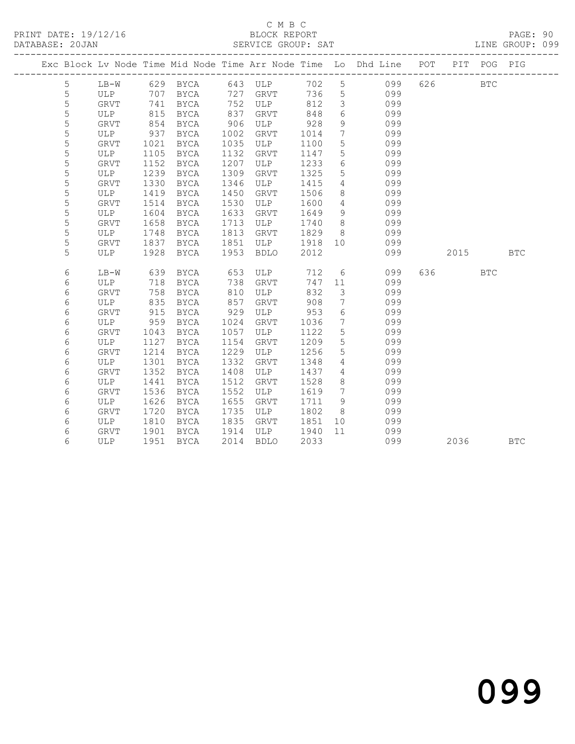C M B C

BLOCK REPORT

SERVICE GROUP: SAT

PRINT DATE: 19/12/16
DATABASE: 20JAN

LINE GROUP: 099

| Exc | Block | Lv | Node | Time | Mid Node | Time | Arr Node | Time | Lo | Dhd Line | POT | PIT | POG | PIG |
|---|---|---|---|---|---|---|---|---|---|---|---|---|---|---|
| | 5 | | LB-W | 629 | BYCA | 643 | ULP | 702 | 5 | 099 | 626 | | BTC | |
| | 5 | | ULP | 707 | BYCA | 727 | GRVT | 736 | 5 | 099 | | | | |
| | 5 | | GRVT | 741 | BYCA | 752 | ULP | 812 | 3 | 099 | | | | |
| | 5 | | ULP | 815 | BYCA | 837 | GRVT | 848 | 6 | 099 | | | | |
| | 5 | | GRVT | 854 | BYCA | 906 | ULP | 928 | 9 | 099 | | | | |
| | 5 | | ULP | 937 | BYCA | 1002 | GRVT | 1014 | 7 | 099 | | | | |
| | 5 | | GRVT | 1021 | BYCA | 1035 | ULP | 1100 | 5 | 099 | | | | |
| | 5 | | ULP | 1105 | BYCA | 1132 | GRVT | 1147 | 5 | 099 | | | | |
| | 5 | | GRVT | 1152 | BYCA | 1207 | ULP | 1233 | 6 | 099 | | | | |
| | 5 | | ULP | 1239 | BYCA | 1309 | GRVT | 1325 | 5 | 099 | | | | |
| | 5 | | GRVT | 1330 | BYCA | 1346 | ULP | 1415 | 4 | 099 | | | | |
| | 5 | | ULP | 1419 | BYCA | 1450 | GRVT | 1506 | 8 | 099 | | | | |
| | 5 | | GRVT | 1514 | BYCA | 1530 | ULP | 1600 | 4 | 099 | | | | |
| | 5 | | ULP | 1604 | BYCA | 1633 | GRVT | 1649 | 9 | 099 | | | | |
| | 5 | | GRVT | 1658 | BYCA | 1713 | ULP | 1740 | 8 | 099 | | | | |
| | 5 | | ULP | 1748 | BYCA | 1813 | GRVT | 1829 | 8 | 099 | | | | |
| | 5 | | GRVT | 1837 | BYCA | 1851 | ULP | 1918 | 10 | 099 | | | | |
| | 5 | | ULP | 1928 | BYCA | 1953 | BDLO | 2012 | | 099 | | 2015 | | BTC |
| | 6 | | LB-W | 639 | BYCA | 653 | ULP | 712 | 6 | 099 | 636 | | BTC | |
| | 6 | | ULP | 718 | BYCA | 738 | GRVT | 747 | 11 | 099 | | | | |
| | 6 | | GRVT | 758 | BYCA | 810 | ULP | 832 | 3 | 099 | | | | |
| | 6 | | ULP | 835 | BYCA | 857 | GRVT | 908 | 7 | 099 | | | | |
| | 6 | | GRVT | 915 | BYCA | 929 | ULP | 953 | 6 | 099 | | | | |
| | 6 | | ULP | 959 | BYCA | 1024 | GRVT | 1036 | 7 | 099 | | | | |
| | 6 | | GRVT | 1043 | BYCA | 1057 | ULP | 1122 | 5 | 099 | | | | |
| | 6 | | ULP | 1127 | BYCA | 1154 | GRVT | 1209 | 5 | 099 | | | | |
| | 6 | | GRVT | 1214 | BYCA | 1229 | ULP | 1256 | 5 | 099 | | | | |
| | 6 | | ULP | 1301 | BYCA | 1332 | GRVT | 1348 | 4 | 099 | | | | |
| | 6 | | GRVT | 1352 | BYCA | 1408 | ULP | 1437 | 4 | 099 | | | | |
| | 6 | | ULP | 1441 | BYCA | 1512 | GRVT | 1528 | 8 | 099 | | | | |
| | 6 | | GRVT | 1536 | BYCA | 1552 | ULP | 1619 | 7 | 099 | | | | |
| | 6 | | ULP | 1626 | BYCA | 1655 | GRVT | 1711 | 9 | 099 | | | | |
| | 6 | | GRVT | 1720 | BYCA | 1735 | ULP | 1802 | 8 | 099 | | | | |
| | 6 | | ULP | 1810 | BYCA | 1835 | GRVT | 1851 | 10 | 099 | | | | |
| | 6 | | GRVT | 1901 | BYCA | 1914 | ULP | 1940 | 11 | 099 | | | | |
| | 6 | | ULP | 1951 | BYCA | 2014 | BDLO | 2033 | | 099 | | 2036 | | BTC |

099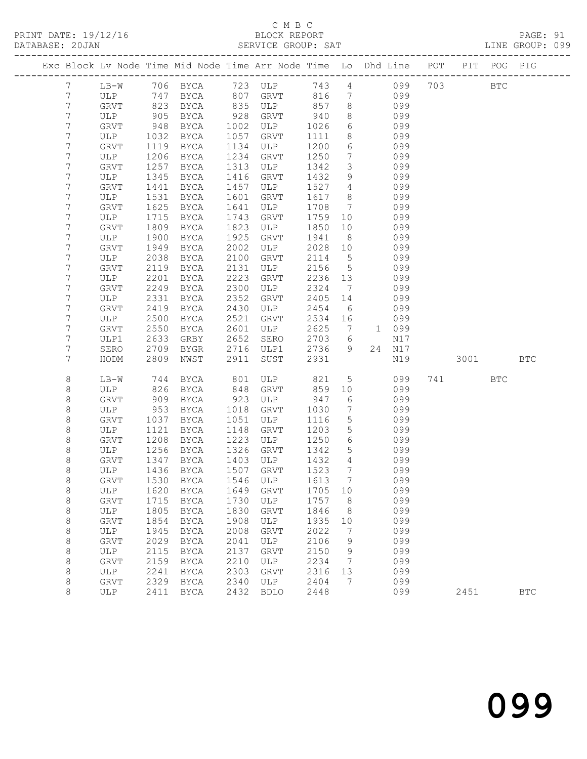C M B C
PRINT DATE: 19/12/16 BLOCK REPORT
DATABASE: 20JAN SERVICE GROUP: SAT LINE GROUP: 099

| Exc | Block | Lv | Node | Time | Mid Node | Time | Arr Node | Time | Lo | Dhd | Line | POT | PIT | POG | PIG |
|---|---|---|---|---|---|---|---|---|---|---|---|---|---|---|---|
| | 7 | | LB-W | 706 | BYCA | 723 | ULP | 743 | 4 | | 099 | 703 | | BTC | |
| | 7 | | ULP | 747 | BYCA | 807 | GRVT | 816 | 7 | | 099 | | | | |
| | 7 | | GRVT | 823 | BYCA | 835 | ULP | 857 | 8 | | 099 | | | | |
| | 7 | | ULP | 905 | BYCA | 928 | GRVT | 940 | 8 | | 099 | | | | |
| | 7 | | GRVT | 948 | BYCA | 1002 | ULP | 1026 | 6 | | 099 | | | | |
| | 7 | | ULP | 1032 | BYCA | 1057 | GRVT | 1111 | 8 | | 099 | | | | |
| | 7 | | GRVT | 1119 | BYCA | 1134 | ULP | 1200 | 6 | | 099 | | | | |
| | 7 | | ULP | 1206 | BYCA | 1234 | GRVT | 1250 | 7 | | 099 | | | | |
| | 7 | | GRVT | 1257 | BYCA | 1313 | ULP | 1342 | 3 | | 099 | | | | |
| | 7 | | ULP | 1345 | BYCA | 1416 | GRVT | 1432 | 9 | | 099 | | | | |
| | 7 | | GRVT | 1441 | BYCA | 1457 | ULP | 1527 | 4 | | 099 | | | | |
| | 7 | | ULP | 1531 | BYCA | 1601 | GRVT | 1617 | 8 | | 099 | | | | |
| | 7 | | GRVT | 1625 | BYCA | 1641 | ULP | 1708 | 7 | | 099 | | | | |
| | 7 | | ULP | 1715 | BYCA | 1743 | GRVT | 1759 | 10 | | 099 | | | | |
| | 7 | | GRVT | 1809 | BYCA | 1823 | ULP | 1850 | 10 | | 099 | | | | |
| | 7 | | ULP | 1900 | BYCA | 1925 | GRVT | 1941 | 8 | | 099 | | | | |
| | 7 | | GRVT | 1949 | BYCA | 2002 | ULP | 2028 | 10 | | 099 | | | | |
| | 7 | | ULP | 2038 | BYCA | 2100 | GRVT | 2114 | 5 | | 099 | | | | |
| | 7 | | GRVT | 2119 | BYCA | 2131 | ULP | 2156 | 5 | | 099 | | | | |
| | 7 | | ULP | 2201 | BYCA | 2223 | GRVT | 2236 | 13 | | 099 | | | | |
| | 7 | | GRVT | 2249 | BYCA | 2300 | ULP | 2324 | 7 | | 099 | | | | |
| | 7 | | ULP | 2331 | BYCA | 2352 | GRVT | 2405 | 14 | | 099 | | | | |
| | 7 | | GRVT | 2419 | BYCA | 2430 | ULP | 2454 | 6 | | 099 | | | | |
| | 7 | | ULP | 2500 | BYCA | 2521 | GRVT | 2534 | 16 | | 099 | | | | |
| | 7 | | GRVT | 2550 | BYCA | 2601 | ULP | 2625 | 7 | 1 | 099 | | | | |
| | 7 | | ULP1 | 2633 | GRBY | 2652 | SERO | 2703 | 6 | | N17 | | | | |
| | 7 | | SERO | 2709 | BYGR | 2716 | ULP1 | 2736 | 9 | 24 | N17 | | | | |
| | 7 | | HODM | 2809 | NWST | 2911 | SUST | 2931 | | | N19 | | 3001 | | BTC |
| | 8 | | LB-W | 744 | BYCA | 801 | ULP | 821 | 5 | | 099 | 741 | | BTC | |
| | 8 | | ULP | 826 | BYCA | 848 | GRVT | 859 | 10 | | 099 | | | | |
| | 8 | | GRVT | 909 | BYCA | 923 | ULP | 947 | 6 | | 099 | | | | |
| | 8 | | ULP | 953 | BYCA | 1018 | GRVT | 1030 | 7 | | 099 | | | | |
| | 8 | | GRVT | 1037 | BYCA | 1051 | ULP | 1116 | 5 | | 099 | | | | |
| | 8 | | ULP | 1121 | BYCA | 1148 | GRVT | 1203 | 5 | | 099 | | | | |
| | 8 | | GRVT | 1208 | BYCA | 1223 | ULP | 1250 | 6 | | 099 | | | | |
| | 8 | | ULP | 1256 | BYCA | 1326 | GRVT | 1342 | 5 | | 099 | | | | |
| | 8 | | GRVT | 1347 | BYCA | 1403 | ULP | 1432 | 4 | | 099 | | | | |
| | 8 | | ULP | 1436 | BYCA | 1507 | GRVT | 1523 | 7 | | 099 | | | | |
| | 8 | | GRVT | 1530 | BYCA | 1546 | ULP | 1613 | 7 | | 099 | | | | |
| | 8 | | ULP | 1620 | BYCA | 1649 | GRVT | 1705 | 10 | | 099 | | | | |
| | 8 | | GRVT | 1715 | BYCA | 1730 | ULP | 1757 | 8 | | 099 | | | | |
| | 8 | | ULP | 1805 | BYCA | 1830 | GRVT | 1846 | 8 | | 099 | | | | |
| | 8 | | GRVT | 1854 | BYCA | 1908 | ULP | 1935 | 10 | | 099 | | | | |
| | 8 | | ULP | 1945 | BYCA | 2008 | GRVT | 2022 | 7 | | 099 | | | | |
| | 8 | | GRVT | 2029 | BYCA | 2041 | ULP | 2106 | 9 | | 099 | | | | |
| | 8 | | ULP | 2115 | BYCA | 2137 | GRVT | 2150 | 9 | | 099 | | | | |
| | 8 | | GRVT | 2159 | BYCA | 2210 | ULP | 2234 | 7 | | 099 | | | | |
| | 8 | | ULP | 2241 | BYCA | 2303 | GRVT | 2316 | 13 | | 099 | | | | |
| | 8 | | GRVT | 2329 | BYCA | 2340 | ULP | 2404 | 7 | | 099 | | | | |
| | 8 | | ULP | 2411 | BYCA | 2432 | BDLO | 2448 | | | 099 | | 2451 | | BTC |

099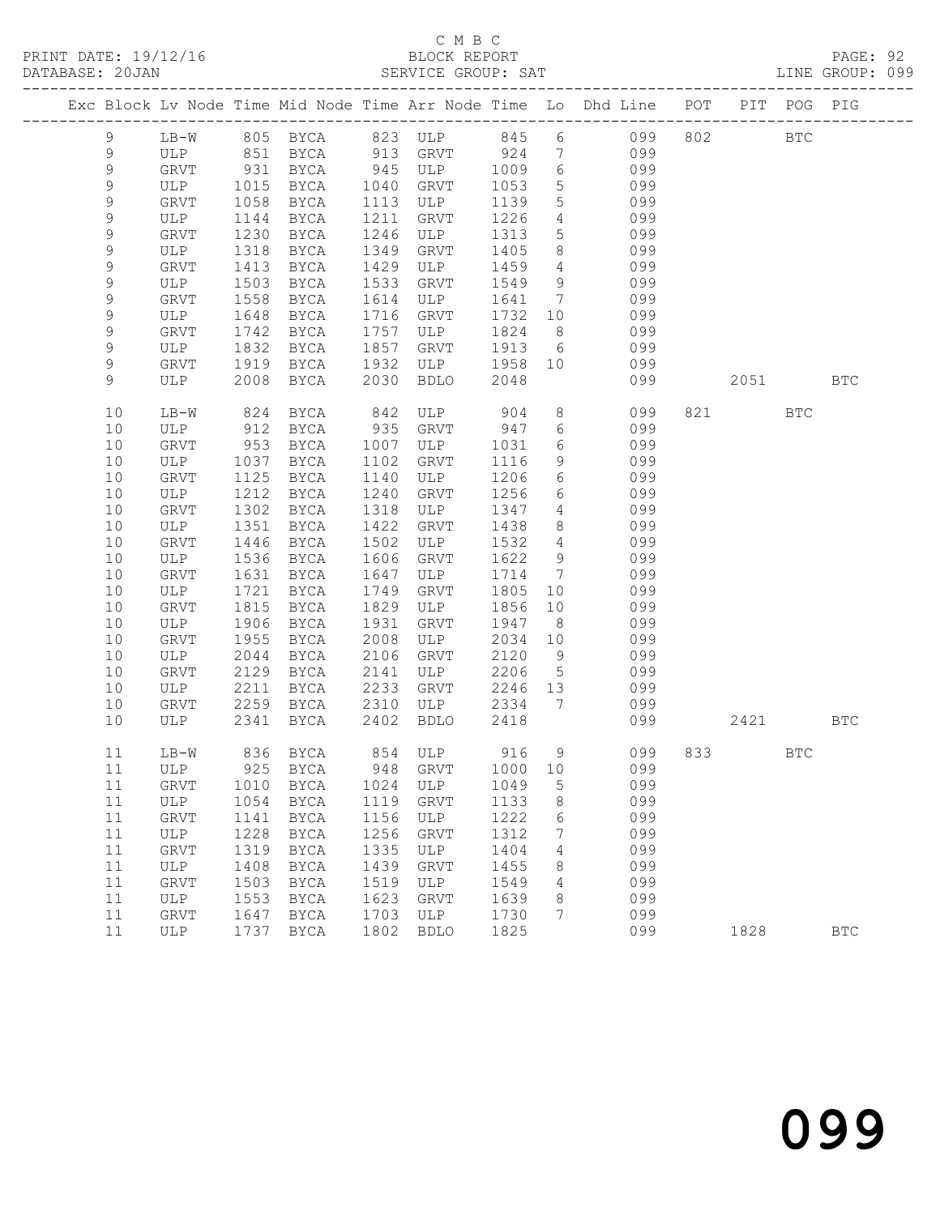C M B C
BLOCK REPORT
SERVICE GROUP: SAT

PRINT DATE: 19/12/16
DATABASE: 20JAN
LINE GROUP: 099

| Exc | Block | Lv | Node | Time | Mid Node | Time | Arr Node | Time | Lo | Dhd Line | POT | PIT | POG | PIG |
|---|---|---|---|---|---|---|---|---|---|---|---|---|---|---|
| | 9 | | LB-W | 805 | BYCA | 823 | ULP | 845 | 6 | 099 | 802 | | BTC | |
| | 9 | | ULP | 851 | BYCA | 913 | GRVT | 924 | 7 | 099 | | | | |
| | 9 | | GRVT | 931 | BYCA | 945 | ULP | 1009 | 6 | 099 | | | | |
| | 9 | | ULP | 1015 | BYCA | 1040 | GRVT | 1053 | 5 | 099 | | | | |
| | 9 | | GRVT | 1058 | BYCA | 1113 | ULP | 1139 | 5 | 099 | | | | |
| | 9 | | ULP | 1144 | BYCA | 1211 | GRVT | 1226 | 4 | 099 | | | | |
| | 9 | | GRVT | 1230 | BYCA | 1246 | ULP | 1313 | 5 | 099 | | | | |
| | 9 | | ULP | 1318 | BYCA | 1349 | GRVT | 1405 | 8 | 099 | | | | |
| | 9 | | GRVT | 1413 | BYCA | 1429 | ULP | 1459 | 4 | 099 | | | | |
| | 9 | | ULP | 1503 | BYCA | 1533 | GRVT | 1549 | 9 | 099 | | | | |
| | 9 | | GRVT | 1558 | BYCA | 1614 | ULP | 1641 | 7 | 099 | | | | |
| | 9 | | ULP | 1648 | BYCA | 1716 | GRVT | 1732 | 10 | 099 | | | | |
| | 9 | | GRVT | 1742 | BYCA | 1757 | ULP | 1824 | 8 | 099 | | | | |
| | 9 | | ULP | 1832 | BYCA | 1857 | GRVT | 1913 | 6 | 099 | | | | |
| | 9 | | GRVT | 1919 | BYCA | 1932 | ULP | 1958 | 10 | 099 | | | | |
| | 9 | | ULP | 2008 | BYCA | 2030 | BDLO | 2048 | | 099 | | 2051 | | BTC |
| | 10 | | LB-W | 824 | BYCA | 842 | ULP | 904 | 8 | 099 | 821 | | BTC | |
| | 10 | | ULP | 912 | BYCA | 935 | GRVT | 947 | 6 | 099 | | | | |
| | 10 | | GRVT | 953 | BYCA | 1007 | ULP | 1031 | 6 | 099 | | | | |
| | 10 | | ULP | 1037 | BYCA | 1102 | GRVT | 1116 | 9 | 099 | | | | |
| | 10 | | GRVT | 1125 | BYCA | 1140 | ULP | 1206 | 6 | 099 | | | | |
| | 10 | | ULP | 1212 | BYCA | 1240 | GRVT | 1256 | 6 | 099 | | | | |
| | 10 | | GRVT | 1302 | BYCA | 1318 | ULP | 1347 | 4 | 099 | | | | |
| | 10 | | ULP | 1351 | BYCA | 1422 | GRVT | 1438 | 8 | 099 | | | | |
| | 10 | | GRVT | 1446 | BYCA | 1502 | ULP | 1532 | 4 | 099 | | | | |
| | 10 | | ULP | 1536 | BYCA | 1606 | GRVT | 1622 | 9 | 099 | | | | |
| | 10 | | GRVT | 1631 | BYCA | 1647 | ULP | 1714 | 7 | 099 | | | | |
| | 10 | | ULP | 1721 | BYCA | 1749 | GRVT | 1805 | 10 | 099 | | | | |
| | 10 | | GRVT | 1815 | BYCA | 1829 | ULP | 1856 | 10 | 099 | | | | |
| | 10 | | ULP | 1906 | BYCA | 1931 | GRVT | 1947 | 8 | 099 | | | | |
| | 10 | | GRVT | 1955 | BYCA | 2008 | ULP | 2034 | 10 | 099 | | | | |
| | 10 | | ULP | 2044 | BYCA | 2106 | GRVT | 2120 | 9 | 099 | | | | |
| | 10 | | GRVT | 2129 | BYCA | 2141 | ULP | 2206 | 5 | 099 | | | | |
| | 10 | | ULP | 2211 | BYCA | 2233 | GRVT | 2246 | 13 | 099 | | | | |
| | 10 | | GRVT | 2259 | BYCA | 2310 | ULP | 2334 | 7 | 099 | | | | |
| | 10 | | ULP | 2341 | BYCA | 2402 | BDLO | 2418 | | 099 | | 2421 | | BTC |
| | 11 | | LB-W | 836 | BYCA | 854 | ULP | 916 | 9 | 099 | 833 | | BTC | |
| | 11 | | ULP | 925 | BYCA | 948 | GRVT | 1000 | 10 | 099 | | | | |
| | 11 | | GRVT | 1010 | BYCA | 1024 | ULP | 1049 | 5 | 099 | | | | |
| | 11 | | ULP | 1054 | BYCA | 1119 | GRVT | 1133 | 8 | 099 | | | | |
| | 11 | | GRVT | 1141 | BYCA | 1156 | ULP | 1222 | 6 | 099 | | | | |
| | 11 | | ULP | 1228 | BYCA | 1256 | GRVT | 1312 | 7 | 099 | | | | |
| | 11 | | GRVT | 1319 | BYCA | 1335 | ULP | 1404 | 4 | 099 | | | | |
| | 11 | | ULP | 1408 | BYCA | 1439 | GRVT | 1455 | 8 | 099 | | | | |
| | 11 | | GRVT | 1503 | BYCA | 1519 | ULP | 1549 | 4 | 099 | | | | |
| | 11 | | ULP | 1553 | BYCA | 1623 | GRVT | 1639 | 8 | 099 | | | | |
| | 11 | | GRVT | 1647 | BYCA | 1703 | ULP | 1730 | 7 | 099 | | | | |
| | 11 | | ULP | 1737 | BYCA | 1802 | BDLO | 1825 | | 099 | | 1828 | | BTC |

099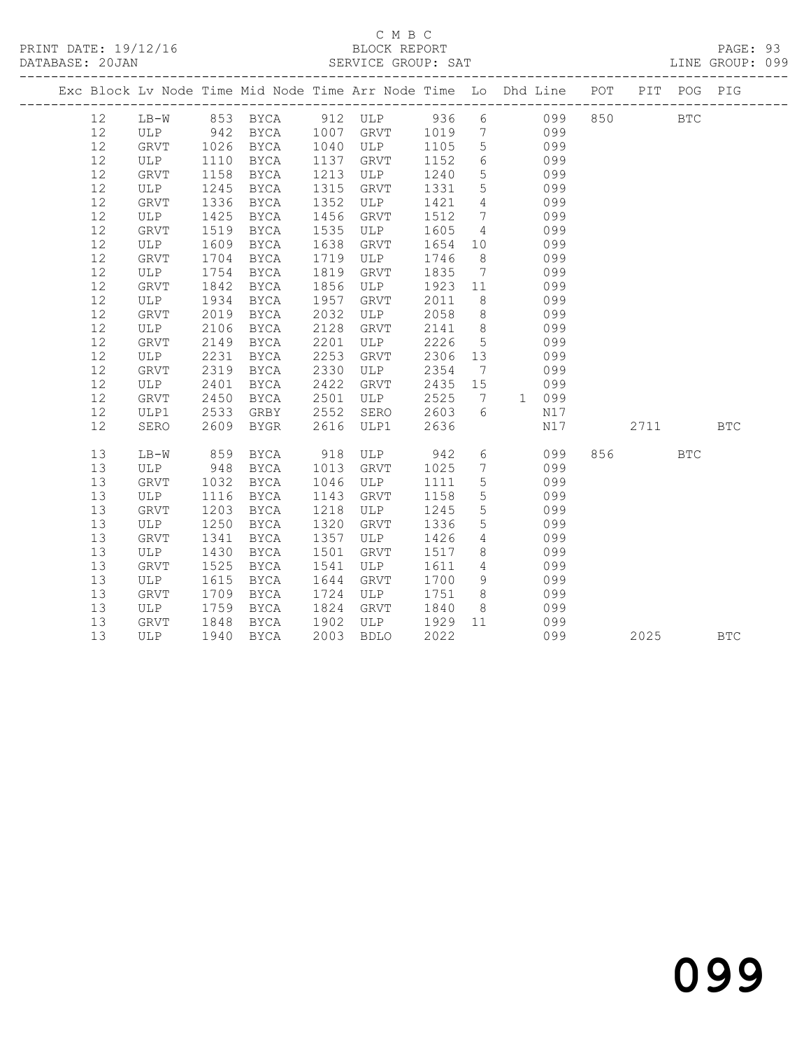C M B C
BLOCK REPORT
SERVICE GROUP: SAT

PRINT DATE: 19/12/16
DATABASE: 20JAN
LINE GROUP: 099

| Exc | Block | Lv | Node | Time | Mid Node | Time | Arr Node | Time | Lo | Dhd | Line | POT | PIT | POG | PIG |
|---|---|---|---|---|---|---|---|---|---|---|---|---|---|---|---|
| | 12 | | LB-W | 853 | BYCA | 912 | ULP | 936 | 6 | | 099 | 850 | | BTC | |
| | 12 | | ULP | 942 | BYCA | 1007 | GRVT | 1019 | 7 | | 099 | | | | |
| | 12 | | GRVT | 1026 | BYCA | 1040 | ULP | 1105 | 5 | | 099 | | | | |
| | 12 | | ULP | 1110 | BYCA | 1137 | GRVT | 1152 | 6 | | 099 | | | | |
| | 12 | | GRVT | 1158 | BYCA | 1213 | ULP | 1240 | 5 | | 099 | | | | |
| | 12 | | ULP | 1245 | BYCA | 1315 | GRVT | 1331 | 5 | | 099 | | | | |
| | 12 | | GRVT | 1336 | BYCA | 1352 | ULP | 1421 | 4 | | 099 | | | | |
| | 12 | | ULP | 1425 | BYCA | 1456 | GRVT | 1512 | 7 | | 099 | | | | |
| | 12 | | GRVT | 1519 | BYCA | 1535 | ULP | 1605 | 4 | | 099 | | | | |
| | 12 | | ULP | 1609 | BYCA | 1638 | GRVT | 1654 | 10 | | 099 | | | | |
| | 12 | | GRVT | 1704 | BYCA | 1719 | ULP | 1746 | 8 | | 099 | | | | |
| | 12 | | ULP | 1754 | BYCA | 1819 | GRVT | 1835 | 7 | | 099 | | | | |
| | 12 | | GRVT | 1842 | BYCA | 1856 | ULP | 1923 | 11 | | 099 | | | | |
| | 12 | | ULP | 1934 | BYCA | 1957 | GRVT | 2011 | 8 | | 099 | | | | |
| | 12 | | GRVT | 2019 | BYCA | 2032 | ULP | 2058 | 8 | | 099 | | | | |
| | 12 | | ULP | 2106 | BYCA | 2128 | GRVT | 2141 | 8 | | 099 | | | | |
| | 12 | | GRVT | 2149 | BYCA | 2201 | ULP | 2226 | 5 | | 099 | | | | |
| | 12 | | ULP | 2231 | BYCA | 2253 | GRVT | 2306 | 13 | | 099 | | | | |
| | 12 | | GRVT | 2319 | BYCA | 2330 | ULP | 2354 | 7 | | 099 | | | | |
| | 12 | | ULP | 2401 | BYCA | 2422 | GRVT | 2435 | 15 | | 099 | | | | |
| | 12 | | GRVT | 2450 | BYCA | 2501 | ULP | 2525 | 7 | 1 | 099 | | | | |
| | 12 | | ULP1 | 2533 | GRBY | 2552 | SERO | 2603 | 6 | | N17 | | | | |
| | 12 | | SERO | 2609 | BYGR | 2616 | ULP1 | 2636 | | | N17 | | 2711 | | BTC |
| | 13 | | LB-W | 859 | BYCA | 918 | ULP | 942 | 6 | | 099 | 856 | | BTC | |
| | 13 | | ULP | 948 | BYCA | 1013 | GRVT | 1025 | 7 | | 099 | | | | |
| | 13 | | GRVT | 1032 | BYCA | 1046 | ULP | 1111 | 5 | | 099 | | | | |
| | 13 | | ULP | 1116 | BYCA | 1143 | GRVT | 1158 | 5 | | 099 | | | | |
| | 13 | | GRVT | 1203 | BYCA | 1218 | ULP | 1245 | 5 | | 099 | | | | |
| | 13 | | ULP | 1250 | BYCA | 1320 | GRVT | 1336 | 5 | | 099 | | | | |
| | 13 | | GRVT | 1341 | BYCA | 1357 | ULP | 1426 | 4 | | 099 | | | | |
| | 13 | | ULP | 1430 | BYCA | 1501 | GRVT | 1517 | 8 | | 099 | | | | |
| | 13 | | GRVT | 1525 | BYCA | 1541 | ULP | 1611 | 4 | | 099 | | | | |
| | 13 | | ULP | 1615 | BYCA | 1644 | GRVT | 1700 | 9 | | 099 | | | | |
| | 13 | | GRVT | 1709 | BYCA | 1724 | ULP | 1751 | 8 | | 099 | | | | |
| | 13 | | ULP | 1759 | BYCA | 1824 | GRVT | 1840 | 8 | | 099 | | | | |
| | 13 | | GRVT | 1848 | BYCA | 1902 | ULP | 1929 | 11 | | 099 | | | | |
| | 13 | | ULP | 1940 | BYCA | 2003 | BDLO | 2022 | | | 099 | | 2025 | | BTC |

099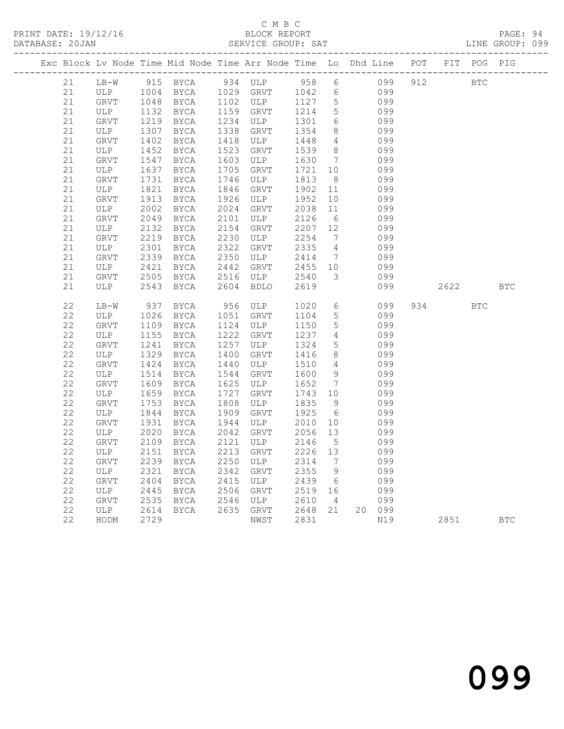C M B C
BLOCK REPORT
SERVICE GROUP: SAT

PRINT DATE: 19/12/16
DATABASE: 20JAN
LINE GROUP: 099

| Exc | Block | Lv | Node | Time | Mid Node | Time | Arr Node | Time | Lo | Dhd | Line | POT | PIT | POG | PIG |
|---|---|---|---|---|---|---|---|---|---|---|---|---|---|---|---|
| | 21 | | LB-W | 915 | BYCA | 934 | ULP | 958 | 6 | | 099 | 912 | | BTC | |
| | 21 | | ULP | 1004 | BYCA | 1029 | GRVT | 1042 | 6 | | 099 | | | | |
| | 21 | | GRVT | 1048 | BYCA | 1102 | ULP | 1127 | 5 | | 099 | | | | |
| | 21 | | ULP | 1132 | BYCA | 1159 | GRVT | 1214 | 5 | | 099 | | | | |
| | 21 | | GRVT | 1219 | BYCA | 1234 | ULP | 1301 | 6 | | 099 | | | | |
| | 21 | | ULP | 1307 | BYCA | 1338 | GRVT | 1354 | 8 | | 099 | | | | |
| | 21 | | GRVT | 1402 | BYCA | 1418 | ULP | 1448 | 4 | | 099 | | | | |
| | 21 | | ULP | 1452 | BYCA | 1523 | GRVT | 1539 | 8 | | 099 | | | | |
| | 21 | | GRVT | 1547 | BYCA | 1603 | ULP | 1630 | 7 | | 099 | | | | |
| | 21 | | ULP | 1637 | BYCA | 1705 | GRVT | 1721 | 10 | | 099 | | | | |
| | 21 | | GRVT | 1731 | BYCA | 1746 | ULP | 1813 | 8 | | 099 | | | | |
| | 21 | | ULP | 1821 | BYCA | 1846 | GRVT | 1902 | 11 | | 099 | | | | |
| | 21 | | GRVT | 1913 | BYCA | 1926 | ULP | 1952 | 10 | | 099 | | | | |
| | 21 | | ULP | 2002 | BYCA | 2024 | GRVT | 2038 | 11 | | 099 | | | | |
| | 21 | | GRVT | 2049 | BYCA | 2101 | ULP | 2126 | 6 | | 099 | | | | |
| | 21 | | ULP | 2132 | BYCA | 2154 | GRVT | 2207 | 12 | | 099 | | | | |
| | 21 | | GRVT | 2219 | BYCA | 2230 | ULP | 2254 | 7 | | 099 | | | | |
| | 21 | | ULP | 2301 | BYCA | 2322 | GRVT | 2335 | 4 | | 099 | | | | |
| | 21 | | GRVT | 2339 | BYCA | 2350 | ULP | 2414 | 7 | | 099 | | | | |
| | 21 | | ULP | 2421 | BYCA | 2442 | GRVT | 2455 | 10 | | 099 | | | | |
| | 21 | | GRVT | 2505 | BYCA | 2516 | ULP | 2540 | 3 | | 099 | | | | |
| | 21 | | ULP | 2543 | BYCA | 2604 | BDLO | 2619 | | | 099 | | 2622 | | BTC |
| | 22 | | LB-W | 937 | BYCA | 956 | ULP | 1020 | 6 | | 099 | 934 | | BTC | |
| | 22 | | ULP | 1026 | BYCA | 1051 | GRVT | 1104 | 5 | | 099 | | | | |
| | 22 | | GRVT | 1109 | BYCA | 1124 | ULP | 1150 | 5 | | 099 | | | | |
| | 22 | | ULP | 1155 | BYCA | 1222 | GRVT | 1237 | 4 | | 099 | | | | |
| | 22 | | GRVT | 1241 | BYCA | 1257 | ULP | 1324 | 5 | | 099 | | | | |
| | 22 | | ULP | 1329 | BYCA | 1400 | GRVT | 1416 | 8 | | 099 | | | | |
| | 22 | | GRVT | 1424 | BYCA | 1440 | ULP | 1510 | 4 | | 099 | | | | |
| | 22 | | ULP | 1514 | BYCA | 1544 | GRVT | 1600 | 9 | | 099 | | | | |
| | 22 | | GRVT | 1609 | BYCA | 1625 | ULP | 1652 | 7 | | 099 | | | | |
| | 22 | | ULP | 1659 | BYCA | 1727 | GRVT | 1743 | 10 | | 099 | | | | |
| | 22 | | GRVT | 1753 | BYCA | 1808 | ULP | 1835 | 9 | | 099 | | | | |
| | 22 | | ULP | 1844 | BYCA | 1909 | GRVT | 1925 | 6 | | 099 | | | | |
| | 22 | | GRVT | 1931 | BYCA | 1944 | ULP | 2010 | 10 | | 099 | | | | |
| | 22 | | ULP | 2020 | BYCA | 2042 | GRVT | 2056 | 13 | | 099 | | | | |
| | 22 | | GRVT | 2109 | BYCA | 2121 | ULP | 2146 | 5 | | 099 | | | | |
| | 22 | | ULP | 2151 | BYCA | 2213 | GRVT | 2226 | 13 | | 099 | | | | |
| | 22 | | GRVT | 2239 | BYCA | 2250 | ULP | 2314 | 7 | | 099 | | | | |
| | 22 | | ULP | 2321 | BYCA | 2342 | GRVT | 2355 | 9 | | 099 | | | | |
| | 22 | | GRVT | 2404 | BYCA | 2415 | ULP | 2439 | 6 | | 099 | | | | |
| | 22 | | ULP | 2445 | BYCA | 2506 | GRVT | 2519 | 16 | | 099 | | | | |
| | 22 | | GRVT | 2535 | BYCA | 2546 | ULP | 2610 | 4 | | 099 | | | | |
| | 22 | | ULP | 2614 | BYCA | 2635 | GRVT | 2648 | 21 | 20 | 099 | | | | |
| | 22 | | HODM | 2729 | | | NWST | 2831 | | | N19 | | 2851 | | BTC |

099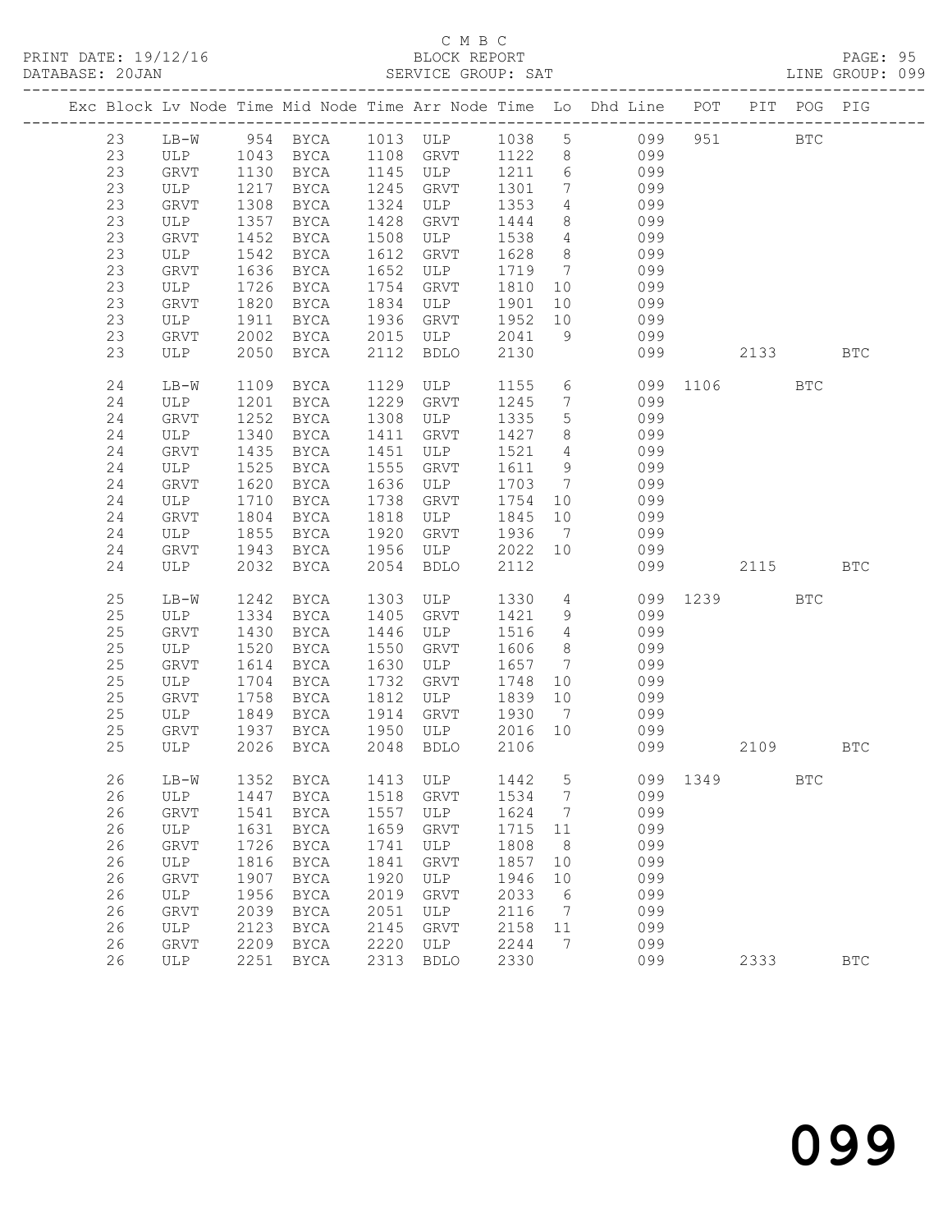C M B C

PRINT DATE: 19/12/16 BLOCK REPORT

DATABASE: 20JAN SERVICE GROUP: SAT LINE GROUP: 099

| Exc | Block | Lv | Node | Time | Mid Node | Time | Arr Node | Time | Lo | Dhd Line | POT | PIT | POG | PIG |
|---|---|---|---|---|---|---|---|---|---|---|---|---|---|---|
| | 23 | | LB-W | 954 | BYCA | 1013 | ULP | 1038 | 5 | 099 | 951 | | BTC | |
| | 23 | | ULP | 1043 | BYCA | 1108 | GRVT | 1122 | 8 | 099 | | | | |
| | 23 | | GRVT | 1130 | BYCA | 1145 | ULP | 1211 | 6 | 099 | | | | |
| | 23 | | ULP | 1217 | BYCA | 1245 | GRVT | 1301 | 7 | 099 | | | | |
| | 23 | | GRVT | 1308 | BYCA | 1324 | ULP | 1353 | 4 | 099 | | | | |
| | 23 | | ULP | 1357 | BYCA | 1428 | GRVT | 1444 | 8 | 099 | | | | |
| | 23 | | GRVT | 1452 | BYCA | 1508 | ULP | 1538 | 4 | 099 | | | | |
| | 23 | | ULP | 1542 | BYCA | 1612 | GRVT | 1628 | 8 | 099 | | | | |
| | 23 | | GRVT | 1636 | BYCA | 1652 | ULP | 1719 | 7 | 099 | | | | |
| | 23 | | ULP | 1726 | BYCA | 1754 | GRVT | 1810 | 10 | 099 | | | | |
| | 23 | | GRVT | 1820 | BYCA | 1834 | ULP | 1901 | 10 | 099 | | | | |
| | 23 | | ULP | 1911 | BYCA | 1936 | GRVT | 1952 | 10 | 099 | | | | |
| | 23 | | GRVT | 2002 | BYCA | 2015 | ULP | 2041 | 9 | 099 | | | | |
| | 23 | | ULP | 2050 | BYCA | 2112 | BDLO | 2130 | | 099 | | 2133 | | BTC |
| | 24 | | LB-W | 1109 | BYCA | 1129 | ULP | 1155 | 6 | 099 | 1106 | | BTC | |
| | 24 | | ULP | 1201 | BYCA | 1229 | GRVT | 1245 | 7 | 099 | | | | |
| | 24 | | GRVT | 1252 | BYCA | 1308 | ULP | 1335 | 5 | 099 | | | | |
| | 24 | | ULP | 1340 | BYCA | 1411 | GRVT | 1427 | 8 | 099 | | | | |
| | 24 | | GRVT | 1435 | BYCA | 1451 | ULP | 1521 | 4 | 099 | | | | |
| | 24 | | ULP | 1525 | BYCA | 1555 | GRVT | 1611 | 9 | 099 | | | | |
| | 24 | | GRVT | 1620 | BYCA | 1636 | ULP | 1703 | 7 | 099 | | | | |
| | 24 | | ULP | 1710 | BYCA | 1738 | GRVT | 1754 | 10 | 099 | | | | |
| | 24 | | GRVT | 1804 | BYCA | 1818 | ULP | 1845 | 10 | 099 | | | | |
| | 24 | | ULP | 1855 | BYCA | 1920 | GRVT | 1936 | 7 | 099 | | | | |
| | 24 | | GRVT | 1943 | BYCA | 1956 | ULP | 2022 | 10 | 099 | | | | |
| | 24 | | ULP | 2032 | BYCA | 2054 | BDLO | 2112 | | 099 | | 2115 | | BTC |
| | 25 | | LB-W | 1242 | BYCA | 1303 | ULP | 1330 | 4 | 099 | 1239 | | BTC | |
| | 25 | | ULP | 1334 | BYCA | 1405 | GRVT | 1421 | 9 | 099 | | | | |
| | 25 | | GRVT | 1430 | BYCA | 1446 | ULP | 1516 | 4 | 099 | | | | |
| | 25 | | ULP | 1520 | BYCA | 1550 | GRVT | 1606 | 8 | 099 | | | | |
| | 25 | | GRVT | 1614 | BYCA | 1630 | ULP | 1657 | 7 | 099 | | | | |
| | 25 | | ULP | 1704 | BYCA | 1732 | GRVT | 1748 | 10 | 099 | | | | |
| | 25 | | GRVT | 1758 | BYCA | 1812 | ULP | 1839 | 10 | 099 | | | | |
| | 25 | | ULP | 1849 | BYCA | 1914 | GRVT | 1930 | 7 | 099 | | | | |
| | 25 | | GRVT | 1937 | BYCA | 1950 | ULP | 2016 | 10 | 099 | | | | |
| | 25 | | ULP | 2026 | BYCA | 2048 | BDLO | 2106 | | 099 | | 2109 | | BTC |
| | 26 | | LB-W | 1352 | BYCA | 1413 | ULP | 1442 | 5 | 099 | 1349 | | BTC | |
| | 26 | | ULP | 1447 | BYCA | 1518 | GRVT | 1534 | 7 | 099 | | | | |
| | 26 | | GRVT | 1541 | BYCA | 1557 | ULP | 1624 | 7 | 099 | | | | |
| | 26 | | ULP | 1631 | BYCA | 1659 | GRVT | 1715 | 11 | 099 | | | | |
| | 26 | | GRVT | 1726 | BYCA | 1741 | ULP | 1808 | 8 | 099 | | | | |
| | 26 | | ULP | 1816 | BYCA | 1841 | GRVT | 1857 | 10 | 099 | | | | |
| | 26 | | GRVT | 1907 | BYCA | 1920 | ULP | 1946 | 10 | 099 | | | | |
| | 26 | | ULP | 1956 | BYCA | 2019 | GRVT | 2033 | 6 | 099 | | | | |
| | 26 | | GRVT | 2039 | BYCA | 2051 | ULP | 2116 | 7 | 099 | | | | |
| | 26 | | ULP | 2123 | BYCA | 2145 | GRVT | 2158 | 11 | 099 | | | | |
| | 26 | | GRVT | 2209 | BYCA | 2220 | ULP | 2244 | 7 | 099 | | | | |
| | 26 | | ULP | 2251 | BYCA | 2313 | BDLO | 2330 | | 099 | | 2333 | | BTC |

099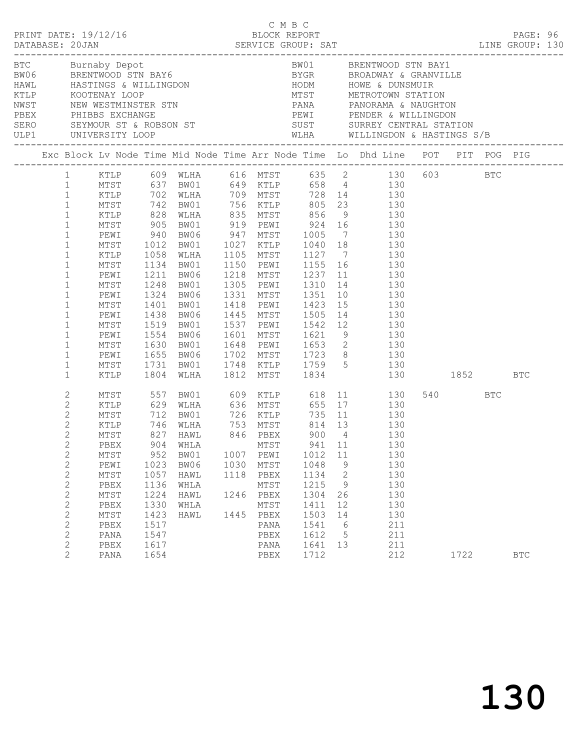C M B C
PRINT DATE: 19/12/16 BLOCK REPORT
DATABASE: 20JAN SERVICE GROUP: SAT LINE GROUP: 130

| Code | Description | Code | Description |
|---|---|---|---|
| BTC | Burnaby Depot | BW01 | BRENTWOOD STN BAY1 |
| BW06 | BRENTWOOD STN BAY6 | BYGR | BROADWAY & GRANVILLE |
| HAWL | HASTINGS & WILLINGDON | HODM | HOWE & DUNSMUIR |
| KTLP | KOOTENAY LOOP | MTST | METROTOWN STATION |
| NWST | NEW WESTMINSTER STN | PANA | PANORAMA & NAUGHTON |
| PBEX | PHIBBS EXCHANGE | PEWI | PENDER & WILLINGDON |
| SERO | SEYMOUR ST & ROBSON ST | SUST | SURREY CENTRAL STATION |
| ULP1 | UNIVERSITY LOOP | WLHA | WILLINGDON & HASTINGS S/B |

| Exc | Block | Lv Node | Time | Mid Node | Time | Arr Node | Time | Lo | Dhd | Line | POT | PIT | POG | PIG |
|---|---|---|---|---|---|---|---|---|---|---|---|---|---|---|
| | 1 | KTLP | 609 | WLHA | 616 | MTST | 635 | 2 | | 130 | 603 | | BTC | |
| | 1 | MTST | 637 | BW01 | 649 | KTLP | 658 | 4 | | 130 | | | | |
| | 1 | KTLP | 702 | WLHA | 709 | MTST | 728 | 14 | | 130 | | | | |
| | 1 | MTST | 742 | BW01 | 756 | KTLP | 805 | 23 | | 130 | | | | |
| | 1 | KTLP | 828 | WLHA | 835 | MTST | 856 | 9 | | 130 | | | | |
| | 1 | MTST | 905 | BW01 | 919 | PEWI | 924 | 16 | | 130 | | | | |
| | 1 | PEWI | 940 | BW06 | 947 | MTST | 1005 | 7 | | 130 | | | | |
| | 1 | MTST | 1012 | BW01 | 1027 | KTLP | 1040 | 18 | | 130 | | | | |
| | 1 | KTLP | 1058 | WLHA | 1105 | MTST | 1127 | 7 | | 130 | | | | |
| | 1 | MTST | 1134 | BW01 | 1150 | PEWI | 1155 | 16 | | 130 | | | | |
| | 1 | PEWI | 1211 | BW06 | 1218 | MTST | 1237 | 11 | | 130 | | | | |
| | 1 | MTST | 1248 | BW01 | 1305 | PEWI | 1310 | 14 | | 130 | | | | |
| | 1 | PEWI | 1324 | BW06 | 1331 | MTST | 1351 | 10 | | 130 | | | | |
| | 1 | MTST | 1401 | BW01 | 1418 | PEWI | 1423 | 15 | | 130 | | | | |
| | 1 | PEWI | 1438 | BW06 | 1445 | MTST | 1505 | 14 | | 130 | | | | |
| | 1 | MTST | 1519 | BW01 | 1537 | PEWI | 1542 | 12 | | 130 | | | | |
| | 1 | PEWI | 1554 | BW06 | 1601 | MTST | 1621 | 9 | | 130 | | | | |
| | 1 | MTST | 1630 | BW01 | 1648 | PEWI | 1653 | 2 | | 130 | | | | |
| | 1 | PEWI | 1655 | BW06 | 1702 | MTST | 1723 | 8 | | 130 | | | | |
| | 1 | MTST | 1731 | BW01 | 1748 | KTLP | 1759 | 5 | | 130 | | | | |
| | 1 | KTLP | 1804 | WLHA | 1812 | MTST | 1834 | | | 130 | | 1852 | | BTC |
| | 2 | MTST | 557 | BW01 | 609 | KTLP | 618 | 11 | | 130 | 540 | | BTC | |
| | 2 | KTLP | 629 | WLHA | 636 | MTST | 655 | 17 | | 130 | | | | |
| | 2 | MTST | 712 | BW01 | 726 | KTLP | 735 | 11 | | 130 | | | | |
| | 2 | KTLP | 746 | WLHA | 753 | MTST | 814 | 13 | | 130 | | | | |
| | 2 | MTST | 827 | HAWL | 846 | PBEX | 900 | 4 | | 130 | | | | |
| | 2 | PBEX | 904 | WHLA | | MTST | 941 | 11 | | 130 | | | | |
| | 2 | MTST | 952 | BW01 | 1007 | PEWI | 1012 | 11 | | 130 | | | | |
| | 2 | PEWI | 1023 | BW06 | 1030 | MTST | 1048 | 9 | | 130 | | | | |
| | 2 | MTST | 1057 | HAWL | 1118 | PBEX | 1134 | 2 | | 130 | | | | |
| | 2 | PBEX | 1136 | WHLA | | MTST | 1215 | 9 | | 130 | | | | |
| | 2 | MTST | 1224 | HAWL | 1246 | PBEX | 1304 | 26 | | 130 | | | | |
| | 2 | PBEX | 1330 | WHLA | | MTST | 1411 | 12 | | 130 | | | | |
| | 2 | MTST | 1423 | HAWL | 1445 | PBEX | 1503 | 14 | | 130 | | | | |
| | 2 | PBEX | 1517 | | | PANA | 1541 | 6 | | 211 | | | | |
| | 2 | PANA | 1547 | | | PBEX | 1612 | 5 | | 211 | | | | |
| | 2 | PBEX | 1617 | | | PANA | 1641 | 13 | | 211 | | | | |
| | 2 | PANA | 1654 | | | PBEX | 1712 | | | 212 | | 1722 | | BTC |

130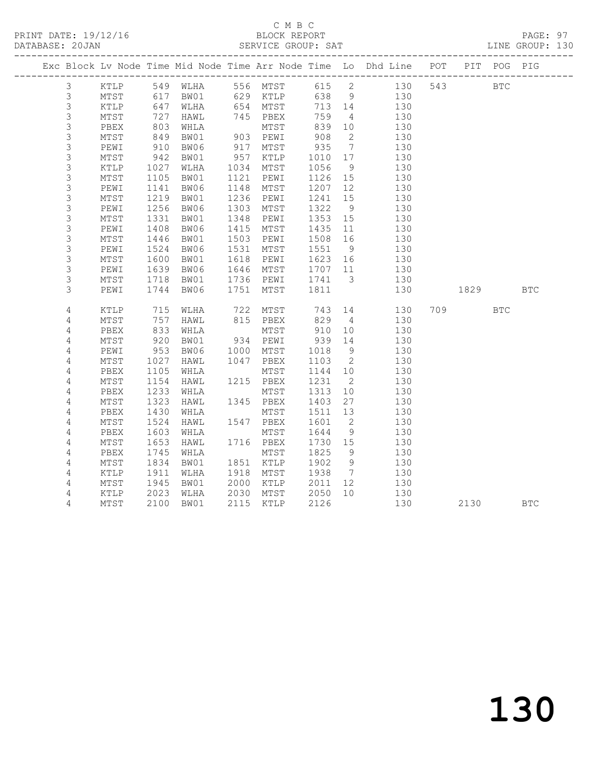C M B C

BLOCK REPORT

DATABASE: 20JAN SERVICE GROUP: SAT LINE GROUP: 130

| Exc | Block | Lv | Node | Time | Mid Node | Time | Arr Node | Time | Lo | Dhd Line | POT | PIT | POG | PIG |
|---|---|---|---|---|---|---|---|---|---|---|---|---|---|---|
| | 3 | | KTLP | 549 | WLHA | 556 | MTST | 615 | 2 | 130 | 543 | | BTC | |
| | 3 | | MTST | 617 | BW01 | 629 | KTLP | 638 | 9 | 130 | | | | |
| | 3 | | KTLP | 647 | WLHA | 654 | MTST | 713 | 14 | 130 | | | | |
| | 3 | | MTST | 727 | HAWL | 745 | PBEX | 759 | 4 | 130 | | | | |
| | 3 | | PBEX | 803 | WHLA | | MTST | 839 | 10 | 130 | | | | |
| | 3 | | MTST | 849 | BW01 | 903 | PEWI | 908 | 2 | 130 | | | | |
| | 3 | | PEWI | 910 | BW06 | 917 | MTST | 935 | 7 | 130 | | | | |
| | 3 | | MTST | 942 | BW01 | 957 | KTLP | 1010 | 17 | 130 | | | | |
| | 3 | | KTLP | 1027 | WLHA | 1034 | MTST | 1056 | 9 | 130 | | | | |
| | 3 | | MTST | 1105 | BW01 | 1121 | PEWI | 1126 | 15 | 130 | | | | |
| | 3 | | PEWI | 1141 | BW06 | 1148 | MTST | 1207 | 12 | 130 | | | | |
| | 3 | | MTST | 1219 | BW01 | 1236 | PEWI | 1241 | 15 | 130 | | | | |
| | 3 | | PEWI | 1256 | BW06 | 1303 | MTST | 1322 | 9 | 130 | | | | |
| | 3 | | MTST | 1331 | BW01 | 1348 | PEWI | 1353 | 15 | 130 | | | | |
| | 3 | | PEWI | 1408 | BW06 | 1415 | MTST | 1435 | 11 | 130 | | | | |
| | 3 | | MTST | 1446 | BW01 | 1503 | PEWI | 1508 | 16 | 130 | | | | |
| | 3 | | PEWI | 1524 | BW06 | 1531 | MTST | 1551 | 9 | 130 | | | | |
| | 3 | | MTST | 1600 | BW01 | 1618 | PEWI | 1623 | 16 | 130 | | | | |
| | 3 | | PEWI | 1639 | BW06 | 1646 | MTST | 1707 | 11 | 130 | | | | |
| | 3 | | MTST | 1718 | BW01 | 1736 | PEWI | 1741 | 3 | 130 | | | | |
| | 3 | | PEWI | 1744 | BW06 | 1751 | MTST | 1811 | | 130 | | 1829 | | BTC |
| | 4 | | KTLP | 715 | WLHA | 722 | MTST | 743 | 14 | 130 | 709 | | BTC | |
| | 4 | | MTST | 757 | HAWL | 815 | PBEX | 829 | 4 | 130 | | | | |
| | 4 | | PBEX | 833 | WHLA | | MTST | 910 | 10 | 130 | | | | |
| | 4 | | MTST | 920 | BW01 | 934 | PEWI | 939 | 14 | 130 | | | | |
| | 4 | | PEWI | 953 | BW06 | 1000 | MTST | 1018 | 9 | 130 | | | | |
| | 4 | | MTST | 1027 | HAWL | 1047 | PBEX | 1103 | 2 | 130 | | | | |
| | 4 | | PBEX | 1105 | WHLA | | MTST | 1144 | 10 | 130 | | | | |
| | 4 | | MTST | 1154 | HAWL | 1215 | PBEX | 1231 | 2 | 130 | | | | |
| | 4 | | PBEX | 1233 | WHLA | | MTST | 1313 | 10 | 130 | | | | |
| | 4 | | MTST | 1323 | HAWL | 1345 | PBEX | 1403 | 27 | 130 | | | | |
| | 4 | | PBEX | 1430 | WHLA | | MTST | 1511 | 13 | 130 | | | | |
| | 4 | | MTST | 1524 | HAWL | 1547 | PBEX | 1601 | 2 | 130 | | | | |
| | 4 | | PBEX | 1603 | WHLA | | MTST | 1644 | 9 | 130 | | | | |
| | 4 | | MTST | 1653 | HAWL | 1716 | PBEX | 1730 | 15 | 130 | | | | |
| | 4 | | PBEX | 1745 | WHLA | | MTST | 1825 | 9 | 130 | | | | |
| | 4 | | MTST | 1834 | BW01 | 1851 | KTLP | 1902 | 9 | 130 | | | | |
| | 4 | | KTLP | 1911 | WLHA | 1918 | MTST | 1938 | 7 | 130 | | | | |
| | 4 | | MTST | 1945 | BW01 | 2000 | KTLP | 2011 | 12 | 130 | | | | |
| | 4 | | KTLP | 2023 | WLHA | 2030 | MTST | 2050 | 10 | 130 | | | | |
| | 4 | | MTST | 2100 | BW01 | 2115 | KTLP | 2126 | | 130 | | 2130 | | BTC |

# 130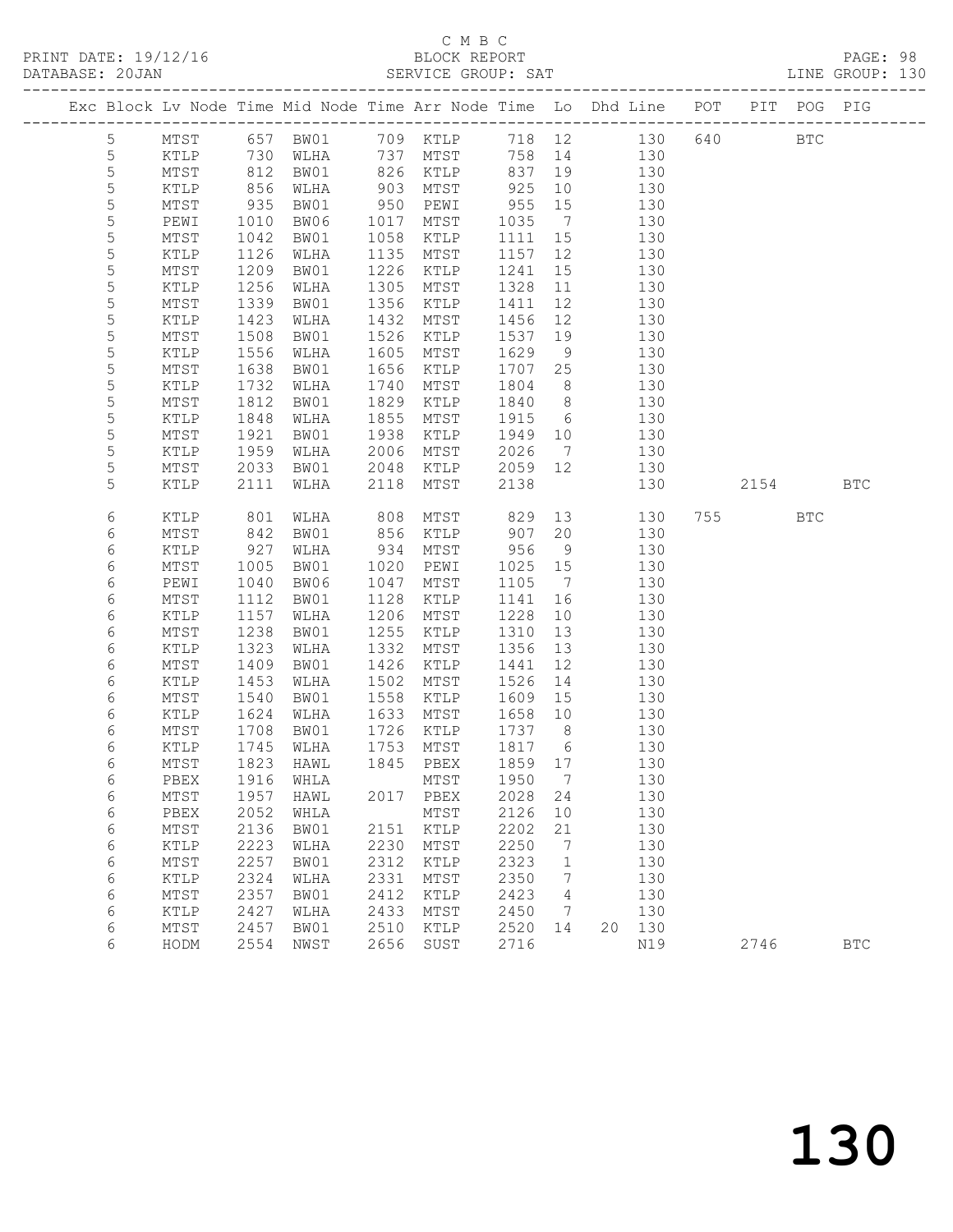C M B C
PRINT DATE: 19/12/16 BLOCK REPORT
DATABASE: 20JAN SERVICE GROUP: SAT LINE GROUP: 130

| Exc | Block | Lv | Node | Time | Mid Node | Time | Arr Node | Time | Lo | Dhd | Line | POT | PIT | POG | PIG |
|---|---|---|---|---|---|---|---|---|---|---|---|---|---|---|---|
| | 5 | | MTST | 657 | BW01 | 709 | KTLP | 718 | 12 | | 130 | 640 | | BTC | |
| | 5 | | KTLP | 730 | WLHA | 737 | MTST | 758 | 14 | | 130 | | | | |
| | 5 | | MTST | 812 | BW01 | 826 | KTLP | 837 | 19 | | 130 | | | | |
| | 5 | | KTLP | 856 | WLHA | 903 | MTST | 925 | 10 | | 130 | | | | |
| | 5 | | MTST | 935 | BW01 | 950 | PEWI | 955 | 15 | | 130 | | | | |
| | 5 | | PEWI | 1010 | BW06 | 1017 | MTST | 1035 | 7 | | 130 | | | | |
| | 5 | | MTST | 1042 | BW01 | 1058 | KTLP | 1111 | 15 | | 130 | | | | |
| | 5 | | KTLP | 1126 | WLHA | 1135 | MTST | 1157 | 12 | | 130 | | | | |
| | 5 | | MTST | 1209 | BW01 | 1226 | KTLP | 1241 | 15 | | 130 | | | | |
| | 5 | | KTLP | 1256 | WLHA | 1305 | MTST | 1328 | 11 | | 130 | | | | |
| | 5 | | MTST | 1339 | BW01 | 1356 | KTLP | 1411 | 12 | | 130 | | | | |
| | 5 | | KTLP | 1423 | WLHA | 1432 | MTST | 1456 | 12 | | 130 | | | | |
| | 5 | | MTST | 1508 | BW01 | 1526 | KTLP | 1537 | 19 | | 130 | | | | |
| | 5 | | KTLP | 1556 | WLHA | 1605 | MTST | 1629 | 9 | | 130 | | | | |
| | 5 | | MTST | 1638 | BW01 | 1656 | KTLP | 1707 | 25 | | 130 | | | | |
| | 5 | | KTLP | 1732 | WLHA | 1740 | MTST | 1804 | 8 | | 130 | | | | |
| | 5 | | MTST | 1812 | BW01 | 1829 | KTLP | 1840 | 8 | | 130 | | | | |
| | 5 | | KTLP | 1848 | WLHA | 1855 | MTST | 1915 | 6 | | 130 | | | | |
| | 5 | | MTST | 1921 | BW01 | 1938 | KTLP | 1949 | 10 | | 130 | | | | |
| | 5 | | KTLP | 1959 | WLHA | 2006 | MTST | 2026 | 7 | | 130 | | | | |
| | 5 | | MTST | 2033 | BW01 | 2048 | KTLP | 2059 | 12 | | 130 | | | | |
| | 5 | | KTLP | 2111 | WLHA | 2118 | MTST | 2138 | | | 130 | | 2154 | | BTC |
| | 6 | | KTLP | 801 | WLHA | 808 | MTST | 829 | 13 | | 130 | 755 | | BTC | |
| | 6 | | MTST | 842 | BW01 | 856 | KTLP | 907 | 20 | | 130 | | | | |
| | 6 | | KTLP | 927 | WLHA | 934 | MTST | 956 | 9 | | 130 | | | | |
| | 6 | | MTST | 1005 | BW01 | 1020 | PEWI | 1025 | 15 | | 130 | | | | |
| | 6 | | PEWI | 1040 | BW06 | 1047 | MTST | 1105 | 7 | | 130 | | | | |
| | 6 | | MTST | 1112 | BW01 | 1128 | KTLP | 1141 | 16 | | 130 | | | | |
| | 6 | | KTLP | 1157 | WLHA | 1206 | MTST | 1228 | 10 | | 130 | | | | |
| | 6 | | MTST | 1238 | BW01 | 1255 | KTLP | 1310 | 13 | | 130 | | | | |
| | 6 | | KTLP | 1323 | WLHA | 1332 | MTST | 1356 | 13 | | 130 | | | | |
| | 6 | | MTST | 1409 | BW01 | 1426 | KTLP | 1441 | 12 | | 130 | | | | |
| | 6 | | KTLP | 1453 | WLHA | 1502 | MTST | 1526 | 14 | | 130 | | | | |
| | 6 | | MTST | 1540 | BW01 | 1558 | KTLP | 1609 | 15 | | 130 | | | | |
| | 6 | | KTLP | 1624 | WLHA | 1633 | MTST | 1658 | 10 | | 130 | | | | |
| | 6 | | MTST | 1708 | BW01 | 1726 | KTLP | 1737 | 8 | | 130 | | | | |
| | 6 | | KTLP | 1745 | WLHA | 1753 | MTST | 1817 | 6 | | 130 | | | | |
| | 6 | | MTST | 1823 | HAWL | 1845 | PBEX | 1859 | 17 | | 130 | | | | |
| | 6 | | PBEX | 1916 | WHLA | | MTST | 1950 | 7 | | 130 | | | | |
| | 6 | | MTST | 1957 | HAWL | 2017 | PBEX | 2028 | 24 | | 130 | | | | |
| | 6 | | PBEX | 2052 | WHLA | | MTST | 2126 | 10 | | 130 | | | | |
| | 6 | | MTST | 2136 | BW01 | 2151 | KTLP | 2202 | 21 | | 130 | | | | |
| | 6 | | KTLP | 2223 | WLHA | 2230 | MTST | 2250 | 7 | | 130 | | | | |
| | 6 | | MTST | 2257 | BW01 | 2312 | KTLP | 2323 | 1 | | 130 | | | | |
| | 6 | | KTLP | 2324 | WLHA | 2331 | MTST | 2350 | 7 | | 130 | | | | |
| | 6 | | MTST | 2357 | BW01 | 2412 | KTLP | 2423 | 4 | | 130 | | | | |
| | 6 | | KTLP | 2427 | WLHA | 2433 | MTST | 2450 | 7 | | 130 | | | | |
| | 6 | | MTST | 2457 | BW01 | 2510 | KTLP | 2520 | 14 | 20 | 130 | | | | |
| | 6 | | HODM | 2554 | NWST | 2656 | SUST | 2716 | | | N19 | | 2746 | | BTC |

130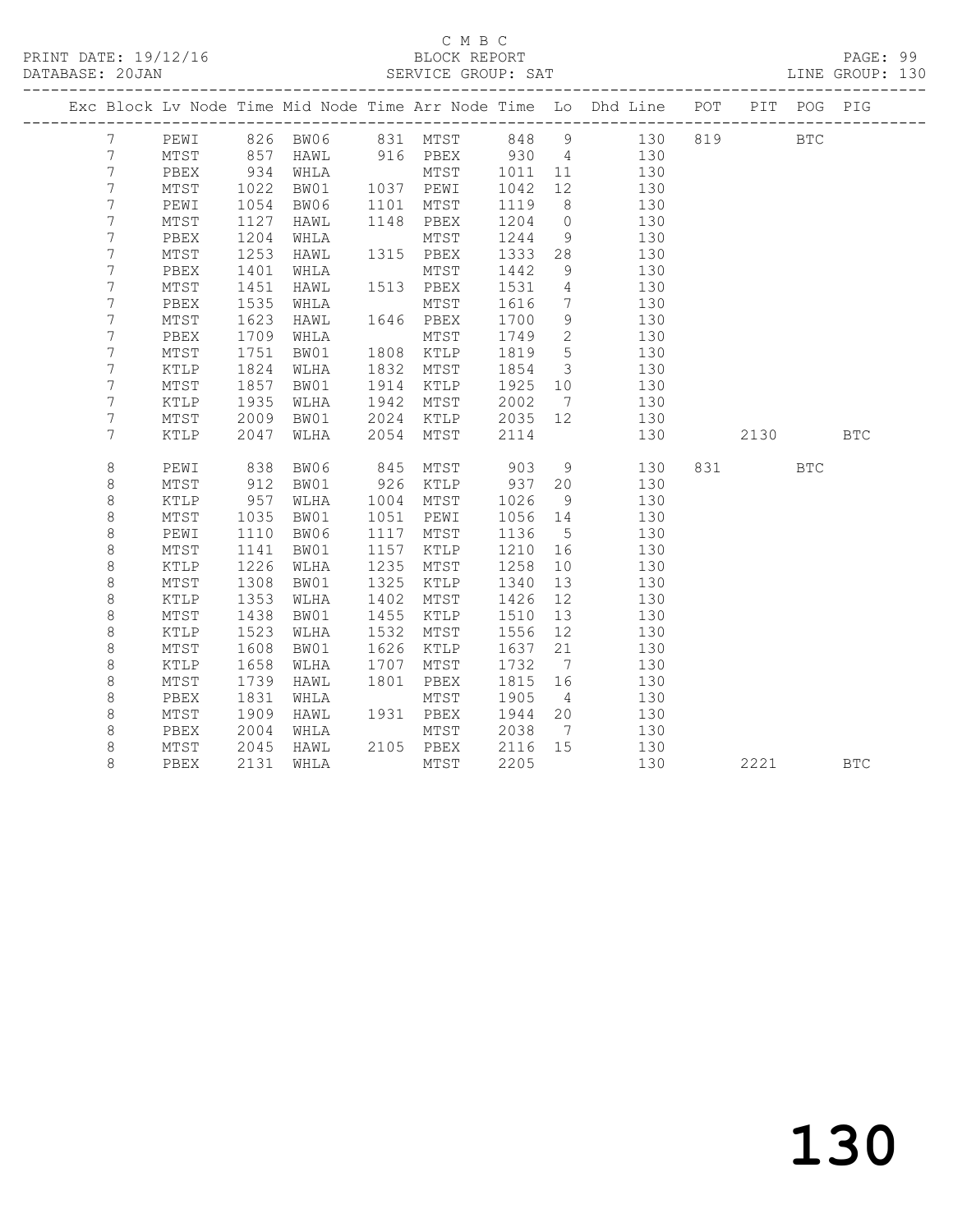C M B C

BLOCK REPORT

SERVICE GROUP: SAT

PRINT DATE: 19/12/16

DATABASE: 20JAN

LINE GROUP: 130

| Exc | Block | Lv | Node | Time | Mid Node | Time | Arr Node | Time | Lo | Dhd Line | POT | PIT | POG | PIG |
|---|---|---|---|---|---|---|---|---|---|---|---|---|---|---|
| | 7 | | PEWI | 826 | BW06 | 831 | MTST | 848 | 9 | 130 | 819 | | BTC | |
| | 7 | | MTST | 857 | HAWL | 916 | PBEX | 930 | 4 | 130 | | | | |
| | 7 | | PBEX | 934 | WHLA | | MTST | 1011 | 11 | 130 | | | | |
| | 7 | | MTST | 1022 | BW01 | 1037 | PEWI | 1042 | 12 | 130 | | | | |
| | 7 | | PEWI | 1054 | BW06 | 1101 | MTST | 1119 | 8 | 130 | | | | |
| | 7 | | MTST | 1127 | HAWL | 1148 | PBEX | 1204 | 0 | 130 | | | | |
| | 7 | | PBEX | 1204 | WHLA | | MTST | 1244 | 9 | 130 | | | | |
| | 7 | | MTST | 1253 | HAWL | 1315 | PBEX | 1333 | 28 | 130 | | | | |
| | 7 | | PBEX | 1401 | WHLA | | MTST | 1442 | 9 | 130 | | | | |
| | 7 | | MTST | 1451 | HAWL | 1513 | PBEX | 1531 | 4 | 130 | | | | |
| | 7 | | PBEX | 1535 | WHLA | | MTST | 1616 | 7 | 130 | | | | |
| | 7 | | MTST | 1623 | HAWL | 1646 | PBEX | 1700 | 9 | 130 | | | | |
| | 7 | | PBEX | 1709 | WHLA | | MTST | 1749 | 2 | 130 | | | | |
| | 7 | | MTST | 1751 | BW01 | 1808 | KTLP | 1819 | 5 | 130 | | | | |
| | 7 | | KTLP | 1824 | WLHA | 1832 | MTST | 1854 | 3 | 130 | | | | |
| | 7 | | MTST | 1857 | BW01 | 1914 | KTLP | 1925 | 10 | 130 | | | | |
| | 7 | | KTLP | 1935 | WLHA | 1942 | MTST | 2002 | 7 | 130 | | | | |
| | 7 | | MTST | 2009 | BW01 | 2024 | KTLP | 2035 | 12 | 130 | | | | |
| | 7 | | KTLP | 2047 | WLHA | 2054 | MTST | 2114 | | 130 | | 2130 | | BTC |
| | 8 | | PEWI | 838 | BW06 | 845 | MTST | 903 | 9 | 130 | 831 | | BTC | |
| | 8 | | MTST | 912 | BW01 | 926 | KTLP | 937 | 20 | 130 | | | | |
| | 8 | | KTLP | 957 | WLHA | 1004 | MTST | 1026 | 9 | 130 | | | | |
| | 8 | | MTST | 1035 | BW01 | 1051 | PEWI | 1056 | 14 | 130 | | | | |
| | 8 | | PEWI | 1110 | BW06 | 1117 | MTST | 1136 | 5 | 130 | | | | |
| | 8 | | MTST | 1141 | BW01 | 1157 | KTLP | 1210 | 16 | 130 | | | | |
| | 8 | | KTLP | 1226 | WLHA | 1235 | MTST | 1258 | 10 | 130 | | | | |
| | 8 | | MTST | 1308 | BW01 | 1325 | KTLP | 1340 | 13 | 130 | | | | |
| | 8 | | KTLP | 1353 | WLHA | 1402 | MTST | 1426 | 12 | 130 | | | | |
| | 8 | | MTST | 1438 | BW01 | 1455 | KTLP | 1510 | 13 | 130 | | | | |
| | 8 | | KTLP | 1523 | WLHA | 1532 | MTST | 1556 | 12 | 130 | | | | |
| | 8 | | MTST | 1608 | BW01 | 1626 | KTLP | 1637 | 21 | 130 | | | | |
| | 8 | | KTLP | 1658 | WLHA | 1707 | MTST | 1732 | 7 | 130 | | | | |
| | 8 | | MTST | 1739 | HAWL | 1801 | PBEX | 1815 | 16 | 130 | | | | |
| | 8 | | PBEX | 1831 | WHLA | | MTST | 1905 | 4 | 130 | | | | |
| | 8 | | MTST | 1909 | HAWL | 1931 | PBEX | 1944 | 20 | 130 | | | | |
| | 8 | | PBEX | 2004 | WHLA | | MTST | 2038 | 7 | 130 | | | | |
| | 8 | | MTST | 2045 | HAWL | 2105 | PBEX | 2116 | 15 | 130 | | | | |
| | 8 | | PBEX | 2131 | WHLA | | MTST | 2205 | | 130 | | 2221 | | BTC |

130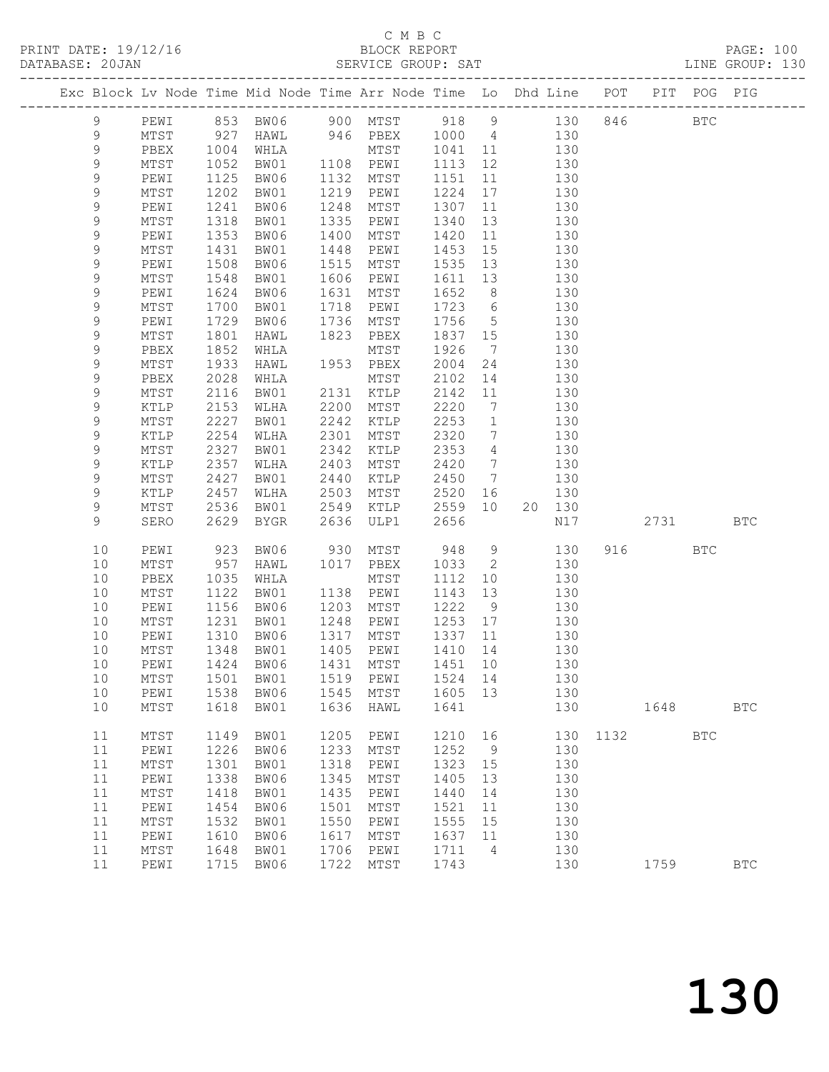C M B C
PRINT DATE: 19/12/16 BLOCK REPORT PAGE: 100
DATABASE: 20JAN SERVICE GROUP: SAT LINE GROUP: 130

| Exc | Block | Lv | Node | Time | Mid Node | Time | Arr Node | Time | Lo | Dhd | Line | POT | PIT | POG | PIG |
|---|---|---|---|---|---|---|---|---|---|---|---|---|---|---|---|
| | 9 | | PEWI | 853 | BW06 | 900 | MTST | 918 | 9 | | 130 | 846 | | BTC | |
| | 9 | | MTST | 927 | HAWL | 946 | PBEX | 1000 | 4 | | 130 | | | | |
| | 9 | | PBEX | 1004 | WHLA | | MTST | 1041 | 11 | | 130 | | | | |
| | 9 | | MTST | 1052 | BW01 | 1108 | PEWI | 1113 | 12 | | 130 | | | | |
| | 9 | | PEWI | 1125 | BW06 | 1132 | MTST | 1151 | 11 | | 130 | | | | |
| | 9 | | MTST | 1202 | BW01 | 1219 | PEWI | 1224 | 17 | | 130 | | | | |
| | 9 | | PEWI | 1241 | BW06 | 1248 | MTST | 1307 | 11 | | 130 | | | | |
| | 9 | | MTST | 1318 | BW01 | 1335 | PEWI | 1340 | 13 | | 130 | | | | |
| | 9 | | PEWI | 1353 | BW06 | 1400 | MTST | 1420 | 11 | | 130 | | | | |
| | 9 | | MTST | 1431 | BW01 | 1448 | PEWI | 1453 | 15 | | 130 | | | | |
| | 9 | | PEWI | 1508 | BW06 | 1515 | MTST | 1535 | 13 | | 130 | | | | |
| | 9 | | MTST | 1548 | BW01 | 1606 | PEWI | 1611 | 13 | | 130 | | | | |
| | 9 | | PEWI | 1624 | BW06 | 1631 | MTST | 1652 | 8 | | 130 | | | | |
| | 9 | | MTST | 1700 | BW01 | 1718 | PEWI | 1723 | 6 | | 130 | | | | |
| | 9 | | PEWI | 1729 | BW06 | 1736 | MTST | 1756 | 5 | | 130 | | | | |
| | 9 | | MTST | 1801 | HAWL | 1823 | PBEX | 1837 | 15 | | 130 | | | | |
| | 9 | | PBEX | 1852 | WHLA | | MTST | 1926 | 7 | | 130 | | | | |
| | 9 | | MTST | 1933 | HAWL | 1953 | PBEX | 2004 | 24 | | 130 | | | | |
| | 9 | | PBEX | 2028 | WHLA | | MTST | 2102 | 14 | | 130 | | | | |
| | 9 | | MTST | 2116 | BW01 | 2131 | KTLP | 2142 | 11 | | 130 | | | | |
| | 9 | | KTLP | 2153 | WLHA | 2200 | MTST | 2220 | 7 | | 130 | | | | |
| | 9 | | MTST | 2227 | BW01 | 2242 | KTLP | 2253 | 1 | | 130 | | | | |
| | 9 | | KTLP | 2254 | WLHA | 2301 | MTST | 2320 | 7 | | 130 | | | | |
| | 9 | | MTST | 2327 | BW01 | 2342 | KTLP | 2353 | 4 | | 130 | | | | |
| | 9 | | KTLP | 2357 | WLHA | 2403 | MTST | 2420 | 7 | | 130 | | | | |
| | 9 | | MTST | 2427 | BW01 | 2440 | KTLP | 2450 | 7 | | 130 | | | | |
| | 9 | | KTLP | 2457 | WLHA | 2503 | MTST | 2520 | 16 | | 130 | | | | |
| | 9 | | MTST | 2536 | BW01 | 2549 | KTLP | 2559 | 10 | 20 | 130 | | | | |
| | 9 | | SERO | 2629 | BYGR | 2636 | ULP1 | 2656 | | | N17 | | 2731 | | BTC |
| | 10 | | PEWI | 923 | BW06 | 930 | MTST | 948 | 9 | | 130 | 916 | | BTC | |
| | 10 | | MTST | 957 | HAWL | 1017 | PBEX | 1033 | 2 | | 130 | | | | |
| | 10 | | PBEX | 1035 | WHLA | | MTST | 1112 | 10 | | 130 | | | | |
| | 10 | | MTST | 1122 | BW01 | 1138 | PEWI | 1143 | 13 | | 130 | | | | |
| | 10 | | PEWI | 1156 | BW06 | 1203 | MTST | 1222 | 9 | | 130 | | | | |
| | 10 | | MTST | 1231 | BW01 | 1248 | PEWI | 1253 | 17 | | 130 | | | | |
| | 10 | | PEWI | 1310 | BW06 | 1317 | MTST | 1337 | 11 | | 130 | | | | |
| | 10 | | MTST | 1348 | BW01 | 1405 | PEWI | 1410 | 14 | | 130 | | | | |
| | 10 | | PEWI | 1424 | BW06 | 1431 | MTST | 1451 | 10 | | 130 | | | | |
| | 10 | | MTST | 1501 | BW01 | 1519 | PEWI | 1524 | 14 | | 130 | | | | |
| | 10 | | PEWI | 1538 | BW06 | 1545 | MTST | 1605 | 13 | | 130 | | | | |
| | 10 | | MTST | 1618 | BW01 | 1636 | HAWL | 1641 | | | 130 | | 1648 | | BTC |
| | 11 | | MTST | 1149 | BW01 | 1205 | PEWI | 1210 | 16 | | 130 | 1132 | | BTC | |
| | 11 | | PEWI | 1226 | BW06 | 1233 | MTST | 1252 | 9 | | 130 | | | | |
| | 11 | | MTST | 1301 | BW01 | 1318 | PEWI | 1323 | 15 | | 130 | | | | |
| | 11 | | PEWI | 1338 | BW06 | 1345 | MTST | 1405 | 13 | | 130 | | | | |
| | 11 | | MTST | 1418 | BW01 | 1435 | PEWI | 1440 | 14 | | 130 | | | | |
| | 11 | | PEWI | 1454 | BW06 | 1501 | MTST | 1521 | 11 | | 130 | | | | |
| | 11 | | MTST | 1532 | BW01 | 1550 | PEWI | 1555 | 15 | | 130 | | | | |
| | 11 | | PEWI | 1610 | BW06 | 1617 | MTST | 1637 | 11 | | 130 | | | | |
| | 11 | | MTST | 1648 | BW01 | 1706 | PEWI | 1711 | 4 | | 130 | | | | |
| | 11 | | PEWI | 1715 | BW06 | 1722 | MTST | 1743 | | | 130 | | 1759 | | BTC |

# 130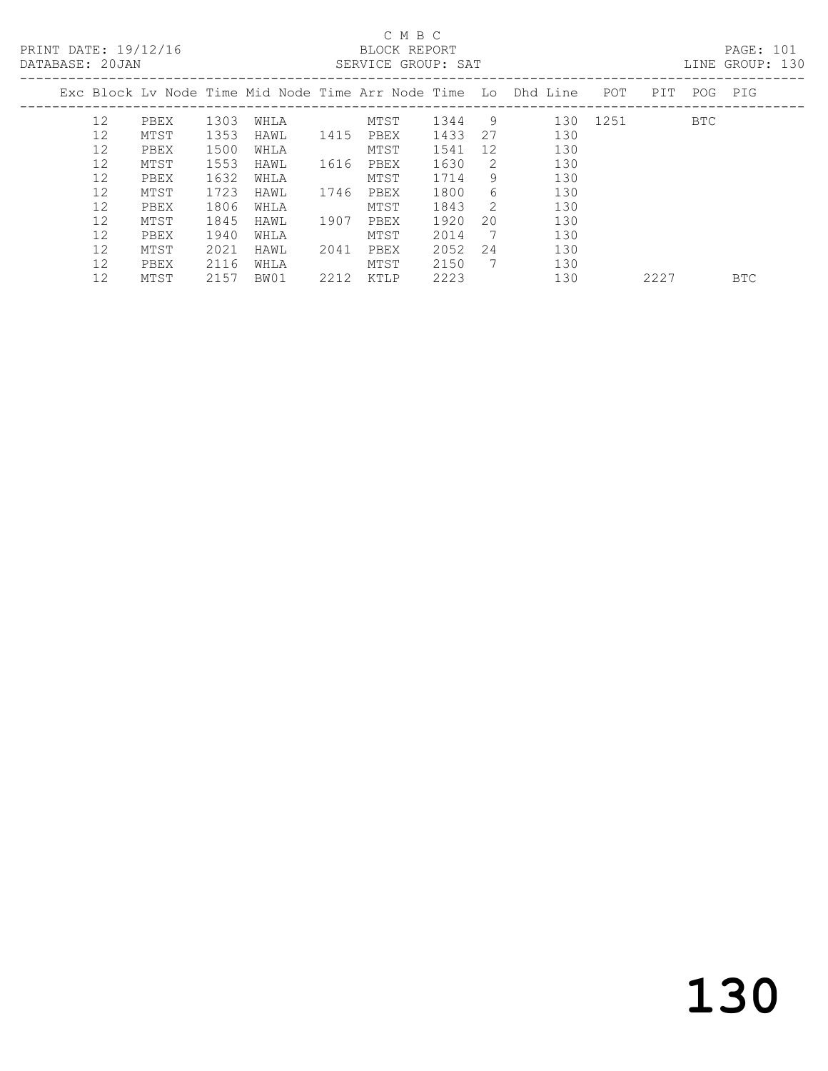C M B C

PRINT DATE: 19/12/16 BLOCK REPORT

DATABASE: 20JAN SERVICE GROUP: SAT LINE GROUP: 130

| Exc | Block | Lv | Node | Time | Mid Node | Time | Arr Node | Time | Lo | Dhd Line | POT | PIT | POG | PIG |
|---|---|---|---|---|---|---|---|---|---|---|---|---|---|---|
| | 12 | | PBEX | 1303 | WHLA | | MTST | 1344 | 9 | 130 | 1251 | | BTC | |
| | 12 | | MTST | 1353 | HAWL | 1415 | PBEX | 1433 | 27 | 130 | | | | |
| | 12 | | PBEX | 1500 | WHLA | | MTST | 1541 | 12 | 130 | | | | |
| | 12 | | MTST | 1553 | HAWL | 1616 | PBEX | 1630 | 2 | 130 | | | | |
| | 12 | | PBEX | 1632 | WHLA | | MTST | 1714 | 9 | 130 | | | | |
| | 12 | | MTST | 1723 | HAWL | 1746 | PBEX | 1800 | 6 | 130 | | | | |
| | 12 | | PBEX | 1806 | WHLA | | MTST | 1843 | 2 | 130 | | | | |
| | 12 | | MTST | 1845 | HAWL | 1907 | PBEX | 1920 | 20 | 130 | | | | |
| | 12 | | PBEX | 1940 | WHLA | | MTST | 2014 | 7 | 130 | | | | |
| | 12 | | MTST | 2021 | HAWL | 2041 | PBEX | 2052 | 24 | 130 | | | | |
| | 12 | | PBEX | 2116 | WHLA | | MTST | 2150 | 7 | 130 | | | | |
| | 12 | | MTST | 2157 | BW01 | 2212 | KTLP | 2223 | | 130 | | 2227 | | BTC |

130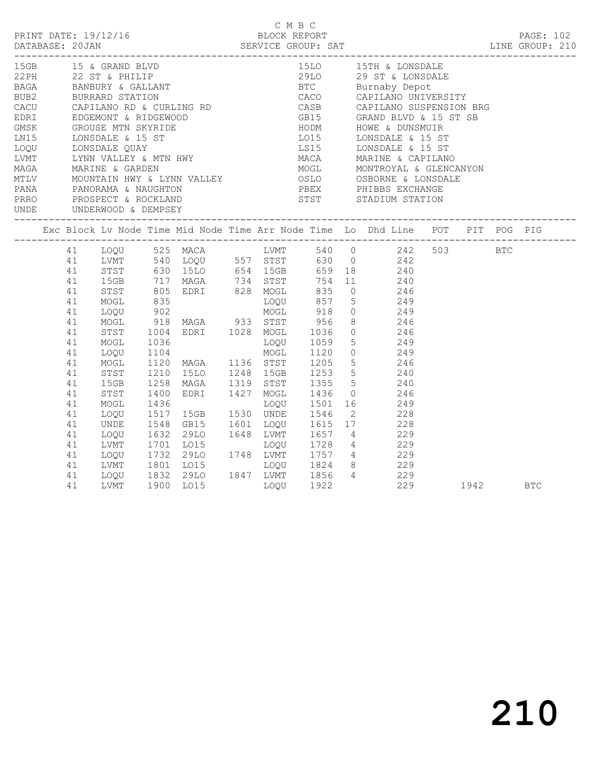C M B C

PRINT DATE: 19/12/16 BLOCK REPORT
DATABASE: 20JAN SERVICE GROUP: SAT LINE GROUP: 210

| Code | Location | Code | Location |
|---|---|---|---|
| 15GB | 15 & GRAND BLVD | 15LO | 15TH & LONSDALE |
| 22PH | 22 ST & PHILIP | 29LO | 29 ST & LONSDALE |
| BAGA | BANBURY & GALLANT | BTC | Burnaby Depot |
| BUB2 | BURRARD STATION | CACO | CAPILANO UNIVERSITY |
| CACU | CAPILANO RD & CURLING RD | CASB | CAPILANO SUSPENSION BRG |
| EDRI | EDGEMONT & RIDGEWOOD | GB15 | GRAND BLVD & 15 ST SB |
| GMSK | GROUSE MTN SKYRIDE | HODM | HOWE & DUNSMUIR |
| LN15 | LONSDALE & 15 ST | LO15 | LONSDALE & 15 ST |
| LOQU | LONSDALE QUAY | LS15 | LONSDALE & 15 ST |
| LVMT | LYNN VALLEY & MTN HWY | MACA | MARINE & CAPILANO |
| MAGA | MARINE & GARDEN | MOGL | MONTROYAL & GLENCANYON |
| MTLV | MOUNTAIN HWY & LYNN VALLEY | OSLO | OSBORNE & LONSDALE |
| PANA | PANORAMA & NAUGHTON | PBEX | PHIBBS EXCHANGE |
| PRRO | PROSPECT & ROCKLAND | STST | STADIUM STATION |
| UNDE | UNDERWOOD & DEMPSEY | | |

| Exc | Block | Lv Node | Time | Mid Node | Time | Arr Node | Time | Lo | Dhd Line | POT | PIT | POG | PIG |
|---|---|---|---|---|---|---|---|---|---|---|---|---|---|
| | 41 | LOQU | 525 | MACA | | LVMT | 540 | 0 | 242 | 503 | | BTC | |
| | 41 | LVMT | 540 | LOQU | 557 | STST | 630 | 0 | 242 | | | | |
| | 41 | STST | 630 | 15LO | 654 | 15GB | 659 | 18 | 240 | | | | |
| | 41 | 15GB | 717 | MAGA | 734 | STST | 754 | 11 | 240 | | | | |
| | 41 | STST | 805 | EDRI | 828 | MOGL | 835 | 0 | 246 | | | | |
| | 41 | MOGL | 835 | | | LOQU | 857 | 5 | 249 | | | | |
| | 41 | LOQU | 902 | | | MOGL | 918 | 0 | 249 | | | | |
| | 41 | MOGL | 918 | MAGA | 933 | STST | 956 | 8 | 246 | | | | |
| | 41 | STST | 1004 | EDRI | 1028 | MOGL | 1036 | 0 | 246 | | | | |
| | 41 | MOGL | 1036 | | | LOQU | 1059 | 5 | 249 | | | | |
| | 41 | LOQU | 1104 | | | MOGL | 1120 | 0 | 249 | | | | |
| | 41 | MOGL | 1120 | MAGA | 1136 | STST | 1205 | 5 | 246 | | | | |
| | 41 | STST | 1210 | 15LO | 1248 | 15GB | 1253 | 5 | 240 | | | | |
| | 41 | 15GB | 1258 | MAGA | 1319 | STST | 1355 | 5 | 240 | | | | |
| | 41 | STST | 1400 | EDRI | 1427 | MOGL | 1436 | 0 | 246 | | | | |
| | 41 | MOGL | 1436 | | | LOQU | 1501 | 16 | 249 | | | | |
| | 41 | LOQU | 1517 | 15GB | 1530 | UNDE | 1546 | 2 | 228 | | | | |
| | 41 | UNDE | 1548 | GB15 | 1601 | LOQU | 1615 | 17 | 228 | | | | |
| | 41 | LOQU | 1632 | 29LO | 1648 | LVMT | 1657 | 4 | 229 | | | | |
| | 41 | LVMT | 1701 | LO15 | | LOQU | 1728 | 4 | 229 | | | | |
| | 41 | LOQU | 1732 | 29LO | 1748 | LVMT | 1757 | 4 | 229 | | | | |
| | 41 | LVMT | 1801 | LO15 | | LOQU | 1824 | 8 | 229 | | | | |
| | 41 | LOQU | 1832 | 29LO | 1847 | LVMT | 1856 | 4 | 229 | | | | |
| | 41 | LVMT | 1900 | LO15 | | LOQU | 1922 | | 229 | | 1942 | | BTC |

210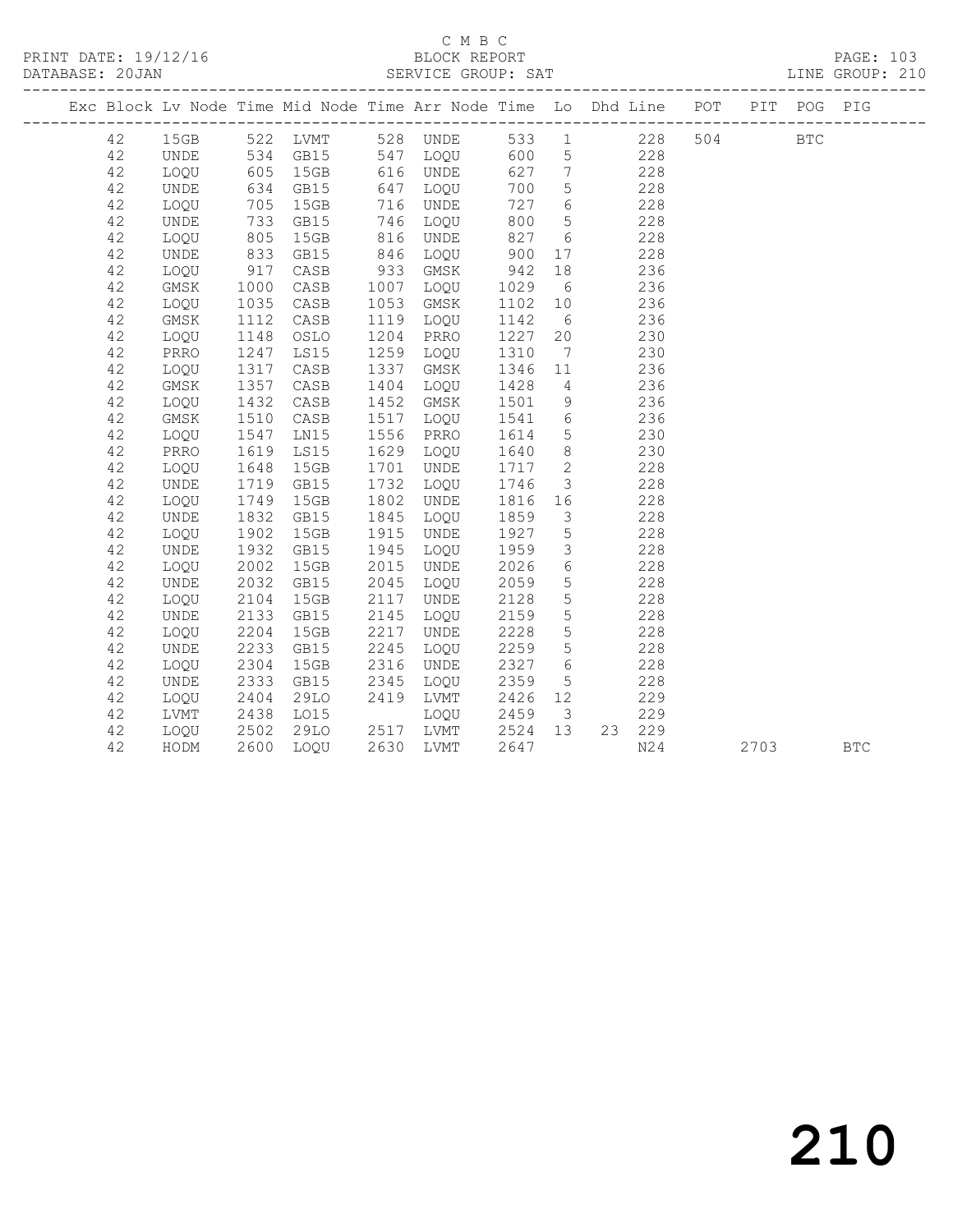C M B C

BLOCK REPORT

SERVICE GROUP: SAT

PRINT DATE: 19/12/16
DATABASE: 20JAN

LINE GROUP: 210

| Exc | Block | Lv | Node | Time | Mid Node | Time | Arr Node | Time | Lo | Dhd | Line | POT | PIT | POG | PIG |
|---|---|---|---|---|---|---|---|---|---|---|---|---|---|---|---|
| | 42 | | 15GB | 522 | LVMT | 528 | UNDE | 533 | 1 | | 228 | 504 | | BTC | |
| | 42 | | UNDE | 534 | GB15 | 547 | LOQU | 600 | 5 | | 228 | | | | |
| | 42 | | LOQU | 605 | 15GB | 616 | UNDE | 627 | 7 | | 228 | | | | |
| | 42 | | UNDE | 634 | GB15 | 647 | LOQU | 700 | 5 | | 228 | | | | |
| | 42 | | LOQU | 705 | 15GB | 716 | UNDE | 727 | 6 | | 228 | | | | |
| | 42 | | UNDE | 733 | GB15 | 746 | LOQU | 800 | 5 | | 228 | | | | |
| | 42 | | LOQU | 805 | 15GB | 816 | UNDE | 827 | 6 | | 228 | | | | |
| | 42 | | UNDE | 833 | GB15 | 846 | LOQU | 900 | 17 | | 228 | | | | |
| | 42 | | LOQU | 917 | CASB | 933 | GMSK | 942 | 18 | | 236 | | | | |
| | 42 | | GMSK | 1000 | CASB | 1007 | LOQU | 1029 | 6 | | 236 | | | | |
| | 42 | | LOQU | 1035 | CASB | 1053 | GMSK | 1102 | 10 | | 236 | | | | |
| | 42 | | GMSK | 1112 | CASB | 1119 | LOQU | 1142 | 6 | | 236 | | | | |
| | 42 | | LOQU | 1148 | OSLO | 1204 | PRRO | 1227 | 20 | | 230 | | | | |
| | 42 | | PRRO | 1247 | LS15 | 1259 | LOQU | 1310 | 7 | | 230 | | | | |
| | 42 | | LOQU | 1317 | CASB | 1337 | GMSK | 1346 | 11 | | 236 | | | | |
| | 42 | | GMSK | 1357 | CASB | 1404 | LOQU | 1428 | 4 | | 236 | | | | |
| | 42 | | LOQU | 1432 | CASB | 1452 | GMSK | 1501 | 9 | | 236 | | | | |
| | 42 | | GMSK | 1510 | CASB | 1517 | LOQU | 1541 | 6 | | 236 | | | | |
| | 42 | | LOQU | 1547 | LN15 | 1556 | PRRO | 1614 | 5 | | 230 | | | | |
| | 42 | | PRRO | 1619 | LS15 | 1629 | LOQU | 1640 | 8 | | 230 | | | | |
| | 42 | | LOQU | 1648 | 15GB | 1701 | UNDE | 1717 | 2 | | 228 | | | | |
| | 42 | | UNDE | 1719 | GB15 | 1732 | LOQU | 1746 | 3 | | 228 | | | | |
| | 42 | | LOQU | 1749 | 15GB | 1802 | UNDE | 1816 | 16 | | 228 | | | | |
| | 42 | | UNDE | 1832 | GB15 | 1845 | LOQU | 1859 | 3 | | 228 | | | | |
| | 42 | | LOQU | 1902 | 15GB | 1915 | UNDE | 1927 | 5 | | 228 | | | | |
| | 42 | | UNDE | 1932 | GB15 | 1945 | LOQU | 1959 | 3 | | 228 | | | | |
| | 42 | | LOQU | 2002 | 15GB | 2015 | UNDE | 2026 | 6 | | 228 | | | | |
| | 42 | | UNDE | 2032 | GB15 | 2045 | LOQU | 2059 | 5 | | 228 | | | | |
| | 42 | | LOQU | 2104 | 15GB | 2117 | UNDE | 2128 | 5 | | 228 | | | | |
| | 42 | | UNDE | 2133 | GB15 | 2145 | LOQU | 2159 | 5 | | 228 | | | | |
| | 42 | | LOQU | 2204 | 15GB | 2217 | UNDE | 2228 | 5 | | 228 | | | | |
| | 42 | | UNDE | 2233 | GB15 | 2245 | LOQU | 2259 | 5 | | 228 | | | | |
| | 42 | | LOQU | 2304 | 15GB | 2316 | UNDE | 2327 | 6 | | 228 | | | | |
| | 42 | | UNDE | 2333 | GB15 | 2345 | LOQU | 2359 | 5 | | 228 | | | | |
| | 42 | | LOQU | 2404 | 29LO | 2419 | LVMT | 2426 | 12 | | 229 | | | | |
| | 42 | | LVMT | 2438 | LO15 | | LOQU | 2459 | 3 | | 229 | | | | |
| | 42 | | LOQU | 2502 | 29LO | 2517 | LVMT | 2524 | 13 | 23 | 229 | | | | |
| | 42 | | HODM | 2600 | LOQU | 2630 | LVMT | 2647 | | | N24 | | 2703 | | BTC |

210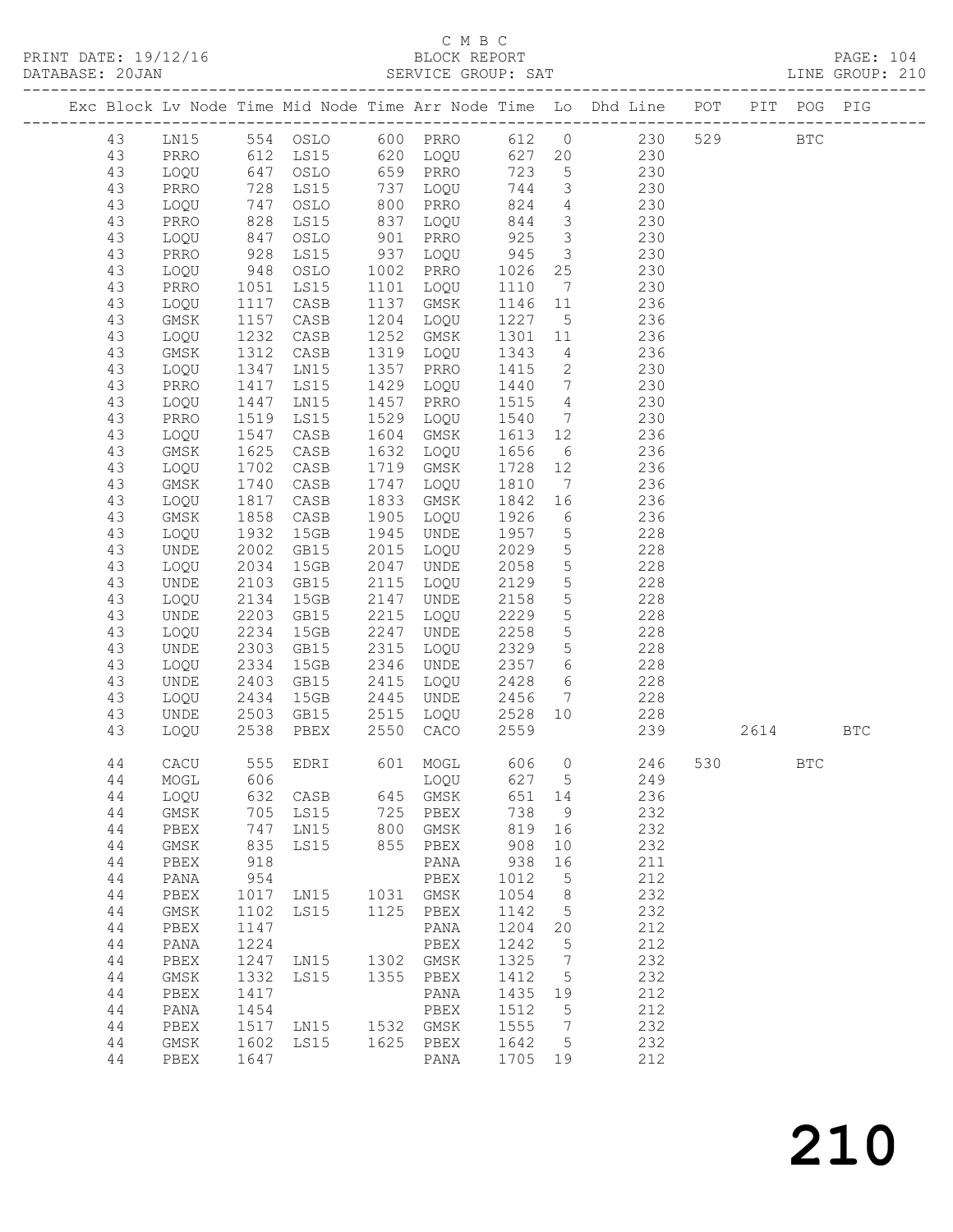C M B C

PRINT DATE: 19/12/16 BLOCK REPORT PAGE: 104
DATABASE: 20JAN SERVICE GROUP: SAT LINE GROUP: 210

| Exc | Block | Lv | Node | Time | Mid Node | Time | Arr Node | Time | Lo | Dhd Line | POT | PIT | POG | PIG |
|---|---|---|---|---|---|---|---|---|---|---|---|---|---|---|
| | 43 | | LN15 | 554 | OSLO | 600 | PRRO | 612 | 0 | 230 | 529 | | BTC | |
| | 43 | | PRRO | 612 | LS15 | 620 | LOQU | 627 | 20 | 230 | | | | |
| | 43 | | LOQU | 647 | OSLO | 659 | PRRO | 723 | 5 | 230 | | | | |
| | 43 | | PRRO | 728 | LS15 | 737 | LOQU | 744 | 3 | 230 | | | | |
| | 43 | | LOQU | 747 | OSLO | 800 | PRRO | 824 | 4 | 230 | | | | |
| | 43 | | PRRO | 828 | LS15 | 837 | LOQU | 844 | 3 | 230 | | | | |
| | 43 | | LOQU | 847 | OSLO | 901 | PRRO | 925 | 3 | 230 | | | | |
| | 43 | | PRRO | 928 | LS15 | 937 | LOQU | 945 | 3 | 230 | | | | |
| | 43 | | LOQU | 948 | OSLO | 1002 | PRRO | 1026 | 25 | 230 | | | | |
| | 43 | | PRRO | 1051 | LS15 | 1101 | LOQU | 1110 | 7 | 230 | | | | |
| | 43 | | LOQU | 1117 | CASB | 1137 | GMSK | 1146 | 11 | 236 | | | | |
| | 43 | | GMSK | 1157 | CASB | 1204 | LOQU | 1227 | 5 | 236 | | | | |
| | 43 | | LOQU | 1232 | CASB | 1252 | GMSK | 1301 | 11 | 236 | | | | |
| | 43 | | GMSK | 1312 | CASB | 1319 | LOQU | 1343 | 4 | 236 | | | | |
| | 43 | | LOQU | 1347 | LN15 | 1357 | PRRO | 1415 | 2 | 230 | | | | |
| | 43 | | PRRO | 1417 | LS15 | 1429 | LOQU | 1440 | 7 | 230 | | | | |
| | 43 | | LOQU | 1447 | LN15 | 1457 | PRRO | 1515 | 4 | 230 | | | | |
| | 43 | | PRRO | 1519 | LS15 | 1529 | LOQU | 1540 | 7 | 230 | | | | |
| | 43 | | LOQU | 1547 | CASB | 1604 | GMSK | 1613 | 12 | 236 | | | | |
| | 43 | | GMSK | 1625 | CASB | 1632 | LOQU | 1656 | 6 | 236 | | | | |
| | 43 | | LOQU | 1702 | CASB | 1719 | GMSK | 1728 | 12 | 236 | | | | |
| | 43 | | GMSK | 1740 | CASB | 1747 | LOQU | 1810 | 7 | 236 | | | | |
| | 43 | | LOQU | 1817 | CASB | 1833 | GMSK | 1842 | 16 | 236 | | | | |
| | 43 | | GMSK | 1858 | CASB | 1905 | LOQU | 1926 | 6 | 236 | | | | |
| | 43 | | LOQU | 1932 | 15GB | 1945 | UNDE | 1957 | 5 | 228 | | | | |
| | 43 | | UNDE | 2002 | GB15 | 2015 | LOQU | 2029 | 5 | 228 | | | | |
| | 43 | | LOQU | 2034 | 15GB | 2047 | UNDE | 2058 | 5 | 228 | | | | |
| | 43 | | UNDE | 2103 | GB15 | 2115 | LOQU | 2129 | 5 | 228 | | | | |
| | 43 | | LOQU | 2134 | 15GB | 2147 | UNDE | 2158 | 5 | 228 | | | | |
| | 43 | | UNDE | 2203 | GB15 | 2215 | LOQU | 2229 | 5 | 228 | | | | |
| | 43 | | LOQU | 2234 | 15GB | 2247 | UNDE | 2258 | 5 | 228 | | | | |
| | 43 | | UNDE | 2303 | GB15 | 2315 | LOQU | 2329 | 5 | 228 | | | | |
| | 43 | | LOQU | 2334 | 15GB | 2346 | UNDE | 2357 | 6 | 228 | | | | |
| | 43 | | UNDE | 2403 | GB15 | 2415 | LOQU | 2428 | 6 | 228 | | | | |
| | 43 | | LOQU | 2434 | 15GB | 2445 | UNDE | 2456 | 7 | 228 | | | | |
| | 43 | | UNDE | 2503 | GB15 | 2515 | LOQU | 2528 | 10 | 228 | | | | |
| | 43 | | LOQU | 2538 | PBEX | 2550 | CACO | 2559 | | 239 | | 2614 | | BTC |
| | 44 | | CACU | 555 | EDRI | 601 | MOGL | 606 | 0 | 246 | 530 | | BTC | |
| | 44 | | MOGL | 606 | | | LOQU | 627 | 5 | 249 | | | | |
| | 44 | | LOQU | 632 | CASB | 645 | GMSK | 651 | 14 | 236 | | | | |
| | 44 | | GMSK | 705 | LS15 | 725 | PBEX | 738 | 9 | 232 | | | | |
| | 44 | | PBEX | 747 | LN15 | 800 | GMSK | 819 | 16 | 232 | | | | |
| | 44 | | GMSK | 835 | LS15 | 855 | PBEX | 908 | 10 | 232 | | | | |
| | 44 | | PBEX | 918 | | | PANA | 938 | 16 | 211 | | | | |
| | 44 | | PANA | 954 | | | PBEX | 1012 | 5 | 212 | | | | |
| | 44 | | PBEX | 1017 | LN15 | 1031 | GMSK | 1054 | 8 | 232 | | | | |
| | 44 | | GMSK | 1102 | LS15 | 1125 | PBEX | 1142 | 5 | 232 | | | | |
| | 44 | | PBEX | 1147 | | | PANA | 1204 | 20 | 212 | | | | |
| | 44 | | PANA | 1224 | | | PBEX | 1242 | 5 | 212 | | | | |
| | 44 | | PBEX | 1247 | LN15 | 1302 | GMSK | 1325 | 7 | 232 | | | | |
| | 44 | | GMSK | 1332 | LS15 | 1355 | PBEX | 1412 | 5 | 232 | | | | |
| | 44 | | PBEX | 1417 | | | PANA | 1435 | 19 | 212 | | | | |
| | 44 | | PANA | 1454 | | | PBEX | 1512 | 5 | 212 | | | | |
| | 44 | | PBEX | 1517 | LN15 | 1532 | GMSK | 1555 | 7 | 232 | | | | |
| | 44 | | GMSK | 1602 | LS15 | 1625 | PBEX | 1642 | 5 | 232 | | | | |
| | 44 | | PBEX | 1647 | | | PANA | 1705 | 19 | 212 | | | | |

210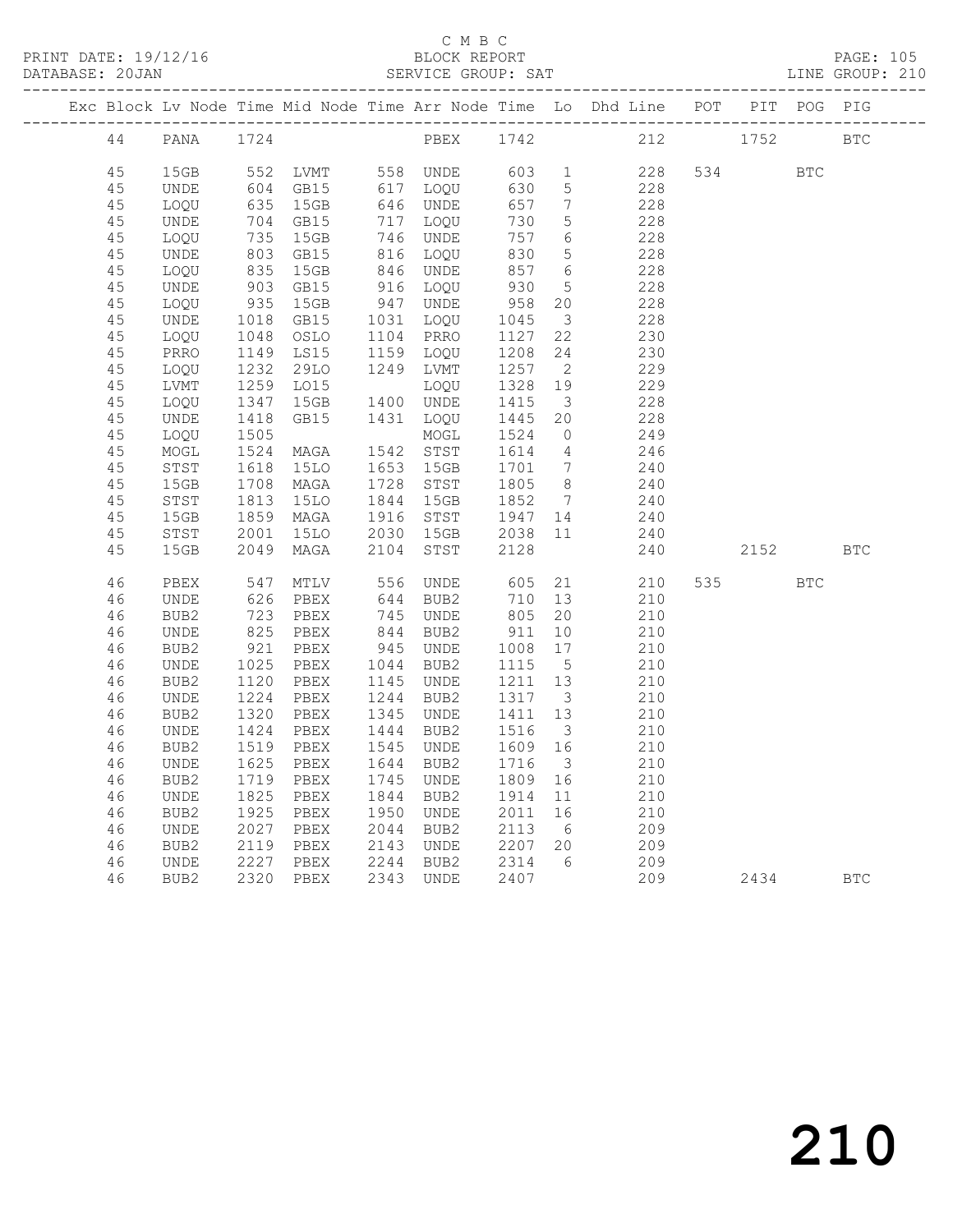C M B C

PRINT DATE: 19/12/16 BLOCK REPORT PAGE: 105
DATABASE: 20JAN SERVICE GROUP: SAT LINE GROUP: 210

| Exc | Block | Lv | Node | Time | Mid Node | Time | Arr Node | Time | Lo | Dhd Line | POT | PIT | POG | PIG |
|---|---|---|---|---|---|---|---|---|---|---|---|---|---|---|
| | 44 | | PANA | 1724 | | | PBEX | 1742 | | 212 | | 1752 | | BTC |
| | 45 | | 15GB | 552 | LVMT | 558 | UNDE | 603 | 1 | 228 | 534 | | BTC | |
| | 45 | | UNDE | 604 | GB15 | 617 | LOQU | 630 | 5 | 228 | | | | |
| | 45 | | LOQU | 635 | 15GB | 646 | UNDE | 657 | 7 | 228 | | | | |
| | 45 | | UNDE | 704 | GB15 | 717 | LOQU | 730 | 5 | 228 | | | | |
| | 45 | | LOQU | 735 | 15GB | 746 | UNDE | 757 | 6 | 228 | | | | |
| | 45 | | UNDE | 803 | GB15 | 816 | LOQU | 830 | 5 | 228 | | | | |
| | 45 | | LOQU | 835 | 15GB | 846 | UNDE | 857 | 6 | 228 | | | | |
| | 45 | | UNDE | 903 | GB15 | 916 | LOQU | 930 | 5 | 228 | | | | |
| | 45 | | LOQU | 935 | 15GB | 947 | UNDE | 958 | 20 | 228 | | | | |
| | 45 | | UNDE | 1018 | GB15 | 1031 | LOQU | 1045 | 3 | 228 | | | | |
| | 45 | | LOQU | 1048 | OSLO | 1104 | PRRO | 1127 | 22 | 230 | | | | |
| | 45 | | PRRO | 1149 | LS15 | 1159 | LOQU | 1208 | 24 | 230 | | | | |
| | 45 | | LOQU | 1232 | 29LO | 1249 | LVMT | 1257 | 2 | 229 | | | | |
| | 45 | | LVMT | 1259 | LO15 | | LOQU | 1328 | 19 | 229 | | | | |
| | 45 | | LOQU | 1347 | 15GB | 1400 | UNDE | 1415 | 3 | 228 | | | | |
| | 45 | | UNDE | 1418 | GB15 | 1431 | LOQU | 1445 | 20 | 228 | | | | |
| | 45 | | LOQU | 1505 | | | MOGL | 1524 | 0 | 249 | | | | |
| | 45 | | MOGL | 1524 | MAGA | 1542 | STST | 1614 | 4 | 246 | | | | |
| | 45 | | STST | 1618 | 15LO | 1653 | 15GB | 1701 | 7 | 240 | | | | |
| | 45 | | 15GB | 1708 | MAGA | 1728 | STST | 1805 | 8 | 240 | | | | |
| | 45 | | STST | 1813 | 15LO | 1844 | 15GB | 1852 | 7 | 240 | | | | |
| | 45 | | 15GB | 1859 | MAGA | 1916 | STST | 1947 | 14 | 240 | | | | |
| | 45 | | STST | 2001 | 15LO | 2030 | 15GB | 2038 | 11 | 240 | | | | |
| | 45 | | 15GB | 2049 | MAGA | 2104 | STST | 2128 | | 240 | | 2152 | | BTC |
| | 46 | | PBEX | 547 | MTLV | 556 | UNDE | 605 | 21 | 210 | 535 | | BTC | |
| | 46 | | UNDE | 626 | PBEX | 644 | BUB2 | 710 | 13 | 210 | | | | |
| | 46 | | BUB2 | 723 | PBEX | 745 | UNDE | 805 | 20 | 210 | | | | |
| | 46 | | UNDE | 825 | PBEX | 844 | BUB2 | 911 | 10 | 210 | | | | |
| | 46 | | BUB2 | 921 | PBEX | 945 | UNDE | 1008 | 17 | 210 | | | | |
| | 46 | | UNDE | 1025 | PBEX | 1044 | BUB2 | 1115 | 5 | 210 | | | | |
| | 46 | | BUB2 | 1120 | PBEX | 1145 | UNDE | 1211 | 13 | 210 | | | | |
| | 46 | | UNDE | 1224 | PBEX | 1244 | BUB2 | 1317 | 3 | 210 | | | | |
| | 46 | | BUB2 | 1320 | PBEX | 1345 | UNDE | 1411 | 13 | 210 | | | | |
| | 46 | | UNDE | 1424 | PBEX | 1444 | BUB2 | 1516 | 3 | 210 | | | | |
| | 46 | | BUB2 | 1519 | PBEX | 1545 | UNDE | 1609 | 16 | 210 | | | | |
| | 46 | | UNDE | 1625 | PBEX | 1644 | BUB2 | 1716 | 3 | 210 | | | | |
| | 46 | | BUB2 | 1719 | PBEX | 1745 | UNDE | 1809 | 16 | 210 | | | | |
| | 46 | | UNDE | 1825 | PBEX | 1844 | BUB2 | 1914 | 11 | 210 | | | | |
| | 46 | | BUB2 | 1925 | PBEX | 1950 | UNDE | 2011 | 16 | 210 | | | | |
| | 46 | | UNDE | 2027 | PBEX | 2044 | BUB2 | 2113 | 6 | 209 | | | | |
| | 46 | | BUB2 | 2119 | PBEX | 2143 | UNDE | 2207 | 20 | 209 | | | | |
| | 46 | | UNDE | 2227 | PBEX | 2244 | BUB2 | 2314 | 6 | 209 | | | | |
| | 46 | | BUB2 | 2320 | PBEX | 2343 | UNDE | 2407 | | 209 | | 2434 | | BTC |

210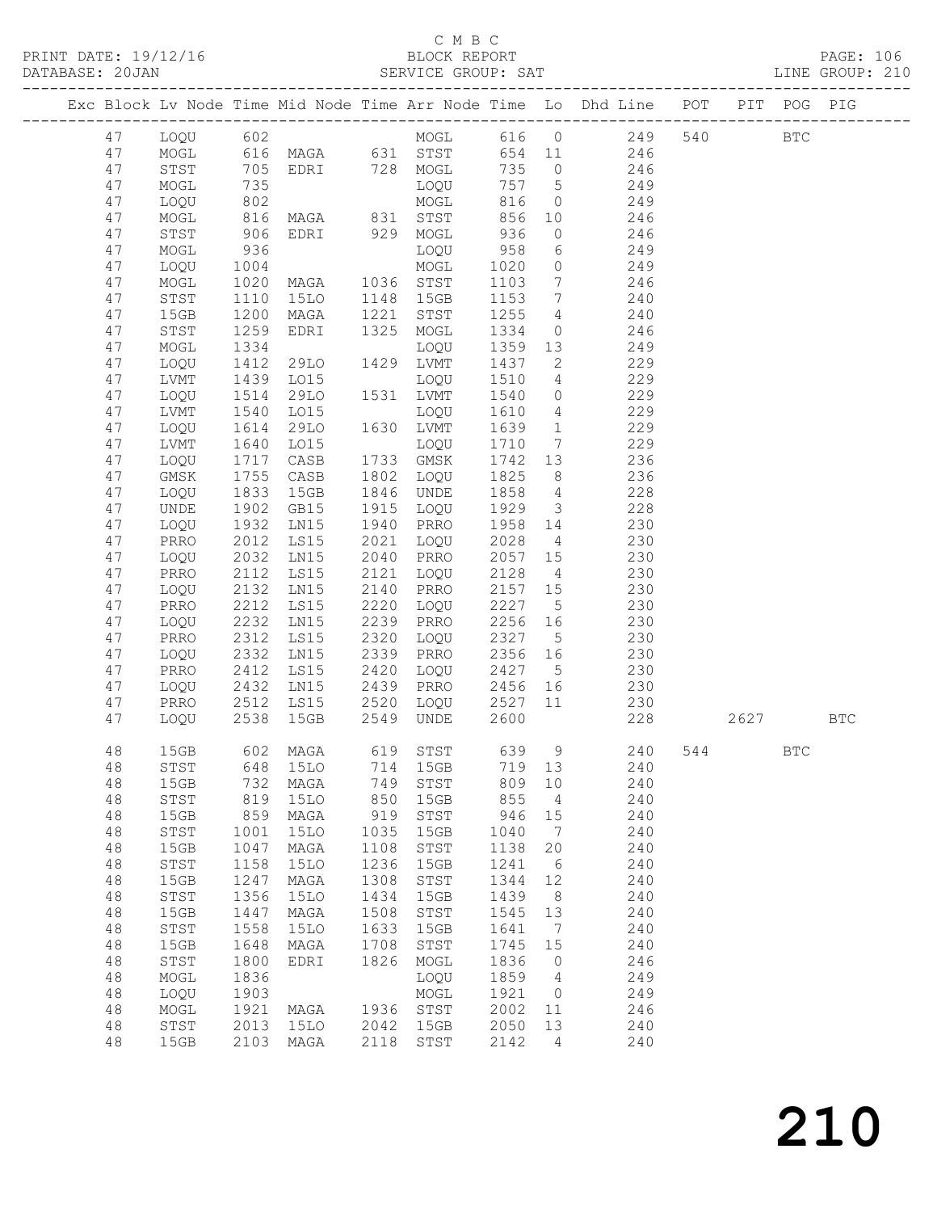C M B C
PRINT DATE: 19/12/16 BLOCK REPORT PAGE: 106
DATABASE: 20JAN SERVICE GROUP: SAT LINE GROUP: 210

| Exc | Block | Lv | Node | Time | Mid Node | Time | Arr Node | Time | Lo | Dhd Line | POT | PIT | POG | PIG |
|---|---|---|---|---|---|---|---|---|---|---|---|---|---|---|
| | 47 | | LOQU | 602 | | | MOGL | 616 | 0 | 249 | 540 | | BTC | |
| | 47 | | MOGL | 616 | MAGA | 631 | STST | 654 | 11 | 246 | | | | |
| | 47 | | STST | 705 | EDRI | 728 | MOGL | 735 | 0 | 246 | | | | |
| | 47 | | MOGL | 735 | | | LOQU | 757 | 5 | 249 | | | | |
| | 47 | | LOQU | 802 | | | MOGL | 816 | 0 | 249 | | | | |
| | 47 | | MOGL | 816 | MAGA | 831 | STST | 856 | 10 | 246 | | | | |
| | 47 | | STST | 906 | EDRI | 929 | MOGL | 936 | 0 | 246 | | | | |
| | 47 | | MOGL | 936 | | | LOQU | 958 | 6 | 249 | | | | |
| | 47 | | LOQU | 1004 | | | MOGL | 1020 | 0 | 249 | | | | |
| | 47 | | MOGL | 1020 | MAGA | 1036 | STST | 1103 | 7 | 246 | | | | |
| | 47 | | STST | 1110 | 15LO | 1148 | 15GB | 1153 | 7 | 240 | | | | |
| | 47 | | 15GB | 1200 | MAGA | 1221 | STST | 1255 | 4 | 240 | | | | |
| | 47 | | STST | 1259 | EDRI | 1325 | MOGL | 1334 | 0 | 246 | | | | |
| | 47 | | MOGL | 1334 | | | LOQU | 1359 | 13 | 249 | | | | |
| | 47 | | LOQU | 1412 | 29LO | 1429 | LVMT | 1437 | 2 | 229 | | | | |
| | 47 | | LVMT | 1439 | LO15 | | LOQU | 1510 | 4 | 229 | | | | |
| | 47 | | LOQU | 1514 | 29LO | 1531 | LVMT | 1540 | 0 | 229 | | | | |
| | 47 | | LVMT | 1540 | LO15 | | LOQU | 1610 | 4 | 229 | | | | |
| | 47 | | LOQU | 1614 | 29LO | 1630 | LVMT | 1639 | 1 | 229 | | | | |
| | 47 | | LVMT | 1640 | LO15 | | LOQU | 1710 | 7 | 229 | | | | |
| | 47 | | LOQU | 1717 | CASB | 1733 | GMSK | 1742 | 13 | 236 | | | | |
| | 47 | | GMSK | 1755 | CASB | 1802 | LOQU | 1825 | 8 | 236 | | | | |
| | 47 | | LOQU | 1833 | 15GB | 1846 | UNDE | 1858 | 4 | 228 | | | | |
| | 47 | | UNDE | 1902 | GB15 | 1915 | LOQU | 1929 | 3 | 228 | | | | |
| | 47 | | LOQU | 1932 | LN15 | 1940 | PRRO | 1958 | 14 | 230 | | | | |
| | 47 | | PRRO | 2012 | LS15 | 2021 | LOQU | 2028 | 4 | 230 | | | | |
| | 47 | | LOQU | 2032 | LN15 | 2040 | PRRO | 2057 | 15 | 230 | | | | |
| | 47 | | PRRO | 2112 | LS15 | 2121 | LOQU | 2128 | 4 | 230 | | | | |
| | 47 | | LOQU | 2132 | LN15 | 2140 | PRRO | 2157 | 15 | 230 | | | | |
| | 47 | | PRRO | 2212 | LS15 | 2220 | LOQU | 2227 | 5 | 230 | | | | |
| | 47 | | LOQU | 2232 | LN15 | 2239 | PRRO | 2256 | 16 | 230 | | | | |
| | 47 | | PRRO | 2312 | LS15 | 2320 | LOQU | 2327 | 5 | 230 | | | | |
| | 47 | | LOQU | 2332 | LN15 | 2339 | PRRO | 2356 | 16 | 230 | | | | |
| | 47 | | PRRO | 2412 | LS15 | 2420 | LOQU | 2427 | 5 | 230 | | | | |
| | 47 | | LOQU | 2432 | LN15 | 2439 | PRRO | 2456 | 16 | 230 | | | | |
| | 47 | | PRRO | 2512 | LS15 | 2520 | LOQU | 2527 | 11 | 230 | | | | |
| | 47 | | LOQU | 2538 | 15GB | 2549 | UNDE | 2600 | | 228 | | 2627 | | BTC |
| | 48 | | 15GB | 602 | MAGA | 619 | STST | 639 | 9 | 240 | 544 | | BTC | |
| | 48 | | STST | 648 | 15LO | 714 | 15GB | 719 | 13 | 240 | | | | |
| | 48 | | 15GB | 732 | MAGA | 749 | STST | 809 | 10 | 240 | | | | |
| | 48 | | STST | 819 | 15LO | 850 | 15GB | 855 | 4 | 240 | | | | |
| | 48 | | 15GB | 859 | MAGA | 919 | STST | 946 | 15 | 240 | | | | |
| | 48 | | STST | 1001 | 15LO | 1035 | 15GB | 1040 | 7 | 240 | | | | |
| | 48 | | 15GB | 1047 | MAGA | 1108 | STST | 1138 | 20 | 240 | | | | |
| | 48 | | STST | 1158 | 15LO | 1236 | 15GB | 1241 | 6 | 240 | | | | |
| | 48 | | 15GB | 1247 | MAGA | 1308 | STST | 1344 | 12 | 240 | | | | |
| | 48 | | STST | 1356 | 15LO | 1434 | 15GB | 1439 | 8 | 240 | | | | |
| | 48 | | 15GB | 1447 | MAGA | 1508 | STST | 1545 | 13 | 240 | | | | |
| | 48 | | STST | 1558 | 15LO | 1633 | 15GB | 1641 | 7 | 240 | | | | |
| | 48 | | 15GB | 1648 | MAGA | 1708 | STST | 1745 | 15 | 240 | | | | |
| | 48 | | STST | 1800 | EDRI | 1826 | MOGL | 1836 | 0 | 246 | | | | |
| | 48 | | MOGL | 1836 | | | LOQU | 1859 | 4 | 249 | | | | |
| | 48 | | LOQU | 1903 | | | MOGL | 1921 | 0 | 249 | | | | |
| | 48 | | MOGL | 1921 | MAGA | 1936 | STST | 2002 | 11 | 246 | | | | |
| | 48 | | STST | 2013 | 15LO | 2042 | 15GB | 2050 | 13 | 240 | | | | |
| | 48 | | 15GB | 2103 | MAGA | 2118 | STST | 2142 | 4 | 240 | | | | |

210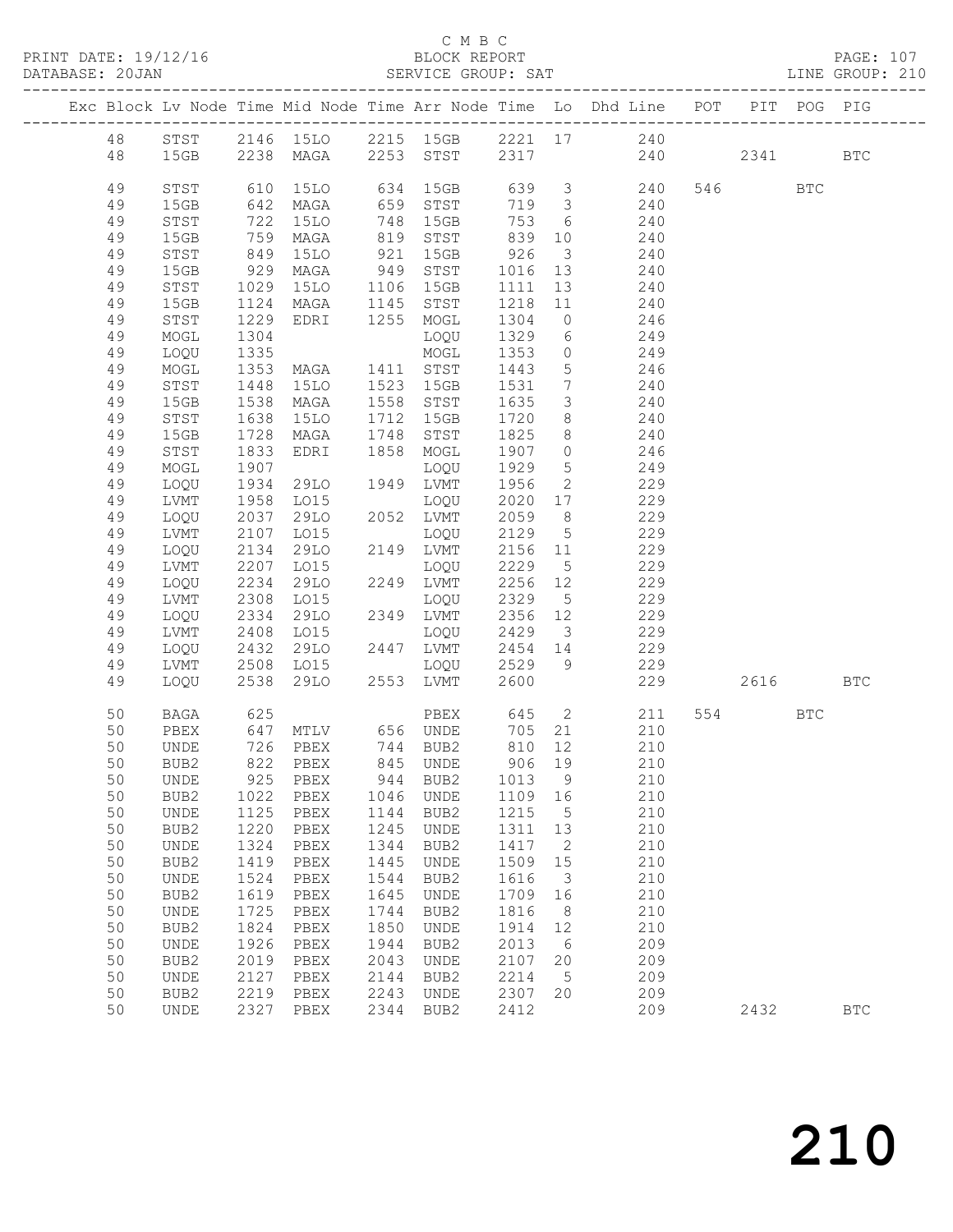C M B C

BLOCK REPORT

SERVICE GROUP: SAT

PRINT DATE: 19/12/16

DATABASE: 20JAN

LINE GROUP: 210

| Exc | Block | Lv | Node | Time | Mid Node | Time | Arr Node | Time | Lo | Dhd Line | POT | PIT | POG | PIG |
|---|---|---|---|---|---|---|---|---|---|---|---|---|---|---|
| | 48 | | STST | 2146 | 15LO | 2215 | 15GB | 2221 | 17 | 240 | | | | |
| | 48 | | 15GB | 2238 | MAGA | 2253 | STST | 2317 | | 240 | | 2341 | | BTC |
| | 49 | | STST | 610 | 15LO | 634 | 15GB | 639 | 3 | 240 | 546 | | BTC | |
| | 49 | | 15GB | 642 | MAGA | 659 | STST | 719 | 3 | 240 | | | | |
| | 49 | | STST | 722 | 15LO | 748 | 15GB | 753 | 6 | 240 | | | | |
| | 49 | | 15GB | 759 | MAGA | 819 | STST | 839 | 10 | 240 | | | | |
| | 49 | | STST | 849 | 15LO | 921 | 15GB | 926 | 3 | 240 | | | | |
| | 49 | | 15GB | 929 | MAGA | 949 | STST | 1016 | 13 | 240 | | | | |
| | 49 | | STST | 1029 | 15LO | 1106 | 15GB | 1111 | 13 | 240 | | | | |
| | 49 | | 15GB | 1124 | MAGA | 1145 | STST | 1218 | 11 | 240 | | | | |
| | 49 | | STST | 1229 | EDRI | 1255 | MOGL | 1304 | 0 | 246 | | | | |
| | 49 | | MOGL | 1304 | | | LOQU | 1329 | 6 | 249 | | | | |
| | 49 | | LOQU | 1335 | | | MOGL | 1353 | 0 | 249 | | | | |
| | 49 | | MOGL | 1353 | MAGA | 1411 | STST | 1443 | 5 | 246 | | | | |
| | 49 | | STST | 1448 | 15LO | 1523 | 15GB | 1531 | 7 | 240 | | | | |
| | 49 | | 15GB | 1538 | MAGA | 1558 | STST | 1635 | 3 | 240 | | | | |
| | 49 | | STST | 1638 | 15LO | 1712 | 15GB | 1720 | 8 | 240 | | | | |
| | 49 | | 15GB | 1728 | MAGA | 1748 | STST | 1825 | 8 | 240 | | | | |
| | 49 | | STST | 1833 | EDRI | 1858 | MOGL | 1907 | 0 | 246 | | | | |
| | 49 | | MOGL | 1907 | | | LOQU | 1929 | 5 | 249 | | | | |
| | 49 | | LOQU | 1934 | 29LO | 1949 | LVMT | 1956 | 2 | 229 | | | | |
| | 49 | | LVMT | 1958 | LO15 | | LOQU | 2020 | 17 | 229 | | | | |
| | 49 | | LOQU | 2037 | 29LO | 2052 | LVMT | 2059 | 8 | 229 | | | | |
| | 49 | | LVMT | 2107 | LO15 | | LOQU | 2129 | 5 | 229 | | | | |
| | 49 | | LOQU | 2134 | 29LO | 2149 | LVMT | 2156 | 11 | 229 | | | | |
| | 49 | | LVMT | 2207 | LO15 | | LOQU | 2229 | 5 | 229 | | | | |
| | 49 | | LOQU | 2234 | 29LO | 2249 | LVMT | 2256 | 12 | 229 | | | | |
| | 49 | | LVMT | 2308 | LO15 | | LOQU | 2329 | 5 | 229 | | | | |
| | 49 | | LOQU | 2334 | 29LO | 2349 | LVMT | 2356 | 12 | 229 | | | | |
| | 49 | | LVMT | 2408 | LO15 | | LOQU | 2429 | 3 | 229 | | | | |
| | 49 | | LOQU | 2432 | 29LO | 2447 | LVMT | 2454 | 14 | 229 | | | | |
| | 49 | | LVMT | 2508 | LO15 | | LOQU | 2529 | 9 | 229 | | | | |
| | 49 | | LOQU | 2538 | 29LO | 2553 | LVMT | 2600 | | 229 | | 2616 | | BTC |
| | 50 | | BAGA | 625 | | | PBEX | 645 | 2 | 211 | 554 | | BTC | |
| | 50 | | PBEX | 647 | MTLV | 656 | UNDE | 705 | 21 | 210 | | | | |
| | 50 | | UNDE | 726 | PBEX | 744 | BUB2 | 810 | 12 | 210 | | | | |
| | 50 | | BUB2 | 822 | PBEX | 845 | UNDE | 906 | 19 | 210 | | | | |
| | 50 | | UNDE | 925 | PBEX | 944 | BUB2 | 1013 | 9 | 210 | | | | |
| | 50 | | BUB2 | 1022 | PBEX | 1046 | UNDE | 1109 | 16 | 210 | | | | |
| | 50 | | UNDE | 1125 | PBEX | 1144 | BUB2 | 1215 | 5 | 210 | | | | |
| | 50 | | BUB2 | 1220 | PBEX | 1245 | UNDE | 1311 | 13 | 210 | | | | |
| | 50 | | UNDE | 1324 | PBEX | 1344 | BUB2 | 1417 | 2 | 210 | | | | |
| | 50 | | BUB2 | 1419 | PBEX | 1445 | UNDE | 1509 | 15 | 210 | | | | |
| | 50 | | UNDE | 1524 | PBEX | 1544 | BUB2 | 1616 | 3 | 210 | | | | |
| | 50 | | BUB2 | 1619 | PBEX | 1645 | UNDE | 1709 | 16 | 210 | | | | |
| | 50 | | UNDE | 1725 | PBEX | 1744 | BUB2 | 1816 | 8 | 210 | | | | |
| | 50 | | BUB2 | 1824 | PBEX | 1850 | UNDE | 1914 | 12 | 210 | | | | |
| | 50 | | UNDE | 1926 | PBEX | 1944 | BUB2 | 2013 | 6 | 209 | | | | |
| | 50 | | BUB2 | 2019 | PBEX | 2043 | UNDE | 2107 | 20 | 209 | | | | |
| | 50 | | UNDE | 2127 | PBEX | 2144 | BUB2 | 2214 | 5 | 209 | | | | |
| | 50 | | BUB2 | 2219 | PBEX | 2243 | UNDE | 2307 | 20 | 209 | | | | |
| | 50 | | UNDE | 2327 | PBEX | 2344 | BUB2 | 2412 | | 209 | | 2432 | | BTC |

210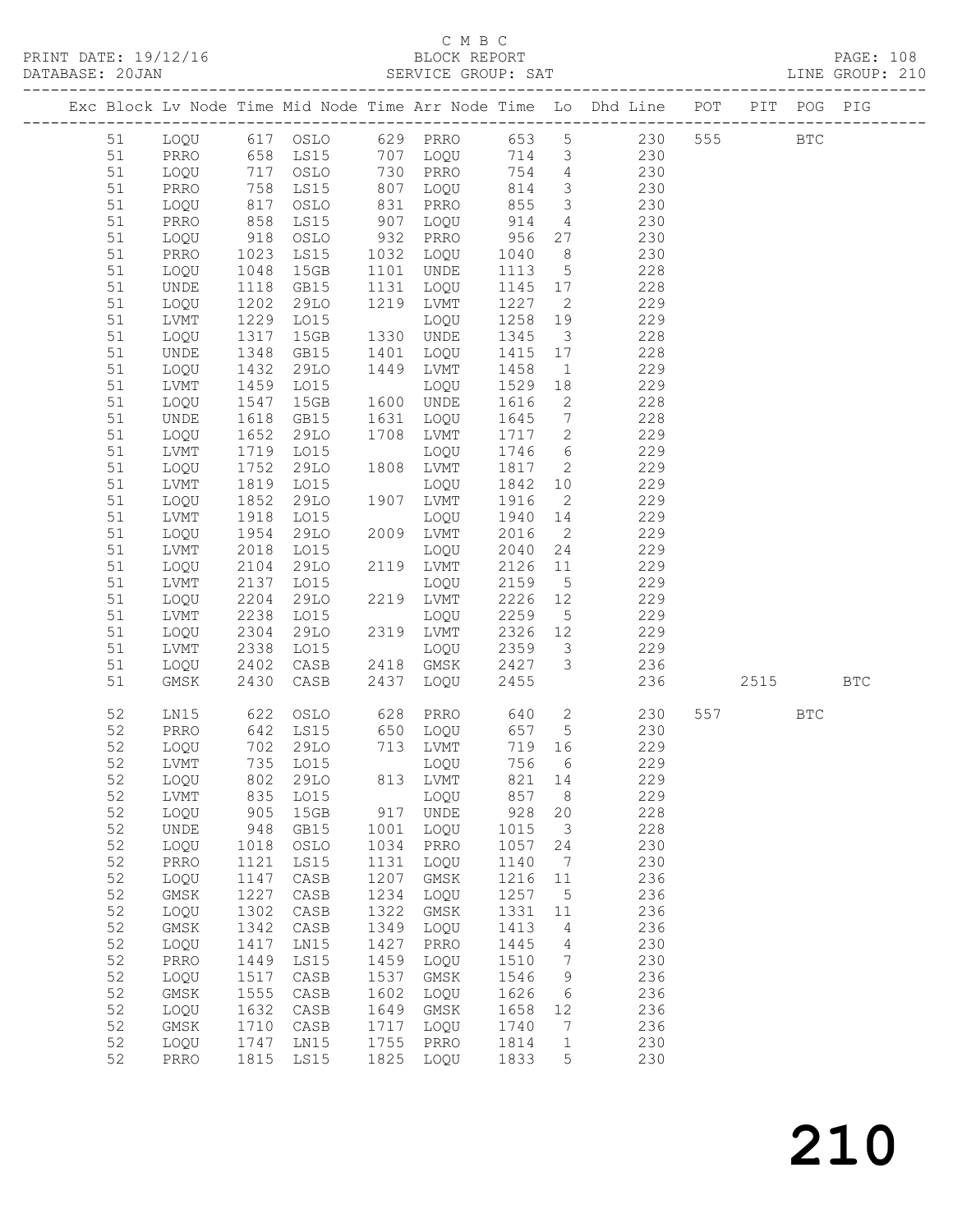C M B C

PRINT DATE: 19/12/16 BLOCK REPORT PAGE: 108
DATABASE: 20JAN SERVICE GROUP: SAT LINE GROUP: 210

| Exc | Block | Lv Node | Time | Mid Node | Time | Arr Node | Time | Lo | Dhd Line | POT | PIT | POG | PIG |
|---|---|---|---|---|---|---|---|---|---|---|---|---|---|
| | 51 | LOQU | 617 | OSLO | 629 | PRRO | 653 | 5 | 230 | 555 | | BTC | |
| | 51 | PRRO | 658 | LS15 | 707 | LOQU | 714 | 3 | 230 | | | | |
| | 51 | LOQU | 717 | OSLO | 730 | PRRO | 754 | 4 | 230 | | | | |
| | 51 | PRRO | 758 | LS15 | 807 | LOQU | 814 | 3 | 230 | | | | |
| | 51 | LOQU | 817 | OSLO | 831 | PRRO | 855 | 3 | 230 | | | | |
| | 51 | PRRO | 858 | LS15 | 907 | LOQU | 914 | 4 | 230 | | | | |
| | 51 | LOQU | 918 | OSLO | 932 | PRRO | 956 | 27 | 230 | | | | |
| | 51 | PRRO | 1023 | LS15 | 1032 | LOQU | 1040 | 8 | 230 | | | | |
| | 51 | LOQU | 1048 | 15GB | 1101 | UNDE | 1113 | 5 | 228 | | | | |
| | 51 | UNDE | 1118 | GB15 | 1131 | LOQU | 1145 | 17 | 228 | | | | |
| | 51 | LOQU | 1202 | 29LO | 1219 | LVMT | 1227 | 2 | 229 | | | | |
| | 51 | LVMT | 1229 | LO15 | | LOQU | 1258 | 19 | 229 | | | | |
| | 51 | LOQU | 1317 | 15GB | 1330 | UNDE | 1345 | 3 | 228 | | | | |
| | 51 | UNDE | 1348 | GB15 | 1401 | LOQU | 1415 | 17 | 228 | | | | |
| | 51 | LOQU | 1432 | 29LO | 1449 | LVMT | 1458 | 1 | 229 | | | | |
| | 51 | LVMT | 1459 | LO15 | | LOQU | 1529 | 18 | 229 | | | | |
| | 51 | LOQU | 1547 | 15GB | 1600 | UNDE | 1616 | 2 | 228 | | | | |
| | 51 | UNDE | 1618 | GB15 | 1631 | LOQU | 1645 | 7 | 228 | | | | |
| | 51 | LOQU | 1652 | 29LO | 1708 | LVMT | 1717 | 2 | 229 | | | | |
| | 51 | LVMT | 1719 | LO15 | | LOQU | 1746 | 6 | 229 | | | | |
| | 51 | LOQU | 1752 | 29LO | 1808 | LVMT | 1817 | 2 | 229 | | | | |
| | 51 | LVMT | 1819 | LO15 | | LOQU | 1842 | 10 | 229 | | | | |
| | 51 | LOQU | 1852 | 29LO | 1907 | LVMT | 1916 | 2 | 229 | | | | |
| | 51 | LVMT | 1918 | LO15 | | LOQU | 1940 | 14 | 229 | | | | |
| | 51 | LOQU | 1954 | 29LO | 2009 | LVMT | 2016 | 2 | 229 | | | | |
| | 51 | LVMT | 2018 | LO15 | | LOQU | 2040 | 24 | 229 | | | | |
| | 51 | LOQU | 2104 | 29LO | 2119 | LVMT | 2126 | 11 | 229 | | | | |
| | 51 | LVMT | 2137 | LO15 | | LOQU | 2159 | 5 | 229 | | | | |
| | 51 | LOQU | 2204 | 29LO | 2219 | LVMT | 2226 | 12 | 229 | | | | |
| | 51 | LVMT | 2238 | LO15 | | LOQU | 2259 | 5 | 229 | | | | |
| | 51 | LOQU | 2304 | 29LO | 2319 | LVMT | 2326 | 12 | 229 | | | | |
| | 51 | LVMT | 2338 | LO15 | | LOQU | 2359 | 3 | 229 | | | | |
| | 51 | LOQU | 2402 | CASB | 2418 | GMSK | 2427 | 3 | 236 | | | | |
| | 51 | GMSK | 2430 | CASB | 2437 | LOQU | 2455 | | 236 | | 2515 | | BTC |
| | 52 | LN15 | 622 | OSLO | 628 | PRRO | 640 | 2 | 230 | 557 | | BTC | |
| | 52 | PRRO | 642 | LS15 | 650 | LOQU | 657 | 5 | 230 | | | | |
| | 52 | LOQU | 702 | 29LO | 713 | LVMT | 719 | 16 | 229 | | | | |
| | 52 | LVMT | 735 | LO15 | | LOQU | 756 | 6 | 229 | | | | |
| | 52 | LOQU | 802 | 29LO | 813 | LVMT | 821 | 14 | 229 | | | | |
| | 52 | LVMT | 835 | LO15 | | LOQU | 857 | 8 | 229 | | | | |
| | 52 | LOQU | 905 | 15GB | 917 | UNDE | 928 | 20 | 228 | | | | |
| | 52 | UNDE | 948 | GB15 | 1001 | LOQU | 1015 | 3 | 228 | | | | |
| | 52 | LOQU | 1018 | OSLO | 1034 | PRRO | 1057 | 24 | 230 | | | | |
| | 52 | PRRO | 1121 | LS15 | 1131 | LOQU | 1140 | 7 | 230 | | | | |
| | 52 | LOQU | 1147 | CASB | 1207 | GMSK | 1216 | 11 | 236 | | | | |
| | 52 | GMSK | 1227 | CASB | 1234 | LOQU | 1257 | 5 | 236 | | | | |
| | 52 | LOQU | 1302 | CASB | 1322 | GMSK | 1331 | 11 | 236 | | | | |
| | 52 | GMSK | 1342 | CASB | 1349 | LOQU | 1413 | 4 | 236 | | | | |
| | 52 | LOQU | 1417 | LN15 | 1427 | PRRO | 1445 | 4 | 230 | | | | |
| | 52 | PRRO | 1449 | LS15 | 1459 | LOQU | 1510 | 7 | 230 | | | | |
| | 52 | LOQU | 1517 | CASB | 1537 | GMSK | 1546 | 9 | 236 | | | | |
| | 52 | GMSK | 1555 | CASB | 1602 | LOQU | 1626 | 6 | 236 | | | | |
| | 52 | LOQU | 1632 | CASB | 1649 | GMSK | 1658 | 12 | 236 | | | | |
| | 52 | GMSK | 1710 | CASB | 1717 | LOQU | 1740 | 7 | 236 | | | | |
| | 52 | LOQU | 1747 | LN15 | 1755 | PRRO | 1814 | 1 | 230 | | | | |
| | 52 | PRRO | 1815 | LS15 | 1825 | LOQU | 1833 | 5 | 230 | | | | |

210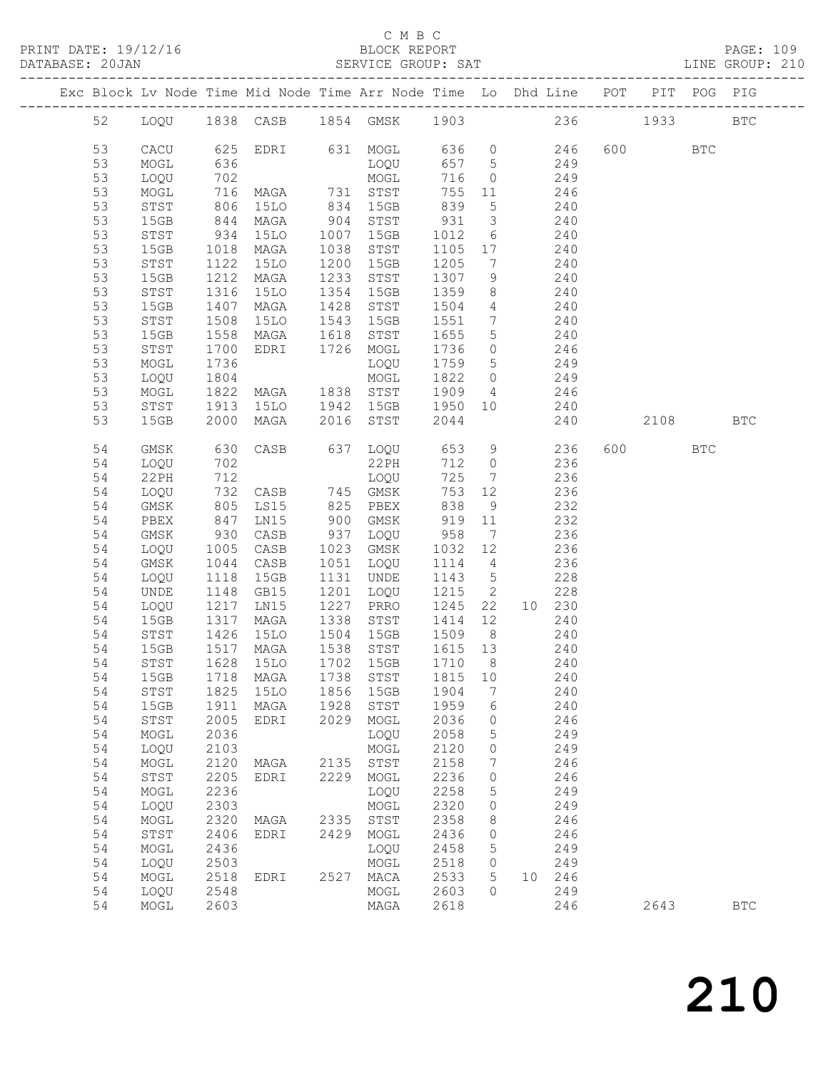C M B C

BLOCK REPORT

SERVICE GROUP: SAT

| Exc | Block | Lv | Node | Time | Mid Node | Time | Arr Node | Time | Lo | Dhd | Line | POT | PIT | POG | PIG |
|---|---|---|---|---|---|---|---|---|---|---|---|---|---|---|---|
| | 52 | | LOQU | 1838 | CASB | 1854 | GMSK | 1903 | | | 236 | | 1933 | | BTC |
| | 53 | | CACU | 625 | EDRI | 631 | MOGL | 636 | 0 | | 246 | 600 | | BTC | |
| | 53 | | MOGL | 636 | | | LOQU | 657 | 5 | | 249 | | | | |
| | 53 | | LOQU | 702 | | | MOGL | 716 | 0 | | 249 | | | | |
| | 53 | | MOGL | 716 | MAGA | 731 | STST | 755 | 11 | | 246 | | | | |
| | 53 | | STST | 806 | 15LO | 834 | 15GB | 839 | 5 | | 240 | | | | |
| | 53 | | 15GB | 844 | MAGA | 904 | STST | 931 | 3 | | 240 | | | | |
| | 53 | | STST | 934 | 15LO | 1007 | 15GB | 1012 | 6 | | 240 | | | | |
| | 53 | | 15GB | 1018 | MAGA | 1038 | STST | 1105 | 17 | | 240 | | | | |
| | 53 | | STST | 1122 | 15LO | 1200 | 15GB | 1205 | 7 | | 240 | | | | |
| | 53 | | 15GB | 1212 | MAGA | 1233 | STST | 1307 | 9 | | 240 | | | | |
| | 53 | | STST | 1316 | 15LO | 1354 | 15GB | 1359 | 8 | | 240 | | | | |
| | 53 | | 15GB | 1407 | MAGA | 1428 | STST | 1504 | 4 | | 240 | | | | |
| | 53 | | STST | 1508 | 15LO | 1543 | 15GB | 1551 | 7 | | 240 | | | | |
| | 53 | | 15GB | 1558 | MAGA | 1618 | STST | 1655 | 5 | | 240 | | | | |
| | 53 | | STST | 1700 | EDRI | 1726 | MOGL | 1736 | 0 | | 246 | | | | |
| | 53 | | MOGL | 1736 | | | LOQU | 1759 | 5 | | 249 | | | | |
| | 53 | | LOQU | 1804 | | | MOGL | 1822 | 0 | | 249 | | | | |
| | 53 | | MOGL | 1822 | MAGA | 1838 | STST | 1909 | 4 | | 246 | | | | |
| | 53 | | STST | 1913 | 15LO | 1942 | 15GB | 1950 | 10 | | 240 | | | | |
| | 53 | | 15GB | 2000 | MAGA | 2016 | STST | 2044 | | | 240 | | 2108 | | BTC |
| | 54 | | GMSK | 630 | CASB | 637 | LOQU | 653 | 9 | | 236 | 600 | | BTC | |
| | 54 | | LOQU | 702 | | | 22PH | 712 | 0 | | 236 | | | | |
| | 54 | | 22PH | 712 | | | LOQU | 725 | 7 | | 236 | | | | |
| | 54 | | LOQU | 732 | CASB | 745 | GMSK | 753 | 12 | | 236 | | | | |
| | 54 | | GMSK | 805 | LS15 | 825 | PBEX | 838 | 9 | | 232 | | | | |
| | 54 | | PBEX | 847 | LN15 | 900 | GMSK | 919 | 11 | | 232 | | | | |
| | 54 | | GMSK | 930 | CASB | 937 | LOQU | 958 | 7 | | 236 | | | | |
| | 54 | | LOQU | 1005 | CASB | 1023 | GMSK | 1032 | 12 | | 236 | | | | |
| | 54 | | GMSK | 1044 | CASB | 1051 | LOQU | 1114 | 4 | | 236 | | | | |
| | 54 | | LOQU | 1118 | 15GB | 1131 | UNDE | 1143 | 5 | | 228 | | | | |
| | 54 | | UNDE | 1148 | GB15 | 1201 | LOQU | 1215 | 2 | | 228 | | | | |
| | 54 | | LOQU | 1217 | LN15 | 1227 | PRRO | 1245 | 22 | 10 | 230 | | | | |
| | 54 | | 15GB | 1317 | MAGA | 1338 | STST | 1414 | 12 | | 240 | | | | |
| | 54 | | STST | 1426 | 15LO | 1504 | 15GB | 1509 | 8 | | 240 | | | | |
| | 54 | | 15GB | 1517 | MAGA | 1538 | STST | 1615 | 13 | | 240 | | | | |
| | 54 | | STST | 1628 | 15LO | 1702 | 15GB | 1710 | 8 | | 240 | | | | |
| | 54 | | 15GB | 1718 | MAGA | 1738 | STST | 1815 | 10 | | 240 | | | | |
| | 54 | | STST | 1825 | 15LO | 1856 | 15GB | 1904 | 7 | | 240 | | | | |
| | 54 | | 15GB | 1911 | MAGA | 1928 | STST | 1959 | 6 | | 240 | | | | |
| | 54 | | STST | 2005 | EDRI | 2029 | MOGL | 2036 | 0 | | 246 | | | | |
| | 54 | | MOGL | 2036 | | | LOQU | 2058 | 5 | | 249 | | | | |
| | 54 | | LOQU | 2103 | | | MOGL | 2120 | 0 | | 249 | | | | |
| | 54 | | MOGL | 2120 | MAGA | 2135 | STST | 2158 | 7 | | 246 | | | | |
| | 54 | | STST | 2205 | EDRI | 2229 | MOGL | 2236 | 0 | | 246 | | | | |
| | 54 | | MOGL | 2236 | | | LOQU | 2258 | 5 | | 249 | | | | |
| | 54 | | LOQU | 2303 | | | MOGL | 2320 | 0 | | 249 | | | | |
| | 54 | | MOGL | 2320 | MAGA | 2335 | STST | 2358 | 8 | | 246 | | | | |
| | 54 | | STST | 2406 | EDRI | 2429 | MOGL | 2436 | 0 | | 246 | | | | |
| | 54 | | MOGL | 2436 | | | LOQU | 2458 | 5 | | 249 | | | | |
| | 54 | | LOQU | 2503 | | | MOGL | 2518 | 0 | | 249 | | | | |
| | 54 | | MOGL | 2518 | EDRI | 2527 | MACA | 2533 | 5 | 10 | 246 | | | | |
| | 54 | | LOQU | 2548 | | | MOGL | 2603 | 0 | | 249 | | | | |
| | 54 | | MOGL | 2603 | | | MAGA | 2618 | | | 246 | | 2643 | | BTC |

210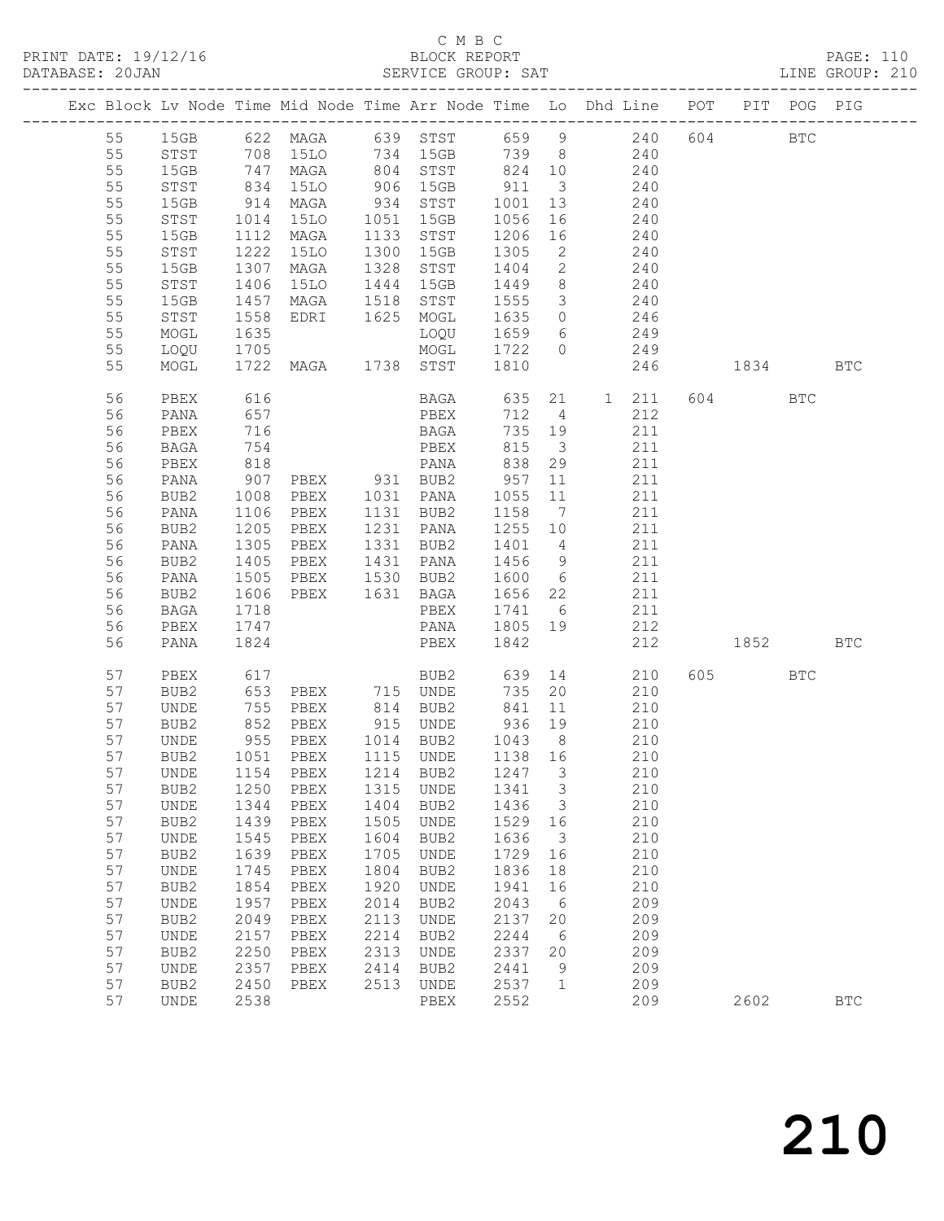C M B C
PRINT DATE: 19/12/16 BLOCK REPORT
DATABASE: 20JAN SERVICE GROUP: SAT LINE GROUP: 210

| Exc | Block | Lv | Node | Time | Mid Node | Time | Arr Node | Time | Lo | Dhd Line | POT | PIT | POG | PIG |
|---|---|---|---|---|---|---|---|---|---|---|---|---|---|---|
| | 55 | | 15GB | 622 | MAGA | 639 | STST | 659 | 9 | 240 | 604 | | BTC | |
| | 55 | | STST | 708 | 15LO | 734 | 15GB | 739 | 8 | 240 | | | | |
| | 55 | | 15GB | 747 | MAGA | 804 | STST | 824 | 10 | 240 | | | | |
| | 55 | | STST | 834 | 15LO | 906 | 15GB | 911 | 3 | 240 | | | | |
| | 55 | | 15GB | 914 | MAGA | 934 | STST | 1001 | 13 | 240 | | | | |
| | 55 | | STST | 1014 | 15LO | 1051 | 15GB | 1056 | 16 | 240 | | | | |
| | 55 | | 15GB | 1112 | MAGA | 1133 | STST | 1206 | 16 | 240 | | | | |
| | 55 | | STST | 1222 | 15LO | 1300 | 15GB | 1305 | 2 | 240 | | | | |
| | 55 | | 15GB | 1307 | MAGA | 1328 | STST | 1404 | 2 | 240 | | | | |
| | 55 | | STST | 1406 | 15LO | 1444 | 15GB | 1449 | 8 | 240 | | | | |
| | 55 | | 15GB | 1457 | MAGA | 1518 | STST | 1555 | 3 | 240 | | | | |
| | 55 | | STST | 1558 | EDRI | 1625 | MOGL | 1635 | 0 | 246 | | | | |
| | 55 | | MOGL | 1635 | | | LOQU | 1659 | 6 | 249 | | | | |
| | 55 | | LOQU | 1705 | | | MOGL | 1722 | 0 | 249 | | | | |
| | 55 | | MOGL | 1722 | MAGA | 1738 | STST | 1810 | | 246 | | 1834 | | BTC |
| | 56 | | PBEX | 616 | | | BAGA | 635 | 21 | 1 211 | 604 | | BTC | |
| | 56 | | PANA | 657 | | | PBEX | 712 | 4 | 212 | | | | |
| | 56 | | PBEX | 716 | | | BAGA | 735 | 19 | 211 | | | | |
| | 56 | | BAGA | 754 | | | PBEX | 815 | 3 | 211 | | | | |
| | 56 | | PBEX | 818 | | | PANA | 838 | 29 | 211 | | | | |
| | 56 | | PANA | 907 | PBEX | 931 | BUB2 | 957 | 11 | 211 | | | | |
| | 56 | | BUB2 | 1008 | PBEX | 1031 | PANA | 1055 | 11 | 211 | | | | |
| | 56 | | PANA | 1106 | PBEX | 1131 | BUB2 | 1158 | 7 | 211 | | | | |
| | 56 | | BUB2 | 1205 | PBEX | 1231 | PANA | 1255 | 10 | 211 | | | | |
| | 56 | | PANA | 1305 | PBEX | 1331 | BUB2 | 1401 | 4 | 211 | | | | |
| | 56 | | BUB2 | 1405 | PBEX | 1431 | PANA | 1456 | 9 | 211 | | | | |
| | 56 | | PANA | 1505 | PBEX | 1530 | BUB2 | 1600 | 6 | 211 | | | | |
| | 56 | | BUB2 | 1606 | PBEX | 1631 | BAGA | 1656 | 22 | 211 | | | | |
| | 56 | | BAGA | 1718 | | | PBEX | 1741 | 6 | 211 | | | | |
| | 56 | | PBEX | 1747 | | | PANA | 1805 | 19 | 212 | | | | |
| | 56 | | PANA | 1824 | | | PBEX | 1842 | | 212 | | 1852 | | BTC |
| | 57 | | PBEX | 617 | | | BUB2 | 639 | 14 | 210 | 605 | | BTC | |
| | 57 | | BUB2 | 653 | PBEX | 715 | UNDE | 735 | 20 | 210 | | | | |
| | 57 | | UNDE | 755 | PBEX | 814 | BUB2 | 841 | 11 | 210 | | | | |
| | 57 | | BUB2 | 852 | PBEX | 915 | UNDE | 936 | 19 | 210 | | | | |
| | 57 | | UNDE | 955 | PBEX | 1014 | BUB2 | 1043 | 8 | 210 | | | | |
| | 57 | | BUB2 | 1051 | PBEX | 1115 | UNDE | 1138 | 16 | 210 | | | | |
| | 57 | | UNDE | 1154 | PBEX | 1214 | BUB2 | 1247 | 3 | 210 | | | | |
| | 57 | | BUB2 | 1250 | PBEX | 1315 | UNDE | 1341 | 3 | 210 | | | | |
| | 57 | | UNDE | 1344 | PBEX | 1404 | BUB2 | 1436 | 3 | 210 | | | | |
| | 57 | | BUB2 | 1439 | PBEX | 1505 | UNDE | 1529 | 16 | 210 | | | | |
| | 57 | | UNDE | 1545 | PBEX | 1604 | BUB2 | 1636 | 3 | 210 | | | | |
| | 57 | | BUB2 | 1639 | PBEX | 1705 | UNDE | 1729 | 16 | 210 | | | | |
| | 57 | | UNDE | 1745 | PBEX | 1804 | BUB2 | 1836 | 18 | 210 | | | | |
| | 57 | | BUB2 | 1854 | PBEX | 1920 | UNDE | 1941 | 16 | 210 | | | | |
| | 57 | | UNDE | 1957 | PBEX | 2014 | BUB2 | 2043 | 6 | 209 | | | | |
| | 57 | | BUB2 | 2049 | PBEX | 2113 | UNDE | 2137 | 20 | 209 | | | | |
| | 57 | | UNDE | 2157 | PBEX | 2214 | BUB2 | 2244 | 6 | 209 | | | | |
| | 57 | | BUB2 | 2250 | PBEX | 2313 | UNDE | 2337 | 20 | 209 | | | | |
| | 57 | | UNDE | 2357 | PBEX | 2414 | BUB2 | 2441 | 9 | 209 | | | | |
| | 57 | | BUB2 | 2450 | PBEX | 2513 | UNDE | 2537 | 1 | 209 | | | | |
| | 57 | | UNDE | 2538 | | | PBEX | 2552 | | 209 | | 2602 | | BTC |

210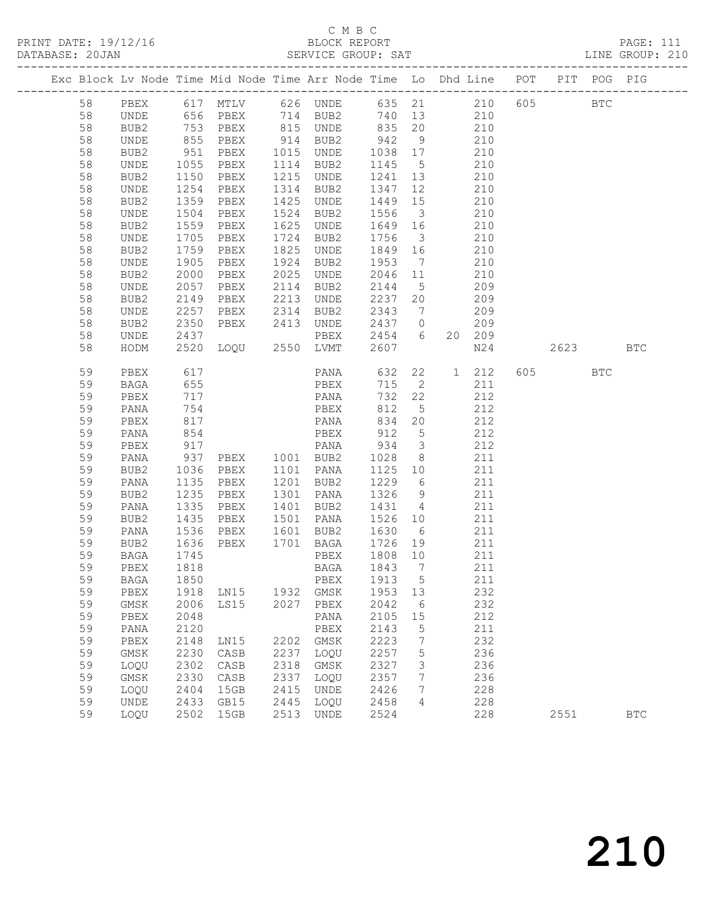C M B C
BLOCK REPORT
SERVICE GROUP: SAT

PRINT DATE: 19/12/16
DATABASE: 20JAN
LINE GROUP: 210

| Exc | Block | Lv | Node | Time | Mid Node | Time | Arr Node | Time | Lo | Dhd | Line | POT | PIT | POG | PIG |
|---|---|---|---|---|---|---|---|---|---|---|---|---|---|---|---|
| | 58 | | PBEX | 617 | MTLV | 626 | UNDE | 635 | 21 | | 210 | 605 | | BTC | |
| | 58 | | UNDE | 656 | PBEX | 714 | BUB2 | 740 | 13 | | 210 | | | | |
| | 58 | | BUB2 | 753 | PBEX | 815 | UNDE | 835 | 20 | | 210 | | | | |
| | 58 | | UNDE | 855 | PBEX | 914 | BUB2 | 942 | 9 | | 210 | | | | |
| | 58 | | BUB2 | 951 | PBEX | 1015 | UNDE | 1038 | 17 | | 210 | | | | |
| | 58 | | UNDE | 1055 | PBEX | 1114 | BUB2 | 1145 | 5 | | 210 | | | | |
| | 58 | | BUB2 | 1150 | PBEX | 1215 | UNDE | 1241 | 13 | | 210 | | | | |
| | 58 | | UNDE | 1254 | PBEX | 1314 | BUB2 | 1347 | 12 | | 210 | | | | |
| | 58 | | BUB2 | 1359 | PBEX | 1425 | UNDE | 1449 | 15 | | 210 | | | | |
| | 58 | | UNDE | 1504 | PBEX | 1524 | BUB2 | 1556 | 3 | | 210 | | | | |
| | 58 | | BUB2 | 1559 | PBEX | 1625 | UNDE | 1649 | 16 | | 210 | | | | |
| | 58 | | UNDE | 1705 | PBEX | 1724 | BUB2 | 1756 | 3 | | 210 | | | | |
| | 58 | | BUB2 | 1759 | PBEX | 1825 | UNDE | 1849 | 16 | | 210 | | | | |
| | 58 | | UNDE | 1905 | PBEX | 1924 | BUB2 | 1953 | 7 | | 210 | | | | |
| | 58 | | BUB2 | 2000 | PBEX | 2025 | UNDE | 2046 | 11 | | 210 | | | | |
| | 58 | | UNDE | 2057 | PBEX | 2114 | BUB2 | 2144 | 5 | | 209 | | | | |
| | 58 | | BUB2 | 2149 | PBEX | 2213 | UNDE | 2237 | 20 | | 209 | | | | |
| | 58 | | UNDE | 2257 | PBEX | 2314 | BUB2 | 2343 | 7 | | 209 | | | | |
| | 58 | | BUB2 | 2350 | PBEX | 2413 | UNDE | 2437 | 0 | | 209 | | | | |
| | 58 | | UNDE | 2437 | | | PBEX | 2454 | 6 | 20 | 209 | | | | |
| | 58 | | HODM | 2520 | LOQU | 2550 | LVMT | 2607 | | | N24 | | 2623 | | BTC |
| | 59 | | PBEX | 617 | | | PANA | 632 | 22 | 1 | 212 | 605 | | BTC | |
| | 59 | | BAGA | 655 | | | PBEX | 715 | 2 | | 211 | | | | |
| | 59 | | PBEX | 717 | | | PANA | 732 | 22 | | 212 | | | | |
| | 59 | | PANA | 754 | | | PBEX | 812 | 5 | | 212 | | | | |
| | 59 | | PBEX | 817 | | | PANA | 834 | 20 | | 212 | | | | |
| | 59 | | PANA | 854 | | | PBEX | 912 | 5 | | 212 | | | | |
| | 59 | | PBEX | 917 | | | PANA | 934 | 3 | | 212 | | | | |
| | 59 | | PANA | 937 | PBEX | 1001 | BUB2 | 1028 | 8 | | 211 | | | | |
| | 59 | | BUB2 | 1036 | PBEX | 1101 | PANA | 1125 | 10 | | 211 | | | | |
| | 59 | | PANA | 1135 | PBEX | 1201 | BUB2 | 1229 | 6 | | 211 | | | | |
| | 59 | | BUB2 | 1235 | PBEX | 1301 | PANA | 1326 | 9 | | 211 | | | | |
| | 59 | | PANA | 1335 | PBEX | 1401 | BUB2 | 1431 | 4 | | 211 | | | | |
| | 59 | | BUB2 | 1435 | PBEX | 1501 | PANA | 1526 | 10 | | 211 | | | | |
| | 59 | | PANA | 1536 | PBEX | 1601 | BUB2 | 1630 | 6 | | 211 | | | | |
| | 59 | | BUB2 | 1636 | PBEX | 1701 | BAGA | 1726 | 19 | | 211 | | | | |
| | 59 | | BAGA | 1745 | | | PBEX | 1808 | 10 | | 211 | | | | |
| | 59 | | PBEX | 1818 | | | BAGA | 1843 | 7 | | 211 | | | | |
| | 59 | | BAGA | 1850 | | | PBEX | 1913 | 5 | | 211 | | | | |
| | 59 | | PBEX | 1918 | LN15 | 1932 | GMSK | 1953 | 13 | | 232 | | | | |
| | 59 | | GMSK | 2006 | LS15 | 2027 | PBEX | 2042 | 6 | | 232 | | | | |
| | 59 | | PBEX | 2048 | | | PANA | 2105 | 15 | | 212 | | | | |
| | 59 | | PANA | 2120 | | | PBEX | 2143 | 5 | | 211 | | | | |
| | 59 | | PBEX | 2148 | LN15 | 2202 | GMSK | 2223 | 7 | | 232 | | | | |
| | 59 | | GMSK | 2230 | CASB | 2237 | LOQU | 2257 | 5 | | 236 | | | | |
| | 59 | | LOQU | 2302 | CASB | 2318 | GMSK | 2327 | 3 | | 236 | | | | |
| | 59 | | GMSK | 2330 | CASB | 2337 | LOQU | 2357 | 7 | | 236 | | | | |
| | 59 | | LOQU | 2404 | 15GB | 2415 | UNDE | 2426 | 7 | | 228 | | | | |
| | 59 | | UNDE | 2433 | GB15 | 2445 | LOQU | 2458 | 4 | | 228 | | | | |
| | 59 | | LOQU | 2502 | 15GB | 2513 | UNDE | 2524 | | | 228 | | 2551 | | BTC |

210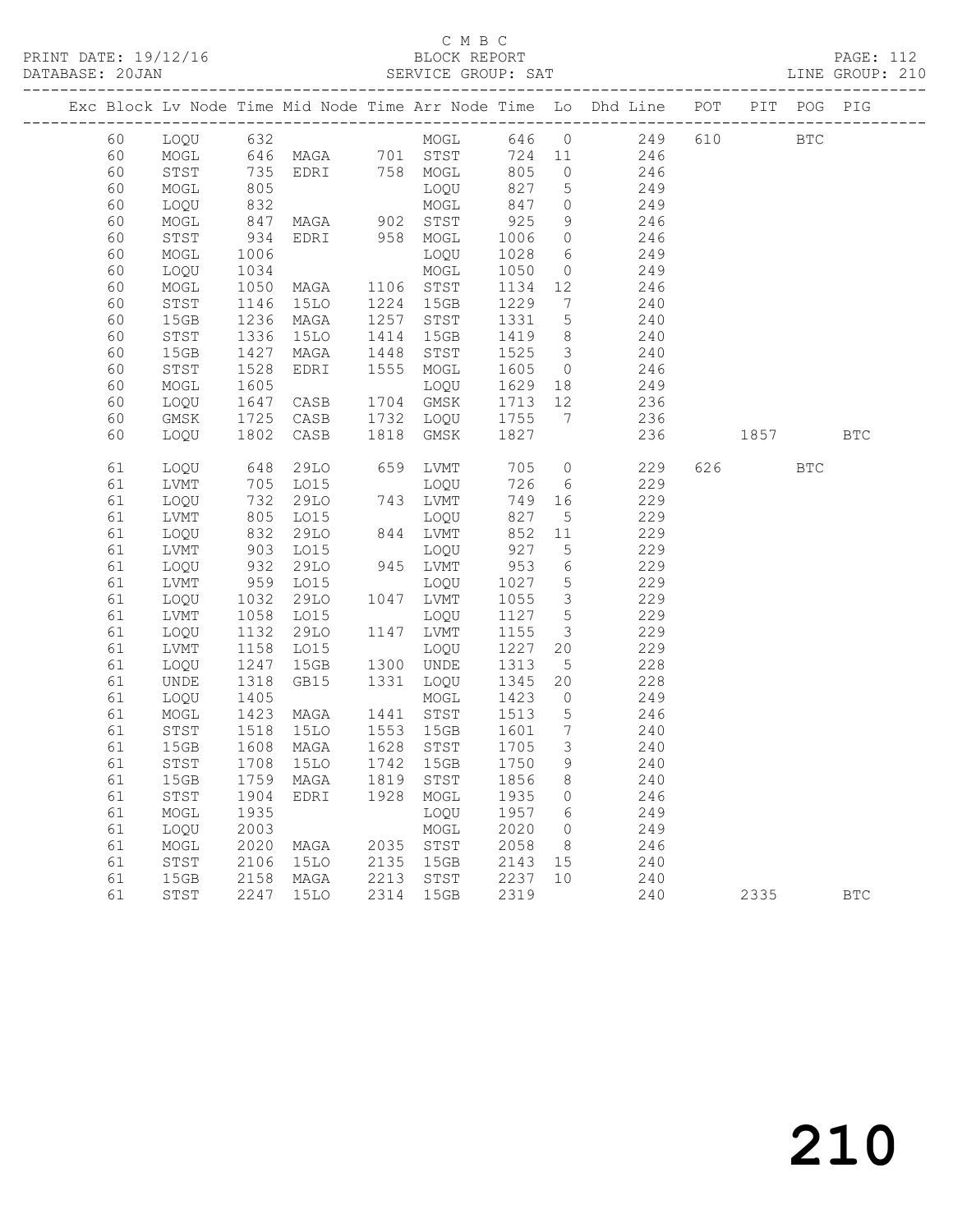C M B C
BLOCK REPORT
SERVICE GROUP: SAT

PRINT DATE: 19/12/16
DATABASE: 20JAN
LINE GROUP: 210

| Exc | Block | Lv Node | Time | Mid Node | Time | Arr Node | Time | Lo | Dhd Line | POT | PIT | POG | PIG |
|---|---|---|---|---|---|---|---|---|---|---|---|---|---|
| | 60 | LOQU | 632 | | | MOGL | 646 | 0 | 249 | 610 | | BTC | |
| | 60 | MOGL | 646 | MAGA | 701 | STST | 724 | 11 | 246 | | | | |
| | 60 | STST | 735 | EDRI | 758 | MOGL | 805 | 0 | 246 | | | | |
| | 60 | MOGL | 805 | | | LOQU | 827 | 5 | 249 | | | | |
| | 60 | LOQU | 832 | | | MOGL | 847 | 0 | 249 | | | | |
| | 60 | MOGL | 847 | MAGA | 902 | STST | 925 | 9 | 246 | | | | |
| | 60 | STST | 934 | EDRI | 958 | MOGL | 1006 | 0 | 246 | | | | |
| | 60 | MOGL | 1006 | | | LOQU | 1028 | 6 | 249 | | | | |
| | 60 | LOQU | 1034 | | | MOGL | 1050 | 0 | 249 | | | | |
| | 60 | MOGL | 1050 | MAGA | 1106 | STST | 1134 | 12 | 246 | | | | |
| | 60 | STST | 1146 | 15LO | 1224 | 15GB | 1229 | 7 | 240 | | | | |
| | 60 | 15GB | 1236 | MAGA | 1257 | STST | 1331 | 5 | 240 | | | | |
| | 60 | STST | 1336 | 15LO | 1414 | 15GB | 1419 | 8 | 240 | | | | |
| | 60 | 15GB | 1427 | MAGA | 1448 | STST | 1525 | 3 | 240 | | | | |
| | 60 | STST | 1528 | EDRI | 1555 | MOGL | 1605 | 0 | 246 | | | | |
| | 60 | MOGL | 1605 | | | LOQU | 1629 | 18 | 249 | | | | |
| | 60 | LOQU | 1647 | CASB | 1704 | GMSK | 1713 | 12 | 236 | | | | |
| | 60 | GMSK | 1725 | CASB | 1732 | LOQU | 1755 | 7 | 236 | | | | |
| | 60 | LOQU | 1802 | CASB | 1818 | GMSK | 1827 | | 236 | | 1857 | | BTC |
| | 61 | LOQU | 648 | 29LO | 659 | LVMT | 705 | 0 | 229 | 626 | | BTC | |
| | 61 | LVMT | 705 | LO15 | | LOQU | 726 | 6 | 229 | | | | |
| | 61 | LOQU | 732 | 29LO | 743 | LVMT | 749 | 16 | 229 | | | | |
| | 61 | LVMT | 805 | LO15 | | LOQU | 827 | 5 | 229 | | | | |
| | 61 | LOQU | 832 | 29LO | 844 | LVMT | 852 | 11 | 229 | | | | |
| | 61 | LVMT | 903 | LO15 | | LOQU | 927 | 5 | 229 | | | | |
| | 61 | LOQU | 932 | 29LO | 945 | LVMT | 953 | 6 | 229 | | | | |
| | 61 | LVMT | 959 | LO15 | | LOQU | 1027 | 5 | 229 | | | | |
| | 61 | LOQU | 1032 | 29LO | 1047 | LVMT | 1055 | 3 | 229 | | | | |
| | 61 | LVMT | 1058 | LO15 | | LOQU | 1127 | 5 | 229 | | | | |
| | 61 | LOQU | 1132 | 29LO | 1147 | LVMT | 1155 | 3 | 229 | | | | |
| | 61 | LVMT | 1158 | LO15 | | LOQU | 1227 | 20 | 229 | | | | |
| | 61 | LOQU | 1247 | 15GB | 1300 | UNDE | 1313 | 5 | 228 | | | | |
| | 61 | UNDE | 1318 | GB15 | 1331 | LOQU | 1345 | 20 | 228 | | | | |
| | 61 | LOQU | 1405 | | | MOGL | 1423 | 0 | 249 | | | | |
| | 61 | MOGL | 1423 | MAGA | 1441 | STST | 1513 | 5 | 246 | | | | |
| | 61 | STST | 1518 | 15LO | 1553 | 15GB | 1601 | 7 | 240 | | | | |
| | 61 | 15GB | 1608 | MAGA | 1628 | STST | 1705 | 3 | 240 | | | | |
| | 61 | STST | 1708 | 15LO | 1742 | 15GB | 1750 | 9 | 240 | | | | |
| | 61 | 15GB | 1759 | MAGA | 1819 | STST | 1856 | 8 | 240 | | | | |
| | 61 | STST | 1904 | EDRI | 1928 | MOGL | 1935 | 0 | 246 | | | | |
| | 61 | MOGL | 1935 | | | LOQU | 1957 | 6 | 249 | | | | |
| | 61 | LOQU | 2003 | | | MOGL | 2020 | 0 | 249 | | | | |
| | 61 | MOGL | 2020 | MAGA | 2035 | STST | 2058 | 8 | 246 | | | | |
| | 61 | STST | 2106 | 15LO | 2135 | 15GB | 2143 | 15 | 240 | | | | |
| | 61 | 15GB | 2158 | MAGA | 2213 | STST | 2237 | 10 | 240 | | | | |
| | 61 | STST | 2247 | 15LO | 2314 | 15GB | 2319 | | 240 | | 2335 | | BTC |

210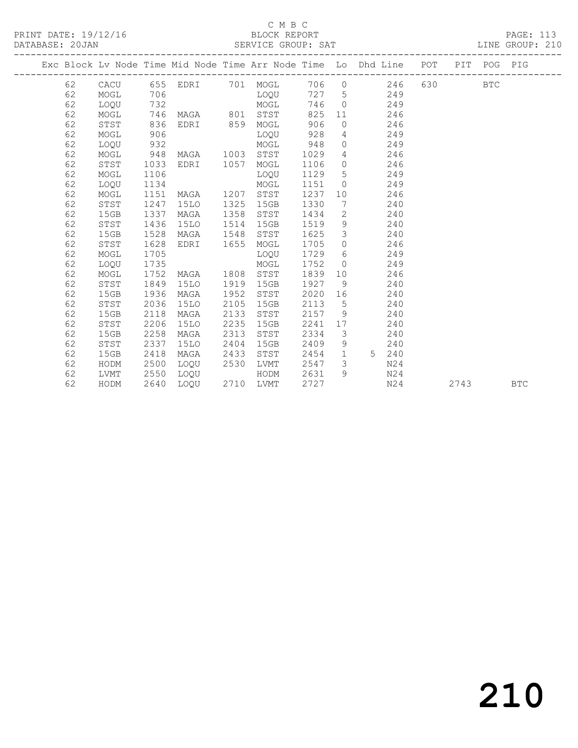C M B C

BLOCK REPORT

SERVICE GROUP: SAT

LINE GROUP: 210

| Exc | Block | Lv | Node | Time | Mid Node | Time | Arr Node | Time | Lo | Dhd | Line | POT | PIT | POG | PIG |
|---|---|---|---|---|---|---|---|---|---|---|---|---|---|---|---|
| | 62 | | CACU | 655 | EDRI | 701 | MOGL | 706 | 0 | | 246 | 630 | | BTC | |
| | 62 | | MOGL | 706 | | | LOQU | 727 | 5 | | 249 | | | | |
| | 62 | | LOQU | 732 | | | MOGL | 746 | 0 | | 249 | | | | |
| | 62 | | MOGL | 746 | MAGA | 801 | STST | 825 | 11 | | 246 | | | | |
| | 62 | | STST | 836 | EDRI | 859 | MOGL | 906 | 0 | | 246 | | | | |
| | 62 | | MOGL | 906 | | | LOQU | 928 | 4 | | 249 | | | | |
| | 62 | | LOQU | 932 | | | MOGL | 948 | 0 | | 249 | | | | |
| | 62 | | MOGL | 948 | MAGA | 1003 | STST | 1029 | 4 | | 246 | | | | |
| | 62 | | STST | 1033 | EDRI | 1057 | MOGL | 1106 | 0 | | 246 | | | | |
| | 62 | | MOGL | 1106 | | | LOQU | 1129 | 5 | | 249 | | | | |
| | 62 | | LOQU | 1134 | | | MOGL | 1151 | 0 | | 249 | | | | |
| | 62 | | MOGL | 1151 | MAGA | 1207 | STST | 1237 | 10 | | 246 | | | | |
| | 62 | | STST | 1247 | 15LO | 1325 | 15GB | 1330 | 7 | | 240 | | | | |
| | 62 | | 15GB | 1337 | MAGA | 1358 | STST | 1434 | 2 | | 240 | | | | |
| | 62 | | STST | 1436 | 15LO | 1514 | 15GB | 1519 | 9 | | 240 | | | | |
| | 62 | | 15GB | 1528 | MAGA | 1548 | STST | 1625 | 3 | | 240 | | | | |
| | 62 | | STST | 1628 | EDRI | 1655 | MOGL | 1705 | 0 | | 246 | | | | |
| | 62 | | MOGL | 1705 | | | LOQU | 1729 | 6 | | 249 | | | | |
| | 62 | | LOQU | 1735 | | | MOGL | 1752 | 0 | | 249 | | | | |
| | 62 | | MOGL | 1752 | MAGA | 1808 | STST | 1839 | 10 | | 246 | | | | |
| | 62 | | STST | 1849 | 15LO | 1919 | 15GB | 1927 | 9 | | 240 | | | | |
| | 62 | | 15GB | 1936 | MAGA | 1952 | STST | 2020 | 16 | | 240 | | | | |
| | 62 | | STST | 2036 | 15LO | 2105 | 15GB | 2113 | 5 | | 240 | | | | |
| | 62 | | 15GB | 2118 | MAGA | 2133 | STST | 2157 | 9 | | 240 | | | | |
| | 62 | | STST | 2206 | 15LO | 2235 | 15GB | 2241 | 17 | | 240 | | | | |
| | 62 | | 15GB | 2258 | MAGA | 2313 | STST | 2334 | 3 | | 240 | | | | |
| | 62 | | STST | 2337 | 15LO | 2404 | 15GB | 2409 | 9 | | 240 | | | | |
| | 62 | | 15GB | 2418 | MAGA | 2433 | STST | 2454 | 1 | 5 | 240 | | | | |
| | 62 | | HODM | 2500 | LOQU | 2530 | LVMT | 2547 | 3 | | N24 | | | | |
| | 62 | | LVMT | 2550 | LOQU | | HODM | 2631 | 9 | | N24 | | | | |
| | 62 | | HODM | 2640 | LOQU | 2710 | LVMT | 2727 | | | N24 | | 2743 | | BTC |

210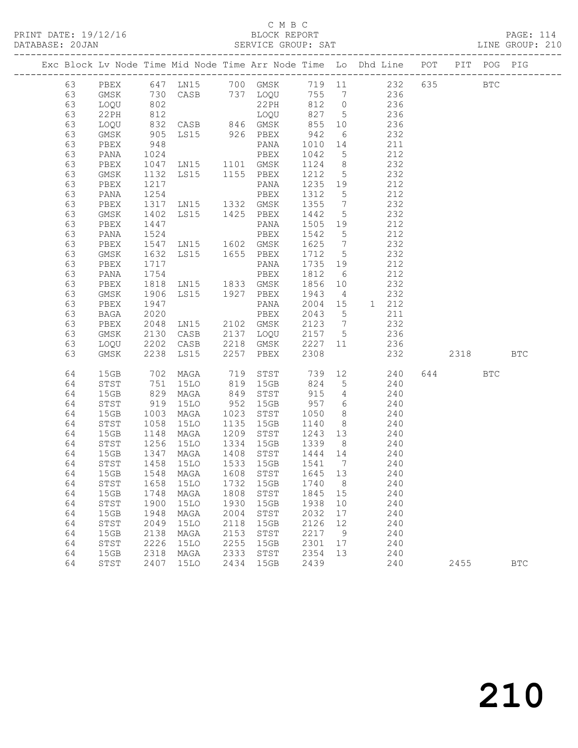C M B C

BLOCK REPORT

SERVICE GROUP: SAT

LINE GROUP: 210

| Exc | Block | Lv Node | Time | Mid Node | Time | Arr Node | Time | Lo | Dhd Line | POT | PIT | POG | PIG |
|---|---|---|---|---|---|---|---|---|---|---|---|---|---|
| | 63 | PBEX | 647 | LN15 | 700 | GMSK | 719 | 11 | 232 | 635 | | BTC | |
| | 63 | GMSK | 730 | CASB | 737 | LOQU | 755 | 7 | 236 | | | | |
| | 63 | LOQU | 802 | | | 22PH | 812 | 0 | 236 | | | | |
| | 63 | 22PH | 812 | | | LOQU | 827 | 5 | 236 | | | | |
| | 63 | LOQU | 832 | CASB | 846 | GMSK | 855 | 10 | 236 | | | | |
| | 63 | GMSK | 905 | LS15 | 926 | PBEX | 942 | 6 | 232 | | | | |
| | 63 | PBEX | 948 | | | PANA | 1010 | 14 | 211 | | | | |
| | 63 | PANA | 1024 | | | PBEX | 1042 | 5 | 212 | | | | |
| | 63 | PBEX | 1047 | LN15 | 1101 | GMSK | 1124 | 8 | 232 | | | | |
| | 63 | GMSK | 1132 | LS15 | 1155 | PBEX | 1212 | 5 | 232 | | | | |
| | 63 | PBEX | 1217 | | | PANA | 1235 | 19 | 212 | | | | |
| | 63 | PANA | 1254 | | | PBEX | 1312 | 5 | 212 | | | | |
| | 63 | PBEX | 1317 | LN15 | 1332 | GMSK | 1355 | 7 | 232 | | | | |
| | 63 | GMSK | 1402 | LS15 | 1425 | PBEX | 1442 | 5 | 232 | | | | |
| | 63 | PBEX | 1447 | | | PANA | 1505 | 19 | 212 | | | | |
| | 63 | PANA | 1524 | | | PBEX | 1542 | 5 | 212 | | | | |
| | 63 | PBEX | 1547 | LN15 | 1602 | GMSK | 1625 | 7 | 232 | | | | |
| | 63 | GMSK | 1632 | LS15 | 1655 | PBEX | 1712 | 5 | 232 | | | | |
| | 63 | PBEX | 1717 | | | PANA | 1735 | 19 | 212 | | | | |
| | 63 | PANA | 1754 | | | PBEX | 1812 | 6 | 212 | | | | |
| | 63 | PBEX | 1818 | LN15 | 1833 | GMSK | 1856 | 10 | 232 | | | | |
| | 63 | GMSK | 1906 | LS15 | 1927 | PBEX | 1943 | 4 | 232 | | | | |
| | 63 | PBEX | 1947 | | | PANA | 2004 | 15 | 1 212 | | | | |
| | 63 | BAGA | 2020 | | | PBEX | 2043 | 5 | 211 | | | | |
| | 63 | PBEX | 2048 | LN15 | 2102 | GMSK | 2123 | 7 | 232 | | | | |
| | 63 | GMSK | 2130 | CASB | 2137 | LOQU | 2157 | 5 | 236 | | | | |
| | 63 | LOQU | 2202 | CASB | 2218 | GMSK | 2227 | 11 | 236 | | | | |
| | 63 | GMSK | 2238 | LS15 | 2257 | PBEX | 2308 | | 232 | | 2318 | | BTC |
| | 64 | 15GB | 702 | MAGA | 719 | STST | 739 | 12 | 240 | 644 | | BTC | |
| | 64 | STST | 751 | 15LO | 819 | 15GB | 824 | 5 | 240 | | | | |
| | 64 | 15GB | 829 | MAGA | 849 | STST | 915 | 4 | 240 | | | | |
| | 64 | STST | 919 | 15LO | 952 | 15GB | 957 | 6 | 240 | | | | |
| | 64 | 15GB | 1003 | MAGA | 1023 | STST | 1050 | 8 | 240 | | | | |
| | 64 | STST | 1058 | 15LO | 1135 | 15GB | 1140 | 8 | 240 | | | | |
| | 64 | 15GB | 1148 | MAGA | 1209 | STST | 1243 | 13 | 240 | | | | |
| | 64 | STST | 1256 | 15LO | 1334 | 15GB | 1339 | 8 | 240 | | | | |
| | 64 | 15GB | 1347 | MAGA | 1408 | STST | 1444 | 14 | 240 | | | | |
| | 64 | STST | 1458 | 15LO | 1533 | 15GB | 1541 | 7 | 240 | | | | |
| | 64 | 15GB | 1548 | MAGA | 1608 | STST | 1645 | 13 | 240 | | | | |
| | 64 | STST | 1658 | 15LO | 1732 | 15GB | 1740 | 8 | 240 | | | | |
| | 64 | 15GB | 1748 | MAGA | 1808 | STST | 1845 | 15 | 240 | | | | |
| | 64 | STST | 1900 | 15LO | 1930 | 15GB | 1938 | 10 | 240 | | | | |
| | 64 | 15GB | 1948 | MAGA | 2004 | STST | 2032 | 17 | 240 | | | | |
| | 64 | STST | 2049 | 15LO | 2118 | 15GB | 2126 | 12 | 240 | | | | |
| | 64 | 15GB | 2138 | MAGA | 2153 | STST | 2217 | 9 | 240 | | | | |
| | 64 | STST | 2226 | 15LO | 2255 | 15GB | 2301 | 17 | 240 | | | | |
| | 64 | 15GB | 2318 | MAGA | 2333 | STST | 2354 | 13 | 240 | | | | |
| | 64 | STST | 2407 | 15LO | 2434 | 15GB | 2439 | | 240 | | 2455 | | BTC |

210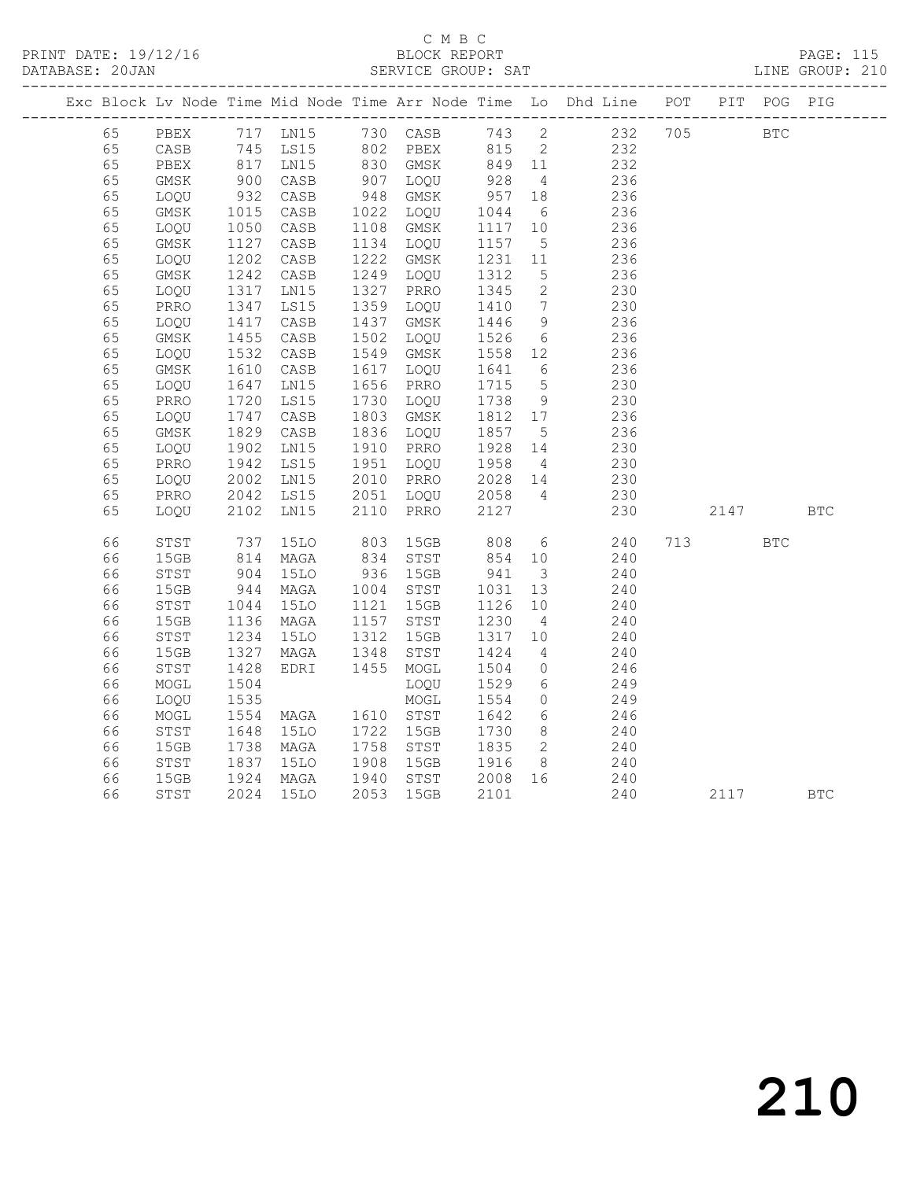C M B C
BLOCK REPORT
SERVICE GROUP: SAT

PRINT DATE: 19/12/16
DATABASE: 20JAN
LINE GROUP: 210

| Exc | Block | Lv | Node | Time | Mid Node | Time | Arr Node | Time | Lo | Dhd Line | POT | PIT | POG | PIG |
|---|---|---|---|---|---|---|---|---|---|---|---|---|---|---|
| | 65 | | PBEX | 717 | LN15 | 730 | CASB | 743 | 2 | 232 | 705 | | BTC | |
| | 65 | | CASB | 745 | LS15 | 802 | PBEX | 815 | 2 | 232 | | | | |
| | 65 | | PBEX | 817 | LN15 | 830 | GMSK | 849 | 11 | 232 | | | | |
| | 65 | | GMSK | 900 | CASB | 907 | LOQU | 928 | 4 | 236 | | | | |
| | 65 | | LOQU | 932 | CASB | 948 | GMSK | 957 | 18 | 236 | | | | |
| | 65 | | GMSK | 1015 | CASB | 1022 | LOQU | 1044 | 6 | 236 | | | | |
| | 65 | | LOQU | 1050 | CASB | 1108 | GMSK | 1117 | 10 | 236 | | | | |
| | 65 | | GMSK | 1127 | CASB | 1134 | LOQU | 1157 | 5 | 236 | | | | |
| | 65 | | LOQU | 1202 | CASB | 1222 | GMSK | 1231 | 11 | 236 | | | | |
| | 65 | | GMSK | 1242 | CASB | 1249 | LOQU | 1312 | 5 | 236 | | | | |
| | 65 | | LOQU | 1317 | LN15 | 1327 | PRRO | 1345 | 2 | 230 | | | | |
| | 65 | | PRRO | 1347 | LS15 | 1359 | LOQU | 1410 | 7 | 230 | | | | |
| | 65 | | LOQU | 1417 | CASB | 1437 | GMSK | 1446 | 9 | 236 | | | | |
| | 65 | | GMSK | 1455 | CASB | 1502 | LOQU | 1526 | 6 | 236 | | | | |
| | 65 | | LOQU | 1532 | CASB | 1549 | GMSK | 1558 | 12 | 236 | | | | |
| | 65 | | GMSK | 1610 | CASB | 1617 | LOQU | 1641 | 6 | 236 | | | | |
| | 65 | | LOQU | 1647 | LN15 | 1656 | PRRO | 1715 | 5 | 230 | | | | |
| | 65 | | PRRO | 1720 | LS15 | 1730 | LOQU | 1738 | 9 | 230 | | | | |
| | 65 | | LOQU | 1747 | CASB | 1803 | GMSK | 1812 | 17 | 236 | | | | |
| | 65 | | GMSK | 1829 | CASB | 1836 | LOQU | 1857 | 5 | 236 | | | | |
| | 65 | | LOQU | 1902 | LN15 | 1910 | PRRO | 1928 | 14 | 230 | | | | |
| | 65 | | PRRO | 1942 | LS15 | 1951 | LOQU | 1958 | 4 | 230 | | | | |
| | 65 | | LOQU | 2002 | LN15 | 2010 | PRRO | 2028 | 14 | 230 | | | | |
| | 65 | | PRRO | 2042 | LS15 | 2051 | LOQU | 2058 | 4 | 230 | | | | |
| | 65 | | LOQU | 2102 | LN15 | 2110 | PRRO | 2127 | | 230 | | 2147 | | BTC |
| | 66 | | STST | 737 | 15LO | 803 | 15GB | 808 | 6 | 240 | 713 | | BTC | |
| | 66 | | 15GB | 814 | MAGA | 834 | STST | 854 | 10 | 240 | | | | |
| | 66 | | STST | 904 | 15LO | 936 | 15GB | 941 | 3 | 240 | | | | |
| | 66 | | 15GB | 944 | MAGA | 1004 | STST | 1031 | 13 | 240 | | | | |
| | 66 | | STST | 1044 | 15LO | 1121 | 15GB | 1126 | 10 | 240 | | | | |
| | 66 | | 15GB | 1136 | MAGA | 1157 | STST | 1230 | 4 | 240 | | | | |
| | 66 | | STST | 1234 | 15LO | 1312 | 15GB | 1317 | 10 | 240 | | | | |
| | 66 | | 15GB | 1327 | MAGA | 1348 | STST | 1424 | 4 | 240 | | | | |
| | 66 | | STST | 1428 | EDRI | 1455 | MOGL | 1504 | 0 | 246 | | | | |
| | 66 | | MOGL | 1504 | | | LOQU | 1529 | 6 | 249 | | | | |
| | 66 | | LOQU | 1535 | | | MOGL | 1554 | 0 | 249 | | | | |
| | 66 | | MOGL | 1554 | MAGA | 1610 | STST | 1642 | 6 | 246 | | | | |
| | 66 | | STST | 1648 | 15LO | 1722 | 15GB | 1730 | 8 | 240 | | | | |
| | 66 | | 15GB | 1738 | MAGA | 1758 | STST | 1835 | 2 | 240 | | | | |
| | 66 | | STST | 1837 | 15LO | 1908 | 15GB | 1916 | 8 | 240 | | | | |
| | 66 | | 15GB | 1924 | MAGA | 1940 | STST | 2008 | 16 | 240 | | | | |
| | 66 | | STST | 2024 | 15LO | 2053 | 15GB | 2101 | | 240 | | 2117 | | BTC |

210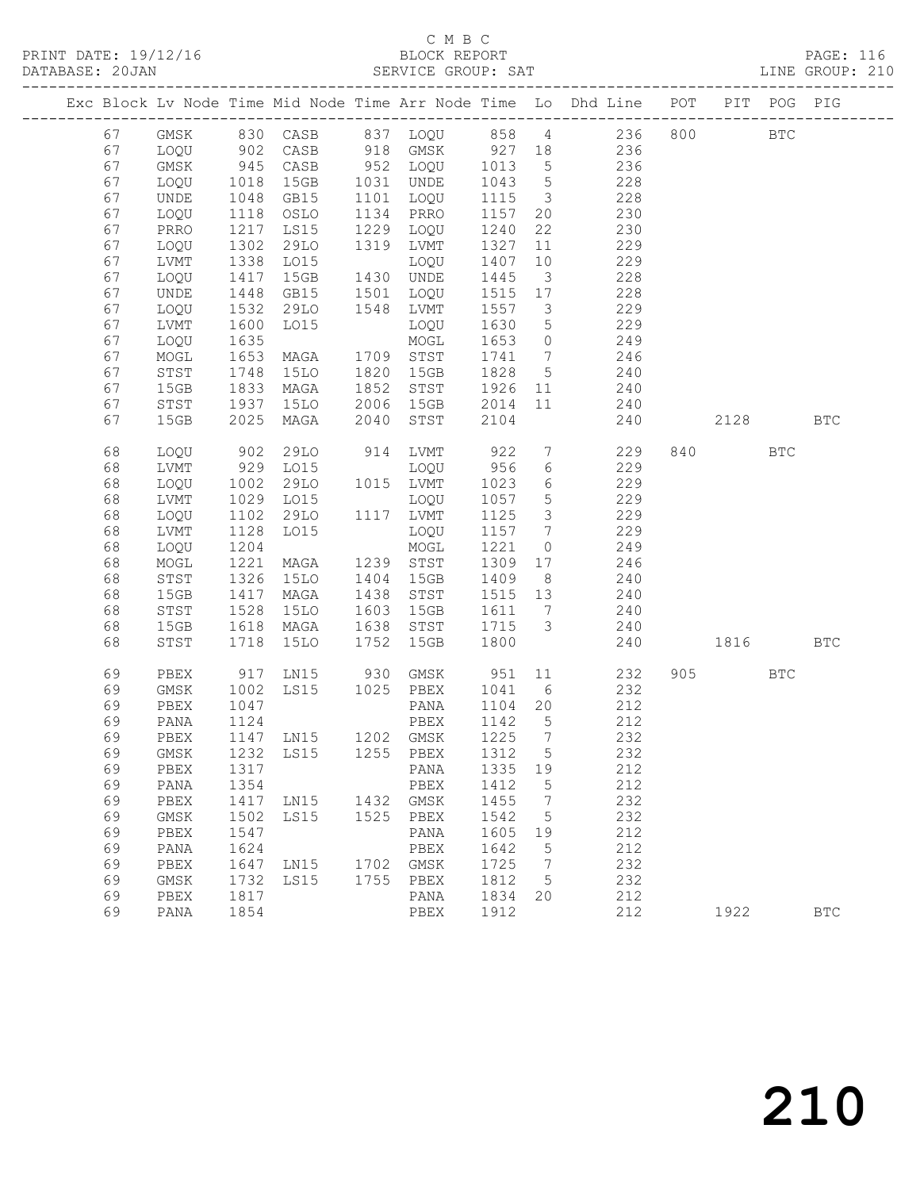C M B C

PRINT DATE: 19/12/16 BLOCK REPORT

DATABASE: 20JAN SERVICE GROUP: SAT LINE GROUP: 210

| Exc | Block | Lv | Node | Time | Mid Node | Time | Arr Node | Time | Lo | Dhd Line | POT | PIT | POG | PIG |
|---|---|---|---|---|---|---|---|---|---|---|---|---|---|---|
| | 67 | | GMSK | 830 | CASB | 837 | LOQU | 858 | 4 | 236 | 800 | | BTC | |
| | 67 | | LOQU | 902 | CASB | 918 | GMSK | 927 | 18 | 236 | | | | |
| | 67 | | GMSK | 945 | CASB | 952 | LOQU | 1013 | 5 | 236 | | | | |
| | 67 | | LOQU | 1018 | 15GB | 1031 | UNDE | 1043 | 5 | 228 | | | | |
| | 67 | | UNDE | 1048 | GB15 | 1101 | LOQU | 1115 | 3 | 228 | | | | |
| | 67 | | LOQU | 1118 | OSLO | 1134 | PRRO | 1157 | 20 | 230 | | | | |
| | 67 | | PRRO | 1217 | LS15 | 1229 | LOQU | 1240 | 22 | 230 | | | | |
| | 67 | | LOQU | 1302 | 29LO | 1319 | LVMT | 1327 | 11 | 229 | | | | |
| | 67 | | LVMT | 1338 | LO15 | | LOQU | 1407 | 10 | 229 | | | | |
| | 67 | | LOQU | 1417 | 15GB | 1430 | UNDE | 1445 | 3 | 228 | | | | |
| | 67 | | UNDE | 1448 | GB15 | 1501 | LOQU | 1515 | 17 | 228 | | | | |
| | 67 | | LOQU | 1532 | 29LO | 1548 | LVMT | 1557 | 3 | 229 | | | | |
| | 67 | | LVMT | 1600 | LO15 | | LOQU | 1630 | 5 | 229 | | | | |
| | 67 | | LOQU | 1635 | | | MOGL | 1653 | 0 | 249 | | | | |
| | 67 | | MOGL | 1653 | MAGA | 1709 | STST | 1741 | 7 | 246 | | | | |
| | 67 | | STST | 1748 | 15LO | 1820 | 15GB | 1828 | 5 | 240 | | | | |
| | 67 | | 15GB | 1833 | MAGA | 1852 | STST | 1926 | 11 | 240 | | | | |
| | 67 | | STST | 1937 | 15LO | 2006 | 15GB | 2014 | 11 | 240 | | | | |
| | 67 | | 15GB | 2025 | MAGA | 2040 | STST | 2104 | | 240 | | 2128 | | BTC |
| | 68 | | LOQU | 902 | 29LO | 914 | LVMT | 922 | 7 | 229 | 840 | | BTC | |
| | 68 | | LVMT | 929 | LO15 | | LOQU | 956 | 6 | 229 | | | | |
| | 68 | | LOQU | 1002 | 29LO | 1015 | LVMT | 1023 | 6 | 229 | | | | |
| | 68 | | LVMT | 1029 | LO15 | | LOQU | 1057 | 5 | 229 | | | | |
| | 68 | | LOQU | 1102 | 29LO | 1117 | LVMT | 1125 | 3 | 229 | | | | |
| | 68 | | LVMT | 1128 | LO15 | | LOQU | 1157 | 7 | 229 | | | | |
| | 68 | | LOQU | 1204 | | | MOGL | 1221 | 0 | 249 | | | | |
| | 68 | | MOGL | 1221 | MAGA | 1239 | STST | 1309 | 17 | 246 | | | | |
| | 68 | | STST | 1326 | 15LO | 1404 | 15GB | 1409 | 8 | 240 | | | | |
| | 68 | | 15GB | 1417 | MAGA | 1438 | STST | 1515 | 13 | 240 | | | | |
| | 68 | | STST | 1528 | 15LO | 1603 | 15GB | 1611 | 7 | 240 | | | | |
| | 68 | | 15GB | 1618 | MAGA | 1638 | STST | 1715 | 3 | 240 | | | | |
| | 68 | | STST | 1718 | 15LO | 1752 | 15GB | 1800 | | 240 | | 1816 | | BTC |
| | 69 | | PBEX | 917 | LN15 | 930 | GMSK | 951 | 11 | 232 | 905 | | BTC | |
| | 69 | | GMSK | 1002 | LS15 | 1025 | PBEX | 1041 | 6 | 232 | | | | |
| | 69 | | PBEX | 1047 | | | PANA | 1104 | 20 | 212 | | | | |
| | 69 | | PANA | 1124 | | | PBEX | 1142 | 5 | 212 | | | | |
| | 69 | | PBEX | 1147 | LN15 | 1202 | GMSK | 1225 | 7 | 232 | | | | |
| | 69 | | GMSK | 1232 | LS15 | 1255 | PBEX | 1312 | 5 | 232 | | | | |
| | 69 | | PBEX | 1317 | | | PANA | 1335 | 19 | 212 | | | | |
| | 69 | | PANA | 1354 | | | PBEX | 1412 | 5 | 212 | | | | |
| | 69 | | PBEX | 1417 | LN15 | 1432 | GMSK | 1455 | 7 | 232 | | | | |
| | 69 | | GMSK | 1502 | LS15 | 1525 | PBEX | 1542 | 5 | 232 | | | | |
| | 69 | | PBEX | 1547 | | | PANA | 1605 | 19 | 212 | | | | |
| | 69 | | PANA | 1624 | | | PBEX | 1642 | 5 | 212 | | | | |
| | 69 | | PBEX | 1647 | LN15 | 1702 | GMSK | 1725 | 7 | 232 | | | | |
| | 69 | | GMSK | 1732 | LS15 | 1755 | PBEX | 1812 | 5 | 232 | | | | |
| | 69 | | PBEX | 1817 | | | PANA | 1834 | 20 | 212 | | | | |
| | 69 | | PANA | 1854 | | | PBEX | 1912 | | 212 | | 1922 | | BTC |

210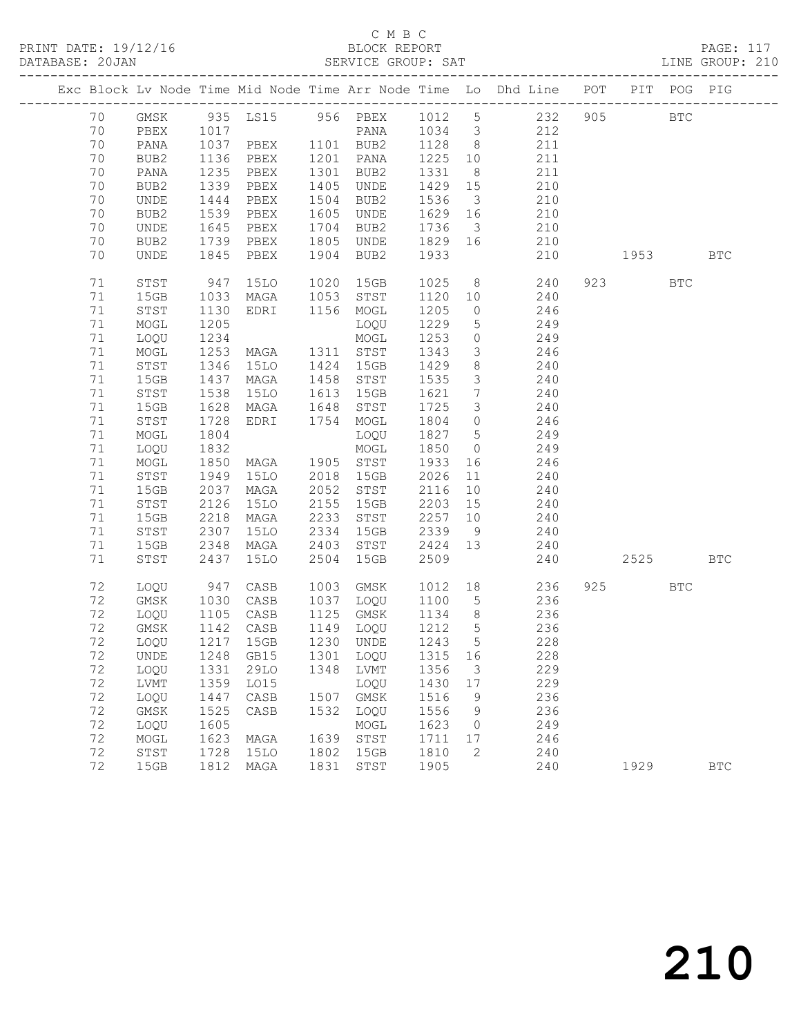C M B C
BLOCK REPORT
SERVICE GROUP: SAT

PRINT DATE: 19/12/16
DATABASE: 20JAN

LINE GROUP: 210

| Exc | Block | Lv | Node | Time | Mid Node | Time | Arr Node | Time | Lo | Dhd Line | POT | PIT | POG | PIG |
|---|---|---|---|---|---|---|---|---|---|---|---|---|---|---|
| | 70 | | GMSK | 935 | LS15 | 956 | PBEX | 1012 | 5 | 232 | 905 | | BTC | |
| | 70 | | PBEX | 1017 | | | PANA | 1034 | 3 | 212 | | | | |
| | 70 | | PANA | 1037 | PBEX | 1101 | BUB2 | 1128 | 8 | 211 | | | | |
| | 70 | | BUB2 | 1136 | PBEX | 1201 | PANA | 1225 | 10 | 211 | | | | |
| | 70 | | PANA | 1235 | PBEX | 1301 | BUB2 | 1331 | 8 | 211 | | | | |
| | 70 | | BUB2 | 1339 | PBEX | 1405 | UNDE | 1429 | 15 | 210 | | | | |
| | 70 | | UNDE | 1444 | PBEX | 1504 | BUB2 | 1536 | 3 | 210 | | | | |
| | 70 | | BUB2 | 1539 | PBEX | 1605 | UNDE | 1629 | 16 | 210 | | | | |
| | 70 | | UNDE | 1645 | PBEX | 1704 | BUB2 | 1736 | 3 | 210 | | | | |
| | 70 | | BUB2 | 1739 | PBEX | 1805 | UNDE | 1829 | 16 | 210 | | | | |
| | 70 | | UNDE | 1845 | PBEX | 1904 | BUB2 | 1933 | | 210 | | 1953 | | BTC |
| | 71 | | STST | 947 | 15LO | 1020 | 15GB | 1025 | 8 | 240 | 923 | | BTC | |
| | 71 | | 15GB | 1033 | MAGA | 1053 | STST | 1120 | 10 | 240 | | | | |
| | 71 | | STST | 1130 | EDRI | 1156 | MOGL | 1205 | 0 | 246 | | | | |
| | 71 | | MOGL | 1205 | | | LOQU | 1229 | 5 | 249 | | | | |
| | 71 | | LOQU | 1234 | | | MOGL | 1253 | 0 | 249 | | | | |
| | 71 | | MOGL | 1253 | MAGA | 1311 | STST | 1343 | 3 | 246 | | | | |
| | 71 | | STST | 1346 | 15LO | 1424 | 15GB | 1429 | 8 | 240 | | | | |
| | 71 | | 15GB | 1437 | MAGA | 1458 | STST | 1535 | 3 | 240 | | | | |
| | 71 | | STST | 1538 | 15LO | 1613 | 15GB | 1621 | 7 | 240 | | | | |
| | 71 | | 15GB | 1628 | MAGA | 1648 | STST | 1725 | 3 | 240 | | | | |
| | 71 | | STST | 1728 | EDRI | 1754 | MOGL | 1804 | 0 | 246 | | | | |
| | 71 | | MOGL | 1804 | | | LOQU | 1827 | 5 | 249 | | | | |
| | 71 | | LOQU | 1832 | | | MOGL | 1850 | 0 | 249 | | | | |
| | 71 | | MOGL | 1850 | MAGA | 1905 | STST | 1933 | 16 | 246 | | | | |
| | 71 | | STST | 1949 | 15LO | 2018 | 15GB | 2026 | 11 | 240 | | | | |
| | 71 | | 15GB | 2037 | MAGA | 2052 | STST | 2116 | 10 | 240 | | | | |
| | 71 | | STST | 2126 | 15LO | 2155 | 15GB | 2203 | 15 | 240 | | | | |
| | 71 | | 15GB | 2218 | MAGA | 2233 | STST | 2257 | 10 | 240 | | | | |
| | 71 | | STST | 2307 | 15LO | 2334 | 15GB | 2339 | 9 | 240 | | | | |
| | 71 | | 15GB | 2348 | MAGA | 2403 | STST | 2424 | 13 | 240 | | | | |
| | 71 | | STST | 2437 | 15LO | 2504 | 15GB | 2509 | | 240 | | 2525 | | BTC |
| | 72 | | LOQU | 947 | CASB | 1003 | GMSK | 1012 | 18 | 236 | 925 | | BTC | |
| | 72 | | GMSK | 1030 | CASB | 1037 | LOQU | 1100 | 5 | 236 | | | | |
| | 72 | | LOQU | 1105 | CASB | 1125 | GMSK | 1134 | 8 | 236 | | | | |
| | 72 | | GMSK | 1142 | CASB | 1149 | LOQU | 1212 | 5 | 236 | | | | |
| | 72 | | LOQU | 1217 | 15GB | 1230 | UNDE | 1243 | 5 | 228 | | | | |
| | 72 | | UNDE | 1248 | GB15 | 1301 | LOQU | 1315 | 16 | 228 | | | | |
| | 72 | | LOQU | 1331 | 29LO | 1348 | LVMT | 1356 | 3 | 229 | | | | |
| | 72 | | LVMT | 1359 | LO15 | | LOQU | 1430 | 17 | 229 | | | | |
| | 72 | | LOQU | 1447 | CASB | 1507 | GMSK | 1516 | 9 | 236 | | | | |
| | 72 | | GMSK | 1525 | CASB | 1532 | LOQU | 1556 | 9 | 236 | | | | |
| | 72 | | LOQU | 1605 | | | MOGL | 1623 | 0 | 249 | | | | |
| | 72 | | MOGL | 1623 | MAGA | 1639 | STST | 1711 | 17 | 246 | | | | |
| | 72 | | STST | 1728 | 15LO | 1802 | 15GB | 1810 | 2 | 240 | | | | |
| | 72 | | 15GB | 1812 | MAGA | 1831 | STST | 1905 | | 240 | | 1929 | | BTC |

210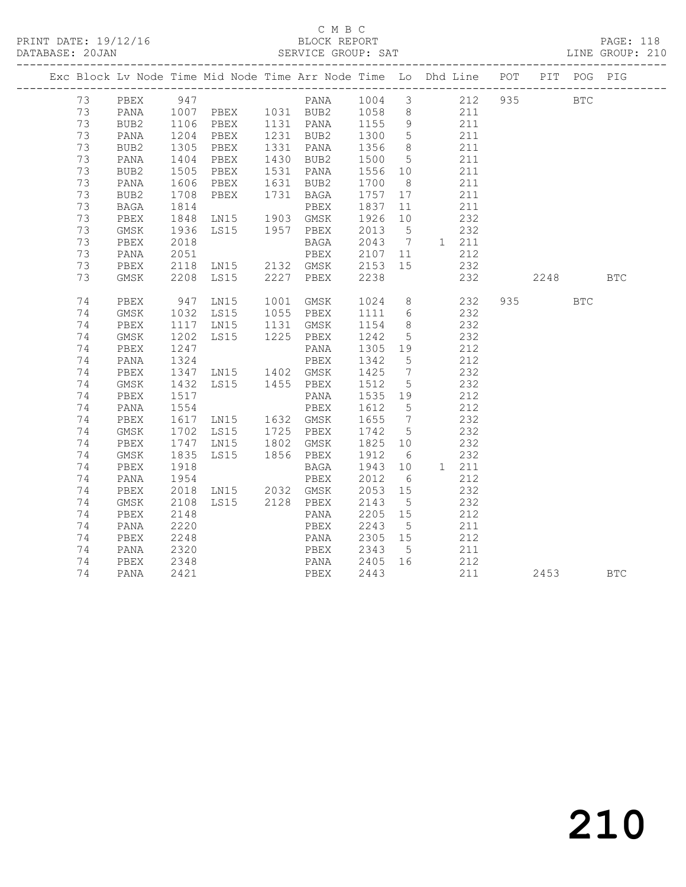C M B C

PRINT DATE: 19/12/16 BLOCK REPORT PAGE: 118
DATABASE: 20JAN SERVICE GROUP: SAT LINE GROUP: 210

| Exc | Block | Lv | Node | Time | Mid Node | Time | Arr Node | Time | Lo | Dhd | Line | POT | PIT | POG | PIG |
|---|---|---|---|---|---|---|---|---|---|---|---|---|---|---|---|
| | 73 | | PBEX | 947 | | | PANA | 1004 | 3 | | 212 | 935 | | BTC | |
| | 73 | | PANA | 1007 | PBEX | 1031 | BUB2 | 1058 | 8 | | 211 | | | | |
| | 73 | | BUB2 | 1106 | PBEX | 1131 | PANA | 1155 | 9 | | 211 | | | | |
| | 73 | | PANA | 1204 | PBEX | 1231 | BUB2 | 1300 | 5 | | 211 | | | | |
| | 73 | | BUB2 | 1305 | PBEX | 1331 | PANA | 1356 | 8 | | 211 | | | | |
| | 73 | | PANA | 1404 | PBEX | 1430 | BUB2 | 1500 | 5 | | 211 | | | | |
| | 73 | | BUB2 | 1505 | PBEX | 1531 | PANA | 1556 | 10 | | 211 | | | | |
| | 73 | | PANA | 1606 | PBEX | 1631 | BUB2 | 1700 | 8 | | 211 | | | | |
| | 73 | | BUB2 | 1708 | PBEX | 1731 | BAGA | 1757 | 17 | | 211 | | | | |
| | 73 | | BAGA | 1814 | | | PBEX | 1837 | 11 | | 211 | | | | |
| | 73 | | PBEX | 1848 | LN15 | 1903 | GMSK | 1926 | 10 | | 232 | | | | |
| | 73 | | GMSK | 1936 | LS15 | 1957 | PBEX | 2013 | 5 | | 232 | | | | |
| | 73 | | PBEX | 2018 | | | BAGA | 2043 | 7 | 1 | 211 | | | | |
| | 73 | | PANA | 2051 | | | PBEX | 2107 | 11 | | 212 | | | | |
| | 73 | | PBEX | 2118 | LN15 | 2132 | GMSK | 2153 | 15 | | 232 | | | | |
| | 73 | | GMSK | 2208 | LS15 | 2227 | PBEX | 2238 | | | 232 | | 2248 | | BTC |
| | 74 | | PBEX | 947 | LN15 | 1001 | GMSK | 1024 | 8 | | 232 | 935 | | BTC | |
| | 74 | | GMSK | 1032 | LS15 | 1055 | PBEX | 1111 | 6 | | 232 | | | | |
| | 74 | | PBEX | 1117 | LN15 | 1131 | GMSK | 1154 | 8 | | 232 | | | | |
| | 74 | | GMSK | 1202 | LS15 | 1225 | PBEX | 1242 | 5 | | 232 | | | | |
| | 74 | | PBEX | 1247 | | | PANA | 1305 | 19 | | 212 | | | | |
| | 74 | | PANA | 1324 | | | PBEX | 1342 | 5 | | 212 | | | | |
| | 74 | | PBEX | 1347 | LN15 | 1402 | GMSK | 1425 | 7 | | 232 | | | | |
| | 74 | | GMSK | 1432 | LS15 | 1455 | PBEX | 1512 | 5 | | 232 | | | | |
| | 74 | | PBEX | 1517 | | | PANA | 1535 | 19 | | 212 | | | | |
| | 74 | | PANA | 1554 | | | PBEX | 1612 | 5 | | 212 | | | | |
| | 74 | | PBEX | 1617 | LN15 | 1632 | GMSK | 1655 | 7 | | 232 | | | | |
| | 74 | | GMSK | 1702 | LS15 | 1725 | PBEX | 1742 | 5 | | 232 | | | | |
| | 74 | | PBEX | 1747 | LN15 | 1802 | GMSK | 1825 | 10 | | 232 | | | | |
| | 74 | | GMSK | 1835 | LS15 | 1856 | PBEX | 1912 | 6 | | 232 | | | | |
| | 74 | | PBEX | 1918 | | | BAGA | 1943 | 10 | 1 | 211 | | | | |
| | 74 | | PANA | 1954 | | | PBEX | 2012 | 6 | | 212 | | | | |
| | 74 | | PBEX | 2018 | LN15 | 2032 | GMSK | 2053 | 15 | | 232 | | | | |
| | 74 | | GMSK | 2108 | LS15 | 2128 | PBEX | 2143 | 5 | | 232 | | | | |
| | 74 | | PBEX | 2148 | | | PANA | 2205 | 15 | | 212 | | | | |
| | 74 | | PANA | 2220 | | | PBEX | 2243 | 5 | | 211 | | | | |
| | 74 | | PBEX | 2248 | | | PANA | 2305 | 15 | | 212 | | | | |
| | 74 | | PANA | 2320 | | | PBEX | 2343 | 5 | | 211 | | | | |
| | 74 | | PBEX | 2348 | | | PANA | 2405 | 16 | | 212 | | | | |
| | 74 | | PANA | 2421 | | | PBEX | 2443 | | | 211 | | 2453 | | BTC |

210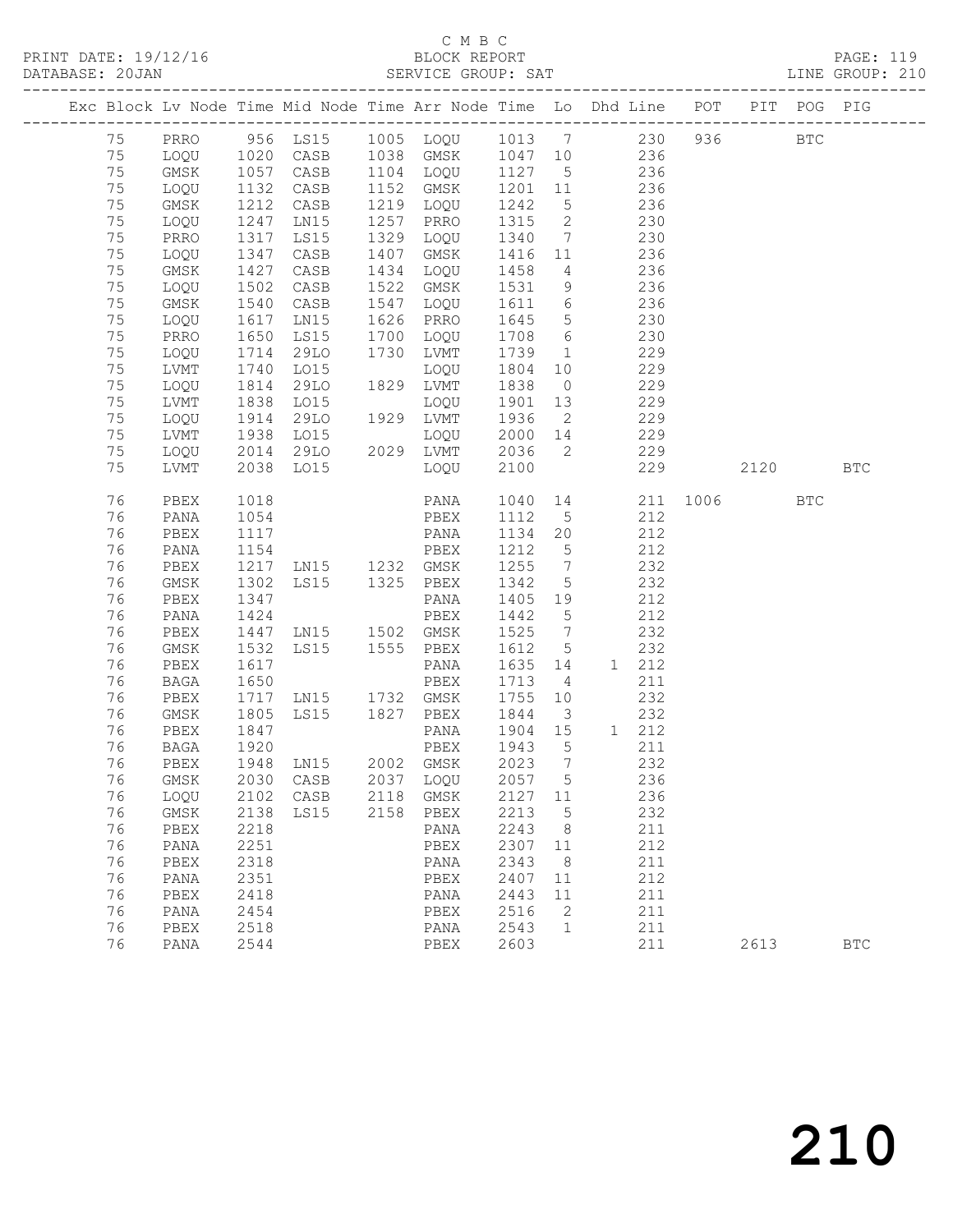C M B C
PRINT DATE: 19/12/16 BLOCK REPORT
DATABASE: 20JAN SERVICE GROUP: SAT LINE GROUP: 210

| Exc | Block | Lv | Node | Time | Mid Node | Time | Arr Node | Time | Lo | Dhd | Line | POT | PIT | POG | PIG |
|---|---|---|---|---|---|---|---|---|---|---|---|---|---|---|---|
| | 75 | | PRRO | 956 | LS15 | 1005 | LOQU | 1013 | 7 | | 230 | 936 | | BTC | |
| | 75 | | LOQU | 1020 | CASB | 1038 | GMSK | 1047 | 10 | | 236 | | | | |
| | 75 | | GMSK | 1057 | CASB | 1104 | LOQU | 1127 | 5 | | 236 | | | | |
| | 75 | | LOQU | 1132 | CASB | 1152 | GMSK | 1201 | 11 | | 236 | | | | |
| | 75 | | GMSK | 1212 | CASB | 1219 | LOQU | 1242 | 5 | | 236 | | | | |
| | 75 | | LOQU | 1247 | LN15 | 1257 | PRRO | 1315 | 2 | | 230 | | | | |
| | 75 | | PRRO | 1317 | LS15 | 1329 | LOQU | 1340 | 7 | | 230 | | | | |
| | 75 | | LOQU | 1347 | CASB | 1407 | GMSK | 1416 | 11 | | 236 | | | | |
| | 75 | | GMSK | 1427 | CASB | 1434 | LOQU | 1458 | 4 | | 236 | | | | |
| | 75 | | LOQU | 1502 | CASB | 1522 | GMSK | 1531 | 9 | | 236 | | | | |
| | 75 | | GMSK | 1540 | CASB | 1547 | LOQU | 1611 | 6 | | 236 | | | | |
| | 75 | | LOQU | 1617 | LN15 | 1626 | PRRO | 1645 | 5 | | 230 | | | | |
| | 75 | | PRRO | 1650 | LS15 | 1700 | LOQU | 1708 | 6 | | 230 | | | | |
| | 75 | | LOQU | 1714 | 29LO | 1730 | LVMT | 1739 | 1 | | 229 | | | | |
| | 75 | | LVMT | 1740 | LO15 | | LOQU | 1804 | 10 | | 229 | | | | |
| | 75 | | LOQU | 1814 | 29LO | 1829 | LVMT | 1838 | 0 | | 229 | | | | |
| | 75 | | LVMT | 1838 | LO15 | | LOQU | 1901 | 13 | | 229 | | | | |
| | 75 | | LOQU | 1914 | 29LO | 1929 | LVMT | 1936 | 2 | | 229 | | | | |
| | 75 | | LVMT | 1938 | LO15 | | LOQU | 2000 | 14 | | 229 | | | | |
| | 75 | | LOQU | 2014 | 29LO | 2029 | LVMT | 2036 | 2 | | 229 | | | | |
| | 75 | | LVMT | 2038 | LO15 | | LOQU | 2100 | | | 229 | | 2120 | | BTC |
| | 76 | | PBEX | 1018 | | | PANA | 1040 | 14 | | 211 | 1006 | | BTC | |
| | 76 | | PANA | 1054 | | | PBEX | 1112 | 5 | | 212 | | | | |
| | 76 | | PBEX | 1117 | | | PANA | 1134 | 20 | | 212 | | | | |
| | 76 | | PANA | 1154 | | | PBEX | 1212 | 5 | | 212 | | | | |
| | 76 | | PBEX | 1217 | LN15 | 1232 | GMSK | 1255 | 7 | | 232 | | | | |
| | 76 | | GMSK | 1302 | LS15 | 1325 | PBEX | 1342 | 5 | | 232 | | | | |
| | 76 | | PBEX | 1347 | | | PANA | 1405 | 19 | | 212 | | | | |
| | 76 | | PANA | 1424 | | | PBEX | 1442 | 5 | | 212 | | | | |
| | 76 | | PBEX | 1447 | LN15 | 1502 | GMSK | 1525 | 7 | | 232 | | | | |
| | 76 | | GMSK | 1532 | LS15 | 1555 | PBEX | 1612 | 5 | | 232 | | | | |
| | 76 | | PBEX | 1617 | | | PANA | 1635 | 14 | 1 | 212 | | | | |
| | 76 | | BAGA | 1650 | | | PBEX | 1713 | 4 | | 211 | | | | |
| | 76 | | PBEX | 1717 | LN15 | 1732 | GMSK | 1755 | 10 | | 232 | | | | |
| | 76 | | GMSK | 1805 | LS15 | 1827 | PBEX | 1844 | 3 | | 232 | | | | |
| | 76 | | PBEX | 1847 | | | PANA | 1904 | 15 | 1 | 212 | | | | |
| | 76 | | BAGA | 1920 | | | PBEX | 1943 | 5 | | 211 | | | | |
| | 76 | | PBEX | 1948 | LN15 | 2002 | GMSK | 2023 | 7 | | 232 | | | | |
| | 76 | | GMSK | 2030 | CASB | 2037 | LOQU | 2057 | 5 | | 236 | | | | |
| | 76 | | LOQU | 2102 | CASB | 2118 | GMSK | 2127 | 11 | | 236 | | | | |
| | 76 | | GMSK | 2138 | LS15 | 2158 | PBEX | 2213 | 5 | | 232 | | | | |
| | 76 | | PBEX | 2218 | | | PANA | 2243 | 8 | | 211 | | | | |
| | 76 | | PANA | 2251 | | | PBEX | 2307 | 11 | | 212 | | | | |
| | 76 | | PBEX | 2318 | | | PANA | 2343 | 8 | | 211 | | | | |
| | 76 | | PANA | 2351 | | | PBEX | 2407 | 11 | | 212 | | | | |
| | 76 | | PBEX | 2418 | | | PANA | 2443 | 11 | | 211 | | | | |
| | 76 | | PANA | 2454 | | | PBEX | 2516 | 2 | | 211 | | | | |
| | 76 | | PBEX | 2518 | | | PANA | 2543 | 1 | | 211 | | | | |
| | 76 | | PANA | 2544 | | | PBEX | 2603 | | | 211 | | 2613 | | BTC |

210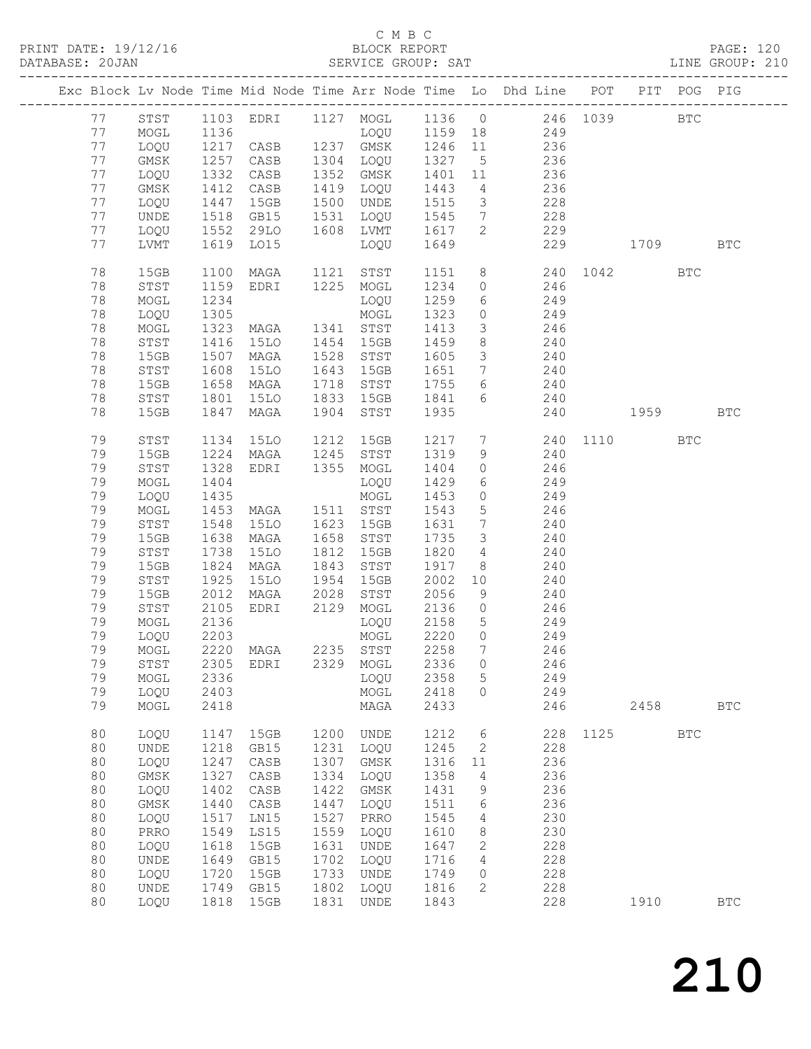C M B C

BLOCK REPORT

SERVICE GROUP: SAT

LINE GROUP: 210

PRINT DATE: 19/12/16

DATABASE: 20JAN

| Exc | Block | Lv | Node | Time | Mid Node | Time | Arr Node | Time | Lo | Dhd Line | POT | PIT | POG | PIG |
|---|---|---|---|---|---|---|---|---|---|---|---|---|---|---|
| | 77 | | STST | 1103 | EDRI | 1127 | MOGL | 1136 | 0 | 246 | 1039 | | BTC | |
| | 77 | | MOGL | 1136 | | | LOQU | 1159 | 18 | 249 | | | | |
| | 77 | | LOQU | 1217 | CASB | 1237 | GMSK | 1246 | 11 | 236 | | | | |
| | 77 | | GMSK | 1257 | CASB | 1304 | LOQU | 1327 | 5 | 236 | | | | |
| | 77 | | LOQU | 1332 | CASB | 1352 | GMSK | 1401 | 11 | 236 | | | | |
| | 77 | | GMSK | 1412 | CASB | 1419 | LOQU | 1443 | 4 | 236 | | | | |
| | 77 | | LOQU | 1447 | 15GB | 1500 | UNDE | 1515 | 3 | 228 | | | | |
| | 77 | | UNDE | 1518 | GB15 | 1531 | LOQU | 1545 | 7 | 228 | | | | |
| | 77 | | LOQU | 1552 | 29LO | 1608 | LVMT | 1617 | 2 | 229 | | | | |
| | 77 | | LVMT | 1619 | LO15 | | LOQU | 1649 | | 229 | | 1709 | | BTC |
| | 78 | | 15GB | 1100 | MAGA | 1121 | STST | 1151 | 8 | 240 | 1042 | | BTC | |
| | 78 | | STST | 1159 | EDRI | 1225 | MOGL | 1234 | 0 | 246 | | | | |
| | 78 | | MOGL | 1234 | | | LOQU | 1259 | 6 | 249 | | | | |
| | 78 | | LOQU | 1305 | | | MOGL | 1323 | 0 | 249 | | | | |
| | 78 | | MOGL | 1323 | MAGA | 1341 | STST | 1413 | 3 | 246 | | | | |
| | 78 | | STST | 1416 | 15LO | 1454 | 15GB | 1459 | 8 | 240 | | | | |
| | 78 | | 15GB | 1507 | MAGA | 1528 | STST | 1605 | 3 | 240 | | | | |
| | 78 | | STST | 1608 | 15LO | 1643 | 15GB | 1651 | 7 | 240 | | | | |
| | 78 | | 15GB | 1658 | MAGA | 1718 | STST | 1755 | 6 | 240 | | | | |
| | 78 | | STST | 1801 | 15LO | 1833 | 15GB | 1841 | 6 | 240 | | | | |
| | 78 | | 15GB | 1847 | MAGA | 1904 | STST | 1935 | | 240 | | 1959 | | BTC |
| | 79 | | STST | 1134 | 15LO | 1212 | 15GB | 1217 | 7 | 240 | 1110 | | BTC | |
| | 79 | | 15GB | 1224 | MAGA | 1245 | STST | 1319 | 9 | 240 | | | | |
| | 79 | | STST | 1328 | EDRI | 1355 | MOGL | 1404 | 0 | 246 | | | | |
| | 79 | | MOGL | 1404 | | | LOQU | 1429 | 6 | 249 | | | | |
| | 79 | | LOQU | 1435 | | | MOGL | 1453 | 0 | 249 | | | | |
| | 79 | | MOGL | 1453 | MAGA | 1511 | STST | 1543 | 5 | 246 | | | | |
| | 79 | | STST | 1548 | 15LO | 1623 | 15GB | 1631 | 7 | 240 | | | | |
| | 79 | | 15GB | 1638 | MAGA | 1658 | STST | 1735 | 3 | 240 | | | | |
| | 79 | | STST | 1738 | 15LO | 1812 | 15GB | 1820 | 4 | 240 | | | | |
| | 79 | | 15GB | 1824 | MAGA | 1843 | STST | 1917 | 8 | 240 | | | | |
| | 79 | | STST | 1925 | 15LO | 1954 | 15GB | 2002 | 10 | 240 | | | | |
| | 79 | | 15GB | 2012 | MAGA | 2028 | STST | 2056 | 9 | 240 | | | | |
| | 79 | | STST | 2105 | EDRI | 2129 | MOGL | 2136 | 0 | 246 | | | | |
| | 79 | | MOGL | 2136 | | | LOQU | 2158 | 5 | 249 | | | | |
| | 79 | | LOQU | 2203 | | | MOGL | 2220 | 0 | 249 | | | | |
| | 79 | | MOGL | 2220 | MAGA | 2235 | STST | 2258 | 7 | 246 | | | | |
| | 79 | | STST | 2305 | EDRI | 2329 | MOGL | 2336 | 0 | 246 | | | | |
| | 79 | | MOGL | 2336 | | | LOQU | 2358 | 5 | 249 | | | | |
| | 79 | | LOQU | 2403 | | | MOGL | 2418 | 0 | 249 | | | | |
| | 79 | | MOGL | 2418 | | | MAGA | 2433 | | 246 | | 2458 | | BTC |
| | 80 | | LOQU | 1147 | 15GB | 1200 | UNDE | 1212 | 6 | 228 | 1125 | | BTC | |
| | 80 | | UNDE | 1218 | GB15 | 1231 | LOQU | 1245 | 2 | 228 | | | | |
| | 80 | | LOQU | 1247 | CASB | 1307 | GMSK | 1316 | 11 | 236 | | | | |
| | 80 | | GMSK | 1327 | CASB | 1334 | LOQU | 1358 | 4 | 236 | | | | |
| | 80 | | LOQU | 1402 | CASB | 1422 | GMSK | 1431 | 9 | 236 | | | | |
| | 80 | | GMSK | 1440 | CASB | 1447 | LOQU | 1511 | 6 | 236 | | | | |
| | 80 | | LOQU | 1517 | LN15 | 1527 | PRRO | 1545 | 4 | 230 | | | | |
| | 80 | | PRRO | 1549 | LS15 | 1559 | LOQU | 1610 | 8 | 230 | | | | |
| | 80 | | LOQU | 1618 | 15GB | 1631 | UNDE | 1647 | 2 | 228 | | | | |
| | 80 | | UNDE | 1649 | GB15 | 1702 | LOQU | 1716 | 4 | 228 | | | | |
| | 80 | | LOQU | 1720 | 15GB | 1733 | UNDE | 1749 | 0 | 228 | | | | |
| | 80 | | UNDE | 1749 | GB15 | 1802 | LOQU | 1816 | 2 | 228 | | | | |
| | 80 | | LOQU | 1818 | 15GB | 1831 | UNDE | 1843 | | 228 | | 1910 | | BTC |

210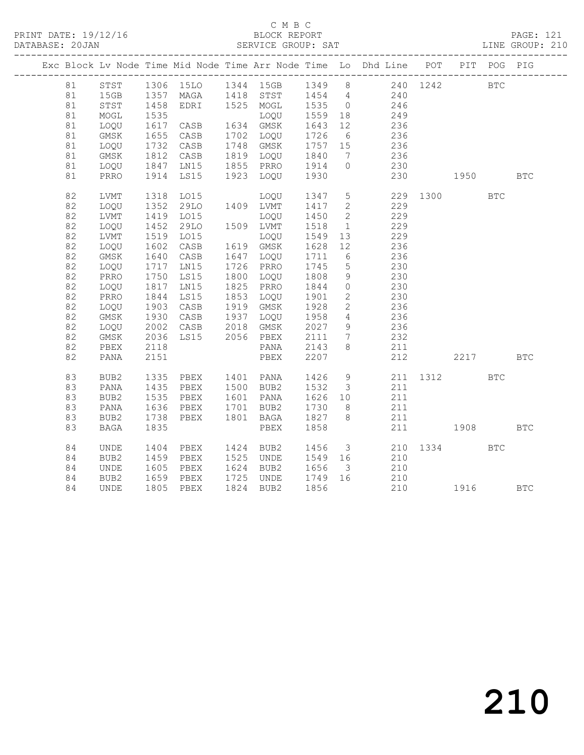C M B C
PRINT DATE: 19/12/16 BLOCK REPORT PAGE: 121
DATABASE: 20JAN SERVICE GROUP: SAT LINE GROUP: 210

| Exc | Block | Lv | Node | Time | Mid Node | Time | Arr Node | Time | Lo | Dhd Line | POT | PIT | POG | PIG |
|---|---|---|---|---|---|---|---|---|---|---|---|---|---|---|
| | 81 | | STST | 1306 | 15LO | 1344 | 15GB | 1349 | 8 | 240 | 1242 | | BTC | |
| | 81 | | 15GB | 1357 | MAGA | 1418 | STST | 1454 | 4 | 240 | | | | |
| | 81 | | STST | 1458 | EDRI | 1525 | MOGL | 1535 | 0 | 246 | | | | |
| | 81 | | MOGL | 1535 | | | LOQU | 1559 | 18 | 249 | | | | |
| | 81 | | LOQU | 1617 | CASB | 1634 | GMSK | 1643 | 12 | 236 | | | | |
| | 81 | | GMSK | 1655 | CASB | 1702 | LOQU | 1726 | 6 | 236 | | | | |
| | 81 | | LOQU | 1732 | CASB | 1748 | GMSK | 1757 | 15 | 236 | | | | |
| | 81 | | GMSK | 1812 | CASB | 1819 | LOQU | 1840 | 7 | 236 | | | | |
| | 81 | | LOQU | 1847 | LN15 | 1855 | PRRO | 1914 | 0 | 230 | | | | |
| | 81 | | PRRO | 1914 | LS15 | 1923 | LOQU | 1930 | | 230 | | 1950 | | BTC |
| | 82 | | LVMT | 1318 | LO15 | | LOQU | 1347 | 5 | 229 | 1300 | | BTC | |
| | 82 | | LOQU | 1352 | 29LO | 1409 | LVMT | 1417 | 2 | 229 | | | | |
| | 82 | | LVMT | 1419 | LO15 | | LOQU | 1450 | 2 | 229 | | | | |
| | 82 | | LOQU | 1452 | 29LO | 1509 | LVMT | 1518 | 1 | 229 | | | | |
| | 82 | | LVMT | 1519 | LO15 | | LOQU | 1549 | 13 | 229 | | | | |
| | 82 | | LOQU | 1602 | CASB | 1619 | GMSK | 1628 | 12 | 236 | | | | |
| | 82 | | GMSK | 1640 | CASB | 1647 | LOQU | 1711 | 6 | 236 | | | | |
| | 82 | | LOQU | 1717 | LN15 | 1726 | PRRO | 1745 | 5 | 230 | | | | |
| | 82 | | PRRO | 1750 | LS15 | 1800 | LOQU | 1808 | 9 | 230 | | | | |
| | 82 | | LOQU | 1817 | LN15 | 1825 | PRRO | 1844 | 0 | 230 | | | | |
| | 82 | | PRRO | 1844 | LS15 | 1853 | LOQU | 1901 | 2 | 230 | | | | |
| | 82 | | LOQU | 1903 | CASB | 1919 | GMSK | 1928 | 2 | 236 | | | | |
| | 82 | | GMSK | 1930 | CASB | 1937 | LOQU | 1958 | 4 | 236 | | | | |
| | 82 | | LOQU | 2002 | CASB | 2018 | GMSK | 2027 | 9 | 236 | | | | |
| | 82 | | GMSK | 2036 | LS15 | 2056 | PBEX | 2111 | 7 | 232 | | | | |
| | 82 | | PBEX | 2118 | | | PANA | 2143 | 8 | 211 | | | | |
| | 82 | | PANA | 2151 | | | PBEX | 2207 | | 212 | | 2217 | | BTC |
| | 83 | | BUB2 | 1335 | PBEX | 1401 | PANA | 1426 | 9 | 211 | 1312 | | BTC | |
| | 83 | | PANA | 1435 | PBEX | 1500 | BUB2 | 1532 | 3 | 211 | | | | |
| | 83 | | BUB2 | 1535 | PBEX | 1601 | PANA | 1626 | 10 | 211 | | | | |
| | 83 | | PANA | 1636 | PBEX | 1701 | BUB2 | 1730 | 8 | 211 | | | | |
| | 83 | | BUB2 | 1738 | PBEX | 1801 | BAGA | 1827 | 8 | 211 | | | | |
| | 83 | | BAGA | 1835 | | | PBEX | 1858 | | 211 | | 1908 | | BTC |
| | 84 | | UNDE | 1404 | PBEX | 1424 | BUB2 | 1456 | 3 | 210 | 1334 | | BTC | |
| | 84 | | BUB2 | 1459 | PBEX | 1525 | UNDE | 1549 | 16 | 210 | | | | |
| | 84 | | UNDE | 1605 | PBEX | 1624 | BUB2 | 1656 | 3 | 210 | | | | |
| | 84 | | BUB2 | 1659 | PBEX | 1725 | UNDE | 1749 | 16 | 210 | | | | |
| | 84 | | UNDE | 1805 | PBEX | 1824 | BUB2 | 1856 | | 210 | | 1916 | | BTC |

210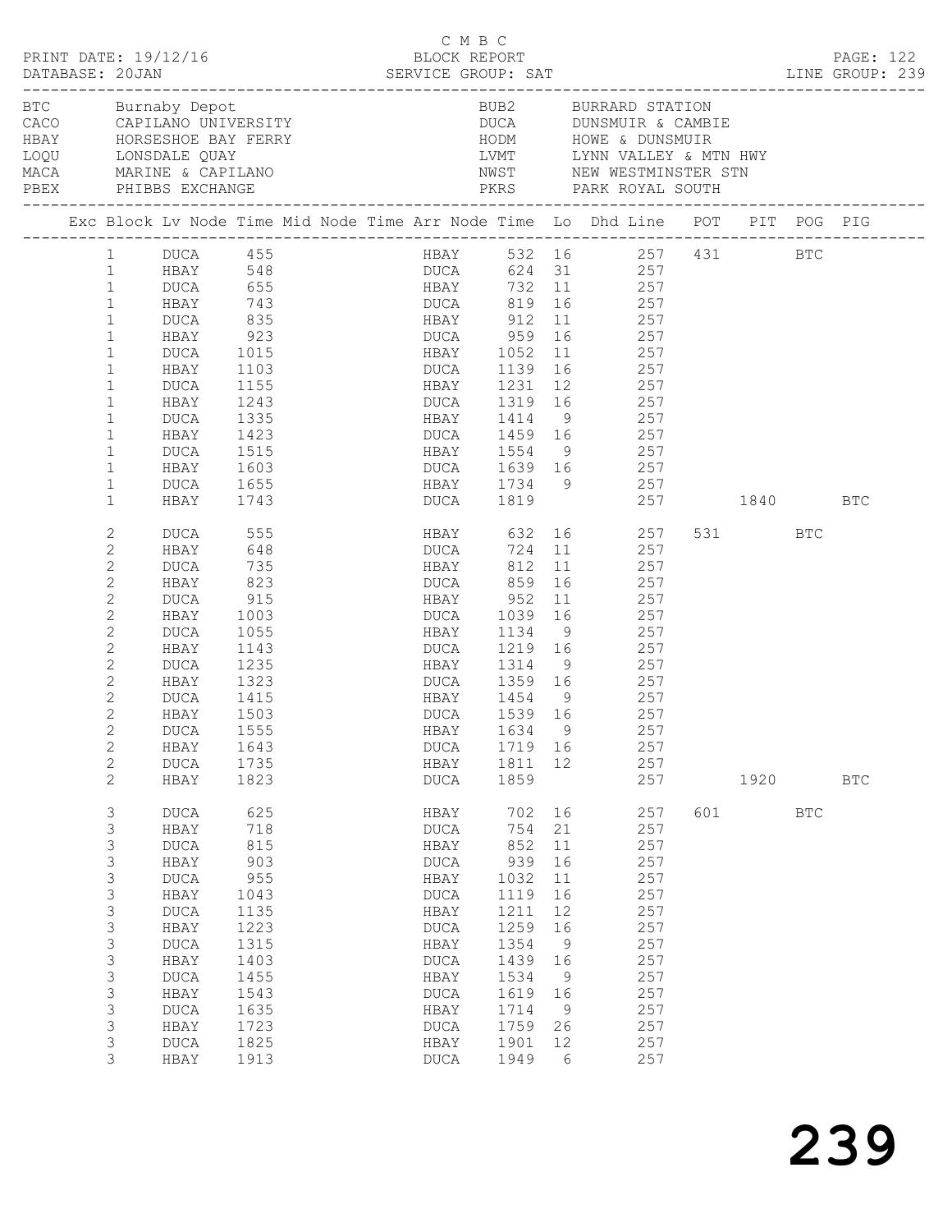C M B C

BLOCK REPORT

SERVICE GROUP: SAT

PRINT DATE: 19/12/16
DATABASE: 20JAN

LINE GROUP: 239

| Code | Location | Code | Location |
|---|---|---|---|
| BTC | Burnaby Depot | BUB2 | BURRARD STATION |
| CACO | CAPILANO UNIVERSITY | DUCA | DUNSMUIR & CAMBIE |
| HBAY | HORSESHOE BAY FERRY | HODM | HOWE & DUNSMUIR |
| LOQU | LONSDALE QUAY | LVMT | LYNN VALLEY & MTN HWY |
| MACA | MARINE & CAPILANO | NWST | NEW WESTMINSTER STN |
| PBEX | PHIBBS EXCHANGE | PKRS | PARK ROYAL SOUTH |

| Exc | Block | Lv Node | Time | Mid Node | Time | Arr Node | Time | Lo | Dhd Line | POT | PIT | POG | PIG |
|---|---|---|---|---|---|---|---|---|---|---|---|---|---|
| | 1 | DUCA | 455 | | | HBAY | 532 | 16 | 257 | 431 | | BTC | |
| | 1 | HBAY | 548 | | | DUCA | 624 | 31 | 257 | | | | |
| | 1 | DUCA | 655 | | | HBAY | 732 | 11 | 257 | | | | |
| | 1 | HBAY | 743 | | | DUCA | 819 | 16 | 257 | | | | |
| | 1 | DUCA | 835 | | | HBAY | 912 | 11 | 257 | | | | |
| | 1 | HBAY | 923 | | | DUCA | 959 | 16 | 257 | | | | |
| | 1 | DUCA | 1015 | | | HBAY | 1052 | 11 | 257 | | | | |
| | 1 | HBAY | 1103 | | | DUCA | 1139 | 16 | 257 | | | | |
| | 1 | DUCA | 1155 | | | HBAY | 1231 | 12 | 257 | | | | |
| | 1 | HBAY | 1243 | | | DUCA | 1319 | 16 | 257 | | | | |
| | 1 | DUCA | 1335 | | | HBAY | 1414 | 9 | 257 | | | | |
| | 1 | HBAY | 1423 | | | DUCA | 1459 | 16 | 257 | | | | |
| | 1 | DUCA | 1515 | | | HBAY | 1554 | 9 | 257 | | | | |
| | 1 | HBAY | 1603 | | | DUCA | 1639 | 16 | 257 | | | | |
| | 1 | DUCA | 1655 | | | HBAY | 1734 | 9 | 257 | | | | |
| | 1 | HBAY | 1743 | | | DUCA | 1819 | | 257 | | 1840 | | BTC |
| | 2 | DUCA | 555 | | | HBAY | 632 | 16 | 257 | 531 | | BTC | |
| | 2 | HBAY | 648 | | | DUCA | 724 | 11 | 257 | | | | |
| | 2 | DUCA | 735 | | | HBAY | 812 | 11 | 257 | | | | |
| | 2 | HBAY | 823 | | | DUCA | 859 | 16 | 257 | | | | |
| | 2 | DUCA | 915 | | | HBAY | 952 | 11 | 257 | | | | |
| | 2 | HBAY | 1003 | | | DUCA | 1039 | 16 | 257 | | | | |
| | 2 | DUCA | 1055 | | | HBAY | 1134 | 9 | 257 | | | | |
| | 2 | HBAY | 1143 | | | DUCA | 1219 | 16 | 257 | | | | |
| | 2 | DUCA | 1235 | | | HBAY | 1314 | 9 | 257 | | | | |
| | 2 | HBAY | 1323 | | | DUCA | 1359 | 16 | 257 | | | | |
| | 2 | DUCA | 1415 | | | HBAY | 1454 | 9 | 257 | | | | |
| | 2 | HBAY | 1503 | | | DUCA | 1539 | 16 | 257 | | | | |
| | 2 | DUCA | 1555 | | | HBAY | 1634 | 9 | 257 | | | | |
| | 2 | HBAY | 1643 | | | DUCA | 1719 | 16 | 257 | | | | |
| | 2 | DUCA | 1735 | | | HBAY | 1811 | 12 | 257 | | | | |
| | 2 | HBAY | 1823 | | | DUCA | 1859 | | 257 | | 1920 | | BTC |
| | 3 | DUCA | 625 | | | HBAY | 702 | 16 | 257 | 601 | | BTC | |
| | 3 | HBAY | 718 | | | DUCA | 754 | 21 | 257 | | | | |
| | 3 | DUCA | 815 | | | HBAY | 852 | 11 | 257 | | | | |
| | 3 | HBAY | 903 | | | DUCA | 939 | 16 | 257 | | | | |
| | 3 | DUCA | 955 | | | HBAY | 1032 | 11 | 257 | | | | |
| | 3 | HBAY | 1043 | | | DUCA | 1119 | 16 | 257 | | | | |
| | 3 | DUCA | 1135 | | | HBAY | 1211 | 12 | 257 | | | | |
| | 3 | HBAY | 1223 | | | DUCA | 1259 | 16 | 257 | | | | |
| | 3 | DUCA | 1315 | | | HBAY | 1354 | 9 | 257 | | | | |
| | 3 | HBAY | 1403 | | | DUCA | 1439 | 16 | 257 | | | | |
| | 3 | DUCA | 1455 | | | HBAY | 1534 | 9 | 257 | | | | |
| | 3 | HBAY | 1543 | | | DUCA | 1619 | 16 | 257 | | | | |
| | 3 | DUCA | 1635 | | | HBAY | 1714 | 9 | 257 | | | | |
| | 3 | HBAY | 1723 | | | DUCA | 1759 | 26 | 257 | | | | |
| | 3 | DUCA | 1825 | | | HBAY | 1901 | 12 | 257 | | | | |
| | 3 | HBAY | 1913 | | | DUCA | 1949 | 6 | 257 | | | | |

239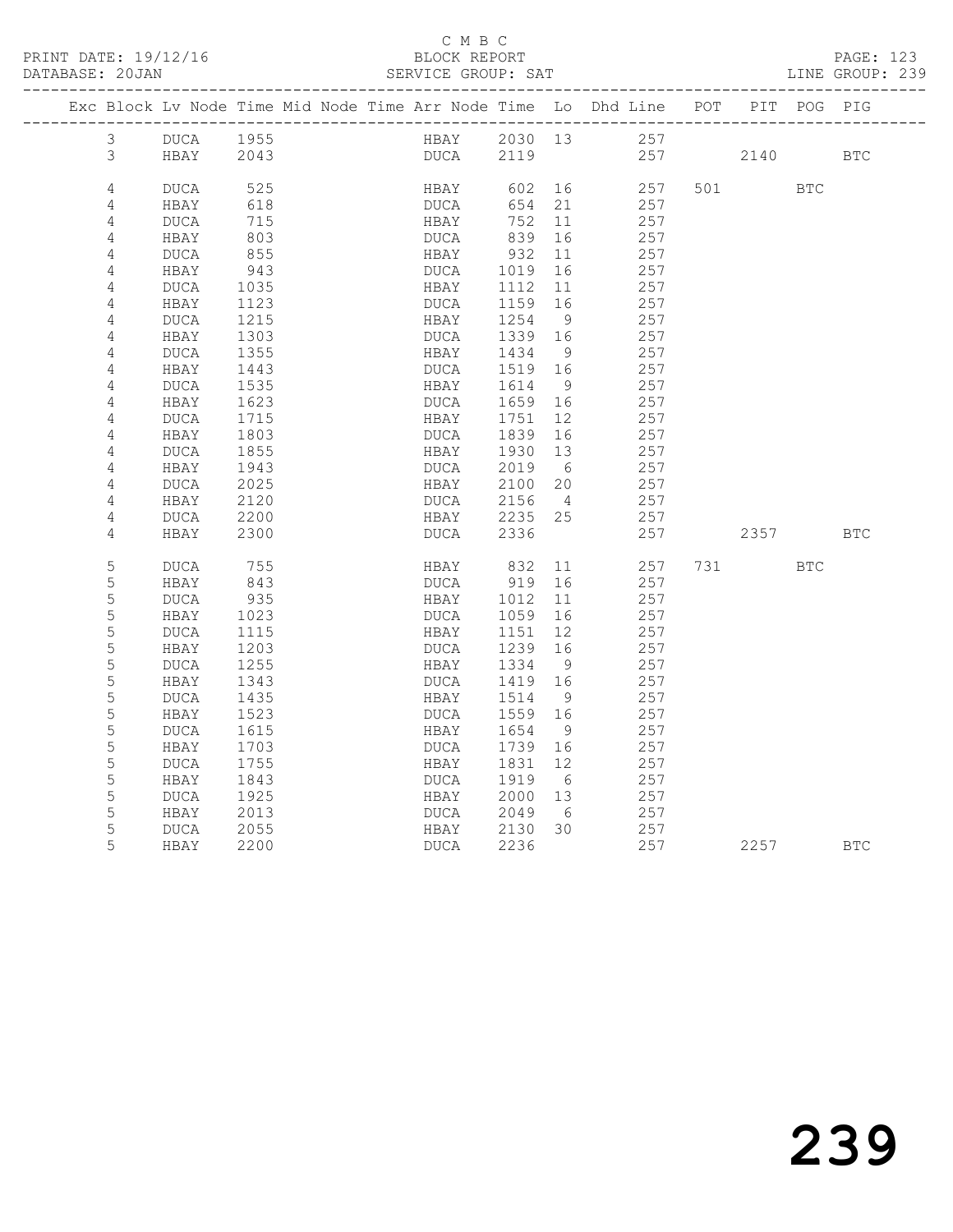C M B C

BLOCK REPORT

SERVICE GROUP: SAT

| Exc | Block | Lv | Node | Time | Mid | Node | Time | Arr | Node | Time | Lo | Dhd | Line | POT | PIT | POG | PIG |
|---|---|---|---|---|---|---|---|---|---|---|---|---|---|---|---|---|---|
| | 3 | | DUCA | 1955 | | | | | HBAY | 2030 | 13 | | 257 | | | | |
| | 3 | | HBAY | 2043 | | | | | DUCA | 2119 | | | 257 | | 2140 | | BTC |
| | 4 | | DUCA | 525 | | | | | HBAY | 602 | 16 | | 257 | 501 | | BTC | |
| | 4 | | HBAY | 618 | | | | | DUCA | 654 | 21 | | 257 | | | | |
| | 4 | | DUCA | 715 | | | | | HBAY | 752 | 11 | | 257 | | | | |
| | 4 | | HBAY | 803 | | | | | DUCA | 839 | 16 | | 257 | | | | |
| | 4 | | DUCA | 855 | | | | | HBAY | 932 | 11 | | 257 | | | | |
| | 4 | | HBAY | 943 | | | | | DUCA | 1019 | 16 | | 257 | | | | |
| | 4 | | DUCA | 1035 | | | | | HBAY | 1112 | 11 | | 257 | | | | |
| | 4 | | HBAY | 1123 | | | | | DUCA | 1159 | 16 | | 257 | | | | |
| | 4 | | DUCA | 1215 | | | | | HBAY | 1254 | 9 | | 257 | | | | |
| | 4 | | HBAY | 1303 | | | | | DUCA | 1339 | 16 | | 257 | | | | |
| | 4 | | DUCA | 1355 | | | | | HBAY | 1434 | 9 | | 257 | | | | |
| | 4 | | HBAY | 1443 | | | | | DUCA | 1519 | 16 | | 257 | | | | |
| | 4 | | DUCA | 1535 | | | | | HBAY | 1614 | 9 | | 257 | | | | |
| | 4 | | HBAY | 1623 | | | | | DUCA | 1659 | 16 | | 257 | | | | |
| | 4 | | DUCA | 1715 | | | | | HBAY | 1751 | 12 | | 257 | | | | |
| | 4 | | HBAY | 1803 | | | | | DUCA | 1839 | 16 | | 257 | | | | |
| | 4 | | DUCA | 1855 | | | | | HBAY | 1930 | 13 | | 257 | | | | |
| | 4 | | HBAY | 1943 | | | | | DUCA | 2019 | 6 | | 257 | | | | |
| | 4 | | DUCA | 2025 | | | | | HBAY | 2100 | 20 | | 257 | | | | |
| | 4 | | HBAY | 2120 | | | | | DUCA | 2156 | 4 | | 257 | | | | |
| | 4 | | DUCA | 2200 | | | | | HBAY | 2235 | 25 | | 257 | | | | |
| | 4 | | HBAY | 2300 | | | | | DUCA | 2336 | | | 257 | | 2357 | | BTC |
| | 5 | | DUCA | 755 | | | | | HBAY | 832 | 11 | | 257 | 731 | | BTC | |
| | 5 | | HBAY | 843 | | | | | DUCA | 919 | 16 | | 257 | | | | |
| | 5 | | DUCA | 935 | | | | | HBAY | 1012 | 11 | | 257 | | | | |
| | 5 | | HBAY | 1023 | | | | | DUCA | 1059 | 16 | | 257 | | | | |
| | 5 | | DUCA | 1115 | | | | | HBAY | 1151 | 12 | | 257 | | | | |
| | 5 | | HBAY | 1203 | | | | | DUCA | 1239 | 16 | | 257 | | | | |
| | 5 | | DUCA | 1255 | | | | | HBAY | 1334 | 9 | | 257 | | | | |
| | 5 | | HBAY | 1343 | | | | | DUCA | 1419 | 16 | | 257 | | | | |
| | 5 | | DUCA | 1435 | | | | | HBAY | 1514 | 9 | | 257 | | | | |
| | 5 | | HBAY | 1523 | | | | | DUCA | 1559 | 16 | | 257 | | | | |
| | 5 | | DUCA | 1615 | | | | | HBAY | 1654 | 9 | | 257 | | | | |
| | 5 | | HBAY | 1703 | | | | | DUCA | 1739 | 16 | | 257 | | | | |
| | 5 | | DUCA | 1755 | | | | | HBAY | 1831 | 12 | | 257 | | | | |
| | 5 | | HBAY | 1843 | | | | | DUCA | 1919 | 6 | | 257 | | | | |
| | 5 | | DUCA | 1925 | | | | | HBAY | 2000 | 13 | | 257 | | | | |
| | 5 | | HBAY | 2013 | | | | | DUCA | 2049 | 6 | | 257 | | | | |
| | 5 | | DUCA | 2055 | | | | | HBAY | 2130 | 30 | | 257 | | | | |
| | 5 | | HBAY | 2200 | | | | | DUCA | 2236 | | | 257 | | 2257 | | BTC |

239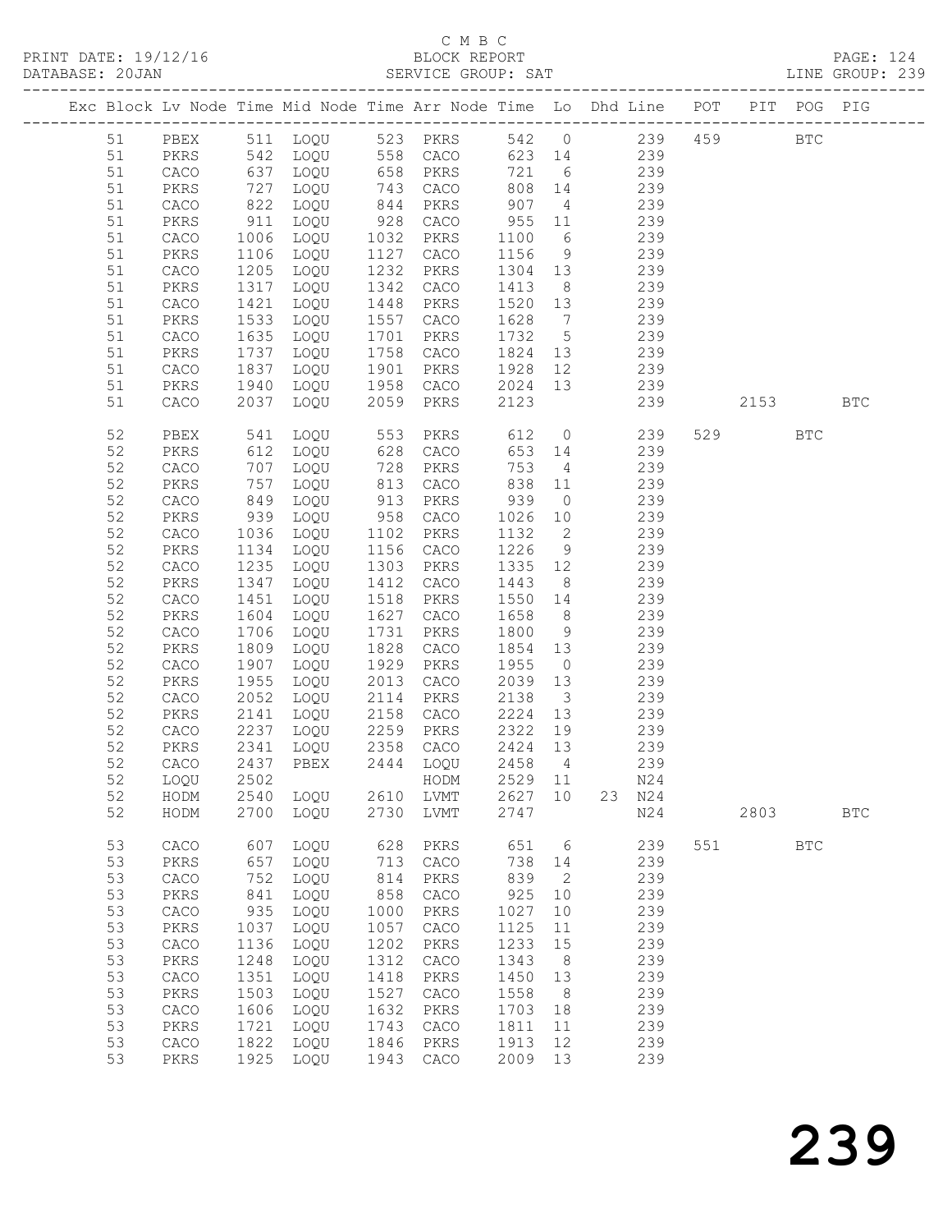C M B C
PRINT DATE: 19/12/16 BLOCK REPORT PAGE: 124
DATABASE: 20JAN SERVICE GROUP: SAT LINE GROUP: 239

| Exc | Block | Lv | Node | Time | Mid Node | Time | Arr Node | Time | Lo | Dhd | Line | POT | PIT | POG | PIG |
|---|---|---|---|---|---|---|---|---|---|---|---|---|---|---|---|
| | 51 | | PBEX | 511 | LOQU | 523 | PKRS | 542 | 0 | | 239 | 459 | | BTC | |
| | 51 | | PKRS | 542 | LOQU | 558 | CACO | 623 | 14 | | 239 | | | | |
| | 51 | | CACO | 637 | LOQU | 658 | PKRS | 721 | 6 | | 239 | | | | |
| | 51 | | PKRS | 727 | LOQU | 743 | CACO | 808 | 14 | | 239 | | | | |
| | 51 | | CACO | 822 | LOQU | 844 | PKRS | 907 | 4 | | 239 | | | | |
| | 51 | | PKRS | 911 | LOQU | 928 | CACO | 955 | 11 | | 239 | | | | |
| | 51 | | CACO | 1006 | LOQU | 1032 | PKRS | 1100 | 6 | | 239 | | | | |
| | 51 | | PKRS | 1106 | LOQU | 1127 | CACO | 1156 | 9 | | 239 | | | | |
| | 51 | | CACO | 1205 | LOQU | 1232 | PKRS | 1304 | 13 | | 239 | | | | |
| | 51 | | PKRS | 1317 | LOQU | 1342 | CACO | 1413 | 8 | | 239 | | | | |
| | 51 | | CACO | 1421 | LOQU | 1448 | PKRS | 1520 | 13 | | 239 | | | | |
| | 51 | | PKRS | 1533 | LOQU | 1557 | CACO | 1628 | 7 | | 239 | | | | |
| | 51 | | CACO | 1635 | LOQU | 1701 | PKRS | 1732 | 5 | | 239 | | | | |
| | 51 | | PKRS | 1737 | LOQU | 1758 | CACO | 1824 | 13 | | 239 | | | | |
| | 51 | | CACO | 1837 | LOQU | 1901 | PKRS | 1928 | 12 | | 239 | | | | |
| | 51 | | PKRS | 1940 | LOQU | 1958 | CACO | 2024 | 13 | | 239 | | | | |
| | 51 | | CACO | 2037 | LOQU | 2059 | PKRS | 2123 | | | 239 | | 2153 | | BTC |
| | 52 | | PBEX | 541 | LOQU | 553 | PKRS | 612 | 0 | | 239 | 529 | | BTC | |
| | 52 | | PKRS | 612 | LOQU | 628 | CACO | 653 | 14 | | 239 | | | | |
| | 52 | | CACO | 707 | LOQU | 728 | PKRS | 753 | 4 | | 239 | | | | |
| | 52 | | PKRS | 757 | LOQU | 813 | CACO | 838 | 11 | | 239 | | | | |
| | 52 | | CACO | 849 | LOQU | 913 | PKRS | 939 | 0 | | 239 | | | | |
| | 52 | | PKRS | 939 | LOQU | 958 | CACO | 1026 | 10 | | 239 | | | | |
| | 52 | | CACO | 1036 | LOQU | 1102 | PKRS | 1132 | 2 | | 239 | | | | |
| | 52 | | PKRS | 1134 | LOQU | 1156 | CACO | 1226 | 9 | | 239 | | | | |
| | 52 | | CACO | 1235 | LOQU | 1303 | PKRS | 1335 | 12 | | 239 | | | | |
| | 52 | | PKRS | 1347 | LOQU | 1412 | CACO | 1443 | 8 | | 239 | | | | |
| | 52 | | CACO | 1451 | LOQU | 1518 | PKRS | 1550 | 14 | | 239 | | | | |
| | 52 | | PKRS | 1604 | LOQU | 1627 | CACO | 1658 | 8 | | 239 | | | | |
| | 52 | | CACO | 1706 | LOQU | 1731 | PKRS | 1800 | 9 | | 239 | | | | |
| | 52 | | PKRS | 1809 | LOQU | 1828 | CACO | 1854 | 13 | | 239 | | | | |
| | 52 | | CACO | 1907 | LOQU | 1929 | PKRS | 1955 | 0 | | 239 | | | | |
| | 52 | | PKRS | 1955 | LOQU | 2013 | CACO | 2039 | 13 | | 239 | | | | |
| | 52 | | CACO | 2052 | LOQU | 2114 | PKRS | 2138 | 3 | | 239 | | | | |
| | 52 | | PKRS | 2141 | LOQU | 2158 | CACO | 2224 | 13 | | 239 | | | | |
| | 52 | | CACO | 2237 | LOQU | 2259 | PKRS | 2322 | 19 | | 239 | | | | |
| | 52 | | PKRS | 2341 | LOQU | 2358 | CACO | 2424 | 13 | | 239 | | | | |
| | 52 | | CACO | 2437 | PBEX | 2444 | LOQU | 2458 | 4 | | 239 | | | | |
| | 52 | | LOQU | 2502 | | | HODM | 2529 | 11 | | N24 | | | | |
| | 52 | | HODM | 2540 | LOQU | 2610 | LVMT | 2627 | 10 | 23 | N24 | | | | |
| | 52 | | HODM | 2700 | LOQU | 2730 | LVMT | 2747 | | | N24 | | 2803 | | BTC |
| | 53 | | CACO | 607 | LOQU | 628 | PKRS | 651 | 6 | | 239 | 551 | | BTC | |
| | 53 | | PKRS | 657 | LOQU | 713 | CACO | 738 | 14 | | 239 | | | | |
| | 53 | | CACO | 752 | LOQU | 814 | PKRS | 839 | 2 | | 239 | | | | |
| | 53 | | PKRS | 841 | LOQU | 858 | CACO | 925 | 10 | | 239 | | | | |
| | 53 | | CACO | 935 | LOQU | 1000 | PKRS | 1027 | 10 | | 239 | | | | |
| | 53 | | PKRS | 1037 | LOQU | 1057 | CACO | 1125 | 11 | | 239 | | | | |
| | 53 | | CACO | 1136 | LOQU | 1202 | PKRS | 1233 | 15 | | 239 | | | | |
| | 53 | | PKRS | 1248 | LOQU | 1312 | CACO | 1343 | 8 | | 239 | | | | |
| | 53 | | CACO | 1351 | LOQU | 1418 | PKRS | 1450 | 13 | | 239 | | | | |
| | 53 | | PKRS | 1503 | LOQU | 1527 | CACO | 1558 | 8 | | 239 | | | | |
| | 53 | | CACO | 1606 | LOQU | 1632 | PKRS | 1703 | 18 | | 239 | | | | |
| | 53 | | PKRS | 1721 | LOQU | 1743 | CACO | 1811 | 11 | | 239 | | | | |
| | 53 | | CACO | 1822 | LOQU | 1846 | PKRS | 1913 | 12 | | 239 | | | | |
| | 53 | | PKRS | 1925 | LOQU | 1943 | CACO | 2009 | 13 | | 239 | | | | |

239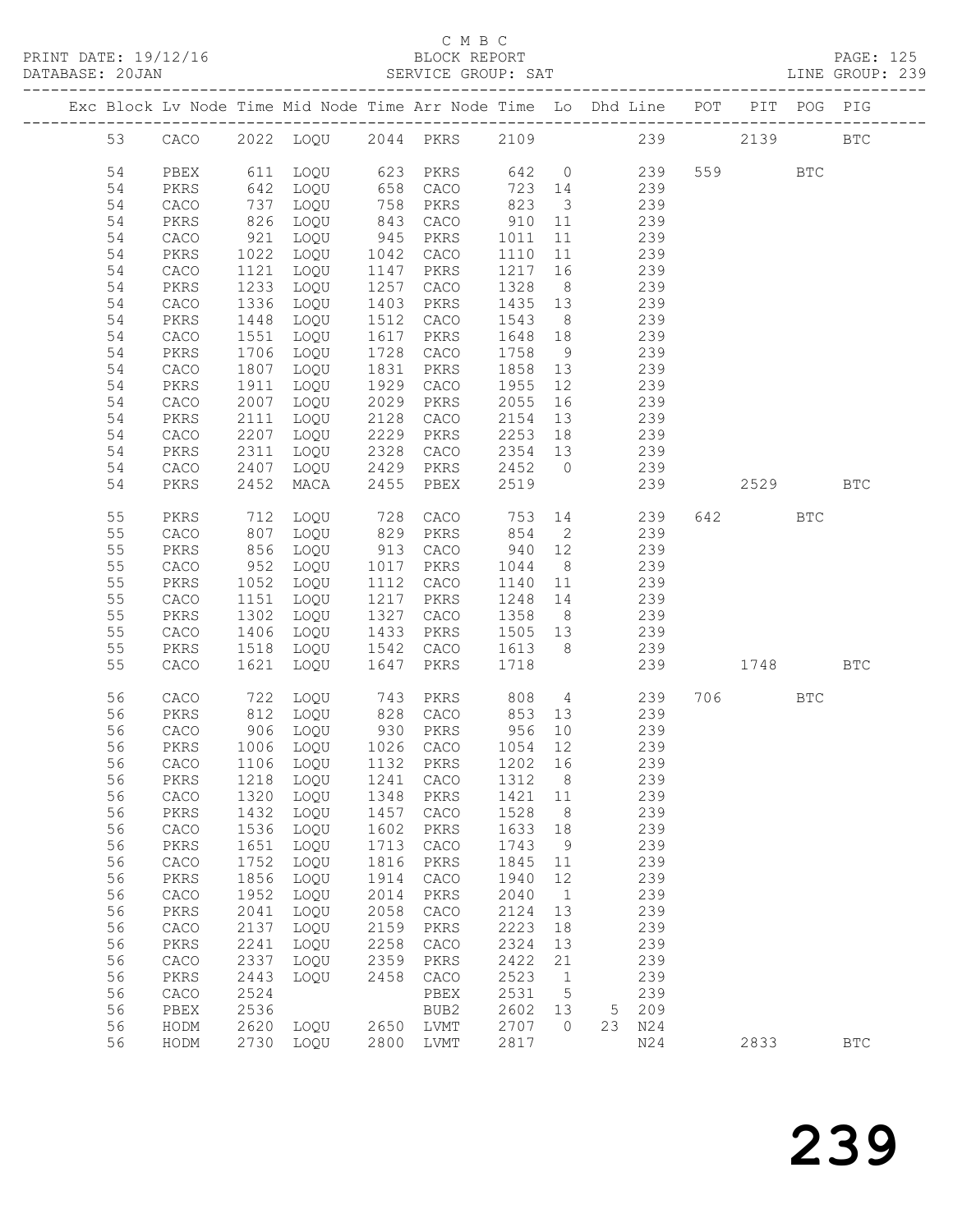C M B C
BLOCK REPORT
SERVICE GROUP: SAT

PRINT DATE: 19/12/16
DATABASE: 20JAN

LINE GROUP: 239

| Exc | Block | Lv | Node | Time | Mid Node | Time | Arr Node | Time | Lo | Dhd | Line | POT | PIT | POG | PIG |
|---|---|---|---|---|---|---|---|---|---|---|---|---|---|---|---|
| | 53 | | CACO | 2022 | LOQU | 2044 | PKRS | 2109 | | | 239 | | 2139 | | BTC |
| | 54 | | PBEX | 611 | LOQU | 623 | PKRS | 642 | 0 | | 239 | 559 | | BTC | |
| | 54 | | PKRS | 642 | LOQU | 658 | CACO | 723 | 14 | | 239 | | | | |
| | 54 | | CACO | 737 | LOQU | 758 | PKRS | 823 | 3 | | 239 | | | | |
| | 54 | | PKRS | 826 | LOQU | 843 | CACO | 910 | 11 | | 239 | | | | |
| | 54 | | CACO | 921 | LOQU | 945 | PKRS | 1011 | 11 | | 239 | | | | |
| | 54 | | PKRS | 1022 | LOQU | 1042 | CACO | 1110 | 11 | | 239 | | | | |
| | 54 | | CACO | 1121 | LOQU | 1147 | PKRS | 1217 | 16 | | 239 | | | | |
| | 54 | | PKRS | 1233 | LOQU | 1257 | CACO | 1328 | 8 | | 239 | | | | |
| | 54 | | CACO | 1336 | LOQU | 1403 | PKRS | 1435 | 13 | | 239 | | | | |
| | 54 | | PKRS | 1448 | LOQU | 1512 | CACO | 1543 | 8 | | 239 | | | | |
| | 54 | | CACO | 1551 | LOQU | 1617 | PKRS | 1648 | 18 | | 239 | | | | |
| | 54 | | PKRS | 1706 | LOQU | 1728 | CACO | 1758 | 9 | | 239 | | | | |
| | 54 | | CACO | 1807 | LOQU | 1831 | PKRS | 1858 | 13 | | 239 | | | | |
| | 54 | | PKRS | 1911 | LOQU | 1929 | CACO | 1955 | 12 | | 239 | | | | |
| | 54 | | CACO | 2007 | LOQU | 2029 | PKRS | 2055 | 16 | | 239 | | | | |
| | 54 | | PKRS | 2111 | LOQU | 2128 | CACO | 2154 | 13 | | 239 | | | | |
| | 54 | | CACO | 2207 | LOQU | 2229 | PKRS | 2253 | 18 | | 239 | | | | |
| | 54 | | PKRS | 2311 | LOQU | 2328 | CACO | 2354 | 13 | | 239 | | | | |
| | 54 | | CACO | 2407 | LOQU | 2429 | PKRS | 2452 | 0 | | 239 | | | | |
| | 54 | | PKRS | 2452 | MACA | 2455 | PBEX | 2519 | | | 239 | | 2529 | | BTC |
| | 55 | | PKRS | 712 | LOQU | 728 | CACO | 753 | 14 | | 239 | 642 | | BTC | |
| | 55 | | CACO | 807 | LOQU | 829 | PKRS | 854 | 2 | | 239 | | | | |
| | 55 | | PKRS | 856 | LOQU | 913 | CACO | 940 | 12 | | 239 | | | | |
| | 55 | | CACO | 952 | LOQU | 1017 | PKRS | 1044 | 8 | | 239 | | | | |
| | 55 | | PKRS | 1052 | LOQU | 1112 | CACO | 1140 | 11 | | 239 | | | | |
| | 55 | | CACO | 1151 | LOQU | 1217 | PKRS | 1248 | 14 | | 239 | | | | |
| | 55 | | PKRS | 1302 | LOQU | 1327 | CACO | 1358 | 8 | | 239 | | | | |
| | 55 | | CACO | 1406 | LOQU | 1433 | PKRS | 1505 | 13 | | 239 | | | | |
| | 55 | | PKRS | 1518 | LOQU | 1542 | CACO | 1613 | 8 | | 239 | | | | |
| | 55 | | CACO | 1621 | LOQU | 1647 | PKRS | 1718 | | | 239 | | 1748 | | BTC |
| | 56 | | CACO | 722 | LOQU | 743 | PKRS | 808 | 4 | | 239 | 706 | | BTC | |
| | 56 | | PKRS | 812 | LOQU | 828 | CACO | 853 | 13 | | 239 | | | | |
| | 56 | | CACO | 906 | LOQU | 930 | PKRS | 956 | 10 | | 239 | | | | |
| | 56 | | PKRS | 1006 | LOQU | 1026 | CACO | 1054 | 12 | | 239 | | | | |
| | 56 | | CACO | 1106 | LOQU | 1132 | PKRS | 1202 | 16 | | 239 | | | | |
| | 56 | | PKRS | 1218 | LOQU | 1241 | CACO | 1312 | 8 | | 239 | | | | |
| | 56 | | CACO | 1320 | LOQU | 1348 | PKRS | 1421 | 11 | | 239 | | | | |
| | 56 | | PKRS | 1432 | LOQU | 1457 | CACO | 1528 | 8 | | 239 | | | | |
| | 56 | | CACO | 1536 | LOQU | 1602 | PKRS | 1633 | 18 | | 239 | | | | |
| | 56 | | PKRS | 1651 | LOQU | 1713 | CACO | 1743 | 9 | | 239 | | | | |
| | 56 | | CACO | 1752 | LOQU | 1816 | PKRS | 1845 | 11 | | 239 | | | | |
| | 56 | | PKRS | 1856 | LOQU | 1914 | CACO | 1940 | 12 | | 239 | | | | |
| | 56 | | CACO | 1952 | LOQU | 2014 | PKRS | 2040 | 1 | | 239 | | | | |
| | 56 | | PKRS | 2041 | LOQU | 2058 | CACO | 2124 | 13 | | 239 | | | | |
| | 56 | | CACO | 2137 | LOQU | 2159 | PKRS | 2223 | 18 | | 239 | | | | |
| | 56 | | PKRS | 2241 | LOQU | 2258 | CACO | 2324 | 13 | | 239 | | | | |
| | 56 | | CACO | 2337 | LOQU | 2359 | PKRS | 2422 | 21 | | 239 | | | | |
| | 56 | | PKRS | 2443 | LOQU | 2458 | CACO | 2523 | 1 | | 239 | | | | |
| | 56 | | CACO | 2524 | | | PBEX | 2531 | 5 | | 239 | | | | |
| | 56 | | PBEX | 2536 | | | BUB2 | 2602 | 13 | 5 | 209 | | | | |
| | 56 | | HODM | 2620 | LOQU | 2650 | LVMT | 2707 | 0 | 23 | N24 | | | | |
| | 56 | | HODM | 2730 | LOQU | 2800 | LVMT | 2817 | | | N24 | | 2833 | | BTC |

239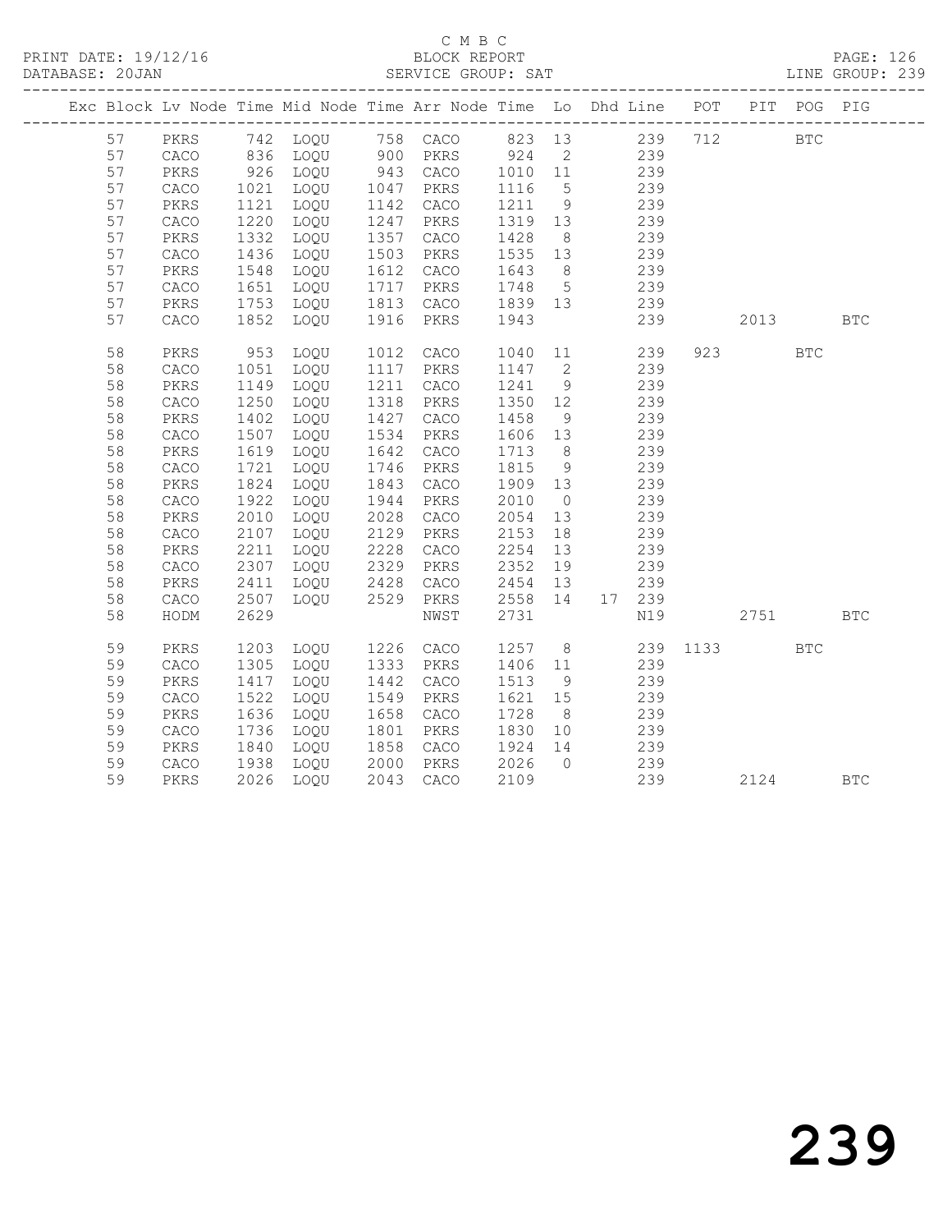C M B C
BLOCK REPORT
SERVICE GROUP: SAT

PRINT DATE: 19/12/16
DATABASE: 20JAN

LINE GROUP: 239

| Exc | Block | Lv | Node | Time | Mid Node | Time | Arr Node | Time | Lo | Dhd | Line | POT | PIT | POG | PIG |
|---|---|---|---|---|---|---|---|---|---|---|---|---|---|---|---|
| | 57 | | PKRS | 742 | LOQU | 758 | CACO | 823 | 13 | | 239 | 712 | | BTC | |
| | 57 | | CACO | 836 | LOQU | 900 | PKRS | 924 | 2 | | 239 | | | | |
| | 57 | | PKRS | 926 | LOQU | 943 | CACO | 1010 | 11 | | 239 | | | | |
| | 57 | | CACO | 1021 | LOQU | 1047 | PKRS | 1116 | 5 | | 239 | | | | |
| | 57 | | PKRS | 1121 | LOQU | 1142 | CACO | 1211 | 9 | | 239 | | | | |
| | 57 | | CACO | 1220 | LOQU | 1247 | PKRS | 1319 | 13 | | 239 | | | | |
| | 57 | | PKRS | 1332 | LOQU | 1357 | CACO | 1428 | 8 | | 239 | | | | |
| | 57 | | CACO | 1436 | LOQU | 1503 | PKRS | 1535 | 13 | | 239 | | | | |
| | 57 | | PKRS | 1548 | LOQU | 1612 | CACO | 1643 | 8 | | 239 | | | | |
| | 57 | | CACO | 1651 | LOQU | 1717 | PKRS | 1748 | 5 | | 239 | | | | |
| | 57 | | PKRS | 1753 | LOQU | 1813 | CACO | 1839 | 13 | | 239 | | | | |
| | 57 | | CACO | 1852 | LOQU | 1916 | PKRS | 1943 | | | 239 | | 2013 | | BTC |
| | 58 | | PKRS | 953 | LOQU | 1012 | CACO | 1040 | 11 | | 239 | 923 | | BTC | |
| | 58 | | CACO | 1051 | LOQU | 1117 | PKRS | 1147 | 2 | | 239 | | | | |
| | 58 | | PKRS | 1149 | LOQU | 1211 | CACO | 1241 | 9 | | 239 | | | | |
| | 58 | | CACO | 1250 | LOQU | 1318 | PKRS | 1350 | 12 | | 239 | | | | |
| | 58 | | PKRS | 1402 | LOQU | 1427 | CACO | 1458 | 9 | | 239 | | | | |
| | 58 | | CACO | 1507 | LOQU | 1534 | PKRS | 1606 | 13 | | 239 | | | | |
| | 58 | | PKRS | 1619 | LOQU | 1642 | CACO | 1713 | 8 | | 239 | | | | |
| | 58 | | CACO | 1721 | LOQU | 1746 | PKRS | 1815 | 9 | | 239 | | | | |
| | 58 | | PKRS | 1824 | LOQU | 1843 | CACO | 1909 | 13 | | 239 | | | | |
| | 58 | | CACO | 1922 | LOQU | 1944 | PKRS | 2010 | 0 | | 239 | | | | |
| | 58 | | PKRS | 2010 | LOQU | 2028 | CACO | 2054 | 13 | | 239 | | | | |
| | 58 | | CACO | 2107 | LOQU | 2129 | PKRS | 2153 | 18 | | 239 | | | | |
| | 58 | | PKRS | 2211 | LOQU | 2228 | CACO | 2254 | 13 | | 239 | | | | |
| | 58 | | CACO | 2307 | LOQU | 2329 | PKRS | 2352 | 19 | | 239 | | | | |
| | 58 | | PKRS | 2411 | LOQU | 2428 | CACO | 2454 | 13 | | 239 | | | | |
| | 58 | | CACO | 2507 | LOQU | 2529 | PKRS | 2558 | 14 | 17 | 239 | | | | |
| | 58 | | HODM | 2629 | | | NWST | 2731 | | | N19 | | 2751 | | BTC |
| | 59 | | PKRS | 1203 | LOQU | 1226 | CACO | 1257 | 8 | | 239 | 1133 | | BTC | |
| | 59 | | CACO | 1305 | LOQU | 1333 | PKRS | 1406 | 11 | | 239 | | | | |
| | 59 | | PKRS | 1417 | LOQU | 1442 | CACO | 1513 | 9 | | 239 | | | | |
| | 59 | | CACO | 1522 | LOQU | 1549 | PKRS | 1621 | 15 | | 239 | | | | |
| | 59 | | PKRS | 1636 | LOQU | 1658 | CACO | 1728 | 8 | | 239 | | | | |
| | 59 | | CACO | 1736 | LOQU | 1801 | PKRS | 1830 | 10 | | 239 | | | | |
| | 59 | | PKRS | 1840 | LOQU | 1858 | CACO | 1924 | 14 | | 239 | | | | |
| | 59 | | CACO | 1938 | LOQU | 2000 | PKRS | 2026 | 0 | | 239 | | | | |
| | 59 | | PKRS | 2026 | LOQU | 2043 | CACO | 2109 | | | 239 | | 2124 | | BTC |

239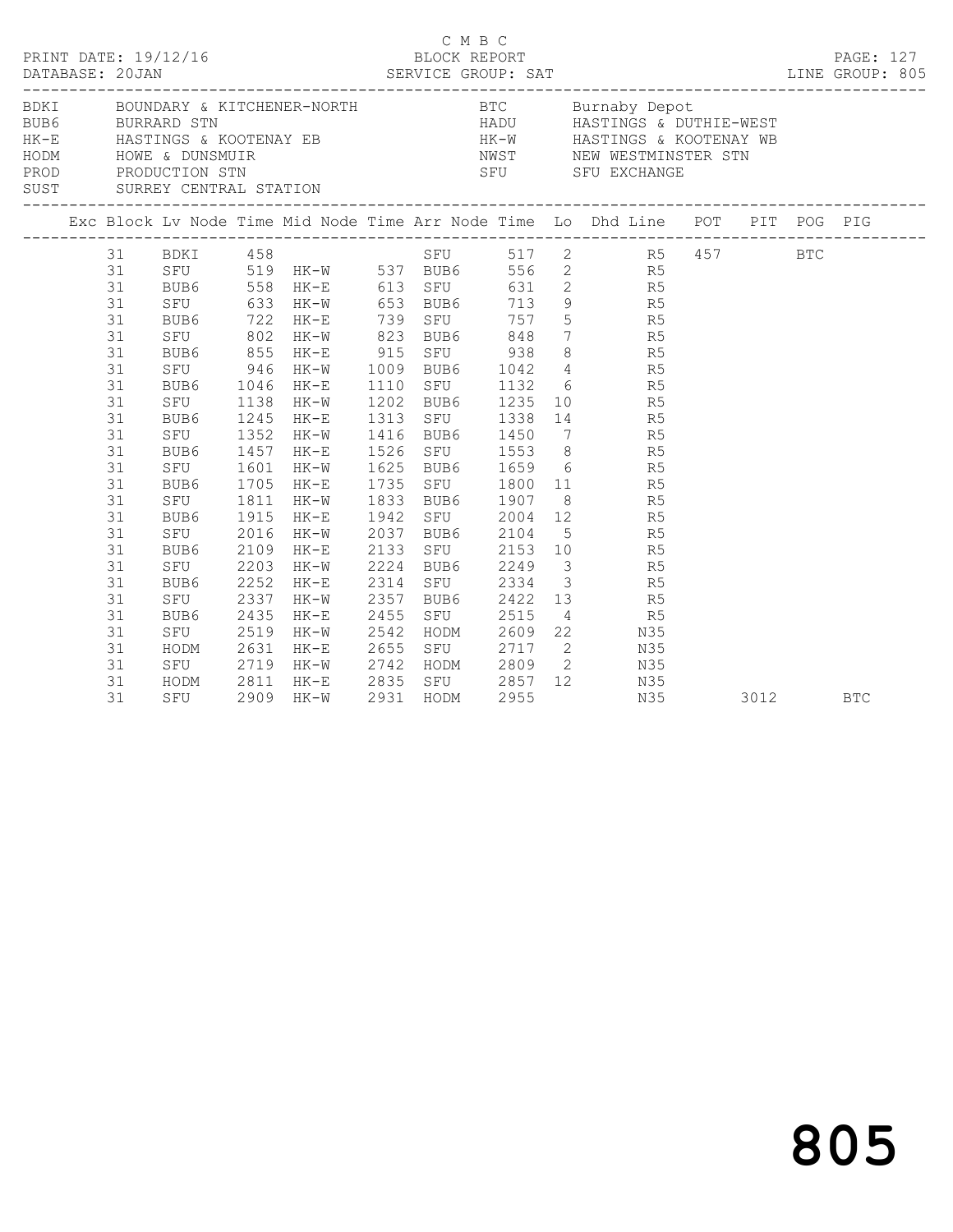C M B C
PRINT DATE: 19/12/16 BLOCK REPORT
DATABASE: 20JAN SERVICE GROUP: SAT LINE GROUP: 805

| Code | Name | Code | Name |
|---|---|---|---|
| BDKI | BOUNDARY & KITCHENER-NORTH | BTC | Burnaby Depot |
| BUB6 | BURRARD STN | HADU | HASTINGS & DUTHIE-WEST |
| HK-E | HASTINGS & KOOTENAY EB | HK-W | HASTINGS & KOOTENAY WB |
| HODM | HOWE & DUNSMUIR | NWST | NEW WESTMINSTER STN |
| PROD | PRODUCTION STN | SFU | SFU EXCHANGE |
| SUST | SURREY CENTRAL STATION | | |

| Exc | Block | Lv Node | Time | Mid Node | Time | Arr Node | Time | Lo | Dhd Line | POT | PIT | POG | PIG |
|---|---|---|---|---|---|---|---|---|---|---|---|---|---|
| | 31 | BDKI | 458 | | | SFU | 517 | 2 | R5 | 457 | | BTC | |
| | 31 | SFU | 519 | HK-W | 537 | BUB6 | 556 | 2 | R5 | | | | |
| | 31 | BUB6 | 558 | HK-E | 613 | SFU | 631 | 2 | R5 | | | | |
| | 31 | SFU | 633 | HK-W | 653 | BUB6 | 713 | 9 | R5 | | | | |
| | 31 | BUB6 | 722 | HK-E | 739 | SFU | 757 | 5 | R5 | | | | |
| | 31 | SFU | 802 | HK-W | 823 | BUB6 | 848 | 7 | R5 | | | | |
| | 31 | BUB6 | 855 | HK-E | 915 | SFU | 938 | 8 | R5 | | | | |
| | 31 | SFU | 946 | HK-W | 1009 | BUB6 | 1042 | 4 | R5 | | | | |
| | 31 | BUB6 | 1046 | HK-E | 1110 | SFU | 1132 | 6 | R5 | | | | |
| | 31 | SFU | 1138 | HK-W | 1202 | BUB6 | 1235 | 10 | R5 | | | | |
| | 31 | BUB6 | 1245 | HK-E | 1313 | SFU | 1338 | 14 | R5 | | | | |
| | 31 | SFU | 1352 | HK-W | 1416 | BUB6 | 1450 | 7 | R5 | | | | |
| | 31 | BUB6 | 1457 | HK-E | 1526 | SFU | 1553 | 8 | R5 | | | | |
| | 31 | SFU | 1601 | HK-W | 1625 | BUB6 | 1659 | 6 | R5 | | | | |
| | 31 | BUB6 | 1705 | HK-E | 1735 | SFU | 1800 | 11 | R5 | | | | |
| | 31 | SFU | 1811 | HK-W | 1833 | BUB6 | 1907 | 8 | R5 | | | | |
| | 31 | BUB6 | 1915 | HK-E | 1942 | SFU | 2004 | 12 | R5 | | | | |
| | 31 | SFU | 2016 | HK-W | 2037 | BUB6 | 2104 | 5 | R5 | | | | |
| | 31 | BUB6 | 2109 | HK-E | 2133 | SFU | 2153 | 10 | R5 | | | | |
| | 31 | SFU | 2203 | HK-W | 2224 | BUB6 | 2249 | 3 | R5 | | | | |
| | 31 | BUB6 | 2252 | HK-E | 2314 | SFU | 2334 | 3 | R5 | | | | |
| | 31 | SFU | 2337 | HK-W | 2357 | BUB6 | 2422 | 13 | R5 | | | | |
| | 31 | BUB6 | 2435 | HK-E | 2455 | SFU | 2515 | 4 | R5 | | | | |
| | 31 | SFU | 2519 | HK-W | 2542 | HODM | 2609 | 22 | N35 | | | | |
| | 31 | HODM | 2631 | HK-E | 2655 | SFU | 2717 | 2 | N35 | | | | |
| | 31 | SFU | 2719 | HK-W | 2742 | HODM | 2809 | 2 | N35 | | | | |
| | 31 | HODM | 2811 | HK-E | 2835 | SFU | 2857 | 12 | N35 | | | | |
| | 31 | SFU | 2909 | HK-W | 2931 | HODM | 2955 | | N35 | | 3012 | | BTC |

805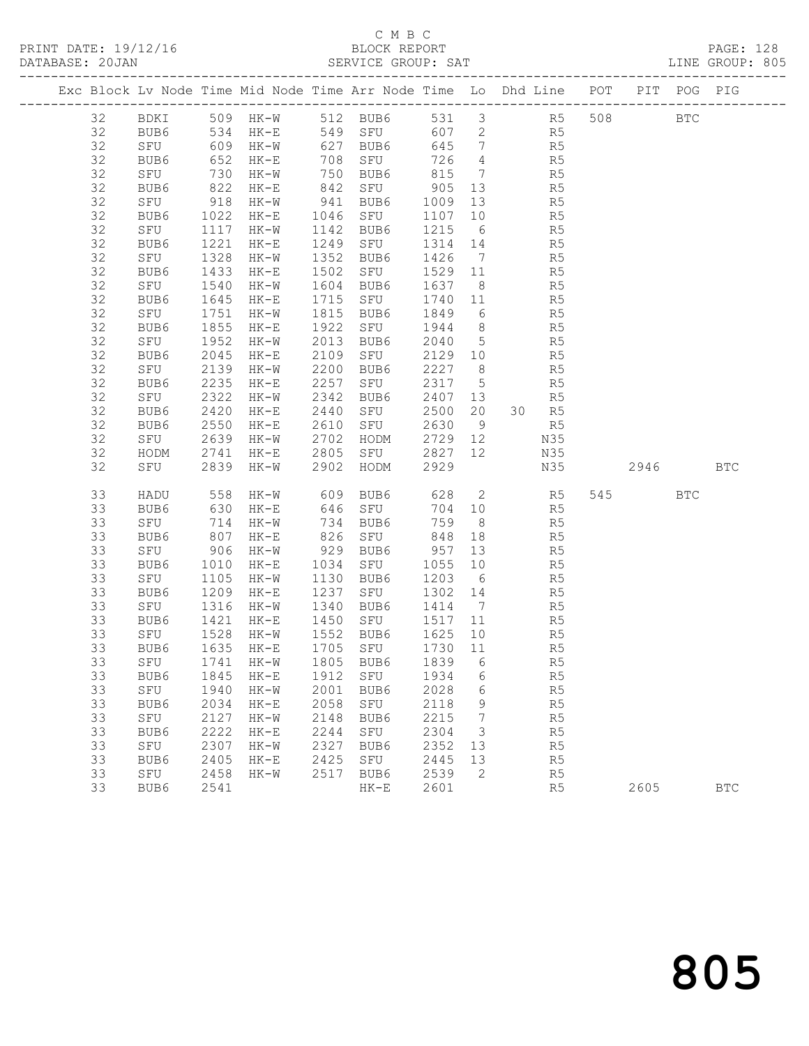C M B C
BLOCK REPORT
SERVICE GROUP: SAT

PRINT DATE: 19/12/16
DATABASE: 20JAN

LINE GROUP: 805

| Exc | Block | Lv | Node | Time | Mid Node | Time | Arr Node | Time | Lo | Dhd | Line | POT | PIT | POG | PIG |
|---|---|---|---|---|---|---|---|---|---|---|---|---|---|---|---|
| | 32 | | BDKI | 509 | HK-W | 512 | BUB6 | 531 | 3 | | R5 | 508 | | BTC | |
| | 32 | | BUB6 | 534 | HK-E | 549 | SFU | 607 | 2 | | R5 | | | | |
| | 32 | | SFU | 609 | HK-W | 627 | BUB6 | 645 | 7 | | R5 | | | | |
| | 32 | | BUB6 | 652 | HK-E | 708 | SFU | 726 | 4 | | R5 | | | | |
| | 32 | | SFU | 730 | HK-W | 750 | BUB6 | 815 | 7 | | R5 | | | | |
| | 32 | | BUB6 | 822 | HK-E | 842 | SFU | 905 | 13 | | R5 | | | | |
| | 32 | | SFU | 918 | HK-W | 941 | BUB6 | 1009 | 13 | | R5 | | | | |
| | 32 | | BUB6 | 1022 | HK-E | 1046 | SFU | 1107 | 10 | | R5 | | | | |
| | 32 | | SFU | 1117 | HK-W | 1142 | BUB6 | 1215 | 6 | | R5 | | | | |
| | 32 | | BUB6 | 1221 | HK-E | 1249 | SFU | 1314 | 14 | | R5 | | | | |
| | 32 | | SFU | 1328 | HK-W | 1352 | BUB6 | 1426 | 7 | | R5 | | | | |
| | 32 | | BUB6 | 1433 | HK-E | 1502 | SFU | 1529 | 11 | | R5 | | | | |
| | 32 | | SFU | 1540 | HK-W | 1604 | BUB6 | 1637 | 8 | | R5 | | | | |
| | 32 | | BUB6 | 1645 | HK-E | 1715 | SFU | 1740 | 11 | | R5 | | | | |
| | 32 | | SFU | 1751 | HK-W | 1815 | BUB6 | 1849 | 6 | | R5 | | | | |
| | 32 | | BUB6 | 1855 | HK-E | 1922 | SFU | 1944 | 8 | | R5 | | | | |
| | 32 | | SFU | 1952 | HK-W | 2013 | BUB6 | 2040 | 5 | | R5 | | | | |
| | 32 | | BUB6 | 2045 | HK-E | 2109 | SFU | 2129 | 10 | | R5 | | | | |
| | 32 | | SFU | 2139 | HK-W | 2200 | BUB6 | 2227 | 8 | | R5 | | | | |
| | 32 | | BUB6 | 2235 | HK-E | 2257 | SFU | 2317 | 5 | | R5 | | | | |
| | 32 | | SFU | 2322 | HK-W | 2342 | BUB6 | 2407 | 13 | | R5 | | | | |
| | 32 | | BUB6 | 2420 | HK-E | 2440 | SFU | 2500 | 20 | 30 | R5 | | | | |
| | 32 | | BUB6 | 2550 | HK-E | 2610 | SFU | 2630 | 9 | | R5 | | | | |
| | 32 | | SFU | 2639 | HK-W | 2702 | HODM | 2729 | 12 | | N35 | | | | |
| | 32 | | HODM | 2741 | HK-E | 2805 | SFU | 2827 | 12 | | N35 | | | | |
| | 32 | | SFU | 2839 | HK-W | 2902 | HODM | 2929 | | | N35 | | 2946 | | BTC |
| | 33 | | HADU | 558 | HK-W | 609 | BUB6 | 628 | 2 | | R5 | 545 | | BTC | |
| | 33 | | BUB6 | 630 | HK-E | 646 | SFU | 704 | 10 | | R5 | | | | |
| | 33 | | SFU | 714 | HK-W | 734 | BUB6 | 759 | 8 | | R5 | | | | |
| | 33 | | BUB6 | 807 | HK-E | 826 | SFU | 848 | 18 | | R5 | | | | |
| | 33 | | SFU | 906 | HK-W | 929 | BUB6 | 957 | 13 | | R5 | | | | |
| | 33 | | BUB6 | 1010 | HK-E | 1034 | SFU | 1055 | 10 | | R5 | | | | |
| | 33 | | SFU | 1105 | HK-W | 1130 | BUB6 | 1203 | 6 | | R5 | | | | |
| | 33 | | BUB6 | 1209 | HK-E | 1237 | SFU | 1302 | 14 | | R5 | | | | |
| | 33 | | SFU | 1316 | HK-W | 1340 | BUB6 | 1414 | 7 | | R5 | | | | |
| | 33 | | BUB6 | 1421 | HK-E | 1450 | SFU | 1517 | 11 | | R5 | | | | |
| | 33 | | SFU | 1528 | HK-W | 1552 | BUB6 | 1625 | 10 | | R5 | | | | |
| | 33 | | BUB6 | 1635 | HK-E | 1705 | SFU | 1730 | 11 | | R5 | | | | |
| | 33 | | SFU | 1741 | HK-W | 1805 | BUB6 | 1839 | 6 | | R5 | | | | |
| | 33 | | BUB6 | 1845 | HK-E | 1912 | SFU | 1934 | 6 | | R5 | | | | |
| | 33 | | SFU | 1940 | HK-W | 2001 | BUB6 | 2028 | 6 | | R5 | | | | |
| | 33 | | BUB6 | 2034 | HK-E | 2058 | SFU | 2118 | 9 | | R5 | | | | |
| | 33 | | SFU | 2127 | HK-W | 2148 | BUB6 | 2215 | 7 | | R5 | | | | |
| | 33 | | BUB6 | 2222 | HK-E | 2244 | SFU | 2304 | 3 | | R5 | | | | |
| | 33 | | SFU | 2307 | HK-W | 2327 | BUB6 | 2352 | 13 | | R5 | | | | |
| | 33 | | BUB6 | 2405 | HK-E | 2425 | SFU | 2445 | 13 | | R5 | | | | |
| | 33 | | SFU | 2458 | HK-W | 2517 | BUB6 | 2539 | 2 | | R5 | | | | |
| | 33 | | BUB6 | 2541 | | | HK-E | 2601 | | | R5 | | 2605 | | BTC |

805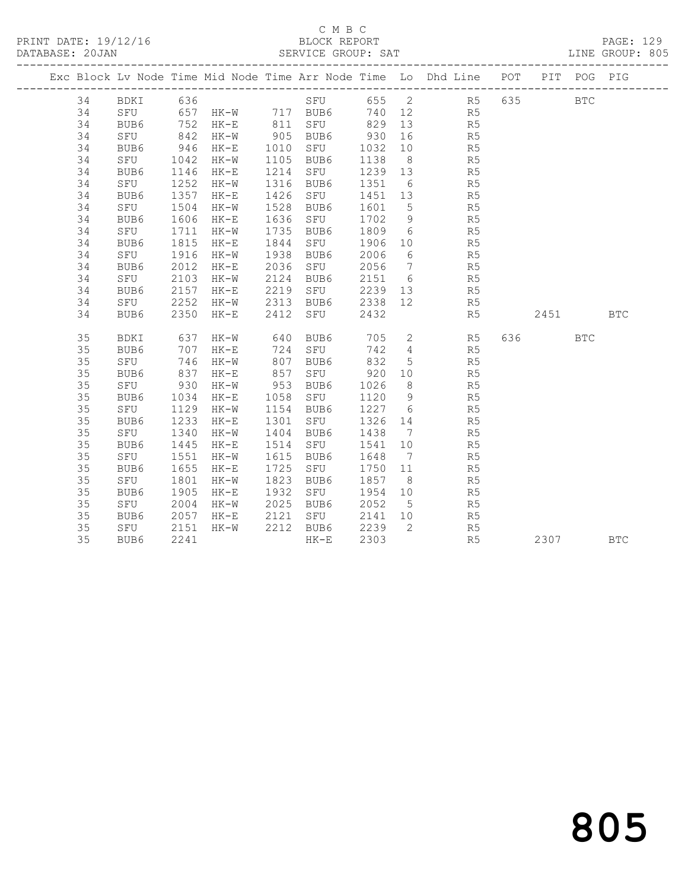C M B C

PRINT DATE: 19/12/16 BLOCK REPORT

DATABASE: 20JAN SERVICE GROUP: SAT LINE GROUP: 805

| Exc | Block | Lv | Node | Time | Mid Node | Time | Arr Node | Time | Lo | Dhd Line | POT | PIT | POG | PIG |
|---|---|---|---|---|---|---|---|---|---|---|---|---|---|---|
| | 34 | | BDKI | 636 | | | SFU | 655 | 2 | R5 | 635 | | BTC | |
| | 34 | | SFU | 657 | HK-W | 717 | BUB6 | 740 | 12 | R5 | | | | |
| | 34 | | BUB6 | 752 | HK-E | 811 | SFU | 829 | 13 | R5 | | | | |
| | 34 | | SFU | 842 | HK-W | 905 | BUB6 | 930 | 16 | R5 | | | | |
| | 34 | | BUB6 | 946 | HK-E | 1010 | SFU | 1032 | 10 | R5 | | | | |
| | 34 | | SFU | 1042 | HK-W | 1105 | BUB6 | 1138 | 8 | R5 | | | | |
| | 34 | | BUB6 | 1146 | HK-E | 1214 | SFU | 1239 | 13 | R5 | | | | |
| | 34 | | SFU | 1252 | HK-W | 1316 | BUB6 | 1351 | 6 | R5 | | | | |
| | 34 | | BUB6 | 1357 | HK-E | 1426 | SFU | 1451 | 13 | R5 | | | | |
| | 34 | | SFU | 1504 | HK-W | 1528 | BUB6 | 1601 | 5 | R5 | | | | |
| | 34 | | BUB6 | 1606 | HK-E | 1636 | SFU | 1702 | 9 | R5 | | | | |
| | 34 | | SFU | 1711 | HK-W | 1735 | BUB6 | 1809 | 6 | R5 | | | | |
| | 34 | | BUB6 | 1815 | HK-E | 1844 | SFU | 1906 | 10 | R5 | | | | |
| | 34 | | SFU | 1916 | HK-W | 1938 | BUB6 | 2006 | 6 | R5 | | | | |
| | 34 | | BUB6 | 2012 | HK-E | 2036 | SFU | 2056 | 7 | R5 | | | | |
| | 34 | | SFU | 2103 | HK-W | 2124 | BUB6 | 2151 | 6 | R5 | | | | |
| | 34 | | BUB6 | 2157 | HK-E | 2219 | SFU | 2239 | 13 | R5 | | | | |
| | 34 | | SFU | 2252 | HK-W | 2313 | BUB6 | 2338 | 12 | R5 | | | | |
| | 34 | | BUB6 | 2350 | HK-E | 2412 | SFU | 2432 | | R5 | | 2451 | | BTC |
| | 35 | | BDKI | 637 | HK-W | 640 | BUB6 | 705 | 2 | R5 | 636 | | BTC | |
| | 35 | | BUB6 | 707 | HK-E | 724 | SFU | 742 | 4 | R5 | | | | |
| | 35 | | SFU | 746 | HK-W | 807 | BUB6 | 832 | 5 | R5 | | | | |
| | 35 | | BUB6 | 837 | HK-E | 857 | SFU | 920 | 10 | R5 | | | | |
| | 35 | | SFU | 930 | HK-W | 953 | BUB6 | 1026 | 8 | R5 | | | | |
| | 35 | | BUB6 | 1034 | HK-E | 1058 | SFU | 1120 | 9 | R5 | | | | |
| | 35 | | SFU | 1129 | HK-W | 1154 | BUB6 | 1227 | 6 | R5 | | | | |
| | 35 | | BUB6 | 1233 | HK-E | 1301 | SFU | 1326 | 14 | R5 | | | | |
| | 35 | | SFU | 1340 | HK-W | 1404 | BUB6 | 1438 | 7 | R5 | | | | |
| | 35 | | BUB6 | 1445 | HK-E | 1514 | SFU | 1541 | 10 | R5 | | | | |
| | 35 | | SFU | 1551 | HK-W | 1615 | BUB6 | 1648 | 7 | R5 | | | | |
| | 35 | | BUB6 | 1655 | HK-E | 1725 | SFU | 1750 | 11 | R5 | | | | |
| | 35 | | SFU | 1801 | HK-W | 1823 | BUB6 | 1857 | 8 | R5 | | | | |
| | 35 | | BUB6 | 1905 | HK-E | 1932 | SFU | 1954 | 10 | R5 | | | | |
| | 35 | | SFU | 2004 | HK-W | 2025 | BUB6 | 2052 | 5 | R5 | | | | |
| | 35 | | BUB6 | 2057 | HK-E | 2121 | SFU | 2141 | 10 | R5 | | | | |
| | 35 | | SFU | 2151 | HK-W | 2212 | BUB6 | 2239 | 2 | R5 | | | | |
| | 35 | | BUB6 | 2241 | | | HK-E | 2303 | | R5 | | 2307 | | BTC |

805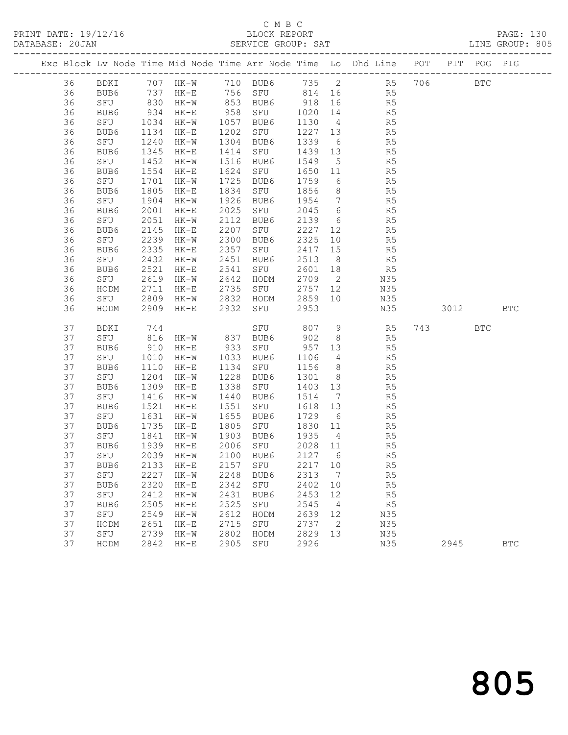C M B C

BLOCK REPORT

SERVICE GROUP: SAT

PRINT DATE: 19/12/16
DATABASE: 20JAN

LINE GROUP: 805

| Exc | Block | Lv | Node | Time | Mid Node | Time | Arr Node | Time | Lo | Dhd Line | POT | PIT | POG | PIG |
|---|---|---|---|---|---|---|---|---|---|---|---|---|---|---|
| | 36 | | BDKI | 707 | HK-W | 710 | BUB6 | 735 | 2 | R5 | 706 | | BTC | |
| | 36 | | BUB6 | 737 | HK-E | 756 | SFU | 814 | 16 | R5 | | | | |
| | 36 | | SFU | 830 | HK-W | 853 | BUB6 | 918 | 16 | R5 | | | | |
| | 36 | | BUB6 | 934 | HK-E | 958 | SFU | 1020 | 14 | R5 | | | | |
| | 36 | | SFU | 1034 | HK-W | 1057 | BUB6 | 1130 | 4 | R5 | | | | |
| | 36 | | BUB6 | 1134 | HK-E | 1202 | SFU | 1227 | 13 | R5 | | | | |
| | 36 | | SFU | 1240 | HK-W | 1304 | BUB6 | 1339 | 6 | R5 | | | | |
| | 36 | | BUB6 | 1345 | HK-E | 1414 | SFU | 1439 | 13 | R5 | | | | |
| | 36 | | SFU | 1452 | HK-W | 1516 | BUB6 | 1549 | 5 | R5 | | | | |
| | 36 | | BUB6 | 1554 | HK-E | 1624 | SFU | 1650 | 11 | R5 | | | | |
| | 36 | | SFU | 1701 | HK-W | 1725 | BUB6 | 1759 | 6 | R5 | | | | |
| | 36 | | BUB6 | 1805 | HK-E | 1834 | SFU | 1856 | 8 | R5 | | | | |
| | 36 | | SFU | 1904 | HK-W | 1926 | BUB6 | 1954 | 7 | R5 | | | | |
| | 36 | | BUB6 | 2001 | HK-E | 2025 | SFU | 2045 | 6 | R5 | | | | |
| | 36 | | SFU | 2051 | HK-W | 2112 | BUB6 | 2139 | 6 | R5 | | | | |
| | 36 | | BUB6 | 2145 | HK-E | 2207 | SFU | 2227 | 12 | R5 | | | | |
| | 36 | | SFU | 2239 | HK-W | 2300 | BUB6 | 2325 | 10 | R5 | | | | |
| | 36 | | BUB6 | 2335 | HK-E | 2357 | SFU | 2417 | 15 | R5 | | | | |
| | 36 | | SFU | 2432 | HK-W | 2451 | BUB6 | 2513 | 8 | R5 | | | | |
| | 36 | | BUB6 | 2521 | HK-E | 2541 | SFU | 2601 | 18 | R5 | | | | |
| | 36 | | SFU | 2619 | HK-W | 2642 | HODM | 2709 | 2 | N35 | | | | |
| | 36 | | HODM | 2711 | HK-E | 2735 | SFU | 2757 | 12 | N35 | | | | |
| | 36 | | SFU | 2809 | HK-W | 2832 | HODM | 2859 | 10 | N35 | | | | |
| | 36 | | HODM | 2909 | HK-E | 2932 | SFU | 2953 | | N35 | | 3012 | | BTC |
| | 37 | | BDKI | 744 | | | SFU | 807 | 9 | R5 | 743 | | BTC | |
| | 37 | | SFU | 816 | HK-W | 837 | BUB6 | 902 | 8 | R5 | | | | |
| | 37 | | BUB6 | 910 | HK-E | 933 | SFU | 957 | 13 | R5 | | | | |
| | 37 | | SFU | 1010 | HK-W | 1033 | BUB6 | 1106 | 4 | R5 | | | | |
| | 37 | | BUB6 | 1110 | HK-E | 1134 | SFU | 1156 | 8 | R5 | | | | |
| | 37 | | SFU | 1204 | HK-W | 1228 | BUB6 | 1301 | 8 | R5 | | | | |
| | 37 | | BUB6 | 1309 | HK-E | 1338 | SFU | 1403 | 13 | R5 | | | | |
| | 37 | | SFU | 1416 | HK-W | 1440 | BUB6 | 1514 | 7 | R5 | | | | |
| | 37 | | BUB6 | 1521 | HK-E | 1551 | SFU | 1618 | 13 | R5 | | | | |
| | 37 | | SFU | 1631 | HK-W | 1655 | BUB6 | 1729 | 6 | R5 | | | | |
| | 37 | | BUB6 | 1735 | HK-E | 1805 | SFU | 1830 | 11 | R5 | | | | |
| | 37 | | SFU | 1841 | HK-W | 1903 | BUB6 | 1935 | 4 | R5 | | | | |
| | 37 | | BUB6 | 1939 | HK-E | 2006 | SFU | 2028 | 11 | R5 | | | | |
| | 37 | | SFU | 2039 | HK-W | 2100 | BUB6 | 2127 | 6 | R5 | | | | |
| | 37 | | BUB6 | 2133 | HK-E | 2157 | SFU | 2217 | 10 | R5 | | | | |
| | 37 | | SFU | 2227 | HK-W | 2248 | BUB6 | 2313 | 7 | R5 | | | | |
| | 37 | | BUB6 | 2320 | HK-E | 2342 | SFU | 2402 | 10 | R5 | | | | |
| | 37 | | SFU | 2412 | HK-W | 2431 | BUB6 | 2453 | 12 | R5 | | | | |
| | 37 | | BUB6 | 2505 | HK-E | 2525 | SFU | 2545 | 4 | R5 | | | | |
| | 37 | | SFU | 2549 | HK-W | 2612 | HODM | 2639 | 12 | N35 | | | | |
| | 37 | | HODM | 2651 | HK-E | 2715 | SFU | 2737 | 2 | N35 | | | | |
| | 37 | | SFU | 2739 | HK-W | 2802 | HODM | 2829 | 13 | N35 | | | | |
| | 37 | | HODM | 2842 | HK-E | 2905 | SFU | 2926 | | N35 | | 2945 | | BTC |

805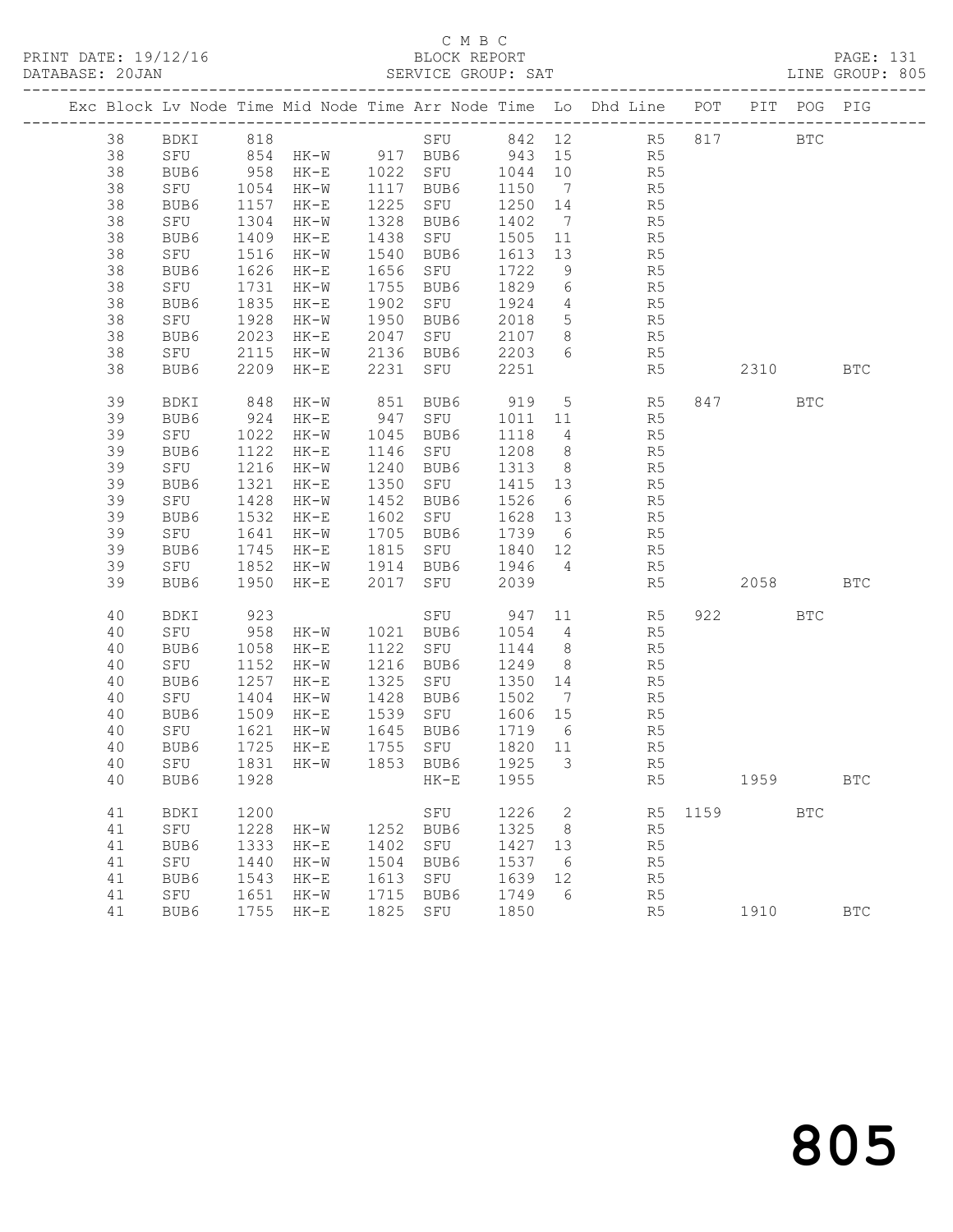C M B C
BLOCK REPORT
SERVICE GROUP: SAT

PRINT DATE: 19/12/16
DATABASE: 20JAN
LINE GROUP: 805

| Exc | Block | Lv | Node | Time | Mid Node | Time | Arr Node | Time | Lo | Dhd Line | POT | PIT | POG | PIG |
|---|---|---|---|---|---|---|---|---|---|---|---|---|---|---|
| | 38 | | BDKI | 818 | | | SFU | 842 | 12 | R5 | 817 | | BTC | |
| | 38 | | SFU | 854 | HK-W | 917 | BUB6 | 943 | 15 | R5 | | | | |
| | 38 | | BUB6 | 958 | HK-E | 1022 | SFU | 1044 | 10 | R5 | | | | |
| | 38 | | SFU | 1054 | HK-W | 1117 | BUB6 | 1150 | 7 | R5 | | | | |
| | 38 | | BUB6 | 1157 | HK-E | 1225 | SFU | 1250 | 14 | R5 | | | | |
| | 38 | | SFU | 1304 | HK-W | 1328 | BUB6 | 1402 | 7 | R5 | | | | |
| | 38 | | BUB6 | 1409 | HK-E | 1438 | SFU | 1505 | 11 | R5 | | | | |
| | 38 | | SFU | 1516 | HK-W | 1540 | BUB6 | 1613 | 13 | R5 | | | | |
| | 38 | | BUB6 | 1626 | HK-E | 1656 | SFU | 1722 | 9 | R5 | | | | |
| | 38 | | SFU | 1731 | HK-W | 1755 | BUB6 | 1829 | 6 | R5 | | | | |
| | 38 | | BUB6 | 1835 | HK-E | 1902 | SFU | 1924 | 4 | R5 | | | | |
| | 38 | | SFU | 1928 | HK-W | 1950 | BUB6 | 2018 | 5 | R5 | | | | |
| | 38 | | BUB6 | 2023 | HK-E | 2047 | SFU | 2107 | 8 | R5 | | | | |
| | 38 | | SFU | 2115 | HK-W | 2136 | BUB6 | 2203 | 6 | R5 | | | | |
| | 38 | | BUB6 | 2209 | HK-E | 2231 | SFU | 2251 | | R5 | | 2310 | | BTC |
| | 39 | | BDKI | 848 | HK-W | 851 | BUB6 | 919 | 5 | R5 | 847 | | BTC | |
| | 39 | | BUB6 | 924 | HK-E | 947 | SFU | 1011 | 11 | R5 | | | | |
| | 39 | | SFU | 1022 | HK-W | 1045 | BUB6 | 1118 | 4 | R5 | | | | |
| | 39 | | BUB6 | 1122 | HK-E | 1146 | SFU | 1208 | 8 | R5 | | | | |
| | 39 | | SFU | 1216 | HK-W | 1240 | BUB6 | 1313 | 8 | R5 | | | | |
| | 39 | | BUB6 | 1321 | HK-E | 1350 | SFU | 1415 | 13 | R5 | | | | |
| | 39 | | SFU | 1428 | HK-W | 1452 | BUB6 | 1526 | 6 | R5 | | | | |
| | 39 | | BUB6 | 1532 | HK-E | 1602 | SFU | 1628 | 13 | R5 | | | | |
| | 39 | | SFU | 1641 | HK-W | 1705 | BUB6 | 1739 | 6 | R5 | | | | |
| | 39 | | BUB6 | 1745 | HK-E | 1815 | SFU | 1840 | 12 | R5 | | | | |
| | 39 | | SFU | 1852 | HK-W | 1914 | BUB6 | 1946 | 4 | R5 | | | | |
| | 39 | | BUB6 | 1950 | HK-E | 2017 | SFU | 2039 | | R5 | | 2058 | | BTC |
| | 40 | | BDKI | 923 | | | SFU | 947 | 11 | R5 | 922 | | BTC | |
| | 40 | | SFU | 958 | HK-W | 1021 | BUB6 | 1054 | 4 | R5 | | | | |
| | 40 | | BUB6 | 1058 | HK-E | 1122 | SFU | 1144 | 8 | R5 | | | | |
| | 40 | | SFU | 1152 | HK-W | 1216 | BUB6 | 1249 | 8 | R5 | | | | |
| | 40 | | BUB6 | 1257 | HK-E | 1325 | SFU | 1350 | 14 | R5 | | | | |
| | 40 | | SFU | 1404 | HK-W | 1428 | BUB6 | 1502 | 7 | R5 | | | | |
| | 40 | | BUB6 | 1509 | HK-E | 1539 | SFU | 1606 | 15 | R5 | | | | |
| | 40 | | SFU | 1621 | HK-W | 1645 | BUB6 | 1719 | 6 | R5 | | | | |
| | 40 | | BUB6 | 1725 | HK-E | 1755 | SFU | 1820 | 11 | R5 | | | | |
| | 40 | | SFU | 1831 | HK-W | 1853 | BUB6 | 1925 | 3 | R5 | | | | |
| | 40 | | BUB6 | 1928 | | | HK-E | 1955 | | R5 | | 1959 | | BTC |
| | 41 | | BDKI | 1200 | | | SFU | 1226 | 2 | R5 | 1159 | | BTC | |
| | 41 | | SFU | 1228 | HK-W | 1252 | BUB6 | 1325 | 8 | R5 | | | | |
| | 41 | | BUB6 | 1333 | HK-E | 1402 | SFU | 1427 | 13 | R5 | | | | |
| | 41 | | SFU | 1440 | HK-W | 1504 | BUB6 | 1537 | 6 | R5 | | | | |
| | 41 | | BUB6 | 1543 | HK-E | 1613 | SFU | 1639 | 12 | R5 | | | | |
| | 41 | | SFU | 1651 | HK-W | 1715 | BUB6 | 1749 | 6 | R5 | | | | |
| | 41 | | BUB6 | 1755 | HK-E | 1825 | SFU | 1850 | | R5 | | 1910 | | BTC |

805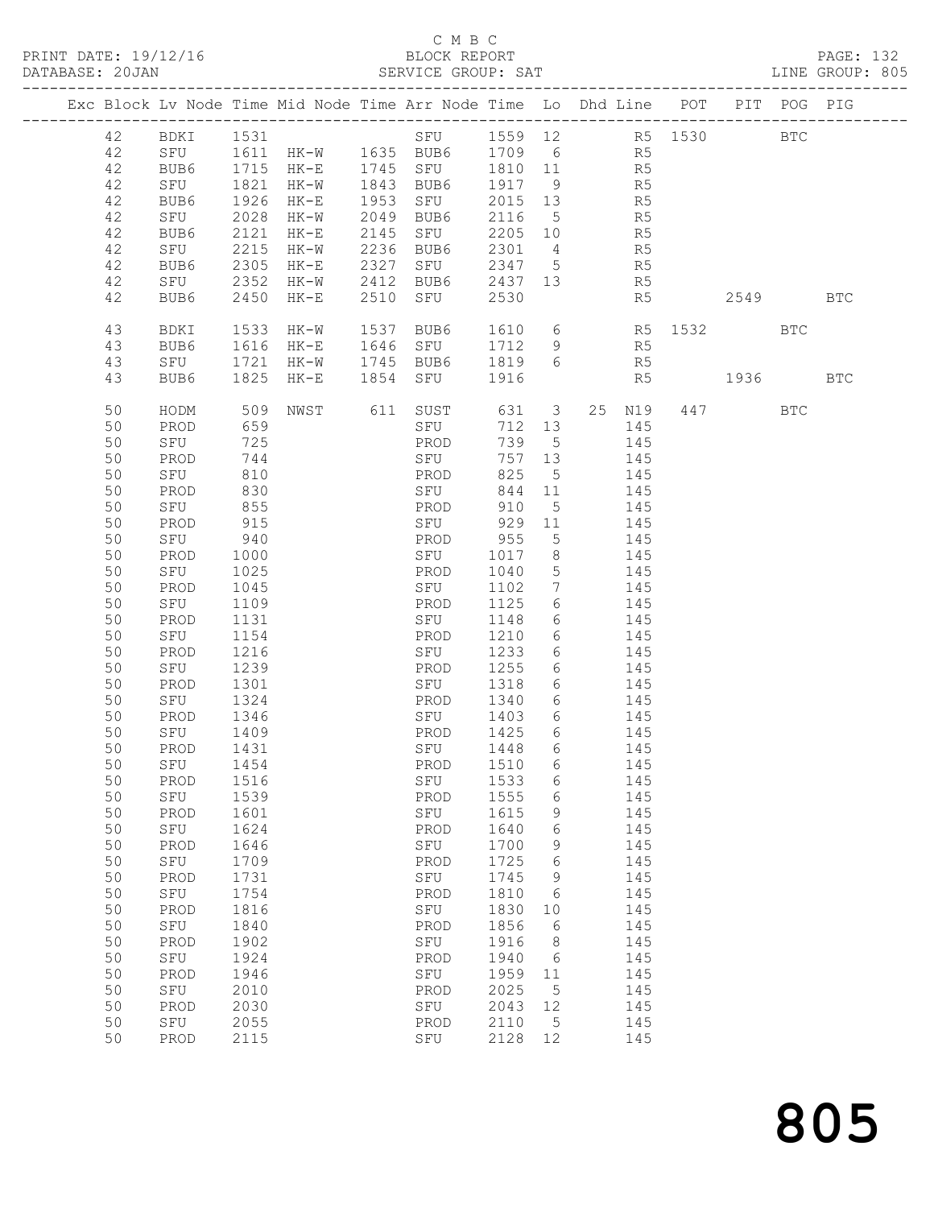C M B C
BLOCK REPORT
SERVICE GROUP: SAT

PRINT DATE: 19/12/16
DATABASE: 20JAN
LINE GROUP: 805

| Exc | Block | Lv | Node | Time | Mid Node | Time | Arr Node | Time | Lo | Dhd Line | POT | PIT | POG | PIG |
|---|---|---|---|---|---|---|---|---|---|---|---|---|---|---|
| | 42 | | BDKI | 1531 | | | SFU | 1559 | 12 | R5 | 1530 | | BTC | |
| | 42 | | SFU | 1611 | HK-W | 1635 | BUB6 | 1709 | 6 | R5 | | | | |
| | 42 | | BUB6 | 1715 | HK-E | 1745 | SFU | 1810 | 11 | R5 | | | | |
| | 42 | | SFU | 1821 | HK-W | 1843 | BUB6 | 1917 | 9 | R5 | | | | |
| | 42 | | BUB6 | 1926 | HK-E | 1953 | SFU | 2015 | 13 | R5 | | | | |
| | 42 | | SFU | 2028 | HK-W | 2049 | BUB6 | 2116 | 5 | R5 | | | | |
| | 42 | | BUB6 | 2121 | HK-E | 2145 | SFU | 2205 | 10 | R5 | | | | |
| | 42 | | SFU | 2215 | HK-W | 2236 | BUB6 | 2301 | 4 | R5 | | | | |
| | 42 | | BUB6 | 2305 | HK-E | 2327 | SFU | 2347 | 5 | R5 | | | | |
| | 42 | | SFU | 2352 | HK-W | 2412 | BUB6 | 2437 | 13 | R5 | | | | |
| | 42 | | BUB6 | 2450 | HK-E | 2510 | SFU | 2530 | | R5 | | 2549 | | BTC |
| | 43 | | BDKI | 1533 | HK-W | 1537 | BUB6 | 1610 | 6 | R5 | 1532 | | BTC | |
| | 43 | | BUB6 | 1616 | HK-E | 1646 | SFU | 1712 | 9 | R5 | | | | |
| | 43 | | SFU | 1721 | HK-W | 1745 | BUB6 | 1819 | 6 | R5 | | | | |
| | 43 | | BUB6 | 1825 | HK-E | 1854 | SFU | 1916 | | R5 | | 1936 | | BTC |
| | 50 | | HODM | 509 | NWST | 611 | SUST | 631 | 3 | 25 N19 | 447 | | BTC | |
| | 50 | | PROD | 659 | | | SFU | 712 | 13 | 145 | | | | |
| | 50 | | SFU | 725 | | | PROD | 739 | 5 | 145 | | | | |
| | 50 | | PROD | 744 | | | SFU | 757 | 13 | 145 | | | | |
| | 50 | | SFU | 810 | | | PROD | 825 | 5 | 145 | | | | |
| | 50 | | PROD | 830 | | | SFU | 844 | 11 | 145 | | | | |
| | 50 | | SFU | 855 | | | PROD | 910 | 5 | 145 | | | | |
| | 50 | | PROD | 915 | | | SFU | 929 | 11 | 145 | | | | |
| | 50 | | SFU | 940 | | | PROD | 955 | 5 | 145 | | | | |
| | 50 | | PROD | 1000 | | | SFU | 1017 | 8 | 145 | | | | |
| | 50 | | SFU | 1025 | | | PROD | 1040 | 5 | 145 | | | | |
| | 50 | | PROD | 1045 | | | SFU | 1102 | 7 | 145 | | | | |
| | 50 | | SFU | 1109 | | | PROD | 1125 | 6 | 145 | | | | |
| | 50 | | PROD | 1131 | | | SFU | 1148 | 6 | 145 | | | | |
| | 50 | | SFU | 1154 | | | PROD | 1210 | 6 | 145 | | | | |
| | 50 | | PROD | 1216 | | | SFU | 1233 | 6 | 145 | | | | |
| | 50 | | SFU | 1239 | | | PROD | 1255 | 6 | 145 | | | | |
| | 50 | | PROD | 1301 | | | SFU | 1318 | 6 | 145 | | | | |
| | 50 | | SFU | 1324 | | | PROD | 1340 | 6 | 145 | | | | |
| | 50 | | PROD | 1346 | | | SFU | 1403 | 6 | 145 | | | | |
| | 50 | | SFU | 1409 | | | PROD | 1425 | 6 | 145 | | | | |
| | 50 | | PROD | 1431 | | | SFU | 1448 | 6 | 145 | | | | |
| | 50 | | SFU | 1454 | | | PROD | 1510 | 6 | 145 | | | | |
| | 50 | | PROD | 1516 | | | SFU | 1533 | 6 | 145 | | | | |
| | 50 | | SFU | 1539 | | | PROD | 1555 | 6 | 145 | | | | |
| | 50 | | PROD | 1601 | | | SFU | 1615 | 9 | 145 | | | | |
| | 50 | | SFU | 1624 | | | PROD | 1640 | 6 | 145 | | | | |
| | 50 | | PROD | 1646 | | | SFU | 1700 | 9 | 145 | | | | |
| | 50 | | SFU | 1709 | | | PROD | 1725 | 6 | 145 | | | | |
| | 50 | | PROD | 1731 | | | SFU | 1745 | 9 | 145 | | | | |
| | 50 | | SFU | 1754 | | | PROD | 1810 | 6 | 145 | | | | |
| | 50 | | PROD | 1816 | | | SFU | 1830 | 10 | 145 | | | | |
| | 50 | | SFU | 1840 | | | PROD | 1856 | 6 | 145 | | | | |
| | 50 | | PROD | 1902 | | | SFU | 1916 | 8 | 145 | | | | |
| | 50 | | SFU | 1924 | | | PROD | 1940 | 6 | 145 | | | | |
| | 50 | | PROD | 1946 | | | SFU | 1959 | 11 | 145 | | | | |
| | 50 | | SFU | 2010 | | | PROD | 2025 | 5 | 145 | | | | |
| | 50 | | PROD | 2030 | | | SFU | 2043 | 12 | 145 | | | | |
| | 50 | | SFU | 2055 | | | PROD | 2110 | 5 | 145 | | | | |
| | 50 | | PROD | 2115 | | | SFU | 2128 | 12 | 145 | | | | |

805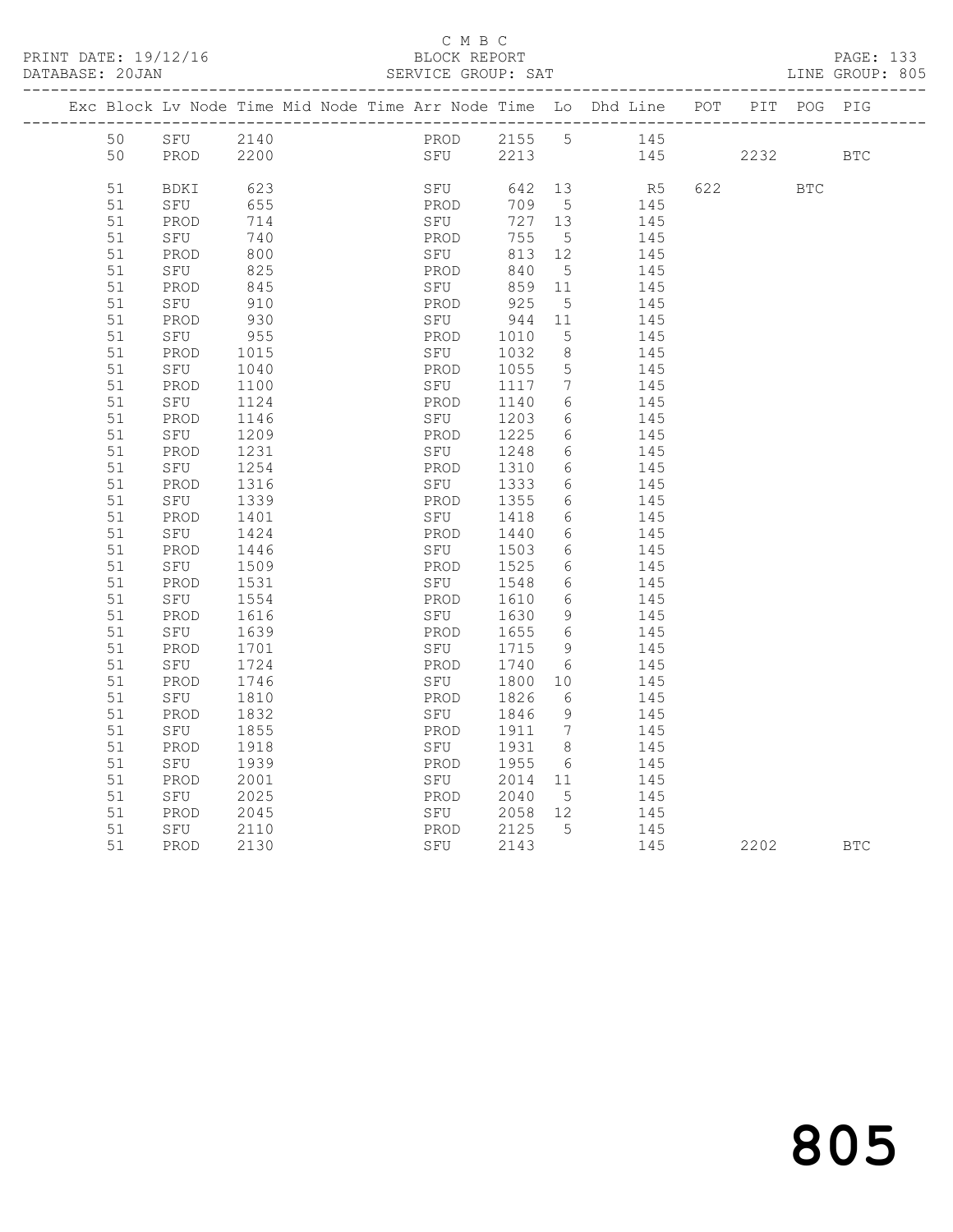C M B C

PRINT DATE: 19/12/16 BLOCK REPORT PAGE: 133
DATABASE: 20JAN SERVICE GROUP: SAT LINE GROUP: 805

| Exc | Block | Lv | Node | Time | Mid Node | Time | Arr Node | Time | Lo | Dhd Line | POT | PIT | POG | PIG |
|---|---|---|---|---|---|---|---|---|---|---|---|---|---|---|
| | 50 | | SFU | 2140 | | | PROD | 2155 | 5 | 145 | | | | |
| | 50 | | PROD | 2200 | | | SFU | 2213 | | 145 | | 2232 | | BTC |
| | 51 | | BDKI | 623 | | | SFU | 642 | 13 | R5 | 622 | | BTC | |
| | 51 | | SFU | 655 | | | PROD | 709 | 5 | 145 | | | | |
| | 51 | | PROD | 714 | | | SFU | 727 | 13 | 145 | | | | |
| | 51 | | SFU | 740 | | | PROD | 755 | 5 | 145 | | | | |
| | 51 | | PROD | 800 | | | SFU | 813 | 12 | 145 | | | | |
| | 51 | | SFU | 825 | | | PROD | 840 | 5 | 145 | | | | |
| | 51 | | PROD | 845 | | | SFU | 859 | 11 | 145 | | | | |
| | 51 | | SFU | 910 | | | PROD | 925 | 5 | 145 | | | | |
| | 51 | | PROD | 930 | | | SFU | 944 | 11 | 145 | | | | |
| | 51 | | SFU | 955 | | | PROD | 1010 | 5 | 145 | | | | |
| | 51 | | PROD | 1015 | | | SFU | 1032 | 8 | 145 | | | | |
| | 51 | | SFU | 1040 | | | PROD | 1055 | 5 | 145 | | | | |
| | 51 | | PROD | 1100 | | | SFU | 1117 | 7 | 145 | | | | |
| | 51 | | SFU | 1124 | | | PROD | 1140 | 6 | 145 | | | | |
| | 51 | | PROD | 1146 | | | SFU | 1203 | 6 | 145 | | | | |
| | 51 | | SFU | 1209 | | | PROD | 1225 | 6 | 145 | | | | |
| | 51 | | PROD | 1231 | | | SFU | 1248 | 6 | 145 | | | | |
| | 51 | | SFU | 1254 | | | PROD | 1310 | 6 | 145 | | | | |
| | 51 | | PROD | 1316 | | | SFU | 1333 | 6 | 145 | | | | |
| | 51 | | SFU | 1339 | | | PROD | 1355 | 6 | 145 | | | | |
| | 51 | | PROD | 1401 | | | SFU | 1418 | 6 | 145 | | | | |
| | 51 | | SFU | 1424 | | | PROD | 1440 | 6 | 145 | | | | |
| | 51 | | PROD | 1446 | | | SFU | 1503 | 6 | 145 | | | | |
| | 51 | | SFU | 1509 | | | PROD | 1525 | 6 | 145 | | | | |
| | 51 | | PROD | 1531 | | | SFU | 1548 | 6 | 145 | | | | |
| | 51 | | SFU | 1554 | | | PROD | 1610 | 6 | 145 | | | | |
| | 51 | | PROD | 1616 | | | SFU | 1630 | 9 | 145 | | | | |
| | 51 | | SFU | 1639 | | | PROD | 1655 | 6 | 145 | | | | |
| | 51 | | PROD | 1701 | | | SFU | 1715 | 9 | 145 | | | | |
| | 51 | | SFU | 1724 | | | PROD | 1740 | 6 | 145 | | | | |
| | 51 | | PROD | 1746 | | | SFU | 1800 | 10 | 145 | | | | |
| | 51 | | SFU | 1810 | | | PROD | 1826 | 6 | 145 | | | | |
| | 51 | | PROD | 1832 | | | SFU | 1846 | 9 | 145 | | | | |
| | 51 | | SFU | 1855 | | | PROD | 1911 | 7 | 145 | | | | |
| | 51 | | PROD | 1918 | | | SFU | 1931 | 8 | 145 | | | | |
| | 51 | | SFU | 1939 | | | PROD | 1955 | 6 | 145 | | | | |
| | 51 | | PROD | 2001 | | | SFU | 2014 | 11 | 145 | | | | |
| | 51 | | SFU | 2025 | | | PROD | 2040 | 5 | 145 | | | | |
| | 51 | | PROD | 2045 | | | SFU | 2058 | 12 | 145 | | | | |
| | 51 | | SFU | 2110 | | | PROD | 2125 | 5 | 145 | | | | |
| | 51 | | PROD | 2130 | | | SFU | 2143 | | 145 | | 2202 | | BTC |

805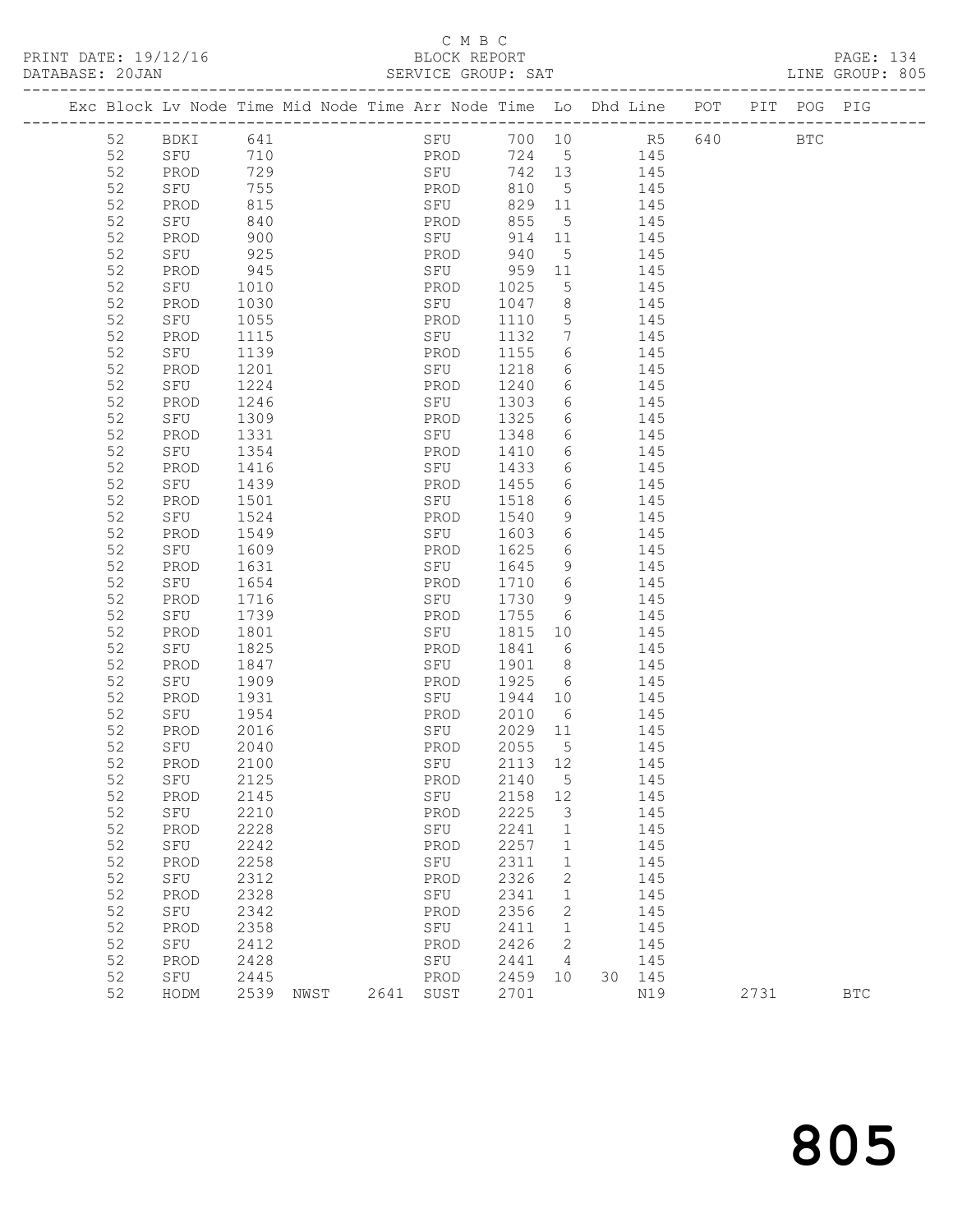C M B C

PRINT DATE: 19/12/16 BLOCK REPORT
DATABASE: 20JAN SERVICE GROUP: SAT LINE GROUP: 805

| Exc | Block | Lv | Node | Time | Mid Node | Time | Arr Node | Time | Lo | Dhd | Line | POT | PIT | POG | PIG |
|---|---|---|---|---|---|---|---|---|---|---|---|---|---|---|---|
| | 52 | | BDKI | 641 | | | SFU | 700 | 10 | | R5 | 640 | | BTC | |
| | 52 | | SFU | 710 | | | PROD | 724 | 5 | | 145 | | | | |
| | 52 | | PROD | 729 | | | SFU | 742 | 13 | | 145 | | | | |
| | 52 | | SFU | 755 | | | PROD | 810 | 5 | | 145 | | | | |
| | 52 | | PROD | 815 | | | SFU | 829 | 11 | | 145 | | | | |
| | 52 | | SFU | 840 | | | PROD | 855 | 5 | | 145 | | | | |
| | 52 | | PROD | 900 | | | SFU | 914 | 11 | | 145 | | | | |
| | 52 | | SFU | 925 | | | PROD | 940 | 5 | | 145 | | | | |
| | 52 | | PROD | 945 | | | SFU | 959 | 11 | | 145 | | | | |
| | 52 | | SFU | 1010 | | | PROD | 1025 | 5 | | 145 | | | | |
| | 52 | | PROD | 1030 | | | SFU | 1047 | 8 | | 145 | | | | |
| | 52 | | SFU | 1055 | | | PROD | 1110 | 5 | | 145 | | | | |
| | 52 | | PROD | 1115 | | | SFU | 1132 | 7 | | 145 | | | | |
| | 52 | | SFU | 1139 | | | PROD | 1155 | 6 | | 145 | | | | |
| | 52 | | PROD | 1201 | | | SFU | 1218 | 6 | | 145 | | | | |
| | 52 | | SFU | 1224 | | | PROD | 1240 | 6 | | 145 | | | | |
| | 52 | | PROD | 1246 | | | SFU | 1303 | 6 | | 145 | | | | |
| | 52 | | SFU | 1309 | | | PROD | 1325 | 6 | | 145 | | | | |
| | 52 | | PROD | 1331 | | | SFU | 1348 | 6 | | 145 | | | | |
| | 52 | | SFU | 1354 | | | PROD | 1410 | 6 | | 145 | | | | |
| | 52 | | PROD | 1416 | | | SFU | 1433 | 6 | | 145 | | | | |
| | 52 | | SFU | 1439 | | | PROD | 1455 | 6 | | 145 | | | | |
| | 52 | | PROD | 1501 | | | SFU | 1518 | 6 | | 145 | | | | |
| | 52 | | SFU | 1524 | | | PROD | 1540 | 9 | | 145 | | | | |
| | 52 | | PROD | 1549 | | | SFU | 1603 | 6 | | 145 | | | | |
| | 52 | | SFU | 1609 | | | PROD | 1625 | 6 | | 145 | | | | |
| | 52 | | PROD | 1631 | | | SFU | 1645 | 9 | | 145 | | | | |
| | 52 | | SFU | 1654 | | | PROD | 1710 | 6 | | 145 | | | | |
| | 52 | | PROD | 1716 | | | SFU | 1730 | 9 | | 145 | | | | |
| | 52 | | SFU | 1739 | | | PROD | 1755 | 6 | | 145 | | | | |
| | 52 | | PROD | 1801 | | | SFU | 1815 | 10 | | 145 | | | | |
| | 52 | | SFU | 1825 | | | PROD | 1841 | 6 | | 145 | | | | |
| | 52 | | PROD | 1847 | | | SFU | 1901 | 8 | | 145 | | | | |
| | 52 | | SFU | 1909 | | | PROD | 1925 | 6 | | 145 | | | | |
| | 52 | | PROD | 1931 | | | SFU | 1944 | 10 | | 145 | | | | |
| | 52 | | SFU | 1954 | | | PROD | 2010 | 6 | | 145 | | | | |
| | 52 | | PROD | 2016 | | | SFU | 2029 | 11 | | 145 | | | | |
| | 52 | | SFU | 2040 | | | PROD | 2055 | 5 | | 145 | | | | |
| | 52 | | PROD | 2100 | | | SFU | 2113 | 12 | | 145 | | | | |
| | 52 | | SFU | 2125 | | | PROD | 2140 | 5 | | 145 | | | | |
| | 52 | | PROD | 2145 | | | SFU | 2158 | 12 | | 145 | | | | |
| | 52 | | SFU | 2210 | | | PROD | 2225 | 3 | | 145 | | | | |
| | 52 | | PROD | 2228 | | | SFU | 2241 | 1 | | 145 | | | | |
| | 52 | | SFU | 2242 | | | PROD | 2257 | 1 | | 145 | | | | |
| | 52 | | PROD | 2258 | | | SFU | 2311 | 1 | | 145 | | | | |
| | 52 | | SFU | 2312 | | | PROD | 2326 | 2 | | 145 | | | | |
| | 52 | | PROD | 2328 | | | SFU | 2341 | 1 | | 145 | | | | |
| | 52 | | SFU | 2342 | | | PROD | 2356 | 2 | | 145 | | | | |
| | 52 | | PROD | 2358 | | | SFU | 2411 | 1 | | 145 | | | | |
| | 52 | | SFU | 2412 | | | PROD | 2426 | 2 | | 145 | | | | |
| | 52 | | PROD | 2428 | | | SFU | 2441 | 4 | | 145 | | | | |
| | 52 | | SFU | 2445 | | | PROD | 2459 | 10 | 30 | 145 | | | | |
| | 52 | | HODM | 2539 | NWST | 2641 | SUST | 2701 | | | N19 | | 2731 | | BTC |

805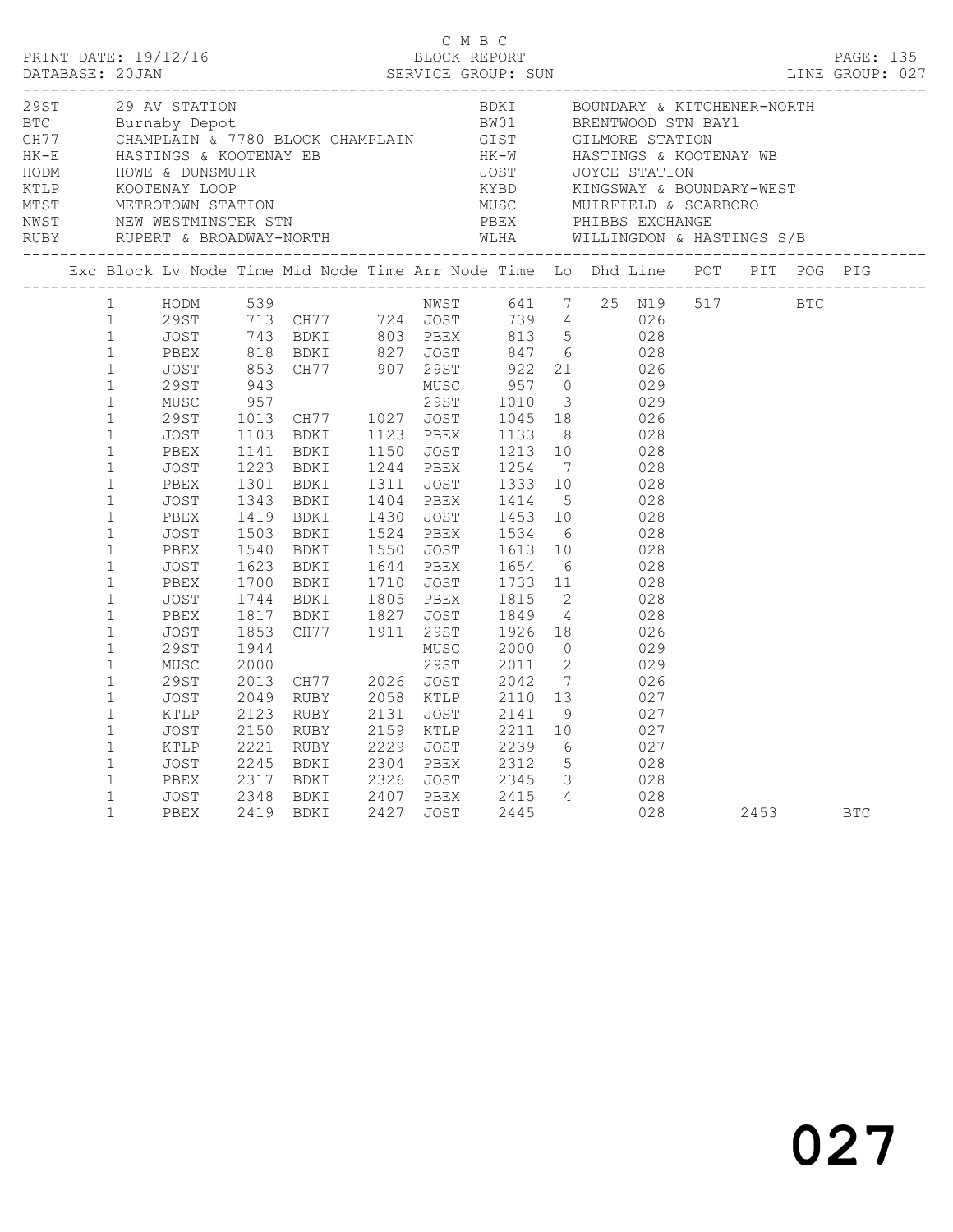C M B C

PRINT DATE: 19/12/16 BLOCK REPORT

DATABASE: 20JAN SERVICE GROUP: SUN LINE GROUP: 027

| Code | Description | Code | Description |
|---|---|---|---|
| 29ST | 29 AV STATION | BDKI | BOUNDARY & KITCHENER-NORTH |
| BTC | Burnaby Depot | BW01 | BRENTWOOD STN BAY1 |
| CH77 | CHAMPLAIN & 7780 BLOCK CHAMPLAIN | GIST | GILMORE STATION |
| HK-E | HASTINGS & KOOTENAY EB | HK-W | HASTINGS & KOOTENAY WB |
| HODM | HOWE & DUNSMUIR | JOST | JOYCE STATION |
| KTLP | KOOTENAY LOOP | KYBD | KINGSWAY & BOUNDARY-WEST |
| MTST | METROTOWN STATION | MUSC | MUIRFIELD & SCARBORO |
| NWST | NEW WESTMINSTER STN | PBEX | PHIBBS EXCHANGE |
| RUBY | RUPERT & BROADWAY-NORTH | WLHA | WILLINGDON & HASTINGS S/B |

| Exc | Block | Lv Node | Time | Mid Node | Time | Arr Node | Time | Lo | Dhd Line | Line | POT | PIT | POG | PIG |
|---|---|---|---|---|---|---|---|---|---|---|---|---|---|---|
| | 1 | HODM | 539 | | | NWST | 641 | 7 | 25 | N19 | 517 | | BTC | |
| | 1 | 29ST | 713 | CH77 | 724 | JOST | 739 | 4 | | 026 | | | | |
| | 1 | JOST | 743 | BDKI | 803 | PBEX | 813 | 5 | | 028 | | | | |
| | 1 | PBEX | 818 | BDKI | 827 | JOST | 847 | 6 | | 028 | | | | |
| | 1 | JOST | 853 | CH77 | 907 | 29ST | 922 | 21 | | 026 | | | | |
| | 1 | 29ST | 943 | | | MUSC | 957 | 0 | | 029 | | | | |
| | 1 | MUSC | 957 | | | 29ST | 1010 | 3 | | 029 | | | | |
| | 1 | 29ST | 1013 | CH77 | 1027 | JOST | 1045 | 18 | | 026 | | | | |
| | 1 | JOST | 1103 | BDKI | 1123 | PBEX | 1133 | 8 | | 028 | | | | |
| | 1 | PBEX | 1141 | BDKI | 1150 | JOST | 1213 | 10 | | 028 | | | | |
| | 1 | JOST | 1223 | BDKI | 1244 | PBEX | 1254 | 7 | | 028 | | | | |
| | 1 | PBEX | 1301 | BDKI | 1311 | JOST | 1333 | 10 | | 028 | | | | |
| | 1 | JOST | 1343 | BDKI | 1404 | PBEX | 1414 | 5 | | 028 | | | | |
| | 1 | PBEX | 1419 | BDKI | 1430 | JOST | 1453 | 10 | | 028 | | | | |
| | 1 | JOST | 1503 | BDKI | 1524 | PBEX | 1534 | 6 | | 028 | | | | |
| | 1 | PBEX | 1540 | BDKI | 1550 | JOST | 1613 | 10 | | 028 | | | | |
| | 1 | JOST | 1623 | BDKI | 1644 | PBEX | 1654 | 6 | | 028 | | | | |
| | 1 | PBEX | 1700 | BDKI | 1710 | JOST | 1733 | 11 | | 028 | | | | |
| | 1 | JOST | 1744 | BDKI | 1805 | PBEX | 1815 | 2 | | 028 | | | | |
| | 1 | PBEX | 1817 | BDKI | 1827 | JOST | 1849 | 4 | | 028 | | | | |
| | 1 | JOST | 1853 | CH77 | 1911 | 29ST | 1926 | 18 | | 026 | | | | |
| | 1 | 29ST | 1944 | | | MUSC | 2000 | 0 | | 029 | | | | |
| | 1 | MUSC | 2000 | | | 29ST | 2011 | 2 | | 029 | | | | |
| | 1 | 29ST | 2013 | CH77 | 2026 | JOST | 2042 | 7 | | 026 | | | | |
| | 1 | JOST | 2049 | RUBY | 2058 | KTLP | 2110 | 13 | | 027 | | | | |
| | 1 | KTLP | 2123 | RUBY | 2131 | JOST | 2141 | 9 | | 027 | | | | |
| | 1 | JOST | 2150 | RUBY | 2159 | KTLP | 2211 | 10 | | 027 | | | | |
| | 1 | KTLP | 2221 | RUBY | 2229 | JOST | 2239 | 6 | | 027 | | | | |
| | 1 | JOST | 2245 | BDKI | 2304 | PBEX | 2312 | 5 | | 028 | | | | |
| | 1 | PBEX | 2317 | BDKI | 2326 | JOST | 2345 | 3 | | 028 | | | | |
| | 1 | JOST | 2348 | BDKI | 2407 | PBEX | 2415 | 4 | | 028 | | | | |
| | 1 | PBEX | 2419 | BDKI | 2427 | JOST | 2445 | | | 028 | | 2453 | | BTC |

027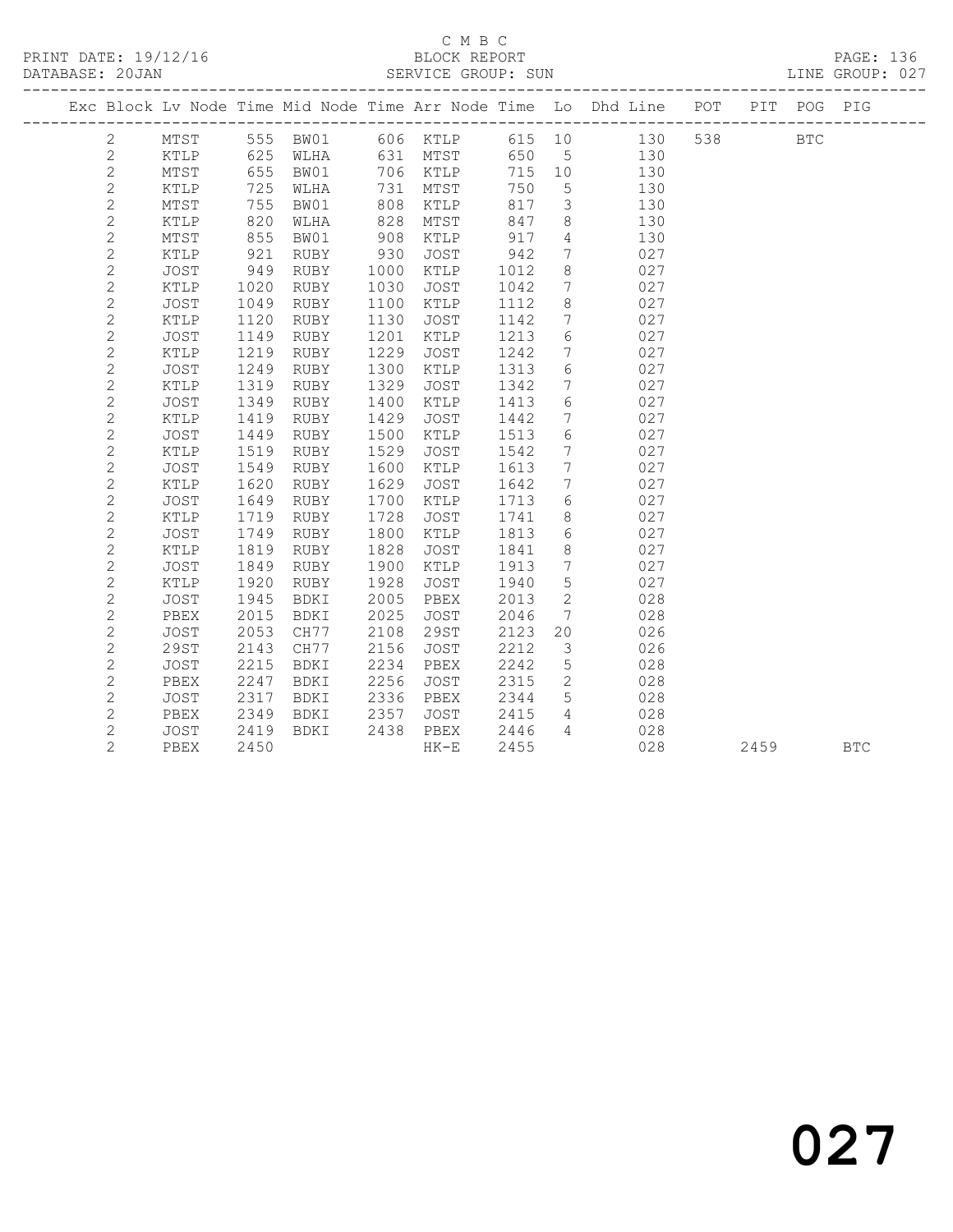# C M B C

PRINT DATE: 19/12/16 BLOCK REPORT

DATABASE: 20JAN SERVICE GROUP: SUN LINE GROUP: 027

| Exc | Block | Lv | Node | Time | Mid Node | Time | Arr Node | Time | Lo | Dhd Line | POT | PIT | POG | PIG |
|---|---|---|---|---|---|---|---|---|---|---|---|---|---|---|
| | 2 | | MTST | 555 | BW01 | 606 | KTLP | 615 | 10 | 130 | 538 | | BTC | |
| | 2 | | KTLP | 625 | WLHA | 631 | MTST | 650 | 5 | 130 | | | | |
| | 2 | | MTST | 655 | BW01 | 706 | KTLP | 715 | 10 | 130 | | | | |
| | 2 | | KTLP | 725 | WLHA | 731 | MTST | 750 | 5 | 130 | | | | |
| | 2 | | MTST | 755 | BW01 | 808 | KTLP | 817 | 3 | 130 | | | | |
| | 2 | | KTLP | 820 | WLHA | 828 | MTST | 847 | 8 | 130 | | | | |
| | 2 | | MTST | 855 | BW01 | 908 | KTLP | 917 | 4 | 130 | | | | |
| | 2 | | KTLP | 921 | RUBY | 930 | JOST | 942 | 7 | 027 | | | | |
| | 2 | | JOST | 949 | RUBY | 1000 | KTLP | 1012 | 8 | 027 | | | | |
| | 2 | | KTLP | 1020 | RUBY | 1030 | JOST | 1042 | 7 | 027 | | | | |
| | 2 | | JOST | 1049 | RUBY | 1100 | KTLP | 1112 | 8 | 027 | | | | |
| | 2 | | KTLP | 1120 | RUBY | 1130 | JOST | 1142 | 7 | 027 | | | | |
| | 2 | | JOST | 1149 | RUBY | 1201 | KTLP | 1213 | 6 | 027 | | | | |
| | 2 | | KTLP | 1219 | RUBY | 1229 | JOST | 1242 | 7 | 027 | | | | |
| | 2 | | JOST | 1249 | RUBY | 1300 | KTLP | 1313 | 6 | 027 | | | | |
| | 2 | | KTLP | 1319 | RUBY | 1329 | JOST | 1342 | 7 | 027 | | | | |
| | 2 | | JOST | 1349 | RUBY | 1400 | KTLP | 1413 | 6 | 027 | | | | |
| | 2 | | KTLP | 1419 | RUBY | 1429 | JOST | 1442 | 7 | 027 | | | | |
| | 2 | | JOST | 1449 | RUBY | 1500 | KTLP | 1513 | 6 | 027 | | | | |
| | 2 | | KTLP | 1519 | RUBY | 1529 | JOST | 1542 | 7 | 027 | | | | |
| | 2 | | JOST | 1549 | RUBY | 1600 | KTLP | 1613 | 7 | 027 | | | | |
| | 2 | | KTLP | 1620 | RUBY | 1629 | JOST | 1642 | 7 | 027 | | | | |
| | 2 | | JOST | 1649 | RUBY | 1700 | KTLP | 1713 | 6 | 027 | | | | |
| | 2 | | KTLP | 1719 | RUBY | 1728 | JOST | 1741 | 8 | 027 | | | | |
| | 2 | | JOST | 1749 | RUBY | 1800 | KTLP | 1813 | 6 | 027 | | | | |
| | 2 | | KTLP | 1819 | RUBY | 1828 | JOST | 1841 | 8 | 027 | | | | |
| | 2 | | JOST | 1849 | RUBY | 1900 | KTLP | 1913 | 7 | 027 | | | | |
| | 2 | | KTLP | 1920 | RUBY | 1928 | JOST | 1940 | 5 | 027 | | | | |
| | 2 | | JOST | 1945 | BDKI | 2005 | PBEX | 2013 | 2 | 028 | | | | |
| | 2 | | PBEX | 2015 | BDKI | 2025 | JOST | 2046 | 7 | 028 | | | | |
| | 2 | | JOST | 2053 | CH77 | 2108 | 29ST | 2123 | 20 | 026 | | | | |
| | 2 | | 29ST | 2143 | CH77 | 2156 | JOST | 2212 | 3 | 026 | | | | |
| | 2 | | JOST | 2215 | BDKI | 2234 | PBEX | 2242 | 5 | 028 | | | | |
| | 2 | | PBEX | 2247 | BDKI | 2256 | JOST | 2315 | 2 | 028 | | | | |
| | 2 | | JOST | 2317 | BDKI | 2336 | PBEX | 2344 | 5 | 028 | | | | |
| | 2 | | PBEX | 2349 | BDKI | 2357 | JOST | 2415 | 4 | 028 | | | | |
| | 2 | | JOST | 2419 | BDKI | 2438 | PBEX | 2446 | 4 | 028 | | | | |
| | 2 | | PBEX | 2450 | | | HK-E | 2455 | | 028 | | 2459 | | BTC |

027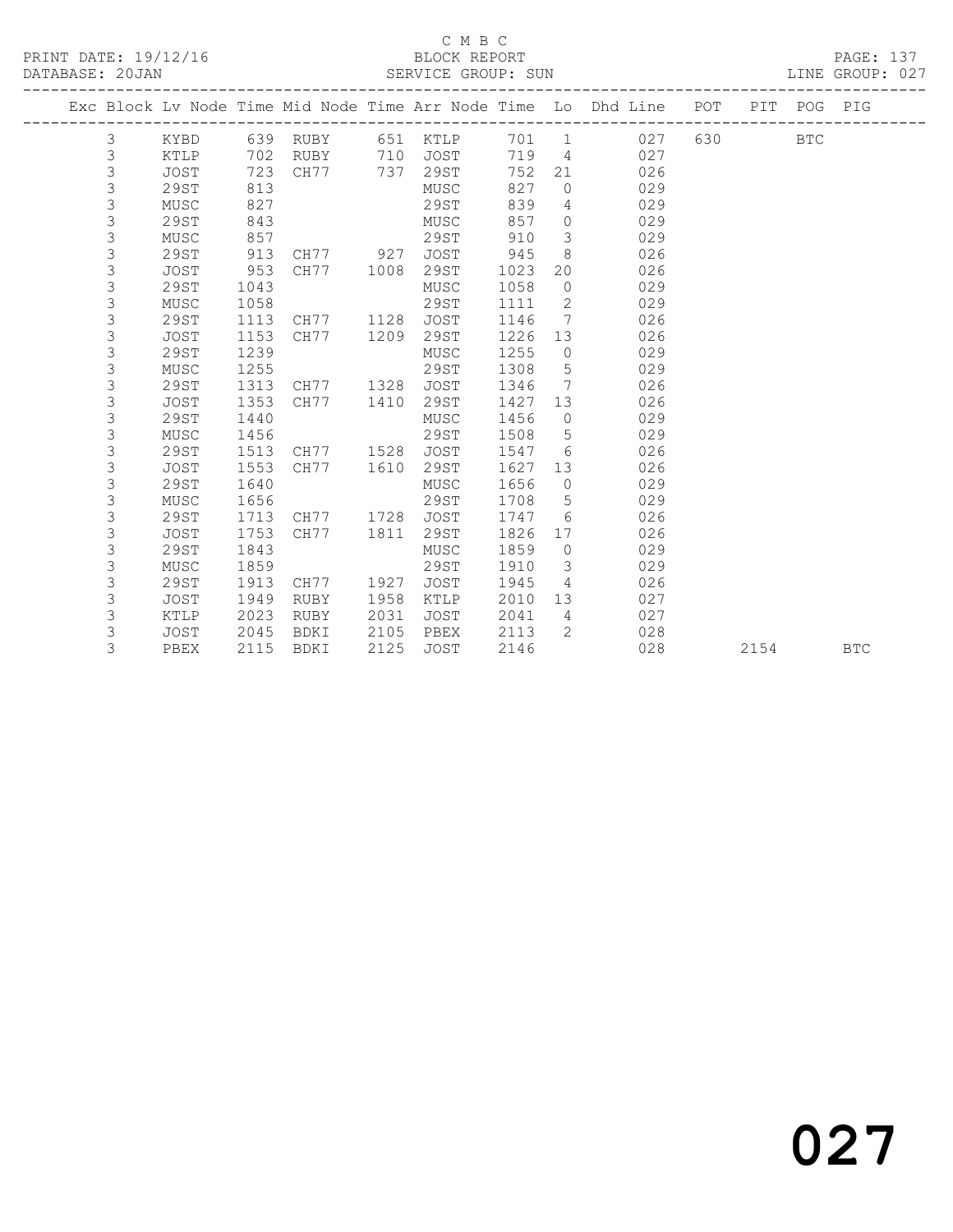C M B C

BLOCK REPORT

SERVICE GROUP: SUN

PRINT DATE: 19/12/16

DATABASE: 20JAN

PAGE: 137

LINE GROUP: 027

| Exc | Block | Lv | Node | Time | Mid Node | Time | Arr Node | Time | Lo | Dhd Line | POT | PIT | POG | PIG |
|---|---|---|---|---|---|---|---|---|---|---|---|---|---|---|
| | 3 | | KYBD | 639 | RUBY | 651 | KTLP | 701 | 1 | 027 | 630 | | BTC | |
| | 3 | | KTLP | 702 | RUBY | 710 | JOST | 719 | 4 | 027 | | | | |
| | 3 | | JOST | 723 | CH77 | 737 | 29ST | 752 | 21 | 026 | | | | |
| | 3 | | 29ST | 813 | | | MUSC | 827 | 0 | 029 | | | | |
| | 3 | | MUSC | 827 | | | 29ST | 839 | 4 | 029 | | | | |
| | 3 | | 29ST | 843 | | | MUSC | 857 | 0 | 029 | | | | |
| | 3 | | MUSC | 857 | | | 29ST | 910 | 3 | 029 | | | | |
| | 3 | | 29ST | 913 | CH77 | 927 | JOST | 945 | 8 | 026 | | | | |
| | 3 | | JOST | 953 | CH77 | 1008 | 29ST | 1023 | 20 | 026 | | | | |
| | 3 | | 29ST | 1043 | | | MUSC | 1058 | 0 | 029 | | | | |
| | 3 | | MUSC | 1058 | | | 29ST | 1111 | 2 | 029 | | | | |
| | 3 | | 29ST | 1113 | CH77 | 1128 | JOST | 1146 | 7 | 026 | | | | |
| | 3 | | JOST | 1153 | CH77 | 1209 | 29ST | 1226 | 13 | 026 | | | | |
| | 3 | | 29ST | 1239 | | | MUSC | 1255 | 0 | 029 | | | | |
| | 3 | | MUSC | 1255 | | | 29ST | 1308 | 5 | 029 | | | | |
| | 3 | | 29ST | 1313 | CH77 | 1328 | JOST | 1346 | 7 | 026 | | | | |
| | 3 | | JOST | 1353 | CH77 | 1410 | 29ST | 1427 | 13 | 026 | | | | |
| | 3 | | 29ST | 1440 | | | MUSC | 1456 | 0 | 029 | | | | |
| | 3 | | MUSC | 1456 | | | 29ST | 1508 | 5 | 029 | | | | |
| | 3 | | 29ST | 1513 | CH77 | 1528 | JOST | 1547 | 6 | 026 | | | | |
| | 3 | | JOST | 1553 | CH77 | 1610 | 29ST | 1627 | 13 | 026 | | | | |
| | 3 | | 29ST | 1640 | | | MUSC | 1656 | 0 | 029 | | | | |
| | 3 | | MUSC | 1656 | | | 29ST | 1708 | 5 | 029 | | | | |
| | 3 | | 29ST | 1713 | CH77 | 1728 | JOST | 1747 | 6 | 026 | | | | |
| | 3 | | JOST | 1753 | CH77 | 1811 | 29ST | 1826 | 17 | 026 | | | | |
| | 3 | | 29ST | 1843 | | | MUSC | 1859 | 0 | 029 | | | | |
| | 3 | | MUSC | 1859 | | | 29ST | 1910 | 3 | 029 | | | | |
| | 3 | | 29ST | 1913 | CH77 | 1927 | JOST | 1945 | 4 | 026 | | | | |
| | 3 | | JOST | 1949 | RUBY | 1958 | KTLP | 2010 | 13 | 027 | | | | |
| | 3 | | KTLP | 2023 | RUBY | 2031 | JOST | 2041 | 4 | 027 | | | | |
| | 3 | | JOST | 2045 | BDKI | 2105 | PBEX | 2113 | 2 | 028 | | | | |
| | 3 | | PBEX | 2115 | BDKI | 2125 | JOST | 2146 | | 028 | | 2154 | | BTC |

027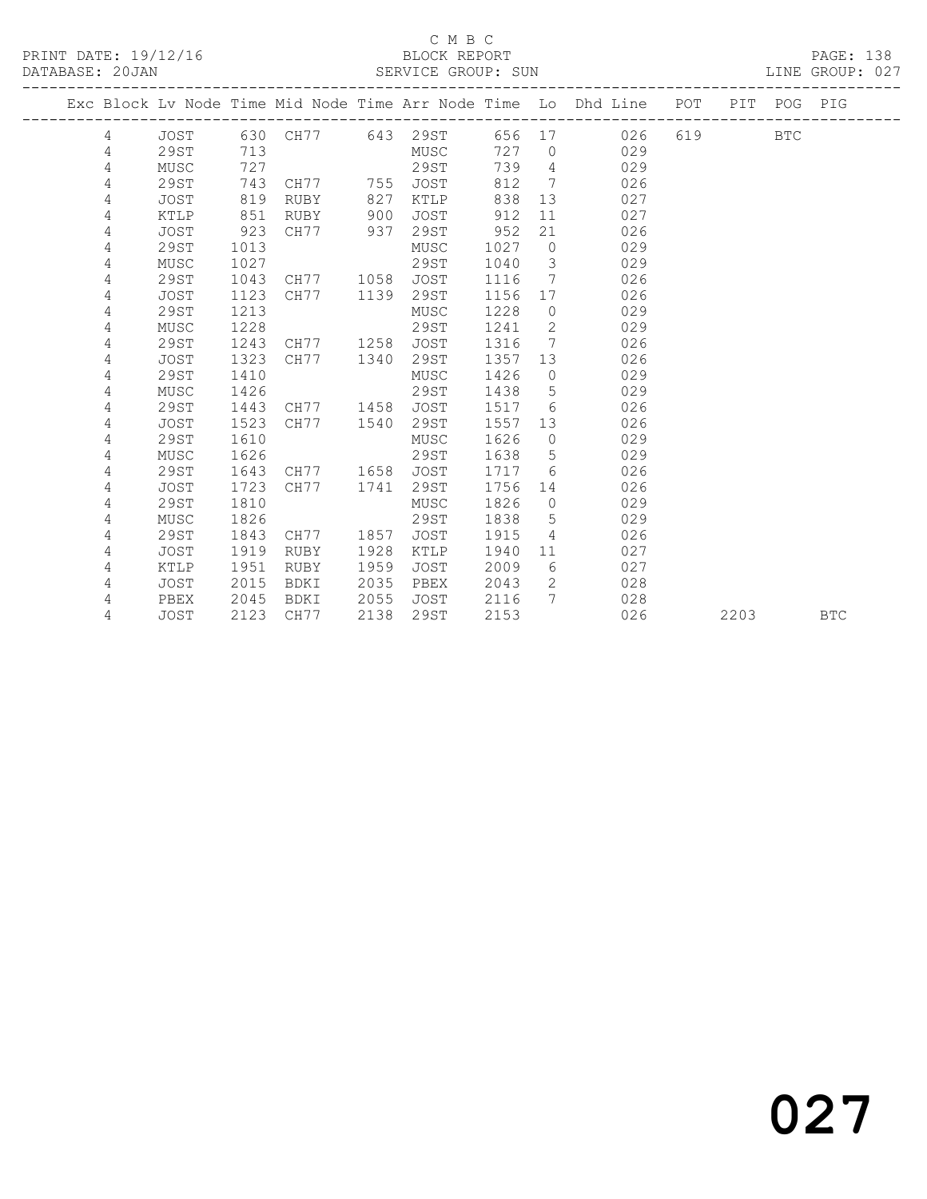C M B C

BLOCK REPORT

SERVICE GROUP: SUN

PRINT DATE: 19/12/16

DATABASE: 20JAN

LINE GROUP: 027

| Exc | Block | Lv | Node | Time | Mid Node | Time | Arr Node | Time | Lo | Dhd Line | POT | PIT | POG | PIG |
|---|---|---|---|---|---|---|---|---|---|---|---|---|---|---|
| | 4 | | JOST | 630 | CH77 | 643 | 29ST | 656 | 17 | 026 | 619 | | BTC | |
| | 4 | | 29ST | 713 | | | MUSC | 727 | 0 | 029 | | | | |
| | 4 | | MUSC | 727 | | | 29ST | 739 | 4 | 029 | | | | |
| | 4 | | 29ST | 743 | CH77 | 755 | JOST | 812 | 7 | 026 | | | | |
| | 4 | | JOST | 819 | RUBY | 827 | KTLP | 838 | 13 | 027 | | | | |
| | 4 | | KTLP | 851 | RUBY | 900 | JOST | 912 | 11 | 027 | | | | |
| | 4 | | JOST | 923 | CH77 | 937 | 29ST | 952 | 21 | 026 | | | | |
| | 4 | | 29ST | 1013 | | | MUSC | 1027 | 0 | 029 | | | | |
| | 4 | | MUSC | 1027 | | | 29ST | 1040 | 3 | 029 | | | | |
| | 4 | | 29ST | 1043 | CH77 | 1058 | JOST | 1116 | 7 | 026 | | | | |
| | 4 | | JOST | 1123 | CH77 | 1139 | 29ST | 1156 | 17 | 026 | | | | |
| | 4 | | 29ST | 1213 | | | MUSC | 1228 | 0 | 029 | | | | |
| | 4 | | MUSC | 1228 | | | 29ST | 1241 | 2 | 029 | | | | |
| | 4 | | 29ST | 1243 | CH77 | 1258 | JOST | 1316 | 7 | 026 | | | | |
| | 4 | | JOST | 1323 | CH77 | 1340 | 29ST | 1357 | 13 | 026 | | | | |
| | 4 | | 29ST | 1410 | | | MUSC | 1426 | 0 | 029 | | | | |
| | 4 | | MUSC | 1426 | | | 29ST | 1438 | 5 | 029 | | | | |
| | 4 | | 29ST | 1443 | CH77 | 1458 | JOST | 1517 | 6 | 026 | | | | |
| | 4 | | JOST | 1523 | CH77 | 1540 | 29ST | 1557 | 13 | 026 | | | | |
| | 4 | | 29ST | 1610 | | | MUSC | 1626 | 0 | 029 | | | | |
| | 4 | | MUSC | 1626 | | | 29ST | 1638 | 5 | 029 | | | | |
| | 4 | | 29ST | 1643 | CH77 | 1658 | JOST | 1717 | 6 | 026 | | | | |
| | 4 | | JOST | 1723 | CH77 | 1741 | 29ST | 1756 | 14 | 026 | | | | |
| | 4 | | 29ST | 1810 | | | MUSC | 1826 | 0 | 029 | | | | |
| | 4 | | MUSC | 1826 | | | 29ST | 1838 | 5 | 029 | | | | |
| | 4 | | 29ST | 1843 | CH77 | 1857 | JOST | 1915 | 4 | 026 | | | | |
| | 4 | | JOST | 1919 | RUBY | 1928 | KTLP | 1940 | 11 | 027 | | | | |
| | 4 | | KTLP | 1951 | RUBY | 1959 | JOST | 2009 | 6 | 027 | | | | |
| | 4 | | JOST | 2015 | BDKI | 2035 | PBEX | 2043 | 2 | 028 | | | | |
| | 4 | | PBEX | 2045 | BDKI | 2055 | JOST | 2116 | 7 | 028 | | | | |
| | 4 | | JOST | 2123 | CH77 | 2138 | 29ST | 2153 | | 026 | | 2203 | | BTC |

# 027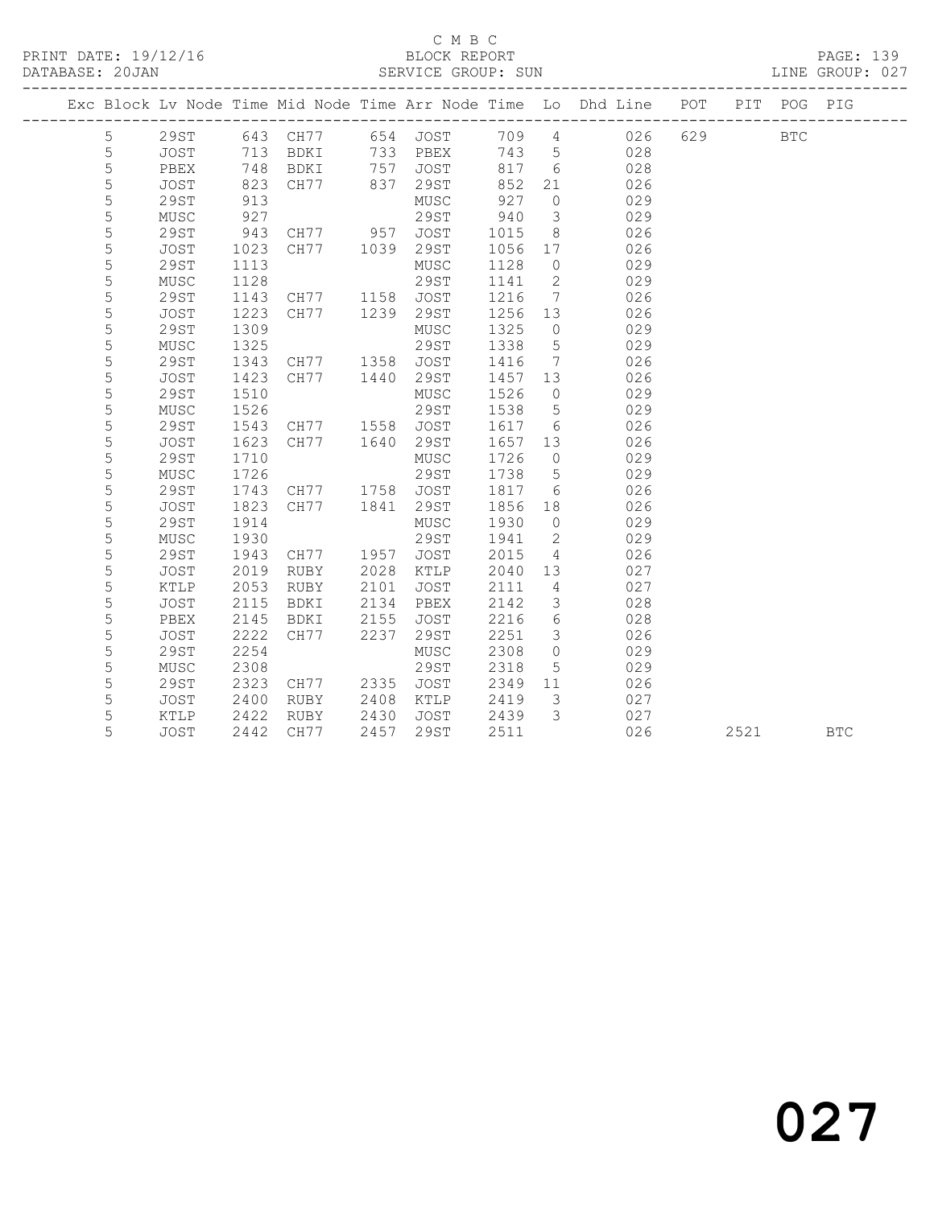C M B C
BLOCK REPORT
SERVICE GROUP: SUN

PRINT DATE: 19/12/16
DATABASE: 20JAN

LINE GROUP: 027

| Exc | Block | Lv | Node | Time | Mid Node | Time | Arr Node | Time | Lo | Dhd Line | POT | PIT | POG | PIG |
|---|---|---|---|---|---|---|---|---|---|---|---|---|---|---|
| | 5 | | 29ST | 643 | CH77 | 654 | JOST | 709 | 4 | 026 | 629 | | BTC | |
| | 5 | | JOST | 713 | BDKI | 733 | PBEX | 743 | 5 | 028 | | | | |
| | 5 | | PBEX | 748 | BDKI | 757 | JOST | 817 | 6 | 028 | | | | |
| | 5 | | JOST | 823 | CH77 | 837 | 29ST | 852 | 21 | 026 | | | | |
| | 5 | | 29ST | 913 | | | MUSC | 927 | 0 | 029 | | | | |
| | 5 | | MUSC | 927 | | | 29ST | 940 | 3 | 029 | | | | |
| | 5 | | 29ST | 943 | CH77 | 957 | JOST | 1015 | 8 | 026 | | | | |
| | 5 | | JOST | 1023 | CH77 | 1039 | 29ST | 1056 | 17 | 026 | | | | |
| | 5 | | 29ST | 1113 | | | MUSC | 1128 | 0 | 029 | | | | |
| | 5 | | MUSC | 1128 | | | 29ST | 1141 | 2 | 029 | | | | |
| | 5 | | 29ST | 1143 | CH77 | 1158 | JOST | 1216 | 7 | 026 | | | | |
| | 5 | | JOST | 1223 | CH77 | 1239 | 29ST | 1256 | 13 | 026 | | | | |
| | 5 | | 29ST | 1309 | | | MUSC | 1325 | 0 | 029 | | | | |
| | 5 | | MUSC | 1325 | | | 29ST | 1338 | 5 | 029 | | | | |
| | 5 | | 29ST | 1343 | CH77 | 1358 | JOST | 1416 | 7 | 026 | | | | |
| | 5 | | JOST | 1423 | CH77 | 1440 | 29ST | 1457 | 13 | 026 | | | | |
| | 5 | | 29ST | 1510 | | | MUSC | 1526 | 0 | 029 | | | | |
| | 5 | | MUSC | 1526 | | | 29ST | 1538 | 5 | 029 | | | | |
| | 5 | | 29ST | 1543 | CH77 | 1558 | JOST | 1617 | 6 | 026 | | | | |
| | 5 | | JOST | 1623 | CH77 | 1640 | 29ST | 1657 | 13 | 026 | | | | |
| | 5 | | 29ST | 1710 | | | MUSC | 1726 | 0 | 029 | | | | |
| | 5 | | MUSC | 1726 | | | 29ST | 1738 | 5 | 029 | | | | |
| | 5 | | 29ST | 1743 | CH77 | 1758 | JOST | 1817 | 6 | 026 | | | | |
| | 5 | | JOST | 1823 | CH77 | 1841 | 29ST | 1856 | 18 | 026 | | | | |
| | 5 | | 29ST | 1914 | | | MUSC | 1930 | 0 | 029 | | | | |
| | 5 | | MUSC | 1930 | | | 29ST | 1941 | 2 | 029 | | | | |
| | 5 | | 29ST | 1943 | CH77 | 1957 | JOST | 2015 | 4 | 026 | | | | |
| | 5 | | JOST | 2019 | RUBY | 2028 | KTLP | 2040 | 13 | 027 | | | | |
| | 5 | | KTLP | 2053 | RUBY | 2101 | JOST | 2111 | 4 | 027 | | | | |
| | 5 | | JOST | 2115 | BDKI | 2134 | PBEX | 2142 | 3 | 028 | | | | |
| | 5 | | PBEX | 2145 | BDKI | 2155 | JOST | 2216 | 6 | 028 | | | | |
| | 5 | | JOST | 2222 | CH77 | 2237 | 29ST | 2251 | 3 | 026 | | | | |
| | 5 | | 29ST | 2254 | | | MUSC | 2308 | 0 | 029 | | | | |
| | 5 | | MUSC | 2308 | | | 29ST | 2318 | 5 | 029 | | | | |
| | 5 | | 29ST | 2323 | CH77 | 2335 | JOST | 2349 | 11 | 026 | | | | |
| | 5 | | JOST | 2400 | RUBY | 2408 | KTLP | 2419 | 3 | 027 | | | | |
| | 5 | | KTLP | 2422 | RUBY | 2430 | JOST | 2439 | 3 | 027 | | | | |
| | 5 | | JOST | 2442 | CH77 | 2457 | 29ST | 2511 | | 026 | | 2521 | | BTC |

027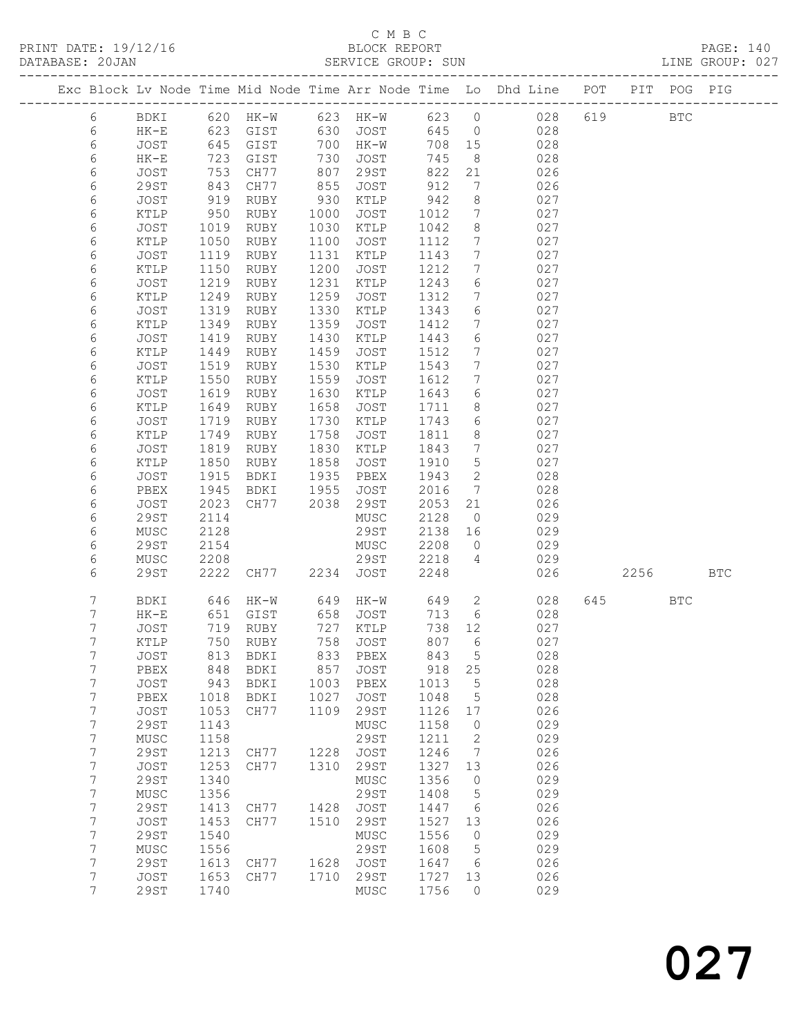C M B C
BLOCK REPORT
SERVICE GROUP: SUN

PRINT DATE: 19/12/16
DATABASE: 20JAN

LINE GROUP: 027

| Exc | Block | Lv | Node | Time | Mid Node | Time | Arr Node | Time | Lo | Dhd Line | POT | PIT | POG | PIG |
|---|---|---|---|---|---|---|---|---|---|---|---|---|---|---|
| | 6 | | BDKI | 620 | HK-W | 623 | HK-W | 623 | 0 | 028 | 619 | | BTC | |
| | 6 | | HK-E | 623 | GIST | 630 | JOST | 645 | 0 | 028 | | | | |
| | 6 | | JOST | 645 | GIST | 700 | HK-W | 708 | 15 | 028 | | | | |
| | 6 | | HK-E | 723 | GIST | 730 | JOST | 745 | 8 | 028 | | | | |
| | 6 | | JOST | 753 | CH77 | 807 | 29ST | 822 | 21 | 026 | | | | |
| | 6 | | 29ST | 843 | CH77 | 855 | JOST | 912 | 7 | 026 | | | | |
| | 6 | | JOST | 919 | RUBY | 930 | KTLP | 942 | 8 | 027 | | | | |
| | 6 | | KTLP | 950 | RUBY | 1000 | JOST | 1012 | 7 | 027 | | | | |
| | 6 | | JOST | 1019 | RUBY | 1030 | KTLP | 1042 | 8 | 027 | | | | |
| | 6 | | KTLP | 1050 | RUBY | 1100 | JOST | 1112 | 7 | 027 | | | | |
| | 6 | | JOST | 1119 | RUBY | 1131 | KTLP | 1143 | 7 | 027 | | | | |
| | 6 | | KTLP | 1150 | RUBY | 1200 | JOST | 1212 | 7 | 027 | | | | |
| | 6 | | JOST | 1219 | RUBY | 1231 | KTLP | 1243 | 6 | 027 | | | | |
| | 6 | | KTLP | 1249 | RUBY | 1259 | JOST | 1312 | 7 | 027 | | | | |
| | 6 | | JOST | 1319 | RUBY | 1330 | KTLP | 1343 | 6 | 027 | | | | |
| | 6 | | KTLP | 1349 | RUBY | 1359 | JOST | 1412 | 7 | 027 | | | | |
| | 6 | | JOST | 1419 | RUBY | 1430 | KTLP | 1443 | 6 | 027 | | | | |
| | 6 | | KTLP | 1449 | RUBY | 1459 | JOST | 1512 | 7 | 027 | | | | |
| | 6 | | JOST | 1519 | RUBY | 1530 | KTLP | 1543 | 7 | 027 | | | | |
| | 6 | | KTLP | 1550 | RUBY | 1559 | JOST | 1612 | 7 | 027 | | | | |
| | 6 | | JOST | 1619 | RUBY | 1630 | KTLP | 1643 | 6 | 027 | | | | |
| | 6 | | KTLP | 1649 | RUBY | 1658 | JOST | 1711 | 8 | 027 | | | | |
| | 6 | | JOST | 1719 | RUBY | 1730 | KTLP | 1743 | 6 | 027 | | | | |
| | 6 | | KTLP | 1749 | RUBY | 1758 | JOST | 1811 | 8 | 027 | | | | |
| | 6 | | JOST | 1819 | RUBY | 1830 | KTLP | 1843 | 7 | 027 | | | | |
| | 6 | | KTLP | 1850 | RUBY | 1858 | JOST | 1910 | 5 | 027 | | | | |
| | 6 | | JOST | 1915 | BDKI | 1935 | PBEX | 1943 | 2 | 028 | | | | |
| | 6 | | PBEX | 1945 | BDKI | 1955 | JOST | 2016 | 7 | 028 | | | | |
| | 6 | | JOST | 2023 | CH77 | 2038 | 29ST | 2053 | 21 | 026 | | | | |
| | 6 | | 29ST | 2114 | | | MUSC | 2128 | 0 | 029 | | | | |
| | 6 | | MUSC | 2128 | | | 29ST | 2138 | 16 | 029 | | | | |
| | 6 | | 29ST | 2154 | | | MUSC | 2208 | 0 | 029 | | | | |
| | 6 | | MUSC | 2208 | | | 29ST | 2218 | 4 | 029 | | | | |
| | 6 | | 29ST | 2222 | CH77 | 2234 | JOST | 2248 | | 026 | | 2256 | | BTC |
| | 7 | | BDKI | 646 | HK-W | 649 | HK-W | 649 | 2 | 028 | 645 | | BTC | |
| | 7 | | HK-E | 651 | GIST | 658 | JOST | 713 | 6 | 028 | | | | |
| | 7 | | JOST | 719 | RUBY | 727 | KTLP | 738 | 12 | 027 | | | | |
| | 7 | | KTLP | 750 | RUBY | 758 | JOST | 807 | 6 | 027 | | | | |
| | 7 | | JOST | 813 | BDKI | 833 | PBEX | 843 | 5 | 028 | | | | |
| | 7 | | PBEX | 848 | BDKI | 857 | JOST | 918 | 25 | 028 | | | | |
| | 7 | | JOST | 943 | BDKI | 1003 | PBEX | 1013 | 5 | 028 | | | | |
| | 7 | | PBEX | 1018 | BDKI | 1027 | JOST | 1048 | 5 | 028 | | | | |
| | 7 | | JOST | 1053 | CH77 | 1109 | 29ST | 1126 | 17 | 026 | | | | |
| | 7 | | 29ST | 1143 | | | MUSC | 1158 | 0 | 029 | | | | |
| | 7 | | MUSC | 1158 | | | 29ST | 1211 | 2 | 029 | | | | |
| | 7 | | 29ST | 1213 | CH77 | 1228 | JOST | 1246 | 7 | 026 | | | | |
| | 7 | | JOST | 1253 | CH77 | 1310 | 29ST | 1327 | 13 | 026 | | | | |
| | 7 | | 29ST | 1340 | | | MUSC | 1356 | 0 | 029 | | | | |
| | 7 | | MUSC | 1356 | | | 29ST | 1408 | 5 | 029 | | | | |
| | 7 | | 29ST | 1413 | CH77 | 1428 | JOST | 1447 | 6 | 026 | | | | |
| | 7 | | JOST | 1453 | CH77 | 1510 | 29ST | 1527 | 13 | 026 | | | | |
| | 7 | | 29ST | 1540 | | | MUSC | 1556 | 0 | 029 | | | | |
| | 7 | | MUSC | 1556 | | | 29ST | 1608 | 5 | 029 | | | | |
| | 7 | | 29ST | 1613 | CH77 | 1628 | JOST | 1647 | 6 | 026 | | | | |
| | 7 | | JOST | 1653 | CH77 | 1710 | 29ST | 1727 | 13 | 026 | | | | |
| | 7 | | 29ST | 1740 | | | MUSC | 1756 | 0 | 029 | | | | |

027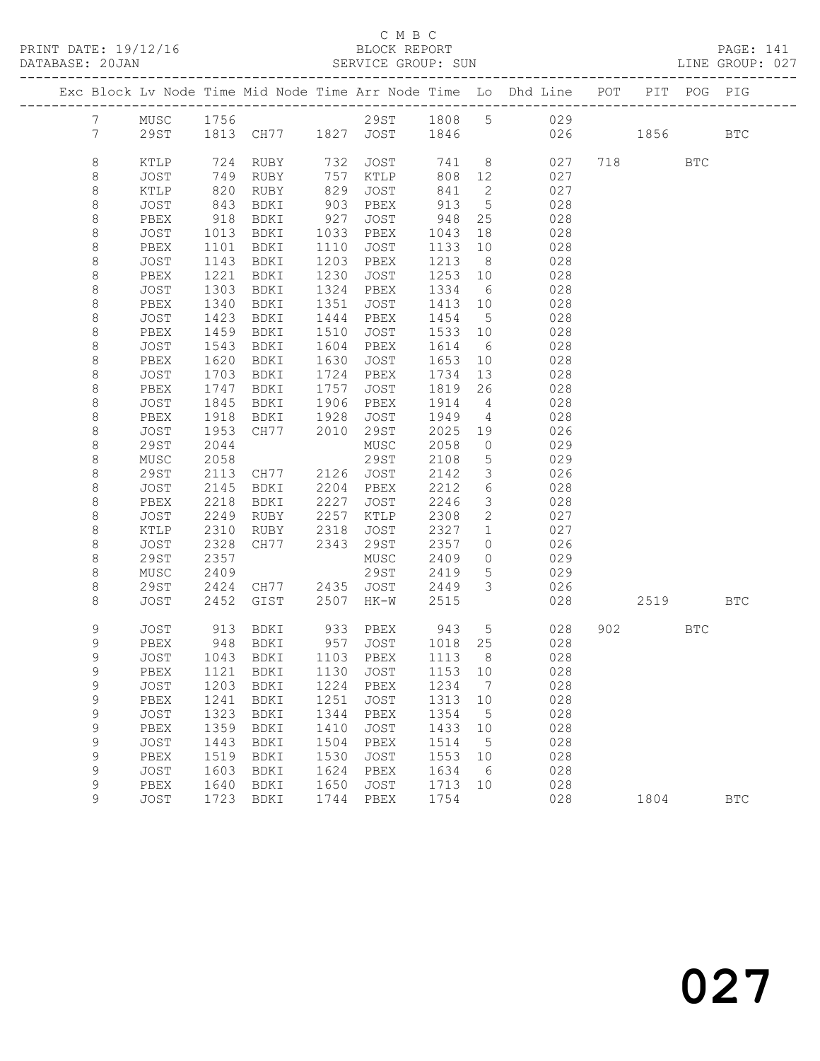C M B C
PRINT DATE: 19/12/16 BLOCK REPORT
DATABASE: 20JAN SERVICE GROUP: SUN LINE GROUP: 027

| Exc | Block | Lv | Node | Time | Mid Node | Time | Arr Node | Time | Lo | Dhd Line | POT | PIT | POG | PIG |
|---|---|---|---|---|---|---|---|---|---|---|---|---|---|---|
| | 7 | | MUSC | 1756 | | | 29ST | 1808 | 5 | 029 | | | | |
| | 7 | | 29ST | 1813 | CH77 | 1827 | JOST | 1846 | | 026 | | 1856 | | BTC |
| | 8 | | KTLP | 724 | RUBY | 732 | JOST | 741 | 8 | 027 | 718 | | BTC | |
| | 8 | | JOST | 749 | RUBY | 757 | KTLP | 808 | 12 | 027 | | | | |
| | 8 | | KTLP | 820 | RUBY | 829 | JOST | 841 | 2 | 027 | | | | |
| | 8 | | JOST | 843 | BDKI | 903 | PBEX | 913 | 5 | 028 | | | | |
| | 8 | | PBEX | 918 | BDKI | 927 | JOST | 948 | 25 | 028 | | | | |
| | 8 | | JOST | 1013 | BDKI | 1033 | PBEX | 1043 | 18 | 028 | | | | |
| | 8 | | PBEX | 1101 | BDKI | 1110 | JOST | 1133 | 10 | 028 | | | | |
| | 8 | | JOST | 1143 | BDKI | 1203 | PBEX | 1213 | 8 | 028 | | | | |
| | 8 | | PBEX | 1221 | BDKI | 1230 | JOST | 1253 | 10 | 028 | | | | |
| | 8 | | JOST | 1303 | BDKI | 1324 | PBEX | 1334 | 6 | 028 | | | | |
| | 8 | | PBEX | 1340 | BDKI | 1351 | JOST | 1413 | 10 | 028 | | | | |
| | 8 | | JOST | 1423 | BDKI | 1444 | PBEX | 1454 | 5 | 028 | | | | |
| | 8 | | PBEX | 1459 | BDKI | 1510 | JOST | 1533 | 10 | 028 | | | | |
| | 8 | | JOST | 1543 | BDKI | 1604 | PBEX | 1614 | 6 | 028 | | | | |
| | 8 | | PBEX | 1620 | BDKI | 1630 | JOST | 1653 | 10 | 028 | | | | |
| | 8 | | JOST | 1703 | BDKI | 1724 | PBEX | 1734 | 13 | 028 | | | | |
| | 8 | | PBEX | 1747 | BDKI | 1757 | JOST | 1819 | 26 | 028 | | | | |
| | 8 | | JOST | 1845 | BDKI | 1906 | PBEX | 1914 | 4 | 028 | | | | |
| | 8 | | PBEX | 1918 | BDKI | 1928 | JOST | 1949 | 4 | 028 | | | | |
| | 8 | | JOST | 1953 | CH77 | 2010 | 29ST | 2025 | 19 | 026 | | | | |
| | 8 | | 29ST | 2044 | | | MUSC | 2058 | 0 | 029 | | | | |
| | 8 | | MUSC | 2058 | | | 29ST | 2108 | 5 | 029 | | | | |
| | 8 | | 29ST | 2113 | CH77 | 2126 | JOST | 2142 | 3 | 026 | | | | |
| | 8 | | JOST | 2145 | BDKI | 2204 | PBEX | 2212 | 6 | 028 | | | | |
| | 8 | | PBEX | 2218 | BDKI | 2227 | JOST | 2246 | 3 | 028 | | | | |
| | 8 | | JOST | 2249 | RUBY | 2257 | KTLP | 2308 | 2 | 027 | | | | |
| | 8 | | KTLP | 2310 | RUBY | 2318 | JOST | 2327 | 1 | 027 | | | | |
| | 8 | | JOST | 2328 | CH77 | 2343 | 29ST | 2357 | 0 | 026 | | | | |
| | 8 | | 29ST | 2357 | | | MUSC | 2409 | 0 | 029 | | | | |
| | 8 | | MUSC | 2409 | | | 29ST | 2419 | 5 | 029 | | | | |
| | 8 | | 29ST | 2424 | CH77 | 2435 | JOST | 2449 | 3 | 026 | | | | |
| | 8 | | JOST | 2452 | GIST | 2507 | HK-W | 2515 | | 028 | | 2519 | | BTC |
| | 9 | | JOST | 913 | BDKI | 933 | PBEX | 943 | 5 | 028 | 902 | | BTC | |
| | 9 | | PBEX | 948 | BDKI | 957 | JOST | 1018 | 25 | 028 | | | | |
| | 9 | | JOST | 1043 | BDKI | 1103 | PBEX | 1113 | 8 | 028 | | | | |
| | 9 | | PBEX | 1121 | BDKI | 1130 | JOST | 1153 | 10 | 028 | | | | |
| | 9 | | JOST | 1203 | BDKI | 1224 | PBEX | 1234 | 7 | 028 | | | | |
| | 9 | | PBEX | 1241 | BDKI | 1251 | JOST | 1313 | 10 | 028 | | | | |
| | 9 | | JOST | 1323 | BDKI | 1344 | PBEX | 1354 | 5 | 028 | | | | |
| | 9 | | PBEX | 1359 | BDKI | 1410 | JOST | 1433 | 10 | 028 | | | | |
| | 9 | | JOST | 1443 | BDKI | 1504 | PBEX | 1514 | 5 | 028 | | | | |
| | 9 | | PBEX | 1519 | BDKI | 1530 | JOST | 1553 | 10 | 028 | | | | |
| | 9 | | JOST | 1603 | BDKI | 1624 | PBEX | 1634 | 6 | 028 | | | | |
| | 9 | | PBEX | 1640 | BDKI | 1650 | JOST | 1713 | 10 | 028 | | | | |
| | 9 | | JOST | 1723 | BDKI | 1744 | PBEX | 1754 | | 028 | | 1804 | | BTC |

027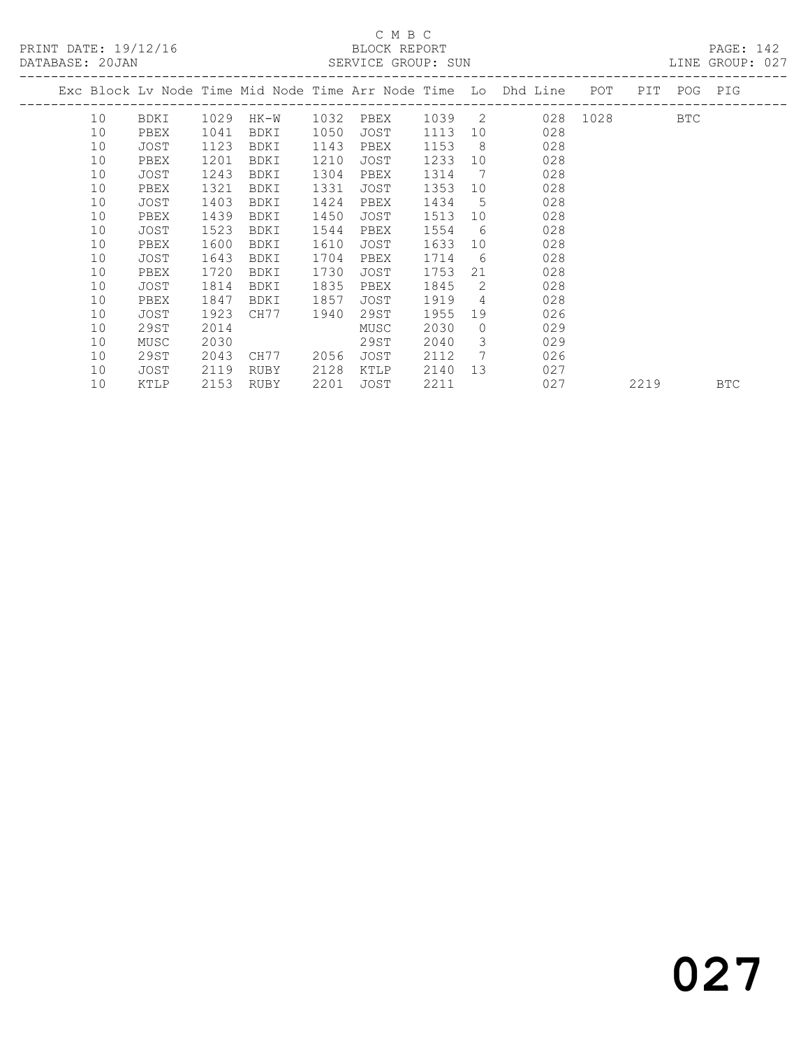C M B C

PRINT DATE: 19/12/16 BLOCK REPORT

DATABASE: 20JAN SERVICE GROUP: SUN LINE GROUP: 027

| Exc | Block | Lv | Node | Time | Mid Node | Time | Arr Node | Time | Lo | Dhd Line | POT | PIT | POG | PIG |
|---|---|---|---|---|---|---|---|---|---|---|---|---|---|---|
| | 10 | | BDKI | 1029 | HK-W | 1032 | PBEX | 1039 | 2 | 028 | 1028 | | BTC | |
| | 10 | | PBEX | 1041 | BDKI | 1050 | JOST | 1113 | 10 | 028 | | | | |
| | 10 | | JOST | 1123 | BDKI | 1143 | PBEX | 1153 | 8 | 028 | | | | |
| | 10 | | PBEX | 1201 | BDKI | 1210 | JOST | 1233 | 10 | 028 | | | | |
| | 10 | | JOST | 1243 | BDKI | 1304 | PBEX | 1314 | 7 | 028 | | | | |
| | 10 | | PBEX | 1321 | BDKI | 1331 | JOST | 1353 | 10 | 028 | | | | |
| | 10 | | JOST | 1403 | BDKI | 1424 | PBEX | 1434 | 5 | 028 | | | | |
| | 10 | | PBEX | 1439 | BDKI | 1450 | JOST | 1513 | 10 | 028 | | | | |
| | 10 | | JOST | 1523 | BDKI | 1544 | PBEX | 1554 | 6 | 028 | | | | |
| | 10 | | PBEX | 1600 | BDKI | 1610 | JOST | 1633 | 10 | 028 | | | | |
| | 10 | | JOST | 1643 | BDKI | 1704 | PBEX | 1714 | 6 | 028 | | | | |
| | 10 | | PBEX | 1720 | BDKI | 1730 | JOST | 1753 | 21 | 028 | | | | |
| | 10 | | JOST | 1814 | BDKI | 1835 | PBEX | 1845 | 2 | 028 | | | | |
| | 10 | | PBEX | 1847 | BDKI | 1857 | JOST | 1919 | 4 | 028 | | | | |
| | 10 | | JOST | 1923 | CH77 | 1940 | 29ST | 1955 | 19 | 026 | | | | |
| | 10 | | 29ST | 2014 | | | MUSC | 2030 | 0 | 029 | | | | |
| | 10 | | MUSC | 2030 | | | 29ST | 2040 | 3 | 029 | | | | |
| | 10 | | 29ST | 2043 | CH77 | 2056 | JOST | 2112 | 7 | 026 | | | | |
| | 10 | | JOST | 2119 | RUBY | 2128 | KTLP | 2140 | 13 | 027 | | | | |
| | 10 | | KTLP | 2153 | RUBY | 2201 | JOST | 2211 | | 027 | | 2219 | | BTC |

027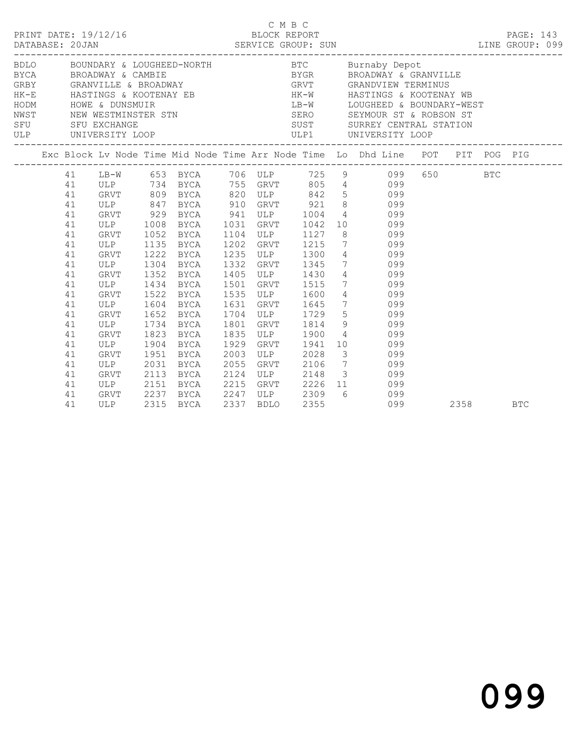C M B C

PRINT DATE: 19/12/16 BLOCK REPORT

DATABASE: 20JAN SERVICE GROUP: SUN LINE GROUP: 099

| Code | Description | Code | Description |
|---|---|---|---|
| BDLO | BOUNDARY & LOUGHEED-NORTH | BTC | Burnaby Depot |
| BYCA | BROADWAY & CAMBIE | BYGR | BROADWAY & GRANVILLE |
| GRBY | GRANVILLE & BROADWAY | GRVT | GRANDVIEW TERMINUS |
| HK-E | HASTINGS & KOOTENAY EB | HK-W | HASTINGS & KOOTENAY WB |
| HODM | HOWE & DUNSMUIR | LB-W | LOUGHEED & BOUNDARY-WEST |
| NWST | NEW WESTMINSTER STN | SERO | SEYMOUR ST & ROBSON ST |
| SFU | SFU EXCHANGE | SUST | SURREY CENTRAL STATION |
| ULP | UNIVERSITY LOOP | ULP1 | UNIVERSITY LOOP |

| Exc | Block | Lv Node | Time | Mid Node | Time | Arr Node | Time | Lo | Dhd | Line | POT | PIT | POG | PIG |
|---|---|---|---|---|---|---|---|---|---|---|---|---|---|---|
| | 41 | LB-W | 653 | BYCA | 706 | ULP | 725 | 9 | | 099 | 650 | | BTC | |
| | 41 | ULP | 734 | BYCA | 755 | GRVT | 805 | 4 | | 099 | | | | |
| | 41 | GRVT | 809 | BYCA | 820 | ULP | 842 | 5 | | 099 | | | | |
| | 41 | ULP | 847 | BYCA | 910 | GRVT | 921 | 8 | | 099 | | | | |
| | 41 | GRVT | 929 | BYCA | 941 | ULP | 1004 | 4 | | 099 | | | | |
| | 41 | ULP | 1008 | BYCA | 1031 | GRVT | 1042 | 10 | | 099 | | | | |
| | 41 | GRVT | 1052 | BYCA | 1104 | ULP | 1127 | 8 | | 099 | | | | |
| | 41 | ULP | 1135 | BYCA | 1202 | GRVT | 1215 | 7 | | 099 | | | | |
| | 41 | GRVT | 1222 | BYCA | 1235 | ULP | 1300 | 4 | | 099 | | | | |
| | 41 | ULP | 1304 | BYCA | 1332 | GRVT | 1345 | 7 | | 099 | | | | |
| | 41 | GRVT | 1352 | BYCA | 1405 | ULP | 1430 | 4 | | 099 | | | | |
| | 41 | ULP | 1434 | BYCA | 1501 | GRVT | 1515 | 7 | | 099 | | | | |
| | 41 | GRVT | 1522 | BYCA | 1535 | ULP | 1600 | 4 | | 099 | | | | |
| | 41 | ULP | 1604 | BYCA | 1631 | GRVT | 1645 | 7 | | 099 | | | | |
| | 41 | GRVT | 1652 | BYCA | 1704 | ULP | 1729 | 5 | | 099 | | | | |
| | 41 | ULP | 1734 | BYCA | 1801 | GRVT | 1814 | 9 | | 099 | | | | |
| | 41 | GRVT | 1823 | BYCA | 1835 | ULP | 1900 | 4 | | 099 | | | | |
| | 41 | ULP | 1904 | BYCA | 1929 | GRVT | 1941 | 10 | | 099 | | | | |
| | 41 | GRVT | 1951 | BYCA | 2003 | ULP | 2028 | 3 | | 099 | | | | |
| | 41 | ULP | 2031 | BYCA | 2055 | GRVT | 2106 | 7 | | 099 | | | | |
| | 41 | GRVT | 2113 | BYCA | 2124 | ULP | 2148 | 3 | | 099 | | | | |
| | 41 | ULP | 2151 | BYCA | 2215 | GRVT | 2226 | 11 | | 099 | | | | |
| | 41 | GRVT | 2237 | BYCA | 2247 | ULP | 2309 | 6 | | 099 | | | | |
| | 41 | ULP | 2315 | BYCA | 2337 | BDLO | 2355 | | | 099 | | 2358 | | BTC |

099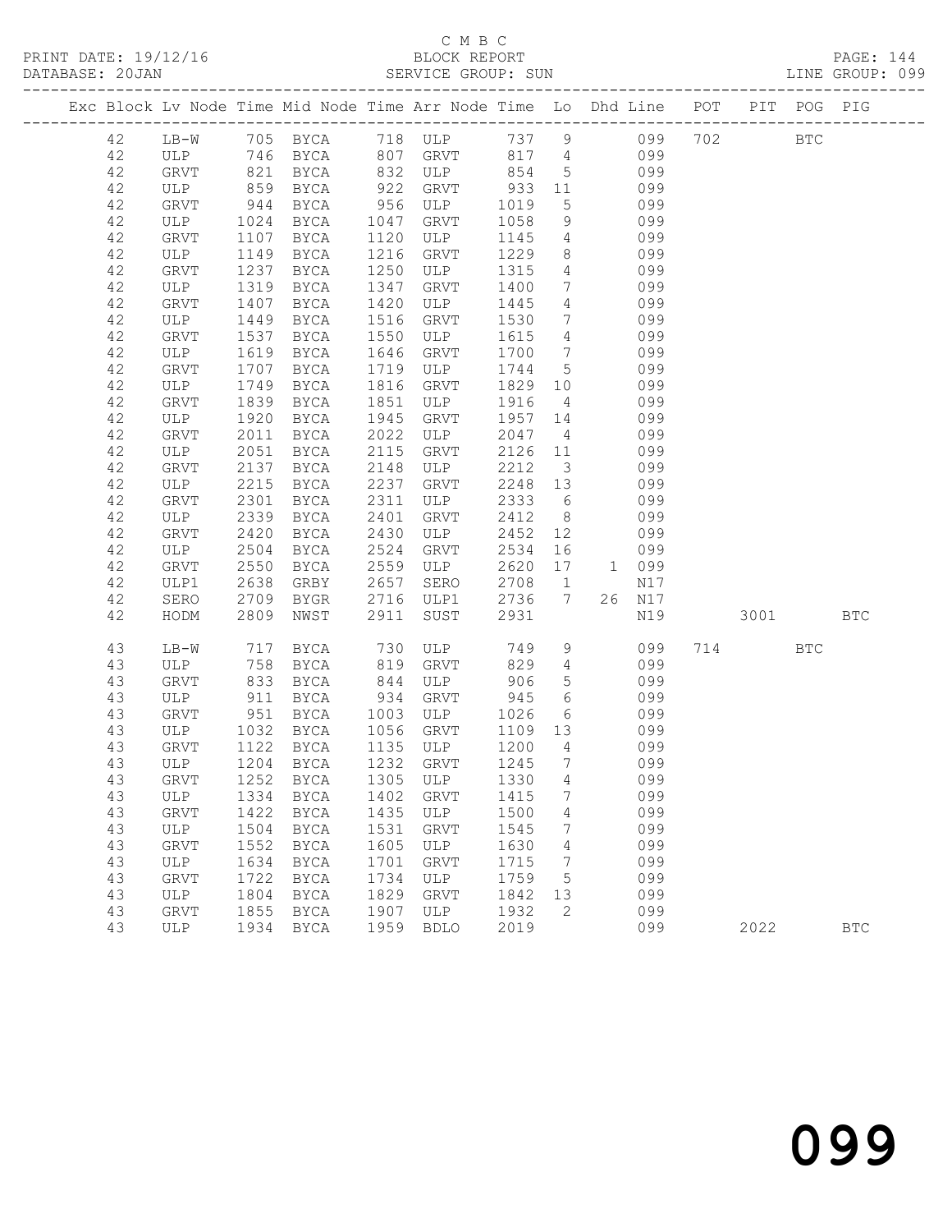C M B C
PRINT DATE: 19/12/16 BLOCK REPORT
DATABASE: 20JAN SERVICE GROUP: SUN LINE GROUP: 099

| Exc | Block | Lv | Node | Time | Mid Node | Time | Arr Node | Time | Lo | Dhd | Line | POT | PIT | POG | PIG |
|---|---|---|---|---|---|---|---|---|---|---|---|---|---|---|---|
| | 42 | | LB-W | 705 | BYCA | 718 | ULP | 737 | 9 | | 099 | 702 | | BTC | |
| | 42 | | ULP | 746 | BYCA | 807 | GRVT | 817 | 4 | | 099 | | | | |
| | 42 | | GRVT | 821 | BYCA | 832 | ULP | 854 | 5 | | 099 | | | | |
| | 42 | | ULP | 859 | BYCA | 922 | GRVT | 933 | 11 | | 099 | | | | |
| | 42 | | GRVT | 944 | BYCA | 956 | ULP | 1019 | 5 | | 099 | | | | |
| | 42 | | ULP | 1024 | BYCA | 1047 | GRVT | 1058 | 9 | | 099 | | | | |
| | 42 | | GRVT | 1107 | BYCA | 1120 | ULP | 1145 | 4 | | 099 | | | | |
| | 42 | | ULP | 1149 | BYCA | 1216 | GRVT | 1229 | 8 | | 099 | | | | |
| | 42 | | GRVT | 1237 | BYCA | 1250 | ULP | 1315 | 4 | | 099 | | | | |
| | 42 | | ULP | 1319 | BYCA | 1347 | GRVT | 1400 | 7 | | 099 | | | | |
| | 42 | | GRVT | 1407 | BYCA | 1420 | ULP | 1445 | 4 | | 099 | | | | |
| | 42 | | ULP | 1449 | BYCA | 1516 | GRVT | 1530 | 7 | | 099 | | | | |
| | 42 | | GRVT | 1537 | BYCA | 1550 | ULP | 1615 | 4 | | 099 | | | | |
| | 42 | | ULP | 1619 | BYCA | 1646 | GRVT | 1700 | 7 | | 099 | | | | |
| | 42 | | GRVT | 1707 | BYCA | 1719 | ULP | 1744 | 5 | | 099 | | | | |
| | 42 | | ULP | 1749 | BYCA | 1816 | GRVT | 1829 | 10 | | 099 | | | | |
| | 42 | | GRVT | 1839 | BYCA | 1851 | ULP | 1916 | 4 | | 099 | | | | |
| | 42 | | ULP | 1920 | BYCA | 1945 | GRVT | 1957 | 14 | | 099 | | | | |
| | 42 | | GRVT | 2011 | BYCA | 2022 | ULP | 2047 | 4 | | 099 | | | | |
| | 42 | | ULP | 2051 | BYCA | 2115 | GRVT | 2126 | 11 | | 099 | | | | |
| | 42 | | GRVT | 2137 | BYCA | 2148 | ULP | 2212 | 3 | | 099 | | | | |
| | 42 | | ULP | 2215 | BYCA | 2237 | GRVT | 2248 | 13 | | 099 | | | | |
| | 42 | | GRVT | 2301 | BYCA | 2311 | ULP | 2333 | 6 | | 099 | | | | |
| | 42 | | ULP | 2339 | BYCA | 2401 | GRVT | 2412 | 8 | | 099 | | | | |
| | 42 | | GRVT | 2420 | BYCA | 2430 | ULP | 2452 | 12 | | 099 | | | | |
| | 42 | | ULP | 2504 | BYCA | 2524 | GRVT | 2534 | 16 | | 099 | | | | |
| | 42 | | GRVT | 2550 | BYCA | 2559 | ULP | 2620 | 17 | 1 | 099 | | | | |
| | 42 | | ULP1 | 2638 | GRBY | 2657 | SERO | 2708 | 1 | | N17 | | | | |
| | 42 | | SERO | 2709 | BYGR | 2716 | ULP1 | 2736 | 7 | 26 | N17 | | | | |
| | 42 | | HODM | 2809 | NWST | 2911 | SUST | 2931 | | | N19 | | 3001 | | BTC |
| | 43 | | LB-W | 717 | BYCA | 730 | ULP | 749 | 9 | | 099 | 714 | | BTC | |
| | 43 | | ULP | 758 | BYCA | 819 | GRVT | 829 | 4 | | 099 | | | | |
| | 43 | | GRVT | 833 | BYCA | 844 | ULP | 906 | 5 | | 099 | | | | |
| | 43 | | ULP | 911 | BYCA | 934 | GRVT | 945 | 6 | | 099 | | | | |
| | 43 | | GRVT | 951 | BYCA | 1003 | ULP | 1026 | 6 | | 099 | | | | |
| | 43 | | ULP | 1032 | BYCA | 1056 | GRVT | 1109 | 13 | | 099 | | | | |
| | 43 | | GRVT | 1122 | BYCA | 1135 | ULP | 1200 | 4 | | 099 | | | | |
| | 43 | | ULP | 1204 | BYCA | 1232 | GRVT | 1245 | 7 | | 099 | | | | |
| | 43 | | GRVT | 1252 | BYCA | 1305 | ULP | 1330 | 4 | | 099 | | | | |
| | 43 | | ULP | 1334 | BYCA | 1402 | GRVT | 1415 | 7 | | 099 | | | | |
| | 43 | | GRVT | 1422 | BYCA | 1435 | ULP | 1500 | 4 | | 099 | | | | |
| | 43 | | ULP | 1504 | BYCA | 1531 | GRVT | 1545 | 7 | | 099 | | | | |
| | 43 | | GRVT | 1552 | BYCA | 1605 | ULP | 1630 | 4 | | 099 | | | | |
| | 43 | | ULP | 1634 | BYCA | 1701 | GRVT | 1715 | 7 | | 099 | | | | |
| | 43 | | GRVT | 1722 | BYCA | 1734 | ULP | 1759 | 5 | | 099 | | | | |
| | 43 | | ULP | 1804 | BYCA | 1829 | GRVT | 1842 | 13 | | 099 | | | | |
| | 43 | | GRVT | 1855 | BYCA | 1907 | ULP | 1932 | 2 | | 099 | | | | |
| | 43 | | ULP | 1934 | BYCA | 1959 | BDLO | 2019 | | | 099 | | 2022 | | BTC |

099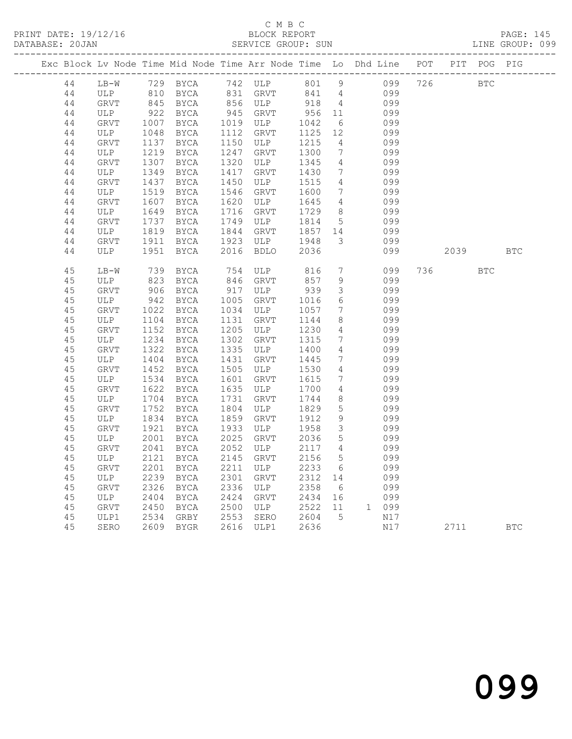C M B C

PRINT DATE: 19/12/16 BLOCK REPORT

DATABASE: 20JAN SERVICE GROUP: SUN LINE GROUP: 099

| Exc | Block | Lv | Node | Time | Mid Node | Time | Arr Node | Time | Lo | Dhd | Line | POT | PIT | POG | PIG |
|---|---|---|---|---|---|---|---|---|---|---|---|---|---|---|---|
| | 44 | | LB-W | 729 | BYCA | 742 | ULP | 801 | 9 | | 099 | 726 | | BTC | |
| | 44 | | ULP | 810 | BYCA | 831 | GRVT | 841 | 4 | | 099 | | | | |
| | 44 | | GRVT | 845 | BYCA | 856 | ULP | 918 | 4 | | 099 | | | | |
| | 44 | | ULP | 922 | BYCA | 945 | GRVT | 956 | 11 | | 099 | | | | |
| | 44 | | GRVT | 1007 | BYCA | 1019 | ULP | 1042 | 6 | | 099 | | | | |
| | 44 | | ULP | 1048 | BYCA | 1112 | GRVT | 1125 | 12 | | 099 | | | | |
| | 44 | | GRVT | 1137 | BYCA | 1150 | ULP | 1215 | 4 | | 099 | | | | |
| | 44 | | ULP | 1219 | BYCA | 1247 | GRVT | 1300 | 7 | | 099 | | | | |
| | 44 | | GRVT | 1307 | BYCA | 1320 | ULP | 1345 | 4 | | 099 | | | | |
| | 44 | | ULP | 1349 | BYCA | 1417 | GRVT | 1430 | 7 | | 099 | | | | |
| | 44 | | GRVT | 1437 | BYCA | 1450 | ULP | 1515 | 4 | | 099 | | | | |
| | 44 | | ULP | 1519 | BYCA | 1546 | GRVT | 1600 | 7 | | 099 | | | | |
| | 44 | | GRVT | 1607 | BYCA | 1620 | ULP | 1645 | 4 | | 099 | | | | |
| | 44 | | ULP | 1649 | BYCA | 1716 | GRVT | 1729 | 8 | | 099 | | | | |
| | 44 | | GRVT | 1737 | BYCA | 1749 | ULP | 1814 | 5 | | 099 | | | | |
| | 44 | | ULP | 1819 | BYCA | 1844 | GRVT | 1857 | 14 | | 099 | | | | |
| | 44 | | GRVT | 1911 | BYCA | 1923 | ULP | 1948 | 3 | | 099 | | | | |
| | 44 | | ULP | 1951 | BYCA | 2016 | BDLO | 2036 | | | 099 | | 2039 | | BTC |
| | 45 | | LB-W | 739 | BYCA | 754 | ULP | 816 | 7 | | 099 | 736 | | BTC | |
| | 45 | | ULP | 823 | BYCA | 846 | GRVT | 857 | 9 | | 099 | | | | |
| | 45 | | GRVT | 906 | BYCA | 917 | ULP | 939 | 3 | | 099 | | | | |
| | 45 | | ULP | 942 | BYCA | 1005 | GRVT | 1016 | 6 | | 099 | | | | |
| | 45 | | GRVT | 1022 | BYCA | 1034 | ULP | 1057 | 7 | | 099 | | | | |
| | 45 | | ULP | 1104 | BYCA | 1131 | GRVT | 1144 | 8 | | 099 | | | | |
| | 45 | | GRVT | 1152 | BYCA | 1205 | ULP | 1230 | 4 | | 099 | | | | |
| | 45 | | ULP | 1234 | BYCA | 1302 | GRVT | 1315 | 7 | | 099 | | | | |
| | 45 | | GRVT | 1322 | BYCA | 1335 | ULP | 1400 | 4 | | 099 | | | | |
| | 45 | | ULP | 1404 | BYCA | 1431 | GRVT | 1445 | 7 | | 099 | | | | |
| | 45 | | GRVT | 1452 | BYCA | 1505 | ULP | 1530 | 4 | | 099 | | | | |
| | 45 | | ULP | 1534 | BYCA | 1601 | GRVT | 1615 | 7 | | 099 | | | | |
| | 45 | | GRVT | 1622 | BYCA | 1635 | ULP | 1700 | 4 | | 099 | | | | |
| | 45 | | ULP | 1704 | BYCA | 1731 | GRVT | 1744 | 8 | | 099 | | | | |
| | 45 | | GRVT | 1752 | BYCA | 1804 | ULP | 1829 | 5 | | 099 | | | | |
| | 45 | | ULP | 1834 | BYCA | 1859 | GRVT | 1912 | 9 | | 099 | | | | |
| | 45 | | GRVT | 1921 | BYCA | 1933 | ULP | 1958 | 3 | | 099 | | | | |
| | 45 | | ULP | 2001 | BYCA | 2025 | GRVT | 2036 | 5 | | 099 | | | | |
| | 45 | | GRVT | 2041 | BYCA | 2052 | ULP | 2117 | 4 | | 099 | | | | |
| | 45 | | ULP | 2121 | BYCA | 2145 | GRVT | 2156 | 5 | | 099 | | | | |
| | 45 | | GRVT | 2201 | BYCA | 2211 | ULP | 2233 | 6 | | 099 | | | | |
| | 45 | | ULP | 2239 | BYCA | 2301 | GRVT | 2312 | 14 | | 099 | | | | |
| | 45 | | GRVT | 2326 | BYCA | 2336 | ULP | 2358 | 6 | | 099 | | | | |
| | 45 | | ULP | 2404 | BYCA | 2424 | GRVT | 2434 | 16 | | 099 | | | | |
| | 45 | | GRVT | 2450 | BYCA | 2500 | ULP | 2522 | 11 | 1 | 099 | | | | |
| | 45 | | ULP1 | 2534 | GRBY | 2553 | SERO | 2604 | 5 | | N17 | | | | |
| | 45 | | SERO | 2609 | BYGR | 2616 | ULP1 | 2636 | | | N17 | | 2711 | | BTC |

099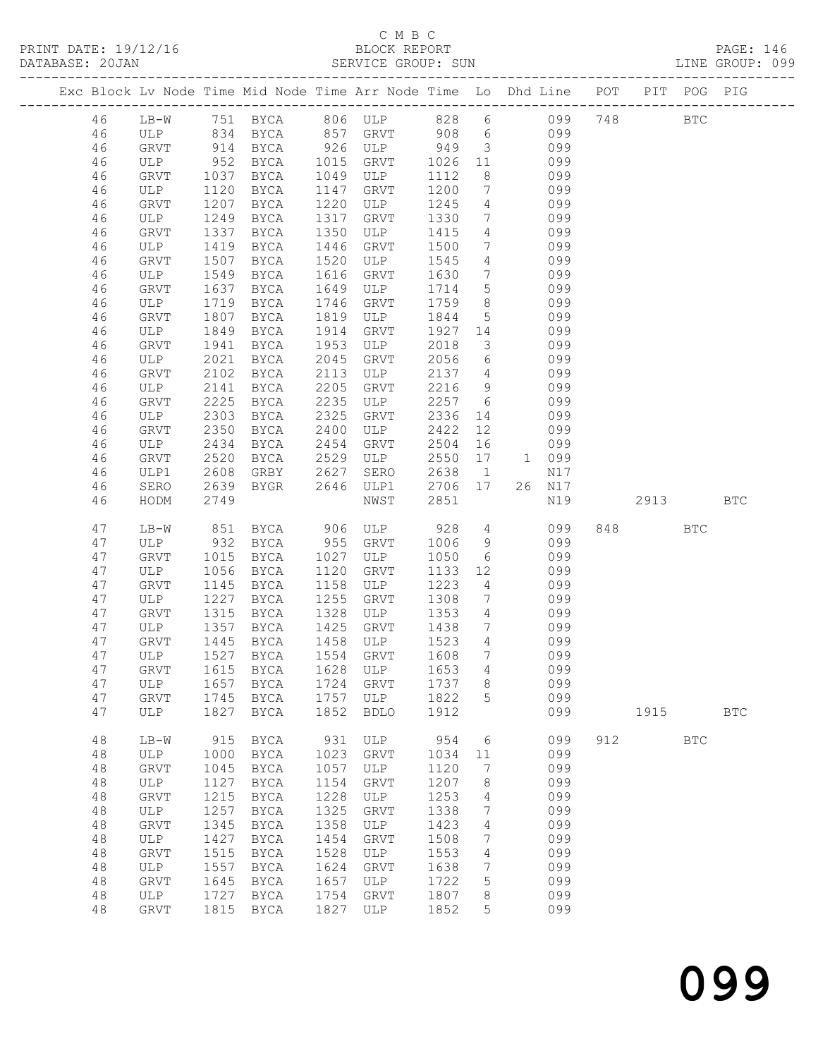C M B C
PRINT DATE: 19/12/16 BLOCK REPORT PAGE: 146
DATABASE: 20JAN SERVICE GROUP: SUN LINE GROUP: 099

| Exc | Block | Lv | Node | Time | Mid Node | Time | Arr Node | Time | Lo | Dhd | Line | POT | PIT | POG | PIG |
|---|---|---|---|---|---|---|---|---|---|---|---|---|---|---|---|
| | 46 | | LB-W | 751 | BYCA | 806 | ULP | 828 | 6 | | 099 | 748 | | BTC | |
| | 46 | | ULP | 834 | BYCA | 857 | GRVT | 908 | 6 | | 099 | | | | |
| | 46 | | GRVT | 914 | BYCA | 926 | ULP | 949 | 3 | | 099 | | | | |
| | 46 | | ULP | 952 | BYCA | 1015 | GRVT | 1026 | 11 | | 099 | | | | |
| | 46 | | GRVT | 1037 | BYCA | 1049 | ULP | 1112 | 8 | | 099 | | | | |
| | 46 | | ULP | 1120 | BYCA | 1147 | GRVT | 1200 | 7 | | 099 | | | | |
| | 46 | | GRVT | 1207 | BYCA | 1220 | ULP | 1245 | 4 | | 099 | | | | |
| | 46 | | ULP | 1249 | BYCA | 1317 | GRVT | 1330 | 7 | | 099 | | | | |
| | 46 | | GRVT | 1337 | BYCA | 1350 | ULP | 1415 | 4 | | 099 | | | | |
| | 46 | | ULP | 1419 | BYCA | 1446 | GRVT | 1500 | 7 | | 099 | | | | |
| | 46 | | GRVT | 1507 | BYCA | 1520 | ULP | 1545 | 4 | | 099 | | | | |
| | 46 | | ULP | 1549 | BYCA | 1616 | GRVT | 1630 | 7 | | 099 | | | | |
| | 46 | | GRVT | 1637 | BYCA | 1649 | ULP | 1714 | 5 | | 099 | | | | |
| | 46 | | ULP | 1719 | BYCA | 1746 | GRVT | 1759 | 8 | | 099 | | | | |
| | 46 | | GRVT | 1807 | BYCA | 1819 | ULP | 1844 | 5 | | 099 | | | | |
| | 46 | | ULP | 1849 | BYCA | 1914 | GRVT | 1927 | 14 | | 099 | | | | |
| | 46 | | GRVT | 1941 | BYCA | 1953 | ULP | 2018 | 3 | | 099 | | | | |
| | 46 | | ULP | 2021 | BYCA | 2045 | GRVT | 2056 | 6 | | 099 | | | | |
| | 46 | | GRVT | 2102 | BYCA | 2113 | ULP | 2137 | 4 | | 099 | | | | |
| | 46 | | ULP | 2141 | BYCA | 2205 | GRVT | 2216 | 9 | | 099 | | | | |
| | 46 | | GRVT | 2225 | BYCA | 2235 | ULP | 2257 | 6 | | 099 | | | | |
| | 46 | | ULP | 2303 | BYCA | 2325 | GRVT | 2336 | 14 | | 099 | | | | |
| | 46 | | GRVT | 2350 | BYCA | 2400 | ULP | 2422 | 12 | | 099 | | | | |
| | 46 | | ULP | 2434 | BYCA | 2454 | GRVT | 2504 | 16 | | 099 | | | | |
| | 46 | | GRVT | 2520 | BYCA | 2529 | ULP | 2550 | 17 | 1 | 099 | | | | |
| | 46 | | ULP1 | 2608 | GRBY | 2627 | SERO | 2638 | 1 | | N17 | | | | |
| | 46 | | SERO | 2639 | BYGR | 2646 | ULP1 | 2706 | 17 | 26 | N17 | | | | |
| | 46 | | HODM | 2749 | | | NWST | 2851 | | | N19 | | 2913 | | BTC |
| | 47 | | LB-W | 851 | BYCA | 906 | ULP | 928 | 4 | | 099 | 848 | | BTC | |
| | 47 | | ULP | 932 | BYCA | 955 | GRVT | 1006 | 9 | | 099 | | | | |
| | 47 | | GRVT | 1015 | BYCA | 1027 | ULP | 1050 | 6 | | 099 | | | | |
| | 47 | | ULP | 1056 | BYCA | 1120 | GRVT | 1133 | 12 | | 099 | | | | |
| | 47 | | GRVT | 1145 | BYCA | 1158 | ULP | 1223 | 4 | | 099 | | | | |
| | 47 | | ULP | 1227 | BYCA | 1255 | GRVT | 1308 | 7 | | 099 | | | | |
| | 47 | | GRVT | 1315 | BYCA | 1328 | ULP | 1353 | 4 | | 099 | | | | |
| | 47 | | ULP | 1357 | BYCA | 1425 | GRVT | 1438 | 7 | | 099 | | | | |
| | 47 | | GRVT | 1445 | BYCA | 1458 | ULP | 1523 | 4 | | 099 | | | | |
| | 47 | | ULP | 1527 | BYCA | 1554 | GRVT | 1608 | 7 | | 099 | | | | |
| | 47 | | GRVT | 1615 | BYCA | 1628 | ULP | 1653 | 4 | | 099 | | | | |
| | 47 | | ULP | 1657 | BYCA | 1724 | GRVT | 1737 | 8 | | 099 | | | | |
| | 47 | | GRVT | 1745 | BYCA | 1757 | ULP | 1822 | 5 | | 099 | | | | |
| | 47 | | ULP | 1827 | BYCA | 1852 | BDLO | 1912 | | | 099 | | 1915 | | BTC |
| | 48 | | LB-W | 915 | BYCA | 931 | ULP | 954 | 6 | | 099 | 912 | | BTC | |
| | 48 | | ULP | 1000 | BYCA | 1023 | GRVT | 1034 | 11 | | 099 | | | | |
| | 48 | | GRVT | 1045 | BYCA | 1057 | ULP | 1120 | 7 | | 099 | | | | |
| | 48 | | ULP | 1127 | BYCA | 1154 | GRVT | 1207 | 8 | | 099 | | | | |
| | 48 | | GRVT | 1215 | BYCA | 1228 | ULP | 1253 | 4 | | 099 | | | | |
| | 48 | | ULP | 1257 | BYCA | 1325 | GRVT | 1338 | 7 | | 099 | | | | |
| | 48 | | GRVT | 1345 | BYCA | 1358 | ULP | 1423 | 4 | | 099 | | | | |
| | 48 | | ULP | 1427 | BYCA | 1454 | GRVT | 1508 | 7 | | 099 | | | | |
| | 48 | | GRVT | 1515 | BYCA | 1528 | ULP | 1553 | 4 | | 099 | | | | |
| | 48 | | ULP | 1557 | BYCA | 1624 | GRVT | 1638 | 7 | | 099 | | | | |
| | 48 | | GRVT | 1645 | BYCA | 1657 | ULP | 1722 | 5 | | 099 | | | | |
| | 48 | | ULP | 1727 | BYCA | 1754 | GRVT | 1807 | 8 | | 099 | | | | |
| | 48 | | GRVT | 1815 | BYCA | 1827 | ULP | 1852 | 5 | | 099 | | | | |

099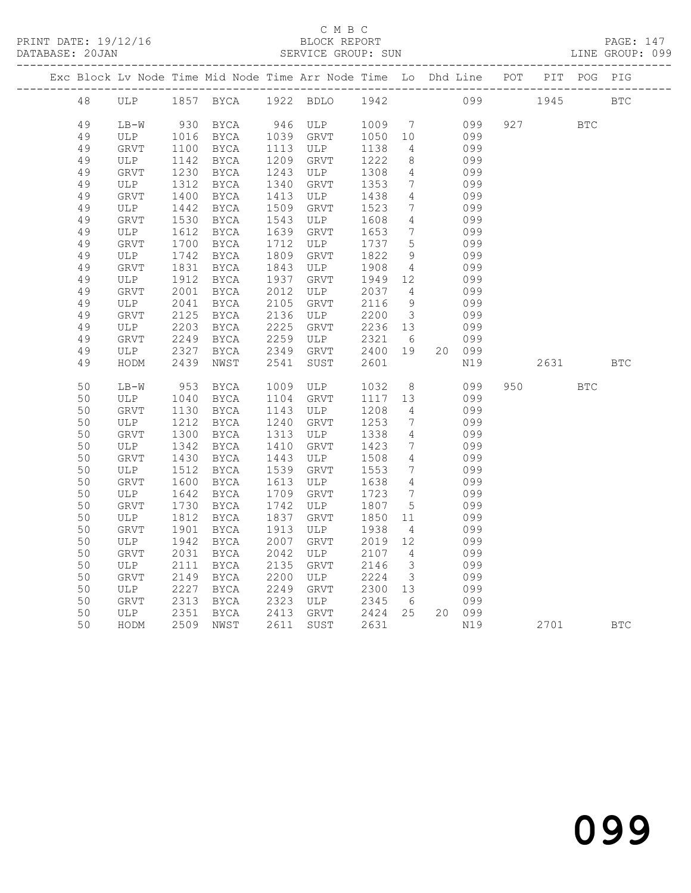C M B C

PRINT DATE: 19/12/16 BLOCK REPORT PAGE: 147
DATABASE: 20JAN SERVICE GROUP: SUN LINE GROUP: 099

| Exc | Block | Lv Node | Time | Mid Node | Time | Arr Node | Time | Lo | Dhd | Line | POT | PIT | POG | PIG |
|---|---|---|---|---|---|---|---|---|---|---|---|---|---|---|
| | 48 | ULP | 1857 | BYCA | 1922 | BDLO | 1942 | | | 099 | | 1945 | | BTC |
| | 49 | LB-W | 930 | BYCA | 946 | ULP | 1009 | 7 | | 099 | 927 | | BTC | |
| | 49 | ULP | 1016 | BYCA | 1039 | GRVT | 1050 | 10 | | 099 | | | | |
| | 49 | GRVT | 1100 | BYCA | 1113 | ULP | 1138 | 4 | | 099 | | | | |
| | 49 | ULP | 1142 | BYCA | 1209 | GRVT | 1222 | 8 | | 099 | | | | |
| | 49 | GRVT | 1230 | BYCA | 1243 | ULP | 1308 | 4 | | 099 | | | | |
| | 49 | ULP | 1312 | BYCA | 1340 | GRVT | 1353 | 7 | | 099 | | | | |
| | 49 | GRVT | 1400 | BYCA | 1413 | ULP | 1438 | 4 | | 099 | | | | |
| | 49 | ULP | 1442 | BYCA | 1509 | GRVT | 1523 | 7 | | 099 | | | | |
| | 49 | GRVT | 1530 | BYCA | 1543 | ULP | 1608 | 4 | | 099 | | | | |
| | 49 | ULP | 1612 | BYCA | 1639 | GRVT | 1653 | 7 | | 099 | | | | |
| | 49 | GRVT | 1700 | BYCA | 1712 | ULP | 1737 | 5 | | 099 | | | | |
| | 49 | ULP | 1742 | BYCA | 1809 | GRVT | 1822 | 9 | | 099 | | | | |
| | 49 | GRVT | 1831 | BYCA | 1843 | ULP | 1908 | 4 | | 099 | | | | |
| | 49 | ULP | 1912 | BYCA | 1937 | GRVT | 1949 | 12 | | 099 | | | | |
| | 49 | GRVT | 2001 | BYCA | 2012 | ULP | 2037 | 4 | | 099 | | | | |
| | 49 | ULP | 2041 | BYCA | 2105 | GRVT | 2116 | 9 | | 099 | | | | |
| | 49 | GRVT | 2125 | BYCA | 2136 | ULP | 2200 | 3 | | 099 | | | | |
| | 49 | ULP | 2203 | BYCA | 2225 | GRVT | 2236 | 13 | | 099 | | | | |
| | 49 | GRVT | 2249 | BYCA | 2259 | ULP | 2321 | 6 | | 099 | | | | |
| | 49 | ULP | 2327 | BYCA | 2349 | GRVT | 2400 | 19 | 20 | 099 | | | | |
| | 49 | HODM | 2439 | NWST | 2541 | SUST | 2601 | | | N19 | | 2631 | | BTC |
| | 50 | LB-W | 953 | BYCA | 1009 | ULP | 1032 | 8 | | 099 | 950 | | BTC | |
| | 50 | ULP | 1040 | BYCA | 1104 | GRVT | 1117 | 13 | | 099 | | | | |
| | 50 | GRVT | 1130 | BYCA | 1143 | ULP | 1208 | 4 | | 099 | | | | |
| | 50 | ULP | 1212 | BYCA | 1240 | GRVT | 1253 | 7 | | 099 | | | | |
| | 50 | GRVT | 1300 | BYCA | 1313 | ULP | 1338 | 4 | | 099 | | | | |
| | 50 | ULP | 1342 | BYCA | 1410 | GRVT | 1423 | 7 | | 099 | | | | |
| | 50 | GRVT | 1430 | BYCA | 1443 | ULP | 1508 | 4 | | 099 | | | | |
| | 50 | ULP | 1512 | BYCA | 1539 | GRVT | 1553 | 7 | | 099 | | | | |
| | 50 | GRVT | 1600 | BYCA | 1613 | ULP | 1638 | 4 | | 099 | | | | |
| | 50 | ULP | 1642 | BYCA | 1709 | GRVT | 1723 | 7 | | 099 | | | | |
| | 50 | GRVT | 1730 | BYCA | 1742 | ULP | 1807 | 5 | | 099 | | | | |
| | 50 | ULP | 1812 | BYCA | 1837 | GRVT | 1850 | 11 | | 099 | | | | |
| | 50 | GRVT | 1901 | BYCA | 1913 | ULP | 1938 | 4 | | 099 | | | | |
| | 50 | ULP | 1942 | BYCA | 2007 | GRVT | 2019 | 12 | | 099 | | | | |
| | 50 | GRVT | 2031 | BYCA | 2042 | ULP | 2107 | 4 | | 099 | | | | |
| | 50 | ULP | 2111 | BYCA | 2135 | GRVT | 2146 | 3 | | 099 | | | | |
| | 50 | GRVT | 2149 | BYCA | 2200 | ULP | 2224 | 3 | | 099 | | | | |
| | 50 | ULP | 2227 | BYCA | 2249 | GRVT | 2300 | 13 | | 099 | | | | |
| | 50 | GRVT | 2313 | BYCA | 2323 | ULP | 2345 | 6 | | 099 | | | | |
| | 50 | ULP | 2351 | BYCA | 2413 | GRVT | 2424 | 25 | 20 | 099 | | | | |
| | 50 | HODM | 2509 | NWST | 2611 | SUST | 2631 | | | N19 | | 2701 | | BTC |

099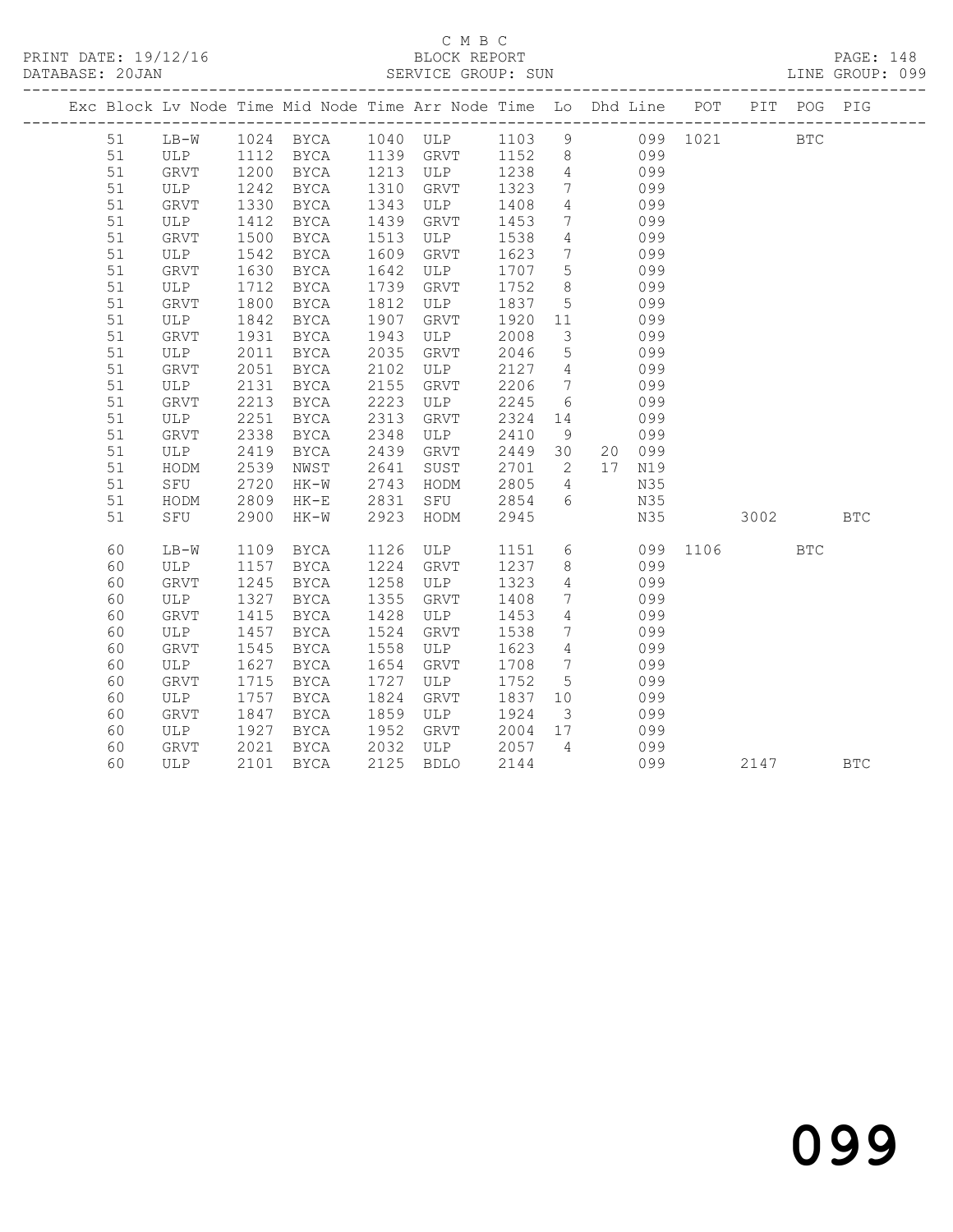C M B C

PRINT DATE: 19/12/16 BLOCK REPORT PAGE: 148
DATABASE: 20JAN SERVICE GROUP: SUN LINE GROUP: 099

| Exc | Block | Lv | Node | Time | Mid Node | Time | Arr Node | Time | Lo | Dhd | Line | POT | PIT | POG | PIG |
|---|---|---|---|---|---|---|---|---|---|---|---|---|---|---|---|
| | 51 | | LB-W | 1024 | BYCA | 1040 | ULP | 1103 | 9 | | 099 | 1021 | | BTC | |
| | 51 | | ULP | 1112 | BYCA | 1139 | GRVT | 1152 | 8 | | 099 | | | | |
| | 51 | | GRVT | 1200 | BYCA | 1213 | ULP | 1238 | 4 | | 099 | | | | |
| | 51 | | ULP | 1242 | BYCA | 1310 | GRVT | 1323 | 7 | | 099 | | | | |
| | 51 | | GRVT | 1330 | BYCA | 1343 | ULP | 1408 | 4 | | 099 | | | | |
| | 51 | | ULP | 1412 | BYCA | 1439 | GRVT | 1453 | 7 | | 099 | | | | |
| | 51 | | GRVT | 1500 | BYCA | 1513 | ULP | 1538 | 4 | | 099 | | | | |
| | 51 | | ULP | 1542 | BYCA | 1609 | GRVT | 1623 | 7 | | 099 | | | | |
| | 51 | | GRVT | 1630 | BYCA | 1642 | ULP | 1707 | 5 | | 099 | | | | |
| | 51 | | ULP | 1712 | BYCA | 1739 | GRVT | 1752 | 8 | | 099 | | | | |
| | 51 | | GRVT | 1800 | BYCA | 1812 | ULP | 1837 | 5 | | 099 | | | | |
| | 51 | | ULP | 1842 | BYCA | 1907 | GRVT | 1920 | 11 | | 099 | | | | |
| | 51 | | GRVT | 1931 | BYCA | 1943 | ULP | 2008 | 3 | | 099 | | | | |
| | 51 | | ULP | 2011 | BYCA | 2035 | GRVT | 2046 | 5 | | 099 | | | | |
| | 51 | | GRVT | 2051 | BYCA | 2102 | ULP | 2127 | 4 | | 099 | | | | |
| | 51 | | ULP | 2131 | BYCA | 2155 | GRVT | 2206 | 7 | | 099 | | | | |
| | 51 | | GRVT | 2213 | BYCA | 2223 | ULP | 2245 | 6 | | 099 | | | | |
| | 51 | | ULP | 2251 | BYCA | 2313 | GRVT | 2324 | 14 | | 099 | | | | |
| | 51 | | GRVT | 2338 | BYCA | 2348 | ULP | 2410 | 9 | | 099 | | | | |
| | 51 | | ULP | 2419 | BYCA | 2439 | GRVT | 2449 | 30 | 20 | 099 | | | | |
| | 51 | | HODM | 2539 | NWST | 2641 | SUST | 2701 | 2 | 17 | N19 | | | | |
| | 51 | | SFU | 2720 | HK-W | 2743 | HODM | 2805 | 4 | | N35 | | | | |
| | 51 | | HODM | 2809 | HK-E | 2831 | SFU | 2854 | 6 | | N35 | | | | |
| | 51 | | SFU | 2900 | HK-W | 2923 | HODM | 2945 | | | N35 | | 3002 | | BTC |
| | 60 | | LB-W | 1109 | BYCA | 1126 | ULP | 1151 | 6 | | 099 | 1106 | | BTC | |
| | 60 | | ULP | 1157 | BYCA | 1224 | GRVT | 1237 | 8 | | 099 | | | | |
| | 60 | | GRVT | 1245 | BYCA | 1258 | ULP | 1323 | 4 | | 099 | | | | |
| | 60 | | ULP | 1327 | BYCA | 1355 | GRVT | 1408 | 7 | | 099 | | | | |
| | 60 | | GRVT | 1415 | BYCA | 1428 | ULP | 1453 | 4 | | 099 | | | | |
| | 60 | | ULP | 1457 | BYCA | 1524 | GRVT | 1538 | 7 | | 099 | | | | |
| | 60 | | GRVT | 1545 | BYCA | 1558 | ULP | 1623 | 4 | | 099 | | | | |
| | 60 | | ULP | 1627 | BYCA | 1654 | GRVT | 1708 | 7 | | 099 | | | | |
| | 60 | | GRVT | 1715 | BYCA | 1727 | ULP | 1752 | 5 | | 099 | | | | |
| | 60 | | ULP | 1757 | BYCA | 1824 | GRVT | 1837 | 10 | | 099 | | | | |
| | 60 | | GRVT | 1847 | BYCA | 1859 | ULP | 1924 | 3 | | 099 | | | | |
| | 60 | | ULP | 1927 | BYCA | 1952 | GRVT | 2004 | 17 | | 099 | | | | |
| | 60 | | GRVT | 2021 | BYCA | 2032 | ULP | 2057 | 4 | | 099 | | | | |
| | 60 | | ULP | 2101 | BYCA | 2125 | BDLO | 2144 | | | 099 | | 2147 | | BTC |

099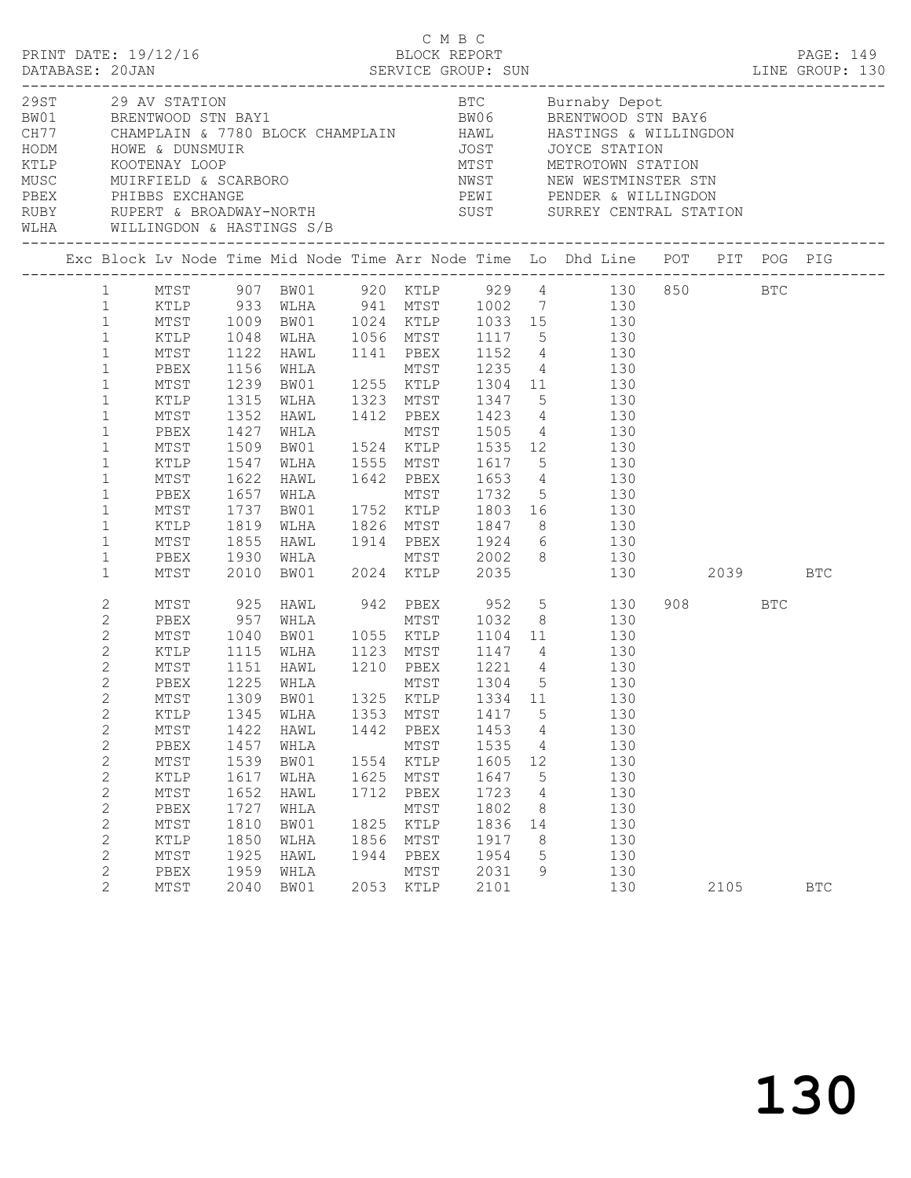C M B C
PRINT DATE: 19/12/16 BLOCK REPORT
DATABASE: 20JAN SERVICE GROUP: SUN LINE GROUP: 130

| Code | Description | Code | Description |
|---|---|---|---|
| 29ST | 29 AV STATION | BTC | Burnaby Depot |
| BW01 | BRENTWOOD STN BAY1 | BW06 | BRENTWOOD STN BAY6 |
| CH77 | CHAMPLAIN & 7780 BLOCK CHAMPLAIN | HAWL | HASTINGS & WILLINGDON |
| HODM | HOWE & DUNSMUIR | JOST | JOYCE STATION |
| KTLP | KOOTENAY LOOP | MTST | METROTOWN STATION |
| MUSC | MUIRFIELD & SCARBORO | NWST | NEW WESTMINSTER STN |
| PBEX | PHIBBS EXCHANGE | PEWI | PENDER & WILLINGDON |
| RUBY | RUPERT & BROADWAY-NORTH | SUST | SURREY CENTRAL STATION |
| WLHA | WILLINGDON & HASTINGS S/B | | |

| Exc | Block | Lv Node | Time | Mid Node | Time | Arr Node | Time | Lo | Dhd Line | POT | PIT | POG | PIG |
|---|---|---|---|---|---|---|---|---|---|---|---|---|---|
| | 1 | MTST | 907 | BW01 | 920 | KTLP | 929 | 4 | 130 | 850 | | BTC | |
| | 1 | KTLP | 933 | WLHA | 941 | MTST | 1002 | 7 | 130 | | | | |
| | 1 | MTST | 1009 | BW01 | 1024 | KTLP | 1033 | 15 | 130 | | | | |
| | 1 | KTLP | 1048 | WLHA | 1056 | MTST | 1117 | 5 | 130 | | | | |
| | 1 | MTST | 1122 | HAWL | 1141 | PBEX | 1152 | 4 | 130 | | | | |
| | 1 | PBEX | 1156 | WHLA | | MTST | 1235 | 4 | 130 | | | | |
| | 1 | MTST | 1239 | BW01 | 1255 | KTLP | 1304 | 11 | 130 | | | | |
| | 1 | KTLP | 1315 | WLHA | 1323 | MTST | 1347 | 5 | 130 | | | | |
| | 1 | MTST | 1352 | HAWL | 1412 | PBEX | 1423 | 4 | 130 | | | | |
| | 1 | PBEX | 1427 | WHLA | | MTST | 1505 | 4 | 130 | | | | |
| | 1 | MTST | 1509 | BW01 | 1524 | KTLP | 1535 | 12 | 130 | | | | |
| | 1 | KTLP | 1547 | WLHA | 1555 | MTST | 1617 | 5 | 130 | | | | |
| | 1 | MTST | 1622 | HAWL | 1642 | PBEX | 1653 | 4 | 130 | | | | |
| | 1 | PBEX | 1657 | WHLA | | MTST | 1732 | 5 | 130 | | | | |
| | 1 | MTST | 1737 | BW01 | 1752 | KTLP | 1803 | 16 | 130 | | | | |
| | 1 | KTLP | 1819 | WLHA | 1826 | MTST | 1847 | 8 | 130 | | | | |
| | 1 | MTST | 1855 | HAWL | 1914 | PBEX | 1924 | 6 | 130 | | | | |
| | 1 | PBEX | 1930 | WHLA | | MTST | 2002 | 8 | 130 | | | | |
| | 1 | MTST | 2010 | BW01 | 2024 | KTLP | 2035 | | 130 | | 2039 | | BTC |
| | 2 | MTST | 925 | HAWL | 942 | PBEX | 952 | 5 | 130 | 908 | | BTC | |
| | 2 | PBEX | 957 | WHLA | | MTST | 1032 | 8 | 130 | | | | |
| | 2 | MTST | 1040 | BW01 | 1055 | KTLP | 1104 | 11 | 130 | | | | |
| | 2 | KTLP | 1115 | WLHA | 1123 | MTST | 1147 | 4 | 130 | | | | |
| | 2 | MTST | 1151 | HAWL | 1210 | PBEX | 1221 | 4 | 130 | | | | |
| | 2 | PBEX | 1225 | WHLA | | MTST | 1304 | 5 | 130 | | | | |
| | 2 | MTST | 1309 | BW01 | 1325 | KTLP | 1334 | 11 | 130 | | | | |
| | 2 | KTLP | 1345 | WLHA | 1353 | MTST | 1417 | 5 | 130 | | | | |
| | 2 | MTST | 1422 | HAWL | 1442 | PBEX | 1453 | 4 | 130 | | | | |
| | 2 | PBEX | 1457 | WHLA | | MTST | 1535 | 4 | 130 | | | | |
| | 2 | MTST | 1539 | BW01 | 1554 | KTLP | 1605 | 12 | 130 | | | | |
| | 2 | KTLP | 1617 | WLHA | 1625 | MTST | 1647 | 5 | 130 | | | | |
| | 2 | MTST | 1652 | HAWL | 1712 | PBEX | 1723 | 4 | 130 | | | | |
| | 2 | PBEX | 1727 | WHLA | | MTST | 1802 | 8 | 130 | | | | |
| | 2 | MTST | 1810 | BW01 | 1825 | KTLP | 1836 | 14 | 130 | | | | |
| | 2 | KTLP | 1850 | WLHA | 1856 | MTST | 1917 | 8 | 130 | | | | |
| | 2 | MTST | 1925 | HAWL | 1944 | PBEX | 1954 | 5 | 130 | | | | |
| | 2 | PBEX | 1959 | WHLA | | MTST | 2031 | 9 | 130 | | | | |
| | 2 | MTST | 2040 | BW01 | 2053 | KTLP | 2101 | | 130 | | 2105 | | BTC |

130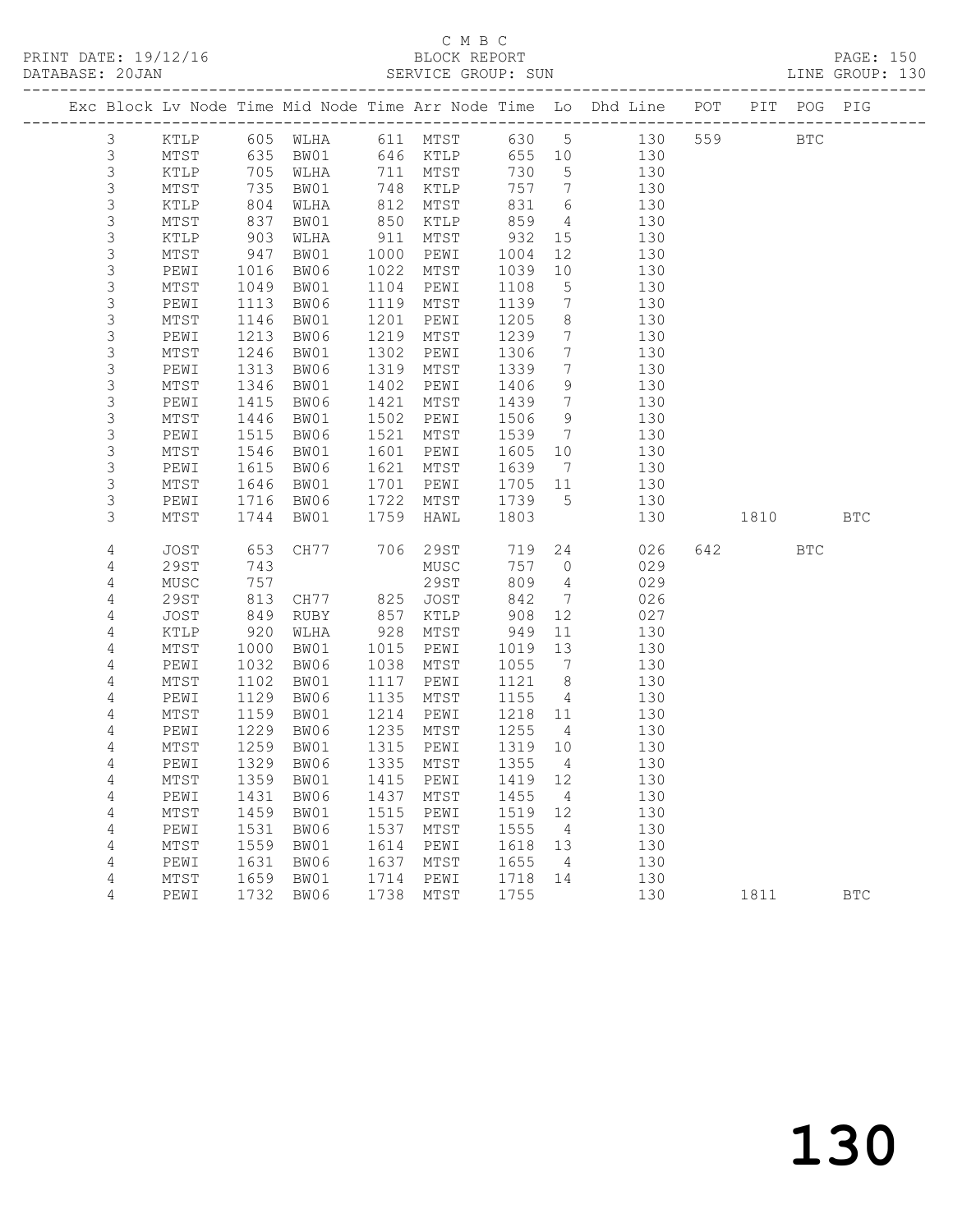C M B C
PRINT DATE: 19/12/16 BLOCK REPORT
DATABASE: 20JAN SERVICE GROUP: SUN LINE GROUP: 130

| Exc | Block | Lv | Node | Time | Mid Node | Time | Arr Node | Time | Lo | Dhd Line | POT | PIT | POG | PIG |
|---|---|---|---|---|---|---|---|---|---|---|---|---|---|---|
| | 3 | | KTLP | 605 | WLHA | 611 | MTST | 630 | 5 | 130 | 559 | | BTC | |
| | 3 | | MTST | 635 | BW01 | 646 | KTLP | 655 | 10 | 130 | | | | |
| | 3 | | KTLP | 705 | WLHA | 711 | MTST | 730 | 5 | 130 | | | | |
| | 3 | | MTST | 735 | BW01 | 748 | KTLP | 757 | 7 | 130 | | | | |
| | 3 | | KTLP | 804 | WLHA | 812 | MTST | 831 | 6 | 130 | | | | |
| | 3 | | MTST | 837 | BW01 | 850 | KTLP | 859 | 4 | 130 | | | | |
| | 3 | | KTLP | 903 | WLHA | 911 | MTST | 932 | 15 | 130 | | | | |
| | 3 | | MTST | 947 | BW01 | 1000 | PEWI | 1004 | 12 | 130 | | | | |
| | 3 | | PEWI | 1016 | BW06 | 1022 | MTST | 1039 | 10 | 130 | | | | |
| | 3 | | MTST | 1049 | BW01 | 1104 | PEWI | 1108 | 5 | 130 | | | | |
| | 3 | | PEWI | 1113 | BW06 | 1119 | MTST | 1139 | 7 | 130 | | | | |
| | 3 | | MTST | 1146 | BW01 | 1201 | PEWI | 1205 | 8 | 130 | | | | |
| | 3 | | PEWI | 1213 | BW06 | 1219 | MTST | 1239 | 7 | 130 | | | | |
| | 3 | | MTST | 1246 | BW01 | 1302 | PEWI | 1306 | 7 | 130 | | | | |
| | 3 | | PEWI | 1313 | BW06 | 1319 | MTST | 1339 | 7 | 130 | | | | |
| | 3 | | MTST | 1346 | BW01 | 1402 | PEWI | 1406 | 9 | 130 | | | | |
| | 3 | | PEWI | 1415 | BW06 | 1421 | MTST | 1439 | 7 | 130 | | | | |
| | 3 | | MTST | 1446 | BW01 | 1502 | PEWI | 1506 | 9 | 130 | | | | |
| | 3 | | PEWI | 1515 | BW06 | 1521 | MTST | 1539 | 7 | 130 | | | | |
| | 3 | | MTST | 1546 | BW01 | 1601 | PEWI | 1605 | 10 | 130 | | | | |
| | 3 | | PEWI | 1615 | BW06 | 1621 | MTST | 1639 | 7 | 130 | | | | |
| | 3 | | MTST | 1646 | BW01 | 1701 | PEWI | 1705 | 11 | 130 | | | | |
| | 3 | | PEWI | 1716 | BW06 | 1722 | MTST | 1739 | 5 | 130 | | | | |
| | 3 | | MTST | 1744 | BW01 | 1759 | HAWL | 1803 | | 130 | | 1810 | | BTC |
| | 4 | | JOST | 653 | CH77 | 706 | 29ST | 719 | 24 | 026 | 642 | | BTC | |
| | 4 | | 29ST | 743 | | | MUSC | 757 | 0 | 029 | | | | |
| | 4 | | MUSC | 757 | | | 29ST | 809 | 4 | 029 | | | | |
| | 4 | | 29ST | 813 | CH77 | 825 | JOST | 842 | 7 | 026 | | | | |
| | 4 | | JOST | 849 | RUBY | 857 | KTLP | 908 | 12 | 027 | | | | |
| | 4 | | KTLP | 920 | WLHA | 928 | MTST | 949 | 11 | 130 | | | | |
| | 4 | | MTST | 1000 | BW01 | 1015 | PEWI | 1019 | 13 | 130 | | | | |
| | 4 | | PEWI | 1032 | BW06 | 1038 | MTST | 1055 | 7 | 130 | | | | |
| | 4 | | MTST | 1102 | BW01 | 1117 | PEWI | 1121 | 8 | 130 | | | | |
| | 4 | | PEWI | 1129 | BW06 | 1135 | MTST | 1155 | 4 | 130 | | | | |
| | 4 | | MTST | 1159 | BW01 | 1214 | PEWI | 1218 | 11 | 130 | | | | |
| | 4 | | PEWI | 1229 | BW06 | 1235 | MTST | 1255 | 4 | 130 | | | | |
| | 4 | | MTST | 1259 | BW01 | 1315 | PEWI | 1319 | 10 | 130 | | | | |
| | 4 | | PEWI | 1329 | BW06 | 1335 | MTST | 1355 | 4 | 130 | | | | |
| | 4 | | MTST | 1359 | BW01 | 1415 | PEWI | 1419 | 12 | 130 | | | | |
| | 4 | | PEWI | 1431 | BW06 | 1437 | MTST | 1455 | 4 | 130 | | | | |
| | 4 | | MTST | 1459 | BW01 | 1515 | PEWI | 1519 | 12 | 130 | | | | |
| | 4 | | PEWI | 1531 | BW06 | 1537 | MTST | 1555 | 4 | 130 | | | | |
| | 4 | | MTST | 1559 | BW01 | 1614 | PEWI | 1618 | 13 | 130 | | | | |
| | 4 | | PEWI | 1631 | BW06 | 1637 | MTST | 1655 | 4 | 130 | | | | |
| | 4 | | MTST | 1659 | BW01 | 1714 | PEWI | 1718 | 14 | 130 | | | | |
| | 4 | | PEWI | 1732 | BW06 | 1738 | MTST | 1755 | | 130 | | 1811 | | BTC |

130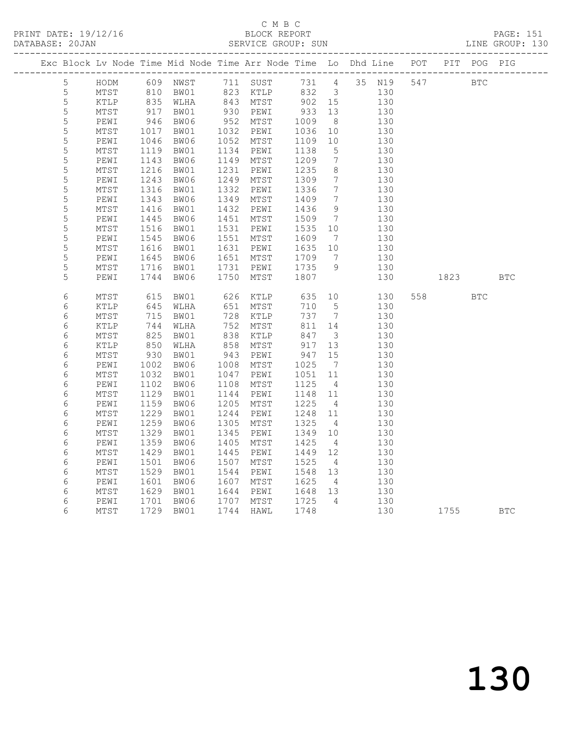C M B C
PRINT DATE: 19/12/16 BLOCK REPORT
DATABASE: 20JAN SERVICE GROUP: SUN LINE GROUP: 130

| Exc | Block | Lv | Node | Time | Mid Node | Time | Arr Node | Time | Lo | Dhd Line | POT | PIT | POG | PIG |
|---|---|---|---|---|---|---|---|---|---|---|---|---|---|---|
| | 5 | | HODM | 609 | NWST | 711 | SUST | 731 | 4 | 35 N19 | 547 | | BTC | |
| | 5 | | MTST | 810 | BW01 | 823 | KTLP | 832 | 3 | 130 | | | | |
| | 5 | | KTLP | 835 | WLHA | 843 | MTST | 902 | 15 | 130 | | | | |
| | 5 | | MTST | 917 | BW01 | 930 | PEWI | 933 | 13 | 130 | | | | |
| | 5 | | PEWI | 946 | BW06 | 952 | MTST | 1009 | 8 | 130 | | | | |
| | 5 | | MTST | 1017 | BW01 | 1032 | PEWI | 1036 | 10 | 130 | | | | |
| | 5 | | PEWI | 1046 | BW06 | 1052 | MTST | 1109 | 10 | 130 | | | | |
| | 5 | | MTST | 1119 | BW01 | 1134 | PEWI | 1138 | 5 | 130 | | | | |
| | 5 | | PEWI | 1143 | BW06 | 1149 | MTST | 1209 | 7 | 130 | | | | |
| | 5 | | MTST | 1216 | BW01 | 1231 | PEWI | 1235 | 8 | 130 | | | | |
| | 5 | | PEWI | 1243 | BW06 | 1249 | MTST | 1309 | 7 | 130 | | | | |
| | 5 | | MTST | 1316 | BW01 | 1332 | PEWI | 1336 | 7 | 130 | | | | |
| | 5 | | PEWI | 1343 | BW06 | 1349 | MTST | 1409 | 7 | 130 | | | | |
| | 5 | | MTST | 1416 | BW01 | 1432 | PEWI | 1436 | 9 | 130 | | | | |
| | 5 | | PEWI | 1445 | BW06 | 1451 | MTST | 1509 | 7 | 130 | | | | |
| | 5 | | MTST | 1516 | BW01 | 1531 | PEWI | 1535 | 10 | 130 | | | | |
| | 5 | | PEWI | 1545 | BW06 | 1551 | MTST | 1609 | 7 | 130 | | | | |
| | 5 | | MTST | 1616 | BW01 | 1631 | PEWI | 1635 | 10 | 130 | | | | |
| | 5 | | PEWI | 1645 | BW06 | 1651 | MTST | 1709 | 7 | 130 | | | | |
| | 5 | | MTST | 1716 | BW01 | 1731 | PEWI | 1735 | 9 | 130 | | | | |
| | 5 | | PEWI | 1744 | BW06 | 1750 | MTST | 1807 | | 130 | | 1823 | | BTC |
| | 6 | | MTST | 615 | BW01 | 626 | KTLP | 635 | 10 | 130 | 558 | | BTC | |
| | 6 | | KTLP | 645 | WLHA | 651 | MTST | 710 | 5 | 130 | | | | |
| | 6 | | MTST | 715 | BW01 | 728 | KTLP | 737 | 7 | 130 | | | | |
| | 6 | | KTLP | 744 | WLHA | 752 | MTST | 811 | 14 | 130 | | | | |
| | 6 | | MTST | 825 | BW01 | 838 | KTLP | 847 | 3 | 130 | | | | |
| | 6 | | KTLP | 850 | WLHA | 858 | MTST | 917 | 13 | 130 | | | | |
| | 6 | | MTST | 930 | BW01 | 943 | PEWI | 947 | 15 | 130 | | | | |
| | 6 | | PEWI | 1002 | BW06 | 1008 | MTST | 1025 | 7 | 130 | | | | |
| | 6 | | MTST | 1032 | BW01 | 1047 | PEWI | 1051 | 11 | 130 | | | | |
| | 6 | | PEWI | 1102 | BW06 | 1108 | MTST | 1125 | 4 | 130 | | | | |
| | 6 | | MTST | 1129 | BW01 | 1144 | PEWI | 1148 | 11 | 130 | | | | |
| | 6 | | PEWI | 1159 | BW06 | 1205 | MTST | 1225 | 4 | 130 | | | | |
| | 6 | | MTST | 1229 | BW01 | 1244 | PEWI | 1248 | 11 | 130 | | | | |
| | 6 | | PEWI | 1259 | BW06 | 1305 | MTST | 1325 | 4 | 130 | | | | |
| | 6 | | MTST | 1329 | BW01 | 1345 | PEWI | 1349 | 10 | 130 | | | | |
| | 6 | | PEWI | 1359 | BW06 | 1405 | MTST | 1425 | 4 | 130 | | | | |
| | 6 | | MTST | 1429 | BW01 | 1445 | PEWI | 1449 | 12 | 130 | | | | |
| | 6 | | PEWI | 1501 | BW06 | 1507 | MTST | 1525 | 4 | 130 | | | | |
| | 6 | | MTST | 1529 | BW01 | 1544 | PEWI | 1548 | 13 | 130 | | | | |
| | 6 | | PEWI | 1601 | BW06 | 1607 | MTST | 1625 | 4 | 130 | | | | |
| | 6 | | MTST | 1629 | BW01 | 1644 | PEWI | 1648 | 13 | 130 | | | | |
| | 6 | | PEWI | 1701 | BW06 | 1707 | MTST | 1725 | 4 | 130 | | | | |
| | 6 | | MTST | 1729 | BW01 | 1744 | HAWL | 1748 | | 130 | | 1755 | | BTC |

130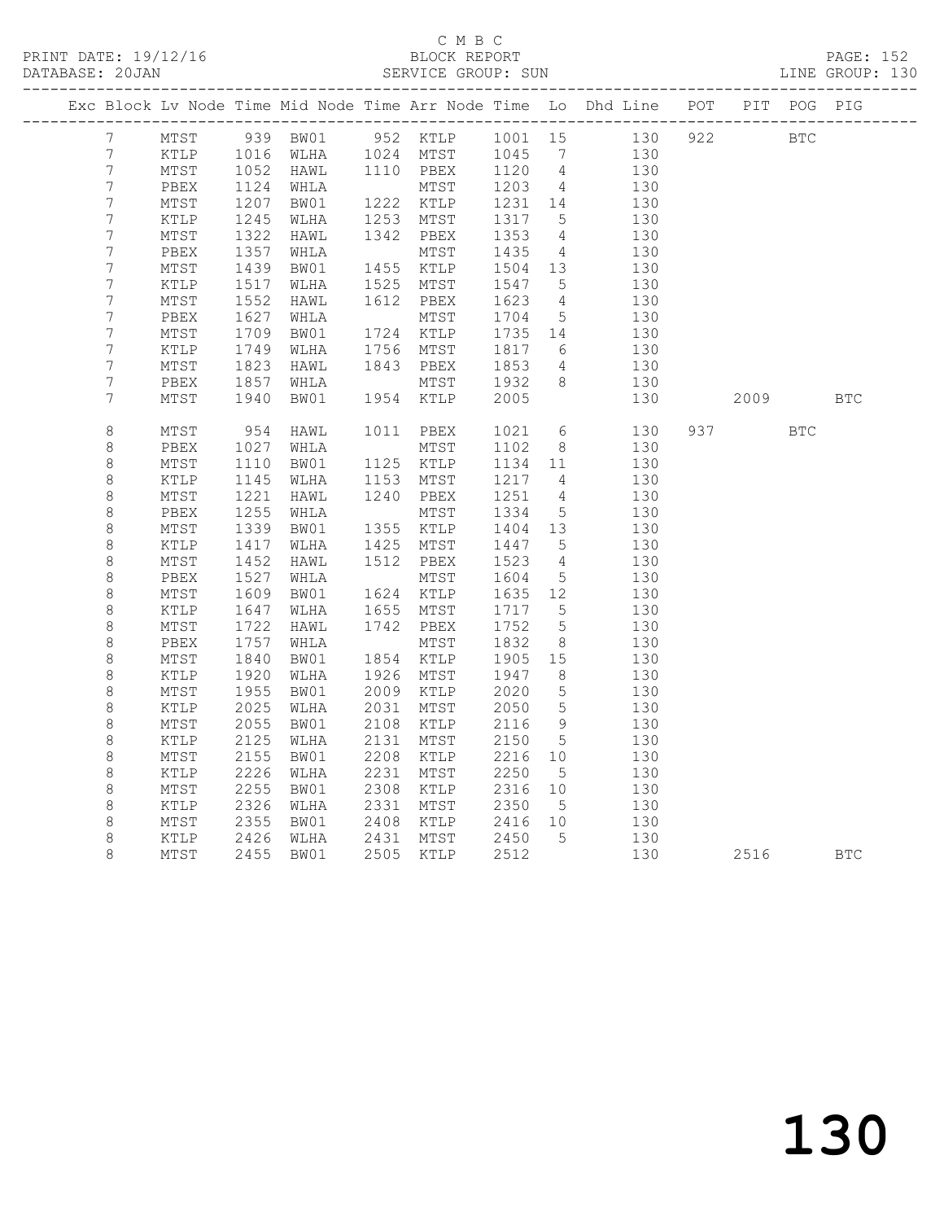C M B C

PRINT DATE: 19/12/16 BLOCK REPORT

DATABASE: 20JAN SERVICE GROUP: SUN LINE GROUP: 130

| Exc | Block | Lv | Node | Time | Mid | Node | Time | Arr | Node | Time | Lo | Dhd | Line | POT | PIT | POG | PIG |
|---|---|---|---|---|---|---|---|---|---|---|---|---|---|---|---|---|---|
| | 7 | | MTST | 939 | | BW01 | 952 | | KTLP | 1001 | 15 | | 130 | 922 | | BTC | |
| | 7 | | KTLP | 1016 | | WLHA | 1024 | | MTST | 1045 | 7 | | 130 | | | | |
| | 7 | | MTST | 1052 | | HAWL | 1110 | | PBEX | 1120 | 4 | | 130 | | | | |
| | 7 | | PBEX | 1124 | | WHLA | | | MTST | 1203 | 4 | | 130 | | | | |
| | 7 | | MTST | 1207 | | BW01 | 1222 | | KTLP | 1231 | 14 | | 130 | | | | |
| | 7 | | KTLP | 1245 | | WLHA | 1253 | | MTST | 1317 | 5 | | 130 | | | | |
| | 7 | | MTST | 1322 | | HAWL | 1342 | | PBEX | 1353 | 4 | | 130 | | | | |
| | 7 | | PBEX | 1357 | | WHLA | | | MTST | 1435 | 4 | | 130 | | | | |
| | 7 | | MTST | 1439 | | BW01 | 1455 | | KTLP | 1504 | 13 | | 130 | | | | |
| | 7 | | KTLP | 1517 | | WLHA | 1525 | | MTST | 1547 | 5 | | 130 | | | | |
| | 7 | | MTST | 1552 | | HAWL | 1612 | | PBEX | 1623 | 4 | | 130 | | | | |
| | 7 | | PBEX | 1627 | | WHLA | | | MTST | 1704 | 5 | | 130 | | | | |
| | 7 | | MTST | 1709 | | BW01 | 1724 | | KTLP | 1735 | 14 | | 130 | | | | |
| | 7 | | KTLP | 1749 | | WLHA | 1756 | | MTST | 1817 | 6 | | 130 | | | | |
| | 7 | | MTST | 1823 | | HAWL | 1843 | | PBEX | 1853 | 4 | | 130 | | | | |
| | 7 | | PBEX | 1857 | | WHLA | | | MTST | 1932 | 8 | | 130 | | | | |
| | 7 | | MTST | 1940 | | BW01 | 1954 | | KTLP | 2005 | | | 130 | | 2009 | | BTC |
| | 8 | | MTST | 954 | | HAWL | 1011 | | PBEX | 1021 | 6 | | 130 | 937 | | BTC | |
| | 8 | | PBEX | 1027 | | WHLA | | | MTST | 1102 | 8 | | 130 | | | | |
| | 8 | | MTST | 1110 | | BW01 | 1125 | | KTLP | 1134 | 11 | | 130 | | | | |
| | 8 | | KTLP | 1145 | | WLHA | 1153 | | MTST | 1217 | 4 | | 130 | | | | |
| | 8 | | MTST | 1221 | | HAWL | 1240 | | PBEX | 1251 | 4 | | 130 | | | | |
| | 8 | | PBEX | 1255 | | WHLA | | | MTST | 1334 | 5 | | 130 | | | | |
| | 8 | | MTST | 1339 | | BW01 | 1355 | | KTLP | 1404 | 13 | | 130 | | | | |
| | 8 | | KTLP | 1417 | | WLHA | 1425 | | MTST | 1447 | 5 | | 130 | | | | |
| | 8 | | MTST | 1452 | | HAWL | 1512 | | PBEX | 1523 | 4 | | 130 | | | | |
| | 8 | | PBEX | 1527 | | WHLA | | | MTST | 1604 | 5 | | 130 | | | | |
| | 8 | | MTST | 1609 | | BW01 | 1624 | | KTLP | 1635 | 12 | | 130 | | | | |
| | 8 | | KTLP | 1647 | | WLHA | 1655 | | MTST | 1717 | 5 | | 130 | | | | |
| | 8 | | MTST | 1722 | | HAWL | 1742 | | PBEX | 1752 | 5 | | 130 | | | | |
| | 8 | | PBEX | 1757 | | WHLA | | | MTST | 1832 | 8 | | 130 | | | | |
| | 8 | | MTST | 1840 | | BW01 | 1854 | | KTLP | 1905 | 15 | | 130 | | | | |
| | 8 | | KTLP | 1920 | | WLHA | 1926 | | MTST | 1947 | 8 | | 130 | | | | |
| | 8 | | MTST | 1955 | | BW01 | 2009 | | KTLP | 2020 | 5 | | 130 | | | | |
| | 8 | | KTLP | 2025 | | WLHA | 2031 | | MTST | 2050 | 5 | | 130 | | | | |
| | 8 | | MTST | 2055 | | BW01 | 2108 | | KTLP | 2116 | 9 | | 130 | | | | |
| | 8 | | KTLP | 2125 | | WLHA | 2131 | | MTST | 2150 | 5 | | 130 | | | | |
| | 8 | | MTST | 2155 | | BW01 | 2208 | | KTLP | 2216 | 10 | | 130 | | | | |
| | 8 | | KTLP | 2226 | | WLHA | 2231 | | MTST | 2250 | 5 | | 130 | | | | |
| | 8 | | MTST | 2255 | | BW01 | 2308 | | KTLP | 2316 | 10 | | 130 | | | | |
| | 8 | | KTLP | 2326 | | WLHA | 2331 | | MTST | 2350 | 5 | | 130 | | | | |
| | 8 | | MTST | 2355 | | BW01 | 2408 | | KTLP | 2416 | 10 | | 130 | | | | |
| | 8 | | KTLP | 2426 | | WLHA | 2431 | | MTST | 2450 | 5 | | 130 | | | | |
| | 8 | | MTST | 2455 | | BW01 | 2505 | | KTLP | 2512 | | | 130 | | 2516 | | BTC |

130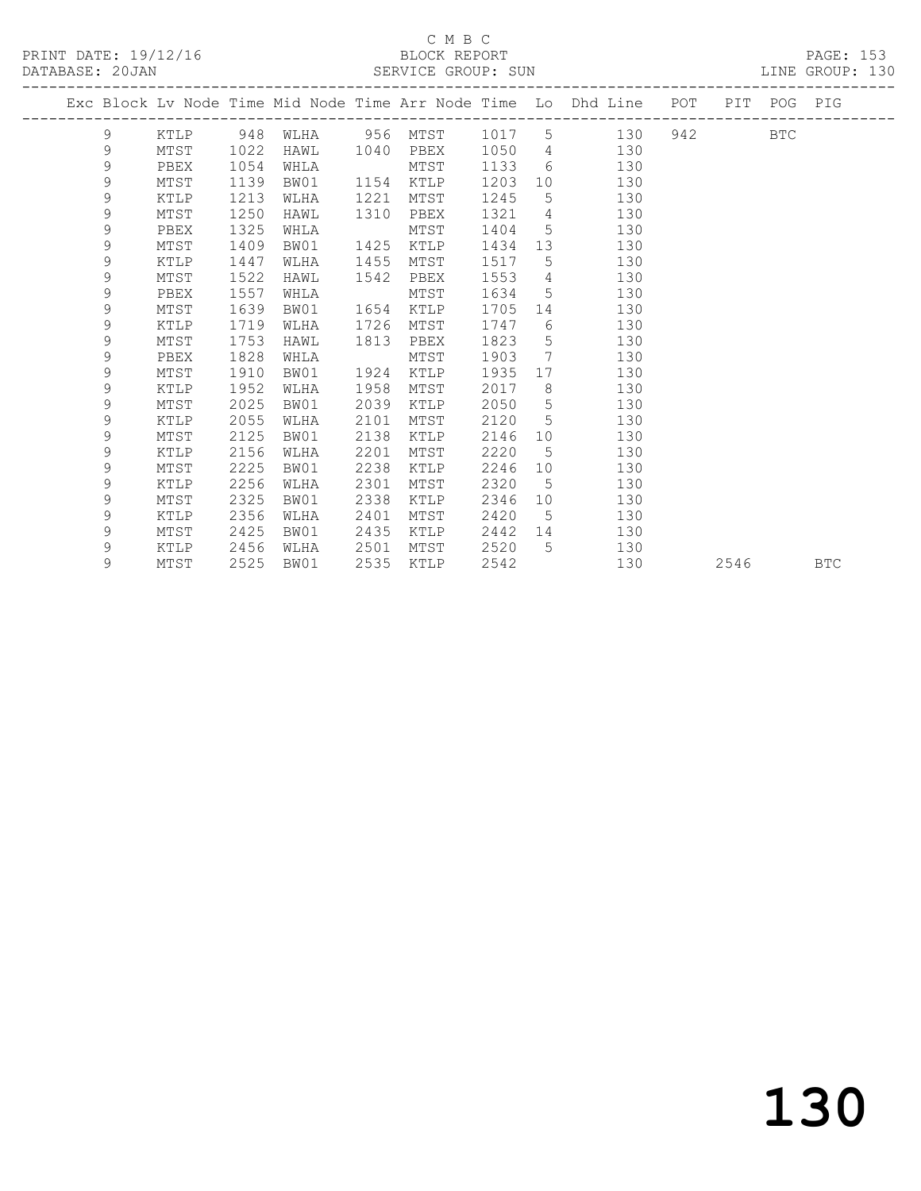C M B C

BLOCK REPORT

SERVICE GROUP: SUN

PRINT DATE: 19/12/16

DATABASE: 20JAN

LINE GROUP: 130

| Exc | Block | Lv | Node | Time | Mid Node | Time | Arr Node | Time | Lo | Dhd Line | POT | PIT | POG | PIG |
|---|---|---|---|---|---|---|---|---|---|---|---|---|---|---|
| | 9 | | KTLP | 948 | WLHA | 956 | MTST | 1017 | 5 | 130 | 942 | | BTC | |
| | 9 | | MTST | 1022 | HAWL | 1040 | PBEX | 1050 | 4 | 130 | | | | |
| | 9 | | PBEX | 1054 | WHLA | | MTST | 1133 | 6 | 130 | | | | |
| | 9 | | MTST | 1139 | BW01 | 1154 | KTLP | 1203 | 10 | 130 | | | | |
| | 9 | | KTLP | 1213 | WLHA | 1221 | MTST | 1245 | 5 | 130 | | | | |
| | 9 | | MTST | 1250 | HAWL | 1310 | PBEX | 1321 | 4 | 130 | | | | |
| | 9 | | PBEX | 1325 | WHLA | | MTST | 1404 | 5 | 130 | | | | |
| | 9 | | MTST | 1409 | BW01 | 1425 | KTLP | 1434 | 13 | 130 | | | | |
| | 9 | | KTLP | 1447 | WLHA | 1455 | MTST | 1517 | 5 | 130 | | | | |
| | 9 | | MTST | 1522 | HAWL | 1542 | PBEX | 1553 | 4 | 130 | | | | |
| | 9 | | PBEX | 1557 | WHLA | | MTST | 1634 | 5 | 130 | | | | |
| | 9 | | MTST | 1639 | BW01 | 1654 | KTLP | 1705 | 14 | 130 | | | | |
| | 9 | | KTLP | 1719 | WLHA | 1726 | MTST | 1747 | 6 | 130 | | | | |
| | 9 | | MTST | 1753 | HAWL | 1813 | PBEX | 1823 | 5 | 130 | | | | |
| | 9 | | PBEX | 1828 | WHLA | | MTST | 1903 | 7 | 130 | | | | |
| | 9 | | MTST | 1910 | BW01 | 1924 | KTLP | 1935 | 17 | 130 | | | | |
| | 9 | | KTLP | 1952 | WLHA | 1958 | MTST | 2017 | 8 | 130 | | | | |
| | 9 | | MTST | 2025 | BW01 | 2039 | KTLP | 2050 | 5 | 130 | | | | |
| | 9 | | KTLP | 2055 | WLHA | 2101 | MTST | 2120 | 5 | 130 | | | | |
| | 9 | | MTST | 2125 | BW01 | 2138 | KTLP | 2146 | 10 | 130 | | | | |
| | 9 | | KTLP | 2156 | WLHA | 2201 | MTST | 2220 | 5 | 130 | | | | |
| | 9 | | MTST | 2225 | BW01 | 2238 | KTLP | 2246 | 10 | 130 | | | | |
| | 9 | | KTLP | 2256 | WLHA | 2301 | MTST | 2320 | 5 | 130 | | | | |
| | 9 | | MTST | 2325 | BW01 | 2338 | KTLP | 2346 | 10 | 130 | | | | |
| | 9 | | KTLP | 2356 | WLHA | 2401 | MTST | 2420 | 5 | 130 | | | | |
| | 9 | | MTST | 2425 | BW01 | 2435 | KTLP | 2442 | 14 | 130 | | | | |
| | 9 | | KTLP | 2456 | WLHA | 2501 | MTST | 2520 | 5 | 130 | | | | |
| | 9 | | MTST | 2525 | BW01 | 2535 | KTLP | 2542 | | 130 | | 2546 | | BTC |

130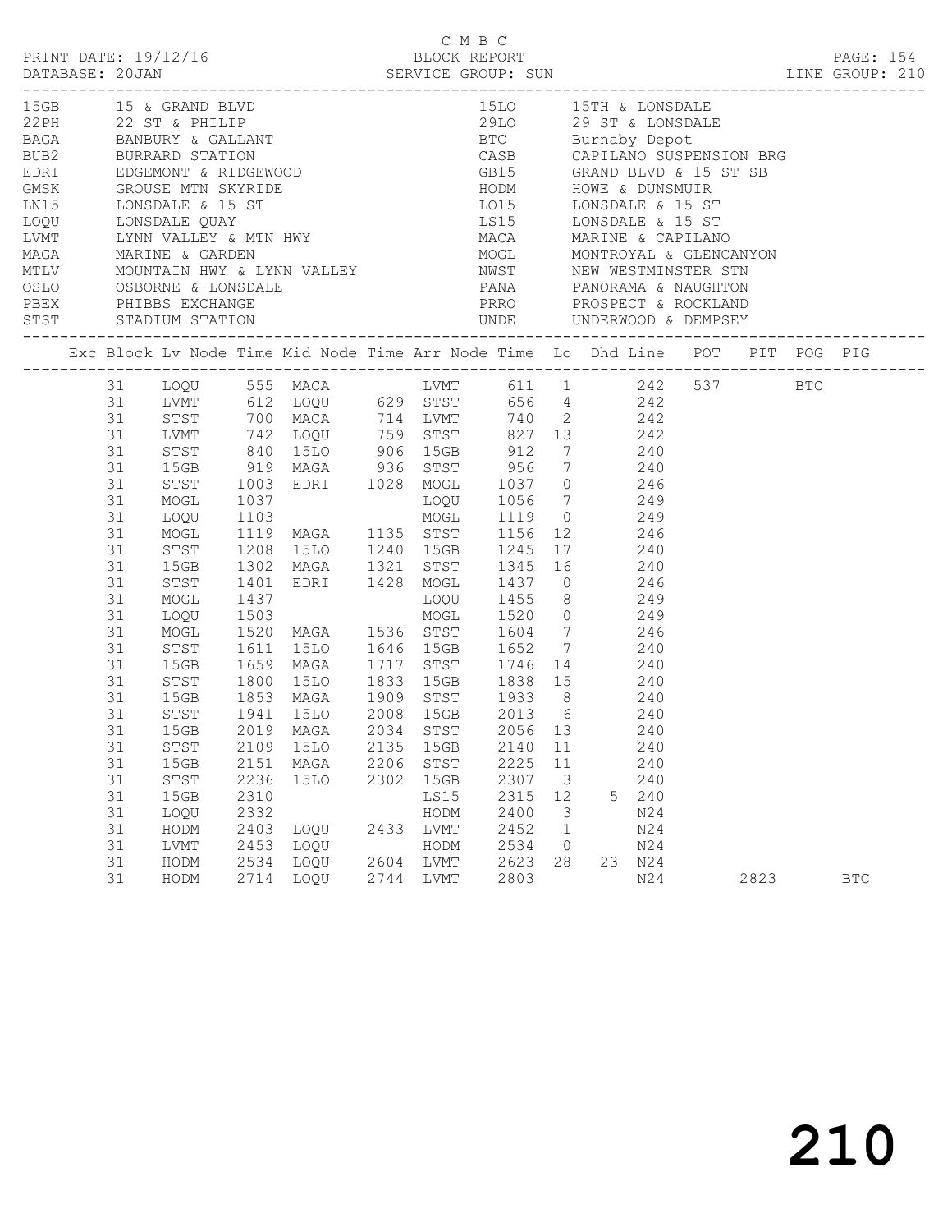C M B C
BLOCK REPORT
SERVICE GROUP: SUN

PRINT DATE: 19/12/16
DATABASE: 20JAN
LINE GROUP: 210

| Code | Description | Code | Description |
|---|---|---|---|
| 15GB | 15 & GRAND BLVD | 15LO | 15TH & LONSDALE |
| 22PH | 22 ST & PHILIP | 29LO | 29 ST & LONSDALE |
| BAGA | BANBURY & GALLANT | BTC | Burnaby Depot |
| BUB2 | BURRARD STATION | CASB | CAPILANO SUSPENSION BRG |
| EDRI | EDGEMONT & RIDGEWOOD | GB15 | GRAND BLVD & 15 ST SB |
| GMSK | GROUSE MTN SKYRIDE | HODM | HOWE & DUNSMUIR |
| LN15 | LONSDALE & 15 ST | LO15 | LONSDALE & 15 ST |
| LOQU | LONSDALE QUAY | LS15 | LONSDALE & 15 ST |
| LVMT | LYNN VALLEY & MTN HWY | MACA | MARINE & CAPILANO |
| MAGA | MARINE & GARDEN | MOGL | MONTROYAL & GLENCANYON |
| MTLV | MOUNTAIN HWY & LYNN VALLEY | NWST | NEW WESTMINSTER STN |
| OSLO | OSBORNE & LONSDALE | PANA | PANORAMA & NAUGHTON |
| PBEX | PHIBBS EXCHANGE | PRRO | PROSPECT & ROCKLAND |
| STST | STADIUM STATION | UNDE | UNDERWOOD & DEMPSEY |

| Exc | Block | Lv Node | Time | Mid Node | Time | Arr Node | Time | Lo | Dhd | Line | POT | PIT | POG | PIG |
|---|---|---|---|---|---|---|---|---|---|---|---|---|---|---|
| | 31 | LOQU | 555 | MACA | | LVMT | 611 | 1 | | 242 | 537 | | BTC | |
| | 31 | LVMT | 612 | LOQU | 629 | STST | 656 | 4 | | 242 | | | | |
| | 31 | STST | 700 | MACA | 714 | LVMT | 740 | 2 | | 242 | | | | |
| | 31 | LVMT | 742 | LOQU | 759 | STST | 827 | 13 | | 242 | | | | |
| | 31 | STST | 840 | 15LO | 906 | 15GB | 912 | 7 | | 240 | | | | |
| | 31 | 15GB | 919 | MAGA | 936 | STST | 956 | 7 | | 240 | | | | |
| | 31 | STST | 1003 | EDRI | 1028 | MOGL | 1037 | 0 | | 246 | | | | |
| | 31 | MOGL | 1037 | | | LOQU | 1056 | 7 | | 249 | | | | |
| | 31 | LOQU | 1103 | | | MOGL | 1119 | 0 | | 249 | | | | |
| | 31 | MOGL | 1119 | MAGA | 1135 | STST | 1156 | 12 | | 246 | | | | |
| | 31 | STST | 1208 | 15LO | 1240 | 15GB | 1245 | 17 | | 240 | | | | |
| | 31 | 15GB | 1302 | MAGA | 1321 | STST | 1345 | 16 | | 240 | | | | |
| | 31 | STST | 1401 | EDRI | 1428 | MOGL | 1437 | 0 | | 246 | | | | |
| | 31 | MOGL | 1437 | | | LOQU | 1455 | 8 | | 249 | | | | |
| | 31 | LOQU | 1503 | | | MOGL | 1520 | 0 | | 249 | | | | |
| | 31 | MOGL | 1520 | MAGA | 1536 | STST | 1604 | 7 | | 246 | | | | |
| | 31 | STST | 1611 | 15LO | 1646 | 15GB | 1652 | 7 | | 240 | | | | |
| | 31 | 15GB | 1659 | MAGA | 1717 | STST | 1746 | 14 | | 240 | | | | |
| | 31 | STST | 1800 | 15LO | 1833 | 15GB | 1838 | 15 | | 240 | | | | |
| | 31 | 15GB | 1853 | MAGA | 1909 | STST | 1933 | 8 | | 240 | | | | |
| | 31 | STST | 1941 | 15LO | 2008 | 15GB | 2013 | 6 | | 240 | | | | |
| | 31 | 15GB | 2019 | MAGA | 2034 | STST | 2056 | 13 | | 240 | | | | |
| | 31 | STST | 2109 | 15LO | 2135 | 15GB | 2140 | 11 | | 240 | | | | |
| | 31 | 15GB | 2151 | MAGA | 2206 | STST | 2225 | 11 | | 240 | | | | |
| | 31 | STST | 2236 | 15LO | 2302 | 15GB | 2307 | 3 | | 240 | | | | |
| | 31 | 15GB | 2310 | | | LS15 | 2315 | 12 | 5 | 240 | | | | |
| | 31 | LOQU | 2332 | | | HODM | 2400 | 3 | | N24 | | | | |
| | 31 | HODM | 2403 | LOQU | 2433 | LVMT | 2452 | 1 | | N24 | | | | |
| | 31 | LVMT | 2453 | LOQU | | HODM | 2534 | 0 | | N24 | | | | |
| | 31 | HODM | 2534 | LOQU | 2604 | LVMT | 2623 | 28 | 23 | N24 | | | | |
| | 31 | HODM | 2714 | LOQU | 2744 | LVMT | 2803 | | | N24 | | 2823 | | BTC |

210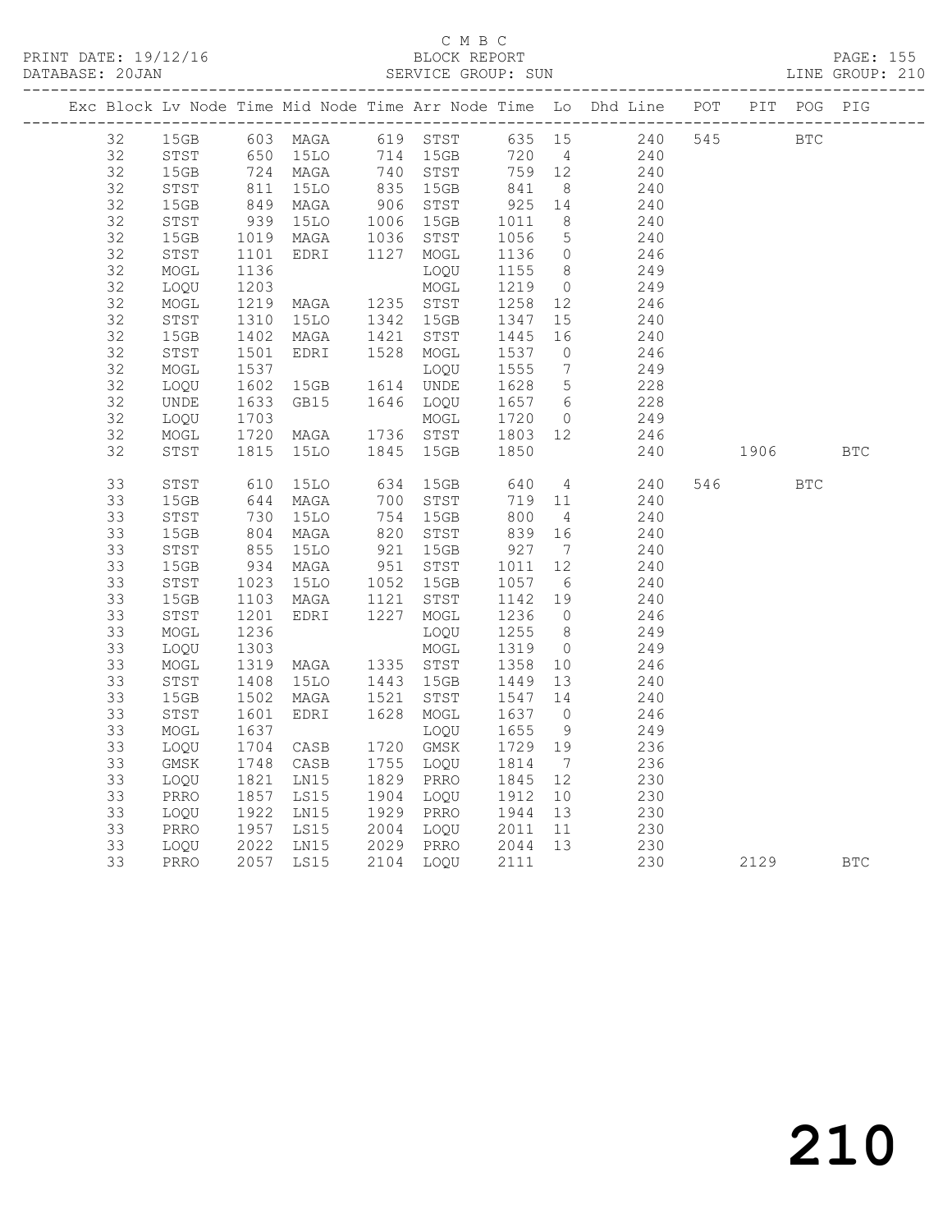C M B C

BLOCK REPORT

SERVICE GROUP: SUN

PRINT DATE: 19/12/16
DATABASE: 20JAN
LINE GROUP: 210

| Exc | Block | Lv | Node | Time | Mid Node | Time | Arr Node | Time | Lo | Dhd Line | POT | PIT | POG | PIG |
|---|---|---|---|---|---|---|---|---|---|---|---|---|---|---|
| | 32 | | 15GB | 603 | MAGA | 619 | STST | 635 | 15 | 240 | 545 | | BTC | |
| | 32 | | STST | 650 | 15LO | 714 | 15GB | 720 | 4 | 240 | | | | |
| | 32 | | 15GB | 724 | MAGA | 740 | STST | 759 | 12 | 240 | | | | |
| | 32 | | STST | 811 | 15LO | 835 | 15GB | 841 | 8 | 240 | | | | |
| | 32 | | 15GB | 849 | MAGA | 906 | STST | 925 | 14 | 240 | | | | |
| | 32 | | STST | 939 | 15LO | 1006 | 15GB | 1011 | 8 | 240 | | | | |
| | 32 | | 15GB | 1019 | MAGA | 1036 | STST | 1056 | 5 | 240 | | | | |
| | 32 | | STST | 1101 | EDRI | 1127 | MOGL | 1136 | 0 | 246 | | | | |
| | 32 | | MOGL | 1136 | | | LOQU | 1155 | 8 | 249 | | | | |
| | 32 | | LOQU | 1203 | | | MOGL | 1219 | 0 | 249 | | | | |
| | 32 | | MOGL | 1219 | MAGA | 1235 | STST | 1258 | 12 | 246 | | | | |
| | 32 | | STST | 1310 | 15LO | 1342 | 15GB | 1347 | 15 | 240 | | | | |
| | 32 | | 15GB | 1402 | MAGA | 1421 | STST | 1445 | 16 | 240 | | | | |
| | 32 | | STST | 1501 | EDRI | 1528 | MOGL | 1537 | 0 | 246 | | | | |
| | 32 | | MOGL | 1537 | | | LOQU | 1555 | 7 | 249 | | | | |
| | 32 | | LOQU | 1602 | 15GB | 1614 | UNDE | 1628 | 5 | 228 | | | | |
| | 32 | | UNDE | 1633 | GB15 | 1646 | LOQU | 1657 | 6 | 228 | | | | |
| | 32 | | LOQU | 1703 | | | MOGL | 1720 | 0 | 249 | | | | |
| | 32 | | MOGL | 1720 | MAGA | 1736 | STST | 1803 | 12 | 246 | | | | |
| | 32 | | STST | 1815 | 15LO | 1845 | 15GB | 1850 | | 240 | | 1906 | | BTC |
| | 33 | | STST | 610 | 15LO | 634 | 15GB | 640 | 4 | 240 | 546 | | BTC | |
| | 33 | | 15GB | 644 | MAGA | 700 | STST | 719 | 11 | 240 | | | | |
| | 33 | | STST | 730 | 15LO | 754 | 15GB | 800 | 4 | 240 | | | | |
| | 33 | | 15GB | 804 | MAGA | 820 | STST | 839 | 16 | 240 | | | | |
| | 33 | | STST | 855 | 15LO | 921 | 15GB | 927 | 7 | 240 | | | | |
| | 33 | | 15GB | 934 | MAGA | 951 | STST | 1011 | 12 | 240 | | | | |
| | 33 | | STST | 1023 | 15LO | 1052 | 15GB | 1057 | 6 | 240 | | | | |
| | 33 | | 15GB | 1103 | MAGA | 1121 | STST | 1142 | 19 | 240 | | | | |
| | 33 | | STST | 1201 | EDRI | 1227 | MOGL | 1236 | 0 | 246 | | | | |
| | 33 | | MOGL | 1236 | | | LOQU | 1255 | 8 | 249 | | | | |
| | 33 | | LOQU | 1303 | | | MOGL | 1319 | 0 | 249 | | | | |
| | 33 | | MOGL | 1319 | MAGA | 1335 | STST | 1358 | 10 | 246 | | | | |
| | 33 | | STST | 1408 | 15LO | 1443 | 15GB | 1449 | 13 | 240 | | | | |
| | 33 | | 15GB | 1502 | MAGA | 1521 | STST | 1547 | 14 | 240 | | | | |
| | 33 | | STST | 1601 | EDRI | 1628 | MOGL | 1637 | 0 | 246 | | | | |
| | 33 | | MOGL | 1637 | | | LOQU | 1655 | 9 | 249 | | | | |
| | 33 | | LOQU | 1704 | CASB | 1720 | GMSK | 1729 | 19 | 236 | | | | |
| | 33 | | GMSK | 1748 | CASB | 1755 | LOQU | 1814 | 7 | 236 | | | | |
| | 33 | | LOQU | 1821 | LN15 | 1829 | PRRO | 1845 | 12 | 230 | | | | |
| | 33 | | PRRO | 1857 | LS15 | 1904 | LOQU | 1912 | 10 | 230 | | | | |
| | 33 | | LOQU | 1922 | LN15 | 1929 | PRRO | 1944 | 13 | 230 | | | | |
| | 33 | | PRRO | 1957 | LS15 | 2004 | LOQU | 2011 | 11 | 230 | | | | |
| | 33 | | LOQU | 2022 | LN15 | 2029 | PRRO | 2044 | 13 | 230 | | | | |
| | 33 | | PRRO | 2057 | LS15 | 2104 | LOQU | 2111 | | 230 | | 2129 | | BTC |

210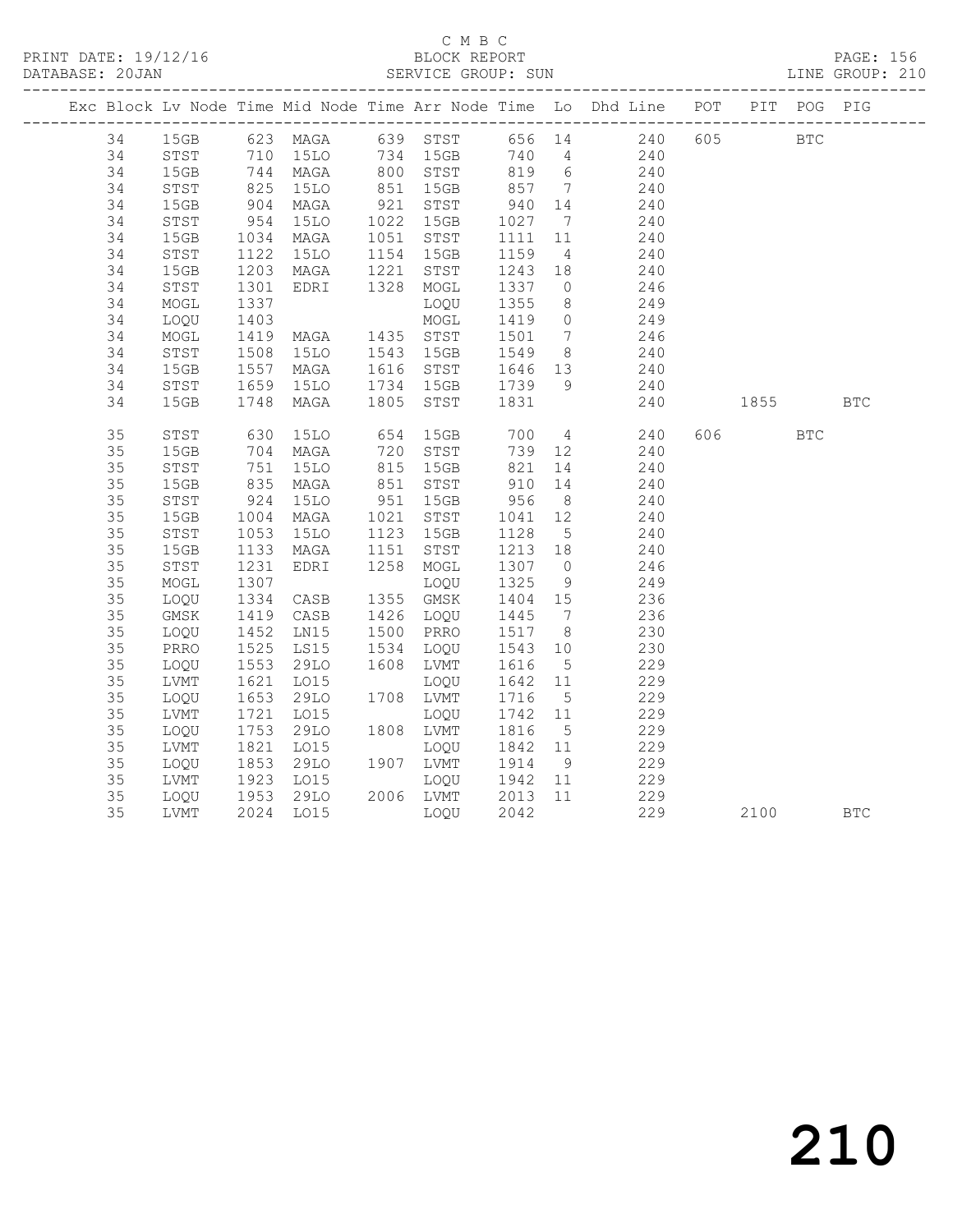C M B C
BLOCK REPORT
SERVICE GROUP: SUN

PRINT DATE: 19/12/16
DATABASE: 20JAN
LINE GROUP: 210

| Exc | Block | Lv | Node | Time | Mid Node | Time | Arr Node | Time | Lo | Dhd Line | POT | PIT | POG | PIG |
|---|---|---|---|---|---|---|---|---|---|---|---|---|---|---|
| | 34 | | 15GB | 623 | MAGA | 639 | STST | 656 | 14 | 240 | 605 | | BTC | |
| | 34 | | STST | 710 | 15LO | 734 | 15GB | 740 | 4 | 240 | | | | |
| | 34 | | 15GB | 744 | MAGA | 800 | STST | 819 | 6 | 240 | | | | |
| | 34 | | STST | 825 | 15LO | 851 | 15GB | 857 | 7 | 240 | | | | |
| | 34 | | 15GB | 904 | MAGA | 921 | STST | 940 | 14 | 240 | | | | |
| | 34 | | STST | 954 | 15LO | 1022 | 15GB | 1027 | 7 | 240 | | | | |
| | 34 | | 15GB | 1034 | MAGA | 1051 | STST | 1111 | 11 | 240 | | | | |
| | 34 | | STST | 1122 | 15LO | 1154 | 15GB | 1159 | 4 | 240 | | | | |
| | 34 | | 15GB | 1203 | MAGA | 1221 | STST | 1243 | 18 | 240 | | | | |
| | 34 | | STST | 1301 | EDRI | 1328 | MOGL | 1337 | 0 | 246 | | | | |
| | 34 | | MOGL | 1337 | | | LOQU | 1355 | 8 | 249 | | | | |
| | 34 | | LOQU | 1403 | | | MOGL | 1419 | 0 | 249 | | | | |
| | 34 | | MOGL | 1419 | MAGA | 1435 | STST | 1501 | 7 | 246 | | | | |
| | 34 | | STST | 1508 | 15LO | 1543 | 15GB | 1549 | 8 | 240 | | | | |
| | 34 | | 15GB | 1557 | MAGA | 1616 | STST | 1646 | 13 | 240 | | | | |
| | 34 | | STST | 1659 | 15LO | 1734 | 15GB | 1739 | 9 | 240 | | | | |
| | 34 | | 15GB | 1748 | MAGA | 1805 | STST | 1831 | | 240 | | 1855 | | BTC |
| | 35 | | STST | 630 | 15LO | 654 | 15GB | 700 | 4 | 240 | 606 | | BTC | |
| | 35 | | 15GB | 704 | MAGA | 720 | STST | 739 | 12 | 240 | | | | |
| | 35 | | STST | 751 | 15LO | 815 | 15GB | 821 | 14 | 240 | | | | |
| | 35 | | 15GB | 835 | MAGA | 851 | STST | 910 | 14 | 240 | | | | |
| | 35 | | STST | 924 | 15LO | 951 | 15GB | 956 | 8 | 240 | | | | |
| | 35 | | 15GB | 1004 | MAGA | 1021 | STST | 1041 | 12 | 240 | | | | |
| | 35 | | STST | 1053 | 15LO | 1123 | 15GB | 1128 | 5 | 240 | | | | |
| | 35 | | 15GB | 1133 | MAGA | 1151 | STST | 1213 | 18 | 240 | | | | |
| | 35 | | STST | 1231 | EDRI | 1258 | MOGL | 1307 | 0 | 246 | | | | |
| | 35 | | MOGL | 1307 | | | LOQU | 1325 | 9 | 249 | | | | |
| | 35 | | LOQU | 1334 | CASB | 1355 | GMSK | 1404 | 15 | 236 | | | | |
| | 35 | | GMSK | 1419 | CASB | 1426 | LOQU | 1445 | 7 | 236 | | | | |
| | 35 | | LOQU | 1452 | LN15 | 1500 | PRRO | 1517 | 8 | 230 | | | | |
| | 35 | | PRRO | 1525 | LS15 | 1534 | LOQU | 1543 | 10 | 230 | | | | |
| | 35 | | LOQU | 1553 | 29LO | 1608 | LVMT | 1616 | 5 | 229 | | | | |
| | 35 | | LVMT | 1621 | LO15 | | LOQU | 1642 | 11 | 229 | | | | |
| | 35 | | LOQU | 1653 | 29LO | 1708 | LVMT | 1716 | 5 | 229 | | | | |
| | 35 | | LVMT | 1721 | LO15 | | LOQU | 1742 | 11 | 229 | | | | |
| | 35 | | LOQU | 1753 | 29LO | 1808 | LVMT | 1816 | 5 | 229 | | | | |
| | 35 | | LVMT | 1821 | LO15 | | LOQU | 1842 | 11 | 229 | | | | |
| | 35 | | LOQU | 1853 | 29LO | 1907 | LVMT | 1914 | 9 | 229 | | | | |
| | 35 | | LVMT | 1923 | LO15 | | LOQU | 1942 | 11 | 229 | | | | |
| | 35 | | LOQU | 1953 | 29LO | 2006 | LVMT | 2013 | 11 | 229 | | | | |
| | 35 | | LVMT | 2024 | LO15 | | LOQU | 2042 | | 229 | | 2100 | | BTC |

210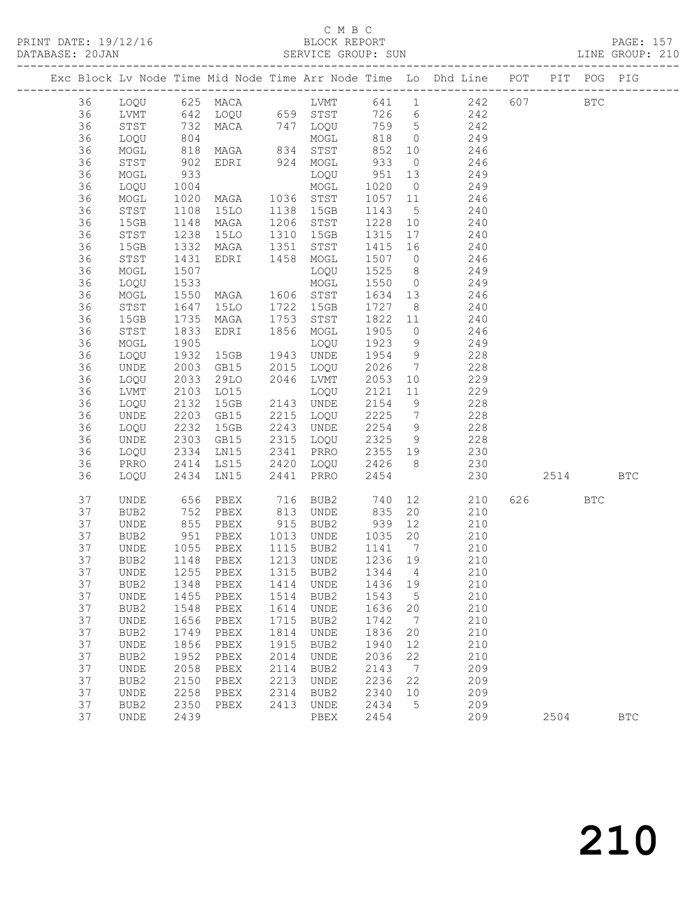C M B C
PRINT DATE: 19/12/16 BLOCK REPORT PAGE: 157
DATABASE: 20JAN SERVICE GROUP: SUN LINE GROUP: 210

| Exc | Block | Lv | Node | Time | Mid Node | Time | Arr Node | Time | Lo | Dhd Line | POT | PIT | POG | PIG |
|---|---|---|---|---|---|---|---|---|---|---|---|---|---|---|
| | 36 | | LOQU | 625 | MACA | | LVMT | 641 | 1 | 242 | 607 | | BTC | |
| | 36 | | LVMT | 642 | LOQU | 659 | STST | 726 | 6 | 242 | | | | |
| | 36 | | STST | 732 | MACA | 747 | LOQU | 759 | 5 | 242 | | | | |
| | 36 | | LOQU | 804 | | | MOGL | 818 | 0 | 249 | | | | |
| | 36 | | MOGL | 818 | MAGA | 834 | STST | 852 | 10 | 246 | | | | |
| | 36 | | STST | 902 | EDRI | 924 | MOGL | 933 | 0 | 246 | | | | |
| | 36 | | MOGL | 933 | | | LOQU | 951 | 13 | 249 | | | | |
| | 36 | | LOQU | 1004 | | | MOGL | 1020 | 0 | 249 | | | | |
| | 36 | | MOGL | 1020 | MAGA | 1036 | STST | 1057 | 11 | 246 | | | | |
| | 36 | | STST | 1108 | 15LO | 1138 | 15GB | 1143 | 5 | 240 | | | | |
| | 36 | | 15GB | 1148 | MAGA | 1206 | STST | 1228 | 10 | 240 | | | | |
| | 36 | | STST | 1238 | 15LO | 1310 | 15GB | 1315 | 17 | 240 | | | | |
| | 36 | | 15GB | 1332 | MAGA | 1351 | STST | 1415 | 16 | 240 | | | | |
| | 36 | | STST | 1431 | EDRI | 1458 | MOGL | 1507 | 0 | 246 | | | | |
| | 36 | | MOGL | 1507 | | | LOQU | 1525 | 8 | 249 | | | | |
| | 36 | | LOQU | 1533 | | | MOGL | 1550 | 0 | 249 | | | | |
| | 36 | | MOGL | 1550 | MAGA | 1606 | STST | 1634 | 13 | 246 | | | | |
| | 36 | | STST | 1647 | 15LO | 1722 | 15GB | 1727 | 8 | 240 | | | | |
| | 36 | | 15GB | 1735 | MAGA | 1753 | STST | 1822 | 11 | 240 | | | | |
| | 36 | | STST | 1833 | EDRI | 1856 | MOGL | 1905 | 0 | 246 | | | | |
| | 36 | | MOGL | 1905 | | | LOQU | 1923 | 9 | 249 | | | | |
| | 36 | | LOQU | 1932 | 15GB | 1943 | UNDE | 1954 | 9 | 228 | | | | |
| | 36 | | UNDE | 2003 | GB15 | 2015 | LOQU | 2026 | 7 | 228 | | | | |
| | 36 | | LOQU | 2033 | 29LO | 2046 | LVMT | 2053 | 10 | 229 | | | | |
| | 36 | | LVMT | 2103 | LO15 | | LOQU | 2121 | 11 | 229 | | | | |
| | 36 | | LOQU | 2132 | 15GB | 2143 | UNDE | 2154 | 9 | 228 | | | | |
| | 36 | | UNDE | 2203 | GB15 | 2215 | LOQU | 2225 | 7 | 228 | | | | |
| | 36 | | LOQU | 2232 | 15GB | 2243 | UNDE | 2254 | 9 | 228 | | | | |
| | 36 | | UNDE | 2303 | GB15 | 2315 | LOQU | 2325 | 9 | 228 | | | | |
| | 36 | | LOQU | 2334 | LN15 | 2341 | PRRO | 2355 | 19 | 230 | | | | |
| | 36 | | PRRO | 2414 | LS15 | 2420 | LOQU | 2426 | 8 | 230 | | | | |
| | 36 | | LOQU | 2434 | LN15 | 2441 | PRRO | 2454 | | 230 | | 2514 | | BTC |
| | 37 | | UNDE | 656 | PBEX | 716 | BUB2 | 740 | 12 | 210 | 626 | | BTC | |
| | 37 | | BUB2 | 752 | PBEX | 813 | UNDE | 835 | 20 | 210 | | | | |
| | 37 | | UNDE | 855 | PBEX | 915 | BUB2 | 939 | 12 | 210 | | | | |
| | 37 | | BUB2 | 951 | PBEX | 1013 | UNDE | 1035 | 20 | 210 | | | | |
| | 37 | | UNDE | 1055 | PBEX | 1115 | BUB2 | 1141 | 7 | 210 | | | | |
| | 37 | | BUB2 | 1148 | PBEX | 1213 | UNDE | 1236 | 19 | 210 | | | | |
| | 37 | | UNDE | 1255 | PBEX | 1315 | BUB2 | 1344 | 4 | 210 | | | | |
| | 37 | | BUB2 | 1348 | PBEX | 1414 | UNDE | 1436 | 19 | 210 | | | | |
| | 37 | | UNDE | 1455 | PBEX | 1514 | BUB2 | 1543 | 5 | 210 | | | | |
| | 37 | | BUB2 | 1548 | PBEX | 1614 | UNDE | 1636 | 20 | 210 | | | | |
| | 37 | | UNDE | 1656 | PBEX | 1715 | BUB2 | 1742 | 7 | 210 | | | | |
| | 37 | | BUB2 | 1749 | PBEX | 1814 | UNDE | 1836 | 20 | 210 | | | | |
| | 37 | | UNDE | 1856 | PBEX | 1915 | BUB2 | 1940 | 12 | 210 | | | | |
| | 37 | | BUB2 | 1952 | PBEX | 2014 | UNDE | 2036 | 22 | 210 | | | | |
| | 37 | | UNDE | 2058 | PBEX | 2114 | BUB2 | 2143 | 7 | 209 | | | | |
| | 37 | | BUB2 | 2150 | PBEX | 2213 | UNDE | 2236 | 22 | 209 | | | | |
| | 37 | | UNDE | 2258 | PBEX | 2314 | BUB2 | 2340 | 10 | 209 | | | | |
| | 37 | | BUB2 | 2350 | PBEX | 2413 | UNDE | 2434 | 5 | 209 | | | | |
| | 37 | | UNDE | 2439 | | | PBEX | 2454 | | 209 | | 2504 | | BTC |

210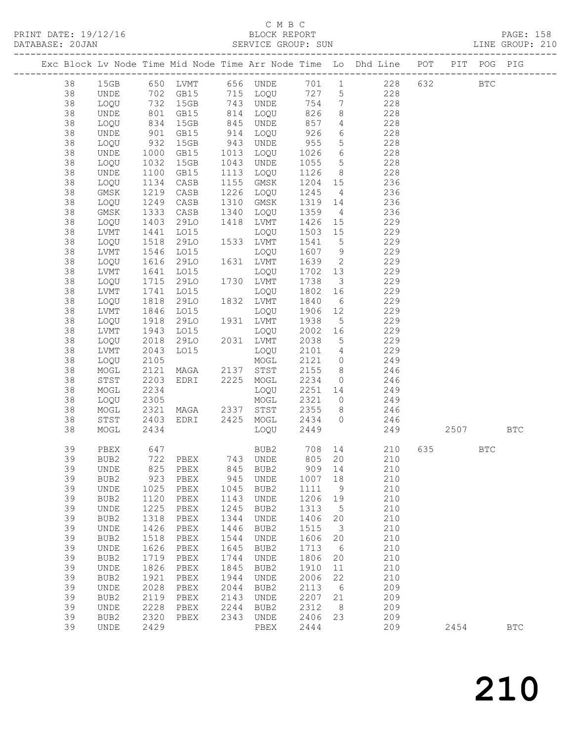C M B C
PRINT DATE: 19/12/16 BLOCK REPORT
DATABASE: 20JAN SERVICE GROUP: SUN LINE GROUP: 210

| Exc | Block | Lv | Node | Time | Mid Node | Time | Arr Node | Time | Lo | Dhd Line | POT | PIT | POG | PIG |
|---|---|---|---|---|---|---|---|---|---|---|---|---|---|---|
| | 38 | | 15GB | 650 | LVMT | 656 | UNDE | 701 | 1 | 228 | 632 | | BTC | |
| | 38 | | UNDE | 702 | GB15 | 715 | LOQU | 727 | 5 | 228 | | | | |
| | 38 | | LOQU | 732 | 15GB | 743 | UNDE | 754 | 7 | 228 | | | | |
| | 38 | | UNDE | 801 | GB15 | 814 | LOQU | 826 | 8 | 228 | | | | |
| | 38 | | LOQU | 834 | 15GB | 845 | UNDE | 857 | 4 | 228 | | | | |
| | 38 | | UNDE | 901 | GB15 | 914 | LOQU | 926 | 6 | 228 | | | | |
| | 38 | | LOQU | 932 | 15GB | 943 | UNDE | 955 | 5 | 228 | | | | |
| | 38 | | UNDE | 1000 | GB15 | 1013 | LOQU | 1026 | 6 | 228 | | | | |
| | 38 | | LOQU | 1032 | 15GB | 1043 | UNDE | 1055 | 5 | 228 | | | | |
| | 38 | | UNDE | 1100 | GB15 | 1113 | LOQU | 1126 | 8 | 228 | | | | |
| | 38 | | LOQU | 1134 | CASB | 1155 | GMSK | 1204 | 15 | 236 | | | | |
| | 38 | | GMSK | 1219 | CASB | 1226 | LOQU | 1245 | 4 | 236 | | | | |
| | 38 | | LOQU | 1249 | CASB | 1310 | GMSK | 1319 | 14 | 236 | | | | |
| | 38 | | GMSK | 1333 | CASB | 1340 | LOQU | 1359 | 4 | 236 | | | | |
| | 38 | | LOQU | 1403 | 29LO | 1418 | LVMT | 1426 | 15 | 229 | | | | |
| | 38 | | LVMT | 1441 | LO15 | | LOQU | 1503 | 15 | 229 | | | | |
| | 38 | | LOQU | 1518 | 29LO | 1533 | LVMT | 1541 | 5 | 229 | | | | |
| | 38 | | LVMT | 1546 | LO15 | | LOQU | 1607 | 9 | 229 | | | | |
| | 38 | | LOQU | 1616 | 29LO | 1631 | LVMT | 1639 | 2 | 229 | | | | |
| | 38 | | LVMT | 1641 | LO15 | | LOQU | 1702 | 13 | 229 | | | | |
| | 38 | | LOQU | 1715 | 29LO | 1730 | LVMT | 1738 | 3 | 229 | | | | |
| | 38 | | LVMT | 1741 | LO15 | | LOQU | 1802 | 16 | 229 | | | | |
| | 38 | | LOQU | 1818 | 29LO | 1832 | LVMT | 1840 | 6 | 229 | | | | |
| | 38 | | LVMT | 1846 | LO15 | | LOQU | 1906 | 12 | 229 | | | | |
| | 38 | | LOQU | 1918 | 29LO | 1931 | LVMT | 1938 | 5 | 229 | | | | |
| | 38 | | LVMT | 1943 | LO15 | | LOQU | 2002 | 16 | 229 | | | | |
| | 38 | | LOQU | 2018 | 29LO | 2031 | LVMT | 2038 | 5 | 229 | | | | |
| | 38 | | LVMT | 2043 | LO15 | | LOQU | 2101 | 4 | 229 | | | | |
| | 38 | | LOQU | 2105 | | | MOGL | 2121 | 0 | 249 | | | | |
| | 38 | | MOGL | 2121 | MAGA | 2137 | STST | 2155 | 8 | 246 | | | | |
| | 38 | | STST | 2203 | EDRI | 2225 | MOGL | 2234 | 0 | 246 | | | | |
| | 38 | | MOGL | 2234 | | | LOQU | 2251 | 14 | 249 | | | | |
| | 38 | | LOQU | 2305 | | | MOGL | 2321 | 0 | 249 | | | | |
| | 38 | | MOGL | 2321 | MAGA | 2337 | STST | 2355 | 8 | 246 | | | | |
| | 38 | | STST | 2403 | EDRI | 2425 | MOGL | 2434 | 0 | 246 | | | | |
| | 38 | | MOGL | 2434 | | | LOQU | 2449 | | 249 | | 2507 | | BTC |
| | 39 | | PBEX | 647 | | | BUB2 | 708 | 14 | 210 | 635 | | BTC | |
| | 39 | | BUB2 | 722 | PBEX | 743 | UNDE | 805 | 20 | 210 | | | | |
| | 39 | | UNDE | 825 | PBEX | 845 | BUB2 | 909 | 14 | 210 | | | | |
| | 39 | | BUB2 | 923 | PBEX | 945 | UNDE | 1007 | 18 | 210 | | | | |
| | 39 | | UNDE | 1025 | PBEX | 1045 | BUB2 | 1111 | 9 | 210 | | | | |
| | 39 | | BUB2 | 1120 | PBEX | 1143 | UNDE | 1206 | 19 | 210 | | | | |
| | 39 | | UNDE | 1225 | PBEX | 1245 | BUB2 | 1313 | 5 | 210 | | | | |
| | 39 | | BUB2 | 1318 | PBEX | 1344 | UNDE | 1406 | 20 | 210 | | | | |
| | 39 | | UNDE | 1426 | PBEX | 1446 | BUB2 | 1515 | 3 | 210 | | | | |
| | 39 | | BUB2 | 1518 | PBEX | 1544 | UNDE | 1606 | 20 | 210 | | | | |
| | 39 | | UNDE | 1626 | PBEX | 1645 | BUB2 | 1713 | 6 | 210 | | | | |
| | 39 | | BUB2 | 1719 | PBEX | 1744 | UNDE | 1806 | 20 | 210 | | | | |
| | 39 | | UNDE | 1826 | PBEX | 1845 | BUB2 | 1910 | 11 | 210 | | | | |
| | 39 | | BUB2 | 1921 | PBEX | 1944 | UNDE | 2006 | 22 | 210 | | | | |
| | 39 | | UNDE | 2028 | PBEX | 2044 | BUB2 | 2113 | 6 | 209 | | | | |
| | 39 | | BUB2 | 2119 | PBEX | 2143 | UNDE | 2207 | 21 | 209 | | | | |
| | 39 | | UNDE | 2228 | PBEX | 2244 | BUB2 | 2312 | 8 | 209 | | | | |
| | 39 | | BUB2 | 2320 | PBEX | 2343 | UNDE | 2406 | 23 | 209 | | | | |
| | 39 | | UNDE | 2429 | | | PBEX | 2444 | | 209 | | 2454 | | BTC |

210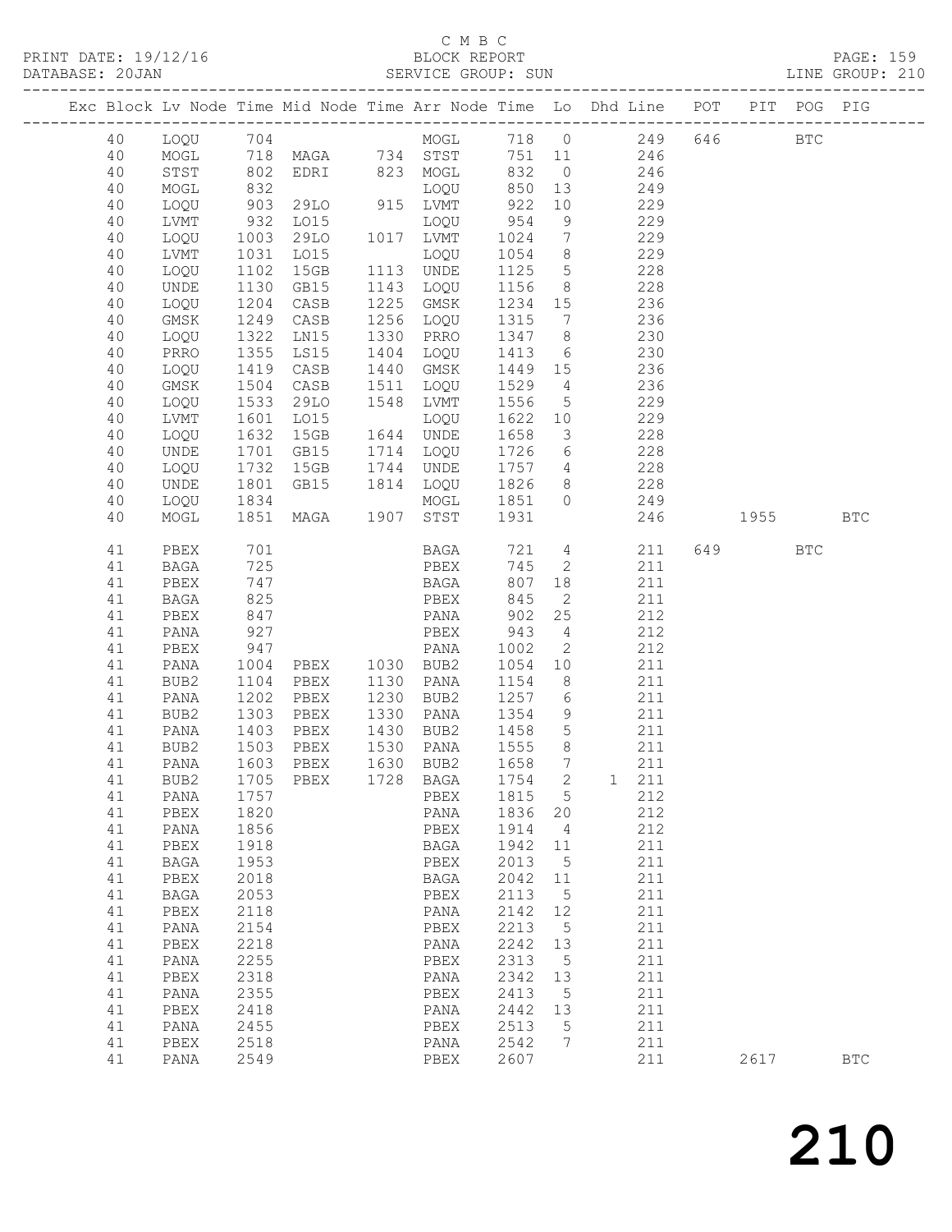C M B C

PRINT DATE: 19/12/16 BLOCK REPORT PAGE: 159
DATABASE: 20JAN SERVICE GROUP: SUN LINE GROUP: 210

| Exc | Block | Lv | Node | Time | Mid Node | Time | Arr Node | Time | Lo | Dhd | Line | POT | PIT | POG | PIG |
|---|---|---|---|---|---|---|---|---|---|---|---|---|---|---|---|
| | 40 | | LOQU | 704 | | | MOGL | 718 | 0 | | 249 | 646 | | BTC | |
| | 40 | | MOGL | 718 | MAGA | 734 | STST | 751 | 11 | | 246 | | | | |
| | 40 | | STST | 802 | EDRI | 823 | MOGL | 832 | 0 | | 246 | | | | |
| | 40 | | MOGL | 832 | | | LOQU | 850 | 13 | | 249 | | | | |
| | 40 | | LOQU | 903 | 29LO | 915 | LVMT | 922 | 10 | | 229 | | | | |
| | 40 | | LVMT | 932 | LO15 | | LOQU | 954 | 9 | | 229 | | | | |
| | 40 | | LOQU | 1003 | 29LO | 1017 | LVMT | 1024 | 7 | | 229 | | | | |
| | 40 | | LVMT | 1031 | LO15 | | LOQU | 1054 | 8 | | 229 | | | | |
| | 40 | | LOQU | 1102 | 15GB | 1113 | UNDE | 1125 | 5 | | 228 | | | | |
| | 40 | | UNDE | 1130 | GB15 | 1143 | LOQU | 1156 | 8 | | 228 | | | | |
| | 40 | | LOQU | 1204 | CASB | 1225 | GMSK | 1234 | 15 | | 236 | | | | |
| | 40 | | GMSK | 1249 | CASB | 1256 | LOQU | 1315 | 7 | | 236 | | | | |
| | 40 | | LOQU | 1322 | LN15 | 1330 | PRRO | 1347 | 8 | | 230 | | | | |
| | 40 | | PRRO | 1355 | LS15 | 1404 | LOQU | 1413 | 6 | | 230 | | | | |
| | 40 | | LOQU | 1419 | CASB | 1440 | GMSK | 1449 | 15 | | 236 | | | | |
| | 40 | | GMSK | 1504 | CASB | 1511 | LOQU | 1529 | 4 | | 236 | | | | |
| | 40 | | LOQU | 1533 | 29LO | 1548 | LVMT | 1556 | 5 | | 229 | | | | |
| | 40 | | LVMT | 1601 | LO15 | | LOQU | 1622 | 10 | | 229 | | | | |
| | 40 | | LOQU | 1632 | 15GB | 1644 | UNDE | 1658 | 3 | | 228 | | | | |
| | 40 | | UNDE | 1701 | GB15 | 1714 | LOQU | 1726 | 6 | | 228 | | | | |
| | 40 | | LOQU | 1732 | 15GB | 1744 | UNDE | 1757 | 4 | | 228 | | | | |
| | 40 | | UNDE | 1801 | GB15 | 1814 | LOQU | 1826 | 8 | | 228 | | | | |
| | 40 | | LOQU | 1834 | | | MOGL | 1851 | 0 | | 249 | | | | |
| | 40 | | MOGL | 1851 | MAGA | 1907 | STST | 1931 | | | 246 | | 1955 | | BTC |
| | 41 | | PBEX | 701 | | | BAGA | 721 | 4 | | 211 | 649 | | BTC | |
| | 41 | | BAGA | 725 | | | PBEX | 745 | 2 | | 211 | | | | |
| | 41 | | PBEX | 747 | | | BAGA | 807 | 18 | | 211 | | | | |
| | 41 | | BAGA | 825 | | | PBEX | 845 | 2 | | 211 | | | | |
| | 41 | | PBEX | 847 | | | PANA | 902 | 25 | | 212 | | | | |
| | 41 | | PANA | 927 | | | PBEX | 943 | 4 | | 212 | | | | |
| | 41 | | PBEX | 947 | | | PANA | 1002 | 2 | | 212 | | | | |
| | 41 | | PANA | 1004 | PBEX | 1030 | BUB2 | 1054 | 10 | | 211 | | | | |
| | 41 | | BUB2 | 1104 | PBEX | 1130 | PANA | 1154 | 8 | | 211 | | | | |
| | 41 | | PANA | 1202 | PBEX | 1230 | BUB2 | 1257 | 6 | | 211 | | | | |
| | 41 | | BUB2 | 1303 | PBEX | 1330 | PANA | 1354 | 9 | | 211 | | | | |
| | 41 | | PANA | 1403 | PBEX | 1430 | BUB2 | 1458 | 5 | | 211 | | | | |
| | 41 | | BUB2 | 1503 | PBEX | 1530 | PANA | 1555 | 8 | | 211 | | | | |
| | 41 | | PANA | 1603 | PBEX | 1630 | BUB2 | 1658 | 7 | | 211 | | | | |
| | 41 | | BUB2 | 1705 | PBEX | 1728 | BAGA | 1754 | 2 | 1 | 211 | | | | |
| | 41 | | PANA | 1757 | | | PBEX | 1815 | 5 | | 212 | | | | |
| | 41 | | PBEX | 1820 | | | PANA | 1836 | 20 | | 212 | | | | |
| | 41 | | PANA | 1856 | | | PBEX | 1914 | 4 | | 212 | | | | |
| | 41 | | PBEX | 1918 | | | BAGA | 1942 | 11 | | 211 | | | | |
| | 41 | | BAGA | 1953 | | | PBEX | 2013 | 5 | | 211 | | | | |
| | 41 | | PBEX | 2018 | | | BAGA | 2042 | 11 | | 211 | | | | |
| | 41 | | BAGA | 2053 | | | PBEX | 2113 | 5 | | 211 | | | | |
| | 41 | | PBEX | 2118 | | | PANA | 2142 | 12 | | 211 | | | | |
| | 41 | | PANA | 2154 | | | PBEX | 2213 | 5 | | 211 | | | | |
| | 41 | | PBEX | 2218 | | | PANA | 2242 | 13 | | 211 | | | | |
| | 41 | | PANA | 2255 | | | PBEX | 2313 | 5 | | 211 | | | | |
| | 41 | | PBEX | 2318 | | | PANA | 2342 | 13 | | 211 | | | | |
| | 41 | | PANA | 2355 | | | PBEX | 2413 | 5 | | 211 | | | | |
| | 41 | | PBEX | 2418 | | | PANA | 2442 | 13 | | 211 | | | | |
| | 41 | | PANA | 2455 | | | PBEX | 2513 | 5 | | 211 | | | | |
| | 41 | | PBEX | 2518 | | | PANA | 2542 | 7 | | 211 | | | | |
| | 41 | | PANA | 2549 | | | PBEX | 2607 | | | 211 | | 2617 | | BTC |

# 210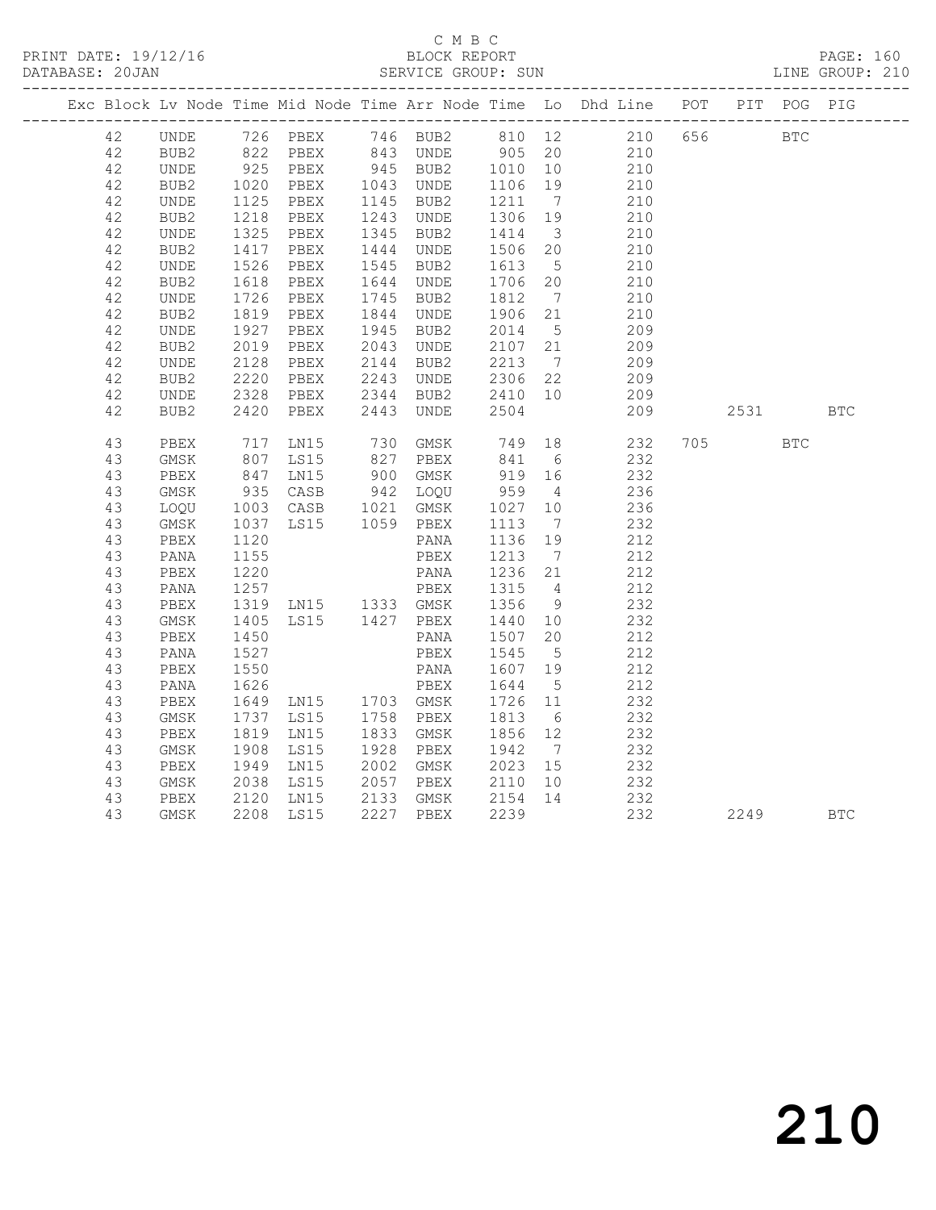C M B C

PRINT DATE: 19/12/16 BLOCK REPORT PAGE: 160
DATABASE: 20JAN SERVICE GROUP: SUN LINE GROUP: 210

| Exc | Block | Lv | Node | Time | Mid Node | Time | Arr Node | Time | Lo | Dhd Line | POT | PIT | POG | PIG |
|---|---|---|---|---|---|---|---|---|---|---|---|---|---|---|
| | 42 | | UNDE | 726 | PBEX | 746 | BUB2 | 810 | 12 | 210 | 656 | | BTC | |
| | 42 | | BUB2 | 822 | PBEX | 843 | UNDE | 905 | 20 | 210 | | | | |
| | 42 | | UNDE | 925 | PBEX | 945 | BUB2 | 1010 | 10 | 210 | | | | |
| | 42 | | BUB2 | 1020 | PBEX | 1043 | UNDE | 1106 | 19 | 210 | | | | |
| | 42 | | UNDE | 1125 | PBEX | 1145 | BUB2 | 1211 | 7 | 210 | | | | |
| | 42 | | BUB2 | 1218 | PBEX | 1243 | UNDE | 1306 | 19 | 210 | | | | |
| | 42 | | UNDE | 1325 | PBEX | 1345 | BUB2 | 1414 | 3 | 210 | | | | |
| | 42 | | BUB2 | 1417 | PBEX | 1444 | UNDE | 1506 | 20 | 210 | | | | |
| | 42 | | UNDE | 1526 | PBEX | 1545 | BUB2 | 1613 | 5 | 210 | | | | |
| | 42 | | BUB2 | 1618 | PBEX | 1644 | UNDE | 1706 | 20 | 210 | | | | |
| | 42 | | UNDE | 1726 | PBEX | 1745 | BUB2 | 1812 | 7 | 210 | | | | |
| | 42 | | BUB2 | 1819 | PBEX | 1844 | UNDE | 1906 | 21 | 210 | | | | |
| | 42 | | UNDE | 1927 | PBEX | 1945 | BUB2 | 2014 | 5 | 209 | | | | |
| | 42 | | BUB2 | 2019 | PBEX | 2043 | UNDE | 2107 | 21 | 209 | | | | |
| | 42 | | UNDE | 2128 | PBEX | 2144 | BUB2 | 2213 | 7 | 209 | | | | |
| | 42 | | BUB2 | 2220 | PBEX | 2243 | UNDE | 2306 | 22 | 209 | | | | |
| | 42 | | UNDE | 2328 | PBEX | 2344 | BUB2 | 2410 | 10 | 209 | | | | |
| | 42 | | BUB2 | 2420 | PBEX | 2443 | UNDE | 2504 | | 209 | | 2531 | | BTC |
| | 43 | | PBEX | 717 | LN15 | 730 | GMSK | 749 | 18 | 232 | 705 | | BTC | |
| | 43 | | GMSK | 807 | LS15 | 827 | PBEX | 841 | 6 | 232 | | | | |
| | 43 | | PBEX | 847 | LN15 | 900 | GMSK | 919 | 16 | 232 | | | | |
| | 43 | | GMSK | 935 | CASB | 942 | LOQU | 959 | 4 | 236 | | | | |
| | 43 | | LOQU | 1003 | CASB | 1021 | GMSK | 1027 | 10 | 236 | | | | |
| | 43 | | GMSK | 1037 | LS15 | 1059 | PBEX | 1113 | 7 | 232 | | | | |
| | 43 | | PBEX | 1120 | | | PANA | 1136 | 19 | 212 | | | | |
| | 43 | | PANA | 1155 | | | PBEX | 1213 | 7 | 212 | | | | |
| | 43 | | PBEX | 1220 | | | PANA | 1236 | 21 | 212 | | | | |
| | 43 | | PANA | 1257 | | | PBEX | 1315 | 4 | 212 | | | | |
| | 43 | | PBEX | 1319 | LN15 | 1333 | GMSK | 1356 | 9 | 232 | | | | |
| | 43 | | GMSK | 1405 | LS15 | 1427 | PBEX | 1440 | 10 | 232 | | | | |
| | 43 | | PBEX | 1450 | | | PANA | 1507 | 20 | 212 | | | | |
| | 43 | | PANA | 1527 | | | PBEX | 1545 | 5 | 212 | | | | |
| | 43 | | PBEX | 1550 | | | PANA | 1607 | 19 | 212 | | | | |
| | 43 | | PANA | 1626 | | | PBEX | 1644 | 5 | 212 | | | | |
| | 43 | | PBEX | 1649 | LN15 | 1703 | GMSK | 1726 | 11 | 232 | | | | |
| | 43 | | GMSK | 1737 | LS15 | 1758 | PBEX | 1813 | 6 | 232 | | | | |
| | 43 | | PBEX | 1819 | LN15 | 1833 | GMSK | 1856 | 12 | 232 | | | | |
| | 43 | | GMSK | 1908 | LS15 | 1928 | PBEX | 1942 | 7 | 232 | | | | |
| | 43 | | PBEX | 1949 | LN15 | 2002 | GMSK | 2023 | 15 | 232 | | | | |
| | 43 | | GMSK | 2038 | LS15 | 2057 | PBEX | 2110 | 10 | 232 | | | | |
| | 43 | | PBEX | 2120 | LN15 | 2133 | GMSK | 2154 | 14 | 232 | | | | |
| | 43 | | GMSK | 2208 | LS15 | 2227 | PBEX | 2239 | | 232 | | 2249 | | BTC |

210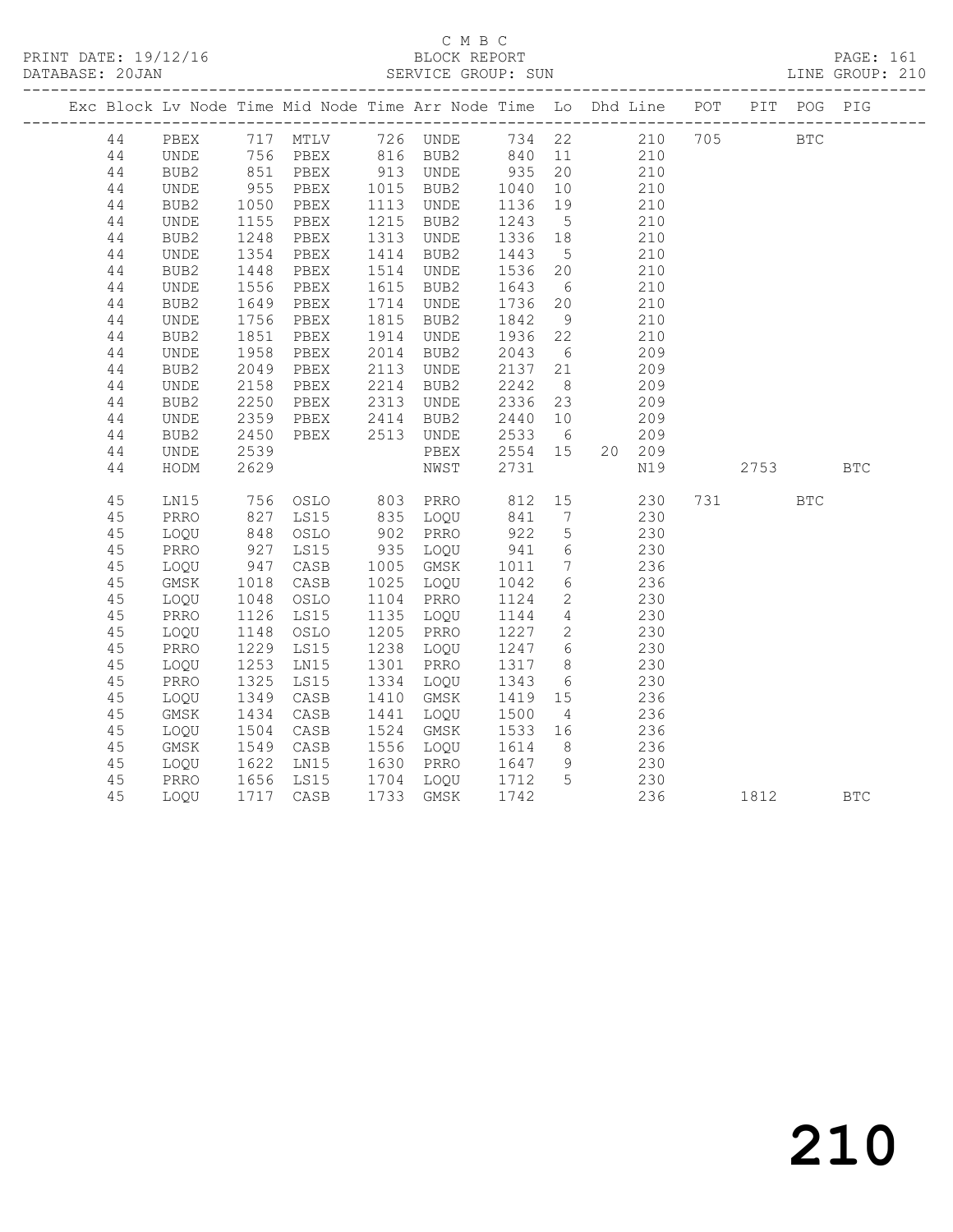C M B C

PRINT DATE: 19/12/16 BLOCK REPORT PAGE: 161
DATABASE: 20JAN SERVICE GROUP: SUN LINE GROUP: 210

| Exc | Block | Lv | Node | Time | Mid Node | Time | Arr Node | Time | Lo | Dhd | Line | POT | PIT | POG | PIG |
|---|---|---|---|---|---|---|---|---|---|---|---|---|---|---|---|
| | 44 | | PBEX | 717 | MTLV | 726 | UNDE | 734 | 22 | | 210 | 705 | | BTC | |
| | 44 | | UNDE | 756 | PBEX | 816 | BUB2 | 840 | 11 | | 210 | | | | |
| | 44 | | BUB2 | 851 | PBEX | 913 | UNDE | 935 | 20 | | 210 | | | | |
| | 44 | | UNDE | 955 | PBEX | 1015 | BUB2 | 1040 | 10 | | 210 | | | | |
| | 44 | | BUB2 | 1050 | PBEX | 1113 | UNDE | 1136 | 19 | | 210 | | | | |
| | 44 | | UNDE | 1155 | PBEX | 1215 | BUB2 | 1243 | 5 | | 210 | | | | |
| | 44 | | BUB2 | 1248 | PBEX | 1313 | UNDE | 1336 | 18 | | 210 | | | | |
| | 44 | | UNDE | 1354 | PBEX | 1414 | BUB2 | 1443 | 5 | | 210 | | | | |
| | 44 | | BUB2 | 1448 | PBEX | 1514 | UNDE | 1536 | 20 | | 210 | | | | |
| | 44 | | UNDE | 1556 | PBEX | 1615 | BUB2 | 1643 | 6 | | 210 | | | | |
| | 44 | | BUB2 | 1649 | PBEX | 1714 | UNDE | 1736 | 20 | | 210 | | | | |
| | 44 | | UNDE | 1756 | PBEX | 1815 | BUB2 | 1842 | 9 | | 210 | | | | |
| | 44 | | BUB2 | 1851 | PBEX | 1914 | UNDE | 1936 | 22 | | 210 | | | | |
| | 44 | | UNDE | 1958 | PBEX | 2014 | BUB2 | 2043 | 6 | | 209 | | | | |
| | 44 | | BUB2 | 2049 | PBEX | 2113 | UNDE | 2137 | 21 | | 209 | | | | |
| | 44 | | UNDE | 2158 | PBEX | 2214 | BUB2 | 2242 | 8 | | 209 | | | | |
| | 44 | | BUB2 | 2250 | PBEX | 2313 | UNDE | 2336 | 23 | | 209 | | | | |
| | 44 | | UNDE | 2359 | PBEX | 2414 | BUB2 | 2440 | 10 | | 209 | | | | |
| | 44 | | BUB2 | 2450 | PBEX | 2513 | UNDE | 2533 | 6 | | 209 | | | | |
| | 44 | | UNDE | 2539 | | | PBEX | 2554 | 15 | 20 | 209 | | | | |
| | 44 | | HODM | 2629 | | | NWST | 2731 | | | N19 | | 2753 | | BTC |
| | 45 | | LN15 | 756 | OSLO | 803 | PRRO | 812 | 15 | | 230 | 731 | | BTC | |
| | 45 | | PRRO | 827 | LS15 | 835 | LOQU | 841 | 7 | | 230 | | | | |
| | 45 | | LOQU | 848 | OSLO | 902 | PRRO | 922 | 5 | | 230 | | | | |
| | 45 | | PRRO | 927 | LS15 | 935 | LOQU | 941 | 6 | | 230 | | | | |
| | 45 | | LOQU | 947 | CASB | 1005 | GMSK | 1011 | 7 | | 236 | | | | |
| | 45 | | GMSK | 1018 | CASB | 1025 | LOQU | 1042 | 6 | | 236 | | | | |
| | 45 | | LOQU | 1048 | OSLO | 1104 | PRRO | 1124 | 2 | | 230 | | | | |
| | 45 | | PRRO | 1126 | LS15 | 1135 | LOQU | 1144 | 4 | | 230 | | | | |
| | 45 | | LOQU | 1148 | OSLO | 1205 | PRRO | 1227 | 2 | | 230 | | | | |
| | 45 | | PRRO | 1229 | LS15 | 1238 | LOQU | 1247 | 6 | | 230 | | | | |
| | 45 | | LOQU | 1253 | LN15 | 1301 | PRRO | 1317 | 8 | | 230 | | | | |
| | 45 | | PRRO | 1325 | LS15 | 1334 | LOQU | 1343 | 6 | | 230 | | | | |
| | 45 | | LOQU | 1349 | CASB | 1410 | GMSK | 1419 | 15 | | 236 | | | | |
| | 45 | | GMSK | 1434 | CASB | 1441 | LOQU | 1500 | 4 | | 236 | | | | |
| | 45 | | LOQU | 1504 | CASB | 1524 | GMSK | 1533 | 16 | | 236 | | | | |
| | 45 | | GMSK | 1549 | CASB | 1556 | LOQU | 1614 | 8 | | 236 | | | | |
| | 45 | | LOQU | 1622 | LN15 | 1630 | PRRO | 1647 | 9 | | 230 | | | | |
| | 45 | | PRRO | 1656 | LS15 | 1704 | LOQU | 1712 | 5 | | 230 | | | | |
| | 45 | | LOQU | 1717 | CASB | 1733 | GMSK | 1742 | | | 236 | | 1812 | | BTC |

210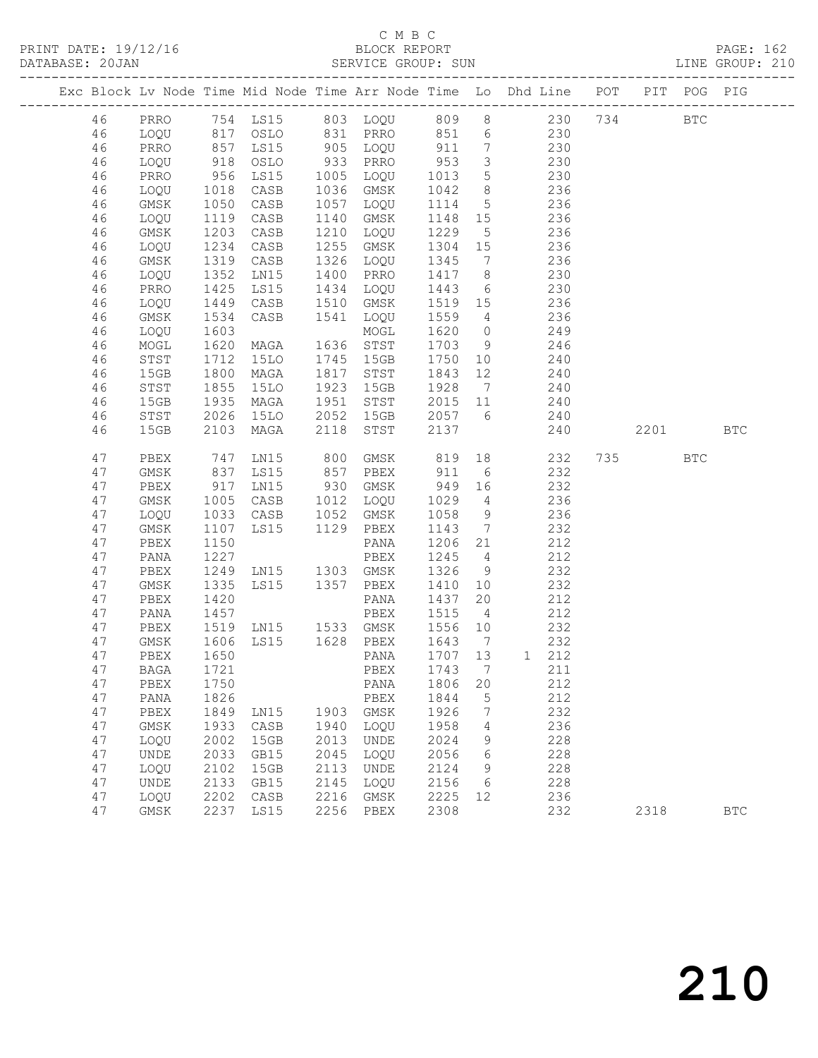C M B C
BLOCK REPORT
SERVICE GROUP: SUN

| Exc | Block | Lv | Node | Time | Mid Node | Time | Arr Node | Time | Lo | Dhd | Line | POT | PIT | POG | PIG |
|---|---|---|---|---|---|---|---|---|---|---|---|---|---|---|---|
| | 46 | | PRRO | 754 | LS15 | 803 | LOQU | 809 | 8 | | 230 | 734 | | BTC | |
| | 46 | | LOQU | 817 | OSLO | 831 | PRRO | 851 | 6 | | 230 | | | | |
| | 46 | | PRRO | 857 | LS15 | 905 | LOQU | 911 | 7 | | 230 | | | | |
| | 46 | | LOQU | 918 | OSLO | 933 | PRRO | 953 | 3 | | 230 | | | | |
| | 46 | | PRRO | 956 | LS15 | 1005 | LOQU | 1013 | 5 | | 230 | | | | |
| | 46 | | LOQU | 1018 | CASB | 1036 | GMSK | 1042 | 8 | | 236 | | | | |
| | 46 | | GMSK | 1050 | CASB | 1057 | LOQU | 1114 | 5 | | 236 | | | | |
| | 46 | | LOQU | 1119 | CASB | 1140 | GMSK | 1148 | 15 | | 236 | | | | |
| | 46 | | GMSK | 1203 | CASB | 1210 | LOQU | 1229 | 5 | | 236 | | | | |
| | 46 | | LOQU | 1234 | CASB | 1255 | GMSK | 1304 | 15 | | 236 | | | | |
| | 46 | | GMSK | 1319 | CASB | 1326 | LOQU | 1345 | 7 | | 236 | | | | |
| | 46 | | LOQU | 1352 | LN15 | 1400 | PRRO | 1417 | 8 | | 230 | | | | |
| | 46 | | PRRO | 1425 | LS15 | 1434 | LOQU | 1443 | 6 | | 230 | | | | |
| | 46 | | LOQU | 1449 | CASB | 1510 | GMSK | 1519 | 15 | | 236 | | | | |
| | 46 | | GMSK | 1534 | CASB | 1541 | LOQU | 1559 | 4 | | 236 | | | | |
| | 46 | | LOQU | 1603 | | | MOGL | 1620 | 0 | | 249 | | | | |
| | 46 | | MOGL | 1620 | MAGA | 1636 | STST | 1703 | 9 | | 246 | | | | |
| | 46 | | STST | 1712 | 15LO | 1745 | 15GB | 1750 | 10 | | 240 | | | | |
| | 46 | | 15GB | 1800 | MAGA | 1817 | STST | 1843 | 12 | | 240 | | | | |
| | 46 | | STST | 1855 | 15LO | 1923 | 15GB | 1928 | 7 | | 240 | | | | |
| | 46 | | 15GB | 1935 | MAGA | 1951 | STST | 2015 | 11 | | 240 | | | | |
| | 46 | | STST | 2026 | 15LO | 2052 | 15GB | 2057 | 6 | | 240 | | | | |
| | 46 | | 15GB | 2103 | MAGA | 2118 | STST | 2137 | | | 240 | | 2201 | | BTC |
| | 47 | | PBEX | 747 | LN15 | 800 | GMSK | 819 | 18 | | 232 | 735 | | BTC | |
| | 47 | | GMSK | 837 | LS15 | 857 | PBEX | 911 | 6 | | 232 | | | | |
| | 47 | | PBEX | 917 | LN15 | 930 | GMSK | 949 | 16 | | 232 | | | | |
| | 47 | | GMSK | 1005 | CASB | 1012 | LOQU | 1029 | 4 | | 236 | | | | |
| | 47 | | LOQU | 1033 | CASB | 1052 | GMSK | 1058 | 9 | | 236 | | | | |
| | 47 | | GMSK | 1107 | LS15 | 1129 | PBEX | 1143 | 7 | | 232 | | | | |
| | 47 | | PBEX | 1150 | | | PANA | 1206 | 21 | | 212 | | | | |
| | 47 | | PANA | 1227 | | | PBEX | 1245 | 4 | | 212 | | | | |
| | 47 | | PBEX | 1249 | LN15 | 1303 | GMSK | 1326 | 9 | | 232 | | | | |
| | 47 | | GMSK | 1335 | LS15 | 1357 | PBEX | 1410 | 10 | | 232 | | | | |
| | 47 | | PBEX | 1420 | | | PANA | 1437 | 20 | | 212 | | | | |
| | 47 | | PANA | 1457 | | | PBEX | 1515 | 4 | | 212 | | | | |
| | 47 | | PBEX | 1519 | LN15 | 1533 | GMSK | 1556 | 10 | | 232 | | | | |
| | 47 | | GMSK | 1606 | LS15 | 1628 | PBEX | 1643 | 7 | | 232 | | | | |
| | 47 | | PBEX | 1650 | | | PANA | 1707 | 13 | 1 | 212 | | | | |
| | 47 | | BAGA | 1721 | | | PBEX | 1743 | 7 | | 211 | | | | |
| | 47 | | PBEX | 1750 | | | PANA | 1806 | 20 | | 212 | | | | |
| | 47 | | PANA | 1826 | | | PBEX | 1844 | 5 | | 212 | | | | |
| | 47 | | PBEX | 1849 | LN15 | 1903 | GMSK | 1926 | 7 | | 232 | | | | |
| | 47 | | GMSK | 1933 | CASB | 1940 | LOQU | 1958 | 4 | | 236 | | | | |
| | 47 | | LOQU | 2002 | 15GB | 2013 | UNDE | 2024 | 9 | | 228 | | | | |
| | 47 | | UNDE | 2033 | GB15 | 2045 | LOQU | 2056 | 6 | | 228 | | | | |
| | 47 | | LOQU | 2102 | 15GB | 2113 | UNDE | 2124 | 9 | | 228 | | | | |
| | 47 | | UNDE | 2133 | GB15 | 2145 | LOQU | 2156 | 6 | | 228 | | | | |
| | 47 | | LOQU | 2202 | CASB | 2216 | GMSK | 2225 | 12 | | 236 | | | | |
| | 47 | | GMSK | 2237 | LS15 | 2256 | PBEX | 2308 | | | 232 | | 2318 | | BTC |

210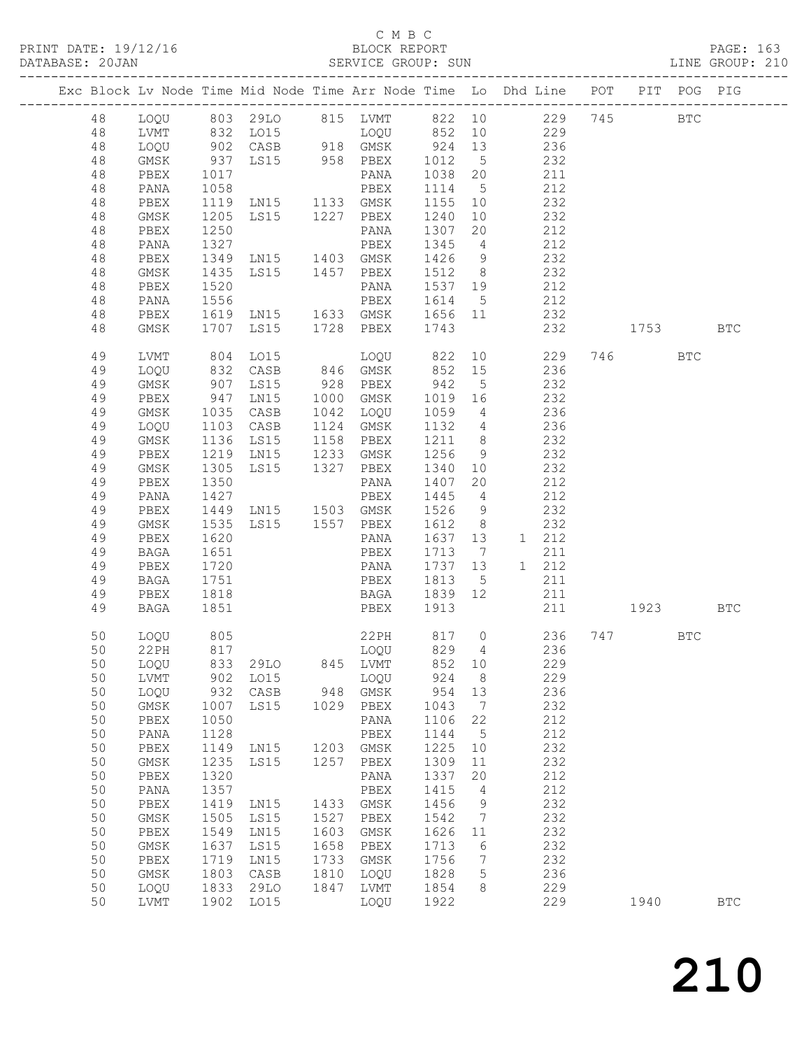C M B C
PRINT DATE: 19/12/16 BLOCK REPORT PAGE: 163
DATABASE: 20JAN SERVICE GROUP: SUN LINE GROUP: 210

| Exc | Block | Lv | Node | Time | Mid Node | Time | Arr Node | Time | Lo | Dhd Line | POT | PIT | POG | PIG |
|---|---|---|---|---|---|---|---|---|---|---|---|---|---|---|
| | 48 | | LOQU | 803 | 29LO | 815 | LVMT | 822 | 10 | 229 | 745 | | BTC | |
| | 48 | | LVMT | 832 | LO15 | | LOQU | 852 | 10 | 229 | | | | |
| | 48 | | LOQU | 902 | CASB | 918 | GMSK | 924 | 13 | 236 | | | | |
| | 48 | | GMSK | 937 | LS15 | 958 | PBEX | 1012 | 5 | 232 | | | | |
| | 48 | | PBEX | 1017 | | | PANA | 1038 | 20 | 211 | | | | |
| | 48 | | PANA | 1058 | | | PBEX | 1114 | 5 | 212 | | | | |
| | 48 | | PBEX | 1119 | LN15 | 1133 | GMSK | 1155 | 10 | 232 | | | | |
| | 48 | | GMSK | 1205 | LS15 | 1227 | PBEX | 1240 | 10 | 232 | | | | |
| | 48 | | PBEX | 1250 | | | PANA | 1307 | 20 | 212 | | | | |
| | 48 | | PANA | 1327 | | | PBEX | 1345 | 4 | 212 | | | | |
| | 48 | | PBEX | 1349 | LN15 | 1403 | GMSK | 1426 | 9 | 232 | | | | |
| | 48 | | GMSK | 1435 | LS15 | 1457 | PBEX | 1512 | 8 | 232 | | | | |
| | 48 | | PBEX | 1520 | | | PANA | 1537 | 19 | 212 | | | | |
| | 48 | | PANA | 1556 | | | PBEX | 1614 | 5 | 212 | | | | |
| | 48 | | PBEX | 1619 | LN15 | 1633 | GMSK | 1656 | 11 | 232 | | | | |
| | 48 | | GMSK | 1707 | LS15 | 1728 | PBEX | 1743 | | 232 | | 1753 | | BTC |
| | 49 | | LVMT | 804 | LO15 | | LOQU | 822 | 10 | 229 | 746 | | BTC | |
| | 49 | | LOQU | 832 | CASB | 846 | GMSK | 852 | 15 | 236 | | | | |
| | 49 | | GMSK | 907 | LS15 | 928 | PBEX | 942 | 5 | 232 | | | | |
| | 49 | | PBEX | 947 | LN15 | 1000 | GMSK | 1019 | 16 | 232 | | | | |
| | 49 | | GMSK | 1035 | CASB | 1042 | LOQU | 1059 | 4 | 236 | | | | |
| | 49 | | LOQU | 1103 | CASB | 1124 | GMSK | 1132 | 4 | 236 | | | | |
| | 49 | | GMSK | 1136 | LS15 | 1158 | PBEX | 1211 | 8 | 232 | | | | |
| | 49 | | PBEX | 1219 | LN15 | 1233 | GMSK | 1256 | 9 | 232 | | | | |
| | 49 | | GMSK | 1305 | LS15 | 1327 | PBEX | 1340 | 10 | 232 | | | | |
| | 49 | | PBEX | 1350 | | | PANA | 1407 | 20 | 212 | | | | |
| | 49 | | PANA | 1427 | | | PBEX | 1445 | 4 | 212 | | | | |
| | 49 | | PBEX | 1449 | LN15 | 1503 | GMSK | 1526 | 9 | 232 | | | | |
| | 49 | | GMSK | 1535 | LS15 | 1557 | PBEX | 1612 | 8 | 232 | | | | |
| | 49 | | PBEX | 1620 | | | PANA | 1637 | 13 | 1 212 | | | | |
| | 49 | | BAGA | 1651 | | | PBEX | 1713 | 7 | 211 | | | | |
| | 49 | | PBEX | 1720 | | | PANA | 1737 | 13 | 1 212 | | | | |
| | 49 | | BAGA | 1751 | | | PBEX | 1813 | 5 | 211 | | | | |
| | 49 | | PBEX | 1818 | | | BAGA | 1839 | 12 | 211 | | | | |
| | 49 | | BAGA | 1851 | | | PBEX | 1913 | | 211 | | 1923 | | BTC |
| | 50 | | LOQU | 805 | | | 22PH | 817 | 0 | 236 | 747 | | BTC | |
| | 50 | | 22PH | 817 | | | LOQU | 829 | 4 | 236 | | | | |
| | 50 | | LOQU | 833 | 29LO | 845 | LVMT | 852 | 10 | 229 | | | | |
| | 50 | | LVMT | 902 | LO15 | | LOQU | 924 | 8 | 229 | | | | |
| | 50 | | LOQU | 932 | CASB | 948 | GMSK | 954 | 13 | 236 | | | | |
| | 50 | | GMSK | 1007 | LS15 | 1029 | PBEX | 1043 | 7 | 232 | | | | |
| | 50 | | PBEX | 1050 | | | PANA | 1106 | 22 | 212 | | | | |
| | 50 | | PANA | 1128 | | | PBEX | 1144 | 5 | 212 | | | | |
| | 50 | | PBEX | 1149 | LN15 | 1203 | GMSK | 1225 | 10 | 232 | | | | |
| | 50 | | GMSK | 1235 | LS15 | 1257 | PBEX | 1309 | 11 | 232 | | | | |
| | 50 | | PBEX | 1320 | | | PANA | 1337 | 20 | 212 | | | | |
| | 50 | | PANA | 1357 | | | PBEX | 1415 | 4 | 212 | | | | |
| | 50 | | PBEX | 1419 | LN15 | 1433 | GMSK | 1456 | 9 | 232 | | | | |
| | 50 | | GMSK | 1505 | LS15 | 1527 | PBEX | 1542 | 7 | 232 | | | | |
| | 50 | | PBEX | 1549 | LN15 | 1603 | GMSK | 1626 | 11 | 232 | | | | |
| | 50 | | GMSK | 1637 | LS15 | 1658 | PBEX | 1713 | 6 | 232 | | | | |
| | 50 | | PBEX | 1719 | LN15 | 1733 | GMSK | 1756 | 7 | 232 | | | | |
| | 50 | | GMSK | 1803 | CASB | 1810 | LOQU | 1828 | 5 | 236 | | | | |
| | 50 | | LOQU | 1833 | 29LO | 1847 | LVMT | 1854 | 8 | 229 | | | | |
| | 50 | | LVMT | 1902 | LO15 | | LOQU | 1922 | | 229 | | 1940 | | BTC |

210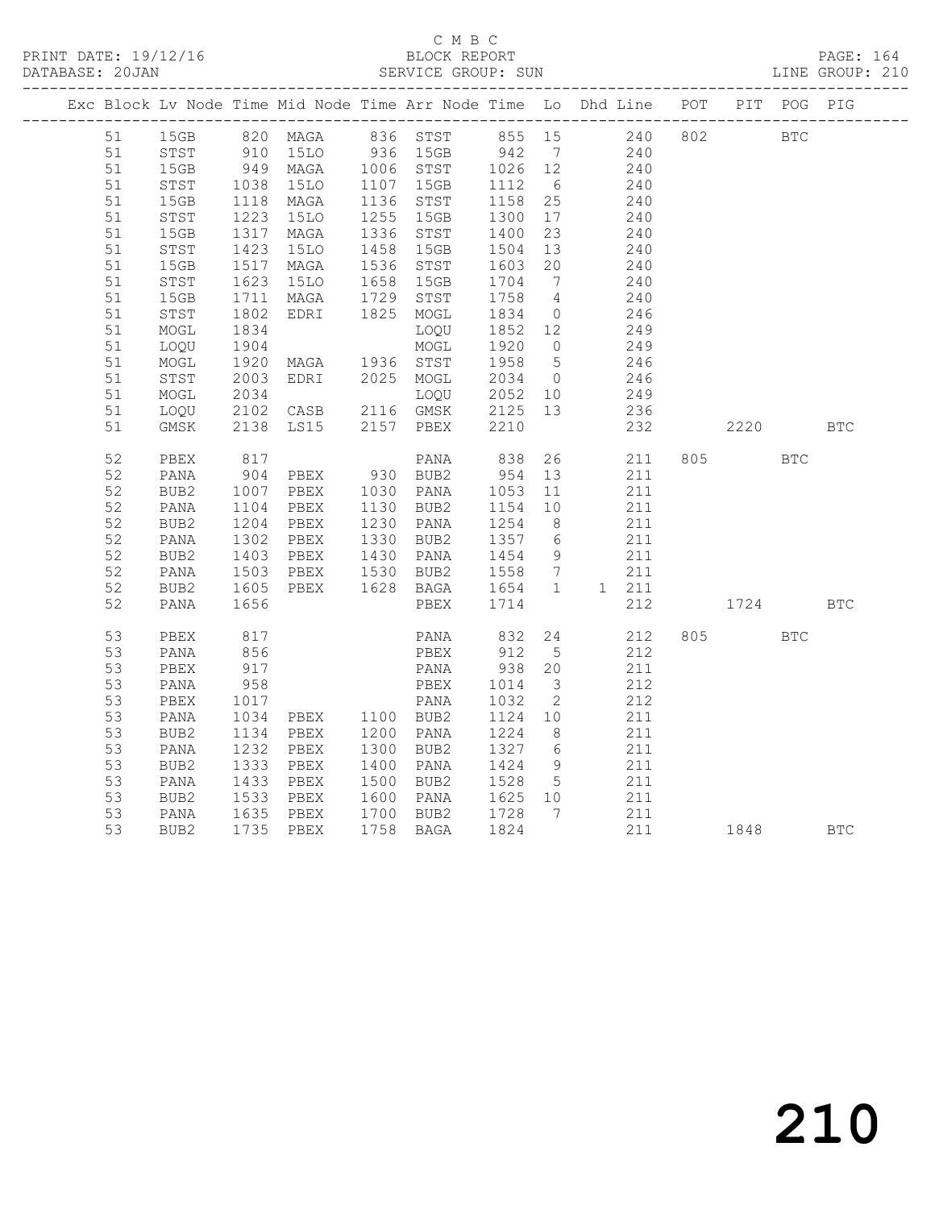C M B C

BLOCK REPORT

SERVICE GROUP: SUN

PRINT DATE: 19/12/16

DATABASE: 20JAN

LINE GROUP: 210

| Exc | Block | Lv Node | Time | Mid Node | Time | Arr Node | Time | Lo | Dhd Line | POT | PIT | POG | PIG |
|---|---|---|---|---|---|---|---|---|---|---|---|---|---|
| | 51 | 15GB | 820 | MAGA | 836 | STST | 855 | 15 | 240 | 802 | | BTC | |
| | 51 | STST | 910 | 15LO | 936 | 15GB | 942 | 7 | 240 | | | | |
| | 51 | 15GB | 949 | MAGA | 1006 | STST | 1026 | 12 | 240 | | | | |
| | 51 | STST | 1038 | 15LO | 1107 | 15GB | 1112 | 6 | 240 | | | | |
| | 51 | 15GB | 1118 | MAGA | 1136 | STST | 1158 | 25 | 240 | | | | |
| | 51 | STST | 1223 | 15LO | 1255 | 15GB | 1300 | 17 | 240 | | | | |
| | 51 | 15GB | 1317 | MAGA | 1336 | STST | 1400 | 23 | 240 | | | | |
| | 51 | STST | 1423 | 15LO | 1458 | 15GB | 1504 | 13 | 240 | | | | |
| | 51 | 15GB | 1517 | MAGA | 1536 | STST | 1603 | 20 | 240 | | | | |
| | 51 | STST | 1623 | 15LO | 1658 | 15GB | 1704 | 7 | 240 | | | | |
| | 51 | 15GB | 1711 | MAGA | 1729 | STST | 1758 | 4 | 240 | | | | |
| | 51 | STST | 1802 | EDRI | 1825 | MOGL | 1834 | 0 | 246 | | | | |
| | 51 | MOGL | 1834 | | | LOQU | 1852 | 12 | 249 | | | | |
| | 51 | LOQU | 1904 | | | MOGL | 1920 | 0 | 249 | | | | |
| | 51 | MOGL | 1920 | MAGA | 1936 | STST | 1958 | 5 | 246 | | | | |
| | 51 | STST | 2003 | EDRI | 2025 | MOGL | 2034 | 0 | 246 | | | | |
| | 51 | MOGL | 2034 | | | LOQU | 2052 | 10 | 249 | | | | |
| | 51 | LOQU | 2102 | CASB | 2116 | GMSK | 2125 | 13 | 236 | | | | |
| | 51 | GMSK | 2138 | LS15 | 2157 | PBEX | 2210 | | 232 | | 2220 | | BTC |
| | 52 | PBEX | 817 | | | PANA | 838 | 26 | 211 | 805 | | BTC | |
| | 52 | PANA | 904 | PBEX | 930 | BUB2 | 954 | 13 | 211 | | | | |
| | 52 | BUB2 | 1007 | PBEX | 1030 | PANA | 1053 | 11 | 211 | | | | |
| | 52 | PANA | 1104 | PBEX | 1130 | BUB2 | 1154 | 10 | 211 | | | | |
| | 52 | BUB2 | 1204 | PBEX | 1230 | PANA | 1254 | 8 | 211 | | | | |
| | 52 | PANA | 1302 | PBEX | 1330 | BUB2 | 1357 | 6 | 211 | | | | |
| | 52 | BUB2 | 1403 | PBEX | 1430 | PANA | 1454 | 9 | 211 | | | | |
| | 52 | PANA | 1503 | PBEX | 1530 | BUB2 | 1558 | 7 | 211 | | | | |
| | 52 | BUB2 | 1605 | PBEX | 1628 | BAGA | 1654 | 1 | 1 211 | | | | |
| | 52 | PANA | 1656 | | | PBEX | 1714 | | 212 | | 1724 | | BTC |
| | 53 | PBEX | 817 | | | PANA | 832 | 24 | 212 | 805 | | BTC | |
| | 53 | PANA | 856 | | | PBEX | 912 | 5 | 212 | | | | |
| | 53 | PBEX | 917 | | | PANA | 938 | 20 | 211 | | | | |
| | 53 | PANA | 958 | | | PBEX | 1014 | 3 | 212 | | | | |
| | 53 | PBEX | 1017 | | | PANA | 1032 | 2 | 212 | | | | |
| | 53 | PANA | 1034 | PBEX | 1100 | BUB2 | 1124 | 10 | 211 | | | | |
| | 53 | BUB2 | 1134 | PBEX | 1200 | PANA | 1224 | 8 | 211 | | | | |
| | 53 | PANA | 1232 | PBEX | 1300 | BUB2 | 1327 | 6 | 211 | | | | |
| | 53 | BUB2 | 1333 | PBEX | 1400 | PANA | 1424 | 9 | 211 | | | | |
| | 53 | PANA | 1433 | PBEX | 1500 | BUB2 | 1528 | 5 | 211 | | | | |
| | 53 | BUB2 | 1533 | PBEX | 1600 | PANA | 1625 | 10 | 211 | | | | |
| | 53 | PANA | 1635 | PBEX | 1700 | BUB2 | 1728 | 7 | 211 | | | | |
| | 53 | BUB2 | 1735 | PBEX | 1758 | BAGA | 1824 | | 211 | | 1848 | | BTC |

210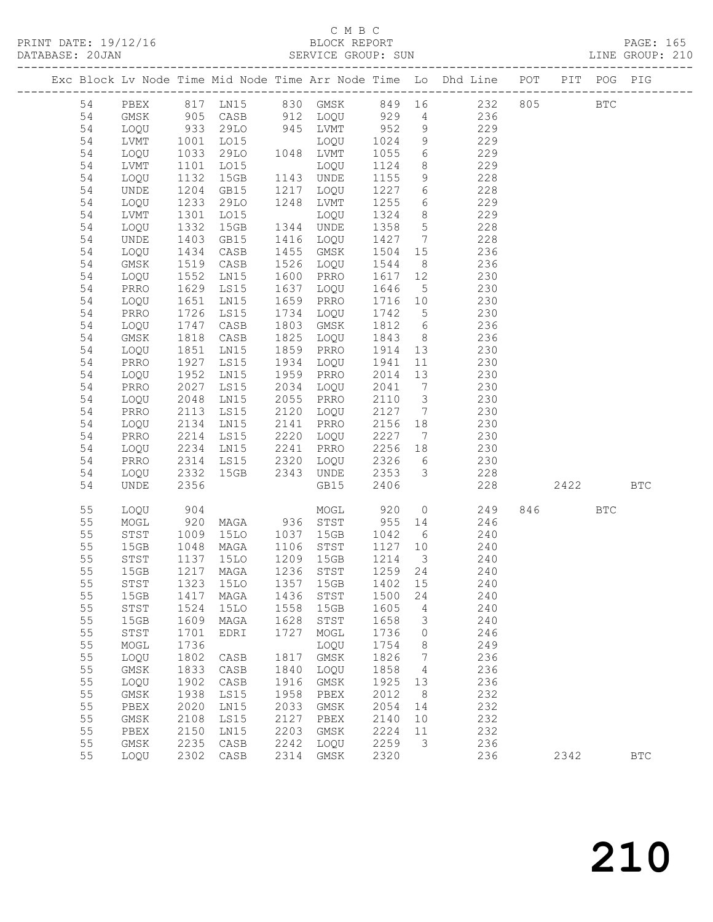C M B C
BLOCK REPORT
SERVICE GROUP: SUN

PRINT DATE: 19/12/16
DATABASE: 20JAN
LINE GROUP: 210

| Exc | Block | Lv | Node | Time | Mid Node | Time | Arr Node | Time | Lo | Dhd Line | POT | PIT | POG | PIG |
|---|---|---|---|---|---|---|---|---|---|---|---|---|---|---|
| | 54 | | PBEX | 817 | LN15 | 830 | GMSK | 849 | 16 | 232 | 805 | | BTC | |
| | 54 | | GMSK | 905 | CASB | 912 | LOQU | 929 | 4 | 236 | | | | |
| | 54 | | LOQU | 933 | 29LO | 945 | LVMT | 952 | 9 | 229 | | | | |
| | 54 | | LVMT | 1001 | LO15 | | LOQU | 1024 | 9 | 229 | | | | |
| | 54 | | LOQU | 1033 | 29LO | 1048 | LVMT | 1055 | 6 | 229 | | | | |
| | 54 | | LVMT | 1101 | LO15 | | LOQU | 1124 | 8 | 229 | | | | |
| | 54 | | LOQU | 1132 | 15GB | 1143 | UNDE | 1155 | 9 | 228 | | | | |
| | 54 | | UNDE | 1204 | GB15 | 1217 | LOQU | 1227 | 6 | 228 | | | | |
| | 54 | | LOQU | 1233 | 29LO | 1248 | LVMT | 1255 | 6 | 229 | | | | |
| | 54 | | LVMT | 1301 | LO15 | | LOQU | 1324 | 8 | 229 | | | | |
| | 54 | | LOQU | 1332 | 15GB | 1344 | UNDE | 1358 | 5 | 228 | | | | |
| | 54 | | UNDE | 1403 | GB15 | 1416 | LOQU | 1427 | 7 | 228 | | | | |
| | 54 | | LOQU | 1434 | CASB | 1455 | GMSK | 1504 | 15 | 236 | | | | |
| | 54 | | GMSK | 1519 | CASB | 1526 | LOQU | 1544 | 8 | 236 | | | | |
| | 54 | | LOQU | 1552 | LN15 | 1600 | PRRO | 1617 | 12 | 230 | | | | |
| | 54 | | PRRO | 1629 | LS15 | 1637 | LOQU | 1646 | 5 | 230 | | | | |
| | 54 | | LOQU | 1651 | LN15 | 1659 | PRRO | 1716 | 10 | 230 | | | | |
| | 54 | | PRRO | 1726 | LS15 | 1734 | LOQU | 1742 | 5 | 230 | | | | |
| | 54 | | LOQU | 1747 | CASB | 1803 | GMSK | 1812 | 6 | 236 | | | | |
| | 54 | | GMSK | 1818 | CASB | 1825 | LOQU | 1843 | 8 | 236 | | | | |
| | 54 | | LOQU | 1851 | LN15 | 1859 | PRRO | 1914 | 13 | 230 | | | | |
| | 54 | | PRRO | 1927 | LS15 | 1934 | LOQU | 1941 | 11 | 230 | | | | |
| | 54 | | LOQU | 1952 | LN15 | 1959 | PRRO | 2014 | 13 | 230 | | | | |
| | 54 | | PRRO | 2027 | LS15 | 2034 | LOQU | 2041 | 7 | 230 | | | | |
| | 54 | | LOQU | 2048 | LN15 | 2055 | PRRO | 2110 | 3 | 230 | | | | |
| | 54 | | PRRO | 2113 | LS15 | 2120 | LOQU | 2127 | 7 | 230 | | | | |
| | 54 | | LOQU | 2134 | LN15 | 2141 | PRRO | 2156 | 18 | 230 | | | | |
| | 54 | | PRRO | 2214 | LS15 | 2220 | LOQU | 2227 | 7 | 230 | | | | |
| | 54 | | LOQU | 2234 | LN15 | 2241 | PRRO | 2256 | 18 | 230 | | | | |
| | 54 | | PRRO | 2314 | LS15 | 2320 | LOQU | 2326 | 6 | 230 | | | | |
| | 54 | | LOQU | 2332 | 15GB | 2343 | UNDE | 2353 | 3 | 228 | | | | |
| | 54 | | UNDE | 2356 | | | GB15 | 2406 | | 228 | | 2422 | | BTC |
| | 55 | | LOQU | 904 | | | MOGL | 920 | 0 | 249 | 846 | | BTC | |
| | 55 | | MOGL | 920 | MAGA | 936 | STST | 955 | 14 | 246 | | | | |
| | 55 | | STST | 1009 | 15LO | 1037 | 15GB | 1042 | 6 | 240 | | | | |
| | 55 | | 15GB | 1048 | MAGA | 1106 | STST | 1127 | 10 | 240 | | | | |
| | 55 | | STST | 1137 | 15LO | 1209 | 15GB | 1214 | 3 | 240 | | | | |
| | 55 | | 15GB | 1217 | MAGA | 1236 | STST | 1259 | 24 | 240 | | | | |
| | 55 | | STST | 1323 | 15LO | 1357 | 15GB | 1402 | 15 | 240 | | | | |
| | 55 | | 15GB | 1417 | MAGA | 1436 | STST | 1500 | 24 | 240 | | | | |
| | 55 | | STST | 1524 | 15LO | 1558 | 15GB | 1605 | 4 | 240 | | | | |
| | 55 | | 15GB | 1609 | MAGA | 1628 | STST | 1658 | 3 | 240 | | | | |
| | 55 | | STST | 1701 | EDRI | 1727 | MOGL | 1736 | 0 | 246 | | | | |
| | 55 | | MOGL | 1736 | | | LOQU | 1754 | 8 | 249 | | | | |
| | 55 | | LOQU | 1802 | CASB | 1817 | GMSK | 1826 | 7 | 236 | | | | |
| | 55 | | GMSK | 1833 | CASB | 1840 | LOQU | 1858 | 4 | 236 | | | | |
| | 55 | | LOQU | 1902 | CASB | 1916 | GMSK | 1925 | 13 | 236 | | | | |
| | 55 | | GMSK | 1938 | LS15 | 1958 | PBEX | 2012 | 8 | 232 | | | | |
| | 55 | | PBEX | 2020 | LN15 | 2033 | GMSK | 2054 | 14 | 232 | | | | |
| | 55 | | GMSK | 2108 | LS15 | 2127 | PBEX | 2140 | 10 | 232 | | | | |
| | 55 | | PBEX | 2150 | LN15 | 2203 | GMSK | 2224 | 11 | 232 | | | | |
| | 55 | | GMSK | 2235 | CASB | 2242 | LOQU | 2259 | 3 | 236 | | | | |
| | 55 | | LOQU | 2302 | CASB | 2314 | GMSK | 2320 | | 236 | | 2342 | | BTC |

210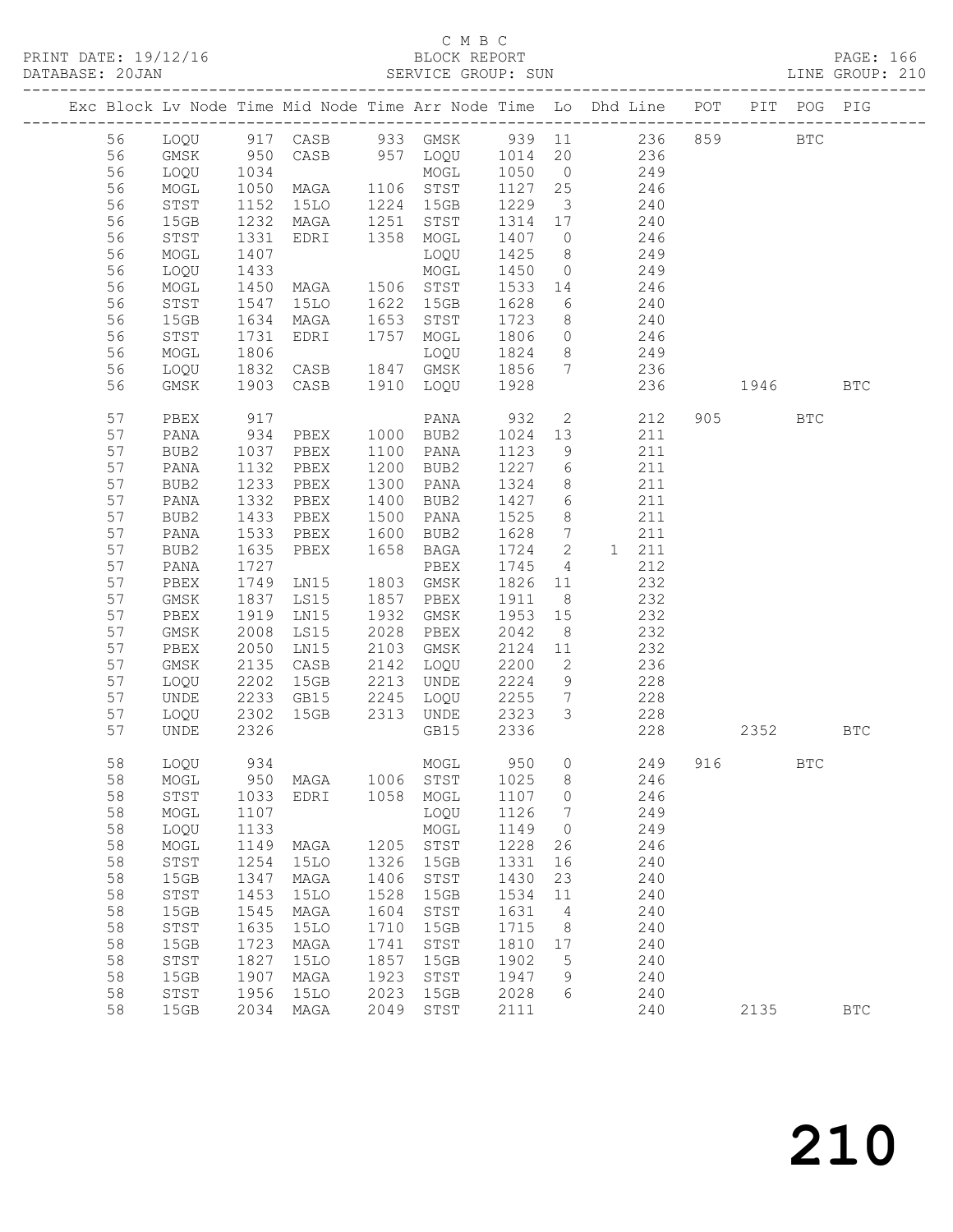C M B C

PRINT DATE: 19/12/16 BLOCK REPORT PAGE: 166
DATABASE: 20JAN SERVICE GROUP: SUN LINE GROUP: 210

| Exc | Block | Lv | Node | Time | Mid Node | Time | Arr Node | Time | Lo | Dhd | Line | POT | PIT | POG | PIG |
|---|---|---|---|---|---|---|---|---|---|---|---|---|---|---|---|
| | 56 | | LOQU | 917 | CASB | 933 | GMSK | 939 | 11 | | 236 | 859 | | BTC | |
| | 56 | | GMSK | 950 | CASB | 957 | LOQU | 1014 | 20 | | 236 | | | | |
| | 56 | | LOQU | 1034 | | | MOGL | 1050 | 0 | | 249 | | | | |
| | 56 | | MOGL | 1050 | MAGA | 1106 | STST | 1127 | 25 | | 246 | | | | |
| | 56 | | STST | 1152 | 15LO | 1224 | 15GB | 1229 | 3 | | 240 | | | | |
| | 56 | | 15GB | 1232 | MAGA | 1251 | STST | 1314 | 17 | | 240 | | | | |
| | 56 | | STST | 1331 | EDRI | 1358 | MOGL | 1407 | 0 | | 246 | | | | |
| | 56 | | MOGL | 1407 | | | LOQU | 1425 | 8 | | 249 | | | | |
| | 56 | | LOQU | 1433 | | | MOGL | 1450 | 0 | | 249 | | | | |
| | 56 | | MOGL | 1450 | MAGA | 1506 | STST | 1533 | 14 | | 246 | | | | |
| | 56 | | STST | 1547 | 15LO | 1622 | 15GB | 1628 | 6 | | 240 | | | | |
| | 56 | | 15GB | 1634 | MAGA | 1653 | STST | 1723 | 8 | | 240 | | | | |
| | 56 | | STST | 1731 | EDRI | 1757 | MOGL | 1806 | 0 | | 246 | | | | |
| | 56 | | MOGL | 1806 | | | LOQU | 1824 | 8 | | 249 | | | | |
| | 56 | | LOQU | 1832 | CASB | 1847 | GMSK | 1856 | 7 | | 236 | | | | |
| | 56 | | GMSK | 1903 | CASB | 1910 | LOQU | 1928 | | | 236 | | 1946 | | BTC |
| | 57 | | PBEX | 917 | | | PANA | 932 | 2 | | 212 | 905 | | BTC | |
| | 57 | | PANA | 934 | PBEX | 1000 | BUB2 | 1024 | 13 | | 211 | | | | |
| | 57 | | BUB2 | 1037 | PBEX | 1100 | PANA | 1123 | 9 | | 211 | | | | |
| | 57 | | PANA | 1132 | PBEX | 1200 | BUB2 | 1227 | 6 | | 211 | | | | |
| | 57 | | BUB2 | 1233 | PBEX | 1300 | PANA | 1324 | 8 | | 211 | | | | |
| | 57 | | PANA | 1332 | PBEX | 1400 | BUB2 | 1427 | 6 | | 211 | | | | |
| | 57 | | BUB2 | 1433 | PBEX | 1500 | PANA | 1525 | 8 | | 211 | | | | |
| | 57 | | PANA | 1533 | PBEX | 1600 | BUB2 | 1628 | 7 | | 211 | | | | |
| | 57 | | BUB2 | 1635 | PBEX | 1658 | BAGA | 1724 | 2 | 1 | 211 | | | | |
| | 57 | | PANA | 1727 | | | PBEX | 1745 | 4 | | 212 | | | | |
| | 57 | | PBEX | 1749 | LN15 | 1803 | GMSK | 1826 | 11 | | 232 | | | | |
| | 57 | | GMSK | 1837 | LS15 | 1857 | PBEX | 1911 | 8 | | 232 | | | | |
| | 57 | | PBEX | 1919 | LN15 | 1932 | GMSK | 1953 | 15 | | 232 | | | | |
| | 57 | | GMSK | 2008 | LS15 | 2028 | PBEX | 2042 | 8 | | 232 | | | | |
| | 57 | | PBEX | 2050 | LN15 | 2103 | GMSK | 2124 | 11 | | 232 | | | | |
| | 57 | | GMSK | 2135 | CASB | 2142 | LOQU | 2200 | 2 | | 236 | | | | |
| | 57 | | LOQU | 2202 | 15GB | 2213 | UNDE | 2224 | 9 | | 228 | | | | |
| | 57 | | UNDE | 2233 | GB15 | 2245 | LOQU | 2255 | 7 | | 228 | | | | |
| | 57 | | LOQU | 2302 | 15GB | 2313 | UNDE | 2323 | 3 | | 228 | | | | |
| | 57 | | UNDE | 2326 | | | GB15 | 2336 | | | 228 | | 2352 | | BTC |
| | 58 | | LOQU | 934 | | | MOGL | 950 | 0 | | 249 | 916 | | BTC | |
| | 58 | | MOGL | 950 | MAGA | 1006 | STST | 1025 | 8 | | 246 | | | | |
| | 58 | | STST | 1033 | EDRI | 1058 | MOGL | 1107 | 0 | | 246 | | | | |
| | 58 | | MOGL | 1107 | | | LOQU | 1126 | 7 | | 249 | | | | |
| | 58 | | LOQU | 1133 | | | MOGL | 1149 | 0 | | 249 | | | | |
| | 58 | | MOGL | 1149 | MAGA | 1205 | STST | 1228 | 26 | | 246 | | | | |
| | 58 | | STST | 1254 | 15LO | 1326 | 15GB | 1331 | 16 | | 240 | | | | |
| | 58 | | 15GB | 1347 | MAGA | 1406 | STST | 1430 | 23 | | 240 | | | | |
| | 58 | | STST | 1453 | 15LO | 1528 | 15GB | 1534 | 11 | | 240 | | | | |
| | 58 | | 15GB | 1545 | MAGA | 1604 | STST | 1631 | 4 | | 240 | | | | |
| | 58 | | STST | 1635 | 15LO | 1710 | 15GB | 1715 | 8 | | 240 | | | | |
| | 58 | | 15GB | 1723 | MAGA | 1741 | STST | 1810 | 17 | | 240 | | | | |
| | 58 | | STST | 1827 | 15LO | 1857 | 15GB | 1902 | 5 | | 240 | | | | |
| | 58 | | 15GB | 1907 | MAGA | 1923 | STST | 1947 | 9 | | 240 | | | | |
| | 58 | | STST | 1956 | 15LO | 2023 | 15GB | 2028 | 6 | | 240 | | | | |
| | 58 | | 15GB | 2034 | MAGA | 2049 | STST | 2111 | | | 240 | | 2135 | | BTC |

210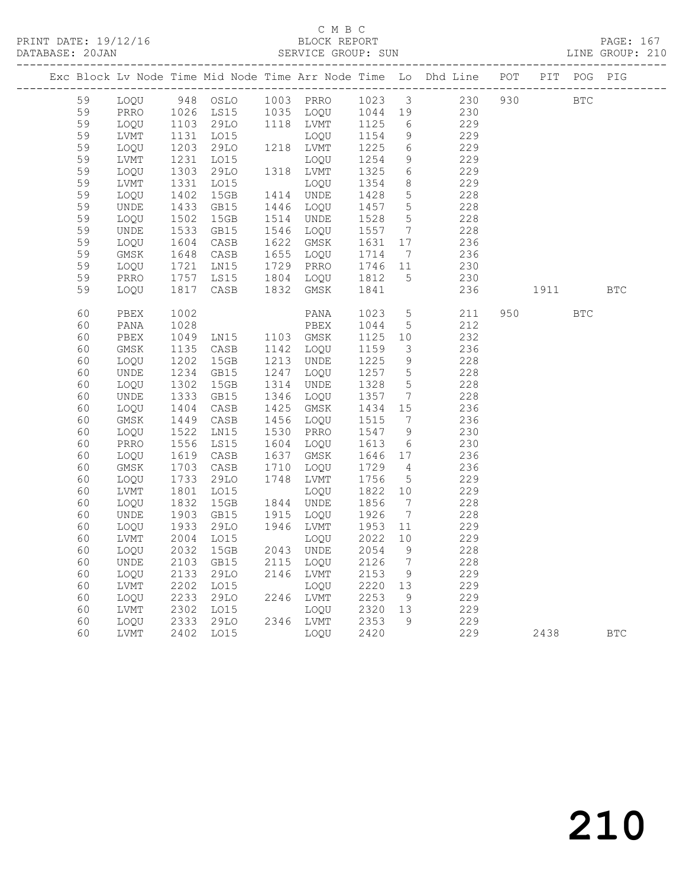C M B C

BLOCK REPORT

SERVICE GROUP: SUN

PRINT DATE: 19/12/16
DATABASE: 20JAN

LINE GROUP: 210

| Exc | Block | Lv | Node | Time | Mid Node | Time | Arr Node | Time | Lo | Dhd Line | POT | PIT | POG | PIG |
|---|---|---|---|---|---|---|---|---|---|---|---|---|---|---|
| | 59 | | LOQU | 948 | OSLO | 1003 | PRRO | 1023 | 3 | 230 | 930 | | BTC | |
| | 59 | | PRRO | 1026 | LS15 | 1035 | LOQU | 1044 | 19 | 230 | | | | |
| | 59 | | LOQU | 1103 | 29LO | 1118 | LVMT | 1125 | 6 | 229 | | | | |
| | 59 | | LVMT | 1131 | LO15 | | LOQU | 1154 | 9 | 229 | | | | |
| | 59 | | LOQU | 1203 | 29LO | 1218 | LVMT | 1225 | 6 | 229 | | | | |
| | 59 | | LVMT | 1231 | LO15 | | LOQU | 1254 | 9 | 229 | | | | |
| | 59 | | LOQU | 1303 | 29LO | 1318 | LVMT | 1325 | 6 | 229 | | | | |
| | 59 | | LVMT | 1331 | LO15 | | LOQU | 1354 | 8 | 229 | | | | |
| | 59 | | LOQU | 1402 | 15GB | 1414 | UNDE | 1428 | 5 | 228 | | | | |
| | 59 | | UNDE | 1433 | GB15 | 1446 | LOQU | 1457 | 5 | 228 | | | | |
| | 59 | | LOQU | 1502 | 15GB | 1514 | UNDE | 1528 | 5 | 228 | | | | |
| | 59 | | UNDE | 1533 | GB15 | 1546 | LOQU | 1557 | 7 | 228 | | | | |
| | 59 | | LOQU | 1604 | CASB | 1622 | GMSK | 1631 | 17 | 236 | | | | |
| | 59 | | GMSK | 1648 | CASB | 1655 | LOQU | 1714 | 7 | 236 | | | | |
| | 59 | | LOQU | 1721 | LN15 | 1729 | PRRO | 1746 | 11 | 230 | | | | |
| | 59 | | PRRO | 1757 | LS15 | 1804 | LOQU | 1812 | 5 | 230 | | | | |
| | 59 | | LOQU | 1817 | CASB | 1832 | GMSK | 1841 | | 236 | | 1911 | | BTC |
| | 60 | | PBEX | 1002 | | | PANA | 1023 | 5 | 211 | 950 | | BTC | |
| | 60 | | PANA | 1028 | | | PBEX | 1044 | 5 | 212 | | | | |
| | 60 | | PBEX | 1049 | LN15 | 1103 | GMSK | 1125 | 10 | 232 | | | | |
| | 60 | | GMSK | 1135 | CASB | 1142 | LOQU | 1159 | 3 | 236 | | | | |
| | 60 | | LOQU | 1202 | 15GB | 1213 | UNDE | 1225 | 9 | 228 | | | | |
| | 60 | | UNDE | 1234 | GB15 | 1247 | LOQU | 1257 | 5 | 228 | | | | |
| | 60 | | LOQU | 1302 | 15GB | 1314 | UNDE | 1328 | 5 | 228 | | | | |
| | 60 | | UNDE | 1333 | GB15 | 1346 | LOQU | 1357 | 7 | 228 | | | | |
| | 60 | | LOQU | 1404 | CASB | 1425 | GMSK | 1434 | 15 | 236 | | | | |
| | 60 | | GMSK | 1449 | CASB | 1456 | LOQU | 1515 | 7 | 236 | | | | |
| | 60 | | LOQU | 1522 | LN15 | 1530 | PRRO | 1547 | 9 | 230 | | | | |
| | 60 | | PRRO | 1556 | LS15 | 1604 | LOQU | 1613 | 6 | 230 | | | | |
| | 60 | | LOQU | 1619 | CASB | 1637 | GMSK | 1646 | 17 | 236 | | | | |
| | 60 | | GMSK | 1703 | CASB | 1710 | LOQU | 1729 | 4 | 236 | | | | |
| | 60 | | LOQU | 1733 | 29LO | 1748 | LVMT | 1756 | 5 | 229 | | | | |
| | 60 | | LVMT | 1801 | LO15 | | LOQU | 1822 | 10 | 229 | | | | |
| | 60 | | LOQU | 1832 | 15GB | 1844 | UNDE | 1856 | 7 | 228 | | | | |
| | 60 | | UNDE | 1903 | GB15 | 1915 | LOQU | 1926 | 7 | 228 | | | | |
| | 60 | | LOQU | 1933 | 29LO | 1946 | LVMT | 1953 | 11 | 229 | | | | |
| | 60 | | LVMT | 2004 | LO15 | | LOQU | 2022 | 10 | 229 | | | | |
| | 60 | | LOQU | 2032 | 15GB | 2043 | UNDE | 2054 | 9 | 228 | | | | |
| | 60 | | UNDE | 2103 | GB15 | 2115 | LOQU | 2126 | 7 | 228 | | | | |
| | 60 | | LOQU | 2133 | 29LO | 2146 | LVMT | 2153 | 9 | 229 | | | | |
| | 60 | | LVMT | 2202 | LO15 | | LOQU | 2220 | 13 | 229 | | | | |
| | 60 | | LOQU | 2233 | 29LO | 2246 | LVMT | 2253 | 9 | 229 | | | | |
| | 60 | | LVMT | 2302 | LO15 | | LOQU | 2320 | 13 | 229 | | | | |
| | 60 | | LOQU | 2333 | 29LO | 2346 | LVMT | 2353 | 9 | 229 | | | | |
| | 60 | | LVMT | 2402 | LO15 | | LOQU | 2420 | | 229 | | 2438 | | BTC |

210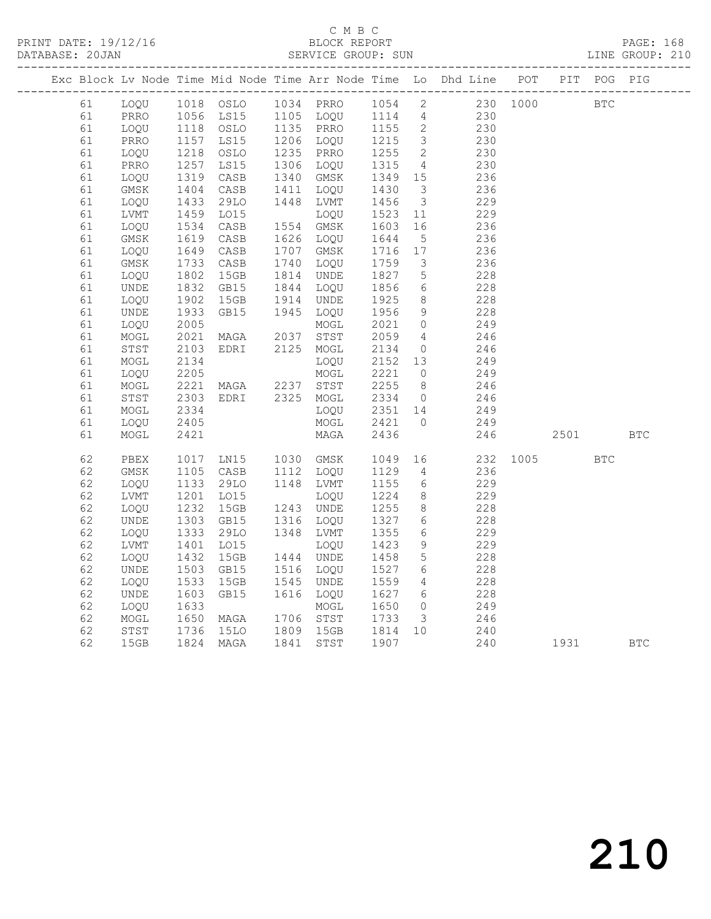C M B C
BLOCK REPORT
SERVICE GROUP: SUN

PRINT DATE: 19/12/16
DATABASE: 20JAN
LINE GROUP: 210

| Exc | Block | Lv | Node | Time | Mid Node | Time | Arr Node | Time | Lo | Dhd Line | POT | PIT | POG | PIG |
|---|---|---|---|---|---|---|---|---|---|---|---|---|---|---|
| | 61 | | LOQU | 1018 | OSLO | 1034 | PRRO | 1054 | 2 | 230 | 1000 | | BTC | |
| | 61 | | PRRO | 1056 | LS15 | 1105 | LOQU | 1114 | 4 | 230 | | | | |
| | 61 | | LOQU | 1118 | OSLO | 1135 | PRRO | 1155 | 2 | 230 | | | | |
| | 61 | | PRRO | 1157 | LS15 | 1206 | LOQU | 1215 | 3 | 230 | | | | |
| | 61 | | LOQU | 1218 | OSLO | 1235 | PRRO | 1255 | 2 | 230 | | | | |
| | 61 | | PRRO | 1257 | LS15 | 1306 | LOQU | 1315 | 4 | 230 | | | | |
| | 61 | | LOQU | 1319 | CASB | 1340 | GMSK | 1349 | 15 | 236 | | | | |
| | 61 | | GMSK | 1404 | CASB | 1411 | LOQU | 1430 | 3 | 236 | | | | |
| | 61 | | LOQU | 1433 | 29LO | 1448 | LVMT | 1456 | 3 | 229 | | | | |
| | 61 | | LVMT | 1459 | LO15 | | LOQU | 1523 | 11 | 229 | | | | |
| | 61 | | LOQU | 1534 | CASB | 1554 | GMSK | 1603 | 16 | 236 | | | | |
| | 61 | | GMSK | 1619 | CASB | 1626 | LOQU | 1644 | 5 | 236 | | | | |
| | 61 | | LOQU | 1649 | CASB | 1707 | GMSK | 1716 | 17 | 236 | | | | |
| | 61 | | GMSK | 1733 | CASB | 1740 | LOQU | 1759 | 3 | 236 | | | | |
| | 61 | | LOQU | 1802 | 15GB | 1814 | UNDE | 1827 | 5 | 228 | | | | |
| | 61 | | UNDE | 1832 | GB15 | 1844 | LOQU | 1856 | 6 | 228 | | | | |
| | 61 | | LOQU | 1902 | 15GB | 1914 | UNDE | 1925 | 8 | 228 | | | | |
| | 61 | | UNDE | 1933 | GB15 | 1945 | LOQU | 1956 | 9 | 228 | | | | |
| | 61 | | LOQU | 2005 | | | MOGL | 2021 | 0 | 249 | | | | |
| | 61 | | MOGL | 2021 | MAGA | 2037 | STST | 2059 | 4 | 246 | | | | |
| | 61 | | STST | 2103 | EDRI | 2125 | MOGL | 2134 | 0 | 246 | | | | |
| | 61 | | MOGL | 2134 | | | LOQU | 2152 | 13 | 249 | | | | |
| | 61 | | LOQU | 2205 | | | MOGL | 2221 | 0 | 249 | | | | |
| | 61 | | MOGL | 2221 | MAGA | 2237 | STST | 2255 | 8 | 246 | | | | |
| | 61 | | STST | 2303 | EDRI | 2325 | MOGL | 2334 | 0 | 246 | | | | |
| | 61 | | MOGL | 2334 | | | LOQU | 2351 | 14 | 249 | | | | |
| | 61 | | LOQU | 2405 | | | MOGL | 2421 | 0 | 249 | | | | |
| | 61 | | MOGL | 2421 | | | MAGA | 2436 | | 246 | | 2501 | | BTC |
| | 62 | | PBEX | 1017 | LN15 | 1030 | GMSK | 1049 | 16 | 232 | 1005 | | BTC | |
| | 62 | | GMSK | 1105 | CASB | 1112 | LOQU | 1129 | 4 | 236 | | | | |
| | 62 | | LOQU | 1133 | 29LO | 1148 | LVMT | 1155 | 6 | 229 | | | | |
| | 62 | | LVMT | 1201 | LO15 | | LOQU | 1224 | 8 | 229 | | | | |
| | 62 | | LOQU | 1232 | 15GB | 1243 | UNDE | 1255 | 8 | 228 | | | | |
| | 62 | | UNDE | 1303 | GB15 | 1316 | LOQU | 1327 | 6 | 228 | | | | |
| | 62 | | LOQU | 1333 | 29LO | 1348 | LVMT | 1355 | 6 | 229 | | | | |
| | 62 | | LVMT | 1401 | LO15 | | LOQU | 1423 | 9 | 229 | | | | |
| | 62 | | LOQU | 1432 | 15GB | 1444 | UNDE | 1458 | 5 | 228 | | | | |
| | 62 | | UNDE | 1503 | GB15 | 1516 | LOQU | 1527 | 6 | 228 | | | | |
| | 62 | | LOQU | 1533 | 15GB | 1545 | UNDE | 1559 | 4 | 228 | | | | |
| | 62 | | UNDE | 1603 | GB15 | 1616 | LOQU | 1627 | 6 | 228 | | | | |
| | 62 | | LOQU | 1633 | | | MOGL | 1650 | 0 | 249 | | | | |
| | 62 | | MOGL | 1650 | MAGA | 1706 | STST | 1733 | 3 | 246 | | | | |
| | 62 | | STST | 1736 | 15LO | 1809 | 15GB | 1814 | 10 | 240 | | | | |
| | 62 | | 15GB | 1824 | MAGA | 1841 | STST | 1907 | | 240 | | 1931 | | BTC |

210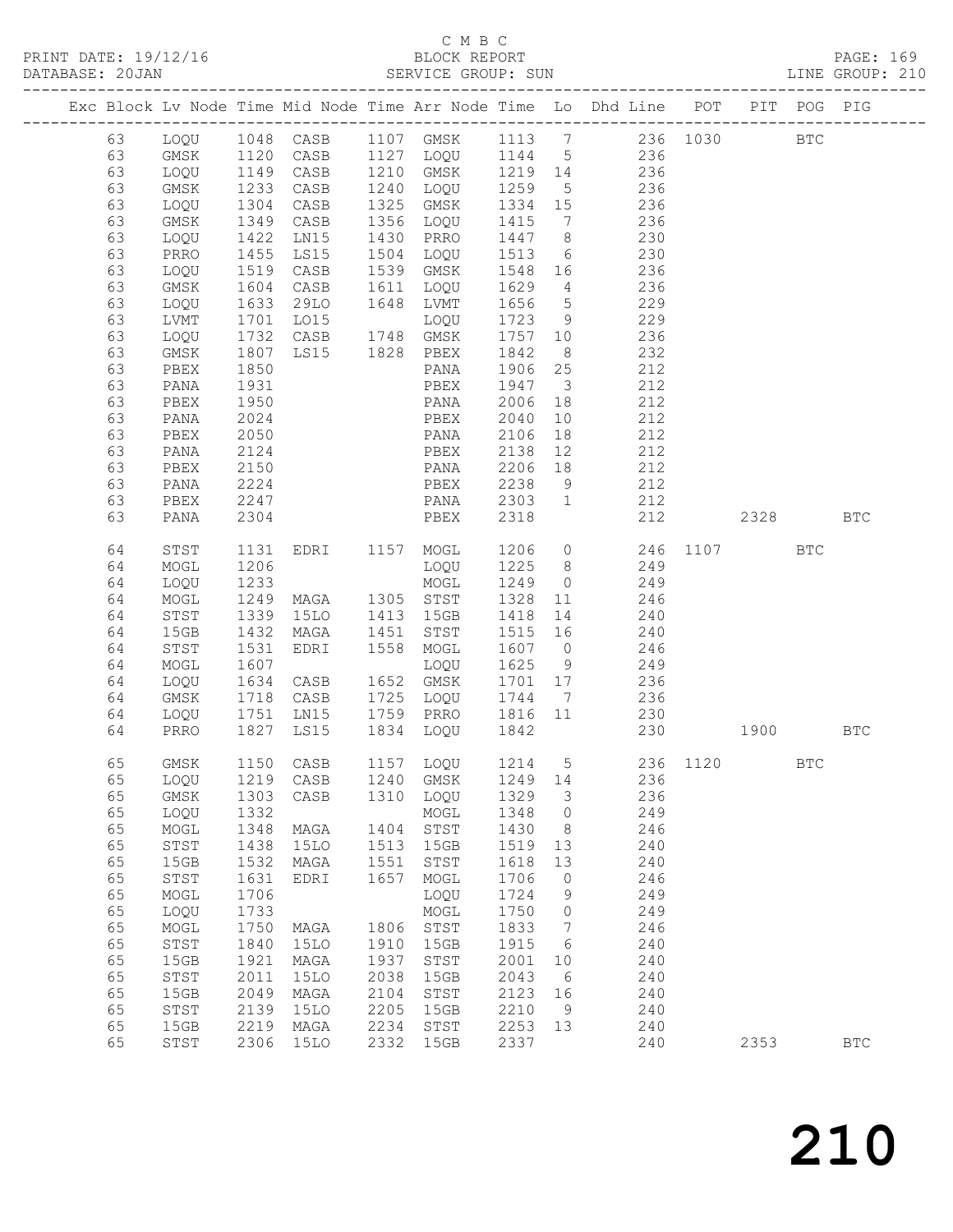C M B C
BLOCK REPORT
SERVICE GROUP: SUN

PRINT DATE: 19/12/16
DATABASE: 20JAN

LINE GROUP: 210

| Exc | Block | Lv | Node | Time | Mid Node | Time | Arr Node | Time | Lo | Dhd Line | POT | PIT | POG | PIG |
|---|---|---|---|---|---|---|---|---|---|---|---|---|---|---|
| | 63 | | LOQU | 1048 | CASB | 1107 | GMSK | 1113 | 7 | 236 | 1030 | | BTC | |
| | 63 | | GMSK | 1120 | CASB | 1127 | LOQU | 1144 | 5 | 236 | | | | |
| | 63 | | LOQU | 1149 | CASB | 1210 | GMSK | 1219 | 14 | 236 | | | | |
| | 63 | | GMSK | 1233 | CASB | 1240 | LOQU | 1259 | 5 | 236 | | | | |
| | 63 | | LOQU | 1304 | CASB | 1325 | GMSK | 1334 | 15 | 236 | | | | |
| | 63 | | GMSK | 1349 | CASB | 1356 | LOQU | 1415 | 7 | 236 | | | | |
| | 63 | | LOQU | 1422 | LN15 | 1430 | PRRO | 1447 | 8 | 230 | | | | |
| | 63 | | PRRO | 1455 | LS15 | 1504 | LOQU | 1513 | 6 | 230 | | | | |
| | 63 | | LOQU | 1519 | CASB | 1539 | GMSK | 1548 | 16 | 236 | | | | |
| | 63 | | GMSK | 1604 | CASB | 1611 | LOQU | 1629 | 4 | 236 | | | | |
| | 63 | | LOQU | 1633 | 29LO | 1648 | LVMT | 1656 | 5 | 229 | | | | |
| | 63 | | LVMT | 1701 | LO15 | | LOQU | 1723 | 9 | 229 | | | | |
| | 63 | | LOQU | 1732 | CASB | 1748 | GMSK | 1757 | 10 | 236 | | | | |
| | 63 | | GMSK | 1807 | LS15 | 1828 | PBEX | 1842 | 8 | 232 | | | | |
| | 63 | | PBEX | 1850 | | | PANA | 1906 | 25 | 212 | | | | |
| | 63 | | PANA | 1931 | | | PBEX | 1947 | 3 | 212 | | | | |
| | 63 | | PBEX | 1950 | | | PANA | 2006 | 18 | 212 | | | | |
| | 63 | | PANA | 2024 | | | PBEX | 2040 | 10 | 212 | | | | |
| | 63 | | PBEX | 2050 | | | PANA | 2106 | 18 | 212 | | | | |
| | 63 | | PANA | 2124 | | | PBEX | 2138 | 12 | 212 | | | | |
| | 63 | | PBEX | 2150 | | | PANA | 2206 | 18 | 212 | | | | |
| | 63 | | PANA | 2224 | | | PBEX | 2238 | 9 | 212 | | | | |
| | 63 | | PBEX | 2247 | | | PANA | 2303 | 1 | 212 | | | | |
| | 63 | | PANA | 2304 | | | PBEX | 2318 | | 212 | | 2328 | | BTC |
| | 64 | | STST | 1131 | EDRI | 1157 | MOGL | 1206 | 0 | 246 | 1107 | | BTC | |
| | 64 | | MOGL | 1206 | | | LOQU | 1225 | 8 | 249 | | | | |
| | 64 | | LOQU | 1233 | | | MOGL | 1249 | 0 | 249 | | | | |
| | 64 | | MOGL | 1249 | MAGA | 1305 | STST | 1328 | 11 | 246 | | | | |
| | 64 | | STST | 1339 | 15LO | 1413 | 15GB | 1418 | 14 | 240 | | | | |
| | 64 | | 15GB | 1432 | MAGA | 1451 | STST | 1515 | 16 | 240 | | | | |
| | 64 | | STST | 1531 | EDRI | 1558 | MOGL | 1607 | 0 | 246 | | | | |
| | 64 | | MOGL | 1607 | | | LOQU | 1625 | 9 | 249 | | | | |
| | 64 | | LOQU | 1634 | CASB | 1652 | GMSK | 1701 | 17 | 236 | | | | |
| | 64 | | GMSK | 1718 | CASB | 1725 | LOQU | 1744 | 7 | 236 | | | | |
| | 64 | | LOQU | 1751 | LN15 | 1759 | PRRO | 1816 | 11 | 230 | | | | |
| | 64 | | PRRO | 1827 | LS15 | 1834 | LOQU | 1842 | | 230 | | 1900 | | BTC |
| | 65 | | GMSK | 1150 | CASB | 1157 | LOQU | 1214 | 5 | 236 | 1120 | | BTC | |
| | 65 | | LOQU | 1219 | CASB | 1240 | GMSK | 1249 | 14 | 236 | | | | |
| | 65 | | GMSK | 1303 | CASB | 1310 | LOQU | 1329 | 3 | 236 | | | | |
| | 65 | | LOQU | 1332 | | | MOGL | 1348 | 0 | 249 | | | | |
| | 65 | | MOGL | 1348 | MAGA | 1404 | STST | 1430 | 8 | 246 | | | | |
| | 65 | | STST | 1438 | 15LO | 1513 | 15GB | 1519 | 13 | 240 | | | | |
| | 65 | | 15GB | 1532 | MAGA | 1551 | STST | 1618 | 13 | 240 | | | | |
| | 65 | | STST | 1631 | EDRI | 1657 | MOGL | 1706 | 0 | 246 | | | | |
| | 65 | | MOGL | 1706 | | | LOQU | 1724 | 9 | 249 | | | | |
| | 65 | | LOQU | 1733 | | | MOGL | 1750 | 0 | 249 | | | | |
| | 65 | | MOGL | 1750 | MAGA | 1806 | STST | 1833 | 7 | 246 | | | | |
| | 65 | | STST | 1840 | 15LO | 1910 | 15GB | 1915 | 6 | 240 | | | | |
| | 65 | | 15GB | 1921 | MAGA | 1937 | STST | 2001 | 10 | 240 | | | | |
| | 65 | | STST | 2011 | 15LO | 2038 | 15GB | 2043 | 6 | 240 | | | | |
| | 65 | | 15GB | 2049 | MAGA | 2104 | STST | 2123 | 16 | 240 | | | | |
| | 65 | | STST | 2139 | 15LO | 2205 | 15GB | 2210 | 9 | 240 | | | | |
| | 65 | | 15GB | 2219 | MAGA | 2234 | STST | 2253 | 13 | 240 | | | | |
| | 65 | | STST | 2306 | 15LO | 2332 | 15GB | 2337 | | 240 | | 2353 | | BTC |

210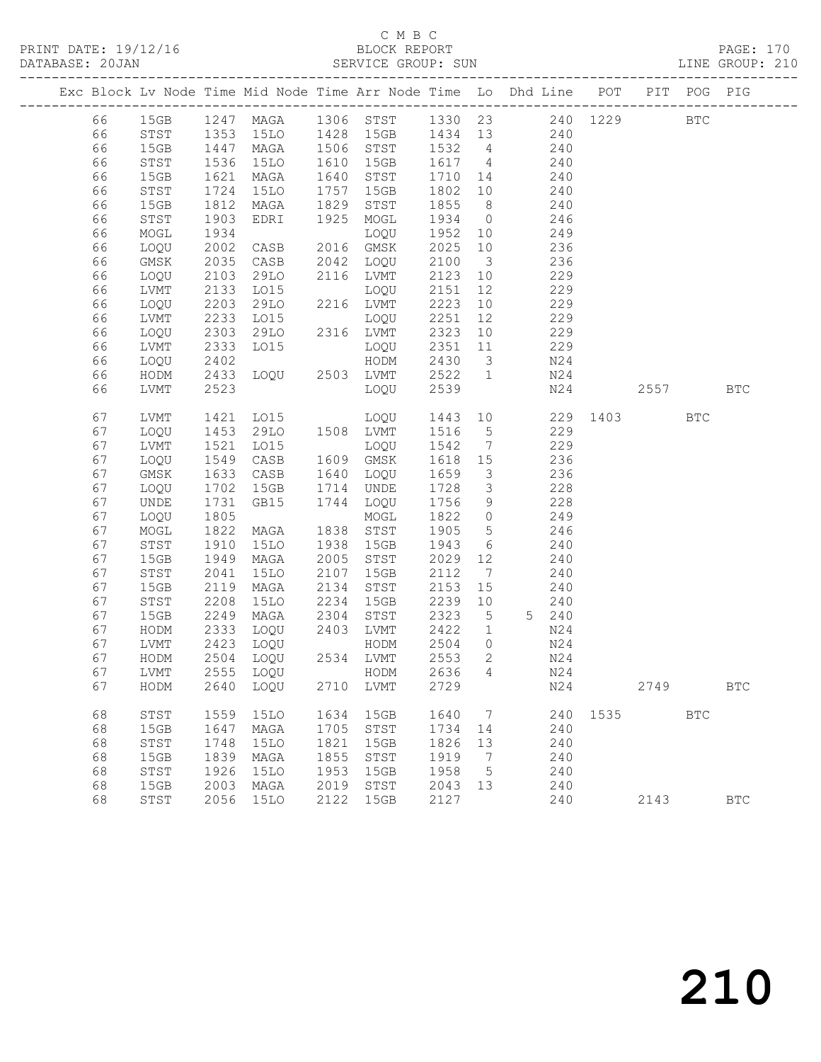C M B C
BLOCK REPORT
SERVICE GROUP: SUN

PRINT DATE: 19/12/16
DATABASE: 20JAN
LINE GROUP: 210

| Exc | Block | Lv Node | Time | Mid Node | Time | Arr Node | Time | Lo | Dhd Line | POT | PIT | POG | PIG |
|---|---|---|---|---|---|---|---|---|---|---|---|---|---|
| | 66 | 15GB | 1247 | MAGA | 1306 | STST | 1330 | 23 | 240 | 1229 | | BTC | |
| | 66 | STST | 1353 | 15LO | 1428 | 15GB | 1434 | 13 | 240 | | | | |
| | 66 | 15GB | 1447 | MAGA | 1506 | STST | 1532 | 4 | 240 | | | | |
| | 66 | STST | 1536 | 15LO | 1610 | 15GB | 1617 | 4 | 240 | | | | |
| | 66 | 15GB | 1621 | MAGA | 1640 | STST | 1710 | 14 | 240 | | | | |
| | 66 | STST | 1724 | 15LO | 1757 | 15GB | 1802 | 10 | 240 | | | | |
| | 66 | 15GB | 1812 | MAGA | 1829 | STST | 1855 | 8 | 240 | | | | |
| | 66 | STST | 1903 | EDRI | 1925 | MOGL | 1934 | 0 | 246 | | | | |
| | 66 | MOGL | 1934 | | | LOQU | 1952 | 10 | 249 | | | | |
| | 66 | LOQU | 2002 | CASB | 2016 | GMSK | 2025 | 10 | 236 | | | | |
| | 66 | GMSK | 2035 | CASB | 2042 | LOQU | 2100 | 3 | 236 | | | | |
| | 66 | LOQU | 2103 | 29LO | 2116 | LVMT | 2123 | 10 | 229 | | | | |
| | 66 | LVMT | 2133 | LO15 | | LOQU | 2151 | 12 | 229 | | | | |
| | 66 | LOQU | 2203 | 29LO | 2216 | LVMT | 2223 | 10 | 229 | | | | |
| | 66 | LVMT | 2233 | LO15 | | LOQU | 2251 | 12 | 229 | | | | |
| | 66 | LOQU | 2303 | 29LO | 2316 | LVMT | 2323 | 10 | 229 | | | | |
| | 66 | LVMT | 2333 | LO15 | | LOQU | 2351 | 11 | 229 | | | | |
| | 66 | LOQU | 2402 | | | HODM | 2430 | 3 | N24 | | | | |
| | 66 | HODM | 2433 | LOQU | 2503 | LVMT | 2522 | 1 | N24 | | | | |
| | 66 | LVMT | 2523 | | | LOQU | 2539 | | N24 | | 2557 | | BTC |
| | 67 | LVMT | 1421 | LO15 | | LOQU | 1443 | 10 | 229 | 1403 | | BTC | |
| | 67 | LOQU | 1453 | 29LO | 1508 | LVMT | 1516 | 5 | 229 | | | | |
| | 67 | LVMT | 1521 | LO15 | | LOQU | 1542 | 7 | 229 | | | | |
| | 67 | LOQU | 1549 | CASB | 1609 | GMSK | 1618 | 15 | 236 | | | | |
| | 67 | GMSK | 1633 | CASB | 1640 | LOQU | 1659 | 3 | 236 | | | | |
| | 67 | LOQU | 1702 | 15GB | 1714 | UNDE | 1728 | 3 | 228 | | | | |
| | 67 | UNDE | 1731 | GB15 | 1744 | LOQU | 1756 | 9 | 228 | | | | |
| | 67 | LOQU | 1805 | | | MOGL | 1822 | 0 | 249 | | | | |
| | 67 | MOGL | 1822 | MAGA | 1838 | STST | 1905 | 5 | 246 | | | | |
| | 67 | STST | 1910 | 15LO | 1938 | 15GB | 1943 | 6 | 240 | | | | |
| | 67 | 15GB | 1949 | MAGA | 2005 | STST | 2029 | 12 | 240 | | | | |
| | 67 | STST | 2041 | 15LO | 2107 | 15GB | 2112 | 7 | 240 | | | | |
| | 67 | 15GB | 2119 | MAGA | 2134 | STST | 2153 | 15 | 240 | | | | |
| | 67 | STST | 2208 | 15LO | 2234 | 15GB | 2239 | 10 | 240 | | | | |
| | 67 | 15GB | 2249 | MAGA | 2304 | STST | 2323 | 5 | 5 240 | | | | |
| | 67 | HODM | 2333 | LOQU | 2403 | LVMT | 2422 | 1 | N24 | | | | |
| | 67 | LVMT | 2423 | LOQU | | HODM | 2504 | 0 | N24 | | | | |
| | 67 | HODM | 2504 | LOQU | 2534 | LVMT | 2553 | 2 | N24 | | | | |
| | 67 | LVMT | 2555 | LOQU | | HODM | 2636 | 4 | N24 | | | | |
| | 67 | HODM | 2640 | LOQU | 2710 | LVMT | 2729 | | N24 | | 2749 | | BTC |
| | 68 | STST | 1559 | 15LO | 1634 | 15GB | 1640 | 7 | 240 | 1535 | | BTC | |
| | 68 | 15GB | 1647 | MAGA | 1705 | STST | 1734 | 14 | 240 | | | | |
| | 68 | STST | 1748 | 15LO | 1821 | 15GB | 1826 | 13 | 240 | | | | |
| | 68 | 15GB | 1839 | MAGA | 1855 | STST | 1919 | 7 | 240 | | | | |
| | 68 | STST | 1926 | 15LO | 1953 | 15GB | 1958 | 5 | 240 | | | | |
| | 68 | 15GB | 2003 | MAGA | 2019 | STST | 2043 | 13 | 240 | | | | |
| | 68 | STST | 2056 | 15LO | 2122 | 15GB | 2127 | | 240 | | 2143 | | BTC |

210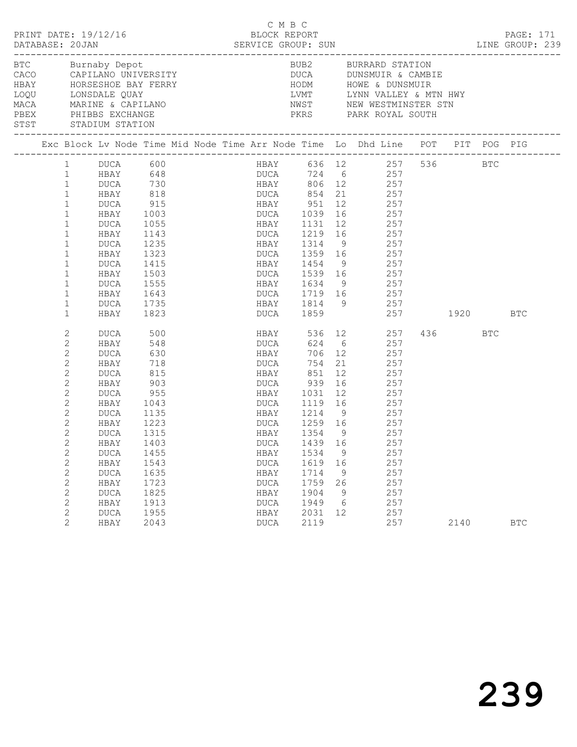C M B C

PRINT DATE: 19/12/16 BLOCK REPORT PAGE: 171
DATABASE: 20JAN SERVICE GROUP: SUN LINE GROUP: 239

| | | | |
|---|---|---|---|
| BTC | Burnaby Depot | BUB2 | BURRARD STATION |
| CACO | CAPILANO UNIVERSITY | DUCA | DUNSMUIR & CAMBIE |
| HBAY | HORSESHOE BAY FERRY | HODM | HOWE & DUNSMUIR |
| LOQU | LONSDALE QUAY | LVMT | LYNN VALLEY & MTN HWY |
| MACA | MARINE & CAPILANO | NWST | NEW WESTMINSTER STN |
| PBEX | PHIBBS EXCHANGE | PKRS | PARK ROYAL SOUTH |
| STST | STADIUM STATION | | |

| Exc | Block | Lv Node | Time | Mid Node | Time | Arr Node | Time | Lo | Dhd | Line | POT | PIT | POG | PIG |
|---|---|---|---|---|---|---|---|---|---|---|---|---|---|---|
| | 1 | DUCA | 600 | | | HBAY | 636 | 12 | | 257 | 536 | | BTC | |
| | 1 | HBAY | 648 | | | DUCA | 724 | 6 | | 257 | | | | |
| | 1 | DUCA | 730 | | | HBAY | 806 | 12 | | 257 | | | | |
| | 1 | HBAY | 818 | | | DUCA | 854 | 21 | | 257 | | | | |
| | 1 | DUCA | 915 | | | HBAY | 951 | 12 | | 257 | | | | |
| | 1 | HBAY | 1003 | | | DUCA | 1039 | 16 | | 257 | | | | |
| | 1 | DUCA | 1055 | | | HBAY | 1131 | 12 | | 257 | | | | |
| | 1 | HBAY | 1143 | | | DUCA | 1219 | 16 | | 257 | | | | |
| | 1 | DUCA | 1235 | | | HBAY | 1314 | 9 | | 257 | | | | |
| | 1 | HBAY | 1323 | | | DUCA | 1359 | 16 | | 257 | | | | |
| | 1 | DUCA | 1415 | | | HBAY | 1454 | 9 | | 257 | | | | |
| | 1 | HBAY | 1503 | | | DUCA | 1539 | 16 | | 257 | | | | |
| | 1 | DUCA | 1555 | | | HBAY | 1634 | 9 | | 257 | | | | |
| | 1 | HBAY | 1643 | | | DUCA | 1719 | 16 | | 257 | | | | |
| | 1 | DUCA | 1735 | | | HBAY | 1814 | 9 | | 257 | | | | |
| | 1 | HBAY | 1823 | | | DUCA | 1859 | | | 257 | | 1920 | | BTC |
| | 2 | DUCA | 500 | | | HBAY | 536 | 12 | | 257 | 436 | | BTC | |
| | 2 | HBAY | 548 | | | DUCA | 624 | 6 | | 257 | | | | |
| | 2 | DUCA | 630 | | | HBAY | 706 | 12 | | 257 | | | | |
| | 2 | HBAY | 718 | | | DUCA | 754 | 21 | | 257 | | | | |
| | 2 | DUCA | 815 | | | HBAY | 851 | 12 | | 257 | | | | |
| | 2 | HBAY | 903 | | | DUCA | 939 | 16 | | 257 | | | | |
| | 2 | DUCA | 955 | | | HBAY | 1031 | 12 | | 257 | | | | |
| | 2 | HBAY | 1043 | | | DUCA | 1119 | 16 | | 257 | | | | |
| | 2 | DUCA | 1135 | | | HBAY | 1214 | 9 | | 257 | | | | |
| | 2 | HBAY | 1223 | | | DUCA | 1259 | 16 | | 257 | | | | |
| | 2 | DUCA | 1315 | | | HBAY | 1354 | 9 | | 257 | | | | |
| | 2 | HBAY | 1403 | | | DUCA | 1439 | 16 | | 257 | | | | |
| | 2 | DUCA | 1455 | | | HBAY | 1534 | 9 | | 257 | | | | |
| | 2 | HBAY | 1543 | | | DUCA | 1619 | 16 | | 257 | | | | |
| | 2 | DUCA | 1635 | | | HBAY | 1714 | 9 | | 257 | | | | |
| | 2 | HBAY | 1723 | | | DUCA | 1759 | 26 | | 257 | | | | |
| | 2 | DUCA | 1825 | | | HBAY | 1904 | 9 | | 257 | | | | |
| | 2 | HBAY | 1913 | | | DUCA | 1949 | 6 | | 257 | | | | |
| | 2 | DUCA | 1955 | | | HBAY | 2031 | 12 | | 257 | | | | |
| | 2 | HBAY | 2043 | | | DUCA | 2119 | | | 257 | | 2140 | | BTC |

239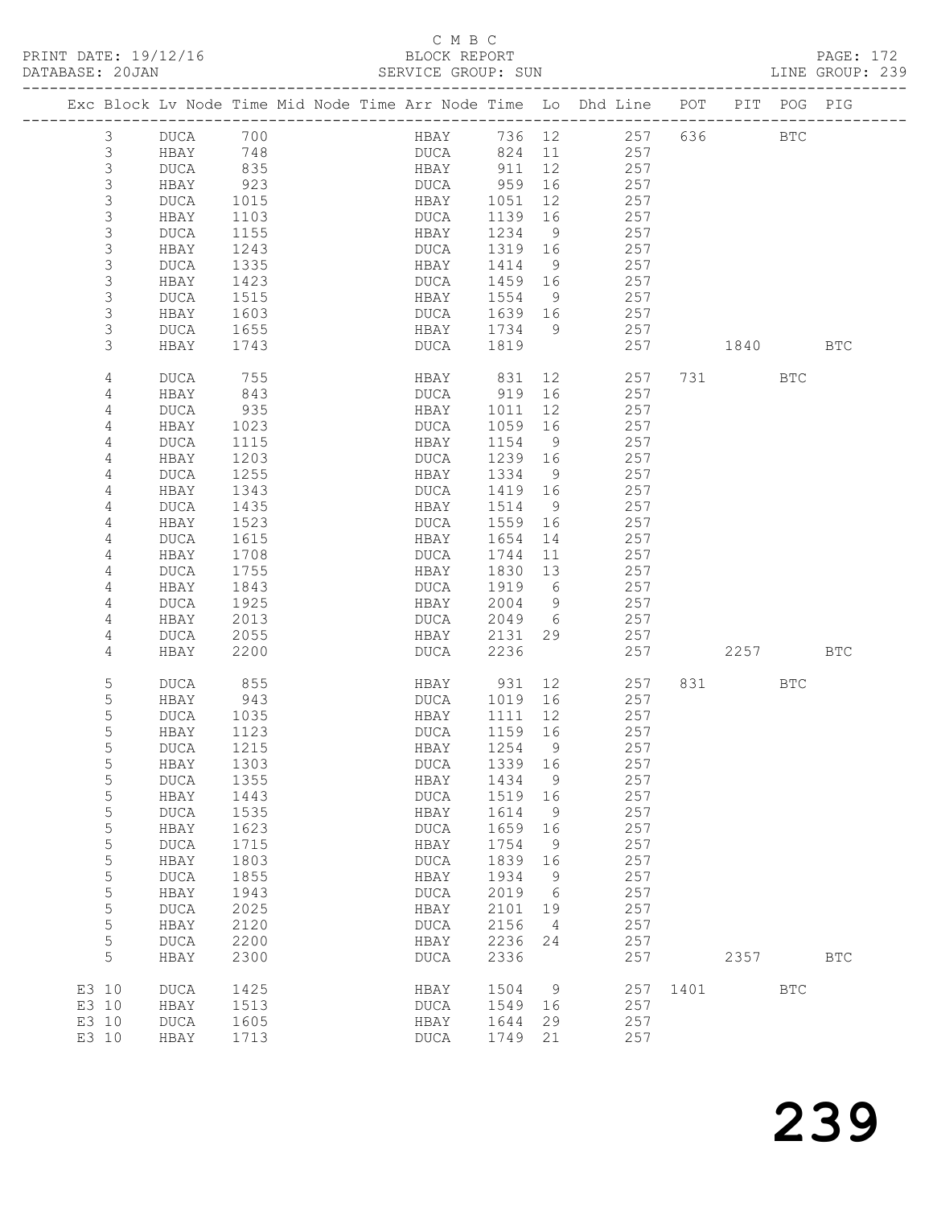C M B C

PRINT DATE: 19/12/16 BLOCK REPORT PAGE: 172
DATABASE: 20JAN SERVICE GROUP: SUN LINE GROUP: 239

| Exc | Block | Lv | Node | Time | Mid Node | Time | Arr Node | Time | Lo | Dhd Line | POT | PIT | POG | PIG |
|---|---|---|---|---|---|---|---|---|---|---|---|---|---|---|
| | 3 | | DUCA | 700 | | | HBAY | 736 | 12 | 257 | 636 | | BTC | |
| | 3 | | HBAY | 748 | | | DUCA | 824 | 11 | 257 | | | | |
| | 3 | | DUCA | 835 | | | HBAY | 911 | 12 | 257 | | | | |
| | 3 | | HBAY | 923 | | | DUCA | 959 | 16 | 257 | | | | |
| | 3 | | DUCA | 1015 | | | HBAY | 1051 | 12 | 257 | | | | |
| | 3 | | HBAY | 1103 | | | DUCA | 1139 | 16 | 257 | | | | |
| | 3 | | DUCA | 1155 | | | HBAY | 1234 | 9 | 257 | | | | |
| | 3 | | HBAY | 1243 | | | DUCA | 1319 | 16 | 257 | | | | |
| | 3 | | DUCA | 1335 | | | HBAY | 1414 | 9 | 257 | | | | |
| | 3 | | HBAY | 1423 | | | DUCA | 1459 | 16 | 257 | | | | |
| | 3 | | DUCA | 1515 | | | HBAY | 1554 | 9 | 257 | | | | |
| | 3 | | HBAY | 1603 | | | DUCA | 1639 | 16 | 257 | | | | |
| | 3 | | DUCA | 1655 | | | HBAY | 1734 | 9 | 257 | | | | |
| | 3 | | HBAY | 1743 | | | DUCA | 1819 | | 257 | | 1840 | | BTC |
| | 4 | | DUCA | 755 | | | HBAY | 831 | 12 | 257 | 731 | | BTC | |
| | 4 | | HBAY | 843 | | | DUCA | 919 | 16 | 257 | | | | |
| | 4 | | DUCA | 935 | | | HBAY | 1011 | 12 | 257 | | | | |
| | 4 | | HBAY | 1023 | | | DUCA | 1059 | 16 | 257 | | | | |
| | 4 | | DUCA | 1115 | | | HBAY | 1154 | 9 | 257 | | | | |
| | 4 | | HBAY | 1203 | | | DUCA | 1239 | 16 | 257 | | | | |
| | 4 | | DUCA | 1255 | | | HBAY | 1334 | 9 | 257 | | | | |
| | 4 | | HBAY | 1343 | | | DUCA | 1419 | 16 | 257 | | | | |
| | 4 | | DUCA | 1435 | | | HBAY | 1514 | 9 | 257 | | | | |
| | 4 | | HBAY | 1523 | | | DUCA | 1559 | 16 | 257 | | | | |
| | 4 | | DUCA | 1615 | | | HBAY | 1654 | 14 | 257 | | | | |
| | 4 | | HBAY | 1708 | | | DUCA | 1744 | 11 | 257 | | | | |
| | 4 | | DUCA | 1755 | | | HBAY | 1830 | 13 | 257 | | | | |
| | 4 | | HBAY | 1843 | | | DUCA | 1919 | 6 | 257 | | | | |
| | 4 | | DUCA | 1925 | | | HBAY | 2004 | 9 | 257 | | | | |
| | 4 | | HBAY | 2013 | | | DUCA | 2049 | 6 | 257 | | | | |
| | 4 | | DUCA | 2055 | | | HBAY | 2131 | 29 | 257 | | | | |
| | 4 | | HBAY | 2200 | | | DUCA | 2236 | | 257 | | 2257 | | BTC |
| | 5 | | DUCA | 855 | | | HBAY | 931 | 12 | 257 | 831 | | BTC | |
| | 5 | | HBAY | 943 | | | DUCA | 1019 | 16 | 257 | | | | |
| | 5 | | DUCA | 1035 | | | HBAY | 1111 | 12 | 257 | | | | |
| | 5 | | HBAY | 1123 | | | DUCA | 1159 | 16 | 257 | | | | |
| | 5 | | DUCA | 1215 | | | HBAY | 1254 | 9 | 257 | | | | |
| | 5 | | HBAY | 1303 | | | DUCA | 1339 | 16 | 257 | | | | |
| | 5 | | DUCA | 1355 | | | HBAY | 1434 | 9 | 257 | | | | |
| | 5 | | HBAY | 1443 | | | DUCA | 1519 | 16 | 257 | | | | |
| | 5 | | DUCA | 1535 | | | HBAY | 1614 | 9 | 257 | | | | |
| | 5 | | HBAY | 1623 | | | DUCA | 1659 | 16 | 257 | | | | |
| | 5 | | DUCA | 1715 | | | HBAY | 1754 | 9 | 257 | | | | |
| | 5 | | HBAY | 1803 | | | DUCA | 1839 | 16 | 257 | | | | |
| | 5 | | DUCA | 1855 | | | HBAY | 1934 | 9 | 257 | | | | |
| | 5 | | HBAY | 1943 | | | DUCA | 2019 | 6 | 257 | | | | |
| | 5 | | DUCA | 2025 | | | HBAY | 2101 | 19 | 257 | | | | |
| | 5 | | HBAY | 2120 | | | DUCA | 2156 | 4 | 257 | | | | |
| | 5 | | DUCA | 2200 | | | HBAY | 2236 | 24 | 257 | | | | |
| | 5 | | HBAY | 2300 | | | DUCA | 2336 | | 257 | | 2357 | | BTC |
| E3 | 10 | | DUCA | 1425 | | | HBAY | 1504 | 9 | 257 | 1401 | | BTC | |
| E3 | 10 | | HBAY | 1513 | | | DUCA | 1549 | 16 | 257 | | | | |
| E3 | 10 | | DUCA | 1605 | | | HBAY | 1644 | 29 | 257 | | | | |
| E3 | 10 | | HBAY | 1713 | | | DUCA | 1749 | 21 | 257 | | | | |

# 239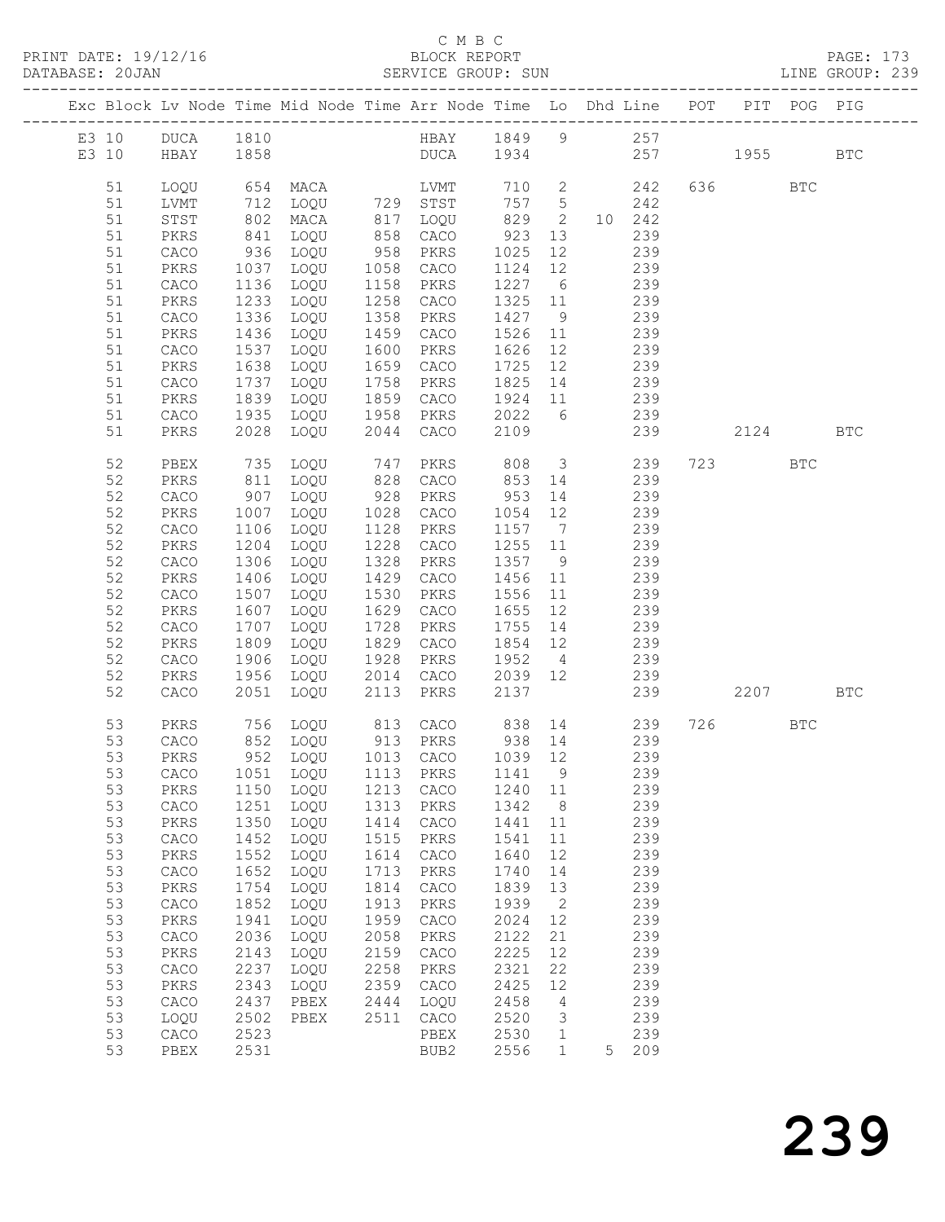C M B C

BLOCK REPORT

SERVICE GROUP: SUN

PRINT DATE: 19/12/16
DATABASE: 20JAN

LINE GROUP: 239

| Exc | Block | Lv | Node | Time | Mid Node | Time | Arr Node | Time | Lo | Dhd | Line | POT | PIT | POG | PIG |
|---|---|---|---|---|---|---|---|---|---|---|---|---|---|---|---|
| E3 | 10 | | DUCA | 1810 | | | HBAY | 1849 | 9 | | 257 | | | | |
| E3 | 10 | | HBAY | 1858 | | | DUCA | 1934 | | | 257 | | 1955 | | BTC |
| | 51 | | LOQU | 654 | MACA | | LVMT | 710 | 2 | | 242 | 636 | | BTC | |
| | 51 | | LVMT | 712 | LOQU | 729 | STST | 757 | 5 | | 242 | | | | |
| | 51 | | STST | 802 | MACA | 817 | LOQU | 829 | 2 | 10 | 242 | | | | |
| | 51 | | PKRS | 841 | LOQU | 858 | CACO | 923 | 13 | | 239 | | | | |
| | 51 | | CACO | 936 | LOQU | 958 | PKRS | 1025 | 12 | | 239 | | | | |
| | 51 | | PKRS | 1037 | LOQU | 1058 | CACO | 1124 | 12 | | 239 | | | | |
| | 51 | | CACO | 1136 | LOQU | 1158 | PKRS | 1227 | 6 | | 239 | | | | |
| | 51 | | PKRS | 1233 | LOQU | 1258 | CACO | 1325 | 11 | | 239 | | | | |
| | 51 | | CACO | 1336 | LOQU | 1358 | PKRS | 1427 | 9 | | 239 | | | | |
| | 51 | | PKRS | 1436 | LOQU | 1459 | CACO | 1526 | 11 | | 239 | | | | |
| | 51 | | CACO | 1537 | LOQU | 1600 | PKRS | 1626 | 12 | | 239 | | | | |
| | 51 | | PKRS | 1638 | LOQU | 1659 | CACO | 1725 | 12 | | 239 | | | | |
| | 51 | | CACO | 1737 | LOQU | 1758 | PKRS | 1825 | 14 | | 239 | | | | |
| | 51 | | PKRS | 1839 | LOQU | 1859 | CACO | 1924 | 11 | | 239 | | | | |
| | 51 | | CACO | 1935 | LOQU | 1958 | PKRS | 2022 | 6 | | 239 | | | | |
| | 51 | | PKRS | 2028 | LOQU | 2044 | CACO | 2109 | | | 239 | | 2124 | | BTC |
| | 52 | | PBEX | 735 | LOQU | 747 | PKRS | 808 | 3 | | 239 | 723 | | BTC | |
| | 52 | | PKRS | 811 | LOQU | 828 | CACO | 853 | 14 | | 239 | | | | |
| | 52 | | CACO | 907 | LOQU | 928 | PKRS | 953 | 14 | | 239 | | | | |
| | 52 | | PKRS | 1007 | LOQU | 1028 | CACO | 1054 | 12 | | 239 | | | | |
| | 52 | | CACO | 1106 | LOQU | 1128 | PKRS | 1157 | 7 | | 239 | | | | |
| | 52 | | PKRS | 1204 | LOQU | 1228 | CACO | 1255 | 11 | | 239 | | | | |
| | 52 | | CACO | 1306 | LOQU | 1328 | PKRS | 1357 | 9 | | 239 | | | | |
| | 52 | | PKRS | 1406 | LOQU | 1429 | CACO | 1456 | 11 | | 239 | | | | |
| | 52 | | CACO | 1507 | LOQU | 1530 | PKRS | 1556 | 11 | | 239 | | | | |
| | 52 | | PKRS | 1607 | LOQU | 1629 | CACO | 1655 | 12 | | 239 | | | | |
| | 52 | | CACO | 1707 | LOQU | 1728 | PKRS | 1755 | 14 | | 239 | | | | |
| | 52 | | PKRS | 1809 | LOQU | 1829 | CACO | 1854 | 12 | | 239 | | | | |
| | 52 | | CACO | 1906 | LOQU | 1928 | PKRS | 1952 | 4 | | 239 | | | | |
| | 52 | | PKRS | 1956 | LOQU | 2014 | CACO | 2039 | 12 | | 239 | | | | |
| | 52 | | CACO | 2051 | LOQU | 2113 | PKRS | 2137 | | | 239 | | 2207 | | BTC |
| | 53 | | PKRS | 756 | LOQU | 813 | CACO | 838 | 14 | | 239 | 726 | | BTC | |
| | 53 | | CACO | 852 | LOQU | 913 | PKRS | 938 | 14 | | 239 | | | | |
| | 53 | | PKRS | 952 | LOQU | 1013 | CACO | 1039 | 12 | | 239 | | | | |
| | 53 | | CACO | 1051 | LOQU | 1113 | PKRS | 1141 | 9 | | 239 | | | | |
| | 53 | | PKRS | 1150 | LOQU | 1213 | CACO | 1240 | 11 | | 239 | | | | |
| | 53 | | CACO | 1251 | LOQU | 1313 | PKRS | 1342 | 8 | | 239 | | | | |
| | 53 | | PKRS | 1350 | LOQU | 1414 | CACO | 1441 | 11 | | 239 | | | | |
| | 53 | | CACO | 1452 | LOQU | 1515 | PKRS | 1541 | 11 | | 239 | | | | |
| | 53 | | PKRS | 1552 | LOQU | 1614 | CACO | 1640 | 12 | | 239 | | | | |
| | 53 | | CACO | 1652 | LOQU | 1713 | PKRS | 1740 | 14 | | 239 | | | | |
| | 53 | | PKRS | 1754 | LOQU | 1814 | CACO | 1839 | 13 | | 239 | | | | |
| | 53 | | CACO | 1852 | LOQU | 1913 | PKRS | 1939 | 2 | | 239 | | | | |
| | 53 | | PKRS | 1941 | LOQU | 1959 | CACO | 2024 | 12 | | 239 | | | | |
| | 53 | | CACO | 2036 | LOQU | 2058 | PKRS | 2122 | 21 | | 239 | | | | |
| | 53 | | PKRS | 2143 | LOQU | 2159 | CACO | 2225 | 12 | | 239 | | | | |
| | 53 | | CACO | 2237 | LOQU | 2258 | PKRS | 2321 | 22 | | 239 | | | | |
| | 53 | | PKRS | 2343 | LOQU | 2359 | CACO | 2425 | 12 | | 239 | | | | |
| | 53 | | CACO | 2437 | PBEX | 2444 | LOQU | 2458 | 4 | | 239 | | | | |
| | 53 | | LOQU | 2502 | PBEX | 2511 | CACO | 2520 | 3 | | 239 | | | | |
| | 53 | | CACO | 2523 | | | PBEX | 2530 | 1 | | 239 | | | | |
| | 53 | | PBEX | 2531 | | | BUB2 | 2556 | 1 | 5 | 209 | | | | |

239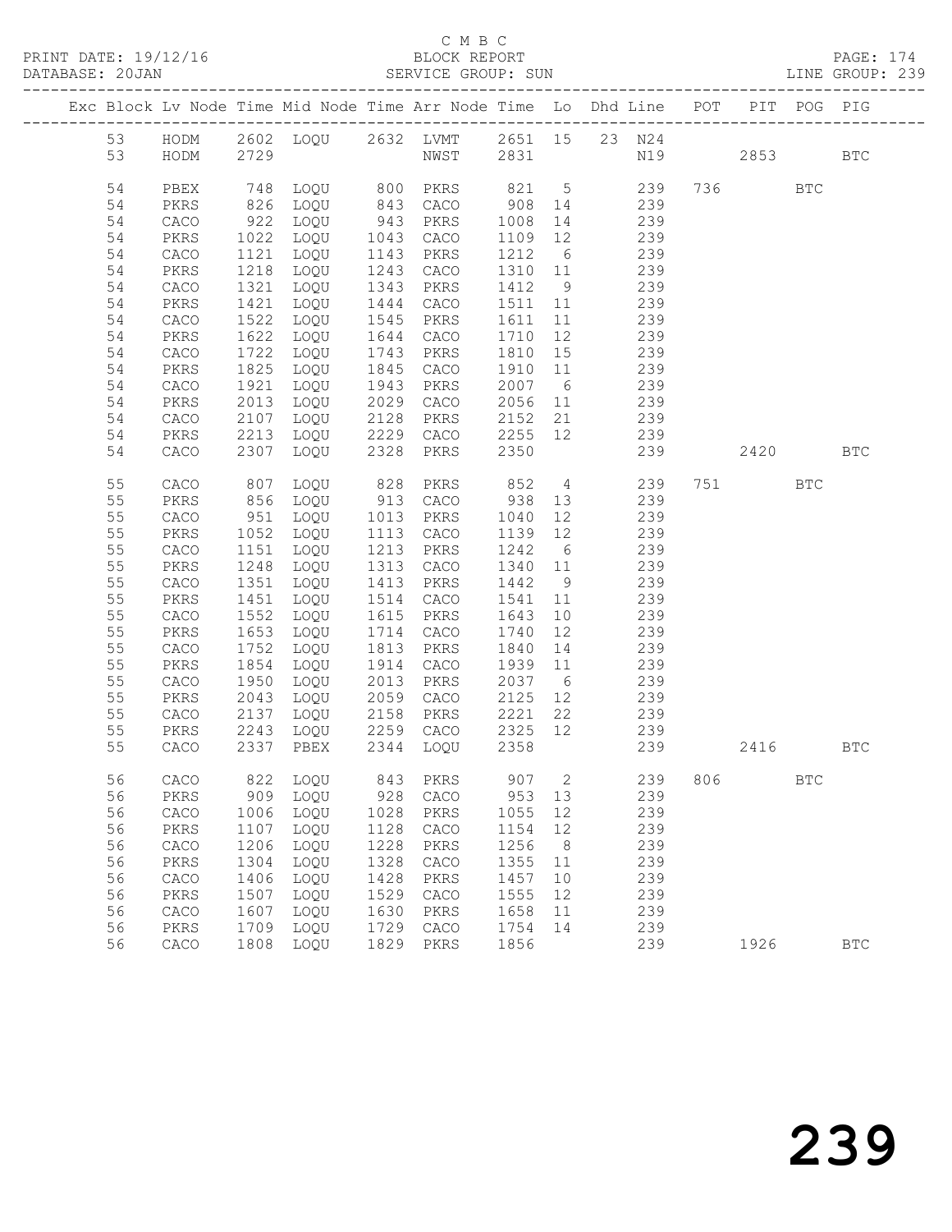C M B C

BLOCK REPORT

SERVICE GROUP: SUN

PRINT DATE: 19/12/16
DATABASE: 20JAN
LINE GROUP: 239

| Exc | Block | Lv | Node | Time | Mid Node | Time | Arr Node | Time | Lo | Dhd | Line | POT | PIT | POG | PIG |
|---|---|---|---|---|---|---|---|---|---|---|---|---|---|---|---|
| | 53 | | HODM | 2602 | LOQU | 2632 | LVMT | 2651 | 15 | 23 | N24 | | | | |
| | 53 | | HODM | 2729 | | | NWST | 2831 | | | N19 | | 2853 | | BTC |
| | 54 | | PBEX | 748 | LOQU | 800 | PKRS | 821 | 5 | | 239 | 736 | | BTC | |
| | 54 | | PKRS | 826 | LOQU | 843 | CACO | 908 | 14 | | 239 | | | | |
| | 54 | | CACO | 922 | LOQU | 943 | PKRS | 1008 | 14 | | 239 | | | | |
| | 54 | | PKRS | 1022 | LOQU | 1043 | CACO | 1109 | 12 | | 239 | | | | |
| | 54 | | CACO | 1121 | LOQU | 1143 | PKRS | 1212 | 6 | | 239 | | | | |
| | 54 | | PKRS | 1218 | LOQU | 1243 | CACO | 1310 | 11 | | 239 | | | | |
| | 54 | | CACO | 1321 | LOQU | 1343 | PKRS | 1412 | 9 | | 239 | | | | |
| | 54 | | PKRS | 1421 | LOQU | 1444 | CACO | 1511 | 11 | | 239 | | | | |
| | 54 | | CACO | 1522 | LOQU | 1545 | PKRS | 1611 | 11 | | 239 | | | | |
| | 54 | | PKRS | 1622 | LOQU | 1644 | CACO | 1710 | 12 | | 239 | | | | |
| | 54 | | CACO | 1722 | LOQU | 1743 | PKRS | 1810 | 15 | | 239 | | | | |
| | 54 | | PKRS | 1825 | LOQU | 1845 | CACO | 1910 | 11 | | 239 | | | | |
| | 54 | | CACO | 1921 | LOQU | 1943 | PKRS | 2007 | 6 | | 239 | | | | |
| | 54 | | PKRS | 2013 | LOQU | 2029 | CACO | 2056 | 11 | | 239 | | | | |
| | 54 | | CACO | 2107 | LOQU | 2128 | PKRS | 2152 | 21 | | 239 | | | | |
| | 54 | | PKRS | 2213 | LOQU | 2229 | CACO | 2255 | 12 | | 239 | | | | |
| | 54 | | CACO | 2307 | LOQU | 2328 | PKRS | 2350 | | | 239 | | 2420 | | BTC |
| | 55 | | CACO | 807 | LOQU | 828 | PKRS | 852 | 4 | | 239 | 751 | | BTC | |
| | 55 | | PKRS | 856 | LOQU | 913 | CACO | 938 | 13 | | 239 | | | | |
| | 55 | | CACO | 951 | LOQU | 1013 | PKRS | 1040 | 12 | | 239 | | | | |
| | 55 | | PKRS | 1052 | LOQU | 1113 | CACO | 1139 | 12 | | 239 | | | | |
| | 55 | | CACO | 1151 | LOQU | 1213 | PKRS | 1242 | 6 | | 239 | | | | |
| | 55 | | PKRS | 1248 | LOQU | 1313 | CACO | 1340 | 11 | | 239 | | | | |
| | 55 | | CACO | 1351 | LOQU | 1413 | PKRS | 1442 | 9 | | 239 | | | | |
| | 55 | | PKRS | 1451 | LOQU | 1514 | CACO | 1541 | 11 | | 239 | | | | |
| | 55 | | CACO | 1552 | LOQU | 1615 | PKRS | 1643 | 10 | | 239 | | | | |
| | 55 | | PKRS | 1653 | LOQU | 1714 | CACO | 1740 | 12 | | 239 | | | | |
| | 55 | | CACO | 1752 | LOQU | 1813 | PKRS | 1840 | 14 | | 239 | | | | |
| | 55 | | PKRS | 1854 | LOQU | 1914 | CACO | 1939 | 11 | | 239 | | | | |
| | 55 | | CACO | 1950 | LOQU | 2013 | PKRS | 2037 | 6 | | 239 | | | | |
| | 55 | | PKRS | 2043 | LOQU | 2059 | CACO | 2125 | 12 | | 239 | | | | |
| | 55 | | CACO | 2137 | LOQU | 2158 | PKRS | 2221 | 22 | | 239 | | | | |
| | 55 | | PKRS | 2243 | LOQU | 2259 | CACO | 2325 | 12 | | 239 | | | | |
| | 55 | | CACO | 2337 | PBEX | 2344 | LOQU | 2358 | | | 239 | | 2416 | | BTC |
| | 56 | | CACO | 822 | LOQU | 843 | PKRS | 907 | 2 | | 239 | 806 | | BTC | |
| | 56 | | PKRS | 909 | LOQU | 928 | CACO | 953 | 13 | | 239 | | | | |
| | 56 | | CACO | 1006 | LOQU | 1028 | PKRS | 1055 | 12 | | 239 | | | | |
| | 56 | | PKRS | 1107 | LOQU | 1128 | CACO | 1154 | 12 | | 239 | | | | |
| | 56 | | CACO | 1206 | LOQU | 1228 | PKRS | 1256 | 8 | | 239 | | | | |
| | 56 | | PKRS | 1304 | LOQU | 1328 | CACO | 1355 | 11 | | 239 | | | | |
| | 56 | | CACO | 1406 | LOQU | 1428 | PKRS | 1457 | 10 | | 239 | | | | |
| | 56 | | PKRS | 1507 | LOQU | 1529 | CACO | 1555 | 12 | | 239 | | | | |
| | 56 | | CACO | 1607 | LOQU | 1630 | PKRS | 1658 | 11 | | 239 | | | | |
| | 56 | | PKRS | 1709 | LOQU | 1729 | CACO | 1754 | 14 | | 239 | | | | |
| | 56 | | CACO | 1808 | LOQU | 1829 | PKRS | 1856 | | | 239 | | 1926 | | BTC |

239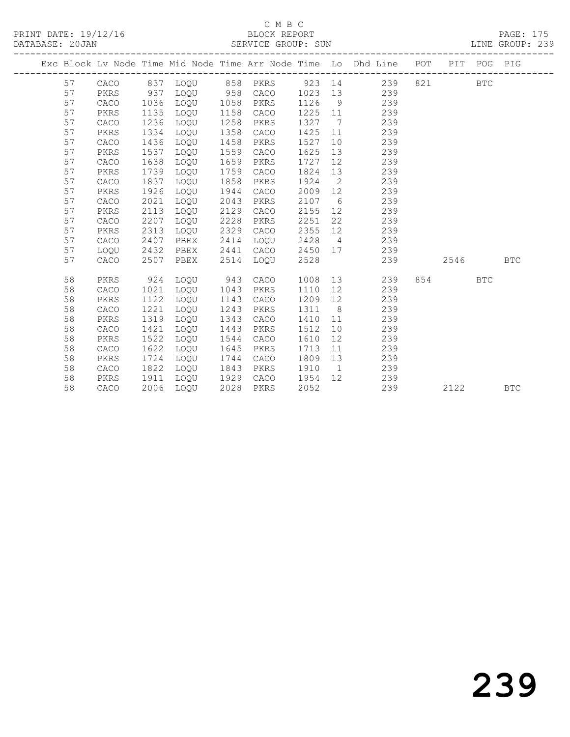C M B C
BLOCK REPORT
SERVICE GROUP: SUN

| Exc | Block | Lv | Node | Time | Mid Node | Time | Arr Node | Time | Lo | Dhd Line | POT | PIT | POG | PIG |
|---|---|---|---|---|---|---|---|---|---|---|---|---|---|---|
| | 57 | | CACO | 837 | LOQU | 858 | PKRS | 923 | 14 | 239 | 821 | | BTC | |
| | 57 | | PKRS | 937 | LOQU | 958 | CACO | 1023 | 13 | 239 | | | | |
| | 57 | | CACO | 1036 | LOQU | 1058 | PKRS | 1126 | 9 | 239 | | | | |
| | 57 | | PKRS | 1135 | LOQU | 1158 | CACO | 1225 | 11 | 239 | | | | |
| | 57 | | CACO | 1236 | LOQU | 1258 | PKRS | 1327 | 7 | 239 | | | | |
| | 57 | | PKRS | 1334 | LOQU | 1358 | CACO | 1425 | 11 | 239 | | | | |
| | 57 | | CACO | 1436 | LOQU | 1458 | PKRS | 1527 | 10 | 239 | | | | |
| | 57 | | PKRS | 1537 | LOQU | 1559 | CACO | 1625 | 13 | 239 | | | | |
| | 57 | | CACO | 1638 | LOQU | 1659 | PKRS | 1727 | 12 | 239 | | | | |
| | 57 | | PKRS | 1739 | LOQU | 1759 | CACO | 1824 | 13 | 239 | | | | |
| | 57 | | CACO | 1837 | LOQU | 1858 | PKRS | 1924 | 2 | 239 | | | | |
| | 57 | | PKRS | 1926 | LOQU | 1944 | CACO | 2009 | 12 | 239 | | | | |
| | 57 | | CACO | 2021 | LOQU | 2043 | PKRS | 2107 | 6 | 239 | | | | |
| | 57 | | PKRS | 2113 | LOQU | 2129 | CACO | 2155 | 12 | 239 | | | | |
| | 57 | | CACO | 2207 | LOQU | 2228 | PKRS | 2251 | 22 | 239 | | | | |
| | 57 | | PKRS | 2313 | LOQU | 2329 | CACO | 2355 | 12 | 239 | | | | |
| | 57 | | CACO | 2407 | PBEX | 2414 | LOQU | 2428 | 4 | 239 | | | | |
| | 57 | | LOQU | 2432 | PBEX | 2441 | CACO | 2450 | 17 | 239 | | | | |
| | 57 | | CACO | 2507 | PBEX | 2514 | LOQU | 2528 | | 239 | | 2546 | | BTC |
| | 58 | | PKRS | 924 | LOQU | 943 | CACO | 1008 | 13 | 239 | 854 | | BTC | |
| | 58 | | CACO | 1021 | LOQU | 1043 | PKRS | 1110 | 12 | 239 | | | | |
| | 58 | | PKRS | 1122 | LOQU | 1143 | CACO | 1209 | 12 | 239 | | | | |
| | 58 | | CACO | 1221 | LOQU | 1243 | PKRS | 1311 | 8 | 239 | | | | |
| | 58 | | PKRS | 1319 | LOQU | 1343 | CACO | 1410 | 11 | 239 | | | | |
| | 58 | | CACO | 1421 | LOQU | 1443 | PKRS | 1512 | 10 | 239 | | | | |
| | 58 | | PKRS | 1522 | LOQU | 1544 | CACO | 1610 | 12 | 239 | | | | |
| | 58 | | CACO | 1622 | LOQU | 1645 | PKRS | 1713 | 11 | 239 | | | | |
| | 58 | | PKRS | 1724 | LOQU | 1744 | CACO | 1809 | 13 | 239 | | | | |
| | 58 | | CACO | 1822 | LOQU | 1843 | PKRS | 1910 | 1 | 239 | | | | |
| | 58 | | PKRS | 1911 | LOQU | 1929 | CACO | 1954 | 12 | 239 | | | | |
| | 58 | | CACO | 2006 | LOQU | 2028 | PKRS | 2052 | | 239 | | 2122 | | BTC |

# 239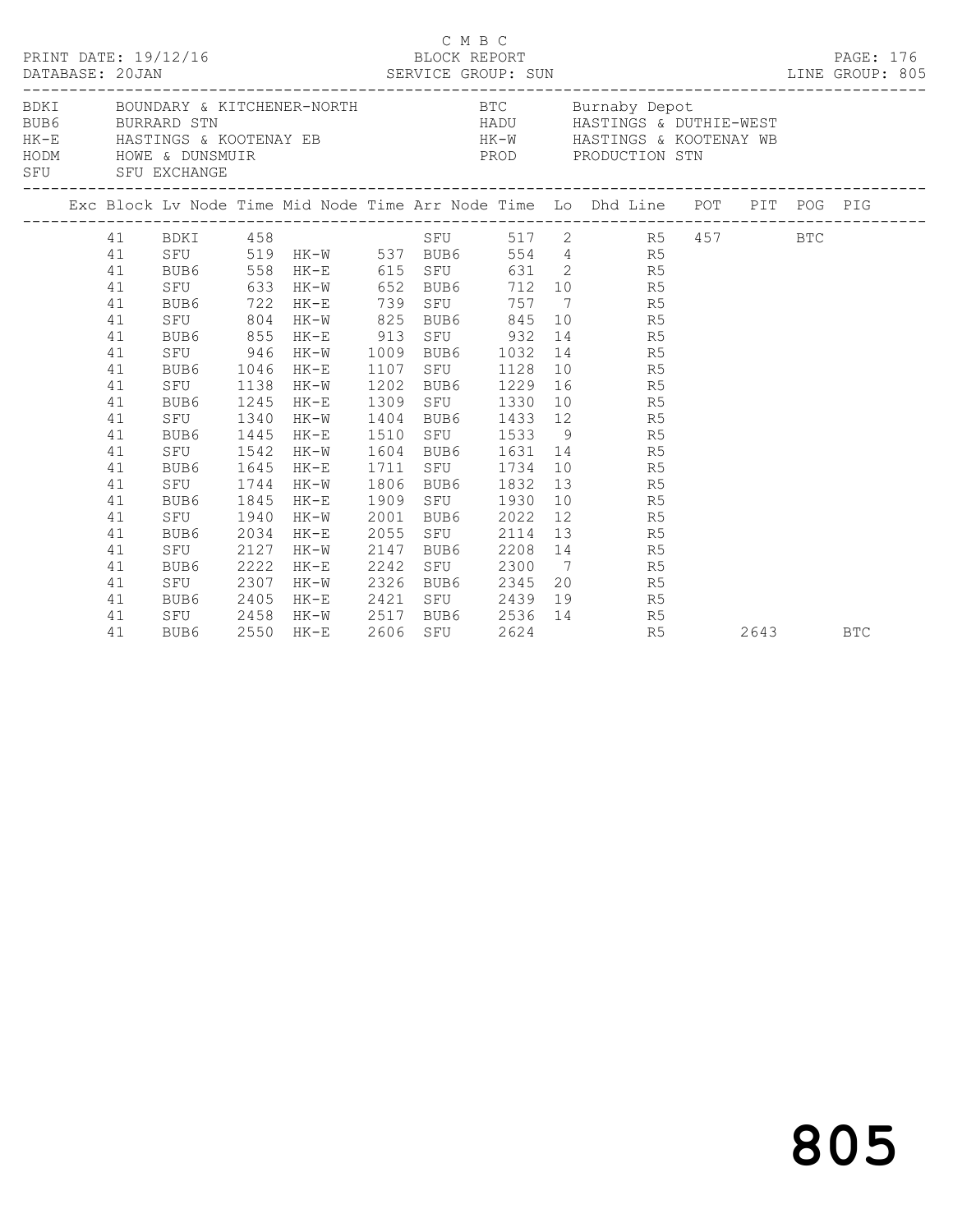C M B C

PRINT DATE: 19/12/16 BLOCK REPORT

DATABASE: 20JAN SERVICE GROUP: SUN LINE GROUP: 805

| Code | Description | Code | Description |
|---|---|---|---|
| BDKI | BOUNDARY & KITCHENER-NORTH | BTC | Burnaby Depot |
| BUB6 | BURRARD STN | HADU | HASTINGS & DUTHIE-WEST |
| HK-E | HASTINGS & KOOTENAY EB | HK-W | HASTINGS & KOOTENAY WB |
| HODM | HOWE & DUNSMUIR | PROD | PRODUCTION STN |
| SFU | SFU EXCHANGE | | |

| Exc | Block | Lv Node | Time | Mid Node | Time | Arr Node | Time | Lo | Dhd Line | POT | PIT | POG | PIG |
|---|---|---|---|---|---|---|---|---|---|---|---|---|---|
| | 41 | BDKI | 458 | | | SFU | 517 | 2 | R5 | 457 | | BTC | |
| | 41 | SFU | 519 | HK-W | 537 | BUB6 | 554 | 4 | R5 | | | | |
| | 41 | BUB6 | 558 | HK-E | 615 | SFU | 631 | 2 | R5 | | | | |
| | 41 | SFU | 633 | HK-W | 652 | BUB6 | 712 | 10 | R5 | | | | |
| | 41 | BUB6 | 722 | HK-E | 739 | SFU | 757 | 7 | R5 | | | | |
| | 41 | SFU | 804 | HK-W | 825 | BUB6 | 845 | 10 | R5 | | | | |
| | 41 | BUB6 | 855 | HK-E | 913 | SFU | 932 | 14 | R5 | | | | |
| | 41 | SFU | 946 | HK-W | 1009 | BUB6 | 1032 | 14 | R5 | | | | |
| | 41 | BUB6 | 1046 | HK-E | 1107 | SFU | 1128 | 10 | R5 | | | | |
| | 41 | SFU | 1138 | HK-W | 1202 | BUB6 | 1229 | 16 | R5 | | | | |
| | 41 | BUB6 | 1245 | HK-E | 1309 | SFU | 1330 | 10 | R5 | | | | |
| | 41 | SFU | 1340 | HK-W | 1404 | BUB6 | 1433 | 12 | R5 | | | | |
| | 41 | BUB6 | 1445 | HK-E | 1510 | SFU | 1533 | 9 | R5 | | | | |
| | 41 | SFU | 1542 | HK-W | 1604 | BUB6 | 1631 | 14 | R5 | | | | |
| | 41 | BUB6 | 1645 | HK-E | 1711 | SFU | 1734 | 10 | R5 | | | | |
| | 41 | SFU | 1744 | HK-W | 1806 | BUB6 | 1832 | 13 | R5 | | | | |
| | 41 | BUB6 | 1845 | HK-E | 1909 | SFU | 1930 | 10 | R5 | | | | |
| | 41 | SFU | 1940 | HK-W | 2001 | BUB6 | 2022 | 12 | R5 | | | | |
| | 41 | BUB6 | 2034 | HK-E | 2055 | SFU | 2114 | 13 | R5 | | | | |
| | 41 | SFU | 2127 | HK-W | 2147 | BUB6 | 2208 | 14 | R5 | | | | |
| | 41 | BUB6 | 2222 | HK-E | 2242 | SFU | 2300 | 7 | R5 | | | | |
| | 41 | SFU | 2307 | HK-W | 2326 | BUB6 | 2345 | 20 | R5 | | | | |
| | 41 | BUB6 | 2405 | HK-E | 2421 | SFU | 2439 | 19 | R5 | | | | |
| | 41 | SFU | 2458 | HK-W | 2517 | BUB6 | 2536 | 14 | R5 | | | | |
| | 41 | BUB6 | 2550 | HK-E | 2606 | SFU | 2624 | | R5 | | 2643 | | BTC |

805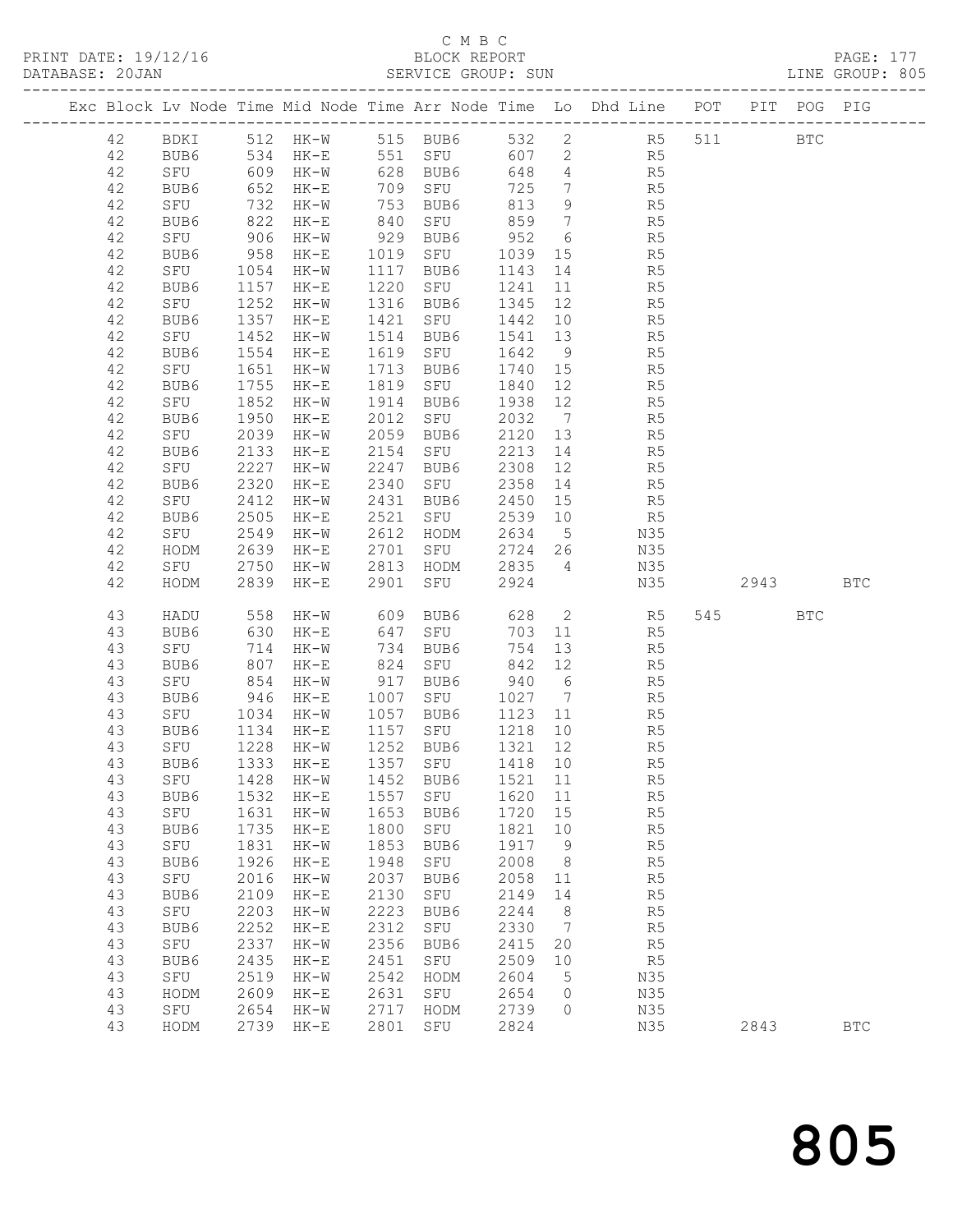C M B C

BLOCK REPORT

SERVICE GROUP: SUN

LINE GROUP: 805

| Exc | Block | Lv | Node | Time | Mid Node | Time | Arr Node | Time | Lo | Dhd Line | POT | PIT | POG | PIG |
|---|---|---|---|---|---|---|---|---|---|---|---|---|---|---|
| | 42 | | BDKI | 512 | HK-W | 515 | BUB6 | 532 | 2 | R5 | 511 | | BTC | |
| | 42 | | BUB6 | 534 | HK-E | 551 | SFU | 607 | 2 | R5 | | | | |
| | 42 | | SFU | 609 | HK-W | 628 | BUB6 | 648 | 4 | R5 | | | | |
| | 42 | | BUB6 | 652 | HK-E | 709 | SFU | 725 | 7 | R5 | | | | |
| | 42 | | SFU | 732 | HK-W | 753 | BUB6 | 813 | 9 | R5 | | | | |
| | 42 | | BUB6 | 822 | HK-E | 840 | SFU | 859 | 7 | R5 | | | | |
| | 42 | | SFU | 906 | HK-W | 929 | BUB6 | 952 | 6 | R5 | | | | |
| | 42 | | BUB6 | 958 | HK-E | 1019 | SFU | 1039 | 15 | R5 | | | | |
| | 42 | | SFU | 1054 | HK-W | 1117 | BUB6 | 1143 | 14 | R5 | | | | |
| | 42 | | BUB6 | 1157 | HK-E | 1220 | SFU | 1241 | 11 | R5 | | | | |
| | 42 | | SFU | 1252 | HK-W | 1316 | BUB6 | 1345 | 12 | R5 | | | | |
| | 42 | | BUB6 | 1357 | HK-E | 1421 | SFU | 1442 | 10 | R5 | | | | |
| | 42 | | SFU | 1452 | HK-W | 1514 | BUB6 | 1541 | 13 | R5 | | | | |
| | 42 | | BUB6 | 1554 | HK-E | 1619 | SFU | 1642 | 9 | R5 | | | | |
| | 42 | | SFU | 1651 | HK-W | 1713 | BUB6 | 1740 | 15 | R5 | | | | |
| | 42 | | BUB6 | 1755 | HK-E | 1819 | SFU | 1840 | 12 | R5 | | | | |
| | 42 | | SFU | 1852 | HK-W | 1914 | BUB6 | 1938 | 12 | R5 | | | | |
| | 42 | | BUB6 | 1950 | HK-E | 2012 | SFU | 2032 | 7 | R5 | | | | |
| | 42 | | SFU | 2039 | HK-W | 2059 | BUB6 | 2120 | 13 | R5 | | | | |
| | 42 | | BUB6 | 2133 | HK-E | 2154 | SFU | 2213 | 14 | R5 | | | | |
| | 42 | | SFU | 2227 | HK-W | 2247 | BUB6 | 2308 | 12 | R5 | | | | |
| | 42 | | BUB6 | 2320 | HK-E | 2340 | SFU | 2358 | 14 | R5 | | | | |
| | 42 | | SFU | 2412 | HK-W | 2431 | BUB6 | 2450 | 15 | R5 | | | | |
| | 42 | | BUB6 | 2505 | HK-E | 2521 | SFU | 2539 | 10 | R5 | | | | |
| | 42 | | SFU | 2549 | HK-W | 2612 | HODM | 2634 | 5 | N35 | | | | |
| | 42 | | HODM | 2639 | HK-E | 2701 | SFU | 2724 | 26 | N35 | | | | |
| | 42 | | SFU | 2750 | HK-W | 2813 | HODM | 2835 | 4 | N35 | | | | |
| | 42 | | HODM | 2839 | HK-E | 2901 | SFU | 2924 | | N35 | | 2943 | | BTC |
| | 43 | | HADU | 558 | HK-W | 609 | BUB6 | 628 | 2 | R5 | 545 | | BTC | |
| | 43 | | BUB6 | 630 | HK-E | 647 | SFU | 703 | 11 | R5 | | | | |
| | 43 | | SFU | 714 | HK-W | 734 | BUB6 | 754 | 13 | R5 | | | | |
| | 43 | | BUB6 | 807 | HK-E | 824 | SFU | 842 | 12 | R5 | | | | |
| | 43 | | SFU | 854 | HK-W | 917 | BUB6 | 940 | 6 | R5 | | | | |
| | 43 | | BUB6 | 946 | HK-E | 1007 | SFU | 1027 | 7 | R5 | | | | |
| | 43 | | SFU | 1034 | HK-W | 1057 | BUB6 | 1123 | 11 | R5 | | | | |
| | 43 | | BUB6 | 1134 | HK-E | 1157 | SFU | 1218 | 10 | R5 | | | | |
| | 43 | | SFU | 1228 | HK-W | 1252 | BUB6 | 1321 | 12 | R5 | | | | |
| | 43 | | BUB6 | 1333 | HK-E | 1357 | SFU | 1418 | 10 | R5 | | | | |
| | 43 | | SFU | 1428 | HK-W | 1452 | BUB6 | 1521 | 11 | R5 | | | | |
| | 43 | | BUB6 | 1532 | HK-E | 1557 | SFU | 1620 | 11 | R5 | | | | |
| | 43 | | SFU | 1631 | HK-W | 1653 | BUB6 | 1720 | 15 | R5 | | | | |
| | 43 | | BUB6 | 1735 | HK-E | 1800 | SFU | 1821 | 10 | R5 | | | | |
| | 43 | | SFU | 1831 | HK-W | 1853 | BUB6 | 1917 | 9 | R5 | | | | |
| | 43 | | BUB6 | 1926 | HK-E | 1948 | SFU | 2008 | 8 | R5 | | | | |
| | 43 | | SFU | 2016 | HK-W | 2037 | BUB6 | 2058 | 11 | R5 | | | | |
| | 43 | | BUB6 | 2109 | HK-E | 2130 | SFU | 2149 | 14 | R5 | | | | |
| | 43 | | SFU | 2203 | HK-W | 2223 | BUB6 | 2244 | 8 | R5 | | | | |
| | 43 | | BUB6 | 2252 | HK-E | 2312 | SFU | 2330 | 7 | R5 | | | | |
| | 43 | | SFU | 2337 | HK-W | 2356 | BUB6 | 2415 | 20 | R5 | | | | |
| | 43 | | BUB6 | 2435 | HK-E | 2451 | SFU | 2509 | 10 | R5 | | | | |
| | 43 | | SFU | 2519 | HK-W | 2542 | HODM | 2604 | 5 | N35 | | | | |
| | 43 | | HODM | 2609 | HK-E | 2631 | SFU | 2654 | 0 | N35 | | | | |
| | 43 | | SFU | 2654 | HK-W | 2717 | HODM | 2739 | 0 | N35 | | | | |
| | 43 | | HODM | 2739 | HK-E | 2801 | SFU | 2824 | | N35 | | 2843 | | BTC |

805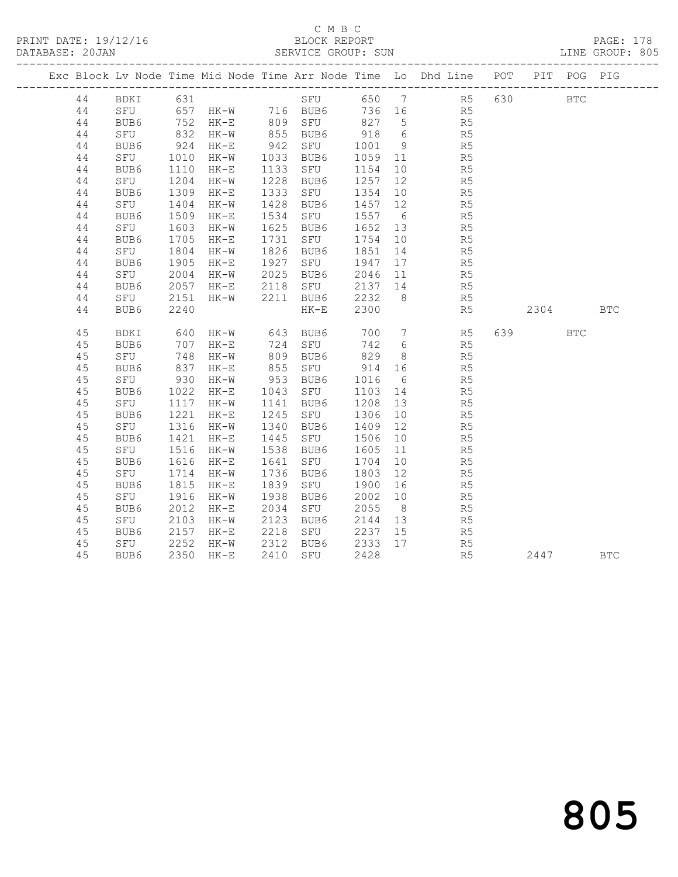C M B C
BLOCK REPORT
SERVICE GROUP: SUN

PRINT DATE: 19/12/16
DATABASE: 20JAN

LINE GROUP: 805

| Exc | Block | Lv | Node | Time | Mid Node | Time | Arr Node | Time | Lo | Dhd Line | POT | PIT | POG | PIG |
|---|---|---|---|---|---|---|---|---|---|---|---|---|---|---|
| | 44 | | BDKI | 631 | | | SFU | 650 | 7 | R5 | 630 | | BTC | |
| | 44 | | SFU | 657 | HK-W | 716 | BUB6 | 736 | 16 | R5 | | | | |
| | 44 | | BUB6 | 752 | HK-E | 809 | SFU | 827 | 5 | R5 | | | | |
| | 44 | | SFU | 832 | HK-W | 855 | BUB6 | 918 | 6 | R5 | | | | |
| | 44 | | BUB6 | 924 | HK-E | 942 | SFU | 1001 | 9 | R5 | | | | |
| | 44 | | SFU | 1010 | HK-W | 1033 | BUB6 | 1059 | 11 | R5 | | | | |
| | 44 | | BUB6 | 1110 | HK-E | 1133 | SFU | 1154 | 10 | R5 | | | | |
| | 44 | | SFU | 1204 | HK-W | 1228 | BUB6 | 1257 | 12 | R5 | | | | |
| | 44 | | BUB6 | 1309 | HK-E | 1333 | SFU | 1354 | 10 | R5 | | | | |
| | 44 | | SFU | 1404 | HK-W | 1428 | BUB6 | 1457 | 12 | R5 | | | | |
| | 44 | | BUB6 | 1509 | HK-E | 1534 | SFU | 1557 | 6 | R5 | | | | |
| | 44 | | SFU | 1603 | HK-W | 1625 | BUB6 | 1652 | 13 | R5 | | | | |
| | 44 | | BUB6 | 1705 | HK-E | 1731 | SFU | 1754 | 10 | R5 | | | | |
| | 44 | | SFU | 1804 | HK-W | 1826 | BUB6 | 1851 | 14 | R5 | | | | |
| | 44 | | BUB6 | 1905 | HK-E | 1927 | SFU | 1947 | 17 | R5 | | | | |
| | 44 | | SFU | 2004 | HK-W | 2025 | BUB6 | 2046 | 11 | R5 | | | | |
| | 44 | | BUB6 | 2057 | HK-E | 2118 | SFU | 2137 | 14 | R5 | | | | |
| | 44 | | SFU | 2151 | HK-W | 2211 | BUB6 | 2232 | 8 | R5 | | | | |
| | 44 | | BUB6 | 2240 | | | HK-E | 2300 | | R5 | | 2304 | | BTC |
| | 45 | | BDKI | 640 | HK-W | 643 | BUB6 | 700 | 7 | R5 | 639 | | BTC | |
| | 45 | | BUB6 | 707 | HK-E | 724 | SFU | 742 | 6 | R5 | | | | |
| | 45 | | SFU | 748 | HK-W | 809 | BUB6 | 829 | 8 | R5 | | | | |
| | 45 | | BUB6 | 837 | HK-E | 855 | SFU | 914 | 16 | R5 | | | | |
| | 45 | | SFU | 930 | HK-W | 953 | BUB6 | 1016 | 6 | R5 | | | | |
| | 45 | | BUB6 | 1022 | HK-E | 1043 | SFU | 1103 | 14 | R5 | | | | |
| | 45 | | SFU | 1117 | HK-W | 1141 | BUB6 | 1208 | 13 | R5 | | | | |
| | 45 | | BUB6 | 1221 | HK-E | 1245 | SFU | 1306 | 10 | R5 | | | | |
| | 45 | | SFU | 1316 | HK-W | 1340 | BUB6 | 1409 | 12 | R5 | | | | |
| | 45 | | BUB6 | 1421 | HK-E | 1445 | SFU | 1506 | 10 | R5 | | | | |
| | 45 | | SFU | 1516 | HK-W | 1538 | BUB6 | 1605 | 11 | R5 | | | | |
| | 45 | | BUB6 | 1616 | HK-E | 1641 | SFU | 1704 | 10 | R5 | | | | |
| | 45 | | SFU | 1714 | HK-W | 1736 | BUB6 | 1803 | 12 | R5 | | | | |
| | 45 | | BUB6 | 1815 | HK-E | 1839 | SFU | 1900 | 16 | R5 | | | | |
| | 45 | | SFU | 1916 | HK-W | 1938 | BUB6 | 2002 | 10 | R5 | | | | |
| | 45 | | BUB6 | 2012 | HK-E | 2034 | SFU | 2055 | 8 | R5 | | | | |
| | 45 | | SFU | 2103 | HK-W | 2123 | BUB6 | 2144 | 13 | R5 | | | | |
| | 45 | | BUB6 | 2157 | HK-E | 2218 | SFU | 2237 | 15 | R5 | | | | |
| | 45 | | SFU | 2252 | HK-W | 2312 | BUB6 | 2333 | 17 | R5 | | | | |
| | 45 | | BUB6 | 2350 | HK-E | 2410 | SFU | 2428 | | R5 | | 2447 | | BTC |

805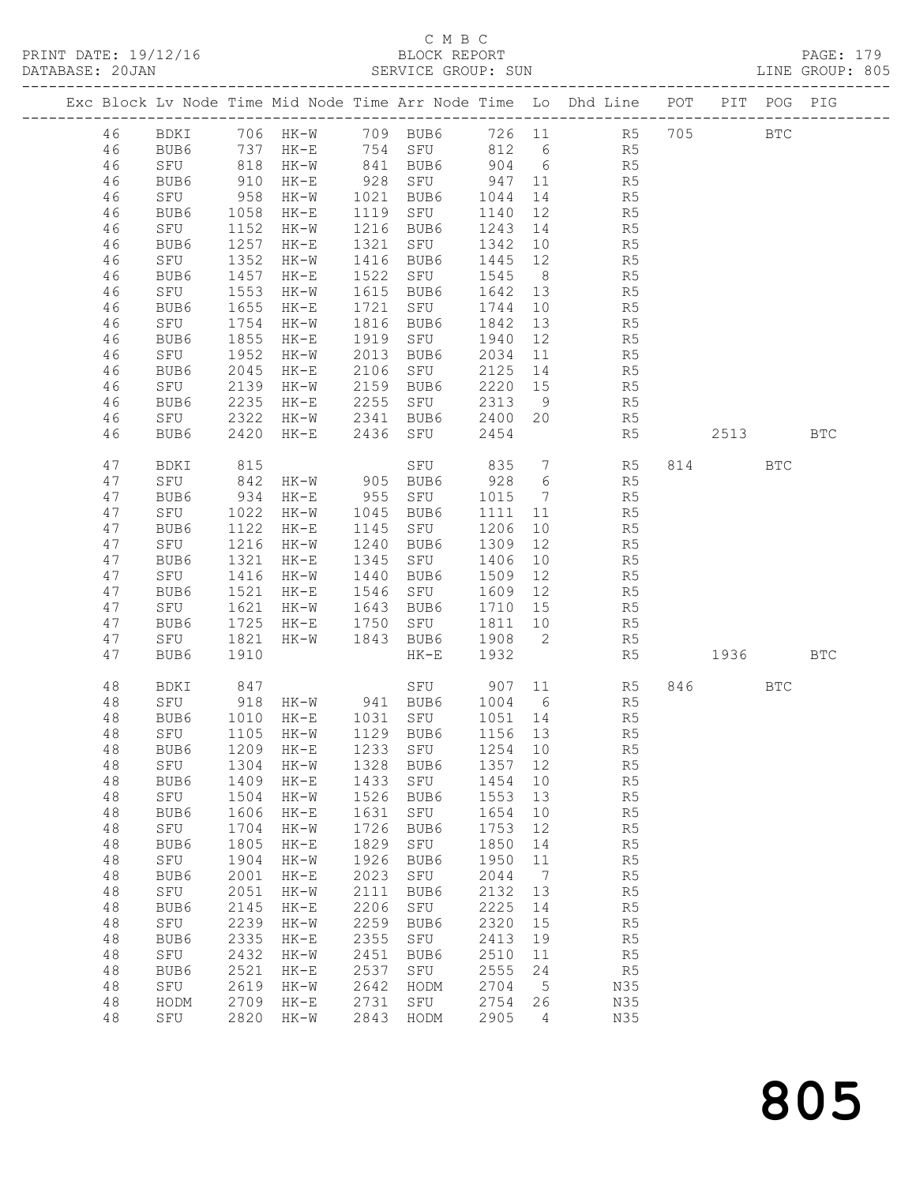C M B C

BLOCK REPORT

SERVICE GROUP: SUN

LINE GROUP: 805

| Exc | Block | Lv | Node | Time | Mid Node | Time | Arr Node | Time | Lo | Dhd Line | POT | PIT | POG | PIG |
|---|---|---|---|---|---|---|---|---|---|---|---|---|---|---|
| | 46 | | BDKI | 706 | HK-W | 709 | BUB6 | 726 | 11 | R5 | 705 | | BTC | |
| | 46 | | BUB6 | 737 | HK-E | 754 | SFU | 812 | 6 | R5 | | | | |
| | 46 | | SFU | 818 | HK-W | 841 | BUB6 | 904 | 6 | R5 | | | | |
| | 46 | | BUB6 | 910 | HK-E | 928 | SFU | 947 | 11 | R5 | | | | |
| | 46 | | SFU | 958 | HK-W | 1021 | BUB6 | 1044 | 14 | R5 | | | | |
| | 46 | | BUB6 | 1058 | HK-E | 1119 | SFU | 1140 | 12 | R5 | | | | |
| | 46 | | SFU | 1152 | HK-W | 1216 | BUB6 | 1243 | 14 | R5 | | | | |
| | 46 | | BUB6 | 1257 | HK-E | 1321 | SFU | 1342 | 10 | R5 | | | | |
| | 46 | | SFU | 1352 | HK-W | 1416 | BUB6 | 1445 | 12 | R5 | | | | |
| | 46 | | BUB6 | 1457 | HK-E | 1522 | SFU | 1545 | 8 | R5 | | | | |
| | 46 | | SFU | 1553 | HK-W | 1615 | BUB6 | 1642 | 13 | R5 | | | | |
| | 46 | | BUB6 | 1655 | HK-E | 1721 | SFU | 1744 | 10 | R5 | | | | |
| | 46 | | SFU | 1754 | HK-W | 1816 | BUB6 | 1842 | 13 | R5 | | | | |
| | 46 | | BUB6 | 1855 | HK-E | 1919 | SFU | 1940 | 12 | R5 | | | | |
| | 46 | | SFU | 1952 | HK-W | 2013 | BUB6 | 2034 | 11 | R5 | | | | |
| | 46 | | BUB6 | 2045 | HK-E | 2106 | SFU | 2125 | 14 | R5 | | | | |
| | 46 | | SFU | 2139 | HK-W | 2159 | BUB6 | 2220 | 15 | R5 | | | | |
| | 46 | | BUB6 | 2235 | HK-E | 2255 | SFU | 2313 | 9 | R5 | | | | |
| | 46 | | SFU | 2322 | HK-W | 2341 | BUB6 | 2400 | 20 | R5 | | | | |
| | 46 | | BUB6 | 2420 | HK-E | 2436 | SFU | 2454 | | R5 | | 2513 | | BTC |
| | 47 | | BDKI | 815 | | | SFU | 835 | 7 | R5 | 814 | | BTC | |
| | 47 | | SFU | 842 | HK-W | 905 | BUB6 | 928 | 6 | R5 | | | | |
| | 47 | | BUB6 | 934 | HK-E | 955 | SFU | 1015 | 7 | R5 | | | | |
| | 47 | | SFU | 1022 | HK-W | 1045 | BUB6 | 1111 | 11 | R5 | | | | |
| | 47 | | BUB6 | 1122 | HK-E | 1145 | SFU | 1206 | 10 | R5 | | | | |
| | 47 | | SFU | 1216 | HK-W | 1240 | BUB6 | 1309 | 12 | R5 | | | | |
| | 47 | | BUB6 | 1321 | HK-E | 1345 | SFU | 1406 | 10 | R5 | | | | |
| | 47 | | SFU | 1416 | HK-W | 1440 | BUB6 | 1509 | 12 | R5 | | | | |
| | 47 | | BUB6 | 1521 | HK-E | 1546 | SFU | 1609 | 12 | R5 | | | | |
| | 47 | | SFU | 1621 | HK-W | 1643 | BUB6 | 1710 | 15 | R5 | | | | |
| | 47 | | BUB6 | 1725 | HK-E | 1750 | SFU | 1811 | 10 | R5 | | | | |
| | 47 | | SFU | 1821 | HK-W | 1843 | BUB6 | 1908 | 2 | R5 | | | | |
| | 47 | | BUB6 | 1910 | | | HK-E | 1932 | | R5 | | 1936 | | BTC |
| | 48 | | BDKI | 847 | | | SFU | 907 | 11 | R5 | 846 | | BTC | |
| | 48 | | SFU | 918 | HK-W | 941 | BUB6 | 1004 | 6 | R5 | | | | |
| | 48 | | BUB6 | 1010 | HK-E | 1031 | SFU | 1051 | 14 | R5 | | | | |
| | 48 | | SFU | 1105 | HK-W | 1129 | BUB6 | 1156 | 13 | R5 | | | | |
| | 48 | | BUB6 | 1209 | HK-E | 1233 | SFU | 1254 | 10 | R5 | | | | |
| | 48 | | SFU | 1304 | HK-W | 1328 | BUB6 | 1357 | 12 | R5 | | | | |
| | 48 | | BUB6 | 1409 | HK-E | 1433 | SFU | 1454 | 10 | R5 | | | | |
| | 48 | | SFU | 1504 | HK-W | 1526 | BUB6 | 1553 | 13 | R5 | | | | |
| | 48 | | BUB6 | 1606 | HK-E | 1631 | SFU | 1654 | 10 | R5 | | | | |
| | 48 | | SFU | 1704 | HK-W | 1726 | BUB6 | 1753 | 12 | R5 | | | | |
| | 48 | | BUB6 | 1805 | HK-E | 1829 | SFU | 1850 | 14 | R5 | | | | |
| | 48 | | SFU | 1904 | HK-W | 1926 | BUB6 | 1950 | 11 | R5 | | | | |
| | 48 | | BUB6 | 2001 | HK-E | 2023 | SFU | 2044 | 7 | R5 | | | | |
| | 48 | | SFU | 2051 | HK-W | 2111 | BUB6 | 2132 | 13 | R5 | | | | |
| | 48 | | BUB6 | 2145 | HK-E | 2206 | SFU | 2225 | 14 | R5 | | | | |
| | 48 | | SFU | 2239 | HK-W | 2259 | BUB6 | 2320 | 15 | R5 | | | | |
| | 48 | | BUB6 | 2335 | HK-E | 2355 | SFU | 2413 | 19 | R5 | | | | |
| | 48 | | SFU | 2432 | HK-W | 2451 | BUB6 | 2510 | 11 | R5 | | | | |
| | 48 | | BUB6 | 2521 | HK-E | 2537 | SFU | 2555 | 24 | R5 | | | | |
| | 48 | | SFU | 2619 | HK-W | 2642 | HODM | 2704 | 5 | N35 | | | | |
| | 48 | | HODM | 2709 | HK-E | 2731 | SFU | 2754 | 26 | N35 | | | | |
| | 48 | | SFU | 2820 | HK-W | 2843 | HODM | 2905 | 4 | N35 | | | | |

805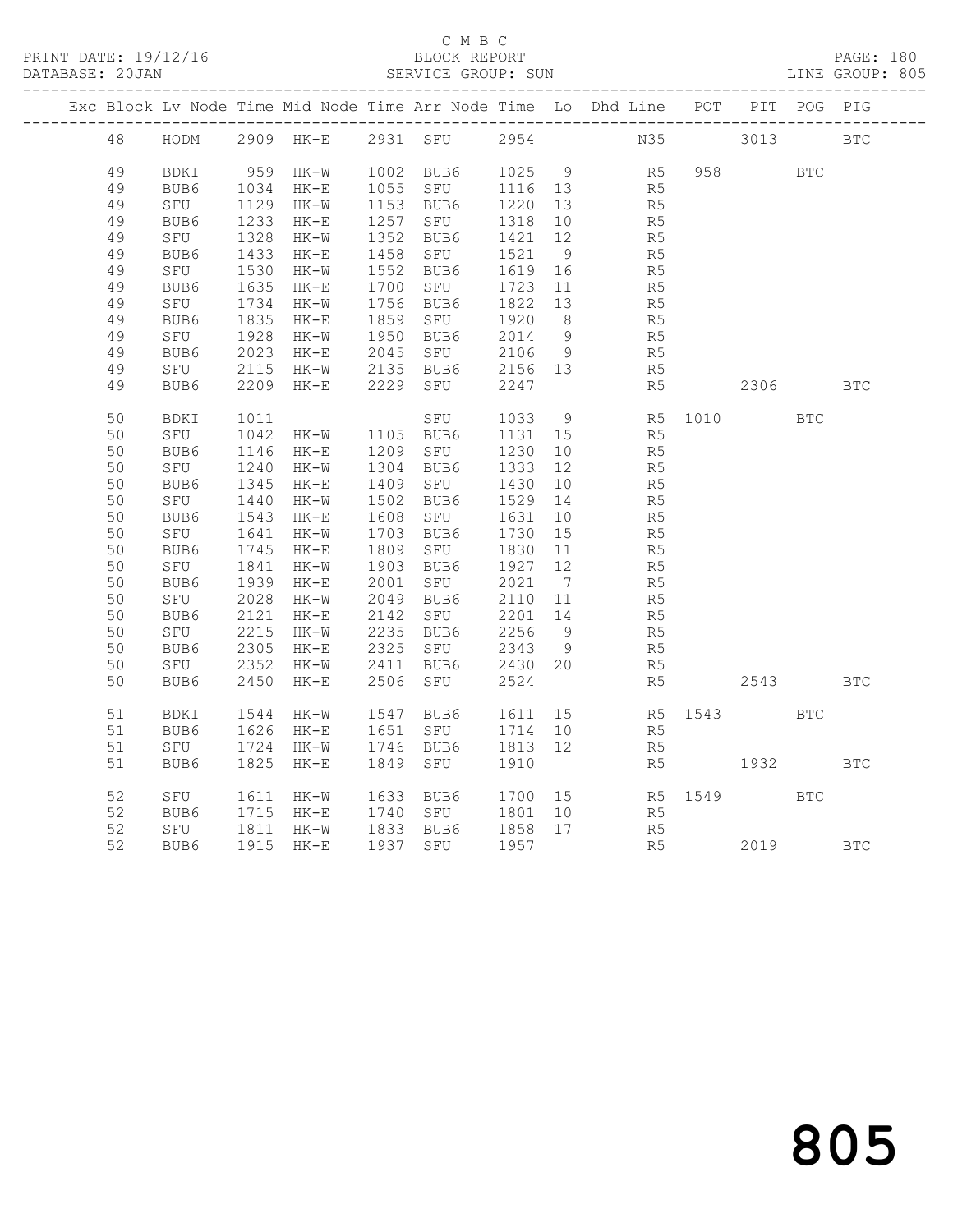C M B C

BLOCK REPORT

SERVICE GROUP: SUN

PRINT DATE: 19/12/16
DATABASE: 20JAN

LINE GROUP: 805

| Exc | Block | Lv | Node | Time | Mid Node | Time | Arr Node | Time | Lo | Dhd Line | POT | PIT | POG | PIG |
|---|---|---|---|---|---|---|---|---|---|---|---|---|---|---|
| | 48 | | HODM | 2909 | HK-E | 2931 | SFU | 2954 | | N35 | | 3013 | | BTC |
| | 49 | | BDKI | 959 | HK-W | 1002 | BUB6 | 1025 | 9 | R5 | 958 | | BTC | |
| | 49 | | BUB6 | 1034 | HK-E | 1055 | SFU | 1116 | 13 | R5 | | | | |
| | 49 | | SFU | 1129 | HK-W | 1153 | BUB6 | 1220 | 13 | R5 | | | | |
| | 49 | | BUB6 | 1233 | HK-E | 1257 | SFU | 1318 | 10 | R5 | | | | |
| | 49 | | SFU | 1328 | HK-W | 1352 | BUB6 | 1421 | 12 | R5 | | | | |
| | 49 | | BUB6 | 1433 | HK-E | 1458 | SFU | 1521 | 9 | R5 | | | | |
| | 49 | | SFU | 1530 | HK-W | 1552 | BUB6 | 1619 | 16 | R5 | | | | |
| | 49 | | BUB6 | 1635 | HK-E | 1700 | SFU | 1723 | 11 | R5 | | | | |
| | 49 | | SFU | 1734 | HK-W | 1756 | BUB6 | 1822 | 13 | R5 | | | | |
| | 49 | | BUB6 | 1835 | HK-E | 1859 | SFU | 1920 | 8 | R5 | | | | |
| | 49 | | SFU | 1928 | HK-W | 1950 | BUB6 | 2014 | 9 | R5 | | | | |
| | 49 | | BUB6 | 2023 | HK-E | 2045 | SFU | 2106 | 9 | R5 | | | | |
| | 49 | | SFU | 2115 | HK-W | 2135 | BUB6 | 2156 | 13 | R5 | | | | |
| | 49 | | BUB6 | 2209 | HK-E | 2229 | SFU | 2247 | | R5 | | 2306 | | BTC |
| | 50 | | BDKI | 1011 | | | SFU | 1033 | 9 | R5 | 1010 | | BTC | |
| | 50 | | SFU | 1042 | HK-W | 1105 | BUB6 | 1131 | 15 | R5 | | | | |
| | 50 | | BUB6 | 1146 | HK-E | 1209 | SFU | 1230 | 10 | R5 | | | | |
| | 50 | | SFU | 1240 | HK-W | 1304 | BUB6 | 1333 | 12 | R5 | | | | |
| | 50 | | BUB6 | 1345 | HK-E | 1409 | SFU | 1430 | 10 | R5 | | | | |
| | 50 | | SFU | 1440 | HK-W | 1502 | BUB6 | 1529 | 14 | R5 | | | | |
| | 50 | | BUB6 | 1543 | HK-E | 1608 | SFU | 1631 | 10 | R5 | | | | |
| | 50 | | SFU | 1641 | HK-W | 1703 | BUB6 | 1730 | 15 | R5 | | | | |
| | 50 | | BUB6 | 1745 | HK-E | 1809 | SFU | 1830 | 11 | R5 | | | | |
| | 50 | | SFU | 1841 | HK-W | 1903 | BUB6 | 1927 | 12 | R5 | | | | |
| | 50 | | BUB6 | 1939 | HK-E | 2001 | SFU | 2021 | 7 | R5 | | | | |
| | 50 | | SFU | 2028 | HK-W | 2049 | BUB6 | 2110 | 11 | R5 | | | | |
| | 50 | | BUB6 | 2121 | HK-E | 2142 | SFU | 2201 | 14 | R5 | | | | |
| | 50 | | SFU | 2215 | HK-W | 2235 | BUB6 | 2256 | 9 | R5 | | | | |
| | 50 | | BUB6 | 2305 | HK-E | 2325 | SFU | 2343 | 9 | R5 | | | | |
| | 50 | | SFU | 2352 | HK-W | 2411 | BUB6 | 2430 | 20 | R5 | | | | |
| | 50 | | BUB6 | 2450 | HK-E | 2506 | SFU | 2524 | | R5 | | 2543 | | BTC |
| | 51 | | BDKI | 1544 | HK-W | 1547 | BUB6 | 1611 | 15 | R5 | 1543 | | BTC | |
| | 51 | | BUB6 | 1626 | HK-E | 1651 | SFU | 1714 | 10 | R5 | | | | |
| | 51 | | SFU | 1724 | HK-W | 1746 | BUB6 | 1813 | 12 | R5 | | | | |
| | 51 | | BUB6 | 1825 | HK-E | 1849 | SFU | 1910 | | R5 | | 1932 | | BTC |
| | 52 | | SFU | 1611 | HK-W | 1633 | BUB6 | 1700 | 15 | R5 | 1549 | | BTC | |
| | 52 | | BUB6 | 1715 | HK-E | 1740 | SFU | 1801 | 10 | R5 | | | | |
| | 52 | | SFU | 1811 | HK-W | 1833 | BUB6 | 1858 | 17 | R5 | | | | |
| | 52 | | BUB6 | 1915 | HK-E | 1937 | SFU | 1957 | | R5 | | 2019 | | BTC |

805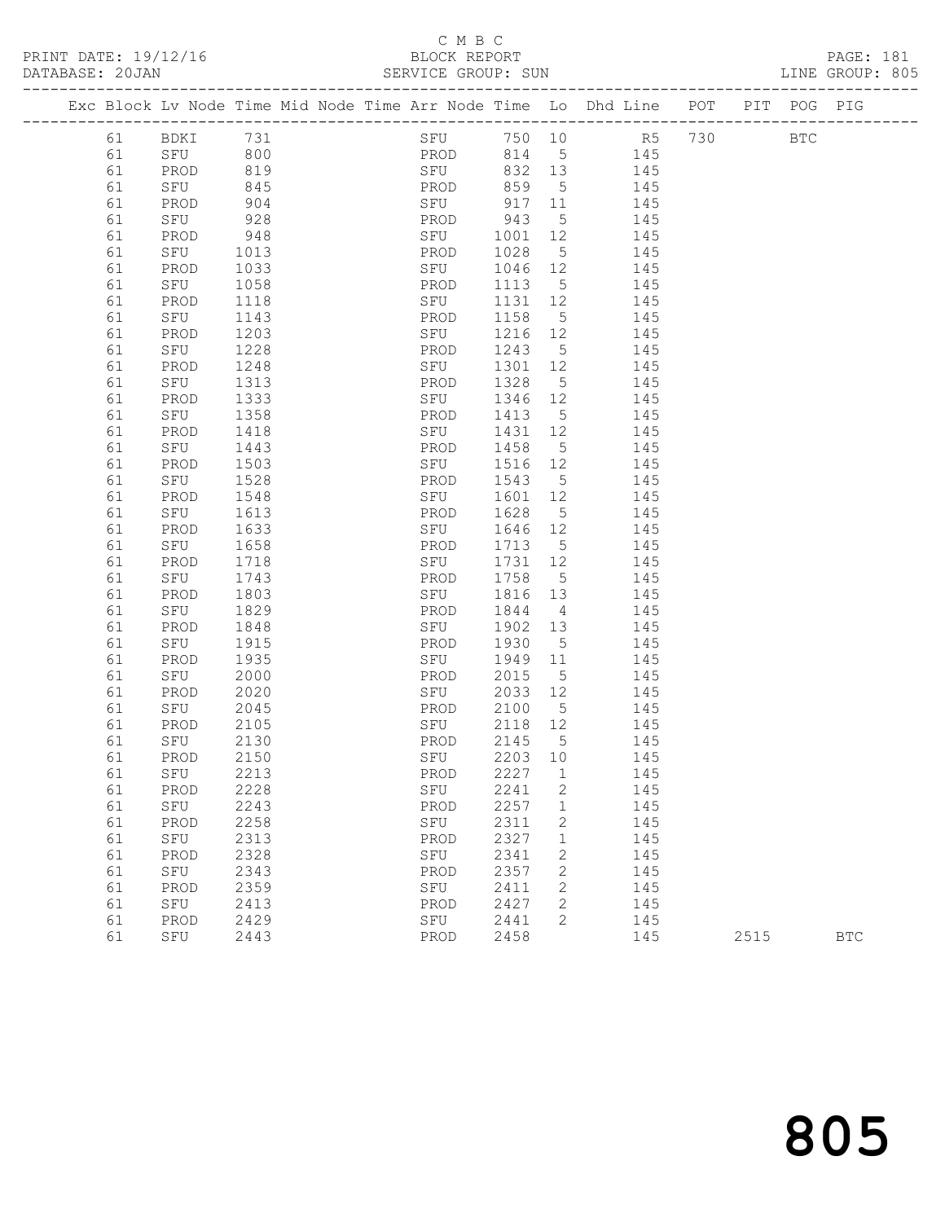C M B C
BLOCK REPORT
SERVICE GROUP: SUN

PRINT DATE: 19/12/16
DATABASE: 20JAN
LINE GROUP: 805

| Exc | Block | Lv | Node | Time | Mid Node | Time | Arr Node | Time | Lo | Dhd Line | POT | PIT | POG | PIG |
|---|---|---|---|---|---|---|---|---|---|---|---|---|---|---|
| | 61 | | BDKI | 731 | | | SFU | 750 | 10 | R5 | 730 | | BTC | |
| | 61 | | SFU | 800 | | | PROD | 814 | 5 | 145 | | | | |
| | 61 | | PROD | 819 | | | SFU | 832 | 13 | 145 | | | | |
| | 61 | | SFU | 845 | | | PROD | 859 | 5 | 145 | | | | |
| | 61 | | PROD | 904 | | | SFU | 917 | 11 | 145 | | | | |
| | 61 | | SFU | 928 | | | PROD | 943 | 5 | 145 | | | | |
| | 61 | | PROD | 948 | | | SFU | 1001 | 12 | 145 | | | | |
| | 61 | | SFU | 1013 | | | PROD | 1028 | 5 | 145 | | | | |
| | 61 | | PROD | 1033 | | | SFU | 1046 | 12 | 145 | | | | |
| | 61 | | SFU | 1058 | | | PROD | 1113 | 5 | 145 | | | | |
| | 61 | | PROD | 1118 | | | SFU | 1131 | 12 | 145 | | | | |
| | 61 | | SFU | 1143 | | | PROD | 1158 | 5 | 145 | | | | |
| | 61 | | PROD | 1203 | | | SFU | 1216 | 12 | 145 | | | | |
| | 61 | | SFU | 1228 | | | PROD | 1243 | 5 | 145 | | | | |
| | 61 | | PROD | 1248 | | | SFU | 1301 | 12 | 145 | | | | |
| | 61 | | SFU | 1313 | | | PROD | 1328 | 5 | 145 | | | | |
| | 61 | | PROD | 1333 | | | SFU | 1346 | 12 | 145 | | | | |
| | 61 | | SFU | 1358 | | | PROD | 1413 | 5 | 145 | | | | |
| | 61 | | PROD | 1418 | | | SFU | 1431 | 12 | 145 | | | | |
| | 61 | | SFU | 1443 | | | PROD | 1458 | 5 | 145 | | | | |
| | 61 | | PROD | 1503 | | | SFU | 1516 | 12 | 145 | | | | |
| | 61 | | SFU | 1528 | | | PROD | 1543 | 5 | 145 | | | | |
| | 61 | | PROD | 1548 | | | SFU | 1601 | 12 | 145 | | | | |
| | 61 | | SFU | 1613 | | | PROD | 1628 | 5 | 145 | | | | |
| | 61 | | PROD | 1633 | | | SFU | 1646 | 12 | 145 | | | | |
| | 61 | | SFU | 1658 | | | PROD | 1713 | 5 | 145 | | | | |
| | 61 | | PROD | 1718 | | | SFU | 1731 | 12 | 145 | | | | |
| | 61 | | SFU | 1743 | | | PROD | 1758 | 5 | 145 | | | | |
| | 61 | | PROD | 1803 | | | SFU | 1816 | 13 | 145 | | | | |
| | 61 | | SFU | 1829 | | | PROD | 1844 | 4 | 145 | | | | |
| | 61 | | PROD | 1848 | | | SFU | 1902 | 13 | 145 | | | | |
| | 61 | | SFU | 1915 | | | PROD | 1930 | 5 | 145 | | | | |
| | 61 | | PROD | 1935 | | | SFU | 1949 | 11 | 145 | | | | |
| | 61 | | SFU | 2000 | | | PROD | 2015 | 5 | 145 | | | | |
| | 61 | | PROD | 2020 | | | SFU | 2033 | 12 | 145 | | | | |
| | 61 | | SFU | 2045 | | | PROD | 2100 | 5 | 145 | | | | |
| | 61 | | PROD | 2105 | | | SFU | 2118 | 12 | 145 | | | | |
| | 61 | | SFU | 2130 | | | PROD | 2145 | 5 | 145 | | | | |
| | 61 | | PROD | 2150 | | | SFU | 2203 | 10 | 145 | | | | |
| | 61 | | SFU | 2213 | | | PROD | 2227 | 1 | 145 | | | | |
| | 61 | | PROD | 2228 | | | SFU | 2241 | 2 | 145 | | | | |
| | 61 | | SFU | 2243 | | | PROD | 2257 | 1 | 145 | | | | |
| | 61 | | PROD | 2258 | | | SFU | 2311 | 2 | 145 | | | | |
| | 61 | | SFU | 2313 | | | PROD | 2327 | 1 | 145 | | | | |
| | 61 | | PROD | 2328 | | | SFU | 2341 | 2 | 145 | | | | |
| | 61 | | SFU | 2343 | | | PROD | 2357 | 2 | 145 | | | | |
| | 61 | | PROD | 2359 | | | SFU | 2411 | 2 | 145 | | | | |
| | 61 | | SFU | 2413 | | | PROD | 2427 | 2 | 145 | | | | |
| | 61 | | PROD | 2429 | | | SFU | 2441 | 2 | 145 | | | | |
| | 61 | | SFU | 2443 | | | PROD | 2458 | | 145 | | 2515 | | BTC |

# 805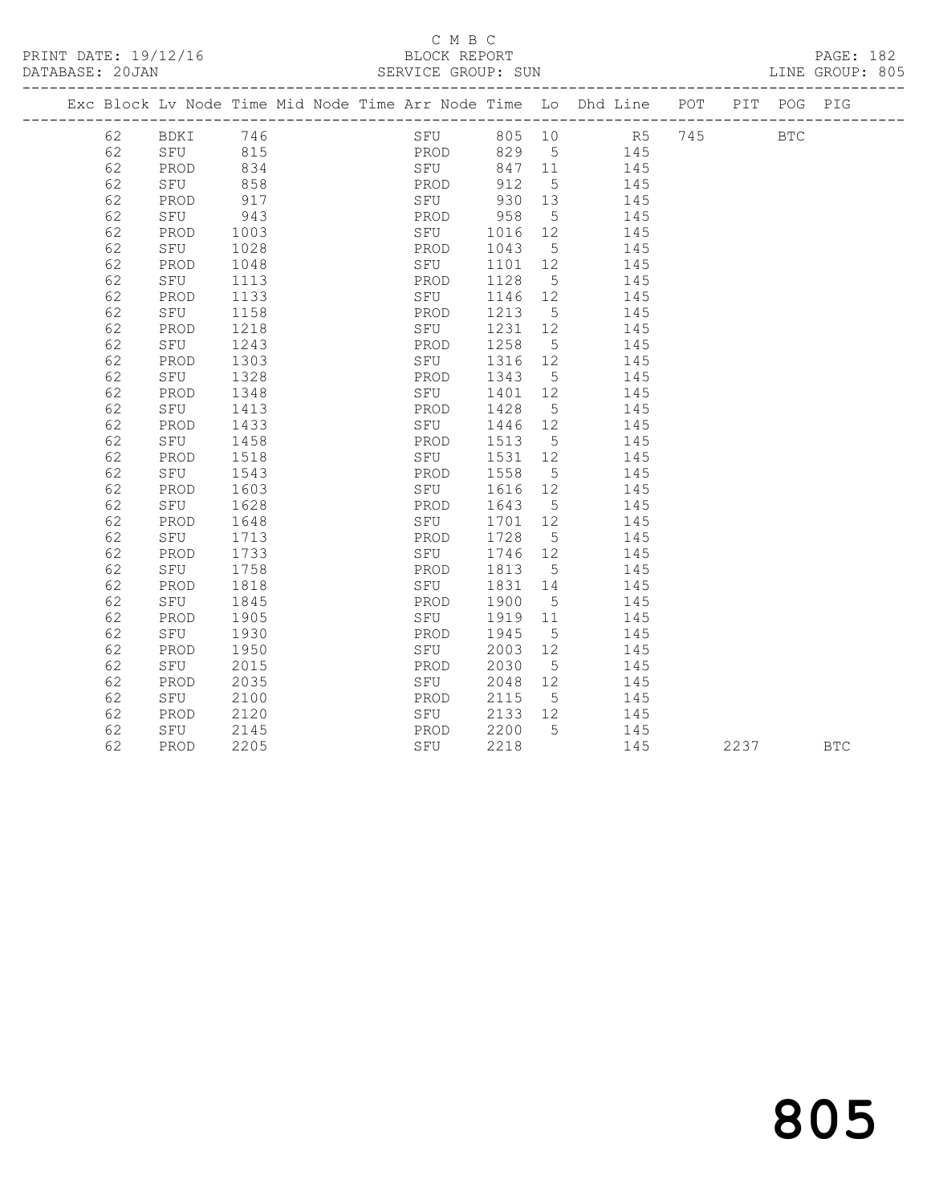C M B C

BLOCK REPORT

SERVICE GROUP: SUN

| Exc | Block | Lv | Node | Time | Mid Node | Time | Arr Node | Time | Lo | Dhd Line | POT | PIT | POG | PIG |
|---|---|---|---|---|---|---|---|---|---|---|---|---|---|---|
| | 62 | | BDKI | 746 | | | SFU | 805 | 10 | R5 | 745 | | BTC | |
| | 62 | | SFU | 815 | | | PROD | 829 | 5 | 145 | | | | |
| | 62 | | PROD | 834 | | | SFU | 847 | 11 | 145 | | | | |
| | 62 | | SFU | 858 | | | PROD | 912 | 5 | 145 | | | | |
| | 62 | | PROD | 917 | | | SFU | 930 | 13 | 145 | | | | |
| | 62 | | SFU | 943 | | | PROD | 958 | 5 | 145 | | | | |
| | 62 | | PROD | 1003 | | | SFU | 1016 | 12 | 145 | | | | |
| | 62 | | SFU | 1028 | | | PROD | 1043 | 5 | 145 | | | | |
| | 62 | | PROD | 1048 | | | SFU | 1101 | 12 | 145 | | | | |
| | 62 | | SFU | 1113 | | | PROD | 1128 | 5 | 145 | | | | |
| | 62 | | PROD | 1133 | | | SFU | 1146 | 12 | 145 | | | | |
| | 62 | | SFU | 1158 | | | PROD | 1213 | 5 | 145 | | | | |
| | 62 | | PROD | 1218 | | | SFU | 1231 | 12 | 145 | | | | |
| | 62 | | SFU | 1243 | | | PROD | 1258 | 5 | 145 | | | | |
| | 62 | | PROD | 1303 | | | SFU | 1316 | 12 | 145 | | | | |
| | 62 | | SFU | 1328 | | | PROD | 1343 | 5 | 145 | | | | |
| | 62 | | PROD | 1348 | | | SFU | 1401 | 12 | 145 | | | | |
| | 62 | | SFU | 1413 | | | PROD | 1428 | 5 | 145 | | | | |
| | 62 | | PROD | 1433 | | | SFU | 1446 | 12 | 145 | | | | |
| | 62 | | SFU | 1458 | | | PROD | 1513 | 5 | 145 | | | | |
| | 62 | | PROD | 1518 | | | SFU | 1531 | 12 | 145 | | | | |
| | 62 | | SFU | 1543 | | | PROD | 1558 | 5 | 145 | | | | |
| | 62 | | PROD | 1603 | | | SFU | 1616 | 12 | 145 | | | | |
| | 62 | | SFU | 1628 | | | PROD | 1643 | 5 | 145 | | | | |
| | 62 | | PROD | 1648 | | | SFU | 1701 | 12 | 145 | | | | |
| | 62 | | SFU | 1713 | | | PROD | 1728 | 5 | 145 | | | | |
| | 62 | | PROD | 1733 | | | SFU | 1746 | 12 | 145 | | | | |
| | 62 | | SFU | 1758 | | | PROD | 1813 | 5 | 145 | | | | |
| | 62 | | PROD | 1818 | | | SFU | 1831 | 14 | 145 | | | | |
| | 62 | | SFU | 1845 | | | PROD | 1900 | 5 | 145 | | | | |
| | 62 | | PROD | 1905 | | | SFU | 1919 | 11 | 145 | | | | |
| | 62 | | SFU | 1930 | | | PROD | 1945 | 5 | 145 | | | | |
| | 62 | | PROD | 1950 | | | SFU | 2003 | 12 | 145 | | | | |
| | 62 | | SFU | 2015 | | | PROD | 2030 | 5 | 145 | | | | |
| | 62 | | PROD | 2035 | | | SFU | 2048 | 12 | 145 | | | | |
| | 62 | | SFU | 2100 | | | PROD | 2115 | 5 | 145 | | | | |
| | 62 | | PROD | 2120 | | | SFU | 2133 | 12 | 145 | | | | |
| | 62 | | SFU | 2145 | | | PROD | 2200 | 5 | 145 | | | | |
| | 62 | | PROD | 2205 | | | SFU | 2218 | | 145 | | 2237 | | BTC |

805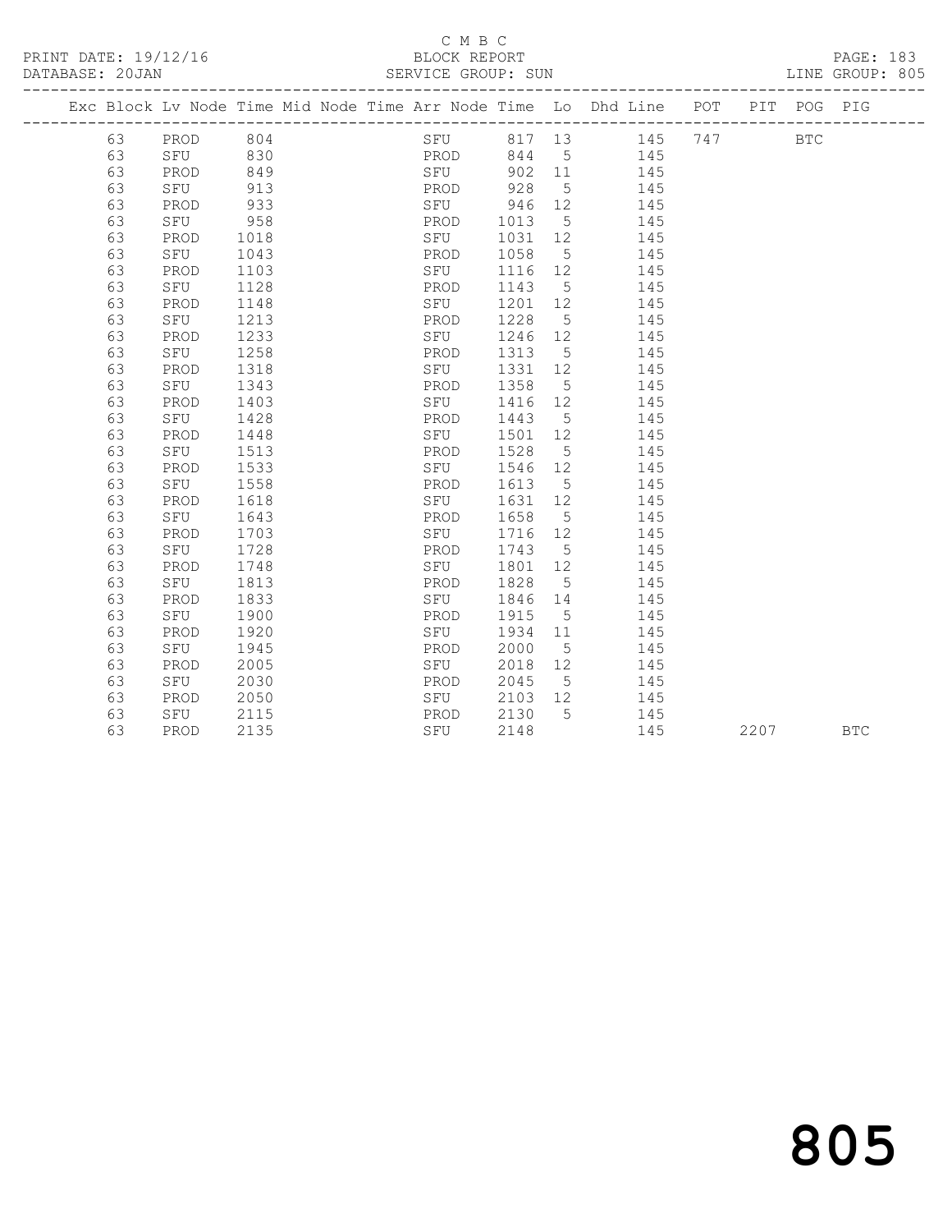C M B C

BLOCK REPORT

SERVICE GROUP: SUN

PRINT DATE: 19/12/16

DATABASE: 20JAN

LINE GROUP: 805

| Exc | Block | Lv | Node | Time | Mid Node | Time | Arr Node | Time | Lo | Dhd Line | POT | PIT | POG | PIG |
|---|---|---|---|---|---|---|---|---|---|---|---|---|---|---|
| | 63 | | PROD | 804 | | | SFU | 817 | 13 | 145 | 747 | | BTC | |
| | 63 | | SFU | 830 | | | PROD | 844 | 5 | 145 | | | | |
| | 63 | | PROD | 849 | | | SFU | 902 | 11 | 145 | | | | |
| | 63 | | SFU | 913 | | | PROD | 928 | 5 | 145 | | | | |
| | 63 | | PROD | 933 | | | SFU | 946 | 12 | 145 | | | | |
| | 63 | | SFU | 958 | | | PROD | 1013 | 5 | 145 | | | | |
| | 63 | | PROD | 1018 | | | SFU | 1031 | 12 | 145 | | | | |
| | 63 | | SFU | 1043 | | | PROD | 1058 | 5 | 145 | | | | |
| | 63 | | PROD | 1103 | | | SFU | 1116 | 12 | 145 | | | | |
| | 63 | | SFU | 1128 | | | PROD | 1143 | 5 | 145 | | | | |
| | 63 | | PROD | 1148 | | | SFU | 1201 | 12 | 145 | | | | |
| | 63 | | SFU | 1213 | | | PROD | 1228 | 5 | 145 | | | | |
| | 63 | | PROD | 1233 | | | SFU | 1246 | 12 | 145 | | | | |
| | 63 | | SFU | 1258 | | | PROD | 1313 | 5 | 145 | | | | |
| | 63 | | PROD | 1318 | | | SFU | 1331 | 12 | 145 | | | | |
| | 63 | | SFU | 1343 | | | PROD | 1358 | 5 | 145 | | | | |
| | 63 | | PROD | 1403 | | | SFU | 1416 | 12 | 145 | | | | |
| | 63 | | SFU | 1428 | | | PROD | 1443 | 5 | 145 | | | | |
| | 63 | | PROD | 1448 | | | SFU | 1501 | 12 | 145 | | | | |
| | 63 | | SFU | 1513 | | | PROD | 1528 | 5 | 145 | | | | |
| | 63 | | PROD | 1533 | | | SFU | 1546 | 12 | 145 | | | | |
| | 63 | | SFU | 1558 | | | PROD | 1613 | 5 | 145 | | | | |
| | 63 | | PROD | 1618 | | | SFU | 1631 | 12 | 145 | | | | |
| | 63 | | SFU | 1643 | | | PROD | 1658 | 5 | 145 | | | | |
| | 63 | | PROD | 1703 | | | SFU | 1716 | 12 | 145 | | | | |
| | 63 | | SFU | 1728 | | | PROD | 1743 | 5 | 145 | | | | |
| | 63 | | PROD | 1748 | | | SFU | 1801 | 12 | 145 | | | | |
| | 63 | | SFU | 1813 | | | PROD | 1828 | 5 | 145 | | | | |
| | 63 | | PROD | 1833 | | | SFU | 1846 | 14 | 145 | | | | |
| | 63 | | SFU | 1900 | | | PROD | 1915 | 5 | 145 | | | | |
| | 63 | | PROD | 1920 | | | SFU | 1934 | 11 | 145 | | | | |
| | 63 | | SFU | 1945 | | | PROD | 2000 | 5 | 145 | | | | |
| | 63 | | PROD | 2005 | | | SFU | 2018 | 12 | 145 | | | | |
| | 63 | | SFU | 2030 | | | PROD | 2045 | 5 | 145 | | | | |
| | 63 | | PROD | 2050 | | | SFU | 2103 | 12 | 145 | | | | |
| | 63 | | SFU | 2115 | | | PROD | 2130 | 5 | 145 | | | | |
| | 63 | | PROD | 2135 | | | SFU | 2148 | | 145 | | 2207 | | BTC |

805